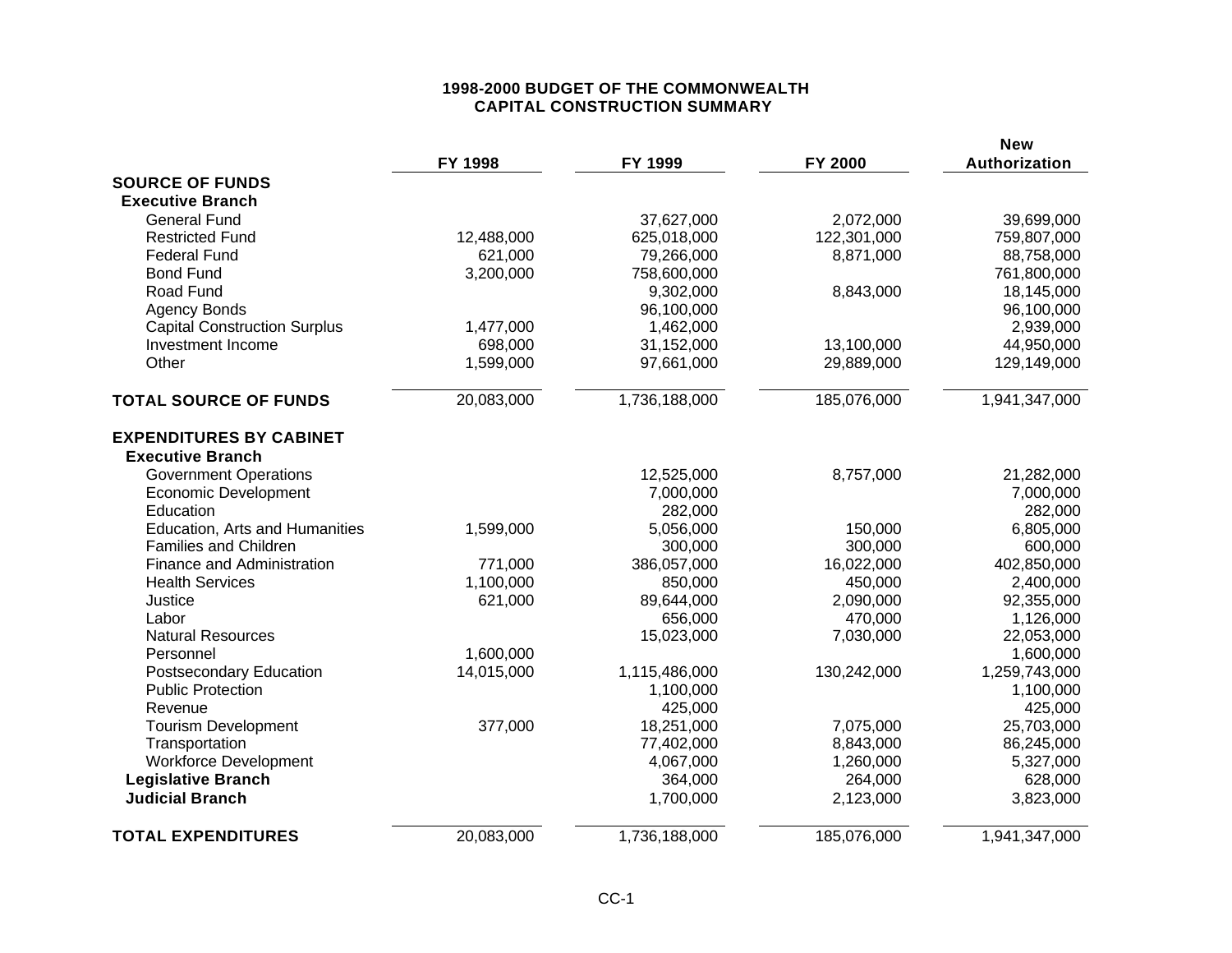# 1998-2000 BUDGET OF THE COMMONWEALTH
## CAPITAL CONSTRUCTION SUMMARY

| | FY 1998 | FY 1999 | FY 2000 | New Authorization |
|---|---|---|---|---|
| **SOURCE OF FUNDS** | | | | |
| **Executive Branch** | | | | |
| General Fund | | 37,627,000 | 2,072,000 | 39,699,000 |
| Restricted Fund | 12,488,000 | 625,018,000 | 122,301,000 | 759,807,000 |
| Federal Fund | 621,000 | 79,266,000 | 8,871,000 | 88,758,000 |
| Bond Fund | 3,200,000 | 758,600,000 | | 761,800,000 |
| Road Fund | | 9,302,000 | 8,843,000 | 18,145,000 |
| Agency Bonds | | 96,100,000 | | 96,100,000 |
| Capital Construction Surplus | 1,477,000 | 1,462,000 | | 2,939,000 |
| Investment Income | 698,000 | 31,152,000 | 13,100,000 | 44,950,000 |
| Other | 1,599,000 | 97,661,000 | 29,889,000 | 129,149,000 |
| **TOTAL SOURCE OF FUNDS** | 20,083,000 | 1,736,188,000 | 185,076,000 | 1,941,347,000 |
| **EXPENDITURES BY CABINET** | | | | |
| **Executive Branch** | | | | |
| Government Operations | | 12,525,000 | 8,757,000 | 21,282,000 |
| Economic Development | | 7,000,000 | | 7,000,000 |
| Education | | 282,000 | | 282,000 |
| Education, Arts and Humanities | 1,599,000 | 5,056,000 | 150,000 | 6,805,000 |
| Families and Children | | 300,000 | 300,000 | 600,000 |
| Finance and Administration | 771,000 | 386,057,000 | 16,022,000 | 402,850,000 |
| Health Services | 1,100,000 | 850,000 | 450,000 | 2,400,000 |
| Justice | 621,000 | 89,644,000 | 2,090,000 | 92,355,000 |
| Labor | | 656,000 | 470,000 | 1,126,000 |
| Natural Resources | | 15,023,000 | 7,030,000 | 22,053,000 |
| Personnel | 1,600,000 | | | 1,600,000 |
| Postsecondary Education | 14,015,000 | 1,115,486,000 | 130,242,000 | 1,259,743,000 |
| Public Protection | | 1,100,000 | | 1,100,000 |
| Revenue | | 425,000 | | 425,000 |
| Tourism Development | 377,000 | 18,251,000 | 7,075,000 | 25,703,000 |
| Transportation | | 77,402,000 | 8,843,000 | 86,245,000 |
| Workforce Development | | 4,067,000 | 1,260,000 | 5,327,000 |
| **Legislative Branch** | | 364,000 | 264,000 | 628,000 |
| **Judicial Branch** | | 1,700,000 | 2,123,000 | 3,823,000 |
| **TOTAL EXPENDITURES** | 20,083,000 | 1,736,188,000 | 185,076,000 | 1,941,347,000 |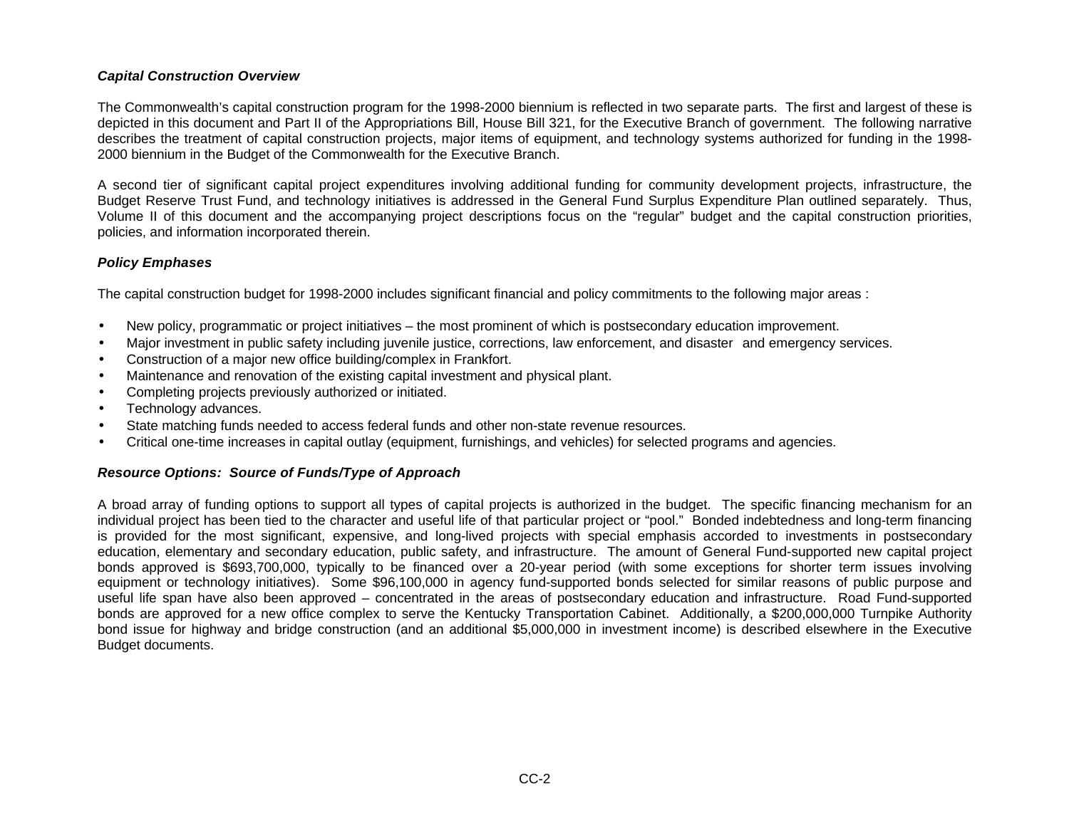### *Capital Construction Overview*

The Commonwealth's capital construction program for the 1998-2000 biennium is reflected in two separate parts. The first and largest of these is depicted in this document and Part II of the Appropriations Bill, House Bill 321, for the Executive Branch of government. The following narrative describes the treatment of capital construction projects, major items of equipment, and technology systems authorized for funding in the 1998-2000 biennium in the Budget of the Commonwealth for the Executive Branch.

A second tier of significant capital project expenditures involving additional funding for community development projects, infrastructure, the Budget Reserve Trust Fund, and technology initiatives is addressed in the General Fund Surplus Expenditure Plan outlined separately. Thus, Volume II of this document and the accompanying project descriptions focus on the "regular" budget and the capital construction priorities, policies, and information incorporated therein.

### *Policy Emphases*

The capital construction budget for 1998-2000 includes significant financial and policy commitments to the following major areas :

- New policy, programmatic or project initiatives – the most prominent of which is postsecondary education improvement.
- Major investment in public safety including juvenile justice, corrections, law enforcement, and disaster and emergency services.
- Construction of a major new office building/complex in Frankfort.
- Maintenance and renovation of the existing capital investment and physical plant.
- Completing projects previously authorized or initiated.
- Technology advances.
- State matching funds needed to access federal funds and other non-state revenue resources.
- Critical one-time increases in capital outlay (equipment, furnishings, and vehicles) for selected programs and agencies.

### *Resource Options: Source of Funds/Type of Approach*

A broad array of funding options to support all types of capital projects is authorized in the budget. The specific financing mechanism for an individual project has been tied to the character and useful life of that particular project or "pool." Bonded indebtedness and long-term financing is provided for the most significant, expensive, and long-lived projects with special emphasis accorded to investments in postsecondary education, elementary and secondary education, public safety, and infrastructure. The amount of General Fund-supported new capital project bonds approved is $693,700,000, typically to be financed over a 20-year period (with some exceptions for shorter term issues involving equipment or technology initiatives). Some $96,100,000 in agency fund-supported bonds selected for similar reasons of public purpose and useful life span have also been approved – concentrated in the areas of postsecondary education and infrastructure. Road Fund-supported bonds are approved for a new office complex to serve the Kentucky Transportation Cabinet. Additionally, a $200,000,000 Turnpike Authority bond issue for highway and bridge construction (and an additional $5,000,000 in investment income) is described elsewhere in the Executive Budget documents.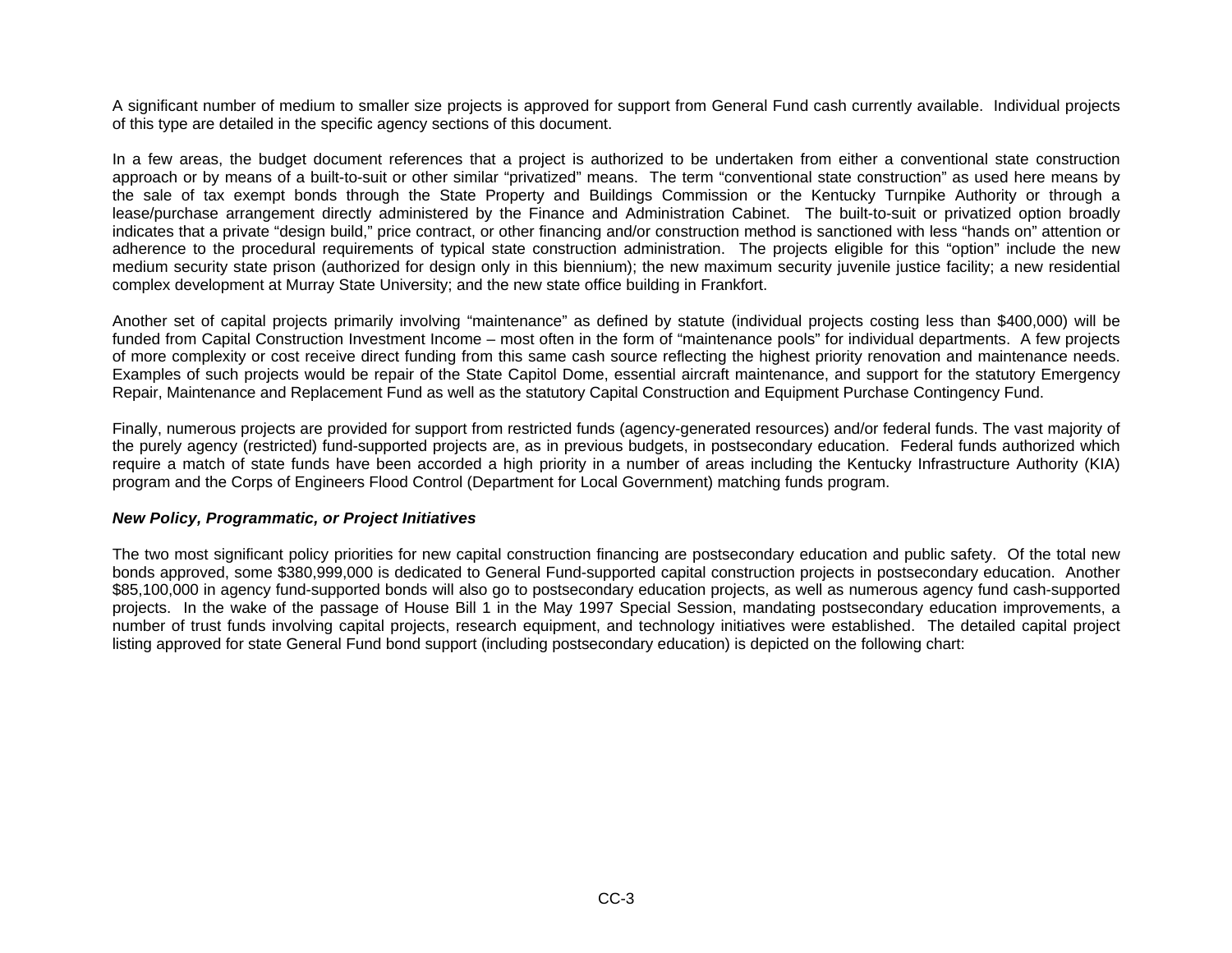A significant number of medium to smaller size projects is approved for support from General Fund cash currently available. Individual projects of this type are detailed in the specific agency sections of this document.

In a few areas, the budget document references that a project is authorized to be undertaken from either a conventional state construction approach or by means of a built-to-suit or other similar "privatized" means. The term "conventional state construction" as used here means by the sale of tax exempt bonds through the State Property and Buildings Commission or the Kentucky Turnpike Authority or through a lease/purchase arrangement directly administered by the Finance and Administration Cabinet. The built-to-suit or privatized option broadly indicates that a private "design build," price contract, or other financing and/or construction method is sanctioned with less "hands on" attention or adherence to the procedural requirements of typical state construction administration. The projects eligible for this "option" include the new medium security state prison (authorized for design only in this biennium); the new maximum security juvenile justice facility; a new residential complex development at Murray State University; and the new state office building in Frankfort.

Another set of capital projects primarily involving "maintenance" as defined by statute (individual projects costing less than $400,000) will be funded from Capital Construction Investment Income – most often in the form of "maintenance pools" for individual departments. A few projects of more complexity or cost receive direct funding from this same cash source reflecting the highest priority renovation and maintenance needs. Examples of such projects would be repair of the State Capitol Dome, essential aircraft maintenance, and support for the statutory Emergency Repair, Maintenance and Replacement Fund as well as the statutory Capital Construction and Equipment Purchase Contingency Fund.

Finally, numerous projects are provided for support from restricted funds (agency-generated resources) and/or federal funds. The vast majority of the purely agency (restricted) fund-supported projects are, as in previous budgets, in postsecondary education. Federal funds authorized which require a match of state funds have been accorded a high priority in a number of areas including the Kentucky Infrastructure Authority (KIA) program and the Corps of Engineers Flood Control (Department for Local Government) matching funds program.

***New Policy, Programmatic, or Project Initiatives***

The two most significant policy priorities for new capital construction financing are postsecondary education and public safety. Of the total new bonds approved, some $380,999,000 is dedicated to General Fund-supported capital construction projects in postsecondary education. Another $85,100,000 in agency fund-supported bonds will also go to postsecondary education projects, as well as numerous agency fund cash-supported projects. In the wake of the passage of House Bill 1 in the May 1997 Special Session, mandating postsecondary education improvements, a number of trust funds involving capital projects, research equipment, and technology initiatives were established. The detailed capital project listing approved for state General Fund bond support (including postsecondary education) is depicted on the following chart: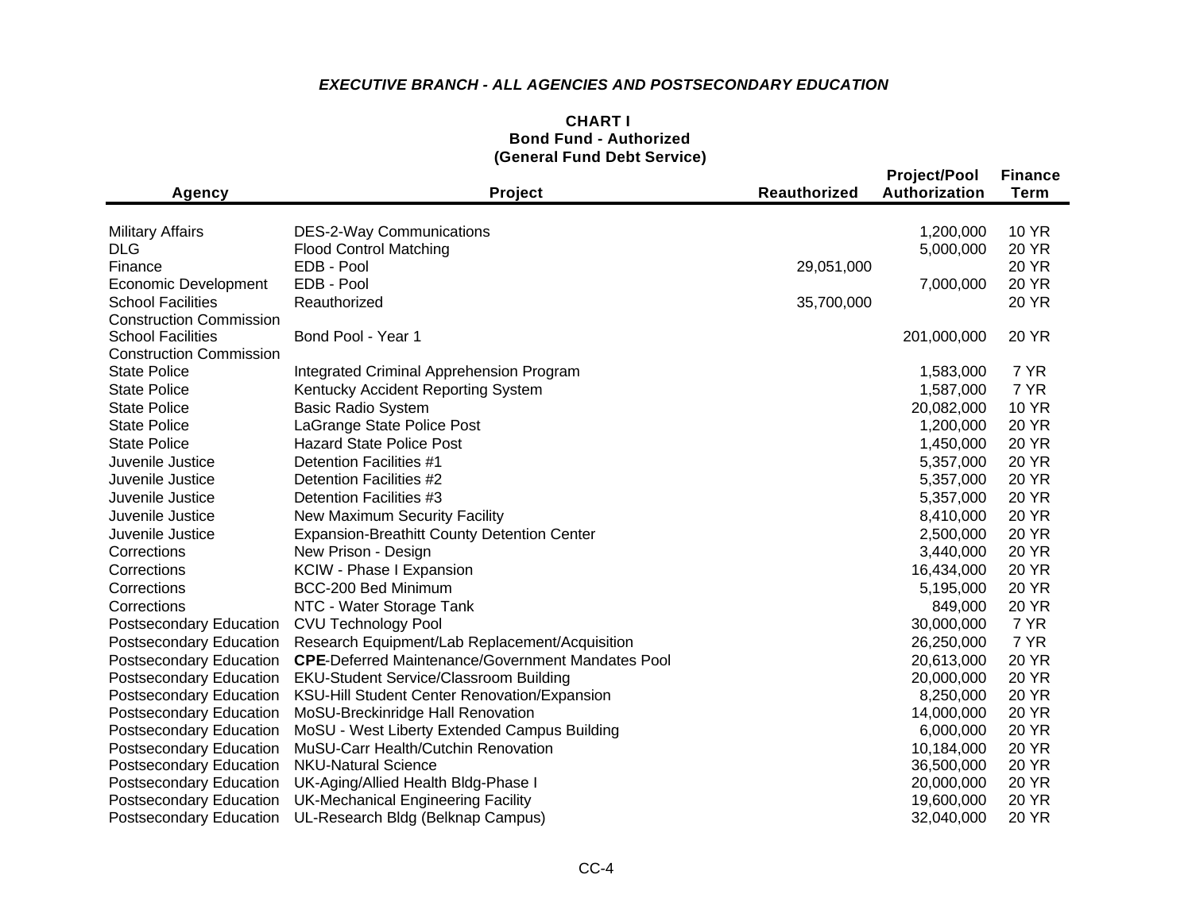### *EXECUTIVE BRANCH - ALL AGENCIES AND POSTSECONDARY EDUCATION*

**CHART I**
**Bond Fund - Authorized**
**(General Fund Debt Service)**

| Agency | Project | Reauthorized | Project/Pool Authorization | Finance Term |
|---|---|---|---|---|
| Military Affairs | DES-2-Way Communications | | 1,200,000 | 10 YR |
| DLG | Flood Control Matching | | 5,000,000 | 20 YR |
| Finance | EDB - Pool | 29,051,000 | | 20 YR |
| Economic Development | EDB - Pool | | 7,000,000 | 20 YR |
| School Facilities Construction Commission | Reauthorized | 35,700,000 | | 20 YR |
| School Facilities Construction Commission | Bond Pool - Year 1 | | 201,000,000 | 20 YR |
| State Police | Integrated Criminal Apprehension Program | | 1,583,000 | 7 YR |
| State Police | Kentucky Accident Reporting System | | 1,587,000 | 7 YR |
| State Police | Basic Radio System | | 20,082,000 | 10 YR |
| State Police | LaGrange State Police Post | | 1,200,000 | 20 YR |
| State Police | Hazard State Police Post | | 1,450,000 | 20 YR |
| Juvenile Justice | Detention Facilities #1 | | 5,357,000 | 20 YR |
| Juvenile Justice | Detention Facilities #2 | | 5,357,000 | 20 YR |
| Juvenile Justice | Detention Facilities #3 | | 5,357,000 | 20 YR |
| Juvenile Justice | New Maximum Security Facility | | 8,410,000 | 20 YR |
| Juvenile Justice | Expansion-Breathitt County Detention Center | | 2,500,000 | 20 YR |
| Corrections | New Prison - Design | | 3,440,000 | 20 YR |
| Corrections | KCIW - Phase I Expansion | | 16,434,000 | 20 YR |
| Corrections | BCC-200 Bed Minimum | | 5,195,000 | 20 YR |
| Corrections | NTC - Water Storage Tank | | 849,000 | 20 YR |
| Postsecondary Education | CVU Technology Pool | | 30,000,000 | 7 YR |
| Postsecondary Education | Research Equipment/Lab Replacement/Acquisition | | 26,250,000 | 7 YR |
| Postsecondary Education | **CPE**-Deferred Maintenance/Government Mandates Pool | | 20,613,000 | 20 YR |
| Postsecondary Education | EKU-Student Service/Classroom Building | | 20,000,000 | 20 YR |
| Postsecondary Education | KSU-Hill Student Center Renovation/Expansion | | 8,250,000 | 20 YR |
| Postsecondary Education | MoSU-Breckinridge Hall Renovation | | 14,000,000 | 20 YR |
| Postsecondary Education | MoSU - West Liberty Extended Campus Building | | 6,000,000 | 20 YR |
| Postsecondary Education | MuSU-Carr Health/Cutchin Renovation | | 10,184,000 | 20 YR |
| Postsecondary Education | NKU-Natural Science | | 36,500,000 | 20 YR |
| Postsecondary Education | UK-Aging/Allied Health Bldg-Phase I | | 20,000,000 | 20 YR |
| Postsecondary Education | UK-Mechanical Engineering Facility | | 19,600,000 | 20 YR |
| Postsecondary Education | UL-Research Bldg (Belknap Campus) | | 32,040,000 | 20 YR |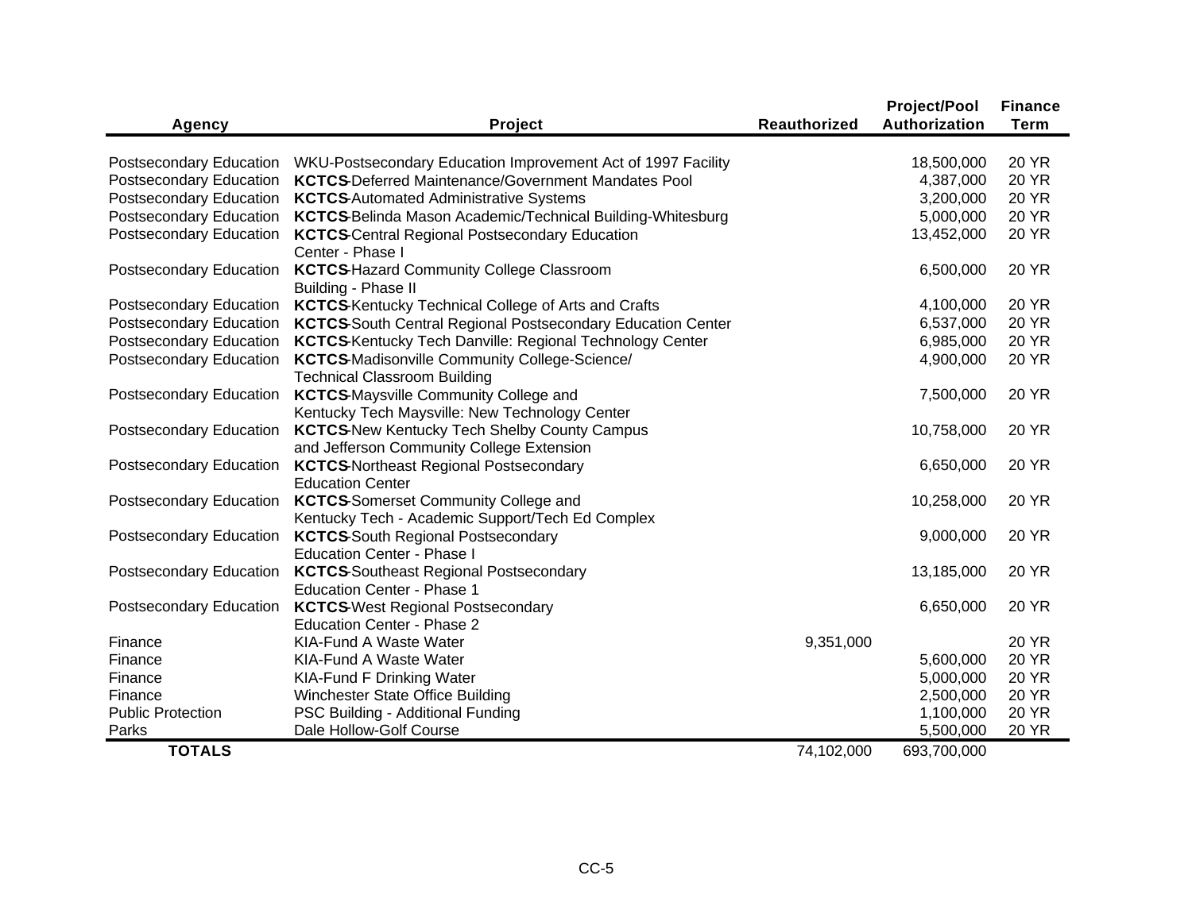| Agency | Project | Reauthorized | Project/Pool Authorization | Finance Term |
|---|---|---|---|---|
| Postsecondary Education | WKU-Postsecondary Education Improvement Act of 1997 Facility | | 18,500,000 | 20 YR |
| Postsecondary Education | **KCTCS**-Deferred Maintenance/Government Mandates Pool | | 4,387,000 | 20 YR |
| Postsecondary Education | **KCTCS**-Automated Administrative Systems | | 3,200,000 | 20 YR |
| Postsecondary Education | **KCTCS**-Belinda Mason Academic/Technical Building-Whitesburg | | 5,000,000 | 20 YR |
| Postsecondary Education | **KCTCS**-Central Regional Postsecondary Education Center - Phase I | | 13,452,000 | 20 YR |
| Postsecondary Education | **KCTCS**-Hazard Community College Classroom Building - Phase II | | 6,500,000 | 20 YR |
| Postsecondary Education | **KCTCS**-Kentucky Technical College of Arts and Crafts | | 4,100,000 | 20 YR |
| Postsecondary Education | **KCTCS**-South Central Regional Postsecondary Education Center | | 6,537,000 | 20 YR |
| Postsecondary Education | **KCTCS**-Kentucky Tech Danville: Regional Technology Center | | 6,985,000 | 20 YR |
| Postsecondary Education | **KCTCS**-Madisonville Community College-Science/ Technical Classroom Building | | 4,900,000 | 20 YR |
| Postsecondary Education | **KCTCS**-Maysville Community College and Kentucky Tech Maysville: New Technology Center | | 7,500,000 | 20 YR |
| Postsecondary Education | **KCTCS**-New Kentucky Tech Shelby County Campus and Jefferson Community College Extension | | 10,758,000 | 20 YR |
| Postsecondary Education | **KCTCS**-Northeast Regional Postsecondary Education Center | | 6,650,000 | 20 YR |
| Postsecondary Education | **KCTCS**-Somerset Community College and Kentucky Tech - Academic Support/Tech Ed Complex | | 10,258,000 | 20 YR |
| Postsecondary Education | **KCTCS**-South Regional Postsecondary Education Center - Phase I | | 9,000,000 | 20 YR |
| Postsecondary Education | **KCTCS**-Southeast Regional Postsecondary Education Center - Phase 1 | | 13,185,000 | 20 YR |
| Postsecondary Education | **KCTCS**-West Regional Postsecondary Education Center - Phase 2 | | 6,650,000 | 20 YR |
| Finance | KIA-Fund A Waste Water | 9,351,000 | | 20 YR |
| Finance | KIA-Fund A Waste Water | | 5,600,000 | 20 YR |
| Finance | KIA-Fund F Drinking Water | | 5,000,000 | 20 YR |
| Finance | Winchester State Office Building | | 2,500,000 | 20 YR |
| Public Protection | PSC Building - Additional Funding | | 1,100,000 | 20 YR |
| Parks | Dale Hollow-Golf Course | | 5,500,000 | 20 YR |
| **TOTALS** | | 74,102,000 | 693,700,000 | |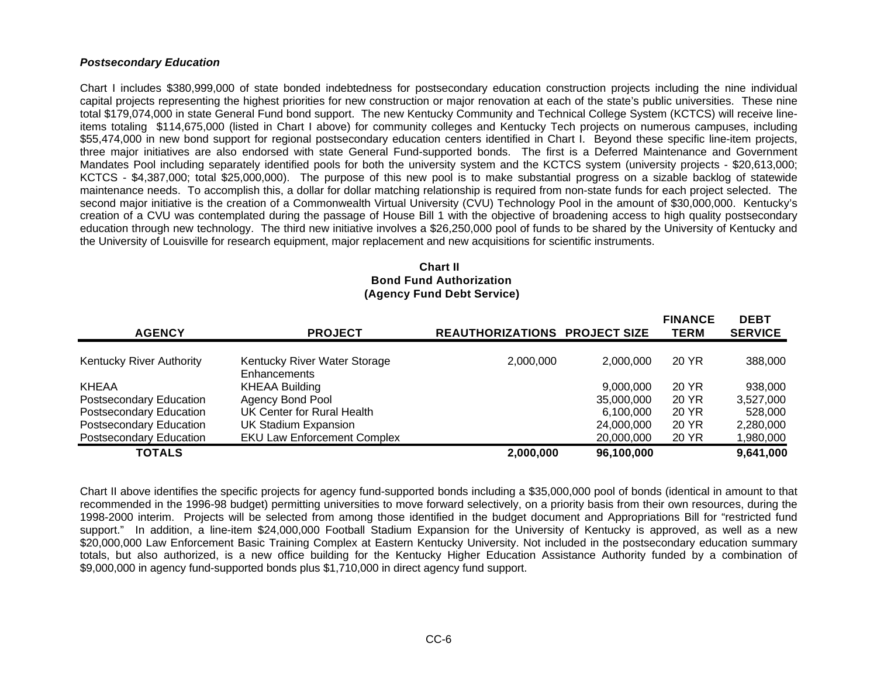### *Postsecondary Education*

Chart I includes $380,999,000 of state bonded indebtedness for postsecondary education construction projects including the nine individual capital projects representing the highest priorities for new construction or major renovation at each of the state's public universities. These nine total $179,074,000 in state General Fund bond support. The new Kentucky Community and Technical College System (KCTCS) will receive line-items totaling $114,675,000 (listed in Chart I above) for community colleges and Kentucky Tech projects on numerous campuses, including $55,474,000 in new bond support for regional postsecondary education centers identified in Chart I. Beyond these specific line-item projects, three major initiatives are also endorsed with state General Fund-supported bonds. The first is a Deferred Maintenance and Government Mandates Pool including separately identified pools for both the university system and the KCTCS system (university projects - $20,613,000; KCTCS - $4,387,000; total $25,000,000). The purpose of this new pool is to make substantial progress on a sizable backlog of statewide maintenance needs. To accomplish this, a dollar for dollar matching relationship is required from non-state funds for each project selected. The second major initiative is the creation of a Commonwealth Virtual University (CVU) Technology Pool in the amount of $30,000,000. Kentucky's creation of a CVU was contemplated during the passage of House Bill 1 with the objective of broadening access to high quality postsecondary education through new technology. The third new initiative involves a $26,250,000 pool of funds to be shared by the University of Kentucky and the University of Louisville for research equipment, major replacement and new acquisitions for scientific instruments.

**Chart II**
**Bond Fund Authorization**
**(Agency Fund Debt Service)**

| AGENCY | PROJECT | REAUTHORIZATIONS | PROJECT SIZE | FINANCE TERM | DEBT SERVICE |
|---|---|---|---|---|---|
| Kentucky River Authority | Kentucky River Water Storage Enhancements | 2,000,000 | 2,000,000 | 20 YR | 388,000 |
| KHEAA | KHEAA Building | | 9,000,000 | 20 YR | 938,000 |
| Postsecondary Education | Agency Bond Pool | | 35,000,000 | 20 YR | 3,527,000 |
| Postsecondary Education | UK Center for Rural Health | | 6,100,000 | 20 YR | 528,000 |
| Postsecondary Education | UK Stadium Expansion | | 24,000,000 | 20 YR | 2,280,000 |
| Postsecondary Education | EKU Law Enforcement Complex | | 20,000,000 | 20 YR | 1,980,000 |
| **TOTALS** | | **2,000,000** | **96,100,000** | | **9,641,000** |

Chart II above identifies the specific projects for agency fund-supported bonds including a $35,000,000 pool of bonds (identical in amount to that recommended in the 1996-98 budget) permitting universities to move forward selectively, on a priority basis from their own resources, during the 1998-2000 interim. Projects will be selected from among those identified in the budget document and Appropriations Bill for "restricted fund support." In addition, a line-item $24,000,000 Football Stadium Expansion for the University of Kentucky is approved, as well as a new $20,000,000 Law Enforcement Basic Training Complex at Eastern Kentucky University. Not included in the postsecondary education summary totals, but also authorized, is a new office building for the Kentucky Higher Education Assistance Authority funded by a combination of $9,000,000 in agency fund-supported bonds plus $1,710,000 in direct agency fund support.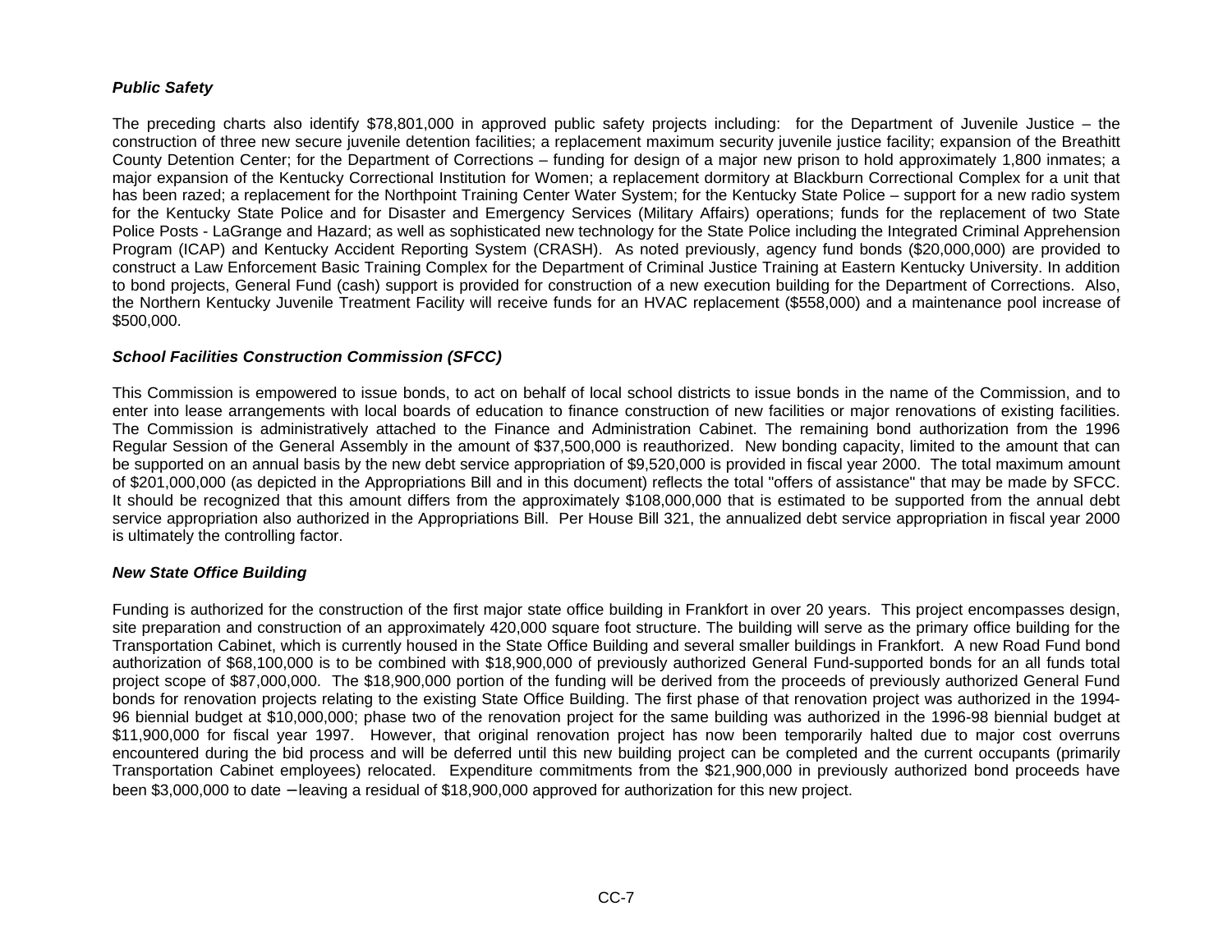### *Public Safety*

The preceding charts also identify $78,801,000 in approved public safety projects including: for the Department of Juvenile Justice – the construction of three new secure juvenile detention facilities; a replacement maximum security juvenile justice facility; expansion of the Breathitt County Detention Center; for the Department of Corrections – funding for design of a major new prison to hold approximately 1,800 inmates; a major expansion of the Kentucky Correctional Institution for Women; a replacement dormitory at Blackburn Correctional Complex for a unit that has been razed; a replacement for the Northpoint Training Center Water System; for the Kentucky State Police – support for a new radio system for the Kentucky State Police and for Disaster and Emergency Services (Military Affairs) operations; funds for the replacement of two State Police Posts - LaGrange and Hazard; as well as sophisticated new technology for the State Police including the Integrated Criminal Apprehension Program (ICAP) and Kentucky Accident Reporting System (CRASH). As noted previously, agency fund bonds ($20,000,000) are provided to construct a Law Enforcement Basic Training Complex for the Department of Criminal Justice Training at Eastern Kentucky University. In addition to bond projects, General Fund (cash) support is provided for construction of a new execution building for the Department of Corrections. Also, the Northern Kentucky Juvenile Treatment Facility will receive funds for an HVAC replacement ($558,000) and a maintenance pool increase of $500,000.

### *School Facilities Construction Commission (SFCC)*

This Commission is empowered to issue bonds, to act on behalf of local school districts to issue bonds in the name of the Commission, and to enter into lease arrangements with local boards of education to finance construction of new facilities or major renovations of existing facilities. The Commission is administratively attached to the Finance and Administration Cabinet. The remaining bond authorization from the 1996 Regular Session of the General Assembly in the amount of $37,500,000 is reauthorized. New bonding capacity, limited to the amount that can be supported on an annual basis by the new debt service appropriation of $9,520,000 is provided in fiscal year 2000. The total maximum amount of $201,000,000 (as depicted in the Appropriations Bill and in this document) reflects the total "offers of assistance" that may be made by SFCC. It should be recognized that this amount differs from the approximately $108,000,000 that is estimated to be supported from the annual debt service appropriation also authorized in the Appropriations Bill. Per House Bill 321, the annualized debt service appropriation in fiscal year 2000 is ultimately the controlling factor.

### *New State Office Building*

Funding is authorized for the construction of the first major state office building in Frankfort in over 20 years. This project encompasses design, site preparation and construction of an approximately 420,000 square foot structure. The building will serve as the primary office building for the Transportation Cabinet, which is currently housed in the State Office Building and several smaller buildings in Frankfort. A new Road Fund bond authorization of $68,100,000 is to be combined with $18,900,000 of previously authorized General Fund-supported bonds for an all funds total project scope of $87,000,000. The $18,900,000 portion of the funding will be derived from the proceeds of previously authorized General Fund bonds for renovation projects relating to the existing State Office Building. The first phase of that renovation project was authorized in the 1994-96 biennial budget at $10,000,000; phase two of the renovation project for the same building was authorized in the 1996-98 biennial budget at $11,900,000 for fiscal year 1997. However, that original renovation project has now been temporarily halted due to major cost overruns encountered during the bid process and will be deferred until this new building project can be completed and the current occupants (primarily Transportation Cabinet employees) relocated. Expenditure commitments from the $21,900,000 in previously authorized bond proceeds have been $3,000,000 to date – leaving a residual of $18,900,000 approved for authorization for this new project.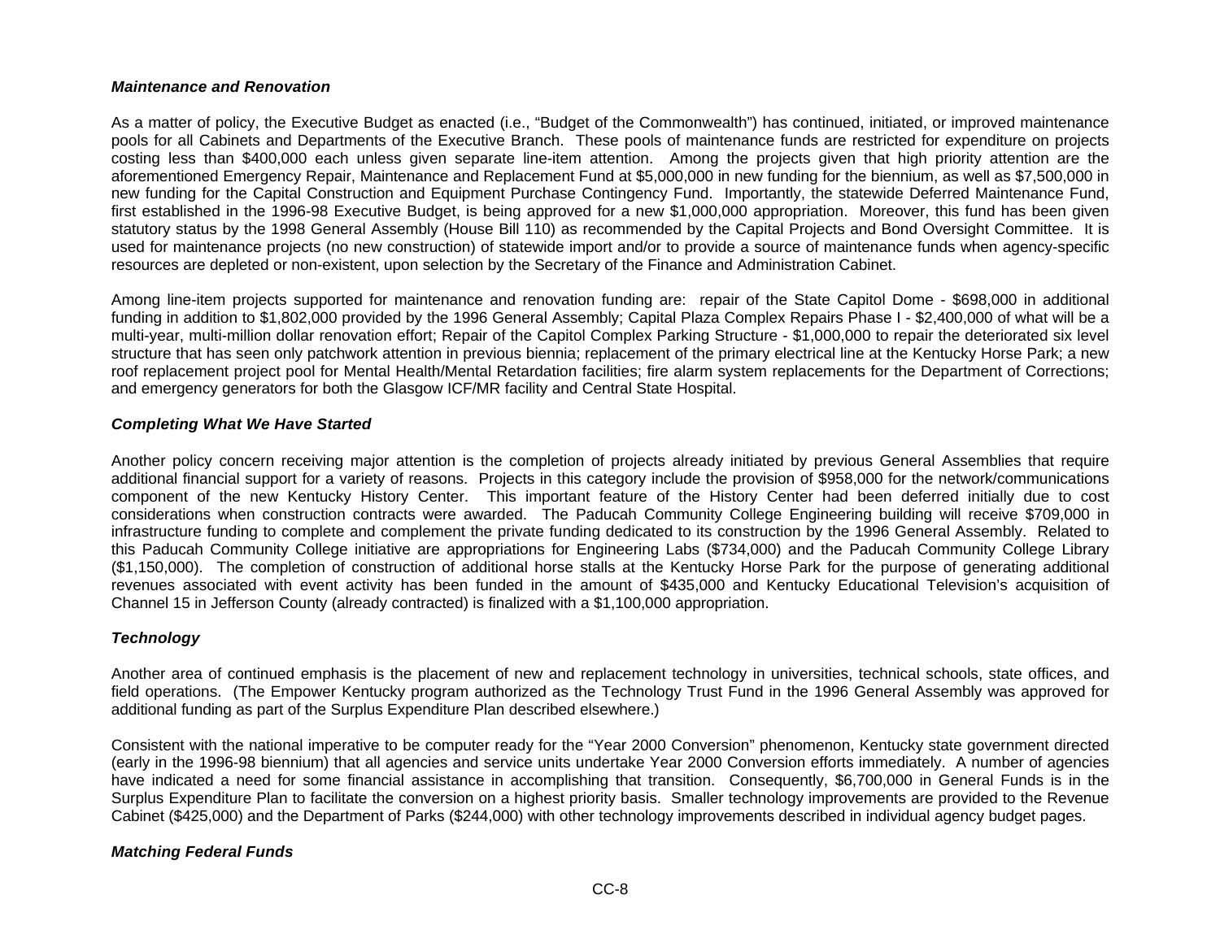### *Maintenance and Renovation*

As a matter of policy, the Executive Budget as enacted (i.e., "Budget of the Commonwealth") has continued, initiated, or improved maintenance pools for all Cabinets and Departments of the Executive Branch. These pools of maintenance funds are restricted for expenditure on projects costing less than $400,000 each unless given separate line-item attention. Among the projects given that high priority attention are the aforementioned Emergency Repair, Maintenance and Replacement Fund at $5,000,000 in new funding for the biennium, as well as $7,500,000 in new funding for the Capital Construction and Equipment Purchase Contingency Fund. Importantly, the statewide Deferred Maintenance Fund, first established in the 1996-98 Executive Budget, is being approved for a new $1,000,000 appropriation. Moreover, this fund has been given statutory status by the 1998 General Assembly (House Bill 110) as recommended by the Capital Projects and Bond Oversight Committee. It is used for maintenance projects (no new construction) of statewide import and/or to provide a source of maintenance funds when agency-specific resources are depleted or non-existent, upon selection by the Secretary of the Finance and Administration Cabinet.

Among line-item projects supported for maintenance and renovation funding are: repair of the State Capitol Dome - $698,000 in additional funding in addition to $1,802,000 provided by the 1996 General Assembly; Capital Plaza Complex Repairs Phase I - $2,400,000 of what will be a multi-year, multi-million dollar renovation effort; Repair of the Capitol Complex Parking Structure - $1,000,000 to repair the deteriorated six level structure that has seen only patchwork attention in previous biennia; replacement of the primary electrical line at the Kentucky Horse Park; a new roof replacement project pool for Mental Health/Mental Retardation facilities; fire alarm system replacements for the Department of Corrections; and emergency generators for both the Glasgow ICF/MR facility and Central State Hospital.

### *Completing What We Have Started*

Another policy concern receiving major attention is the completion of projects already initiated by previous General Assemblies that require additional financial support for a variety of reasons. Projects in this category include the provision of $958,000 for the network/communications component of the new Kentucky History Center. This important feature of the History Center had been deferred initially due to cost considerations when construction contracts were awarded. The Paducah Community College Engineering building will receive $709,000 in infrastructure funding to complete and complement the private funding dedicated to its construction by the 1996 General Assembly. Related to this Paducah Community College initiative are appropriations for Engineering Labs ($734,000) and the Paducah Community College Library ($1,150,000). The completion of construction of additional horse stalls at the Kentucky Horse Park for the purpose of generating additional revenues associated with event activity has been funded in the amount of $435,000 and Kentucky Educational Television's acquisition of Channel 15 in Jefferson County (already contracted) is finalized with a $1,100,000 appropriation.

### *Technology*

Another area of continued emphasis is the placement of new and replacement technology in universities, technical schools, state offices, and field operations. (The Empower Kentucky program authorized as the Technology Trust Fund in the 1996 General Assembly was approved for additional funding as part of the Surplus Expenditure Plan described elsewhere.)

Consistent with the national imperative to be computer ready for the "Year 2000 Conversion" phenomenon, Kentucky state government directed (early in the 1996-98 biennium) that all agencies and service units undertake Year 2000 Conversion efforts immediately. A number of agencies have indicated a need for some financial assistance in accomplishing that transition. Consequently, $6,700,000 in General Funds is in the Surplus Expenditure Plan to facilitate the conversion on a highest priority basis. Smaller technology improvements are provided to the Revenue Cabinet ($425,000) and the Department of Parks ($244,000) with other technology improvements described in individual agency budget pages.

### *Matching Federal Funds*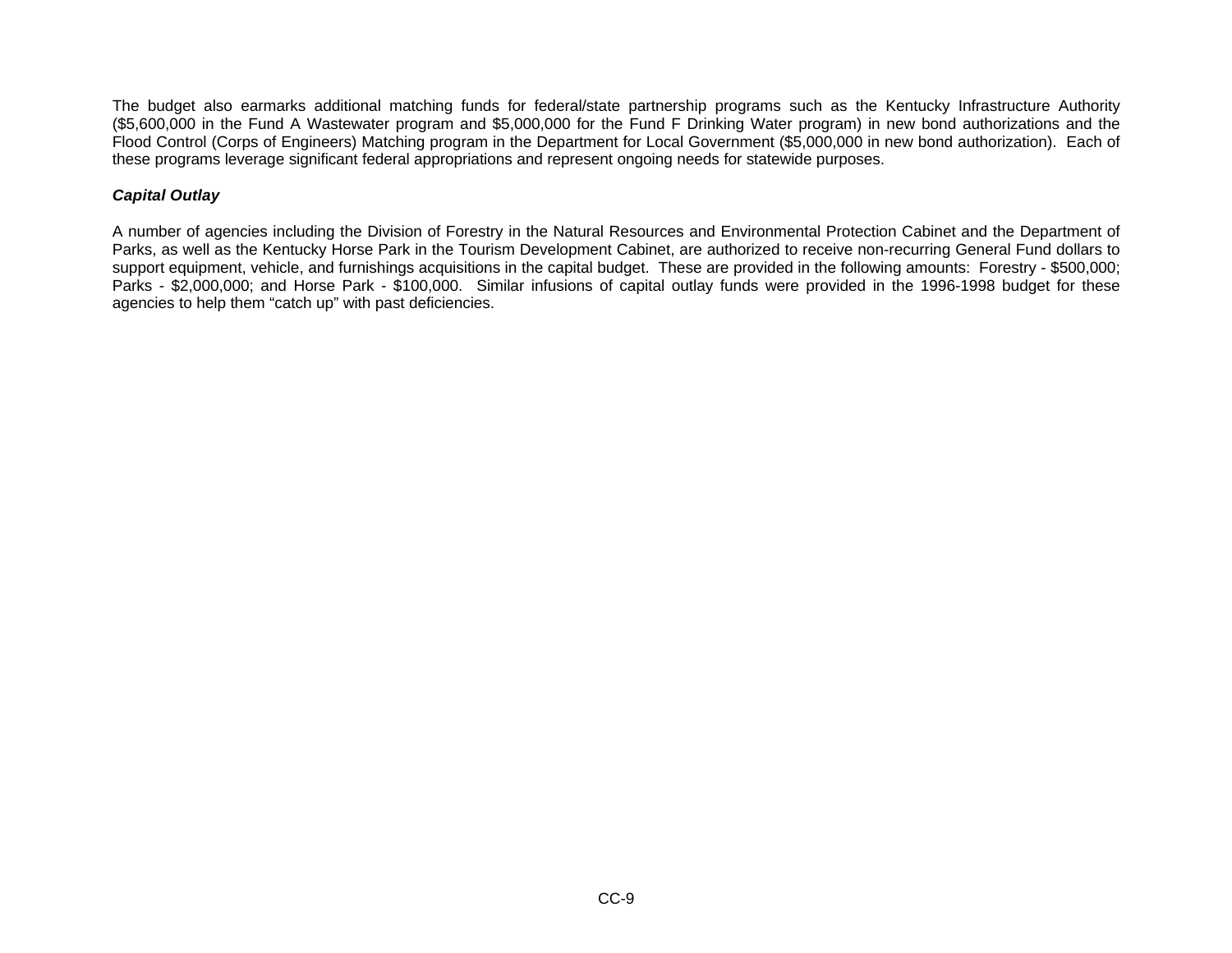The budget also earmarks additional matching funds for federal/state partnership programs such as the Kentucky Infrastructure Authority ($5,600,000 in the Fund A Wastewater program and $5,000,000 for the Fund F Drinking Water program) in new bond authorizations and the Flood Control (Corps of Engineers) Matching program in the Department for Local Government ($5,000,000 in new bond authorization). Each of these programs leverage significant federal appropriations and represent ongoing needs for statewide purposes.

***Capital Outlay***

A number of agencies including the Division of Forestry in the Natural Resources and Environmental Protection Cabinet and the Department of Parks, as well as the Kentucky Horse Park in the Tourism Development Cabinet, are authorized to receive non-recurring General Fund dollars to support equipment, vehicle, and furnishings acquisitions in the capital budget. These are provided in the following amounts: Forestry - $500,000; Parks - $2,000,000; and Horse Park - $100,000. Similar infusions of capital outlay funds were provided in the 1996-1998 budget for these agencies to help them "catch up" with past deficiencies.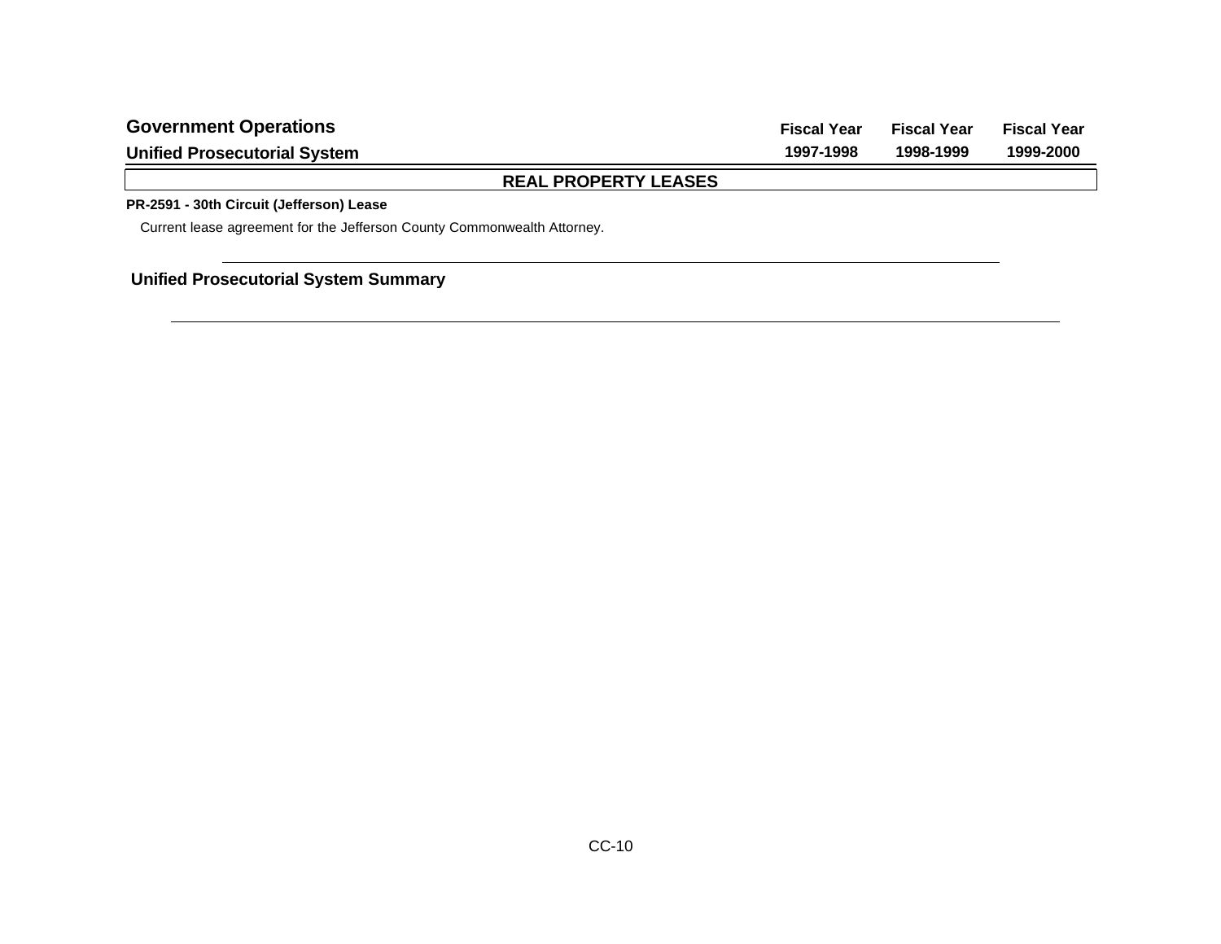# Government Operations

## Unified Prosecutorial System

| | Fiscal Year 1997-1998 | Fiscal Year 1998-1999 | Fiscal Year 1999-2000 |
|---|---|---|---|

### REAL PROPERTY LEASES

**PR-2591 - 30th Circuit (Jefferson) Lease**

Current lease agreement for the Jefferson County Commonwealth Attorney.

### Unified Prosecutorial System Summary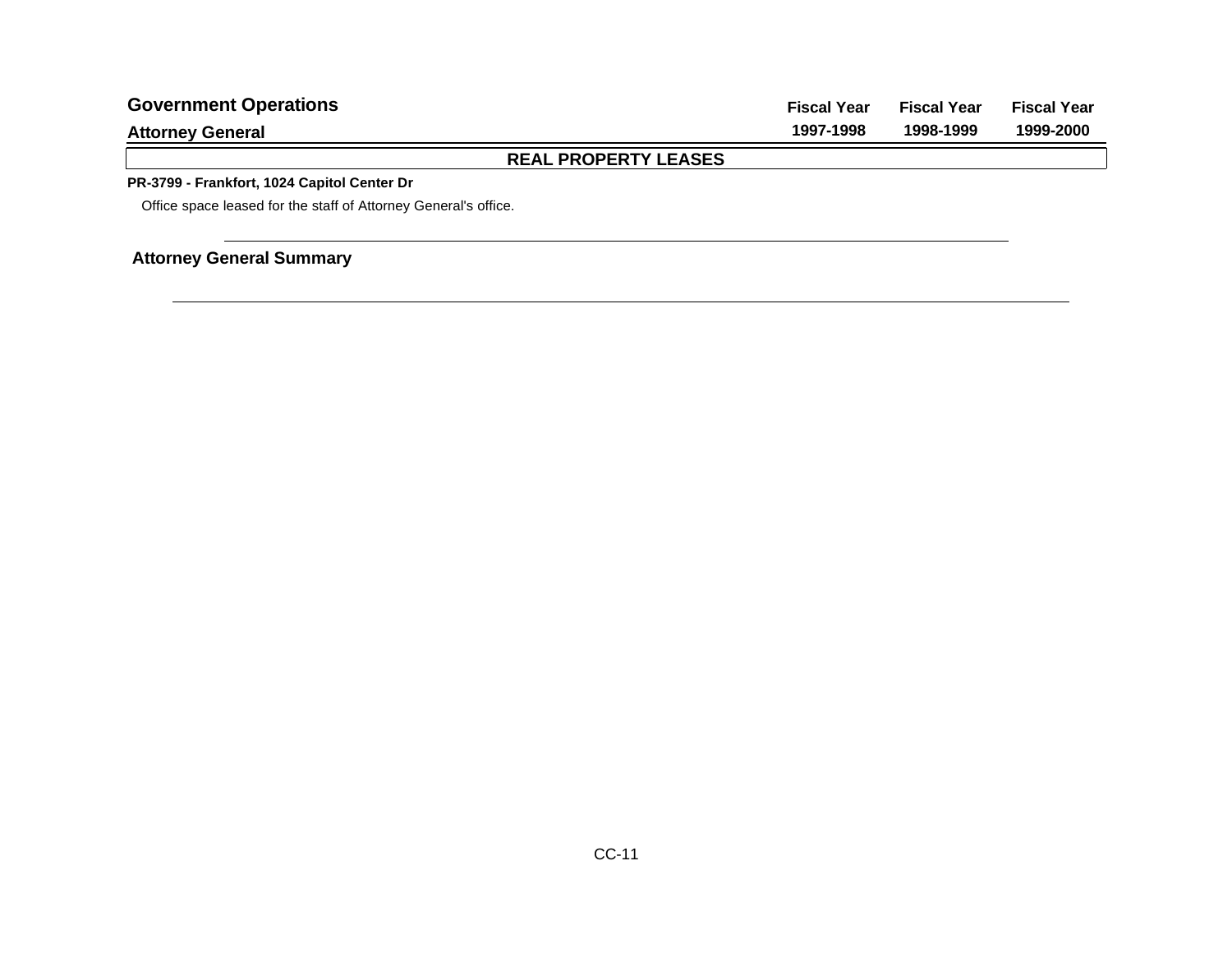# Government Operations

## Attorney General

| | Fiscal Year 1997-1998 | Fiscal Year 1998-1999 | Fiscal Year 1999-2000 |
|---|---|---|---|

### REAL PROPERTY LEASES

**PR-3799 - Frankfort, 1024 Capitol Center Dr**

Office space leased for the staff of Attorney General's office.

**Attorney General Summary**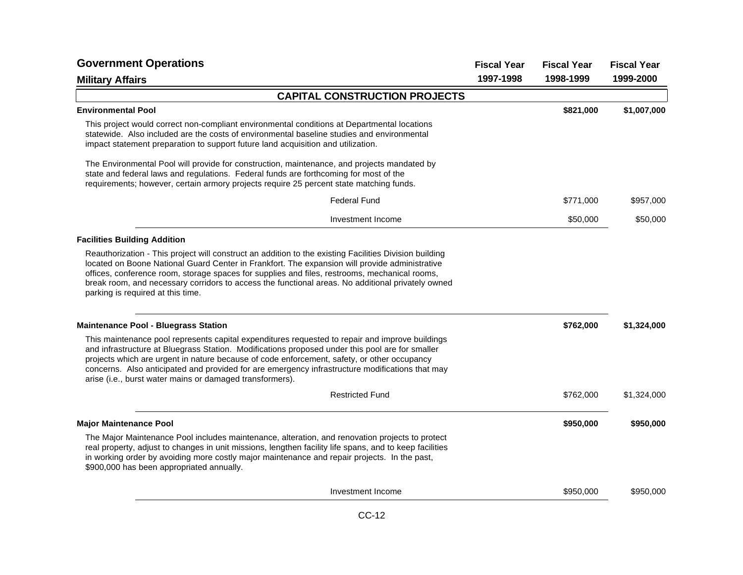# Government Operations

## Military Affairs

| | Fiscal Year 1997-1998 | Fiscal Year 1998-1999 | Fiscal Year 1999-2000 |
|---|---|---|---|

### CAPITAL CONSTRUCTION PROJECTS

**Environmental Pool** — **$821,000** (1998-1999) — **$1,007,000** (1999-2000)

This project would correct non-compliant environmental conditions at Departmental locations statewide. Also included are the costs of environmental baseline studies and environmental impact statement preparation to support future land acquisition and utilization.

The Environmental Pool will provide for construction, maintenance, and projects mandated by state and federal laws and regulations. Federal funds are forthcoming for most of the requirements; however, certain armory projects require 25 percent state matching funds.

| Source | Fiscal Year 1997-1998 | Fiscal Year 1998-1999 | Fiscal Year 1999-2000 |
|---|---|---|---|
| Federal Fund | | $771,000 | $957,000 |
| Investment Income | | $50,000 | $50,000 |

**Facilities Building Addition**

Reauthorization - This project will construct an addition to the existing Facilities Division building located on Boone National Guard Center in Frankfort. The expansion will provide administrative offices, conference room, storage spaces for supplies and files, restrooms, mechanical rooms, break room, and necessary corridors to access the functional areas. No additional privately owned parking is required at this time.

**Maintenance Pool - Bluegrass Station** — **$762,000** (1998-1999) — **$1,324,000** (1999-2000)

This maintenance pool represents capital expenditures requested to repair and improve buildings and infrastructure at Bluegrass Station. Modifications proposed under this pool are for smaller projects which are urgent in nature because of code enforcement, safety, or other occupancy concerns. Also anticipated and provided for are emergency infrastructure modifications that may arise (i.e., burst water mains or damaged transformers).

| Source | Fiscal Year 1997-1998 | Fiscal Year 1998-1999 | Fiscal Year 1999-2000 |
|---|---|---|---|
| Restricted Fund | | $762,000 | $1,324,000 |

**Major Maintenance Pool** — **$950,000** (1998-1999) — **$950,000** (1999-2000)

The Major Maintenance Pool includes maintenance, alteration, and renovation projects to protect real property, adjust to changes in unit missions, lengthen facility life spans, and to keep facilities in working order by avoiding more costly major maintenance and repair projects. In the past, $900,000 has been appropriated annually.

| Source | Fiscal Year 1997-1998 | Fiscal Year 1998-1999 | Fiscal Year 1999-2000 |
|---|---|---|---|
| Investment Income | | $950,000 | $950,000 |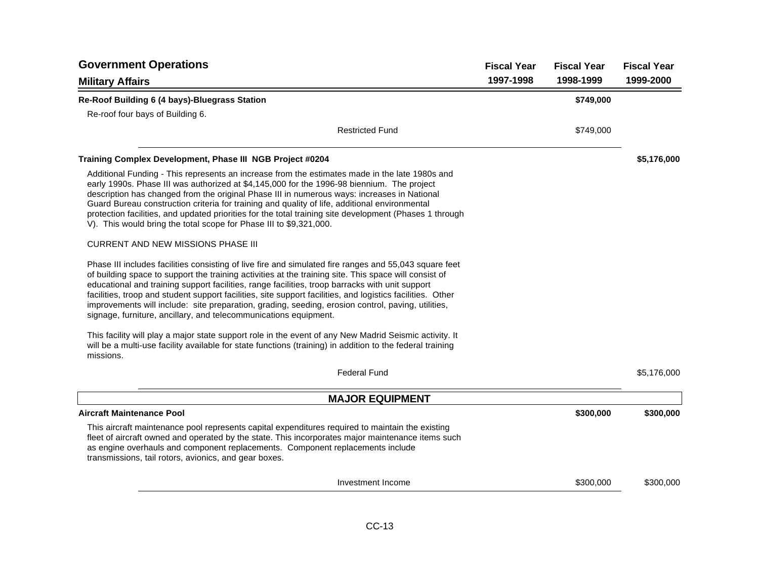## Government Operations

### Military Affairs

| | Fiscal Year 1997-1998 | Fiscal Year 1998-1999 | Fiscal Year 1999-2000 |
|---|---|---|---|
| **Re-Roof Building 6 (4 bays)-Bluegrass Station** | | **$749,000** | |

Re-roof four bays of Building 6.

| | Fiscal Year 1997-1998 | Fiscal Year 1998-1999 | Fiscal Year 1999-2000 |
|---|---|---|---|
| Restricted Fund | | $749,000 | |

| | Fiscal Year 1997-1998 | Fiscal Year 1998-1999 | Fiscal Year 1999-2000 |
|---|---|---|---|
| **Training Complex Development, Phase III NGB Project #0204** | | | **$5,176,000** |

Additional Funding - This represents an increase from the estimates made in the late 1980s and early 1990s. Phase III was authorized at $4,145,000 for the 1996-98 biennium. The project description has changed from the original Phase III in numerous ways: increases in National Guard Bureau construction criteria for training and quality of life, additional environmental protection facilities, and updated priorities for the total training site development (Phases 1 through V). This would bring the total scope for Phase III to $9,321,000.

CURRENT AND NEW MISSIONS PHASE III

Phase III includes facilities consisting of live fire and simulated fire ranges and 55,043 square feet of building space to support the training activities at the training site. This space will consist of educational and training support facilities, range facilities, troop barracks with unit support facilities, troop and student support facilities, site support facilities, and logistics facilities. Other improvements will include: site preparation, grading, seeding, erosion control, paving, utilities, signage, furniture, ancillary, and telecommunications equipment.

This facility will play a major state support role in the event of any New Madrid Seismic activity. It will be a multi-use facility available for state functions (training) in addition to the federal training missions.

| | Fiscal Year 1997-1998 | Fiscal Year 1998-1999 | Fiscal Year 1999-2000 |
|---|---|---|---|
| Federal Fund | | | $5,176,000 |

## MAJOR EQUIPMENT

| | Fiscal Year 1997-1998 | Fiscal Year 1998-1999 | Fiscal Year 1999-2000 |
|---|---|---|---|
| **Aircraft Maintenance Pool** | | **$300,000** | **$300,000** |

This aircraft maintenance pool represents capital expenditures required to maintain the existing fleet of aircraft owned and operated by the state. This incorporates major maintenance items such as engine overhauls and component replacements. Component replacements include transmissions, tail rotors, avionics, and gear boxes.

| | Fiscal Year 1997-1998 | Fiscal Year 1998-1999 | Fiscal Year 1999-2000 |
|---|---|---|---|
| Investment Income | | $300,000 | $300,000 |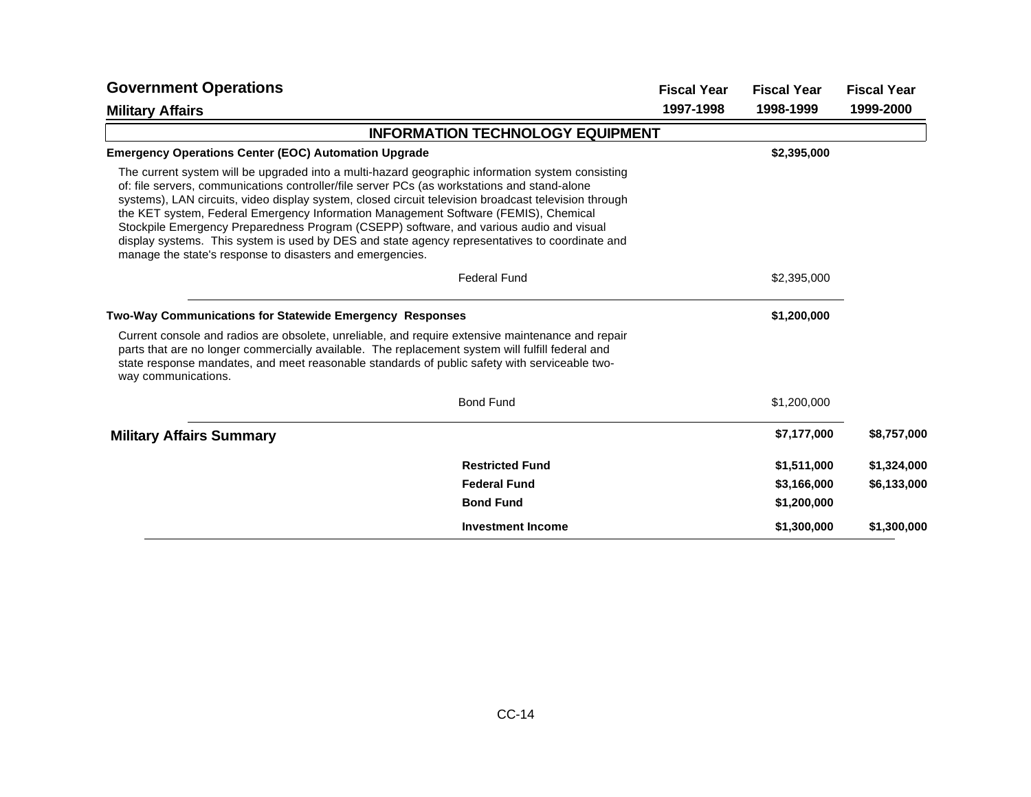## Government Operations

### Military Affairs

| | Fiscal Year 1997-1998 | Fiscal Year 1998-1999 | Fiscal Year 1999-2000 |
|---|---|---|---|

### INFORMATION TECHNOLOGY EQUIPMENT

**Emergency Operations Center (EOC) Automation Upgrade** — **$2,395,000** (Fiscal Year 1998-1999)

The current system will be upgraded into a multi-hazard geographic information system consisting of: file servers, communications controller/file server PCs (as workstations and stand-alone systems), LAN circuits, video display system, closed circuit television broadcast television through the KET system, Federal Emergency Information Management Software (FEMIS), Chemical Stockpile Emergency Preparedness Program (CSEPP) software, and various audio and visual display systems. This system is used by DES and state agency representatives to coordinate and manage the state's response to disasters and emergencies.

| Fund | Fiscal Year 1997-1998 | Fiscal Year 1998-1999 | Fiscal Year 1999-2000 |
|---|---|---|---|
| Federal Fund | | $2,395,000 | |

**Two-Way Communications for Statewide Emergency Responses** — **$1,200,000** (Fiscal Year 1998-1999)

Current console and radios are obsolete, unreliable, and require extensive maintenance and repair parts that are no longer commercially available. The replacement system will fulfill federal and state response mandates, and meet reasonable standards of public safety with serviceable two-way communications.

| Fund | Fiscal Year 1997-1998 | Fiscal Year 1998-1999 | Fiscal Year 1999-2000 |
|---|---|---|---|
| Bond Fund | | $1,200,000 | |

## Military Affairs Summary

| | Fiscal Year 1997-1998 | Fiscal Year 1998-1999 | Fiscal Year 1999-2000 |
|---|---|---|---|
| **Military Affairs Summary** | | **$7,177,000** | **$8,757,000** |
| **Restricted Fund** | | **$1,511,000** | **$1,324,000** |
| **Federal Fund** | | **$3,166,000** | **$6,133,000** |
| **Bond Fund** | | **$1,200,000** | |
| **Investment Income** | | **$1,300,000** | **$1,300,000** |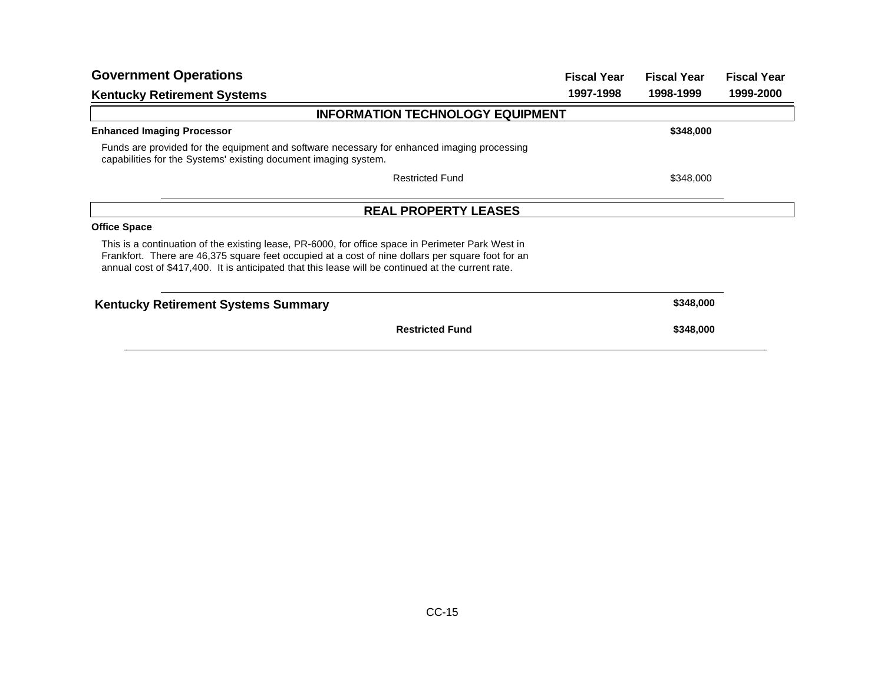## Government Operations

## Kentucky Retirement Systems

| | Fiscal Year 1997-1998 | Fiscal Year 1998-1999 | Fiscal Year 1999-2000 |
|---|---|---|---|

### INFORMATION TECHNOLOGY EQUIPMENT

| | Fiscal Year 1997-1998 | Fiscal Year 1998-1999 | Fiscal Year 1999-2000 |
|---|---|---|---|
| **Enhanced Imaging Processor** | | **$348,000** | |
| Restricted Fund | | $348,000 | |

Funds are provided for the equipment and software necessary for enhanced imaging processing capabilities for the Systems' existing document imaging system.

### REAL PROPERTY LEASES

**Office Space**

This is a continuation of the existing lease, PR-6000, for office space in Perimeter Park West in Frankfort. There are 46,375 square feet occupied at a cost of nine dollars per square foot for an annual cost of $417,400. It is anticipated that this lease will be continued at the current rate.

| | Fiscal Year 1997-1998 | Fiscal Year 1998-1999 | Fiscal Year 1999-2000 |
|---|---|---|---|
| **Kentucky Retirement Systems Summary** | | **$348,000** | |
| **Restricted Fund** | | **$348,000** | |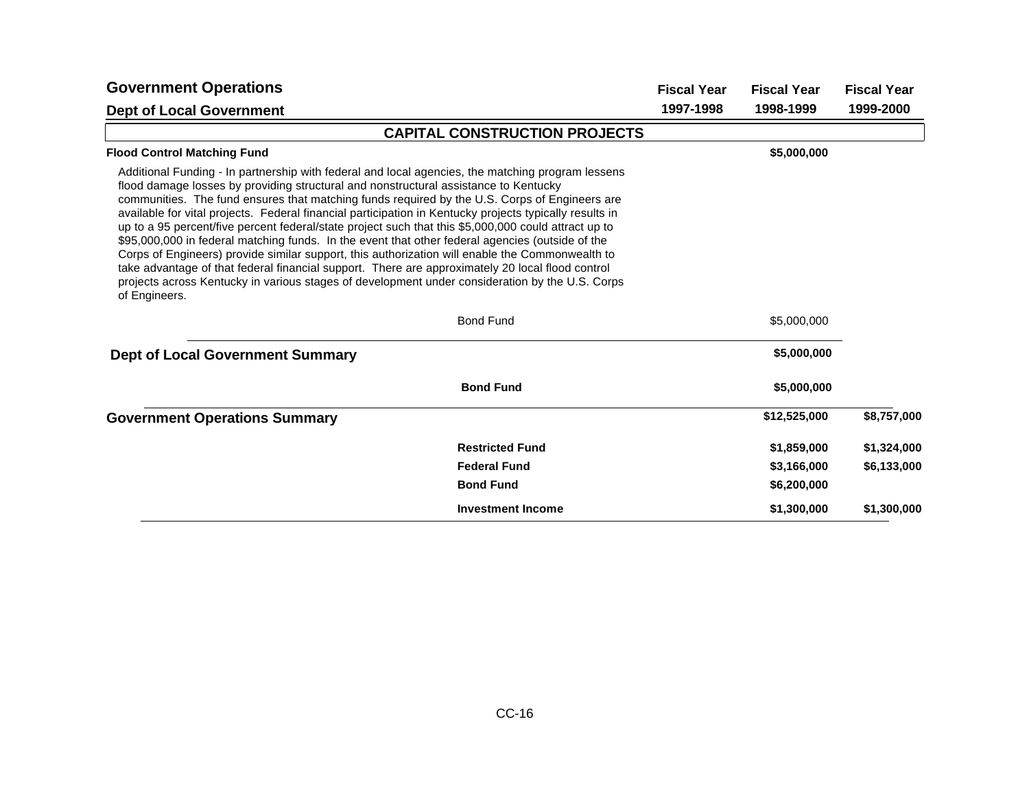## Government Operations

### Dept of Local Government

| | Fiscal Year 1997-1998 | Fiscal Year 1998-1999 | Fiscal Year 1999-2000 |
|---|---|---|---|

### CAPITAL CONSTRUCTION PROJECTS

**Flood Control Matching Fund** — Fiscal Year 1998-1999: **$5,000,000**

Additional Funding - In partnership with federal and local agencies, the matching program lessens flood damage losses by providing structural and nonstructural assistance to Kentucky communities. The fund ensures that matching funds required by the U.S. Corps of Engineers are available for vital projects. Federal financial participation in Kentucky projects typically results in up to a 95 percent/five percent federal/state project such that this $5,000,000 could attract up to $95,000,000 in federal matching funds. In the event that other federal agencies (outside of the Corps of Engineers) provide similar support, this authorization will enable the Commonwealth to take advantage of that federal financial support. There are approximately 20 local flood control projects across Kentucky in various stages of development under consideration by the U.S. Corps of Engineers.

| | Fiscal Year 1997-1998 | Fiscal Year 1998-1999 | Fiscal Year 1999-2000 |
|---|---|---|---|
| Bond Fund | | $5,000,000 | |

### Dept of Local Government Summary

| | Fiscal Year 1997-1998 | Fiscal Year 1998-1999 | Fiscal Year 1999-2000 |
|---|---|---|---|
| **Dept of Local Government Summary** | | **$5,000,000** | |
| **Bond Fund** | | **$5,000,000** | |

### Government Operations Summary

| | Fiscal Year 1997-1998 | Fiscal Year 1998-1999 | Fiscal Year 1999-2000 |
|---|---|---|---|
| **Government Operations Summary** | | **$12,525,000** | **$8,757,000** |
| **Restricted Fund** | | **$1,859,000** | **$1,324,000** |
| **Federal Fund** | | **$3,166,000** | **$6,133,000** |
| **Bond Fund** | | **$6,200,000** | |
| **Investment Income** | | **$1,300,000** | **$1,300,000** |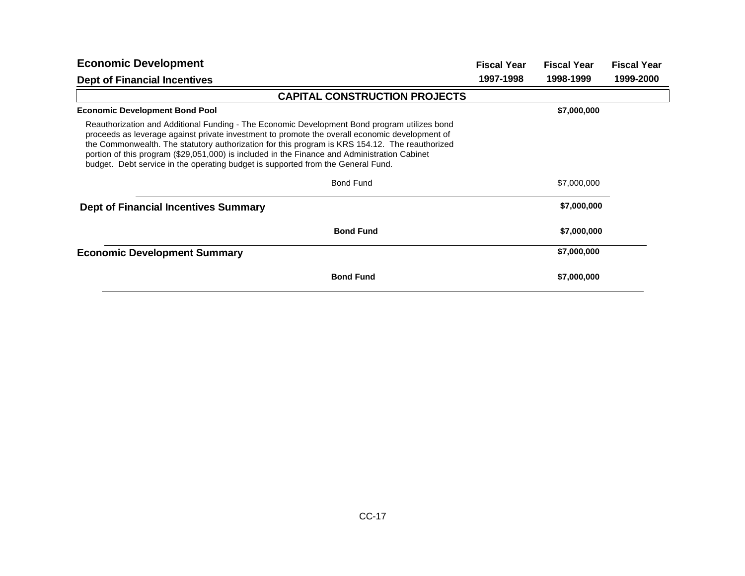## Economic Development

### Dept of Financial Incentives

| | Fiscal Year 1997-1998 | Fiscal Year 1998-1999 | Fiscal Year 1999-2000 |
|---|---|---|---|
| **CAPITAL CONSTRUCTION PROJECTS** | | | |
| **Economic Development Bond Pool** | | **$7,000,000** | |
| Reauthorization and Additional Funding - The Economic Development Bond program utilizes bond proceeds as leverage against private investment to promote the overall economic development of the Commonwealth. The statutory authorization for this program is KRS 154.12. The reauthorized portion of this program ($29,051,000) is included in the Finance and Administration Cabinet budget. Debt service in the operating budget is supported from the General Fund. | | | |
| Bond Fund | | $7,000,000 | |
| **Dept of Financial Incentives Summary** | | **$7,000,000** | |
| **Bond Fund** | | **$7,000,000** | |
| **Economic Development Summary** | | **$7,000,000** | |
| **Bond Fund** | | **$7,000,000** | |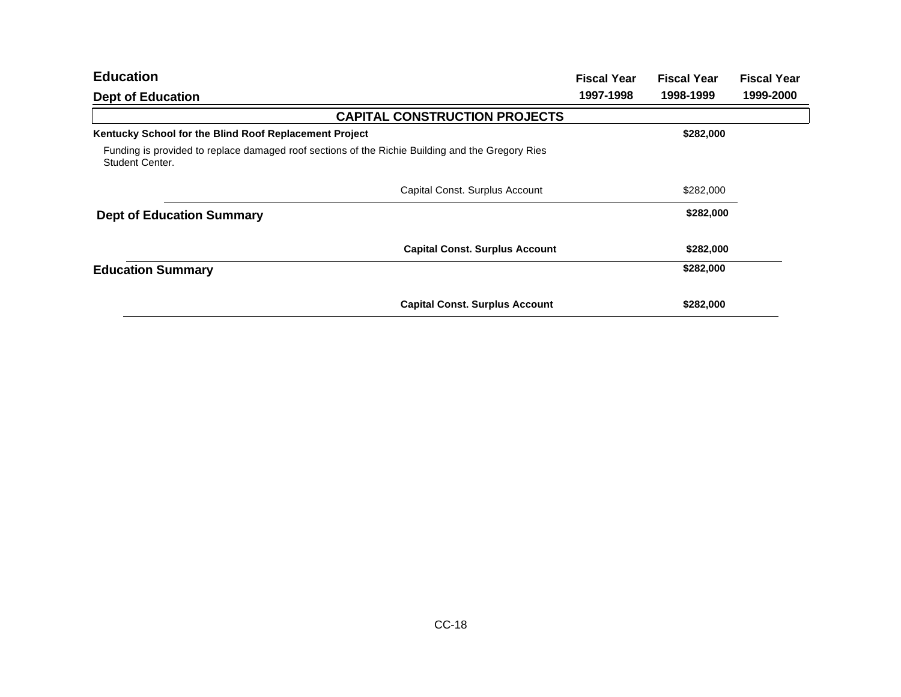## Education

### Dept of Education

| | Fiscal Year 1997-1998 | Fiscal Year 1998-1999 | Fiscal Year 1999-2000 |
|---|---|---|---|
| **CAPITAL CONSTRUCTION PROJECTS** | | | |
| **Kentucky School for the Blind Roof Replacement Project** | | **$282,000** | |
| Funding is provided to replace damaged roof sections of the Richie Building and the Gregory Ries Student Center. | | | |
| Capital Const. Surplus Account | | $282,000 | |
| **Dept of Education Summary** | | **$282,000** | |
| **Capital Const. Surplus Account** | | **$282,000** | |
| **Education Summary** | | **$282,000** | |
| **Capital Const. Surplus Account** | | **$282,000** | |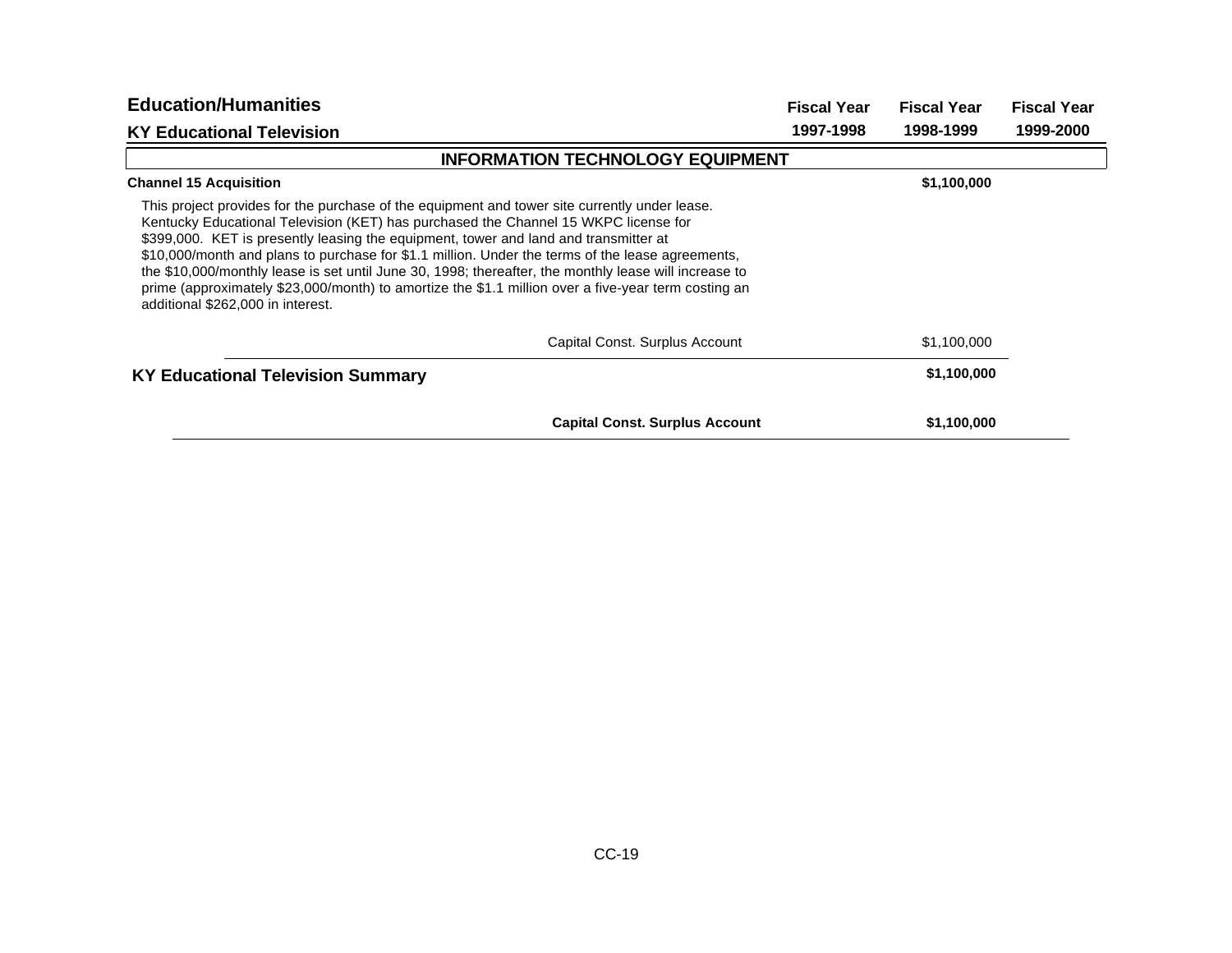## Education/Humanities

### KY Educational Television

| | Fiscal Year 1997-1998 | Fiscal Year 1998-1999 | Fiscal Year 1999-2000 |
|---|---|---|---|
| **INFORMATION TECHNOLOGY EQUIPMENT** | | | |
| **Channel 15 Acquisition** | | **$1,100,000** | |

This project provides for the purchase of the equipment and tower site currently under lease. Kentucky Educational Television (KET) has purchased the Channel 15 WKPC license for $399,000. KET is presently leasing the equipment, tower and land and transmitter at $10,000/month and plans to purchase for $1.1 million. Under the terms of the lease agreements, the $10,000/monthly lease is set until June 30, 1998; thereafter, the monthly lease will increase to prime (approximately $23,000/month) to amortize the $1.1 million over a five-year term costing an additional $262,000 in interest.

| | Fiscal Year 1997-1998 | Fiscal Year 1998-1999 | Fiscal Year 1999-2000 |
|---|---|---|---|
| Capital Const. Surplus Account | | $1,100,000 | |
| **KY Educational Television Summary** | | **$1,100,000** | |
| **Capital Const. Surplus Account** | | **$1,100,000** | |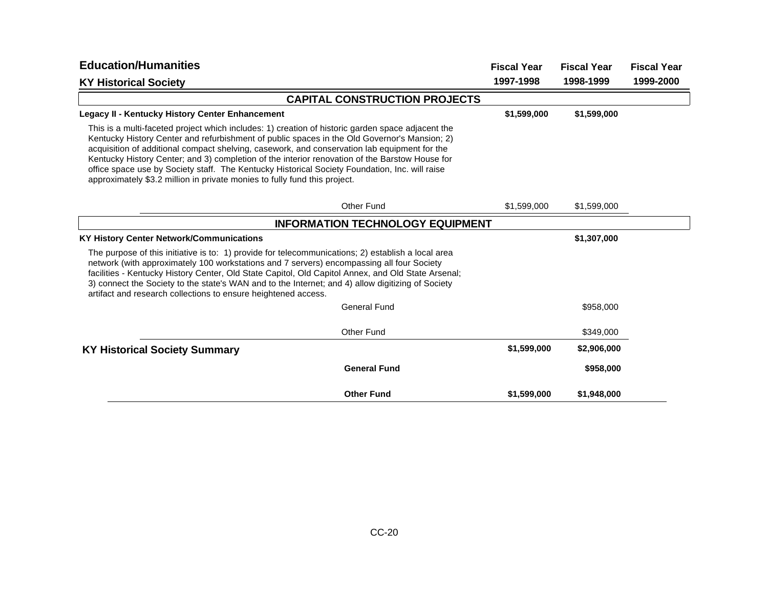# Education/Humanities

## KY Historical Society

| | Fiscal Year 1997-1998 | Fiscal Year 1998-1999 | Fiscal Year 1999-2000 |
|---|---|---|---|

### CAPITAL CONSTRUCTION PROJECTS

**Legacy II - Kentucky History Center Enhancement** — **$1,599,000** (FY 1997-1998), **$1,599,000** (FY 1998-1999)

This is a multi-faceted project which includes: 1) creation of historic garden space adjacent the Kentucky History Center and refurbishment of public spaces in the Old Governor's Mansion; 2) acquisition of additional compact shelving, casework, and conservation lab equipment for the Kentucky History Center; and 3) completion of the interior renovation of the Barstow House for office space use by Society staff. The Kentucky Historical Society Foundation, Inc. will raise approximately $3.2 million in private monies to fully fund this project.

| | Fiscal Year 1997-1998 | Fiscal Year 1998-1999 | Fiscal Year 1999-2000 |
|---|---|---|---|
| Other Fund | $1,599,000 | $1,599,000 | |

### INFORMATION TECHNOLOGY EQUIPMENT

**KY History Center Network/Communications** — **$1,307,000** (FY 1998-1999)

The purpose of this initiative is to: 1) provide for telecommunications; 2) establish a local area network (with approximately 100 workstations and 7 servers) encompassing all four Society facilities - Kentucky History Center, Old State Capitol, Old Capitol Annex, and Old State Arsenal; 3) connect the Society to the state's WAN and to the Internet; and 4) allow digitizing of Society artifact and research collections to ensure heightened access.

| | Fiscal Year 1997-1998 | Fiscal Year 1998-1999 | Fiscal Year 1999-2000 |
|---|---|---|---|
| General Fund | | $958,000 | |
| Other Fund | | $349,000 | |

## KY Historical Society Summary

| | Fiscal Year 1997-1998 | Fiscal Year 1998-1999 | Fiscal Year 1999-2000 |
|---|---|---|---|
| **KY Historical Society Summary** | **$1,599,000** | **$2,906,000** | |
| **General Fund** | | **$958,000** | |
| **Other Fund** | **$1,599,000** | **$1,948,000** | |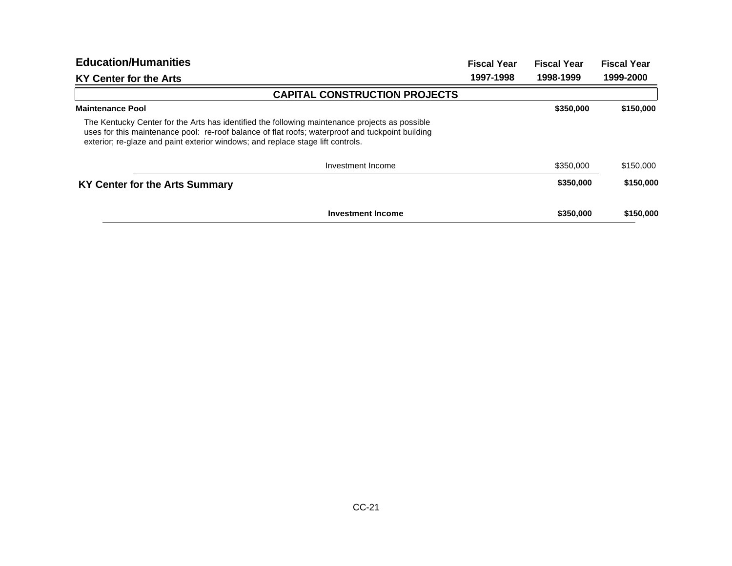## Education/Humanities

### KY Center for the Arts

| | Fiscal Year 1997-1998 | Fiscal Year 1998-1999 | Fiscal Year 1999-2000 |
|---|---|---|---|
| **CAPITAL CONSTRUCTION PROJECTS** | | | |
| **Maintenance Pool** | | **$350,000** | **$150,000** |
| The Kentucky Center for the Arts has identified the following maintenance projects as possible uses for this maintenance pool: re-roof balance of flat roofs; waterproof and tuckpoint building exterior; re-glaze and paint exterior windows; and replace stage lift controls. | | | |
| Investment Income | | $350,000 | $150,000 |
| **KY Center for the Arts Summary** | | **$350,000** | **$150,000** |
| **Investment Income** | | **$350,000** | **$150,000** |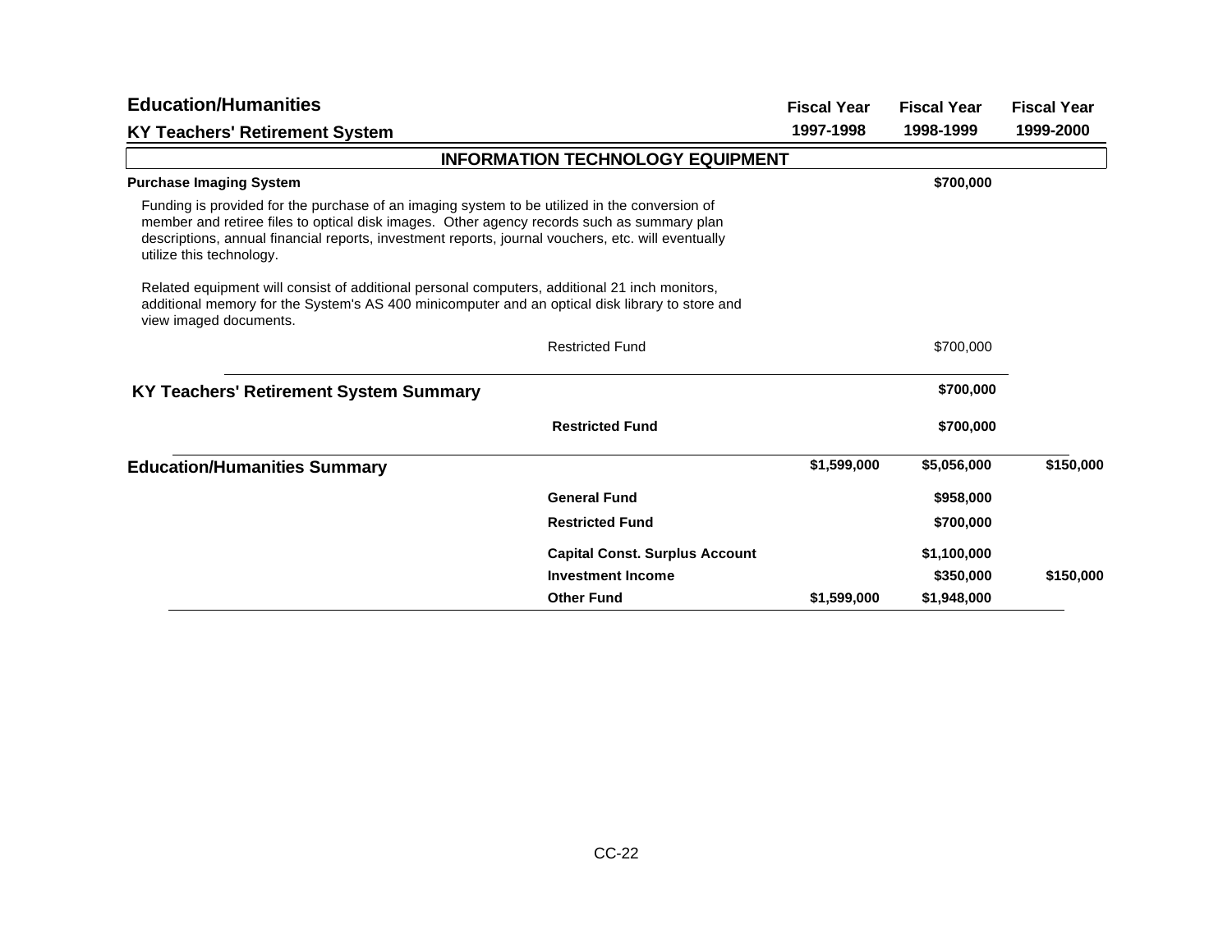# Education/Humanities

## KY Teachers' Retirement System

| | | Fiscal Year 1997-1998 | Fiscal Year 1998-1999 | Fiscal Year 1999-2000 |
|---|---|---|---|---|
| **INFORMATION TECHNOLOGY EQUIPMENT** | | | | |
| **Purchase Imaging System** | | | **$700,000** | |

Funding is provided for the purchase of an imaging system to be utilized in the conversion of member and retiree files to optical disk images. Other agency records such as summary plan descriptions, annual financial reports, investment reports, journal vouchers, etc. will eventually utilize this technology.

Related equipment will consist of additional personal computers, additional 21 inch monitors, additional memory for the System's AS 400 minicomputer and an optical disk library to store and view imaged documents.

| | | Fiscal Year 1997-1998 | Fiscal Year 1998-1999 | Fiscal Year 1999-2000 |
|---|---|---|---|---|
| | Restricted Fund | | $700,000 | |
| **KY Teachers' Retirement System Summary** | | | **$700,000** | |
| | **Restricted Fund** | | **$700,000** | |
| **Education/Humanities Summary** | | **$1,599,000** | **$5,056,000** | **$150,000** |
| | **General Fund** | | **$958,000** | |
| | **Restricted Fund** | | **$700,000** | |
| | **Capital Const. Surplus Account** | | **$1,100,000** | |
| | **Investment Income** | | **$350,000** | **$150,000** |
| | **Other Fund** | **$1,599,000** | **$1,948,000** | |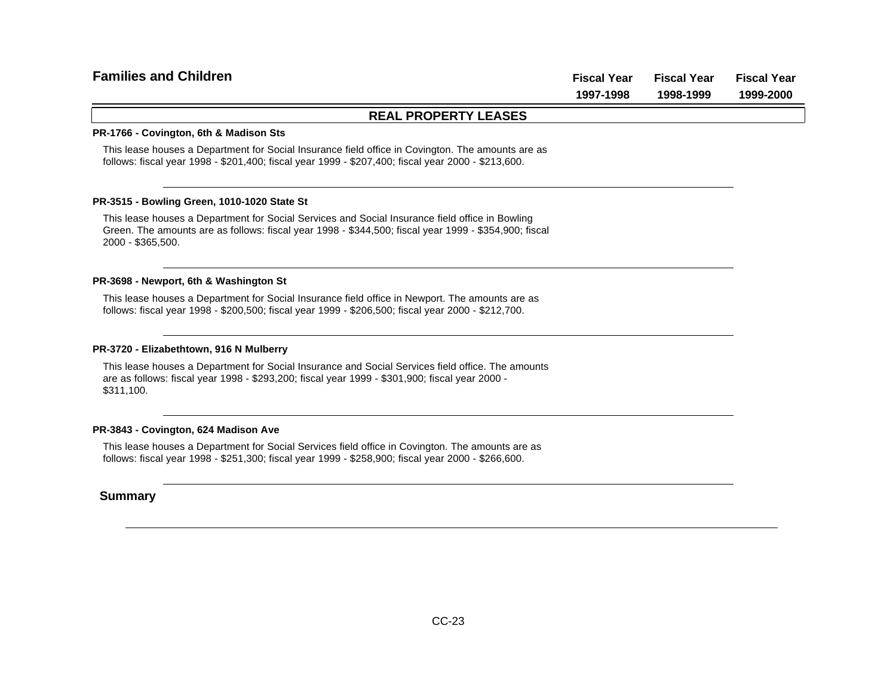## Families and Children

| | Fiscal Year 1997-1998 | Fiscal Year 1998-1999 | Fiscal Year 1999-2000 |
|---|---|---|---|

### REAL PROPERTY LEASES

**PR-1766 - Covington, 6th & Madison Sts**

This lease houses a Department for Social Insurance field office in Covington. The amounts are as follows: fiscal year 1998 - $201,400; fiscal year 1999 - $207,400; fiscal year 2000 - $213,600.

---

**PR-3515 - Bowling Green, 1010-1020 State St**

This lease houses a Department for Social Services and Social Insurance field office in Bowling Green. The amounts are as follows: fiscal year 1998 - $344,500; fiscal year 1999 - $354,900; fiscal 2000 - $365,500.

---

**PR-3698 - Newport, 6th & Washington St**

This lease houses a Department for Social Insurance field office in Newport. The amounts are as follows: fiscal year 1998 - $200,500; fiscal year 1999 - $206,500; fiscal year 2000 - $212,700.

---

**PR-3720 - Elizabethtown, 916 N Mulberry**

This lease houses a Department for Social Insurance and Social Services field office. The amounts are as follows: fiscal year 1998 - $293,200; fiscal year 1999 - $301,900; fiscal year 2000 - $311,100.

---

**PR-3843 - Covington, 624 Madison Ave**

This lease houses a Department for Social Services field office in Covington. The amounts are as follows: fiscal year 1998 - $251,300; fiscal year 1999 - $258,900; fiscal year 2000 - $266,600.

---

**Summary**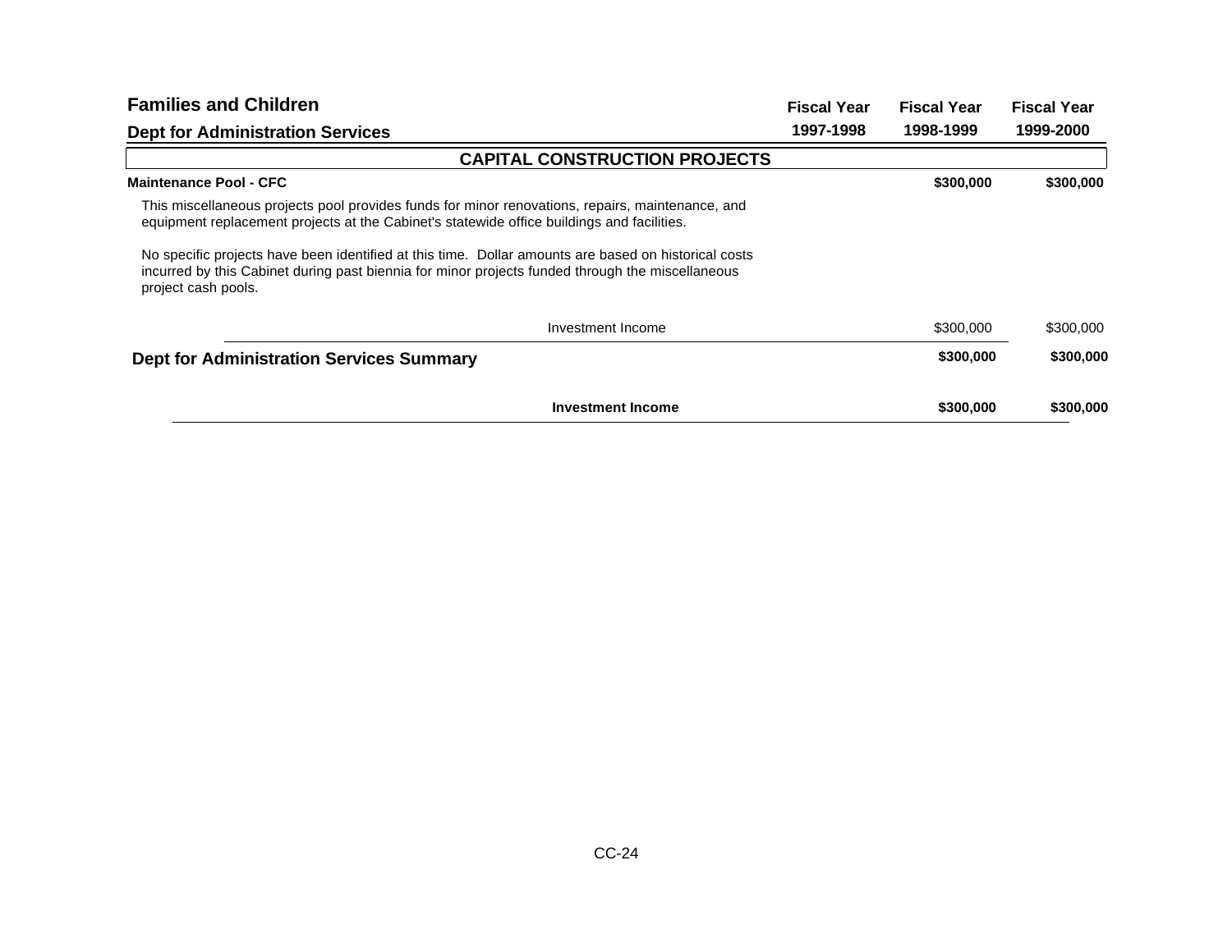## Families and Children

### Dept for Administration Services

| | Fiscal Year 1997-1998 | Fiscal Year 1998-1999 | Fiscal Year 1999-2000 |
|---|---|---|---|

**CAPITAL CONSTRUCTION PROJECTS**

**Maintenance Pool - CFC**

| | Fiscal Year 1997-1998 | Fiscal Year 1998-1999 | Fiscal Year 1999-2000 |
|---|---|---|---|
| **Maintenance Pool - CFC** | | **$300,000** | **$300,000** |

This miscellaneous projects pool provides funds for minor renovations, repairs, maintenance, and equipment replacement projects at the Cabinet's statewide office buildings and facilities.

No specific projects have been identified at this time. Dollar amounts are based on historical costs incurred by this Cabinet during past biennia for minor projects funded through the miscellaneous project cash pools.

| | Fiscal Year 1997-1998 | Fiscal Year 1998-1999 | Fiscal Year 1999-2000 |
|---|---|---|---|
| Investment Income | | $300,000 | $300,000 |
| **Dept for Administration Services Summary** | | **$300,000** | **$300,000** |
| **Investment Income** | | **$300,000** | **$300,000** |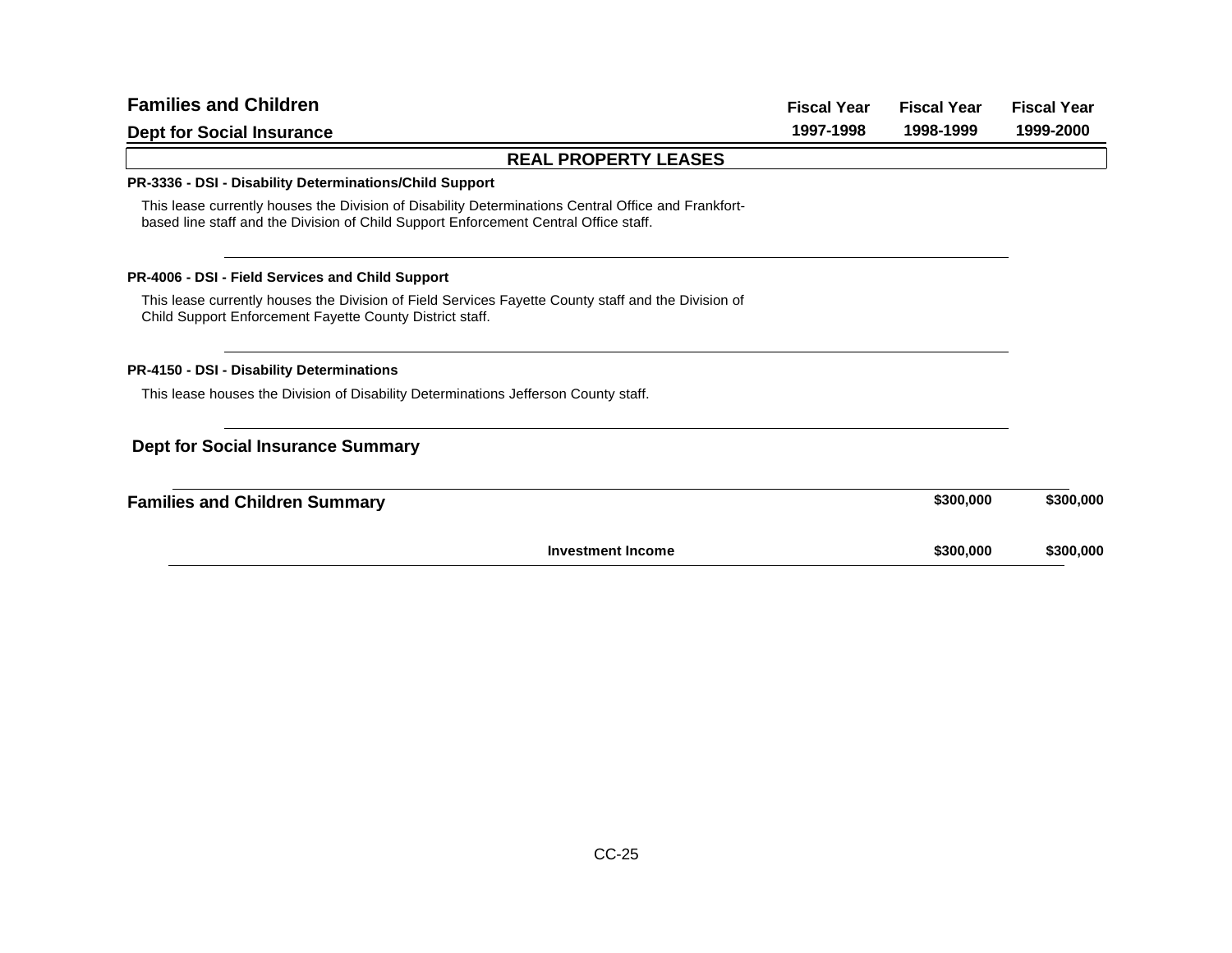## Families and Children

### Dept for Social Insurance

| | Fiscal Year 1997-1998 | Fiscal Year 1998-1999 | Fiscal Year 1999-2000 |
|---|---|---|---|

### REAL PROPERTY LEASES

**PR-3336 - DSI - Disability Determinations/Child Support**

This lease currently houses the Division of Disability Determinations Central Office and Frankfort-based line staff and the Division of Child Support Enforcement Central Office staff.

**PR-4006 - DSI - Field Services and Child Support**

This lease currently houses the Division of Field Services Fayette County staff and the Division of Child Support Enforcement Fayette County District staff.

**PR-4150 - DSI - Disability Determinations**

This lease houses the Division of Disability Determinations Jefferson County staff.

### Dept for Social Insurance Summary

| | Fiscal Year 1997-1998 | Fiscal Year 1998-1999 | Fiscal Year 1999-2000 |
|---|---|---|---|
| **Families and Children Summary** | | **$300,000** | **$300,000** |
| **Investment Income** | | **$300,000** | **$300,000** |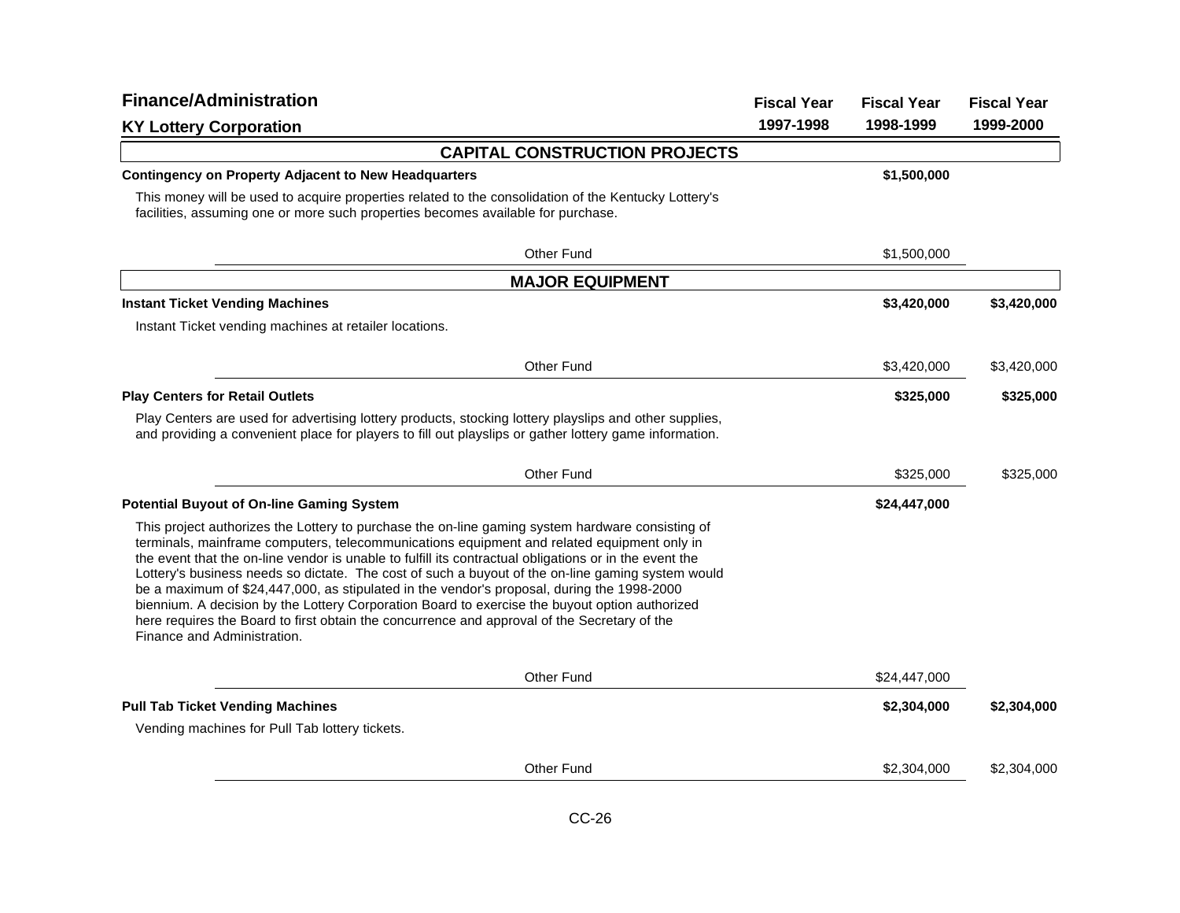## Finance/Administration

### KY Lottery Corporation

| | Fiscal Year 1997-1998 | Fiscal Year 1998-1999 | Fiscal Year 1999-2000 |
|---|---|---|---|
| **CAPITAL CONSTRUCTION PROJECTS** | | | |
| **Contingency on Property Adjacent to New Headquarters** | | **$1,500,000** | |
| This money will be used to acquire properties related to the consolidation of the Kentucky Lottery's facilities, assuming one or more such properties becomes available for purchase. | | | |
| Other Fund | | $1,500,000 | |
| **MAJOR EQUIPMENT** | | | |
| **Instant Ticket Vending Machines** | | **$3,420,000** | **$3,420,000** |
| Instant Ticket vending machines at retailer locations. | | | |
| Other Fund | | $3,420,000 | $3,420,000 |
| **Play Centers for Retail Outlets** | | **$325,000** | **$325,000** |
| Play Centers are used for advertising lottery products, stocking lottery playslips and other supplies, and providing a convenient place for players to fill out playslips or gather lottery game information. | | | |
| Other Fund | | $325,000 | $325,000 |
| **Potential Buyout of On-line Gaming System** | | **$24,447,000** | |
| This project authorizes the Lottery to purchase the on-line gaming system hardware consisting of terminals, mainframe computers, telecommunications equipment and related equipment only in the event that the on-line vendor is unable to fulfill its contractual obligations or in the event the Lottery's business needs so dictate. The cost of such a buyout of the on-line gaming system would be a maximum of $24,447,000, as stipulated in the vendor's proposal, during the 1998-2000 biennium. A decision by the Lottery Corporation Board to exercise the buyout option authorized here requires the Board to first obtain the concurrence and approval of the Secretary of the Finance and Administration. | | | |
| Other Fund | | $24,447,000 | |
| **Pull Tab Ticket Vending Machines** | | **$2,304,000** | **$2,304,000** |
| Vending machines for Pull Tab lottery tickets. | | | |
| Other Fund | | $2,304,000 | $2,304,000 |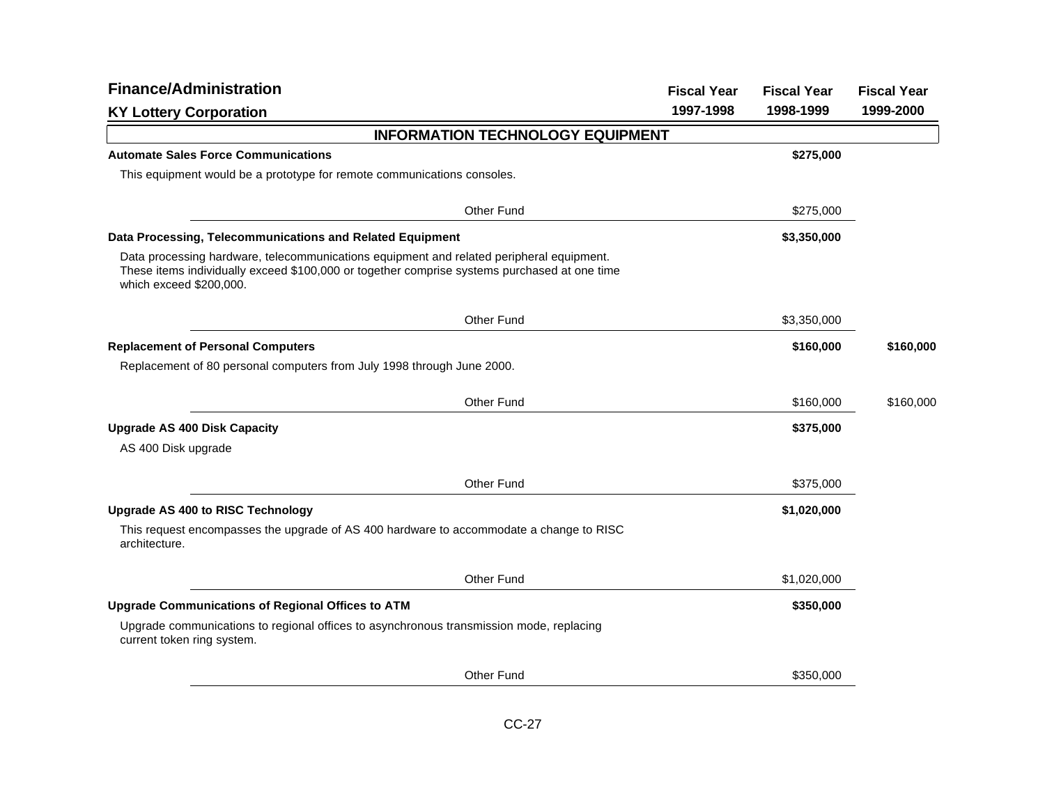# Finance/Administration

## KY Lottery Corporation

| | Fiscal Year 1997-1998 | Fiscal Year 1998-1999 | Fiscal Year 1999-2000 |
|---|---|---|---|

### INFORMATION TECHNOLOGY EQUIPMENT

| | Fiscal Year 1997-1998 | Fiscal Year 1998-1999 | Fiscal Year 1999-2000 |
|---|---|---|---|
| **Automate Sales Force Communications** | | **$275,000** | |
| This equipment would be a prototype for remote communications consoles. | | | |
| Other Fund | | $275,000 | |
| **Data Processing, Telecommunications and Related Equipment** | | **$3,350,000** | |
| Data processing hardware, telecommunications equipment and related peripheral equipment. These items individually exceed $100,000 or together comprise systems purchased at one time which exceed $200,000. | | | |
| Other Fund | | $3,350,000 | |
| **Replacement of Personal Computers** | | **$160,000** | **$160,000** |
| Replacement of 80 personal computers from July 1998 through June 2000. | | | |
| Other Fund | | $160,000 | $160,000 |
| **Upgrade AS 400 Disk Capacity** | | **$375,000** | |
| AS 400 Disk upgrade | | | |
| Other Fund | | $375,000 | |
| **Upgrade AS 400 to RISC Technology** | | **$1,020,000** | |
| This request encompasses the upgrade of AS 400 hardware to accommodate a change to RISC architecture. | | | |
| Other Fund | | $1,020,000 | |
| **Upgrade Communications of Regional Offices to ATM** | | **$350,000** | |
| Upgrade communications to regional offices to asynchronous transmission mode, replacing current token ring system. | | | |
| Other Fund | | $350,000 | |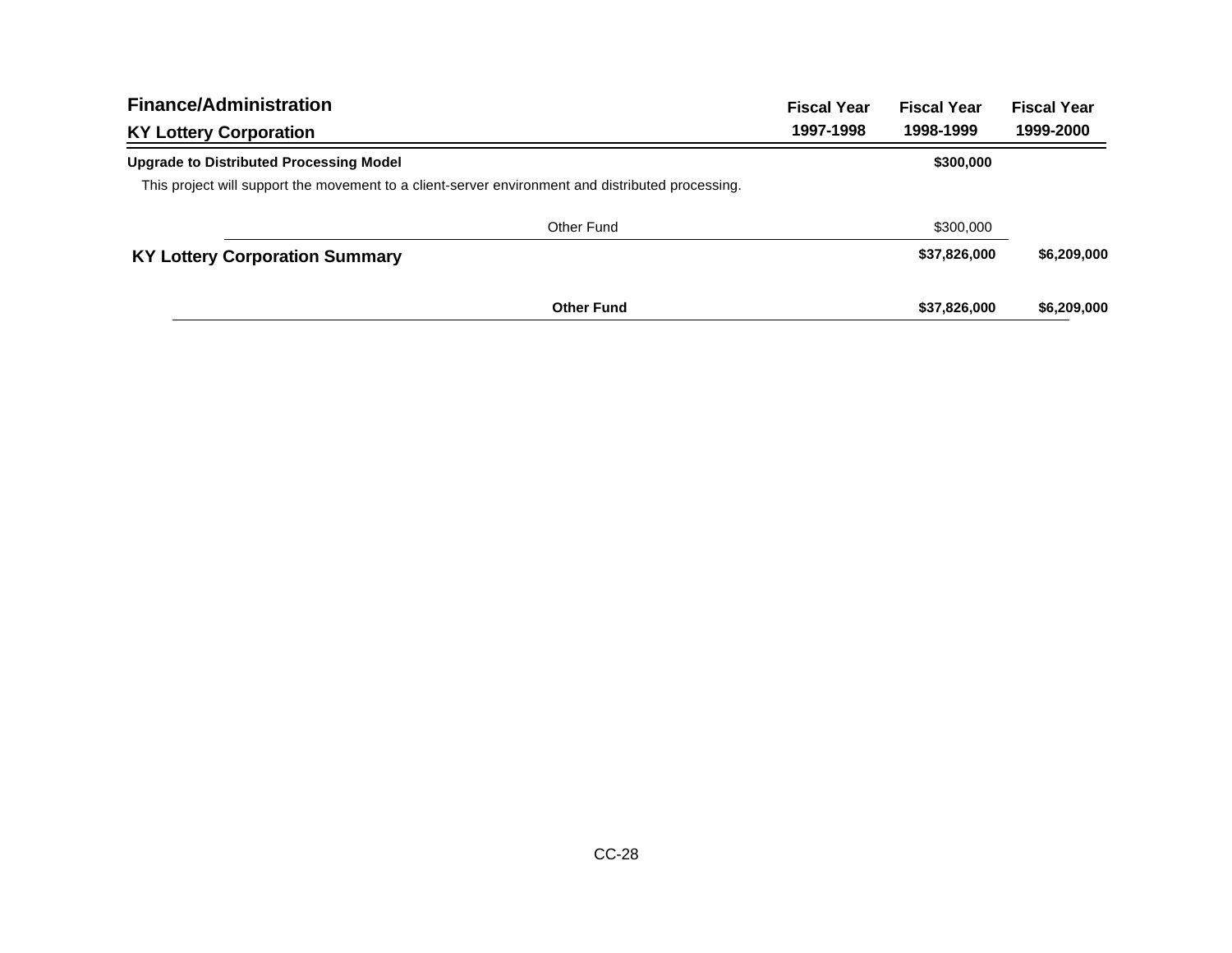| Finance/Administration<br>KY Lottery Corporation | Fiscal Year 1997-1998 | Fiscal Year 1998-1999 | Fiscal Year 1999-2000 |
|---|---|---|---|
| **Upgrade to Distributed Processing Model** | | **$300,000** | |
| This project will support the movement to a client-server environment and distributed processing. | | | |
| Other Fund | | $300,000 | |
| **KY Lottery Corporation Summary** | | **$37,826,000** | **$6,209,000** |
| **Other Fund** | | **$37,826,000** | **$6,209,000** |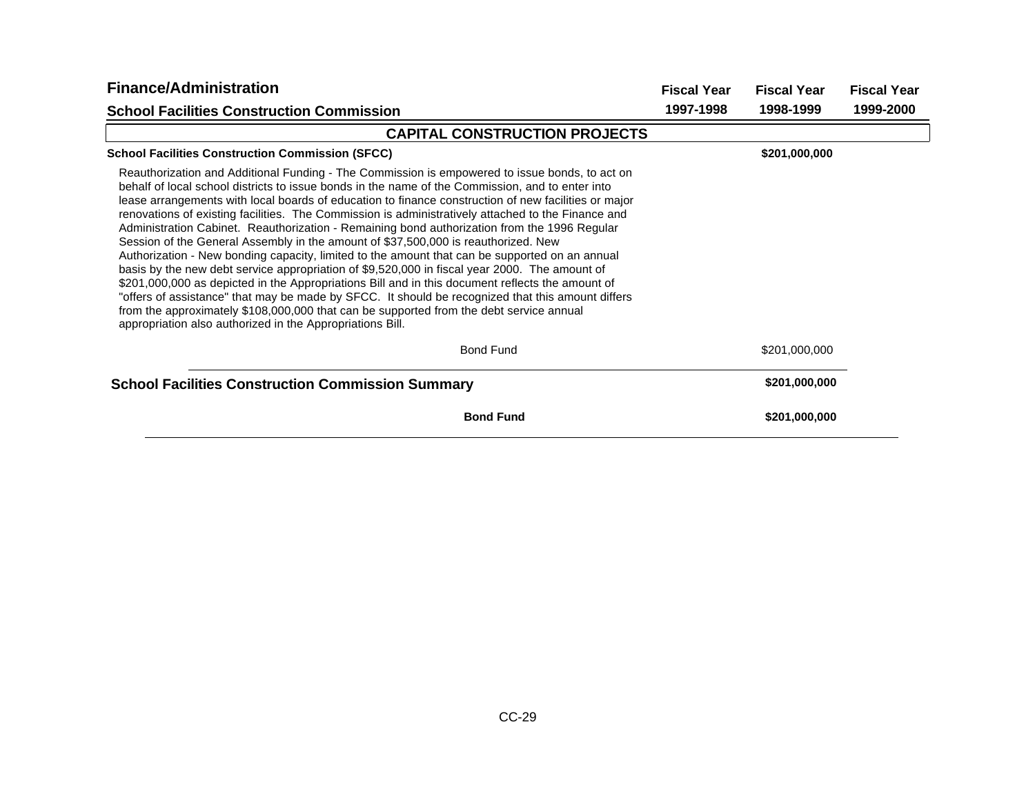## Finance/Administration

### School Facilities Construction Commission

| | Fiscal Year 1997-1998 | Fiscal Year 1998-1999 | Fiscal Year 1999-2000 |
|---|---|---|---|

### CAPITAL CONSTRUCTION PROJECTS

| | Fiscal Year 1997-1998 | Fiscal Year 1998-1999 | Fiscal Year 1999-2000 |
|---|---|---|---|
| **School Facilities Construction Commission (SFCC)** | | **$201,000,000** | |

Reauthorization and Additional Funding - The Commission is empowered to issue bonds, to act on behalf of local school districts to issue bonds in the name of the Commission, and to enter into lease arrangements with local boards of education to finance construction of new facilities or major renovations of existing facilities. The Commission is administratively attached to the Finance and Administration Cabinet. Reauthorization - Remaining bond authorization from the 1996 Regular Session of the General Assembly in the amount of $37,500,000 is reauthorized. New Authorization - New bonding capacity, limited to the amount that can be supported on an annual basis by the new debt service appropriation of $9,520,000 in fiscal year 2000. The amount of $201,000,000 as depicted in the Appropriations Bill and in this document reflects the amount of "offers of assistance" that may be made by SFCC. It should be recognized that this amount differs from the approximately $108,000,000 that can be supported from the debt service annual appropriation also authorized in the Appropriations Bill.

| | Fiscal Year 1997-1998 | Fiscal Year 1998-1999 | Fiscal Year 1999-2000 |
|---|---|---|---|
| Bond Fund | | $201,000,000 | |
| **School Facilities Construction Commission Summary** | | **$201,000,000** | |
| **Bond Fund** | | **$201,000,000** | |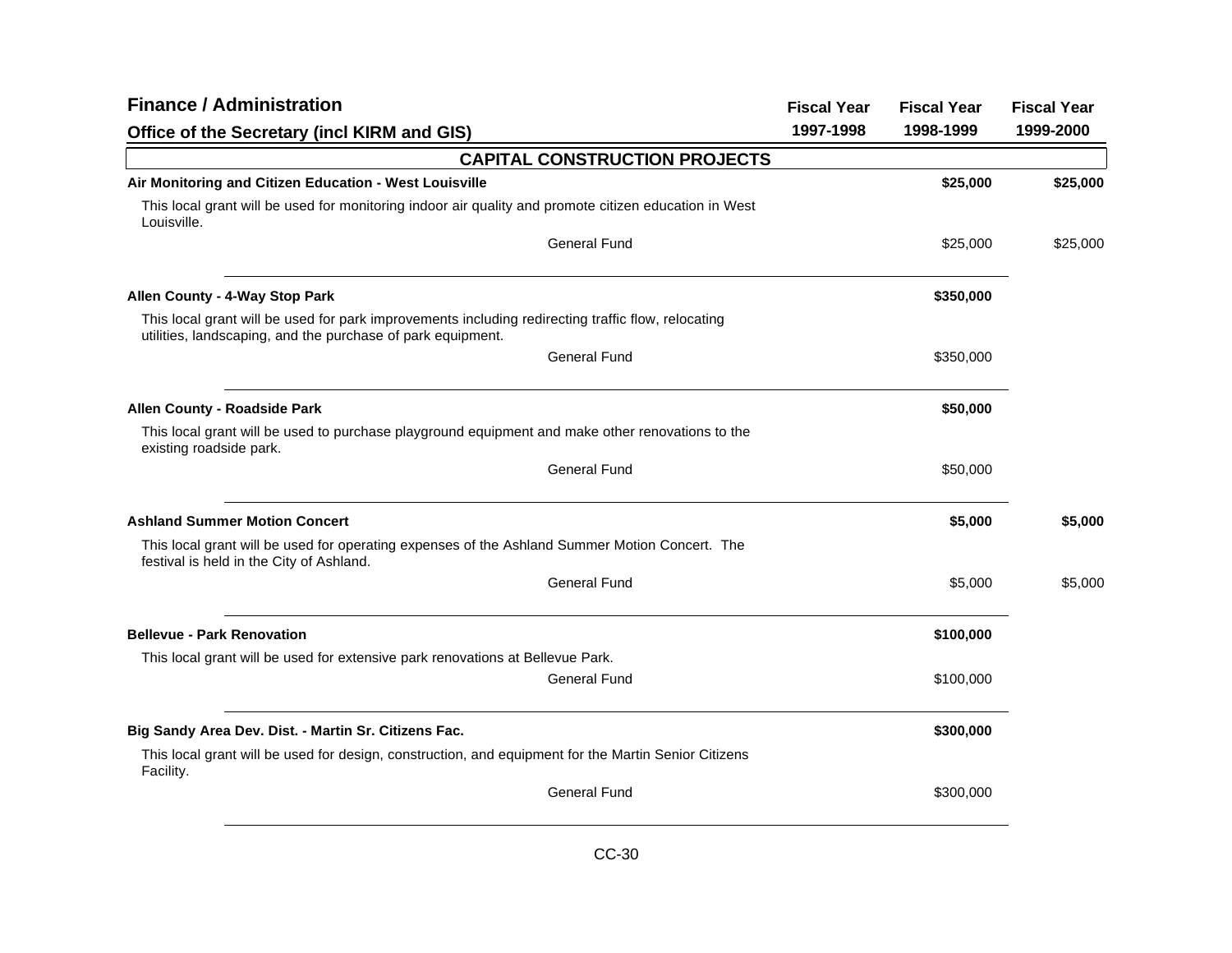# Finance / Administration

## Office of the Secretary (incl KIRM and GIS)

| | Fiscal Year 1997-1998 | Fiscal Year 1998-1999 | Fiscal Year 1999-2000 |
|---|---|---|---|

### CAPITAL CONSTRUCTION PROJECTS

| | Fiscal Year 1997-1998 | Fiscal Year 1998-1999 | Fiscal Year 1999-2000 |
|---|---|---|---|
| **Air Monitoring and Citizen Education - West Louisville** | | **$25,000** | **$25,000** |
| This local grant will be used for monitoring indoor air quality and promote citizen education in West Louisville. | | | |
| General Fund | | $25,000 | $25,000 |
| **Allen County - 4-Way Stop Park** | | **$350,000** | |
| This local grant will be used for park improvements including redirecting traffic flow, relocating utilities, landscaping, and the purchase of park equipment. | | | |
| General Fund | | $350,000 | |
| **Allen County - Roadside Park** | | **$50,000** | |
| This local grant will be used to purchase playground equipment and make other renovations to the existing roadside park. | | | |
| General Fund | | $50,000 | |
| **Ashland Summer Motion Concert** | | **$5,000** | **$5,000** |
| This local grant will be used for operating expenses of the Ashland Summer Motion Concert. The festival is held in the City of Ashland. | | | |
| General Fund | | $5,000 | $5,000 |
| **Bellevue - Park Renovation** | | **$100,000** | |
| This local grant will be used for extensive park renovations at Bellevue Park. | | | |
| General Fund | | $100,000 | |
| **Big Sandy Area Dev. Dist. - Martin Sr. Citizens Fac.** | | **$300,000** | |
| This local grant will be used for design, construction, and equipment for the Martin Senior Citizens Facility. | | | |
| General Fund | | $300,000 | |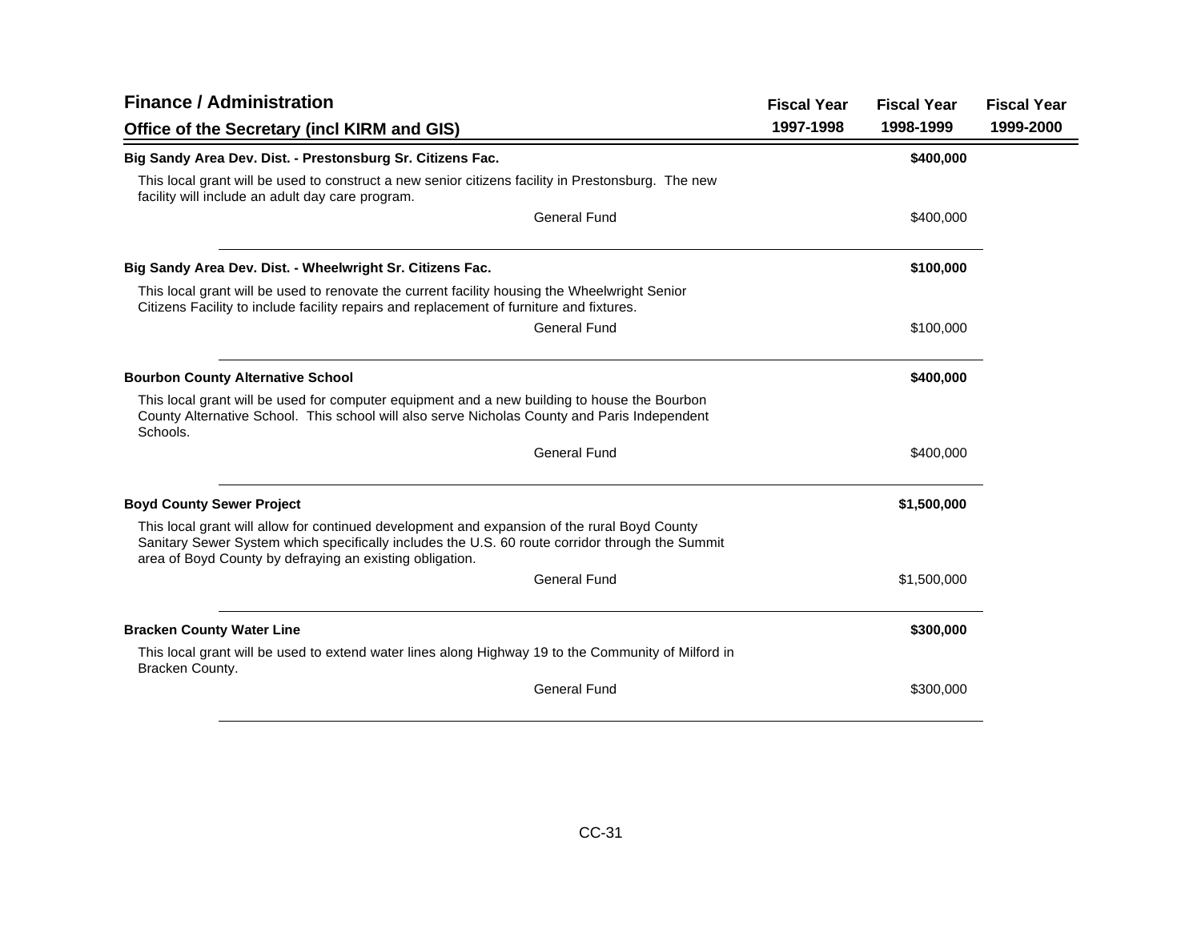## Finance / Administration

### Office of the Secretary (incl KIRM and GIS)

| | Fiscal Year 1997-1998 | Fiscal Year 1998-1999 | Fiscal Year 1999-2000 |
|---|---|---|---|
| **Big Sandy Area Dev. Dist. - Prestonsburg Sr. Citizens Fac.** | | **$400,000** | |
| This local grant will be used to construct a new senior citizens facility in Prestonsburg. The new facility will include an adult day care program. | | | |
| General Fund | | $400,000 | |
| **Big Sandy Area Dev. Dist. - Wheelwright Sr. Citizens Fac.** | | **$100,000** | |
| This local grant will be used to renovate the current facility housing the Wheelwright Senior Citizens Facility to include facility repairs and replacement of furniture and fixtures. | | | |
| General Fund | | $100,000 | |
| **Bourbon County Alternative School** | | **$400,000** | |
| This local grant will be used for computer equipment and a new building to house the Bourbon County Alternative School. This school will also serve Nicholas County and Paris Independent Schools. | | | |
| General Fund | | $400,000 | |
| **Boyd County Sewer Project** | | **$1,500,000** | |
| This local grant will allow for continued development and expansion of the rural Boyd County Sanitary Sewer System which specifically includes the U.S. 60 route corridor through the Summit area of Boyd County by defraying an existing obligation. | | | |
| General Fund | | $1,500,000 | |
| **Bracken County Water Line** | | **$300,000** | |
| This local grant will be used to extend water lines along Highway 19 to the Community of Milford in Bracken County. | | | |
| General Fund | | $300,000 | |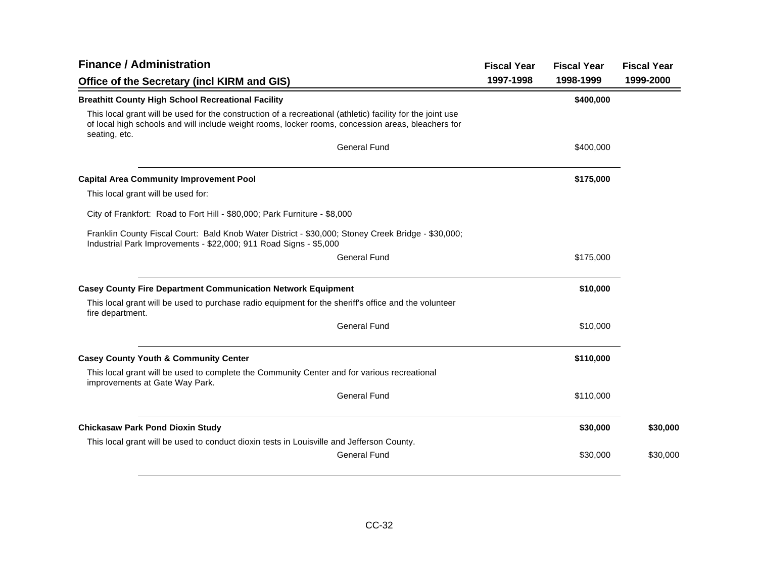## Finance / Administration

### Office of the Secretary (incl KIRM and GIS)

| | Fiscal Year 1997-1998 | Fiscal Year 1998-1999 | Fiscal Year 1999-2000 |
|---|---|---|---|
| **Breathitt County High School Recreational Facility** | | **$400,000** | |
| This local grant will be used for the construction of a recreational (athletic) facility for the joint use of local high schools and will include weight rooms, locker rooms, concession areas, bleachers for seating, etc. | | | |
| General Fund | | $400,000 | |
| **Capital Area Community Improvement Pool** | | **$175,000** | |
| This local grant will be used for:<br><br>City of Frankfort: Road to Fort Hill - $80,000; Park Furniture - $8,000<br><br>Franklin County Fiscal Court: Bald Knob Water District - $30,000; Stoney Creek Bridge - $30,000; Industrial Park Improvements - $22,000; 911 Road Signs - $5,000 | | | |
| General Fund | | $175,000 | |
| **Casey County Fire Department Communication Network Equipment** | | **$10,000** | |
| This local grant will be used to purchase radio equipment for the sheriff's office and the volunteer fire department. | | | |
| General Fund | | $10,000 | |
| **Casey County Youth & Community Center** | | **$110,000** | |
| This local grant will be used to complete the Community Center and for various recreational improvements at Gate Way Park. | | | |
| General Fund | | $110,000 | |
| **Chickasaw Park Pond Dioxin Study** | | **$30,000** | **$30,000** |
| This local grant will be used to conduct dioxin tests in Louisville and Jefferson County. | | | |
| General Fund | | $30,000 | $30,000 |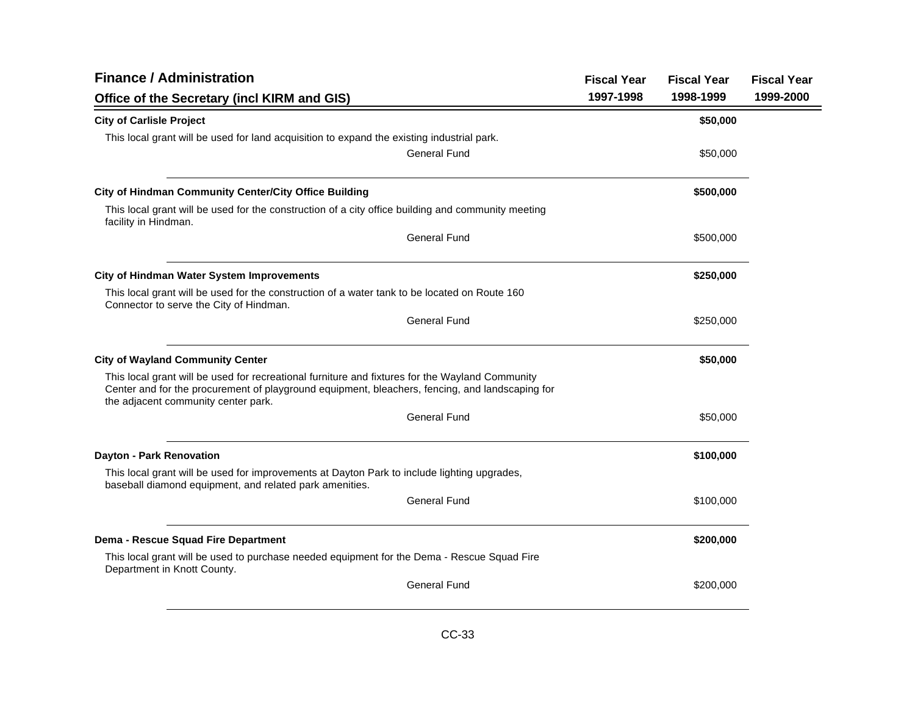## Finance / Administration

### Office of the Secretary (incl KIRM and GIS)

| | Fiscal Year 1997-1998 | Fiscal Year 1998-1999 | Fiscal Year 1999-2000 |
|---|---|---|---|
| **City of Carlisle Project** | | **$50,000** | |
| This local grant will be used for land acquisition to expand the existing industrial park. | | | |
| General Fund | | $50,000 | |
| **City of Hindman Community Center/City Office Building** | | **$500,000** | |
| This local grant will be used for the construction of a city office building and community meeting facility in Hindman. | | | |
| General Fund | | $500,000 | |
| **City of Hindman Water System Improvements** | | **$250,000** | |
| This local grant will be used for the construction of a water tank to be located on Route 160 Connector to serve the City of Hindman. | | | |
| General Fund | | $250,000 | |
| **City of Wayland Community Center** | | **$50,000** | |
| This local grant will be used for recreational furniture and fixtures for the Wayland Community Center and for the procurement of playground equipment, bleachers, fencing, and landscaping for the adjacent community center park. | | | |
| General Fund | | $50,000 | |
| **Dayton - Park Renovation** | | **$100,000** | |
| This local grant will be used for improvements at Dayton Park to include lighting upgrades, baseball diamond equipment, and related park amenities. | | | |
| General Fund | | $100,000 | |
| **Dema - Rescue Squad Fire Department** | | **$200,000** | |
| This local grant will be used to purchase needed equipment for the Dema - Rescue Squad Fire Department in Knott County. | | | |
| General Fund | | $200,000 | |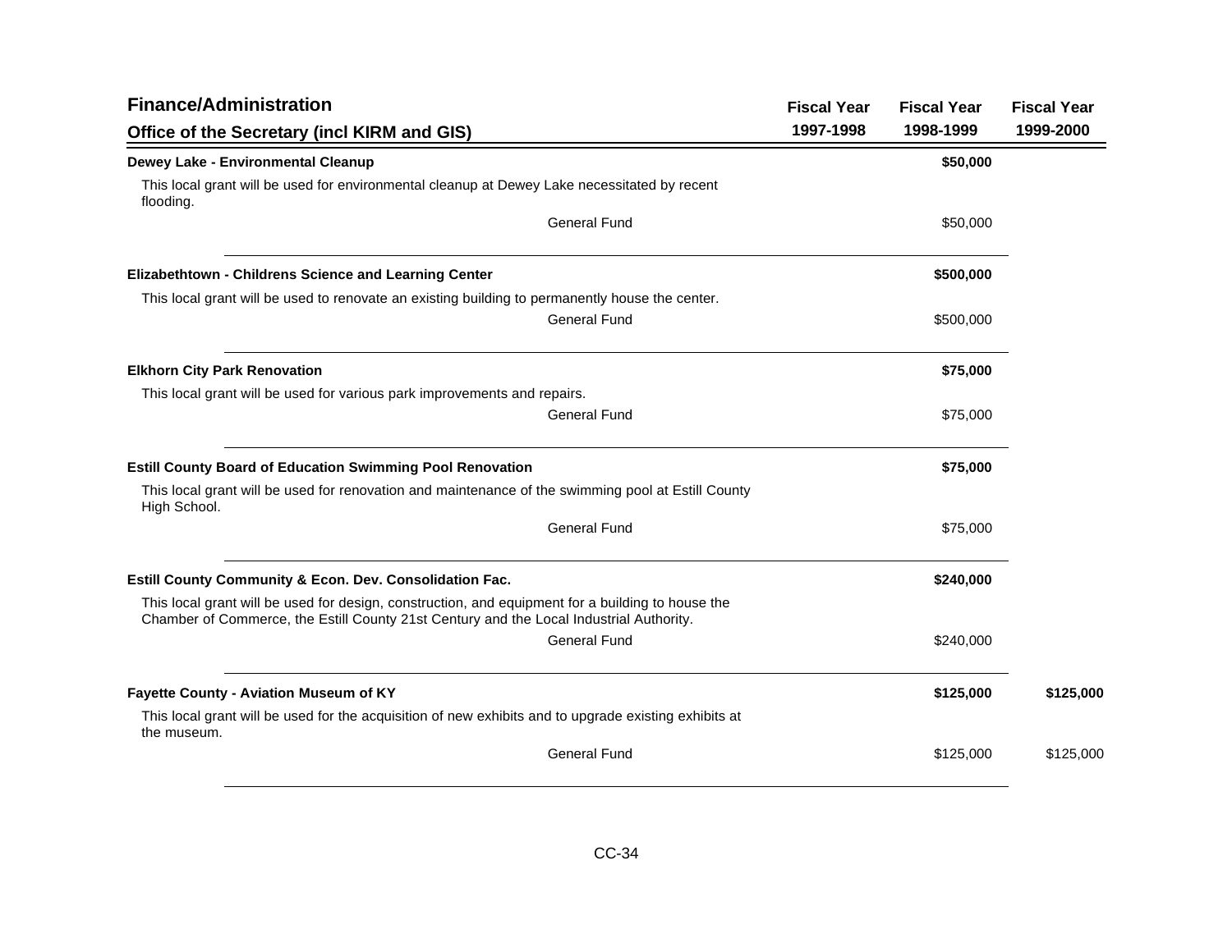## Finance/Administration

### Office of the Secretary (incl KIRM and GIS)

| | Fiscal Year 1997-1998 | Fiscal Year 1998-1999 | Fiscal Year 1999-2000 |
|---|---|---|---|
| **Dewey Lake - Environmental Cleanup** | | **$50,000** | |
| This local grant will be used for environmental cleanup at Dewey Lake necessitated by recent flooding. | | | |
| General Fund | | $50,000 | |
| **Elizabethtown - Childrens Science and Learning Center** | | **$500,000** | |
| This local grant will be used to renovate an existing building to permanently house the center. | | | |
| General Fund | | $500,000 | |
| **Elkhorn City Park Renovation** | | **$75,000** | |
| This local grant will be used for various park improvements and repairs. | | | |
| General Fund | | $75,000 | |
| **Estill County Board of Education Swimming Pool Renovation** | | **$75,000** | |
| This local grant will be used for renovation and maintenance of the swimming pool at Estill County High School. | | | |
| General Fund | | $75,000 | |
| **Estill County Community & Econ. Dev. Consolidation Fac.** | | **$240,000** | |
| This local grant will be used for design, construction, and equipment for a building to house the Chamber of Commerce, the Estill County 21st Century and the Local Industrial Authority. | | | |
| General Fund | | $240,000 | |
| **Fayette County - Aviation Museum of KY** | | **$125,000** | **$125,000** |
| This local grant will be used for the acquisition of new exhibits and to upgrade existing exhibits at the museum. | | | |
| General Fund | | $125,000 | $125,000 |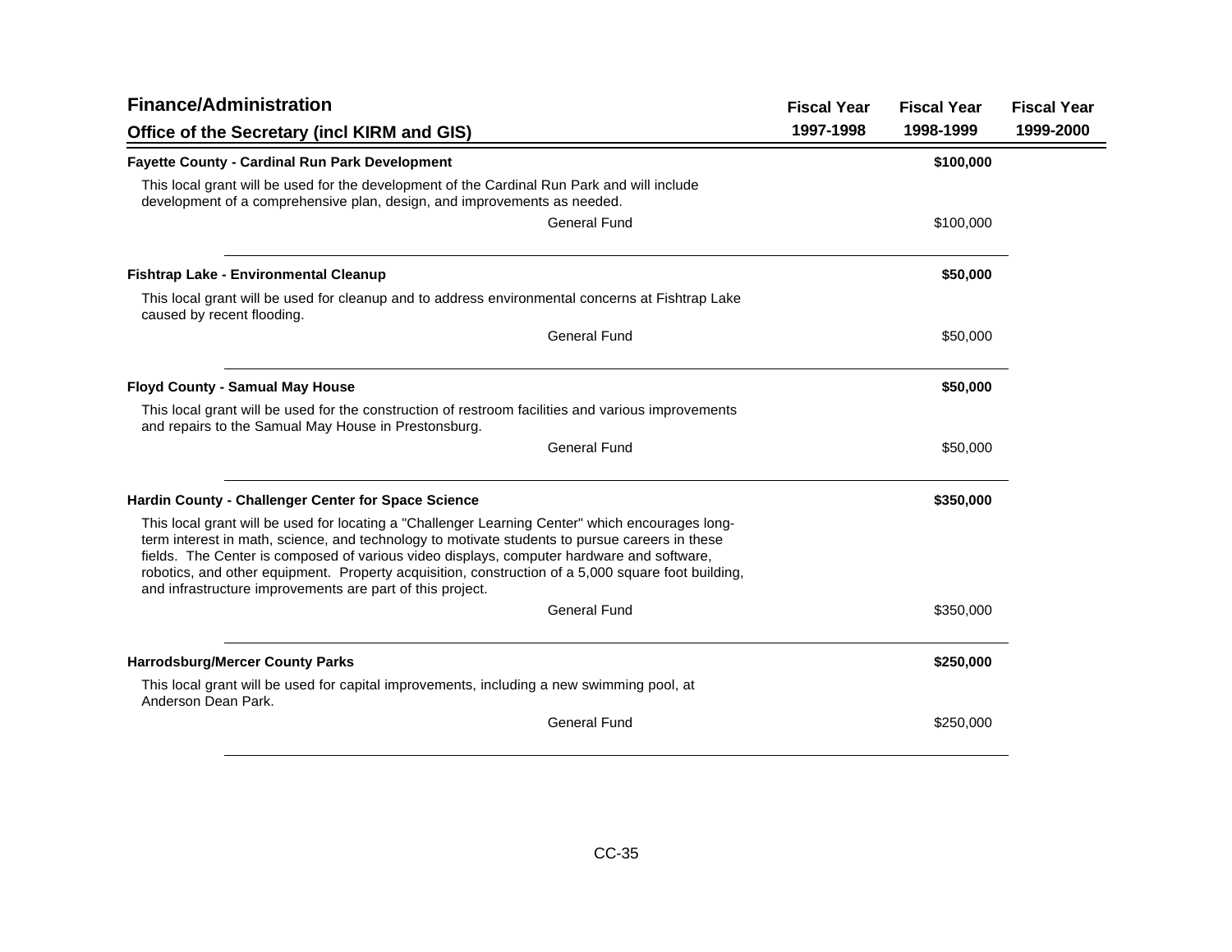## Finance/Administration

### Office of the Secretary (incl KIRM and GIS)

| | Fiscal Year 1997-1998 | Fiscal Year 1998-1999 | Fiscal Year 1999-2000 |
|---|---|---|---|
| **Fayette County - Cardinal Run Park Development** | | **$100,000** | |
| This local grant will be used for the development of the Cardinal Run Park and will include development of a comprehensive plan, design, and improvements as needed. | | | |
| General Fund | | $100,000 | |
| **Fishtrap Lake - Environmental Cleanup** | | **$50,000** | |
| This local grant will be used for cleanup and to address environmental concerns at Fishtrap Lake caused by recent flooding. | | | |
| General Fund | | $50,000 | |
| **Floyd County - Samual May House** | | **$50,000** | |
| This local grant will be used for the construction of restroom facilities and various improvements and repairs to the Samual May House in Prestonsburg. | | | |
| General Fund | | $50,000 | |
| **Hardin County - Challenger Center for Space Science** | | **$350,000** | |
| This local grant will be used for locating a "Challenger Learning Center" which encourages long-term interest in math, science, and technology to motivate students to pursue careers in these fields. The Center is composed of various video displays, computer hardware and software, robotics, and other equipment. Property acquisition, construction of a 5,000 square foot building, and infrastructure improvements are part of this project. | | | |
| General Fund | | $350,000 | |
| **Harrodsburg/Mercer County Parks** | | **$250,000** | |
| This local grant will be used for capital improvements, including a new swimming pool, at Anderson Dean Park. | | | |
| General Fund | | $250,000 | |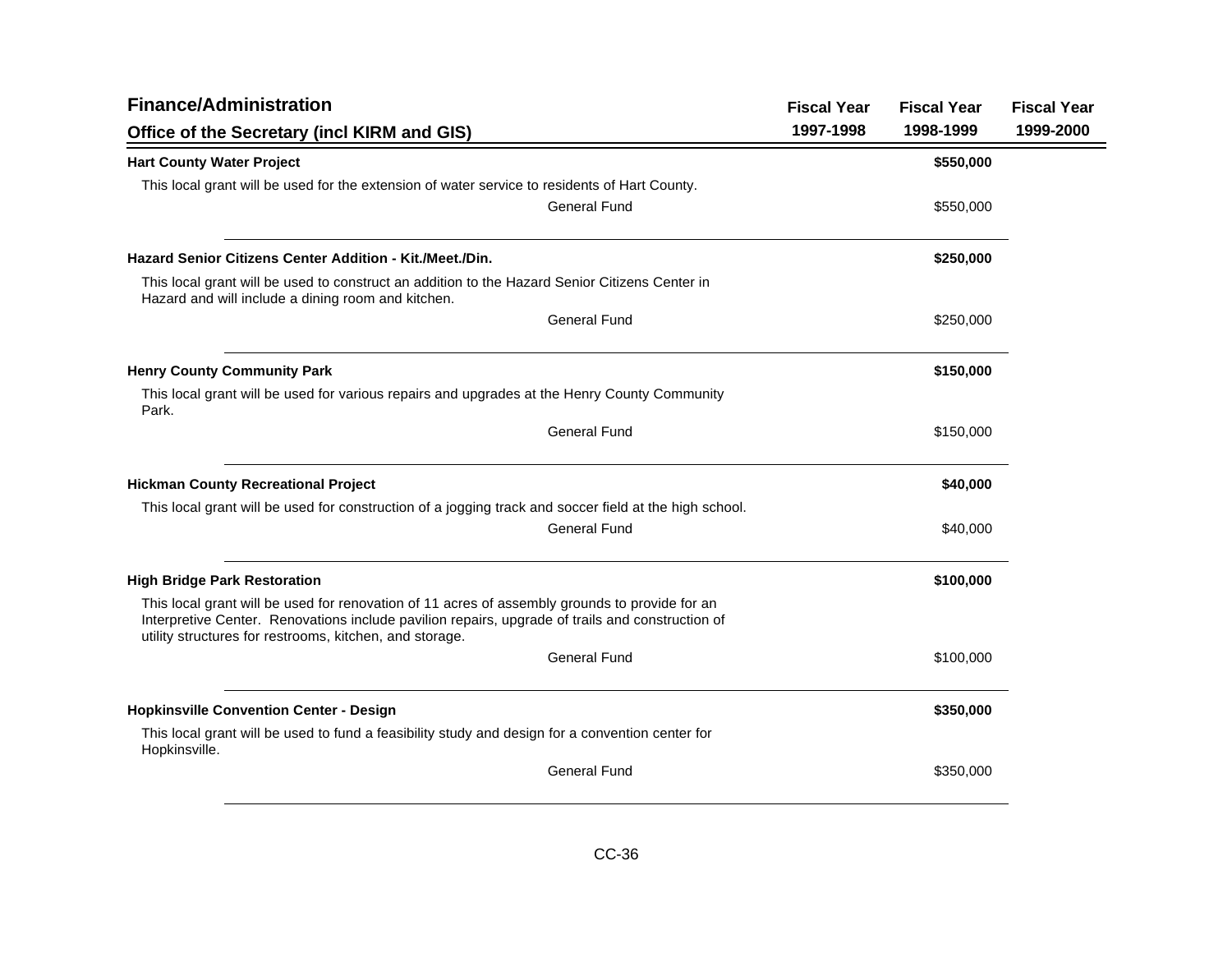## Finance/Administration

### Office of the Secretary (incl KIRM and GIS)

| | Fiscal Year 1997-1998 | Fiscal Year 1998-1999 | Fiscal Year 1999-2000 |
|---|---|---|---|
| **Hart County Water Project** | | **$550,000** | |
| This local grant will be used for the extension of water service to residents of Hart County. | | | |
| General Fund | | $550,000 | |
| **Hazard Senior Citizens Center Addition - Kit./Meet./Din.** | | **$250,000** | |
| This local grant will be used to construct an addition to the Hazard Senior Citizens Center in Hazard and will include a dining room and kitchen. | | | |
| General Fund | | $250,000 | |
| **Henry County Community Park** | | **$150,000** | |
| This local grant will be used for various repairs and upgrades at the Henry County Community Park. | | | |
| General Fund | | $150,000 | |
| **Hickman County Recreational Project** | | **$40,000** | |
| This local grant will be used for construction of a jogging track and soccer field at the high school. | | | |
| General Fund | | $40,000 | |
| **High Bridge Park Restoration** | | **$100,000** | |
| This local grant will be used for renovation of 11 acres of assembly grounds to provide for an Interpretive Center. Renovations include pavilion repairs, upgrade of trails and construction of utility structures for restrooms, kitchen, and storage. | | | |
| General Fund | | $100,000 | |
| **Hopkinsville Convention Center - Design** | | **$350,000** | |
| This local grant will be used to fund a feasibility study and design for a convention center for Hopkinsville. | | | |
| General Fund | | $350,000 | |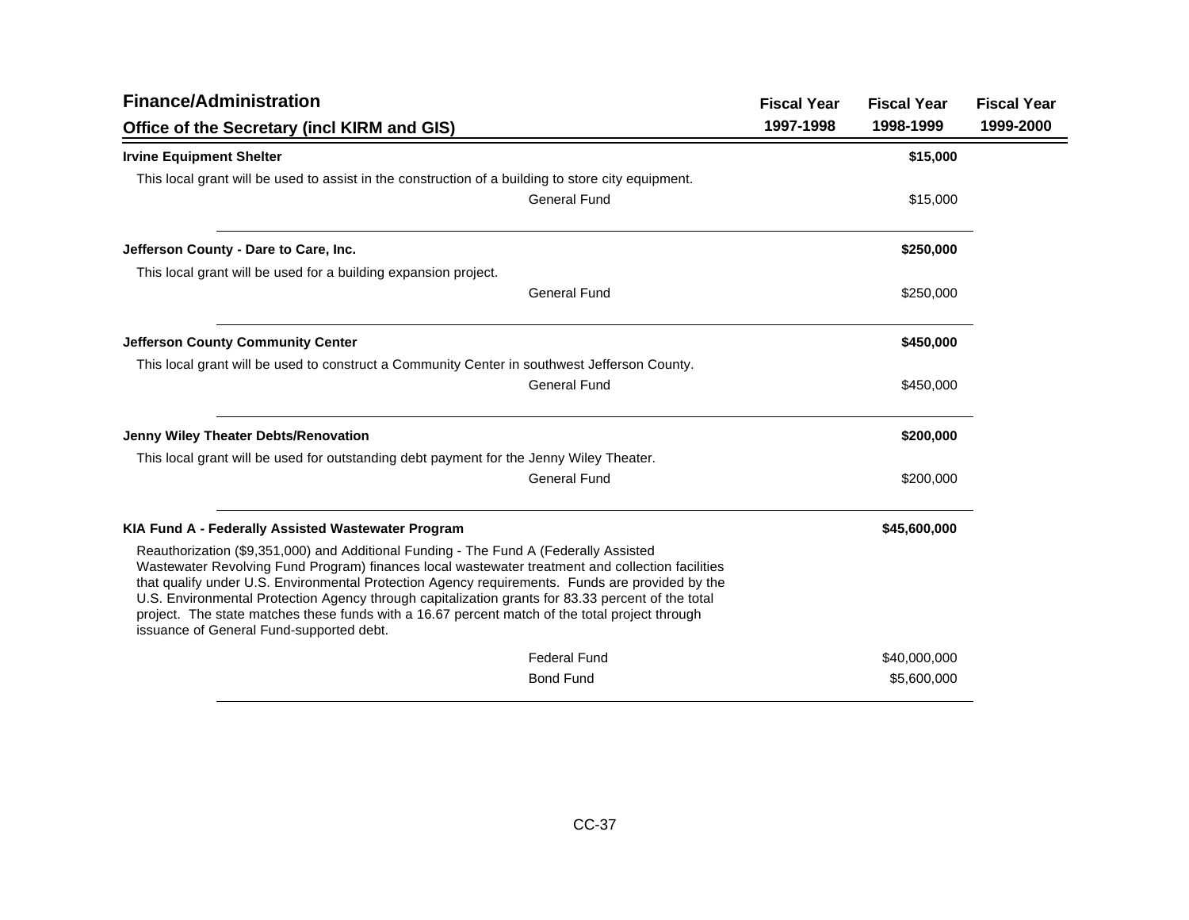## Finance/Administration

### Office of the Secretary (incl KIRM and GIS)

| | Fiscal Year 1997-1998 | Fiscal Year 1998-1999 | Fiscal Year 1999-2000 |
|---|---|---|---|
| **Irvine Equipment Shelter** | | **$15,000** | |
| This local grant will be used to assist in the construction of a building to store city equipment. | | | |
| General Fund | | $15,000 | |
| **Jefferson County - Dare to Care, Inc.** | | **$250,000** | |
| This local grant will be used for a building expansion project. | | | |
| General Fund | | $250,000 | |
| **Jefferson County Community Center** | | **$450,000** | |
| This local grant will be used to construct a Community Center in southwest Jefferson County. | | | |
| General Fund | | $450,000 | |
| **Jenny Wiley Theater Debts/Renovation** | | **$200,000** | |
| This local grant will be used for outstanding debt payment for the Jenny Wiley Theater. | | | |
| General Fund | | $200,000 | |
| **KIA Fund A - Federally Assisted Wastewater Program** | | **$45,600,000** | |
| Reauthorization ($9,351,000) and Additional Funding - The Fund A (Federally Assisted Wastewater Revolving Fund Program) finances local wastewater treatment and collection facilities that qualify under U.S. Environmental Protection Agency requirements. Funds are provided by the U.S. Environmental Protection Agency through capitalization grants for 83.33 percent of the total project. The state matches these funds with a 16.67 percent match of the total project through issuance of General Fund-supported debt. | | | |
| Federal Fund | | $40,000,000 | |
| Bond Fund | | $5,600,000 | |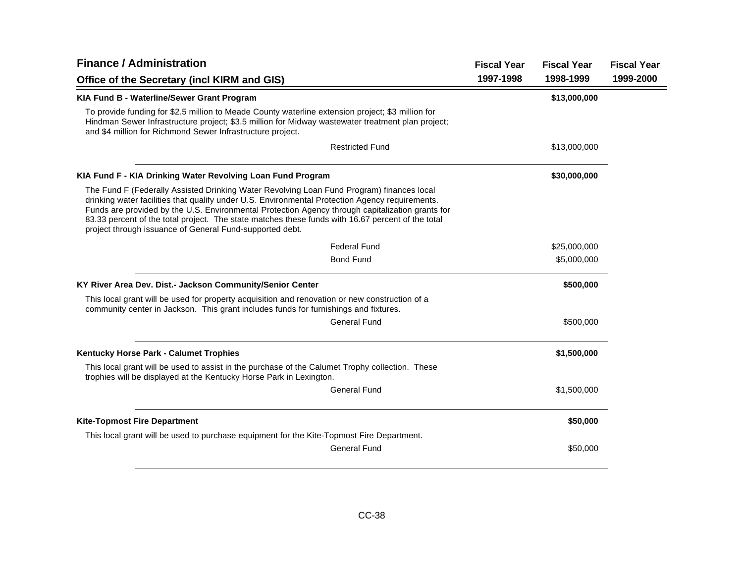## Finance / Administration

### Office of the Secretary (incl KIRM and GIS)

| | | Fiscal Year 1997-1998 | Fiscal Year 1998-1999 | Fiscal Year 1999-2000 |
|---|---|---|---|---|
| **KIA Fund B - Waterline/Sewer Grant Program** | | | **$13,000,000** | |
| To provide funding for $2.5 million to Meade County waterline extension project; $3 million for Hindman Sewer Infrastructure project; $3.5 million for Midway wastewater treatment plan project; and $4 million for Richmond Sewer Infrastructure project. | | | | |
| | Restricted Fund | | $13,000,000 | |
| **KIA Fund F - KIA Drinking Water Revolving Loan Fund Program** | | | **$30,000,000** | |
| The Fund F (Federally Assisted Drinking Water Revolving Loan Fund Program) finances local drinking water facilities that qualify under U.S. Environmental Protection Agency requirements. Funds are provided by the U.S. Environmental Protection Agency through capitalization grants for 83.33 percent of the total project. The state matches these funds with 16.67 percent of the total project through issuance of General Fund-supported debt. | | | | |
| | Federal Fund | | $25,000,000 | |
| | Bond Fund | | $5,000,000 | |
| **KY River Area Dev. Dist.- Jackson Community/Senior Center** | | | **$500,000** | |
| This local grant will be used for property acquisition and renovation or new construction of a community center in Jackson. This grant includes funds for furnishings and fixtures. | | | | |
| | General Fund | | $500,000 | |
| **Kentucky Horse Park - Calumet Trophies** | | | **$1,500,000** | |
| This local grant will be used to assist in the purchase of the Calumet Trophy collection. These trophies will be displayed at the Kentucky Horse Park in Lexington. | | | | |
| | General Fund | | $1,500,000 | |
| **Kite-Topmost Fire Department** | | | **$50,000** | |
| This local grant will be used to purchase equipment for the Kite-Topmost Fire Department. | | | | |
| | General Fund | | $50,000 | |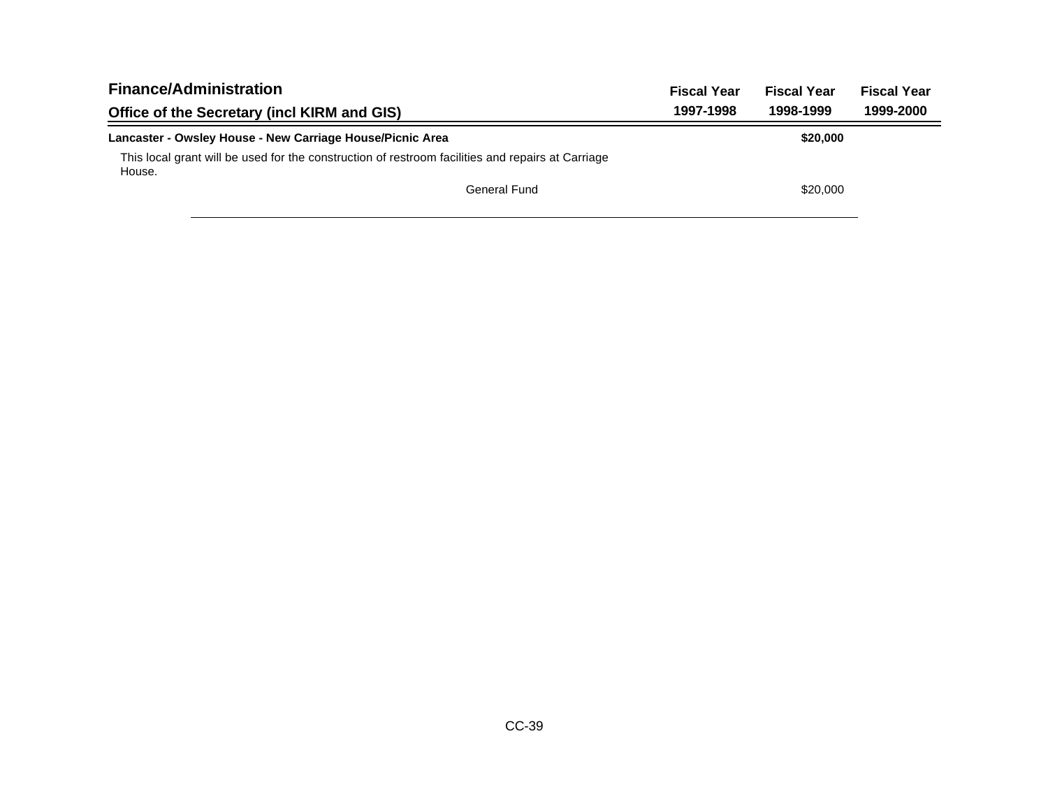## Finance/Administration

### Office of the Secretary (incl KIRM and GIS)

| | Fiscal Year 1997-1998 | Fiscal Year 1998-1999 | Fiscal Year 1999-2000 |
|---|---|---|---|
| **Lancaster - Owsley House - New Carriage House/Picnic Area** | | **$20,000** | |
| This local grant will be used for the construction of restroom facilities and repairs at Carriage House. | | | |
| General Fund | | $20,000 | |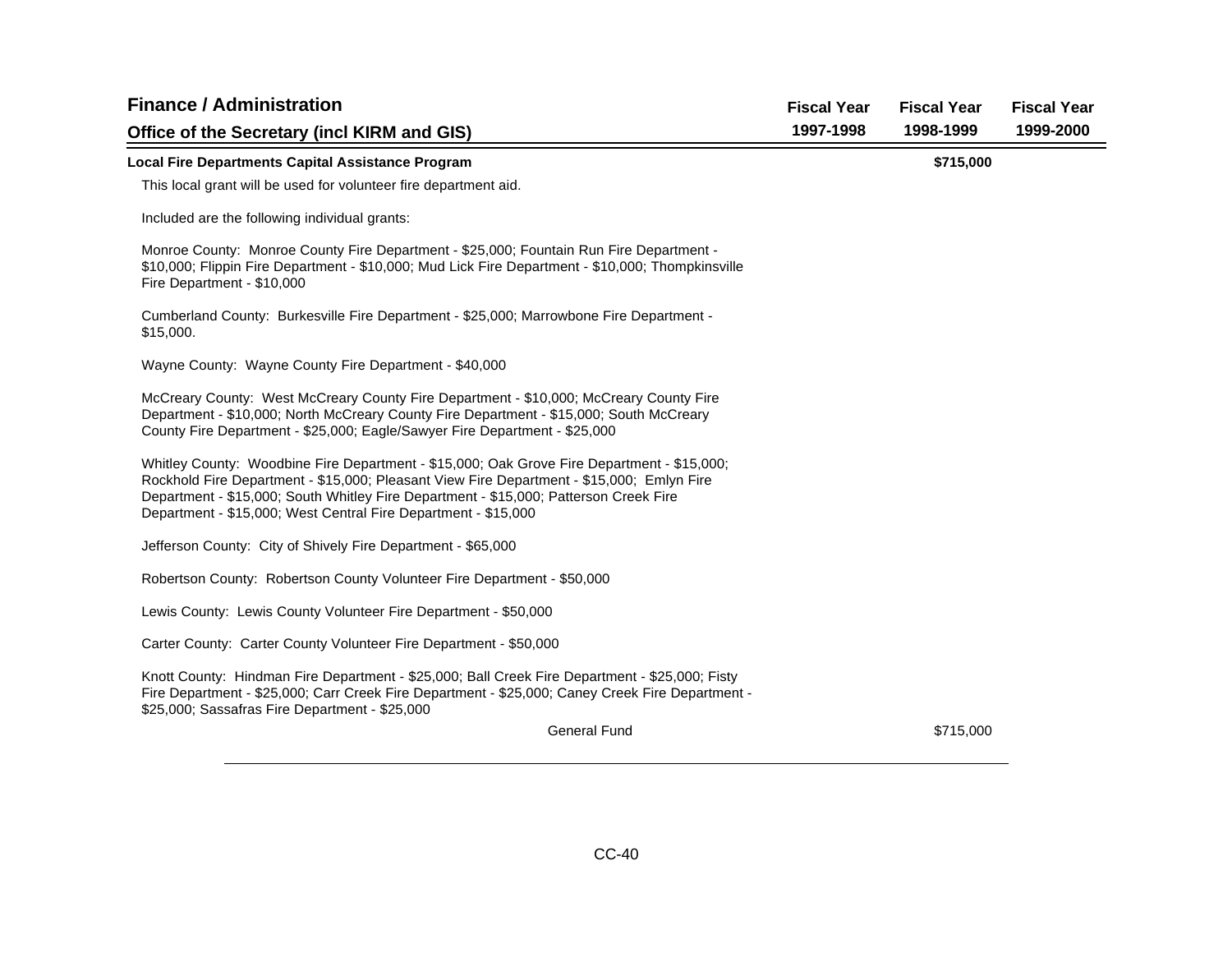## Finance / Administration

### Office of the Secretary (incl KIRM and GIS)

| | Fiscal Year 1997-1998 | Fiscal Year 1998-1999 | Fiscal Year 1999-2000 |
|---|---|---|---|
| **Local Fire Departments Capital Assistance Program** | | **$715,000** | |

This local grant will be used for volunteer fire department aid.

Included are the following individual grants:

Monroe County: Monroe County Fire Department - $25,000; Fountain Run Fire Department - $10,000; Flippin Fire Department - $10,000; Mud Lick Fire Department - $10,000; Thompkinsville Fire Department - $10,000

Cumberland County: Burkesville Fire Department - $25,000; Marrowbone Fire Department - $15,000.

Wayne County: Wayne County Fire Department - $40,000

McCreary County: West McCreary County Fire Department - $10,000; McCreary County Fire Department - $10,000; North McCreary County Fire Department - $15,000; South McCreary County Fire Department - $25,000; Eagle/Sawyer Fire Department - $25,000

Whitley County: Woodbine Fire Department - $15,000; Oak Grove Fire Department - $15,000; Rockhold Fire Department - $15,000; Pleasant View Fire Department - $15,000; Emlyn Fire Department - $15,000; South Whitley Fire Department - $15,000; Patterson Creek Fire Department - $15,000; West Central Fire Department - $15,000

Jefferson County: City of Shively Fire Department - $65,000

Robertson County: Robertson County Volunteer Fire Department - $50,000

Lewis County: Lewis County Volunteer Fire Department - $50,000

Carter County: Carter County Volunteer Fire Department - $50,000

Knott County: Hindman Fire Department - $25,000; Ball Creek Fire Department - $25,000; Fisty Fire Department - $25,000; Carr Creek Fire Department - $25,000; Caney Creek Fire Department - $25,000; Sassafras Fire Department - $25,000

| | Fiscal Year 1997-1998 | Fiscal Year 1998-1999 | Fiscal Year 1999-2000 |
|---|---|---|---|
| General Fund | | $715,000 | |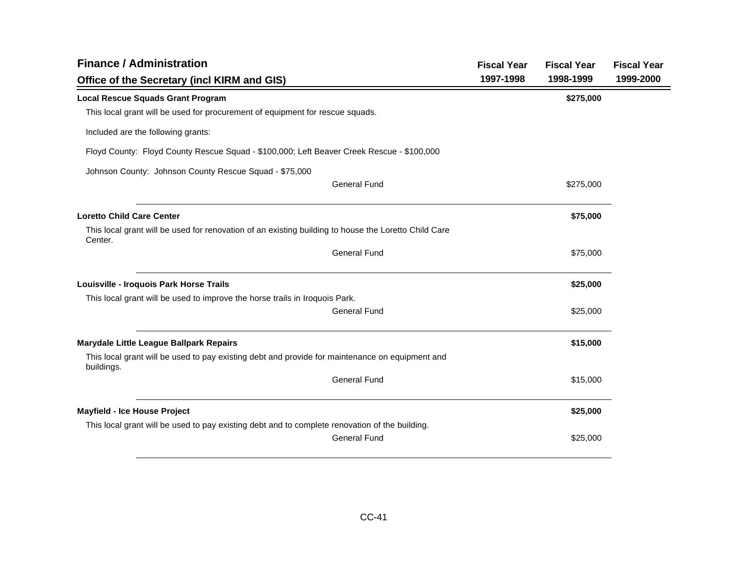## Finance / Administration

### Office of the Secretary (incl KIRM and GIS)

| | Fiscal Year 1997-1998 | Fiscal Year 1998-1999 | Fiscal Year 1999-2000 |
|---|---|---|---|
| **Local Rescue Squads Grant Program** | | **$275,000** | |
| This local grant will be used for procurement of equipment for rescue squads. | | | |
| Included are the following grants: | | | |
| Floyd County: Floyd County Rescue Squad - $100,000; Left Beaver Creek Rescue - $100,000 | | | |
| Johnson County: Johnson County Rescue Squad - $75,000 | | | |
| General Fund | | $275,000 | |
| **Loretto Child Care Center** | | **$75,000** | |
| This local grant will be used for renovation of an existing building to house the Loretto Child Care Center. | | | |
| General Fund | | $75,000 | |
| **Louisville - Iroquois Park Horse Trails** | | **$25,000** | |
| This local grant will be used to improve the horse trails in Iroquois Park. | | | |
| General Fund | | $25,000 | |
| **Marydale Little League Ballpark Repairs** | | **$15,000** | |
| This local grant will be used to pay existing debt and provide for maintenance on equipment and buildings. | | | |
| General Fund | | $15,000 | |
| **Mayfield - Ice House Project** | | **$25,000** | |
| This local grant will be used to pay existing debt and to complete renovation of the building. | | | |
| General Fund | | $25,000 | |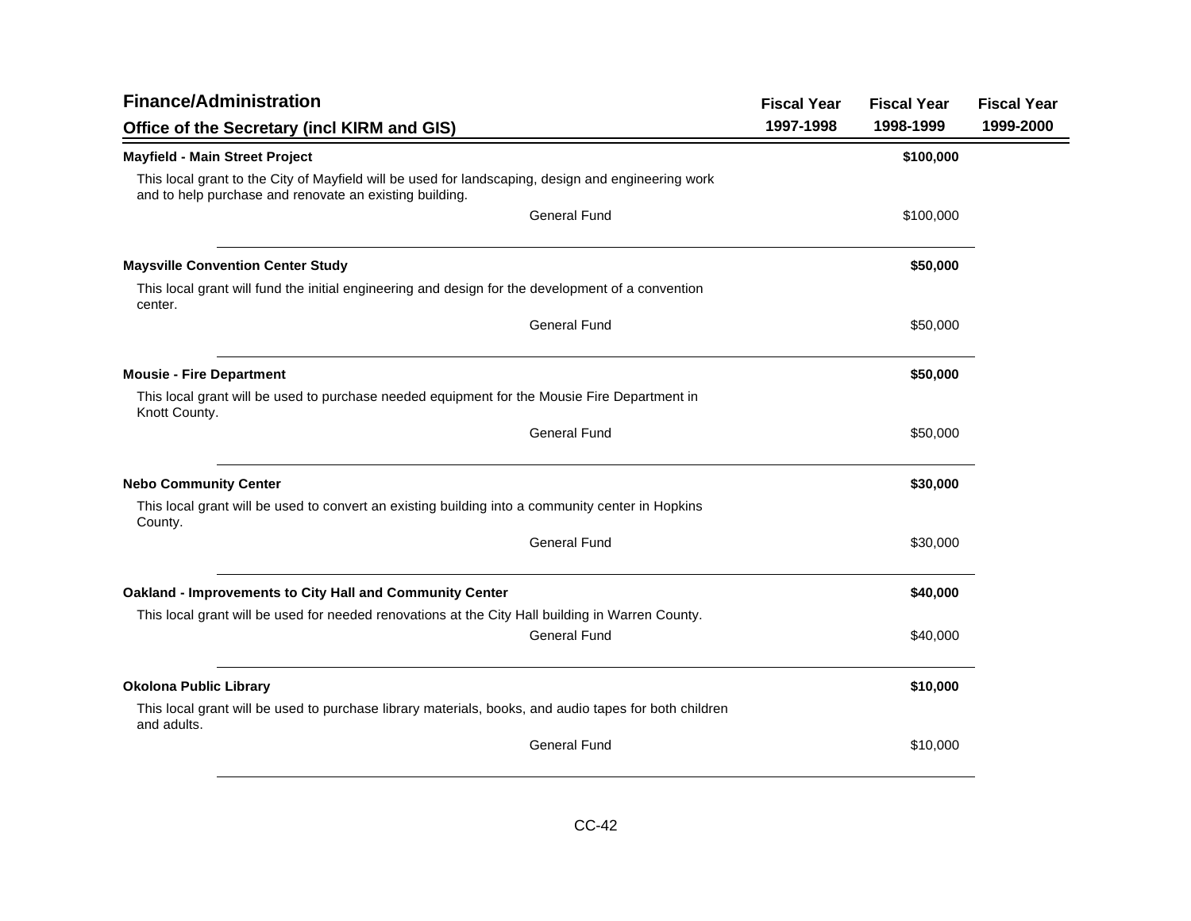# Finance/Administration

## Office of the Secretary (incl KIRM and GIS)

| | Fiscal Year 1997-1998 | Fiscal Year 1998-1999 | Fiscal Year 1999-2000 |
|---|---|---|---|
| **Mayfield - Main Street Project** | | **$100,000** | |
| This local grant to the City of Mayfield will be used for landscaping, design and engineering work and to help purchase and renovate an existing building. | | | |
| General Fund | | $100,000 | |
| **Maysville Convention Center Study** | | **$50,000** | |
| This local grant will fund the initial engineering and design for the development of a convention center. | | | |
| General Fund | | $50,000 | |
| **Mousie - Fire Department** | | **$50,000** | |
| This local grant will be used to purchase needed equipment for the Mousie Fire Department in Knott County. | | | |
| General Fund | | $50,000 | |
| **Nebo Community Center** | | **$30,000** | |
| This local grant will be used to convert an existing building into a community center in Hopkins County. | | | |
| General Fund | | $30,000 | |
| **Oakland - Improvements to City Hall and Community Center** | | **$40,000** | |
| This local grant will be used for needed renovations at the City Hall building in Warren County. | | | |
| General Fund | | $40,000 | |
| **Okolona Public Library** | | **$10,000** | |
| This local grant will be used to purchase library materials, books, and audio tapes for both children and adults. | | | |
| General Fund | | $10,000 | |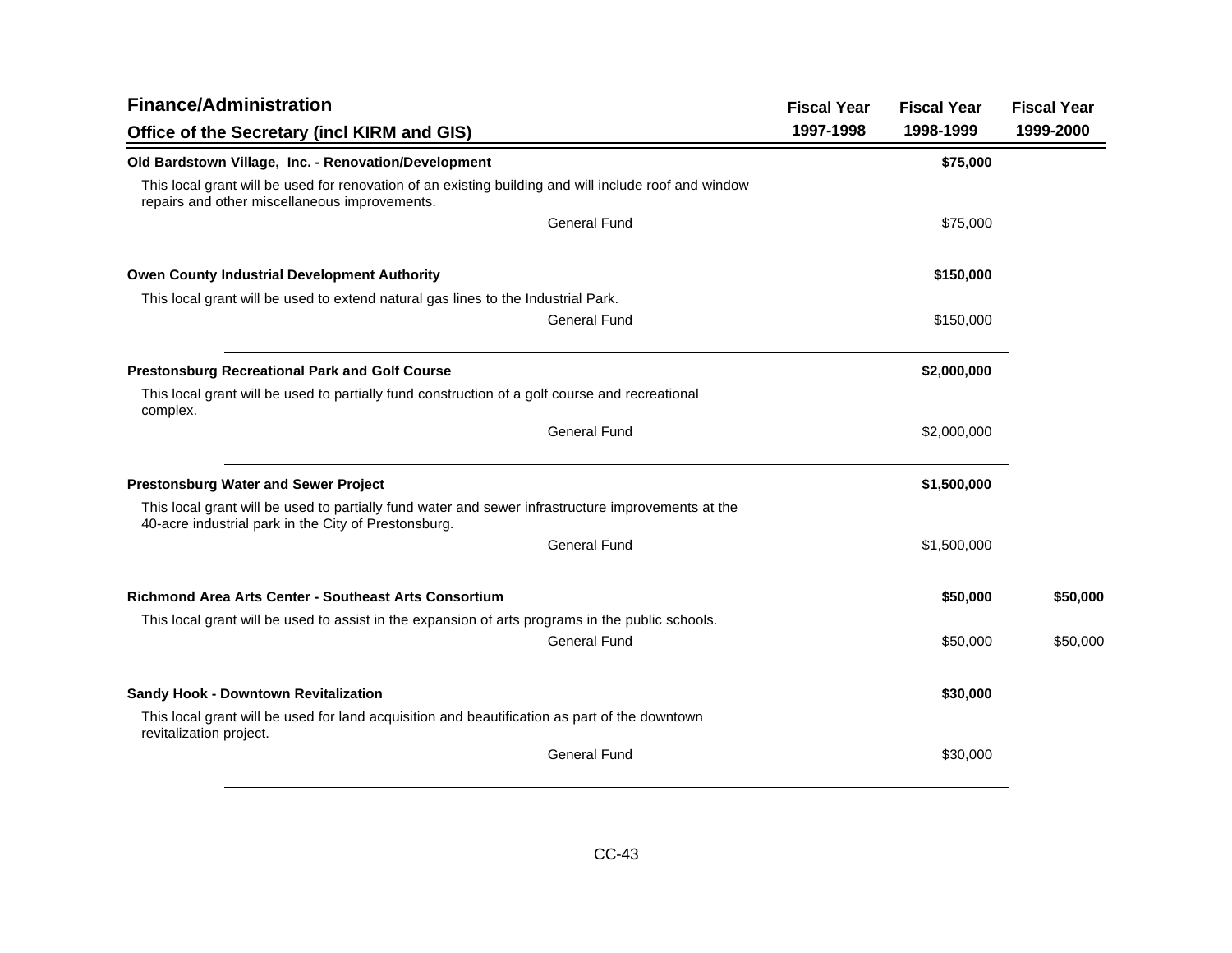## Finance/Administration

### Office of the Secretary (incl KIRM and GIS)

| | Fiscal Year 1997-1998 | Fiscal Year 1998-1999 | Fiscal Year 1999-2000 |
|---|---|---|---|
| **Old Bardstown Village, Inc. - Renovation/Development** | | **$75,000** | |
| This local grant will be used for renovation of an existing building and will include roof and window repairs and other miscellaneous improvements. | | | |
| General Fund | | $75,000 | |
| **Owen County Industrial Development Authority** | | **$150,000** | |
| This local grant will be used to extend natural gas lines to the Industrial Park. | | | |
| General Fund | | $150,000 | |
| **Prestonsburg Recreational Park and Golf Course** | | **$2,000,000** | |
| This local grant will be used to partially fund construction of a golf course and recreational complex. | | | |
| General Fund | | $2,000,000 | |
| **Prestonsburg Water and Sewer Project** | | **$1,500,000** | |
| This local grant will be used to partially fund water and sewer infrastructure improvements at the 40-acre industrial park in the City of Prestonsburg. | | | |
| General Fund | | $1,500,000 | |
| **Richmond Area Arts Center - Southeast Arts Consortium** | | **$50,000** | **$50,000** |
| This local grant will be used to assist in the expansion of arts programs in the public schools. | | | |
| General Fund | | $50,000 | $50,000 |
| **Sandy Hook - Downtown Revitalization** | | **$30,000** | |
| This local grant will be used for land acquisition and beautification as part of the downtown revitalization project. | | | |
| General Fund | | $30,000 | |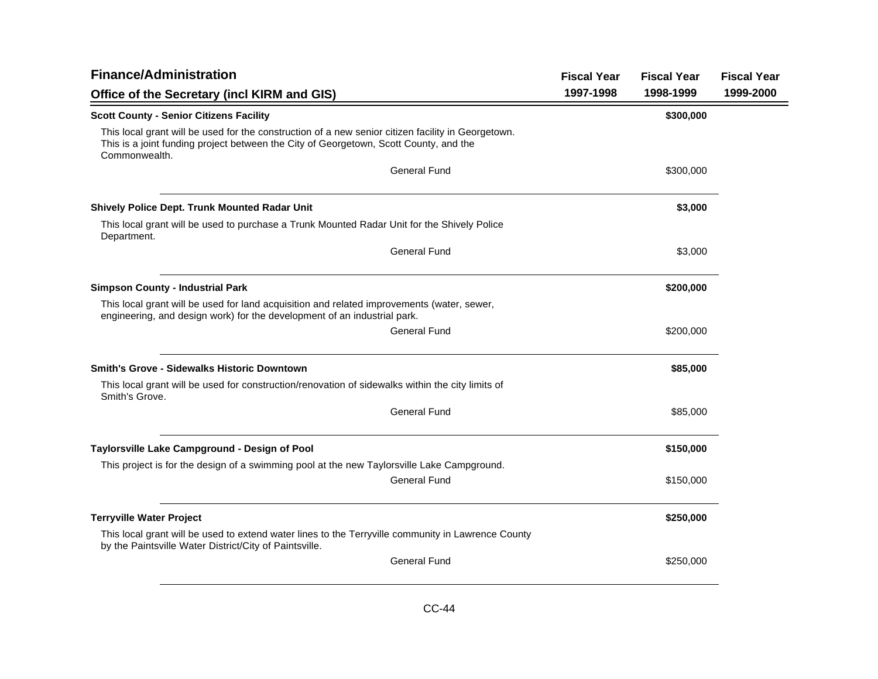## Finance/Administration

### Office of the Secretary (incl KIRM and GIS)

| | Fiscal Year 1997-1998 | Fiscal Year 1998-1999 | Fiscal Year 1999-2000 |
|---|---|---|---|
| **Scott County - Senior Citizens Facility** | | **$300,000** | |
| This local grant will be used for the construction of a new senior citizen facility in Georgetown. This is a joint funding project between the City of Georgetown, Scott County, and the Commonwealth. | | | |
| General Fund | | $300,000 | |
| **Shively Police Dept. Trunk Mounted Radar Unit** | | **$3,000** | |
| This local grant will be used to purchase a Trunk Mounted Radar Unit for the Shively Police Department. | | | |
| General Fund | | $3,000 | |
| **Simpson County - Industrial Park** | | **$200,000** | |
| This local grant will be used for land acquisition and related improvements (water, sewer, engineering, and design work) for the development of an industrial park. | | | |
| General Fund | | $200,000 | |
| **Smith's Grove - Sidewalks Historic Downtown** | | **$85,000** | |
| This local grant will be used for construction/renovation of sidewalks within the city limits of Smith's Grove. | | | |
| General Fund | | $85,000 | |
| **Taylorsville Lake Campground - Design of Pool** | | **$150,000** | |
| This project is for the design of a swimming pool at the new Taylorsville Lake Campground. | | | |
| General Fund | | $150,000 | |
| **Terryville Water Project** | | **$250,000** | |
| This local grant will be used to extend water lines to the Terryville community in Lawrence County by the Paintsville Water District/City of Paintsville. | | | |
| General Fund | | $250,000 | |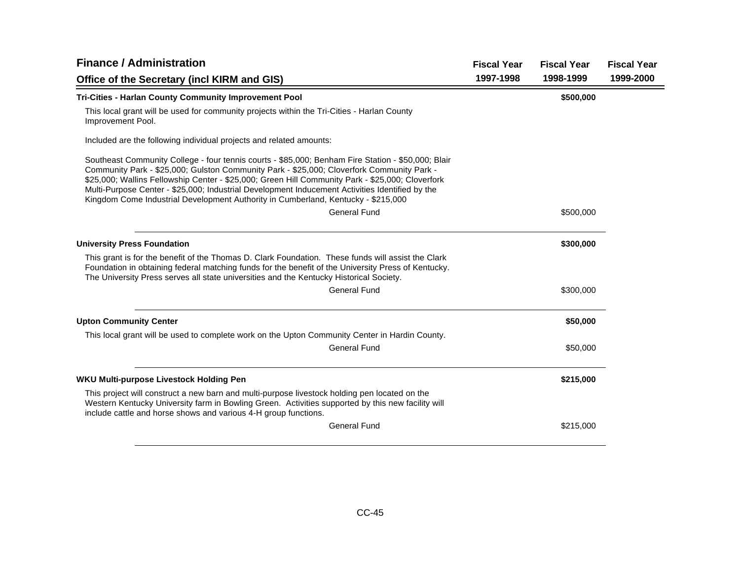## Finance / Administration

### Office of the Secretary (incl KIRM and GIS)

| | Fiscal Year 1997-1998 | Fiscal Year 1998-1999 | Fiscal Year 1999-2000 |
|---|---|---|---|
| **Tri-Cities - Harlan County Community Improvement Pool** | | **$500,000** | |
| General Fund | | $500,000 | |

This local grant will be used for community projects within the Tri-Cities - Harlan County Improvement Pool.

Included are the following individual projects and related amounts:

Southeast Community College - four tennis courts - $85,000; Benham Fire Station - $50,000; Blair Community Park - $25,000; Gulston Community Park - $25,000; Cloverfork Community Park - $25,000; Wallins Fellowship Center - $25,000; Green Hill Community Park - $25,000; Cloverfork Multi-Purpose Center - $25,000; Industrial Development Inducement Activities Identified by the Kingdom Come Industrial Development Authority in Cumberland, Kentucky - $215,000

| | Fiscal Year 1997-1998 | Fiscal Year 1998-1999 | Fiscal Year 1999-2000 |
|---|---|---|---|
| **University Press Foundation** | | **$300,000** | |
| General Fund | | $300,000 | |

This grant is for the benefit of the Thomas D. Clark Foundation. These funds will assist the Clark Foundation in obtaining federal matching funds for the benefit of the University Press of Kentucky. The University Press serves all state universities and the Kentucky Historical Society.

| | Fiscal Year 1997-1998 | Fiscal Year 1998-1999 | Fiscal Year 1999-2000 |
|---|---|---|---|
| **Upton Community Center** | | **$50,000** | |
| General Fund | | $50,000 | |

This local grant will be used to complete work on the Upton Community Center in Hardin County.

| | Fiscal Year 1997-1998 | Fiscal Year 1998-1999 | Fiscal Year 1999-2000 |
|---|---|---|---|
| **WKU Multi-purpose Livestock Holding Pen** | | **$215,000** | |
| General Fund | | $215,000 | |

This project will construct a new barn and multi-purpose livestock holding pen located on the Western Kentucky University farm in Bowling Green. Activities supported by this new facility will include cattle and horse shows and various 4-H group functions.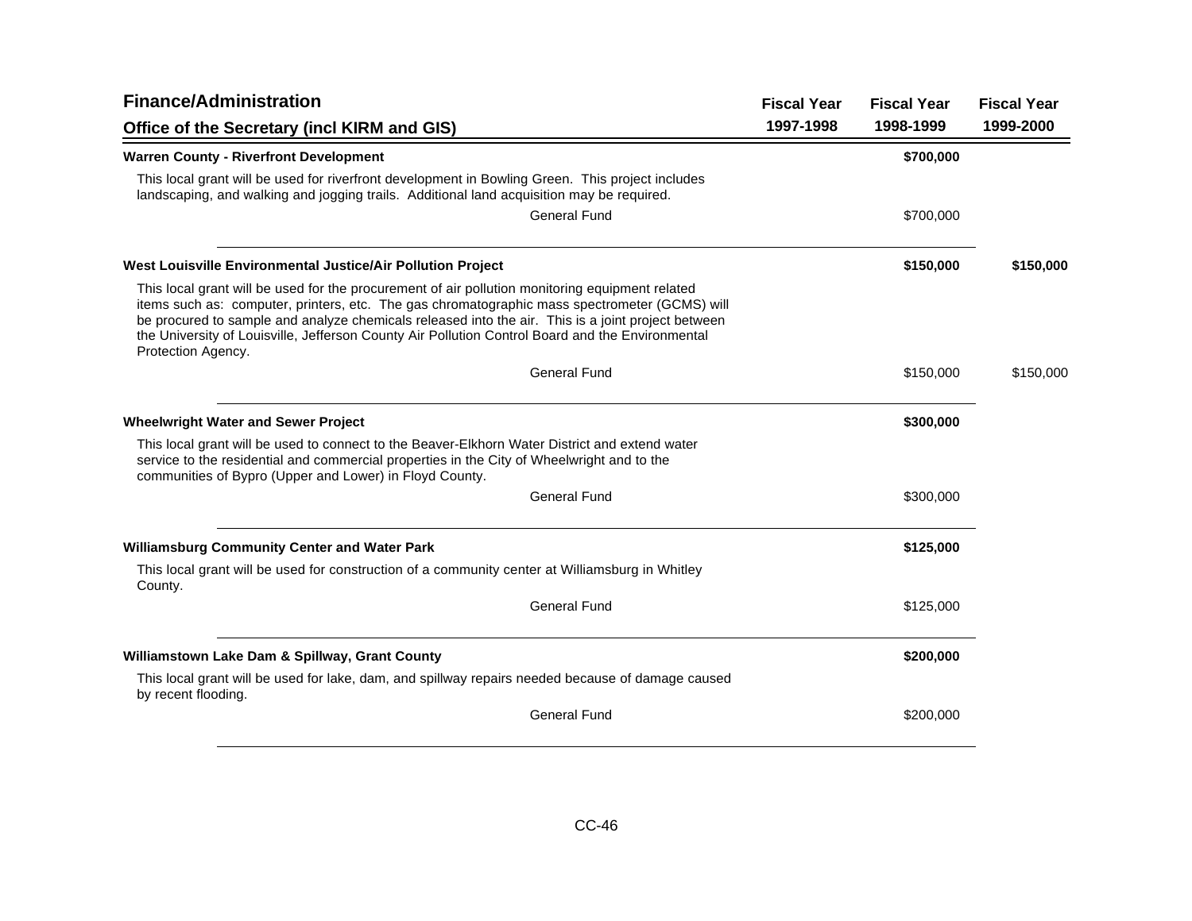## Finance/Administration

### Office of the Secretary (incl KIRM and GIS)

| | Fiscal Year 1997-1998 | Fiscal Year 1998-1999 | Fiscal Year 1999-2000 |
|---|---|---|---|
| **Warren County - Riverfront Development** | | **$700,000** | |
| This local grant will be used for riverfront development in Bowling Green. This project includes landscaping, and walking and jogging trails. Additional land acquisition may be required. | | | |
| General Fund | | $700,000 | |
| **West Louisville Environmental Justice/Air Pollution Project** | | **$150,000** | **$150,000** |
| This local grant will be used for the procurement of air pollution monitoring equipment related items such as: computer, printers, etc. The gas chromatographic mass spectrometer (GCMS) will be procured to sample and analyze chemicals released into the air. This is a joint project between the University of Louisville, Jefferson County Air Pollution Control Board and the Environmental Protection Agency. | | | |
| General Fund | | $150,000 | $150,000 |
| **Wheelwright Water and Sewer Project** | | **$300,000** | |
| This local grant will be used to connect to the Beaver-Elkhorn Water District and extend water service to the residential and commercial properties in the City of Wheelwright and to the communities of Bypro (Upper and Lower) in Floyd County. | | | |
| General Fund | | $300,000 | |
| **Williamsburg Community Center and Water Park** | | **$125,000** | |
| This local grant will be used for construction of a community center at Williamsburg in Whitley County. | | | |
| General Fund | | $125,000 | |
| **Williamstown Lake Dam & Spillway, Grant County** | | **$200,000** | |
| This local grant will be used for lake, dam, and spillway repairs needed because of damage caused by recent flooding. | | | |
| General Fund | | $200,000 | |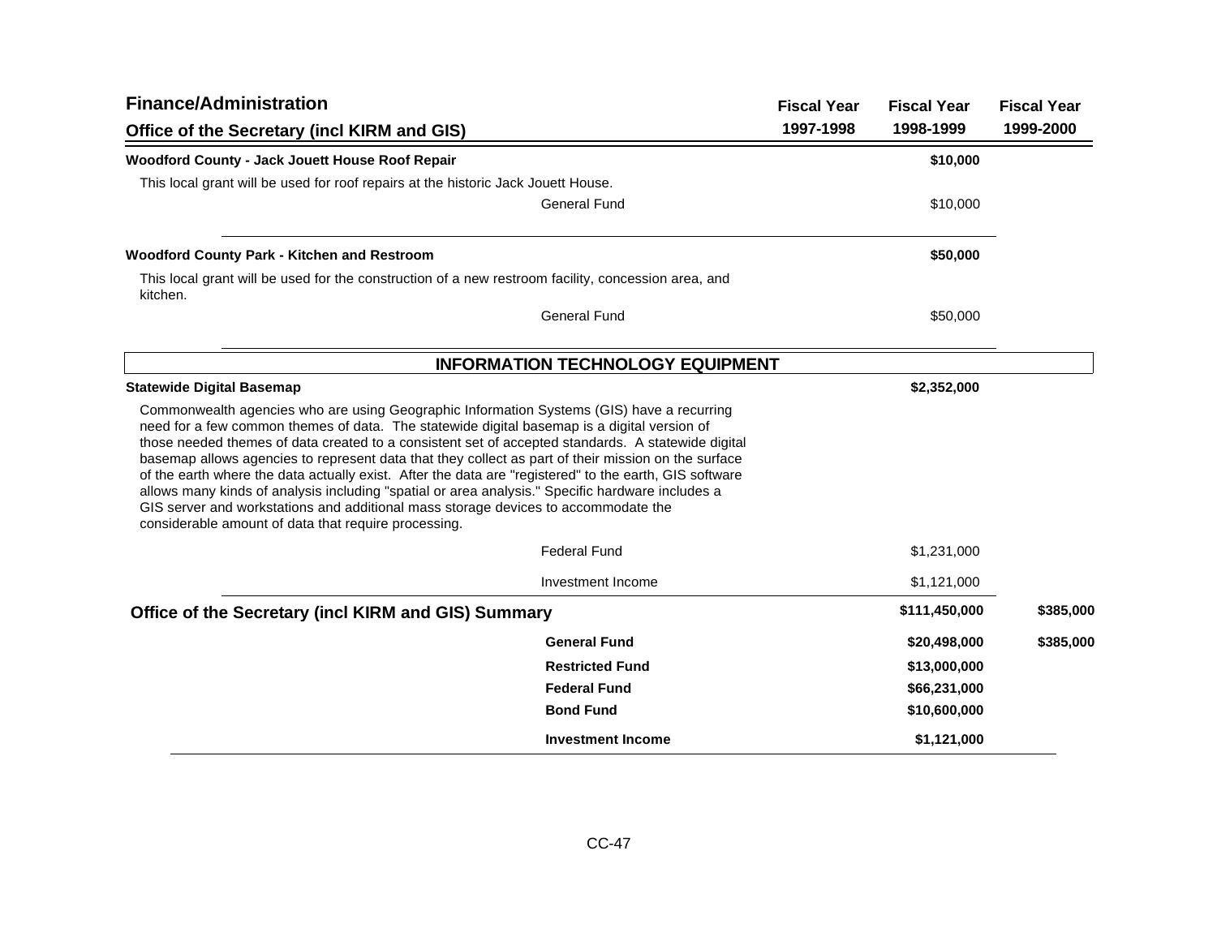## Finance/Administration

### Office of the Secretary (incl KIRM and GIS)

| | Fiscal Year 1997-1998 | Fiscal Year 1998-1999 | Fiscal Year 1999-2000 |
|---|---|---|---|
| **Woodford County - Jack Jouett House Roof Repair** | | **$10,000** | |
| This local grant will be used for roof repairs at the historic Jack Jouett House. | | | |
| General Fund | | $10,000 | |
| **Woodford County Park - Kitchen and Restroom** | | **$50,000** | |
| This local grant will be used for the construction of a new restroom facility, concession area, and kitchen. | | | |
| General Fund | | $50,000 | |

**INFORMATION TECHNOLOGY EQUIPMENT**

| | Fiscal Year 1997-1998 | Fiscal Year 1998-1999 | Fiscal Year 1999-2000 |
|---|---|---|---|
| **Statewide Digital Basemap** | | **$2,352,000** | |
| Commonwealth agencies who are using Geographic Information Systems (GIS) have a recurring need for a few common themes of data. The statewide digital basemap is a digital version of those needed themes of data created to a consistent set of accepted standards. A statewide digital basemap allows agencies to represent data that they collect as part of their mission on the surface of the earth where the data actually exist. After the data are "registered" to the earth, GIS software allows many kinds of analysis including "spatial or area analysis." Specific hardware includes a GIS server and workstations and additional mass storage devices to accommodate the considerable amount of data that require processing. | | | |
| Federal Fund | | $1,231,000 | |
| Investment Income | | $1,121,000 | |

### Office of the Secretary (incl KIRM and GIS) Summary

| | Fiscal Year 1997-1998 | Fiscal Year 1998-1999 | Fiscal Year 1999-2000 |
|---|---|---|---|
| **Office of the Secretary (incl KIRM and GIS) Summary** | | **$111,450,000** | **$385,000** |
| **General Fund** | | **$20,498,000** | **$385,000** |
| **Restricted Fund** | | **$13,000,000** | |
| **Federal Fund** | | **$66,231,000** | |
| **Bond Fund** | | **$10,600,000** | |
| **Investment Income** | | **$1,121,000** | |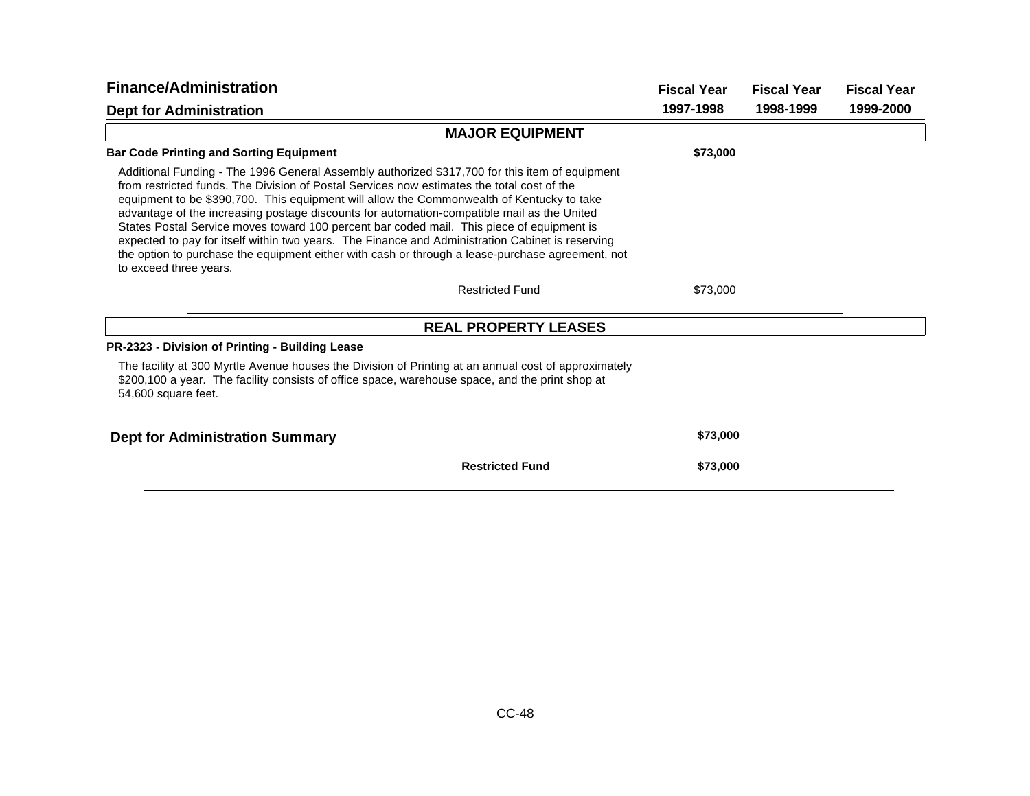## Finance/Administration

### Dept for Administration

| | Fiscal Year 1997-1998 | Fiscal Year 1998-1999 | Fiscal Year 1999-2000 |
|---|---|---|---|

### MAJOR EQUIPMENT

| | Fiscal Year 1997-1998 | Fiscal Year 1998-1999 | Fiscal Year 1999-2000 |
|---|---|---|---|
| **Bar Code Printing and Sorting Equipment** | **$73,000** | | |

Additional Funding - The 1996 General Assembly authorized $317,700 for this item of equipment from restricted funds. The Division of Postal Services now estimates the total cost of the equipment to be $390,700. This equipment will allow the Commonwealth of Kentucky to take advantage of the increasing postage discounts for automation-compatible mail as the United States Postal Service moves toward 100 percent bar coded mail. This piece of equipment is expected to pay for itself within two years. The Finance and Administration Cabinet is reserving the option to purchase the equipment either with cash or through a lease-purchase agreement, not to exceed three years.

| | Fiscal Year 1997-1998 | Fiscal Year 1998-1999 | Fiscal Year 1999-2000 |
|---|---|---|---|
| Restricted Fund | $73,000 | | |

### REAL PROPERTY LEASES

**PR-2323 - Division of Printing - Building Lease**

The facility at 300 Myrtle Avenue houses the Division of Printing at an annual cost of approximately $200,100 a year. The facility consists of office space, warehouse space, and the print shop at 54,600 square feet.

### Dept for Administration Summary

| | Fiscal Year 1997-1998 | Fiscal Year 1998-1999 | Fiscal Year 1999-2000 |
|---|---|---|---|
| **Dept for Administration Summary** | **$73,000** | | |
| **Restricted Fund** | **$73,000** | | |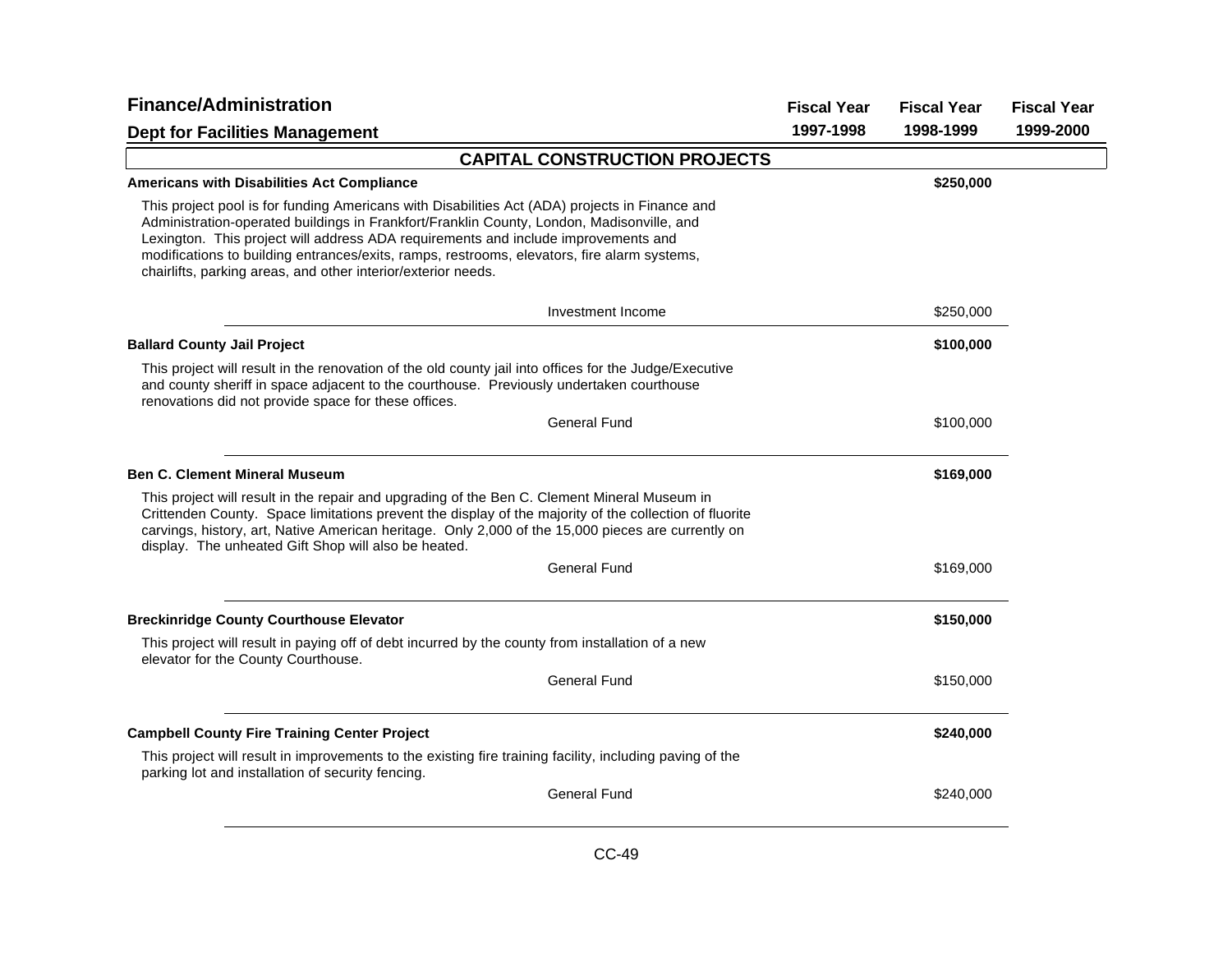## Finance/Administration

### Dept for Facilities Management

| | Fiscal Year 1997-1998 | Fiscal Year 1998-1999 | Fiscal Year 1999-2000 |
|---|---|---|---|

## CAPITAL CONSTRUCTION PROJECTS

**Americans with Disabilities Act Compliance** — **$250,000** (Fiscal Year 1998-1999)

This project pool is for funding Americans with Disabilities Act (ADA) projects in Finance and Administration-operated buildings in Frankfort/Franklin County, London, Madisonville, and Lexington. This project will address ADA requirements and include improvements and modifications to building entrances/exits, ramps, restrooms, elevators, fire alarm systems, chairlifts, parking areas, and other interior/exterior needs.

| | Fiscal Year 1997-1998 | Fiscal Year 1998-1999 | Fiscal Year 1999-2000 |
|---|---|---|---|
| Investment Income | | $250,000 | |

**Ballard County Jail Project** — **$100,000** (Fiscal Year 1998-1999)

This project will result in the renovation of the old county jail into offices for the Judge/Executive and county sheriff in space adjacent to the courthouse. Previously undertaken courthouse renovations did not provide space for these offices.

| | Fiscal Year 1997-1998 | Fiscal Year 1998-1999 | Fiscal Year 1999-2000 |
|---|---|---|---|
| General Fund | | $100,000 | |

**Ben C. Clement Mineral Museum** — **$169,000** (Fiscal Year 1998-1999)

This project will result in the repair and upgrading of the Ben C. Clement Mineral Museum in Crittenden County. Space limitations prevent the display of the majority of the collection of fluorite carvings, history, art, Native American heritage. Only 2,000 of the 15,000 pieces are currently on display. The unheated Gift Shop will also be heated.

| | Fiscal Year 1997-1998 | Fiscal Year 1998-1999 | Fiscal Year 1999-2000 |
|---|---|---|---|
| General Fund | | $169,000 | |

**Breckinridge County Courthouse Elevator** — **$150,000** (Fiscal Year 1998-1999)

This project will result in paying off of debt incurred by the county from installation of a new elevator for the County Courthouse.

| | Fiscal Year 1997-1998 | Fiscal Year 1998-1999 | Fiscal Year 1999-2000 |
|---|---|---|---|
| General Fund | | $150,000 | |

**Campbell County Fire Training Center Project** — **$240,000** (Fiscal Year 1998-1999)

This project will result in improvements to the existing fire training facility, including paving of the parking lot and installation of security fencing.

| | Fiscal Year 1997-1998 | Fiscal Year 1998-1999 | Fiscal Year 1999-2000 |
|---|---|---|---|
| General Fund | | $240,000 | |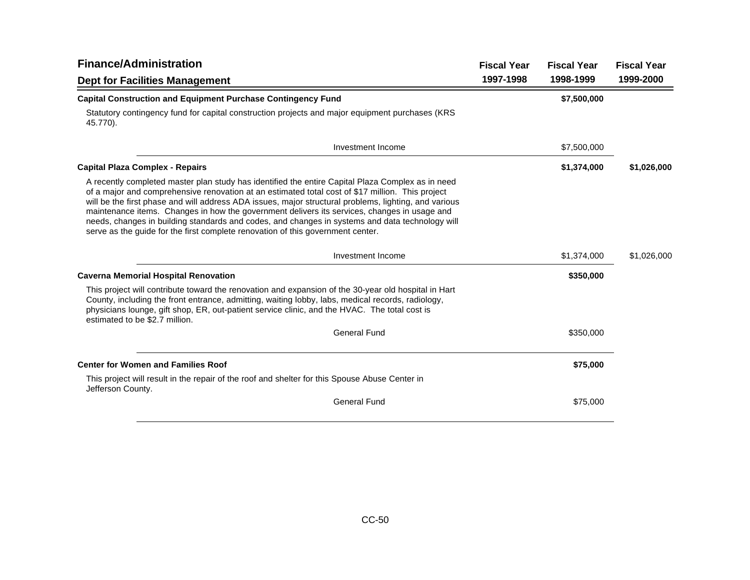# Finance/Administration

## Dept for Facilities Management

| | Fiscal Year 1997-1998 | Fiscal Year 1998-1999 | Fiscal Year 1999-2000 |
|---|---|---|---|
| **Capital Construction and Equipment Purchase Contingency Fund** | | **$7,500,000** | |
| Statutory contingency fund for capital construction projects and major equipment purchases (KRS 45.770). | | | |
| Investment Income | | $7,500,000 | |
| **Capital Plaza Complex - Repairs** | | **$1,374,000** | **$1,026,000** |
| A recently completed master plan study has identified the entire Capital Plaza Complex as in need of a major and comprehensive renovation at an estimated total cost of $17 million. This project will be the first phase and will address ADA issues, major structural problems, lighting, and various maintenance items. Changes in how the government delivers its services, changes in usage and needs, changes in building standards and codes, and changes in systems and data technology will serve as the guide for the first complete renovation of this government center. | | | |
| Investment Income | | $1,374,000 | $1,026,000 |
| **Caverna Memorial Hospital Renovation** | | **$350,000** | |
| This project will contribute toward the renovation and expansion of the 30-year old hospital in Hart County, including the front entrance, admitting, waiting lobby, labs, medical records, radiology, physicians lounge, gift shop, ER, out-patient service clinic, and the HVAC. The total cost is estimated to be $2.7 million. | | | |
| General Fund | | $350,000 | |
| **Center for Women and Families Roof** | | **$75,000** | |
| This project will result in the repair of the roof and shelter for this Spouse Abuse Center in Jefferson County. | | | |
| General Fund | | $75,000 | |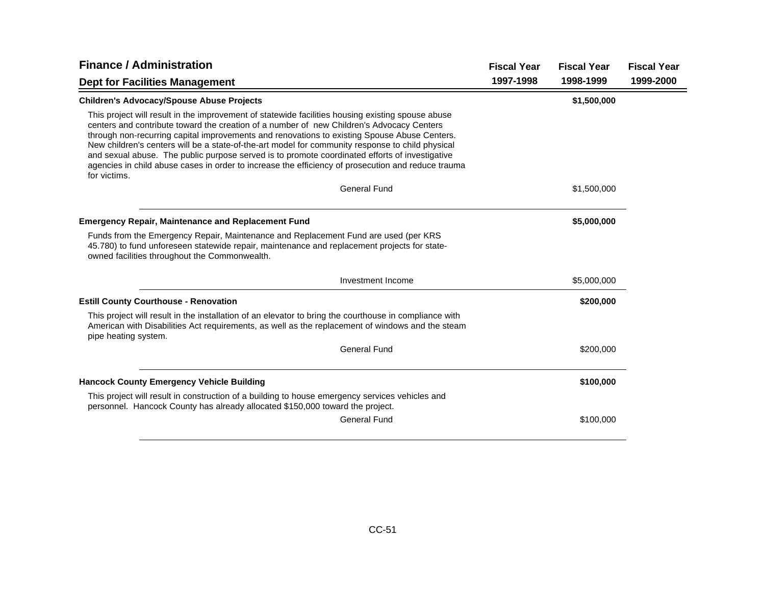## Finance / Administration

### Dept for Facilities Management

| | Fiscal Year 1997-1998 | Fiscal Year 1998-1999 | Fiscal Year 1999-2000 |
|---|---|---|---|

**Children's Advocacy/Spouse Abuse Projects** — **$1,500,000** (Fiscal Year 1998-1999)

This project will result in the improvement of statewide facilities housing existing spouse abuse centers and contribute toward the creation of a number of new Children's Advocacy Centers through non-recurring capital improvements and renovations to existing Spouse Abuse Centers. New children's centers will be a state-of-the-art model for community response to child physical and sexual abuse. The public purpose served is to promote coordinated efforts of investigative agencies in child abuse cases in order to increase the efficiency of prosecution and reduce trauma for victims.

| Source | Fiscal Year 1997-1998 | Fiscal Year 1998-1999 | Fiscal Year 1999-2000 |
|---|---|---|---|
| General Fund | | $1,500,000 | |

**Emergency Repair, Maintenance and Replacement Fund** — **$5,000,000** (Fiscal Year 1998-1999)

Funds from the Emergency Repair, Maintenance and Replacement Fund are used (per KRS 45.780) to fund unforeseen statewide repair, maintenance and replacement projects for state-owned facilities throughout the Commonwealth.

| Source | Fiscal Year 1997-1998 | Fiscal Year 1998-1999 | Fiscal Year 1999-2000 |
|---|---|---|---|
| Investment Income | | $5,000,000 | |

**Estill County Courthouse - Renovation** — **$200,000** (Fiscal Year 1998-1999)

This project will result in the installation of an elevator to bring the courthouse in compliance with American with Disabilities Act requirements, as well as the replacement of windows and the steam pipe heating system.

| Source | Fiscal Year 1997-1998 | Fiscal Year 1998-1999 | Fiscal Year 1999-2000 |
|---|---|---|---|
| General Fund | | $200,000 | |

**Hancock County Emergency Vehicle Building** — **$100,000** (Fiscal Year 1998-1999)

This project will result in construction of a building to house emergency services vehicles and personnel. Hancock County has already allocated $150,000 toward the project.

| Source | Fiscal Year 1997-1998 | Fiscal Year 1998-1999 | Fiscal Year 1999-2000 |
|---|---|---|---|
| General Fund | | $100,000 | |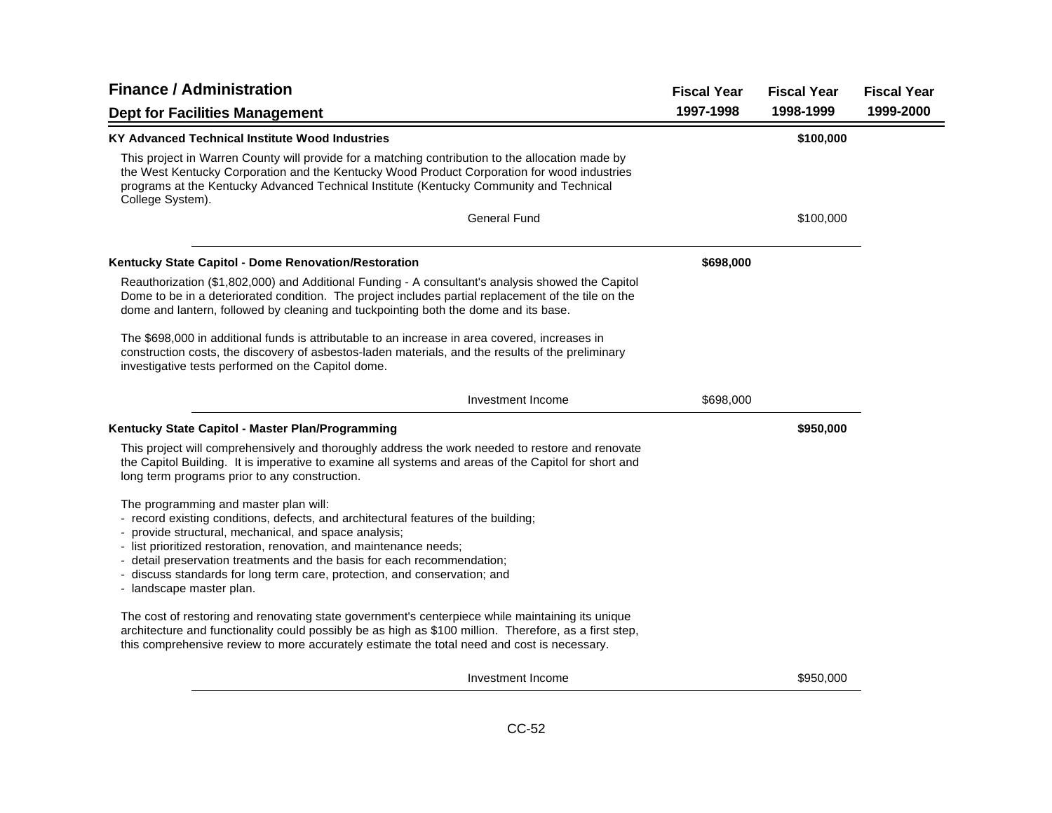# Finance / Administration

## Dept for Facilities Management

| | Fiscal Year 1997-1998 | Fiscal Year 1998-1999 | Fiscal Year 1999-2000 |
|---|---|---|---|
| **KY Advanced Technical Institute Wood Industries** | | **$100,000** | |
| General Fund | | $100,000 | |
| **Kentucky State Capitol - Dome Renovation/Restoration** | **$698,000** | | |
| Investment Income | $698,000 | | |
| **Kentucky State Capitol - Master Plan/Programming** | | **$950,000** | |
| Investment Income | | $950,000 | |

### KY Advanced Technical Institute Wood Industries

This project in Warren County will provide for a matching contribution to the allocation made by the West Kentucky Corporation and the Kentucky Wood Product Corporation for wood industries programs at the Kentucky Advanced Technical Institute (Kentucky Community and Technical College System).

General Fund: $100,000 (Fiscal Year 1998-1999)

### Kentucky State Capitol - Dome Renovation/Restoration

Reauthorization ($1,802,000) and Additional Funding - A consultant's analysis showed the Capitol Dome to be in a deteriorated condition. The project includes partial replacement of the tile on the dome and lantern, followed by cleaning and tuckpointing both the dome and its base.

The $698,000 in additional funds is attributable to an increase in area covered, increases in construction costs, the discovery of asbestos-laden materials, and the results of the preliminary investigative tests performed on the Capitol dome.

Investment Income: $698,000 (Fiscal Year 1997-1998)

### Kentucky State Capitol - Master Plan/Programming

This project will comprehensively and thoroughly address the work needed to restore and renovate the Capitol Building. It is imperative to examine all systems and areas of the Capitol for short and long term programs prior to any construction.

The programming and master plan will:
- record existing conditions, defects, and architectural features of the building;
- provide structural, mechanical, and space analysis;
- list prioritized restoration, renovation, and maintenance needs;
- detail preservation treatments and the basis for each recommendation;
- discuss standards for long term care, protection, and conservation; and
- landscape master plan.

The cost of restoring and renovating state government's centerpiece while maintaining its unique architecture and functionality could possibly be as high as $100 million. Therefore, as a first step, this comprehensive review to more accurately estimate the total need and cost is necessary.

Investment Income: $950,000 (Fiscal Year 1998-1999)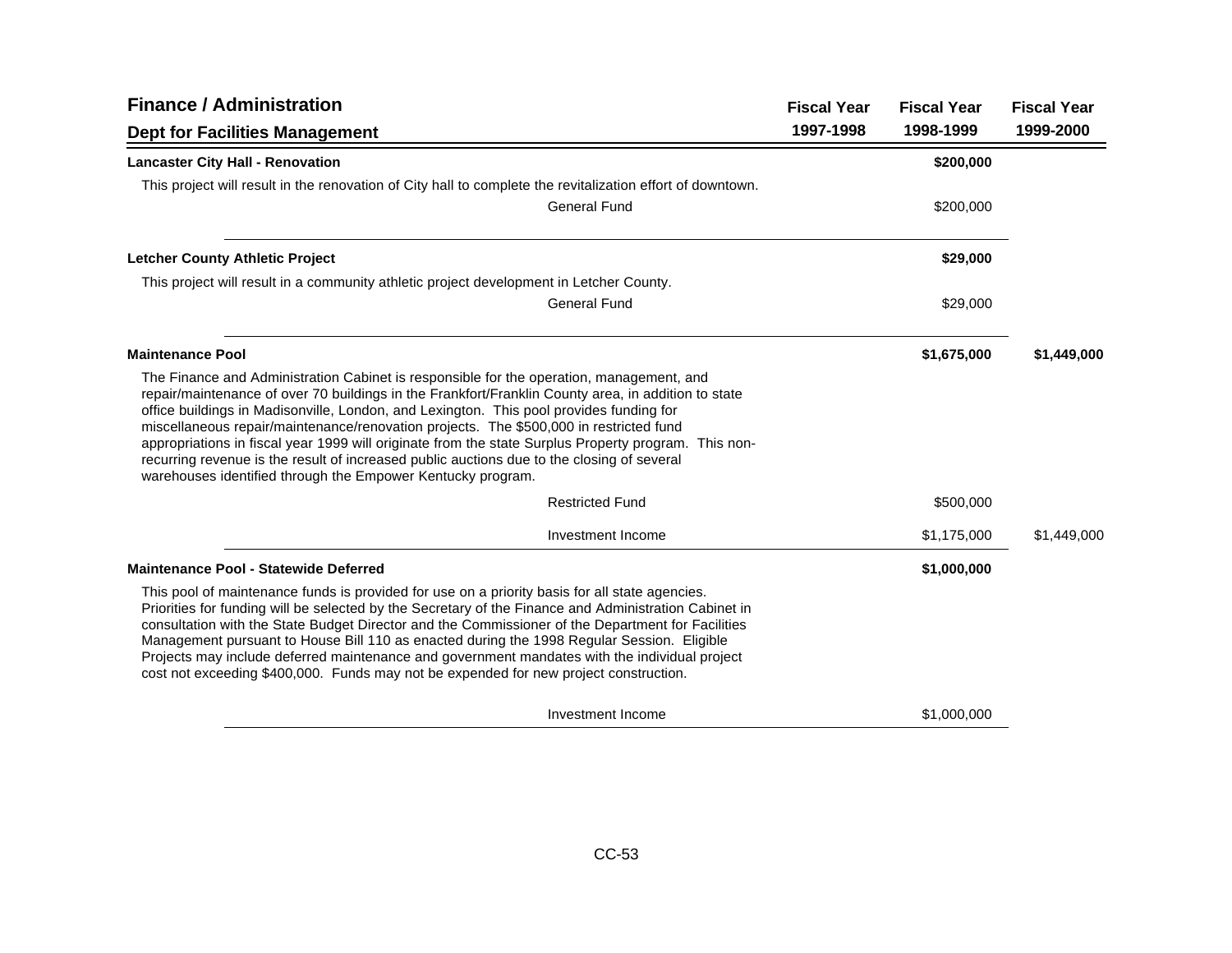# Finance / Administration

## Dept for Facilities Management

| | Fiscal Year 1997-1998 | Fiscal Year 1998-1999 | Fiscal Year 1999-2000 |
|---|---|---|---|
| **Lancaster City Hall - Renovation** | | **$200,000** | |
| This project will result in the renovation of City hall to complete the revitalization effort of downtown. | | | |
| General Fund | | $200,000 | |
| **Letcher County Athletic Project** | | **$29,000** | |
| This project will result in a community athletic project development in Letcher County. | | | |
| General Fund | | $29,000 | |
| **Maintenance Pool** | | **$1,675,000** | **$1,449,000** |
| The Finance and Administration Cabinet is responsible for the operation, management, and repair/maintenance of over 70 buildings in the Frankfort/Franklin County area, in addition to state office buildings in Madisonville, London, and Lexington. This pool provides funding for miscellaneous repair/maintenance/renovation projects. The $500,000 in restricted fund appropriations in fiscal year 1999 will originate from the state Surplus Property program. This non-recurring revenue is the result of increased public auctions due to the closing of several warehouses identified through the Empower Kentucky program. | | | |
| Restricted Fund | | $500,000 | |
| Investment Income | | $1,175,000 | $1,449,000 |
| **Maintenance Pool - Statewide Deferred** | | **$1,000,000** | |
| This pool of maintenance funds is provided for use on a priority basis for all state agencies. Priorities for funding will be selected by the Secretary of the Finance and Administration Cabinet in consultation with the State Budget Director and the Commissioner of the Department for Facilities Management pursuant to House Bill 110 as enacted during the 1998 Regular Session. Eligible Projects may include deferred maintenance and government mandates with the individual project cost not exceeding $400,000. Funds may not be expended for new project construction. | | | |
| Investment Income | | $1,000,000 | |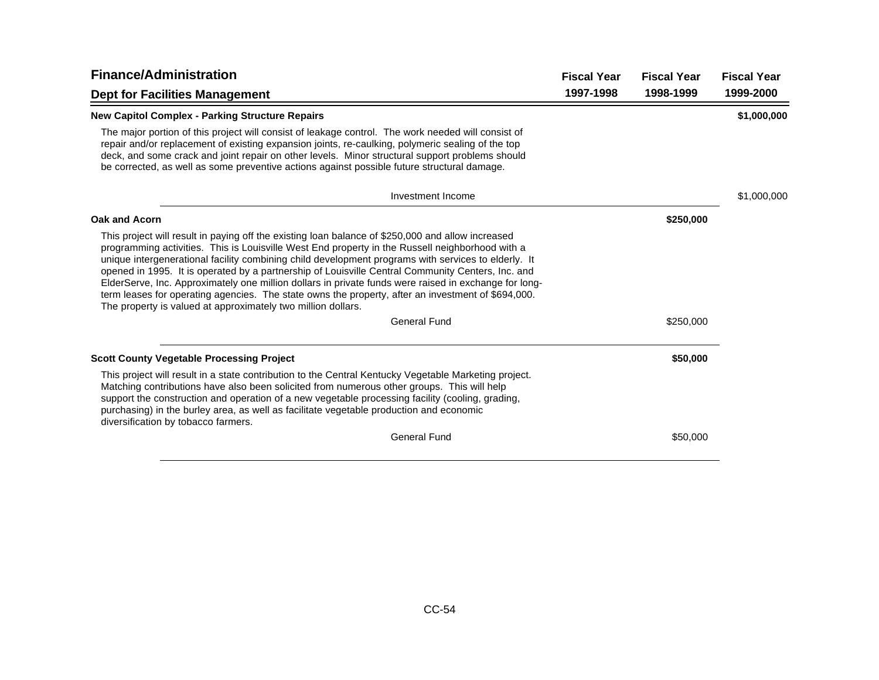## Finance/Administration

### Dept for Facilities Management

| | Fiscal Year 1997-1998 | Fiscal Year 1998-1999 | Fiscal Year 1999-2000 |
|---|---|---|---|
| **New Capitol Complex - Parking Structure Repairs** | | | **$1,000,000** |
| Investment Income | | | $1,000,000 |

The major portion of this project will consist of leakage control. The work needed will consist of repair and/or replacement of existing expansion joints, re-caulking, polymeric sealing of the top deck, and some crack and joint repair on other levels. Minor structural support problems should be corrected, as well as some preventive actions against possible future structural damage.

| | Fiscal Year 1997-1998 | Fiscal Year 1998-1999 | Fiscal Year 1999-2000 |
|---|---|---|---|
| **Oak and Acorn** | | **$250,000** | |
| General Fund | | $250,000 | |

This project will result in paying off the existing loan balance of $250,000 and allow increased programming activities. This is Louisville West End property in the Russell neighborhood with a unique intergenerational facility combining child development programs with services to elderly. It opened in 1995. It is operated by a partnership of Louisville Central Community Centers, Inc. and ElderServe, Inc. Approximately one million dollars in private funds were raised in exchange for long-term leases for operating agencies. The state owns the property, after an investment of $694,000. The property is valued at approximately two million dollars.

| | Fiscal Year 1997-1998 | Fiscal Year 1998-1999 | Fiscal Year 1999-2000 |
|---|---|---|---|
| **Scott County Vegetable Processing Project** | | **$50,000** | |
| General Fund | | $50,000 | |

This project will result in a state contribution to the Central Kentucky Vegetable Marketing project. Matching contributions have also been solicited from numerous other groups. This will help support the construction and operation of a new vegetable processing facility (cooling, grading, purchasing) in the burley area, as well as facilitate vegetable production and economic diversification by tobacco farmers.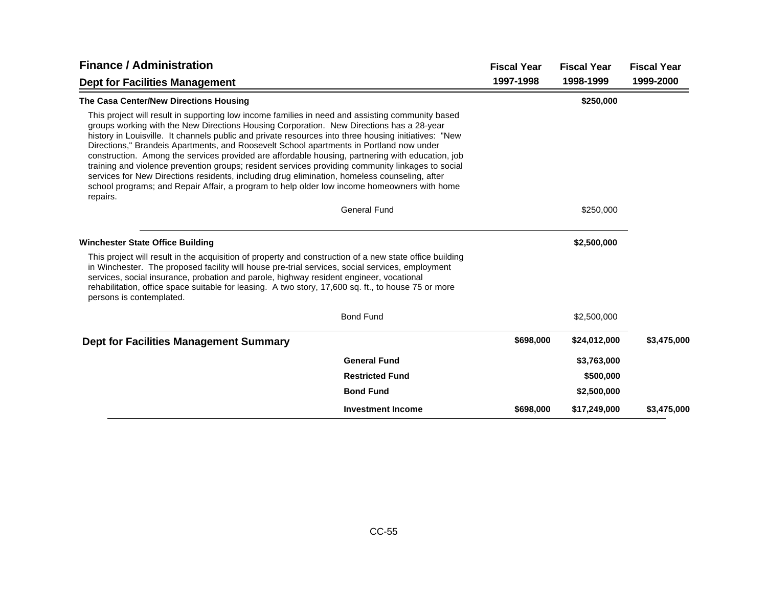## Finance / Administration

### Dept for Facilities Management

| | Fiscal Year 1997-1998 | Fiscal Year 1998-1999 | Fiscal Year 1999-2000 |
|---|---|---|---|
| **The Casa Center/New Directions Housing** | | **$250,000** | |

This project will result in supporting low income families in need and assisting community based groups working with the New Directions Housing Corporation. New Directions has a 28-year history in Louisville. It channels public and private resources into three housing initiatives: "New Directions," Brandeis Apartments, and Roosevelt School apartments in Portland now under construction. Among the services provided are affordable housing, partnering with education, job training and violence prevention groups; resident services providing community linkages to social services for New Directions residents, including drug elimination, homeless counseling, after school programs; and Repair Affair, a program to help older low income homeowners with home repairs.

| | Fiscal Year 1997-1998 | Fiscal Year 1998-1999 | Fiscal Year 1999-2000 |
|---|---|---|---|
| General Fund | | $250,000 | |

| | Fiscal Year 1997-1998 | Fiscal Year 1998-1999 | Fiscal Year 1999-2000 |
|---|---|---|---|
| **Winchester State Office Building** | | **$2,500,000** | |

This project will result in the acquisition of property and construction of a new state office building in Winchester. The proposed facility will house pre-trial services, social services, employment services, social insurance, probation and parole, highway resident engineer, vocational rehabilitation, office space suitable for leasing. A two story, 17,600 sq. ft., to house 75 or more persons is contemplated.

| | Fiscal Year 1997-1998 | Fiscal Year 1998-1999 | Fiscal Year 1999-2000 |
|---|---|---|---|
| Bond Fund | | $2,500,000 | |

### Dept for Facilities Management Summary

| | Fiscal Year 1997-1998 | Fiscal Year 1998-1999 | Fiscal Year 1999-2000 |
|---|---|---|---|
| **Dept for Facilities Management Summary** | **$698,000** | **$24,012,000** | **$3,475,000** |
| **General Fund** | | **$3,763,000** | |
| **Restricted Fund** | | **$500,000** | |
| **Bond Fund** | | **$2,500,000** | |
| **Investment Income** | **$698,000** | **$17,249,000** | **$3,475,000** |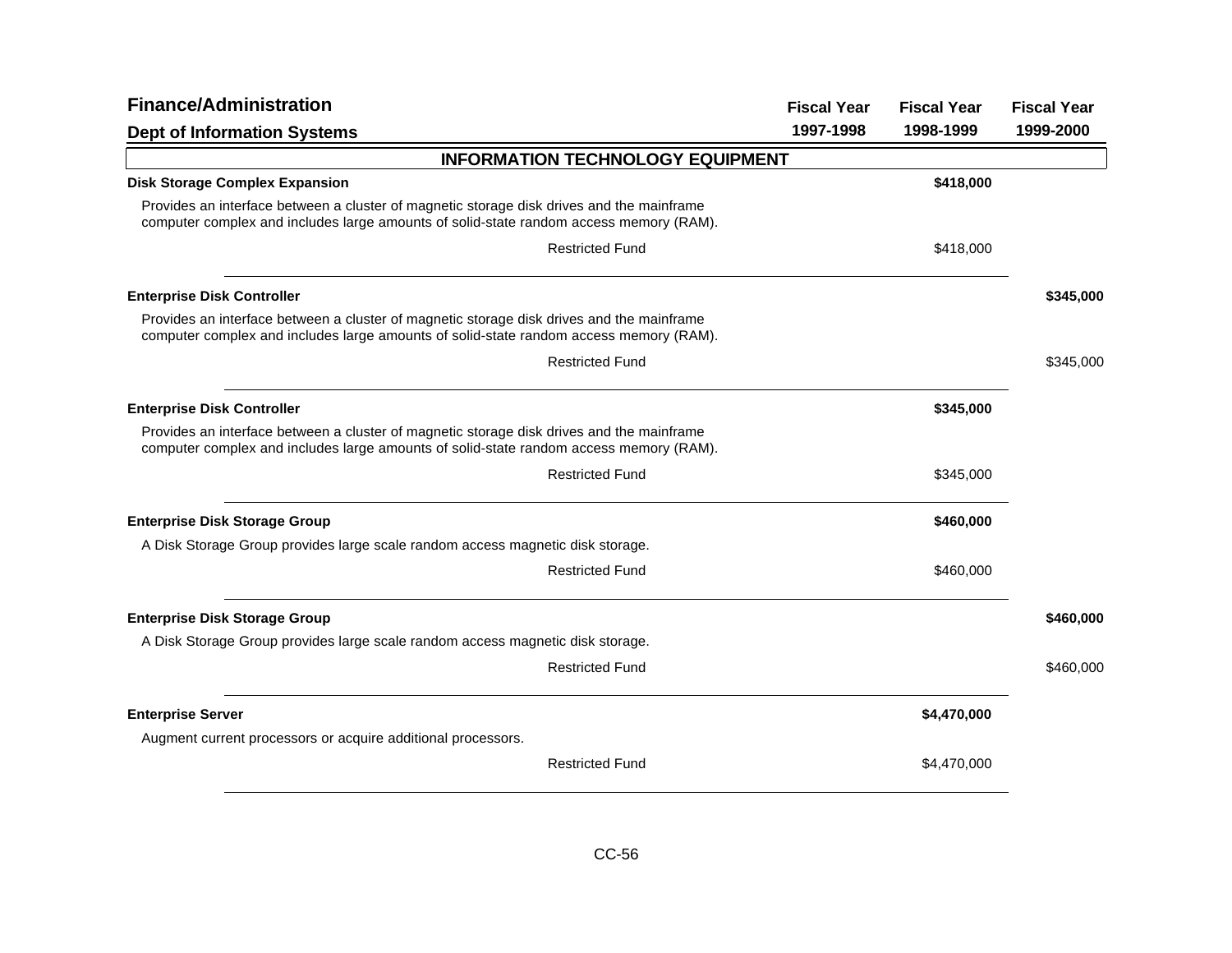| Finance/Administration<br>Dept of Information Systems | Fiscal Year<br>1997-1998 | Fiscal Year<br>1998-1999 | Fiscal Year<br>1999-2000 |
|---|---|---|---|

## INFORMATION TECHNOLOGY EQUIPMENT

| Item | Fiscal Year 1997-1998 | Fiscal Year 1998-1999 | Fiscal Year 1999-2000 |
|---|---|---|---|
| **Disk Storage Complex Expansion** | | **$418,000** | |
| Provides an interface between a cluster of magnetic storage disk drives and the mainframe computer complex and includes large amounts of solid-state random access memory (RAM). | | | |
| Restricted Fund | | $418,000 | |
| **Enterprise Disk Controller** | | | **$345,000** |
| Provides an interface between a cluster of magnetic storage disk drives and the mainframe computer complex and includes large amounts of solid-state random access memory (RAM). | | | |
| Restricted Fund | | | $345,000 |
| **Enterprise Disk Controller** | | **$345,000** | |
| Provides an interface between a cluster of magnetic storage disk drives and the mainframe computer complex and includes large amounts of solid-state random access memory (RAM). | | | |
| Restricted Fund | | $345,000 | |
| **Enterprise Disk Storage Group** | | **$460,000** | |
| A Disk Storage Group provides large scale random access magnetic disk storage. | | | |
| Restricted Fund | | $460,000 | |
| **Enterprise Disk Storage Group** | | | **$460,000** |
| A Disk Storage Group provides large scale random access magnetic disk storage. | | | |
| Restricted Fund | | | $460,000 |
| **Enterprise Server** | | **$4,470,000** | |
| Augment current processors or acquire additional processors. | | | |
| Restricted Fund | | $4,470,000 | |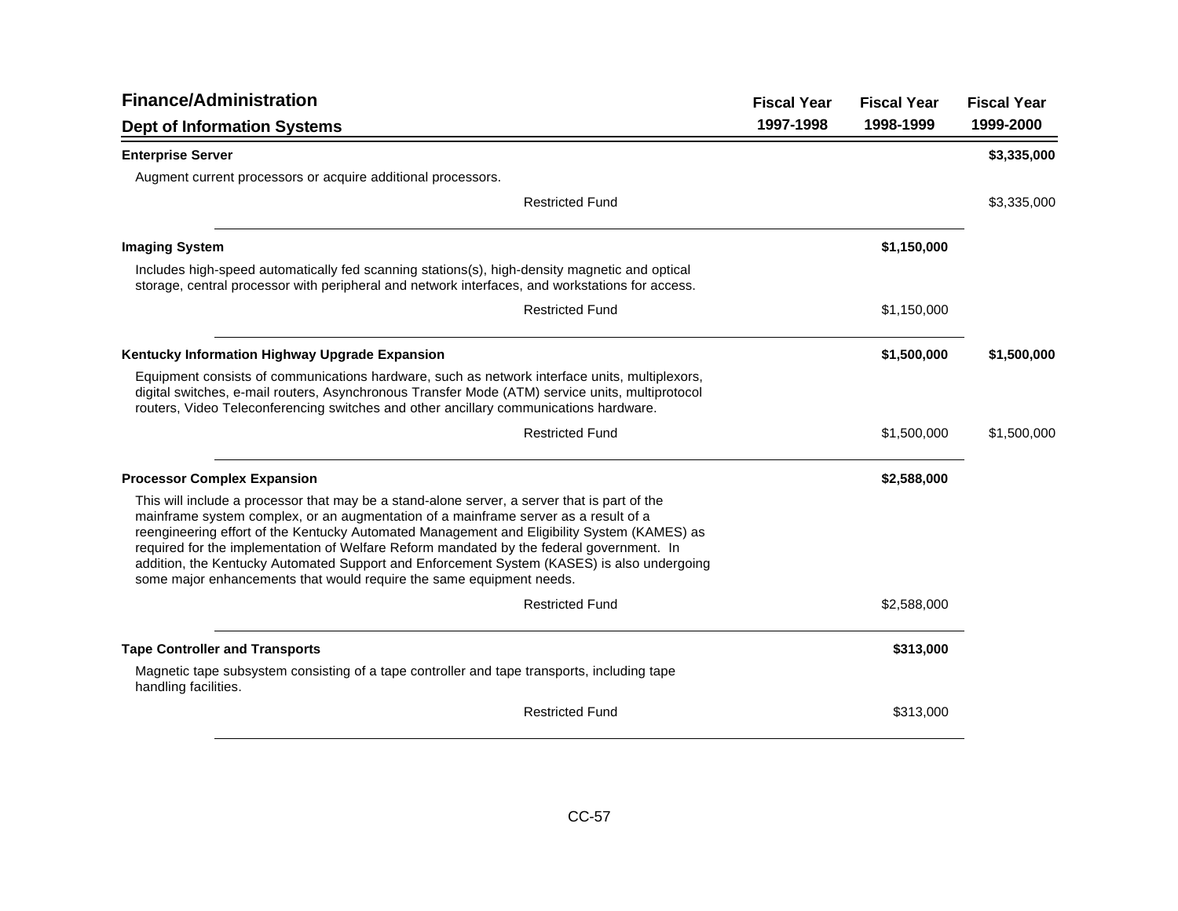# Finance/Administration

## Dept of Information Systems

| | Fiscal Year 1997-1998 | Fiscal Year 1998-1999 | Fiscal Year 1999-2000 |
|---|---|---|---|
| **Enterprise Server** | | | **$3,335,000** |
| Augment current processors or acquire additional processors. | | | |
| Restricted Fund | | | $3,335,000 |
| **Imaging System** | | **$1,150,000** | |
| Includes high-speed automatically fed scanning stations(s), high-density magnetic and optical storage, central processor with peripheral and network interfaces, and workstations for access. | | | |
| Restricted Fund | | $1,150,000 | |
| **Kentucky Information Highway Upgrade Expansion** | | **$1,500,000** | **$1,500,000** |
| Equipment consists of communications hardware, such as network interface units, multiplexors, digital switches, e-mail routers, Asynchronous Transfer Mode (ATM) service units, multiprotocol routers, Video Teleconferencing switches and other ancillary communications hardware. | | | |
| Restricted Fund | | $1,500,000 | $1,500,000 |
| **Processor Complex Expansion** | | **$2,588,000** | |
| This will include a processor that may be a stand-alone server, a server that is part of the mainframe system complex, or an augmentation of a mainframe server as a result of a reengineering effort of the Kentucky Automated Management and Eligibility System (KAMES) as required for the implementation of Welfare Reform mandated by the federal government. In addition, the Kentucky Automated Support and Enforcement System (KASES) is also undergoing some major enhancements that would require the same equipment needs. | | | |
| Restricted Fund | | $2,588,000 | |
| **Tape Controller and Transports** | | **$313,000** | |
| Magnetic tape subsystem consisting of a tape controller and tape transports, including tape handling facilities. | | | |
| Restricted Fund | | $313,000 | |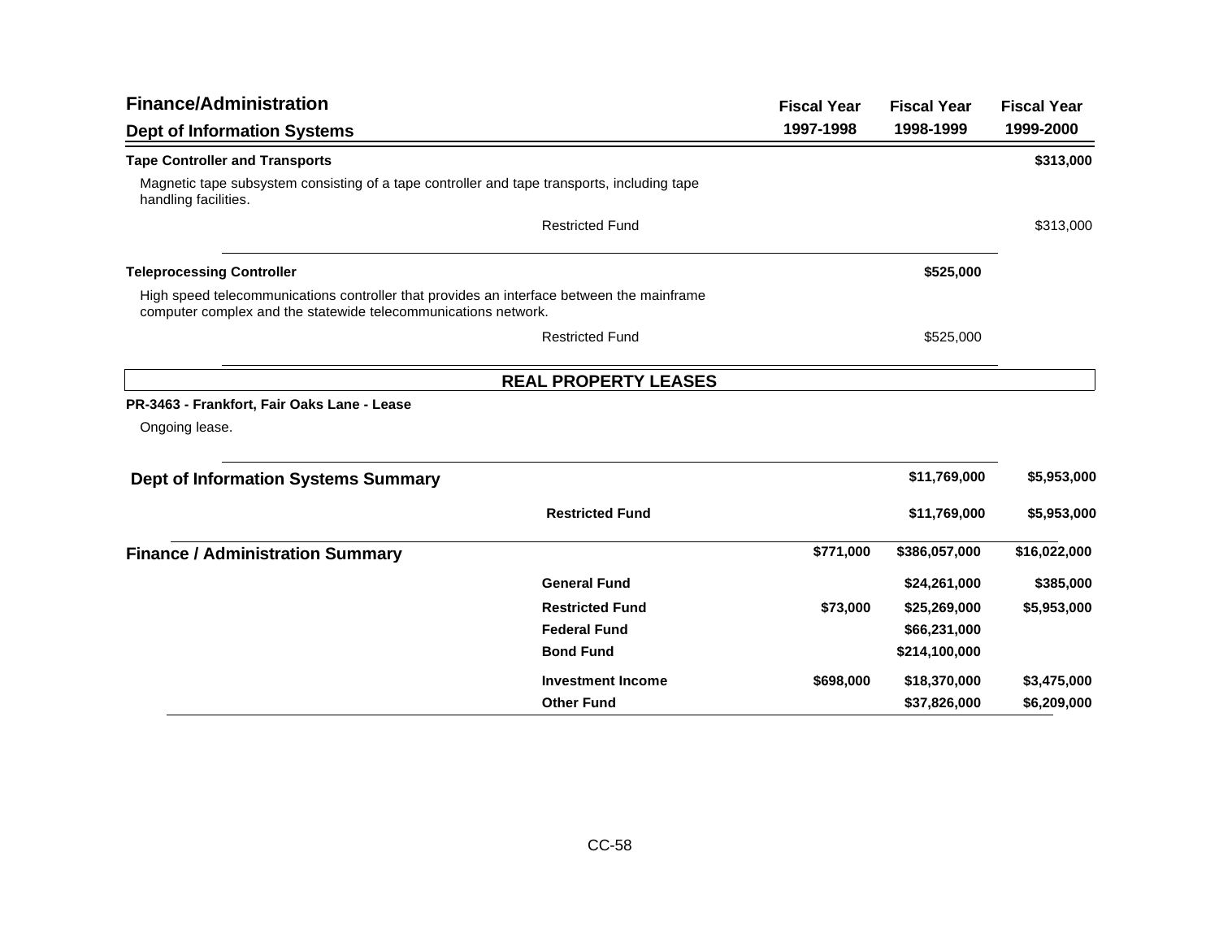## Finance/Administration

### Dept of Information Systems

| | | Fiscal Year 1997-1998 | Fiscal Year 1998-1999 | Fiscal Year 1999-2000 |
|---|---|---|---|---|
| **Tape Controller and Transports** | | | | **$313,000** |
| Magnetic tape subsystem consisting of a tape controller and tape transports, including tape handling facilities. | | | | |
| | Restricted Fund | | | $313,000 |
| **Teleprocessing Controller** | | | **$525,000** | |
| High speed telecommunications controller that provides an interface between the mainframe computer complex and the statewide telecommunications network. | | | | |
| | Restricted Fund | | $525,000 | |

**REAL PROPERTY LEASES**

**PR-3463 - Frankfort, Fair Oaks Lane - Lease**

Ongoing lease.

| | | Fiscal Year 1997-1998 | Fiscal Year 1998-1999 | Fiscal Year 1999-2000 |
|---|---|---|---|---|
| **Dept of Information Systems Summary** | | | **$11,769,000** | **$5,953,000** |
| | **Restricted Fund** | | **$11,769,000** | **$5,953,000** |
| **Finance / Administration Summary** | | **$771,000** | **$386,057,000** | **$16,022,000** |
| | **General Fund** | | **$24,261,000** | **$385,000** |
| | **Restricted Fund** | **$73,000** | **$25,269,000** | **$5,953,000** |
| | **Federal Fund** | | **$66,231,000** | |
| | **Bond Fund** | | **$214,100,000** | |
| | **Investment Income** | **$698,000** | **$18,370,000** | **$3,475,000** |
| | **Other Fund** | | **$37,826,000** | **$6,209,000** |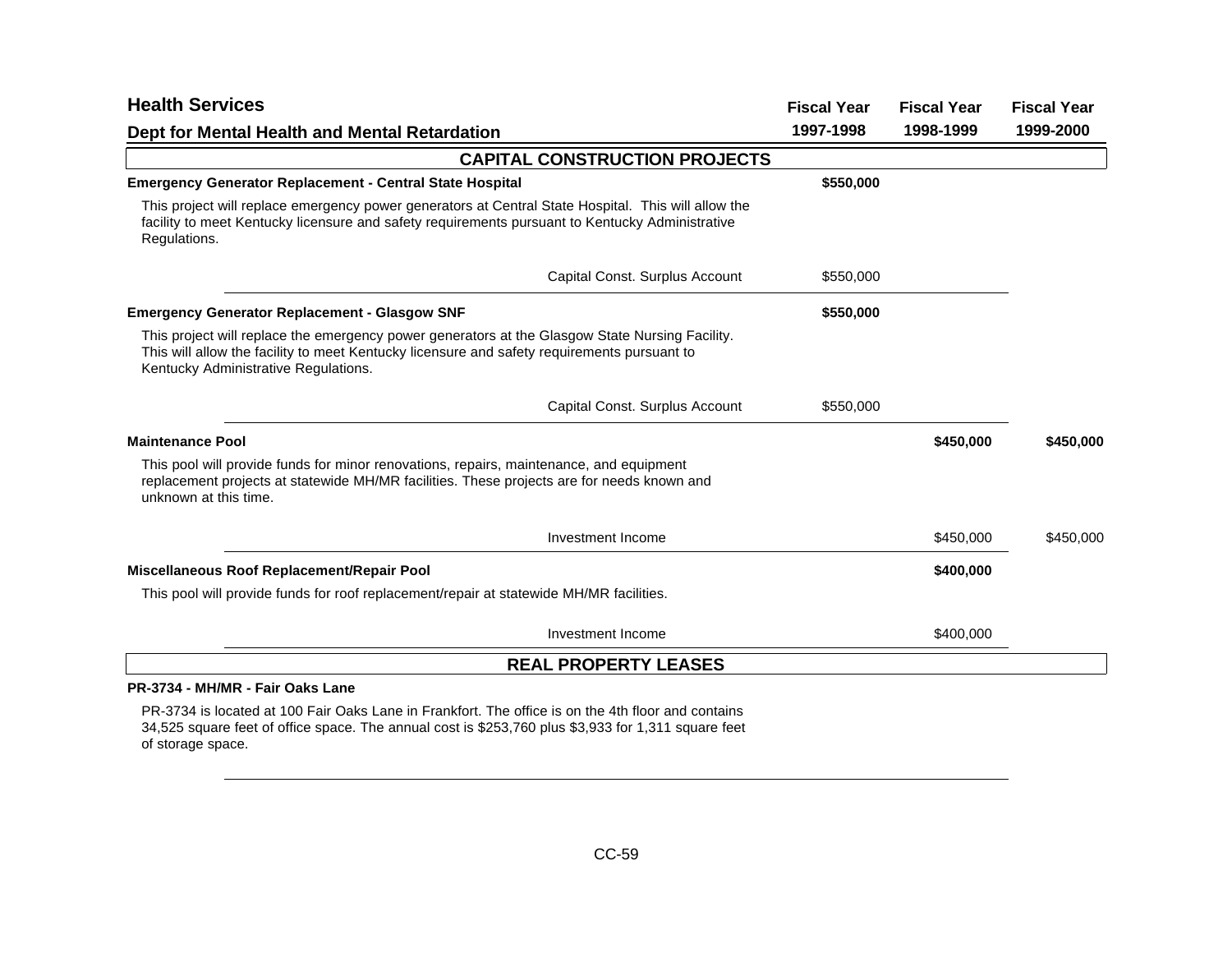## Health Services

### Dept for Mental Health and Mental Retardation

| | Fiscal Year 1997-1998 | Fiscal Year 1998-1999 | Fiscal Year 1999-2000 |
|---|---|---|---|

### CAPITAL CONSTRUCTION PROJECTS

**Emergency Generator Replacement - Central State Hospital** — **$550,000** (Fiscal Year 1997-1998)

This project will replace emergency power generators at Central State Hospital. This will allow the facility to meet Kentucky licensure and safety requirements pursuant to Kentucky Administrative Regulations.

| Fund Source | Fiscal Year 1997-1998 | Fiscal Year 1998-1999 | Fiscal Year 1999-2000 |
|---|---|---|---|
| Capital Const. Surplus Account | $550,000 | | |

**Emergency Generator Replacement - Glasgow SNF** — **$550,000** (Fiscal Year 1997-1998)

This project will replace the emergency power generators at the Glasgow State Nursing Facility. This will allow the facility to meet Kentucky licensure and safety requirements pursuant to Kentucky Administrative Regulations.

| Fund Source | Fiscal Year 1997-1998 | Fiscal Year 1998-1999 | Fiscal Year 1999-2000 |
|---|---|---|---|
| Capital Const. Surplus Account | $550,000 | | |

**Maintenance Pool** — **$450,000** (Fiscal Year 1998-1999), **$450,000** (Fiscal Year 1999-2000)

This pool will provide funds for minor renovations, repairs, maintenance, and equipment replacement projects at statewide MH/MR facilities. These projects are for needs known and unknown at this time.

| Fund Source | Fiscal Year 1997-1998 | Fiscal Year 1998-1999 | Fiscal Year 1999-2000 |
|---|---|---|---|
| Investment Income | | $450,000 | $450,000 |

**Miscellaneous Roof Replacement/Repair Pool** — **$400,000** (Fiscal Year 1998-1999)

This pool will provide funds for roof replacement/repair at statewide MH/MR facilities.

| Fund Source | Fiscal Year 1997-1998 | Fiscal Year 1998-1999 | Fiscal Year 1999-2000 |
|---|---|---|---|
| Investment Income | | $400,000 | |

### REAL PROPERTY LEASES

**PR-3734 - MH/MR - Fair Oaks Lane**

PR-3734 is located at 100 Fair Oaks Lane in Frankfort. The office is on the 4th floor and contains 34,525 square feet of office space. The annual cost is $253,760 plus $3,933 for 1,311 square feet of storage space.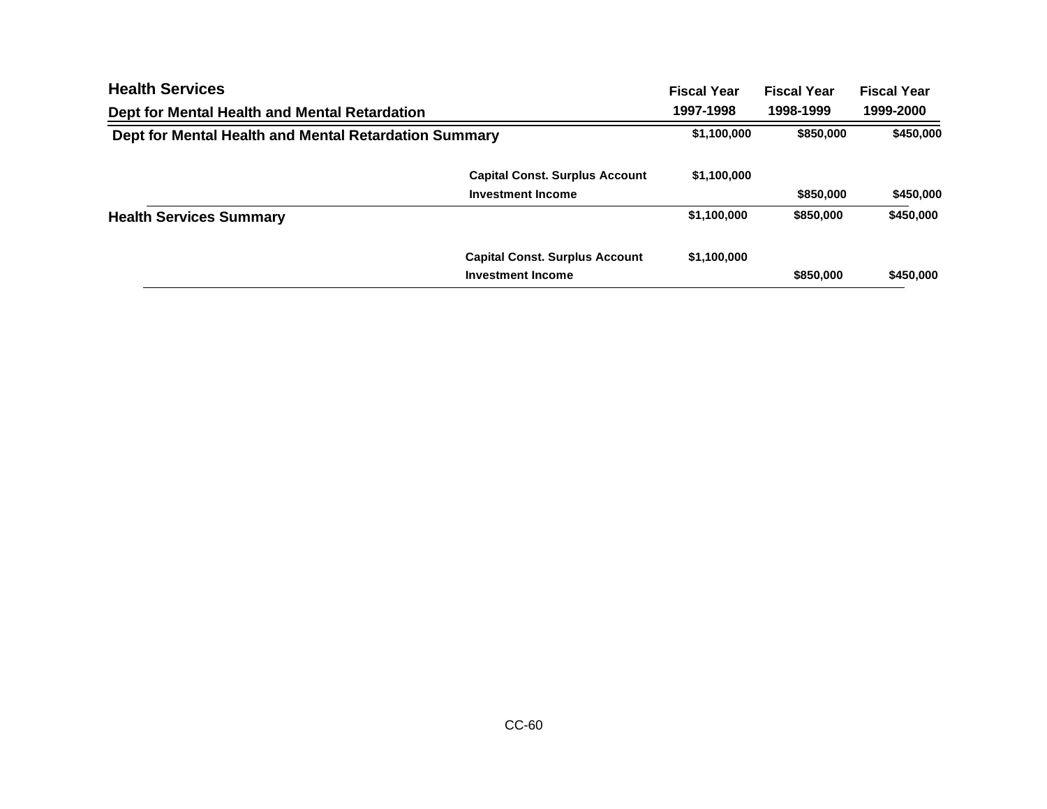## Health Services

### Dept for Mental Health and Mental Retardation

| | | Fiscal Year 1997-1998 | Fiscal Year 1998-1999 | Fiscal Year 1999-2000 |
|---|---|---|---|---|
| **Dept for Mental Health and Mental Retardation Summary** | | $1,100,000 | $850,000 | $450,000 |
| | Capital Const. Surplus Account | $1,100,000 | | |
| | Investment Income | | $850,000 | $450,000 |
| **Health Services Summary** | | $1,100,000 | $850,000 | $450,000 |
| | Capital Const. Surplus Account | $1,100,000 | | |
| | Investment Income | | $850,000 | $450,000 |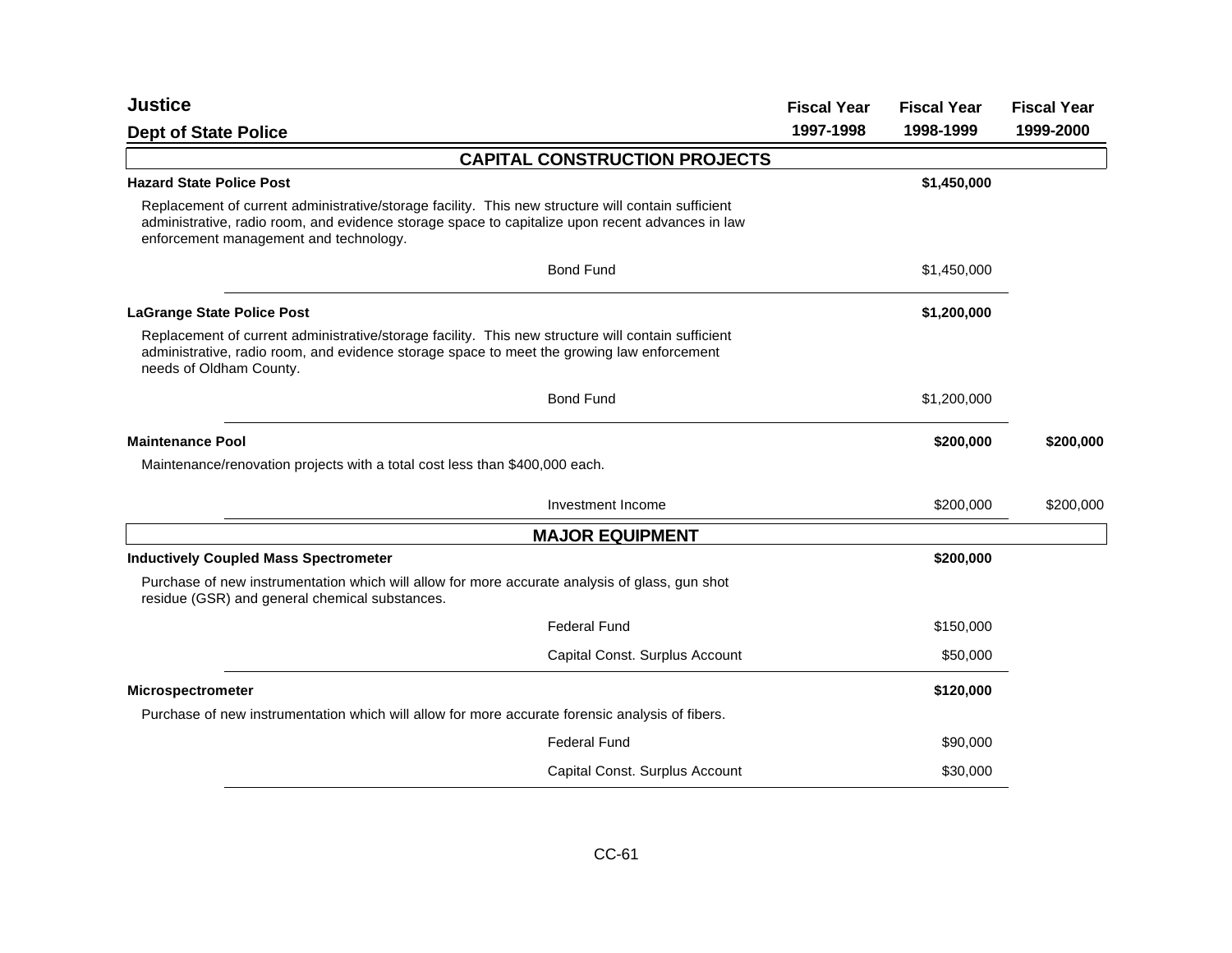# Justice

## Dept of State Police

| | Fiscal Year 1997-1998 | Fiscal Year 1998-1999 | Fiscal Year 1999-2000 |
|---|---|---|---|
| **CAPITAL CONSTRUCTION PROJECTS** | | | |
| **Hazard State Police Post** | | **$1,450,000** | |
| Replacement of current administrative/storage facility. This new structure will contain sufficient administrative, radio room, and evidence storage space to capitalize upon recent advances in law enforcement management and technology. | | | |
| Bond Fund | | $1,450,000 | |
| **LaGrange State Police Post** | | **$1,200,000** | |
| Replacement of current administrative/storage facility. This new structure will contain sufficient administrative, radio room, and evidence storage space to meet the growing law enforcement needs of Oldham County. | | | |
| Bond Fund | | $1,200,000 | |
| **Maintenance Pool** | | **$200,000** | **$200,000** |
| Maintenance/renovation projects with a total cost less than $400,000 each. | | | |
| Investment Income | | $200,000 | $200,000 |
| **MAJOR EQUIPMENT** | | | |
| **Inductively Coupled Mass Spectrometer** | | **$200,000** | |
| Purchase of new instrumentation which will allow for more accurate analysis of glass, gun shot residue (GSR) and general chemical substances. | | | |
| Federal Fund | | $150,000 | |
| Capital Const. Surplus Account | | $50,000 | |
| **Microspectrometer** | | **$120,000** | |
| Purchase of new instrumentation which will allow for more accurate forensic analysis of fibers. | | | |
| Federal Fund | | $90,000 | |
| Capital Const. Surplus Account | | $30,000 | |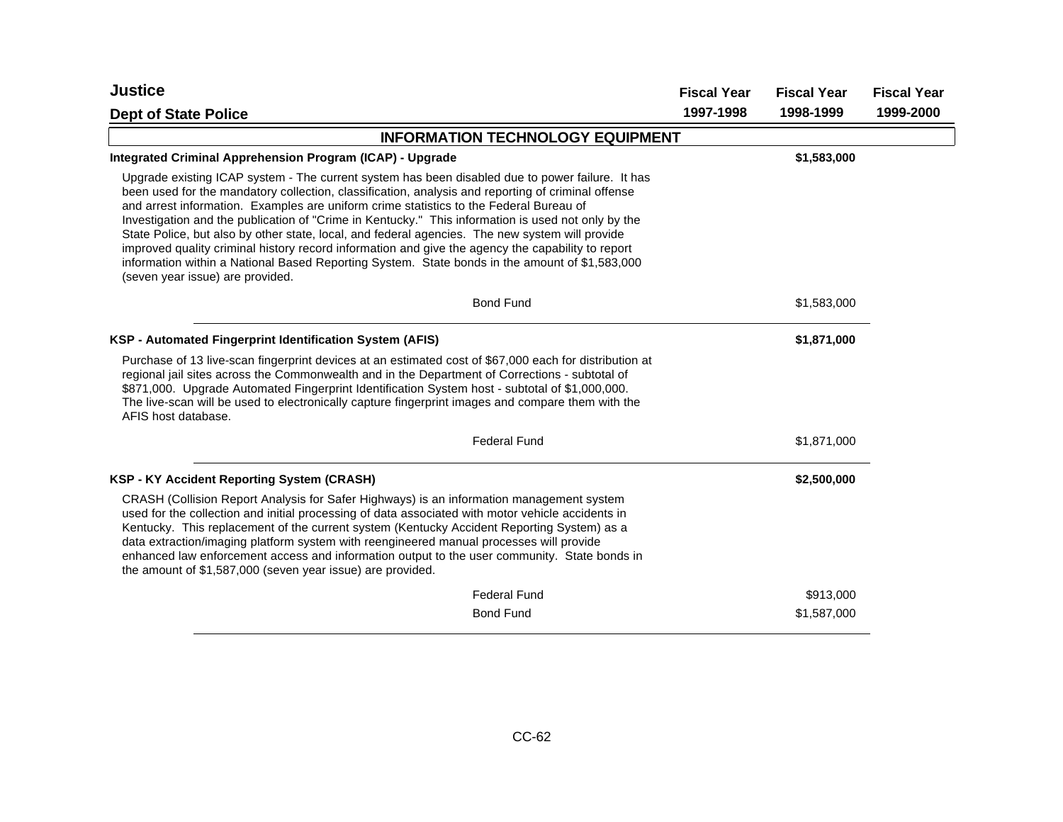| Justice | Fiscal Year | Fiscal Year | Fiscal Year |
|---|---|---|---|
| **Dept of State Police** | **1997-1998** | **1998-1999** | **1999-2000** |

## INFORMATION TECHNOLOGY EQUIPMENT

**Integrated Criminal Apprehension Program (ICAP) - Upgrade** — **$1,583,000** (Fiscal Year 1998-1999)

Upgrade existing ICAP system - The current system has been disabled due to power failure. It has been used for the mandatory collection, classification, analysis and reporting of criminal offense and arrest information. Examples are uniform crime statistics to the Federal Bureau of Investigation and the publication of "Crime in Kentucky." This information is used not only by the State Police, but also by other state, local, and federal agencies. The new system will provide improved quality criminal history record information and give the agency the capability to report information within a National Based Reporting System. State bonds in the amount of $1,583,000 (seven year issue) are provided.

| Fund | Fiscal Year 1997-1998 | Fiscal Year 1998-1999 | Fiscal Year 1999-2000 |
|---|---|---|---|
| Bond Fund | | $1,583,000 | |

**KSP - Automated Fingerprint Identification System (AFIS)** — **$1,871,000** (Fiscal Year 1998-1999)

Purchase of 13 live-scan fingerprint devices at an estimated cost of $67,000 each for distribution at regional jail sites across the Commonwealth and in the Department of Corrections - subtotal of $871,000. Upgrade Automated Fingerprint Identification System host - subtotal of $1,000,000. The live-scan will be used to electronically capture fingerprint images and compare them with the AFIS host database.

| Fund | Fiscal Year 1997-1998 | Fiscal Year 1998-1999 | Fiscal Year 1999-2000 |
|---|---|---|---|
| Federal Fund | | $1,871,000 | |

**KSP - KY Accident Reporting System (CRASH)** — **$2,500,000** (Fiscal Year 1998-1999)

CRASH (Collision Report Analysis for Safer Highways) is an information management system used for the collection and initial processing of data associated with motor vehicle accidents in Kentucky. This replacement of the current system (Kentucky Accident Reporting System) as a data extraction/imaging platform system with reengineered manual processes will provide enhanced law enforcement access and information output to the user community. State bonds in the amount of $1,587,000 (seven year issue) are provided.

| Fund | Fiscal Year 1997-1998 | Fiscal Year 1998-1999 | Fiscal Year 1999-2000 |
|---|---|---|---|
| Federal Fund | | $913,000 | |
| Bond Fund | | $1,587,000 | |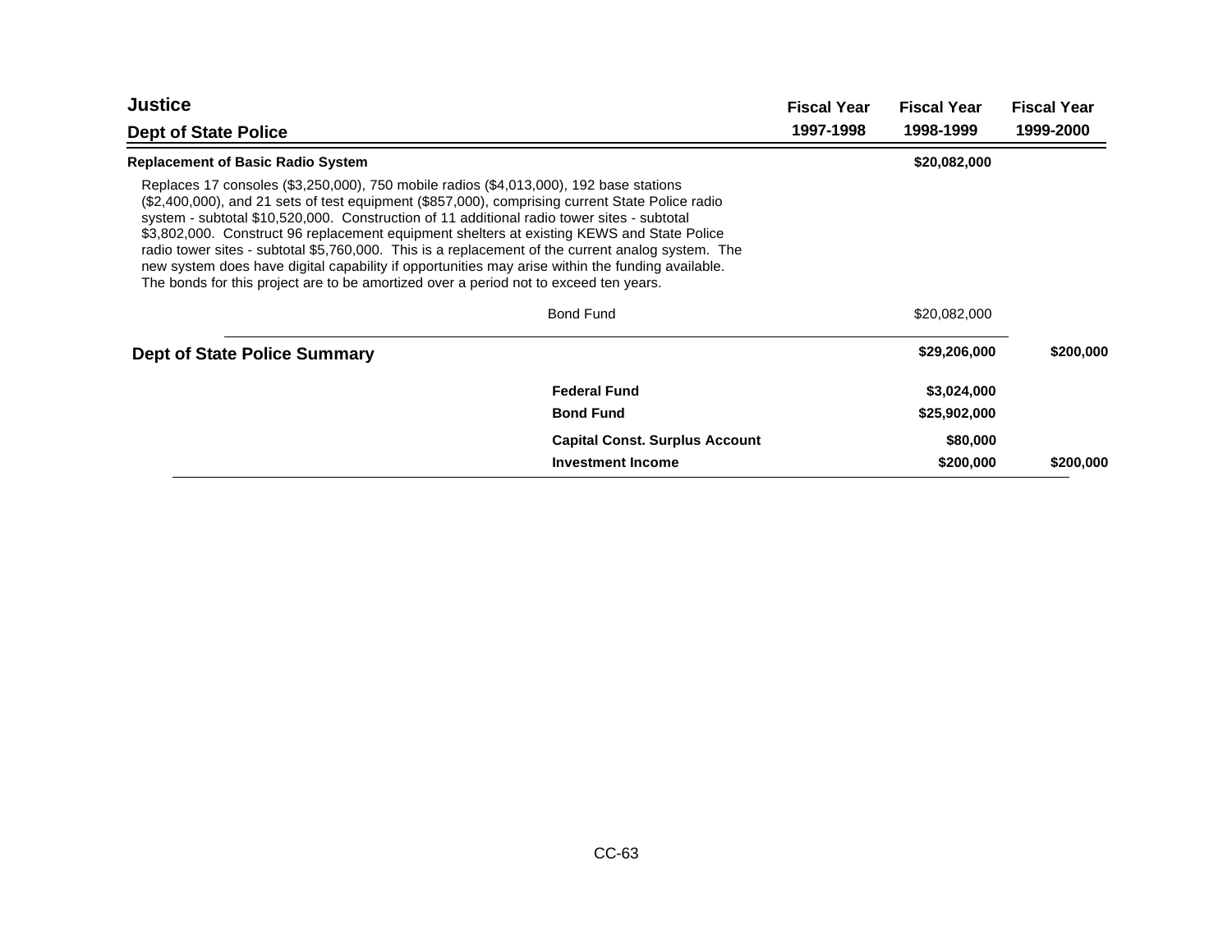| **Justice**<br>**Dept of State Police** | | **Fiscal Year 1997-1998** | **Fiscal Year 1998-1999** | **Fiscal Year 1999-2000** |
|---|---|---|---|---|
| **Replacement of Basic Radio System** | | | **$20,082,000** | |

Replaces 17 consoles ($3,250,000), 750 mobile radios ($4,013,000), 192 base stations ($2,400,000), and 21 sets of test equipment ($857,000), comprising current State Police radio system - subtotal $10,520,000. Construction of 11 additional radio tower sites - subtotal $3,802,000. Construct 96 replacement equipment shelters at existing KEWS and State Police radio tower sites - subtotal $5,760,000. This is a replacement of the current analog system. The new system does have digital capability if opportunities may arise within the funding available. The bonds for this project are to be amortized over a period not to exceed ten years.

| | | Fiscal Year 1997-1998 | Fiscal Year 1998-1999 | Fiscal Year 1999-2000 |
|---|---|---|---|---|
| | Bond Fund | | $20,082,000 | |
| **Dept of State Police Summary** | | | **$29,206,000** | **$200,000** |
| | **Federal Fund** | | **$3,024,000** | |
| | **Bond Fund** | | **$25,902,000** | |
| | **Capital Const. Surplus Account** | | **$80,000** | |
| | **Investment Income** | | **$200,000** | **$200,000** |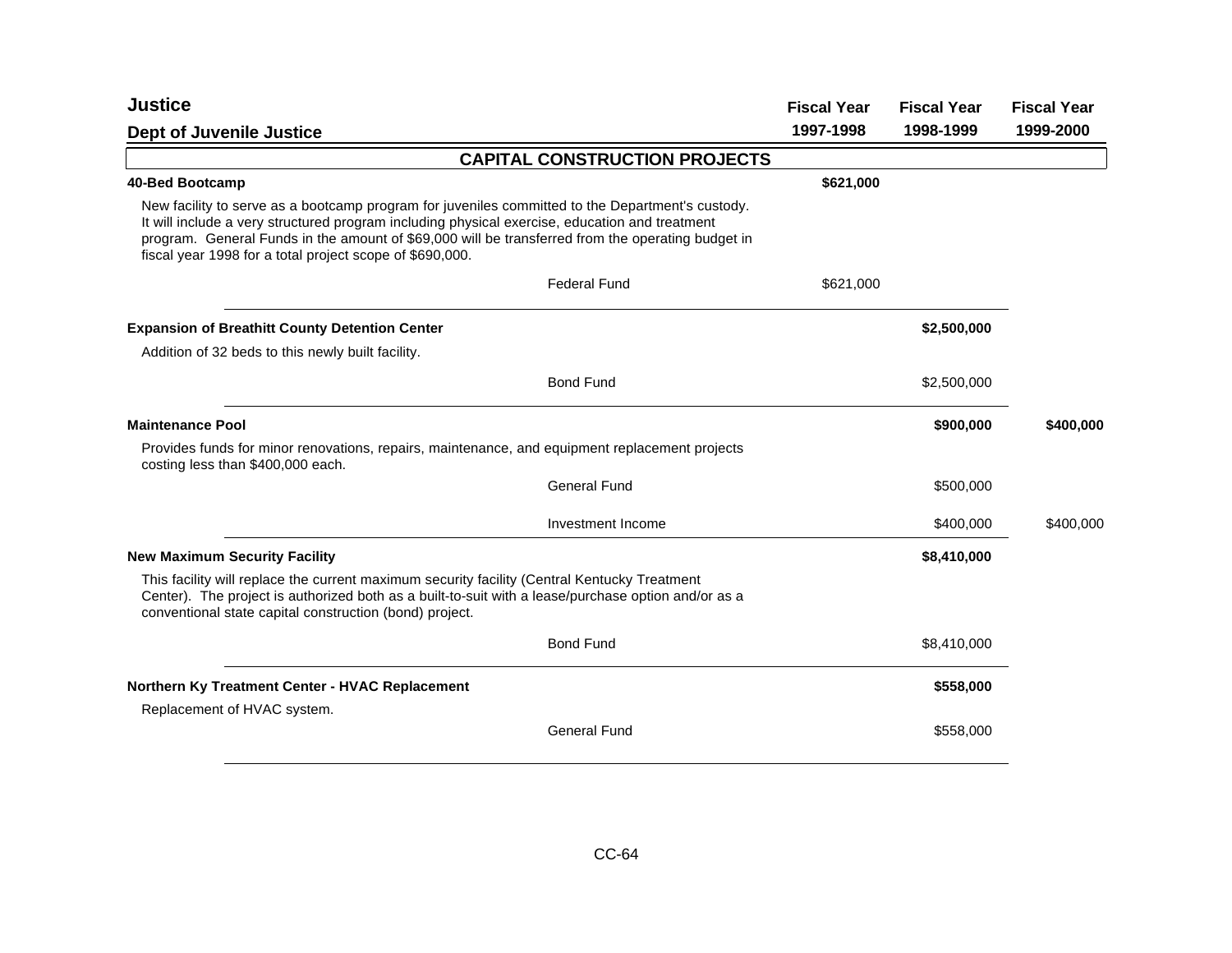## Justice

### Dept of Juvenile Justice

#### CAPITAL CONSTRUCTION PROJECTS

| | | Fiscal Year 1997-1998 | Fiscal Year 1998-1999 | Fiscal Year 1999-2000 |
|---|---|---|---|---|
| **40-Bed Bootcamp** | | **$621,000** | | |
| New facility to serve as a bootcamp program for juveniles committed to the Department's custody. It will include a very structured program including physical exercise, education and treatment program. General Funds in the amount of $69,000 will be transferred from the operating budget in fiscal year 1998 for a total project scope of $690,000. | | | | |
| | Federal Fund | $621,000 | | |
| **Expansion of Breathitt County Detention Center** | | | **$2,500,000** | |
| Addition of 32 beds to this newly built facility. | | | | |
| | Bond Fund | | $2,500,000 | |
| **Maintenance Pool** | | | **$900,000** | **$400,000** |
| Provides funds for minor renovations, repairs, maintenance, and equipment replacement projects costing less than $400,000 each. | | | | |
| | General Fund | | $500,000 | |
| | Investment Income | | $400,000 | $400,000 |
| **New Maximum Security Facility** | | | **$8,410,000** | |
| This facility will replace the current maximum security facility (Central Kentucky Treatment Center). The project is authorized both as a built-to-suit with a lease/purchase option and/or as a conventional state capital construction (bond) project. | | | | |
| | Bond Fund | | $8,410,000 | |
| **Northern Ky Treatment Center - HVAC Replacement** | | | **$558,000** | |
| Replacement of HVAC system. | | | | |
| | General Fund | | $558,000 | |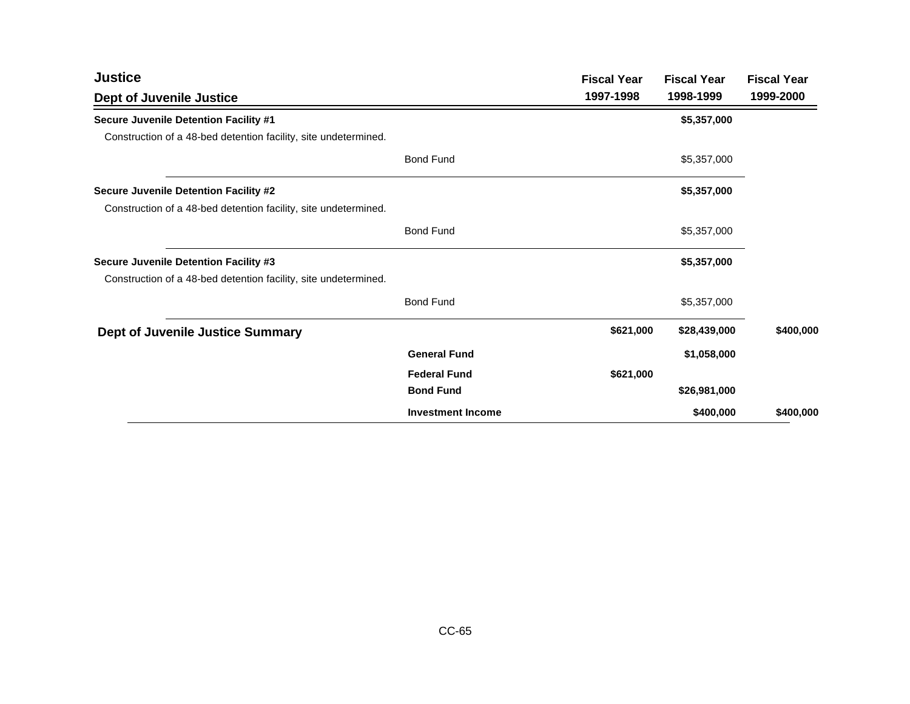# Justice

## Dept of Juvenile Justice

| | | Fiscal Year 1997-1998 | Fiscal Year 1998-1999 | Fiscal Year 1999-2000 |
|---|---|---|---|---|
| **Secure Juvenile Detention Facility #1** | | | **$5,357,000** | |
| Construction of a 48-bed detention facility, site undetermined. | | | | |
| | Bond Fund | | $5,357,000 | |
| **Secure Juvenile Detention Facility #2** | | | **$5,357,000** | |
| Construction of a 48-bed detention facility, site undetermined. | | | | |
| | Bond Fund | | $5,357,000 | |
| **Secure Juvenile Detention Facility #3** | | | **$5,357,000** | |
| Construction of a 48-bed detention facility, site undetermined. | | | | |
| | Bond Fund | | $5,357,000 | |
| **Dept of Juvenile Justice Summary** | | **$621,000** | **$28,439,000** | **$400,000** |
| | **General Fund** | | **$1,058,000** | |
| | **Federal Fund** | **$621,000** | | |
| | **Bond Fund** | | **$26,981,000** | |
| | **Investment Income** | | **$400,000** | **$400,000** |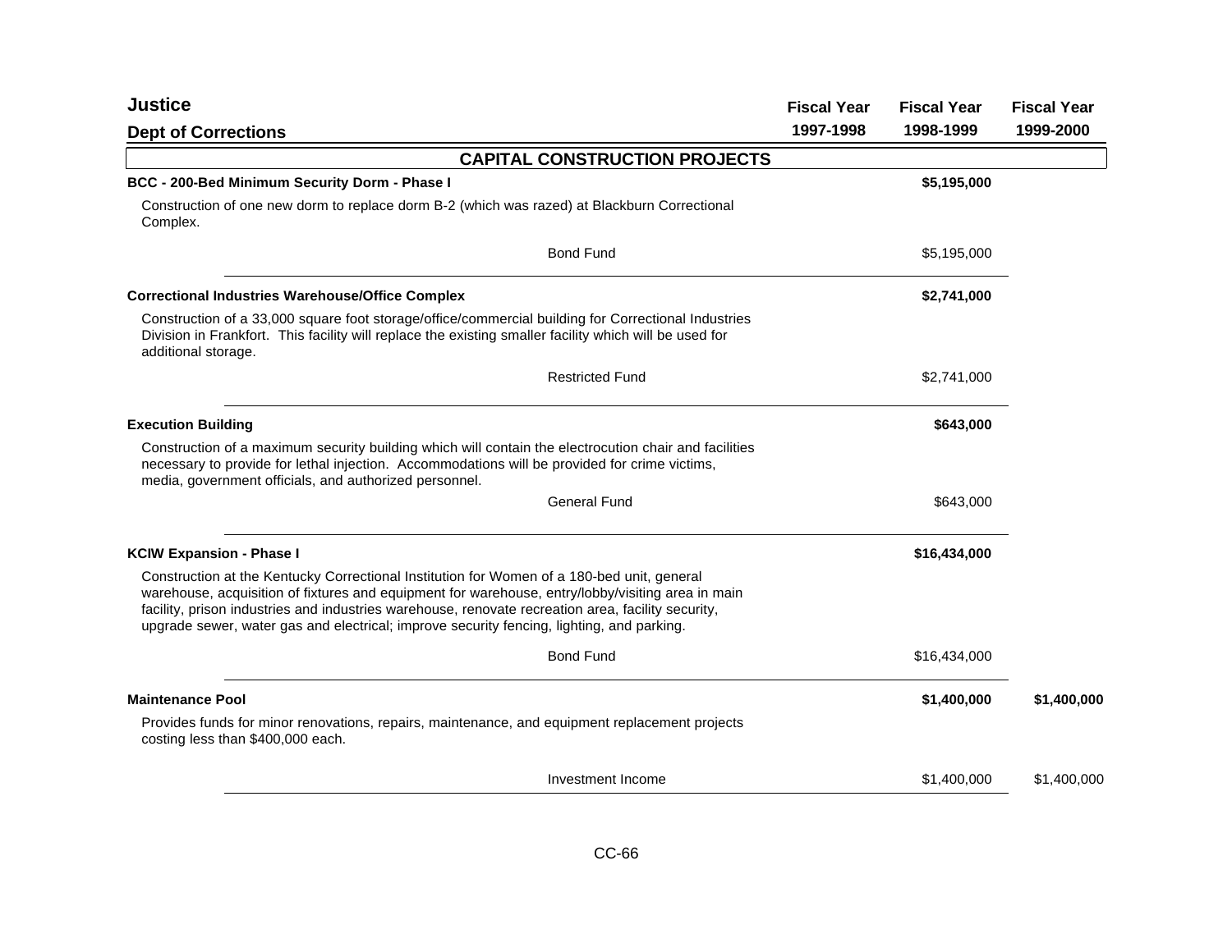# Justice

## Dept of Corrections

| | Fiscal Year 1997-1998 | Fiscal Year 1998-1999 | Fiscal Year 1999-2000 |
|---|---|---|---|

### CAPITAL CONSTRUCTION PROJECTS

| | Fiscal Year 1997-1998 | Fiscal Year 1998-1999 | Fiscal Year 1999-2000 |
|---|---|---|---|
| **BCC - 200-Bed Minimum Security Dorm - Phase I** | | **$5,195,000** | |
| Construction of one new dorm to replace dorm B-2 (which was razed) at Blackburn Correctional Complex. | | | |
| Bond Fund | | $5,195,000 | |
| **Correctional Industries Warehouse/Office Complex** | | **$2,741,000** | |
| Construction of a 33,000 square foot storage/office/commercial building for Correctional Industries Division in Frankfort. This facility will replace the existing smaller facility which will be used for additional storage. | | | |
| Restricted Fund | | $2,741,000 | |
| **Execution Building** | | **$643,000** | |
| Construction of a maximum security building which will contain the electrocution chair and facilities necessary to provide for lethal injection. Accommodations will be provided for crime victims, media, government officials, and authorized personnel. | | | |
| General Fund | | $643,000 | |
| **KCIW Expansion - Phase I** | | **$16,434,000** | |
| Construction at the Kentucky Correctional Institution for Women of a 180-bed unit, general warehouse, acquisition of fixtures and equipment for warehouse, entry/lobby/visiting area in main facility, prison industries and industries warehouse, renovate recreation area, facility security, upgrade sewer, water gas and electrical; improve security fencing, lighting, and parking. | | | |
| Bond Fund | | $16,434,000 | |
| **Maintenance Pool** | | **$1,400,000** | **$1,400,000** |
| Provides funds for minor renovations, repairs, maintenance, and equipment replacement projects costing less than $400,000 each. | | | |
| Investment Income | | $1,400,000 | $1,400,000 |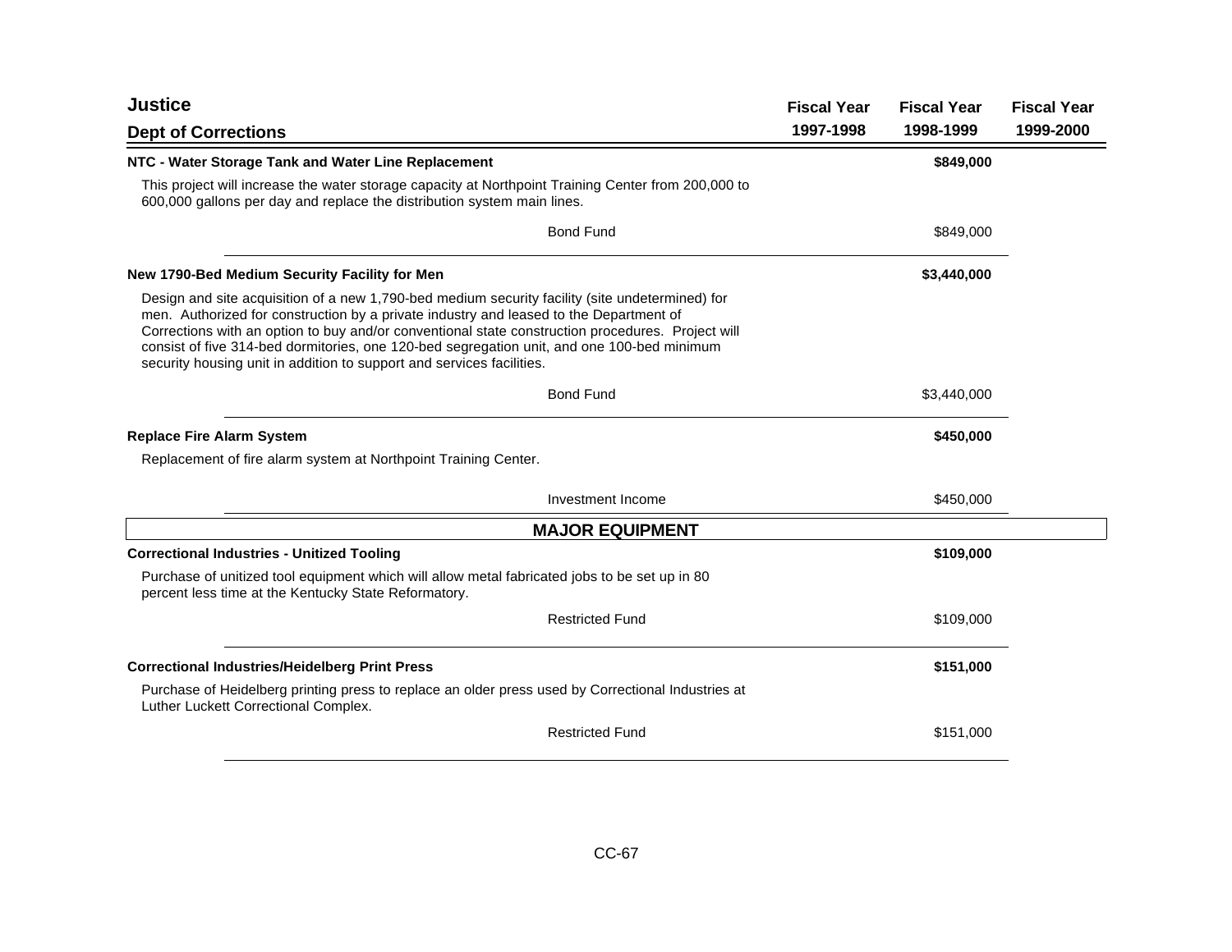## Justice

### Dept of Corrections

| | Fiscal Year 1997-1998 | Fiscal Year 1998-1999 | Fiscal Year 1999-2000 |
|---|---|---|---|
| **NTC - Water Storage Tank and Water Line Replacement** | | **$849,000** | |

This project will increase the water storage capacity at Northpoint Training Center from 200,000 to 600,000 gallons per day and replace the distribution system main lines.

| | Fiscal Year 1997-1998 | Fiscal Year 1998-1999 | Fiscal Year 1999-2000 |
|---|---|---|---|
| Bond Fund | | $849,000 | |

| | Fiscal Year 1997-1998 | Fiscal Year 1998-1999 | Fiscal Year 1999-2000 |
|---|---|---|---|
| **New 1790-Bed Medium Security Facility for Men** | | **$3,440,000** | |

Design and site acquisition of a new 1,790-bed medium security facility (site undetermined) for men. Authorized for construction by a private industry and leased to the Department of Corrections with an option to buy and/or conventional state construction procedures. Project will consist of five 314-bed dormitories, one 120-bed segregation unit, and one 100-bed minimum security housing unit in addition to support and services facilities.

| | Fiscal Year 1997-1998 | Fiscal Year 1998-1999 | Fiscal Year 1999-2000 |
|---|---|---|---|
| Bond Fund | | $3,440,000 | |

| | Fiscal Year 1997-1998 | Fiscal Year 1998-1999 | Fiscal Year 1999-2000 |
|---|---|---|---|
| **Replace Fire Alarm System** | | **$450,000** | |

Replacement of fire alarm system at Northpoint Training Center.

| | Fiscal Year 1997-1998 | Fiscal Year 1998-1999 | Fiscal Year 1999-2000 |
|---|---|---|---|
| Investment Income | | $450,000 | |

## MAJOR EQUIPMENT

| | Fiscal Year 1997-1998 | Fiscal Year 1998-1999 | Fiscal Year 1999-2000 |
|---|---|---|---|
| **Correctional Industries - Unitized Tooling** | | **$109,000** | |

Purchase of unitized tool equipment which will allow metal fabricated jobs to be set up in 80 percent less time at the Kentucky State Reformatory.

| | Fiscal Year 1997-1998 | Fiscal Year 1998-1999 | Fiscal Year 1999-2000 |
|---|---|---|---|
| Restricted Fund | | $109,000 | |

| | Fiscal Year 1997-1998 | Fiscal Year 1998-1999 | Fiscal Year 1999-2000 |
|---|---|---|---|
| **Correctional Industries/Heidelberg Print Press** | | **$151,000** | |

Purchase of Heidelberg printing press to replace an older press used by Correctional Industries at Luther Luckett Correctional Complex.

| | Fiscal Year 1997-1998 | Fiscal Year 1998-1999 | Fiscal Year 1999-2000 |
|---|---|---|---|
| Restricted Fund | | $151,000 | |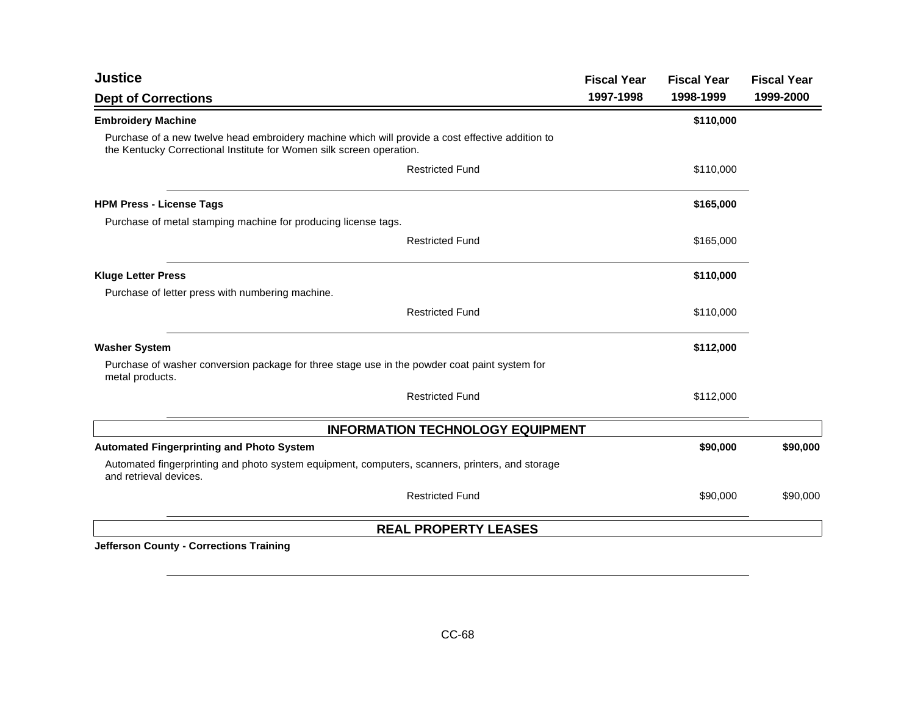| Justice<br>Dept of Corrections | Fiscal Year 1997-1998 | Fiscal Year 1998-1999 | Fiscal Year 1999-2000 |
|---|---|---|---|
| **Embroidery Machine** | | **$110,000** | |
| Purchase of a new twelve head embroidery machine which will provide a cost effective addition to the Kentucky Correctional Institute for Women silk screen operation. | | | |
| Restricted Fund | | $110,000 | |
| **HPM Press - License Tags** | | **$165,000** | |
| Purchase of metal stamping machine for producing license tags. | | | |
| Restricted Fund | | $165,000 | |
| **Kluge Letter Press** | | **$110,000** | |
| Purchase of letter press with numbering machine. | | | |
| Restricted Fund | | $110,000 | |
| **Washer System** | | **$112,000** | |
| Purchase of washer conversion package for three stage use in the powder coat paint system for metal products. | | | |
| Restricted Fund | | $112,000 | |

## INFORMATION TECHNOLOGY EQUIPMENT

| | Fiscal Year 1997-1998 | Fiscal Year 1998-1999 | Fiscal Year 1999-2000 |
|---|---|---|---|
| **Automated Fingerprinting and Photo System** | | **$90,000** | **$90,000** |
| Automated fingerprinting and photo system equipment, computers, scanners, printers, and storage and retrieval devices. | | | |
| Restricted Fund | | $90,000 | $90,000 |

## REAL PROPERTY LEASES

**Jefferson County - Corrections Training**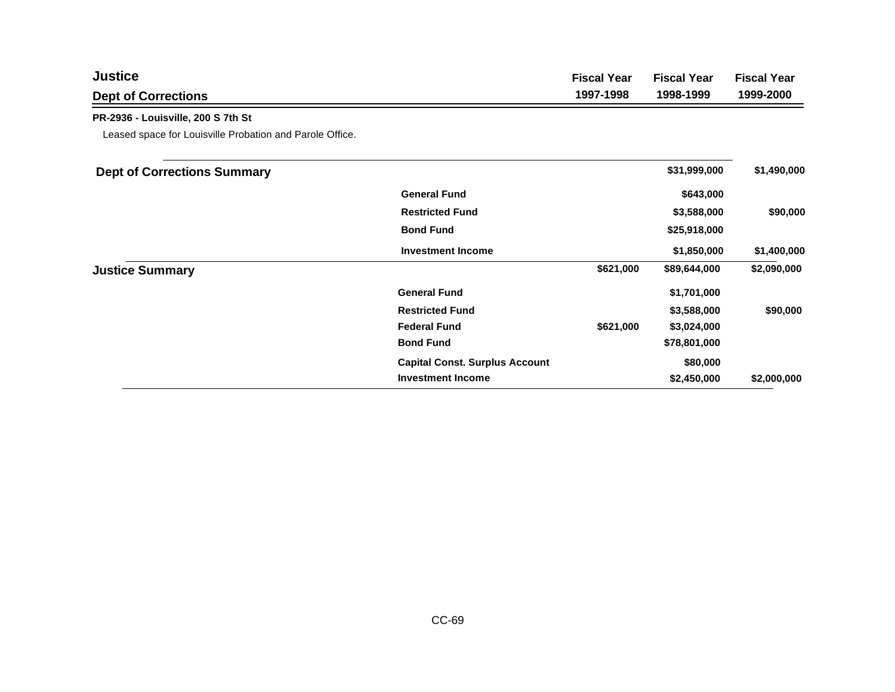## Justice

### Dept of Corrections

| | | Fiscal Year 1997-1998 | Fiscal Year 1998-1999 | Fiscal Year 1999-2000 |
|---|---|---|---|---|

**PR-2936 - Louisville, 200 S 7th St**

Leased space for Louisville Probation and Parole Office.

| | | Fiscal Year 1997-1998 | Fiscal Year 1998-1999 | Fiscal Year 1999-2000 |
|---|---|---|---|---|
| **Dept of Corrections Summary** | | | **$31,999,000** | **$1,490,000** |
| | **General Fund** | | **$643,000** | |
| | **Restricted Fund** | | **$3,588,000** | **$90,000** |
| | **Bond Fund** | | **$25,918,000** | |
| | **Investment Income** | | **$1,850,000** | **$1,400,000** |
| **Justice Summary** | | **$621,000** | **$89,644,000** | **$2,090,000** |
| | **General Fund** | | **$1,701,000** | |
| | **Restricted Fund** | | **$3,588,000** | **$90,000** |
| | **Federal Fund** | **$621,000** | **$3,024,000** | |
| | **Bond Fund** | | **$78,801,000** | |
| | **Capital Const. Surplus Account** | | **$80,000** | |
| | **Investment Income** | | **$2,450,000** | **$2,000,000** |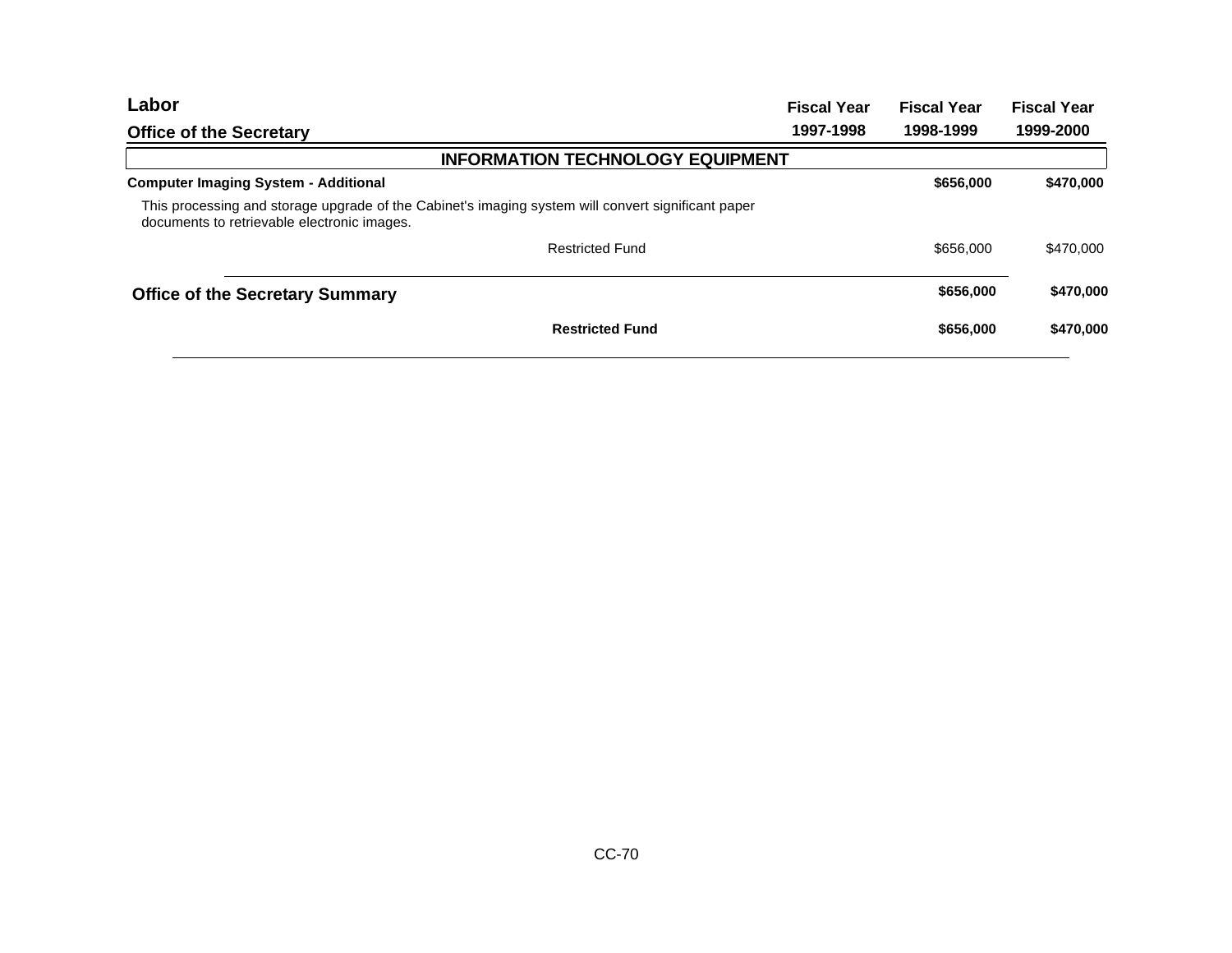## Labor

### Office of the Secretary

| | Fiscal Year 1997-1998 | Fiscal Year 1998-1999 | Fiscal Year 1999-2000 |
|---|---|---|---|
| **INFORMATION TECHNOLOGY EQUIPMENT** | | | |
| **Computer Imaging System - Additional** | | **$656,000** | **$470,000** |
| This processing and storage upgrade of the Cabinet's imaging system will convert significant paper documents to retrievable electronic images. | | | |
| Restricted Fund | | $656,000 | $470,000 |
| **Office of the Secretary Summary** | | **$656,000** | **$470,000** |
| **Restricted Fund** | | **$656,000** | **$470,000** |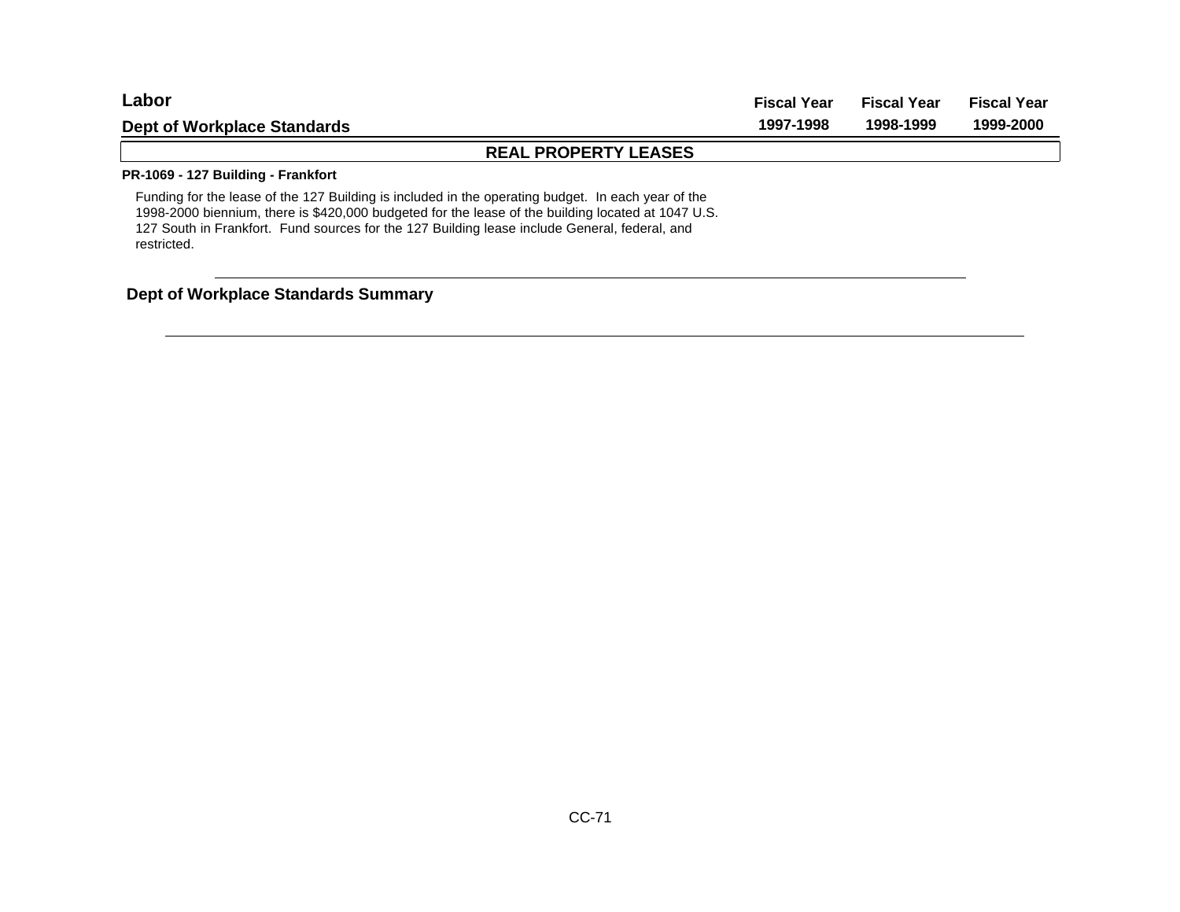# Labor

## Dept of Workplace Standards

| | Fiscal Year 1997-1998 | Fiscal Year 1998-1999 | Fiscal Year 1999-2000 |
|---|---|---|---|

### REAL PROPERTY LEASES

**PR-1069 - 127 Building - Frankfort**

Funding for the lease of the 127 Building is included in the operating budget. In each year of the 1998-2000 biennium, there is $420,000 budgeted for the lease of the building located at 1047 U.S. 127 South in Frankfort. Fund sources for the 127 Building lease include General, federal, and restricted.

**Dept of Workplace Standards Summary**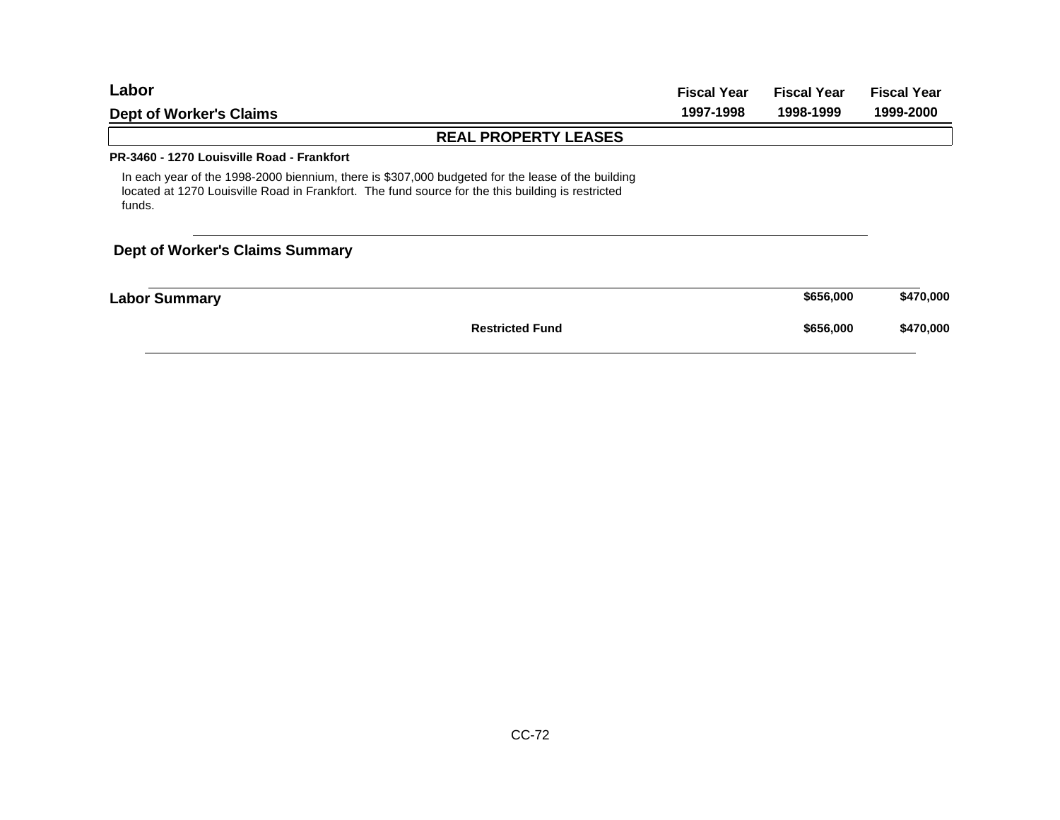| Labor | Fiscal Year | Fiscal Year | Fiscal Year |
|---|---|---|---|
| **Dept of Worker's Claims** | **1997-1998** | **1998-1999** | **1999-2000** |

## REAL PROPERTY LEASES

**PR-3460 - 1270 Louisville Road - Frankfort**

In each year of the 1998-2000 biennium, there is $307,000 budgeted for the lease of the building located at 1270 Louisville Road in Frankfort. The fund source for the this building is restricted funds.

### Dept of Worker's Claims Summary

| Labor Summary | Fiscal Year 1997-1998 | Fiscal Year 1998-1999 | Fiscal Year 1999-2000 |
|---|---|---|---|
| **Labor Summary** | | **$656,000** | **$470,000** |
| **Restricted Fund** | | **$656,000** | **$470,000** |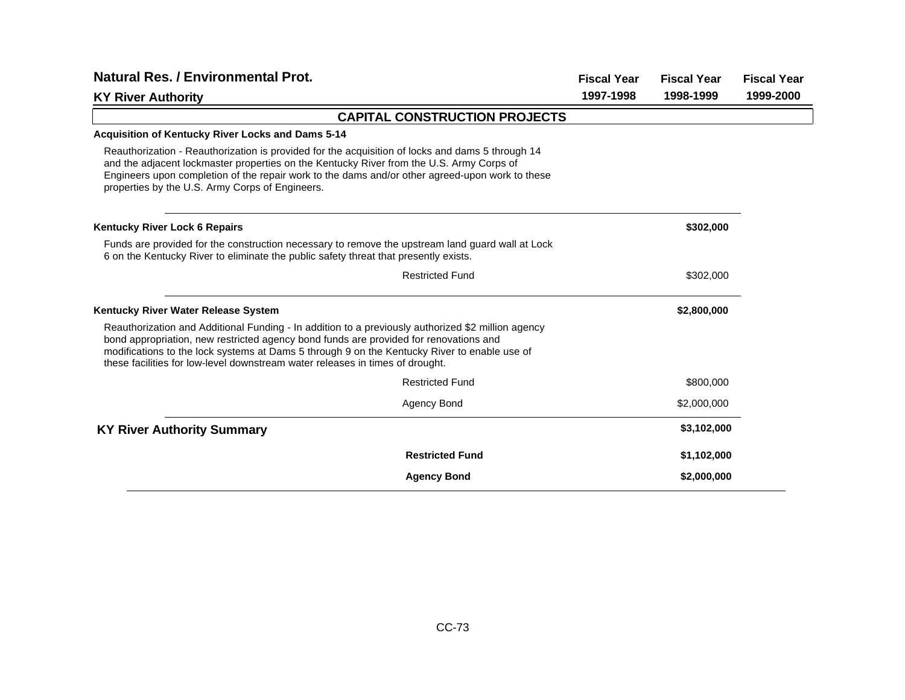## Natural Res. / Environmental Prot.

### KY River Authority

| | Fiscal Year 1997-1998 | Fiscal Year 1998-1999 | Fiscal Year 1999-2000 |
|---|---|---|---|

### CAPITAL CONSTRUCTION PROJECTS

**Acquisition of Kentucky River Locks and Dams 5-14**

Reauthorization - Reauthorization is provided for the acquisition of locks and dams 5 through 14 and the adjacent lockmaster properties on the Kentucky River from the U.S. Army Corps of Engineers upon completion of the repair work to the dams and/or other agreed-upon work to these properties by the U.S. Army Corps of Engineers.

**Kentucky River Lock 6 Repairs**

| | Fiscal Year 1997-1998 | Fiscal Year 1998-1999 | Fiscal Year 1999-2000 |
|---|---|---|---|
| **Kentucky River Lock 6 Repairs** | | **$302,000** | |
| Restricted Fund | | $302,000 | |

Funds are provided for the construction necessary to remove the upstream land guard wall at Lock 6 on the Kentucky River to eliminate the public safety threat that presently exists.

**Kentucky River Water Release System**

Reauthorization and Additional Funding - In addition to a previously authorized $2 million agency bond appropriation, new restricted agency bond funds are provided for renovations and modifications to the lock systems at Dams 5 through 9 on the Kentucky River to enable use of these facilities for low-level downstream water releases in times of drought.

| | Fiscal Year 1997-1998 | Fiscal Year 1998-1999 | Fiscal Year 1999-2000 |
|---|---|---|---|
| **Kentucky River Water Release System** | | **$2,800,000** | |
| Restricted Fund | | $800,000 | |
| Agency Bond | | $2,000,000 | |

### KY River Authority Summary

| | Fiscal Year 1997-1998 | Fiscal Year 1998-1999 | Fiscal Year 1999-2000 |
|---|---|---|---|
| **KY River Authority Summary** | | **$3,102,000** | |
| **Restricted Fund** | | **$1,102,000** | |
| **Agency Bond** | | **$2,000,000** | |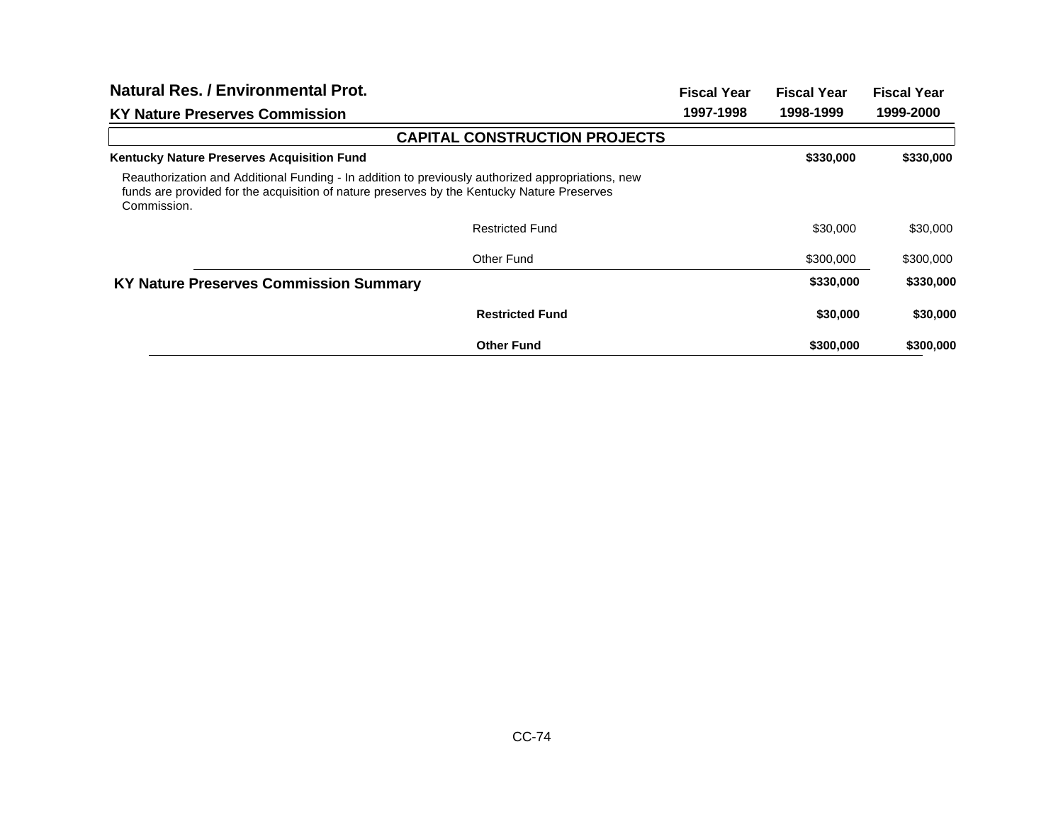## Natural Res. / Environmental Prot.

## KY Nature Preserves Commission

| | Fiscal Year 1997-1998 | Fiscal Year 1998-1999 | Fiscal Year 1999-2000 |
|---|---|---|---|
| **CAPITAL CONSTRUCTION PROJECTS** | | | |
| **Kentucky Nature Preserves Acquisition Fund** | | **$330,000** | **$330,000** |
| Reauthorization and Additional Funding - In addition to previously authorized appropriations, new funds are provided for the acquisition of nature preserves by the Kentucky Nature Preserves Commission. | | | |
| Restricted Fund | | $30,000 | $30,000 |
| Other Fund | | $300,000 | $300,000 |
| **KY Nature Preserves Commission Summary** | | **$330,000** | **$330,000** |
| **Restricted Fund** | | **$30,000** | **$30,000** |
| **Other Fund** | | **$300,000** | **$300,000** |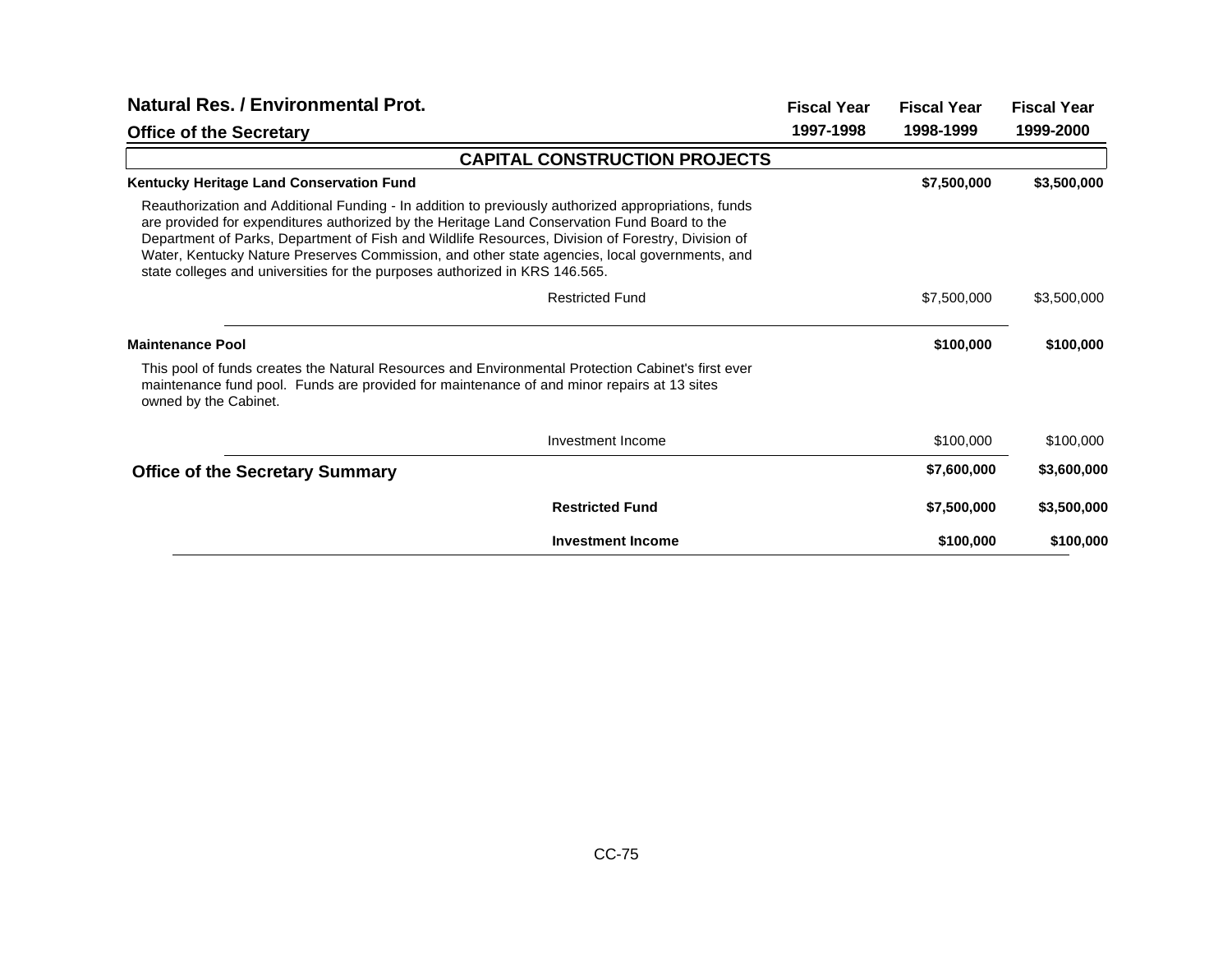## Natural Res. / Environmental Prot.

### Office of the Secretary

| | Fiscal Year 1997-1998 | Fiscal Year 1998-1999 | Fiscal Year 1999-2000 |
|---|---|---|---|
| **CAPITAL CONSTRUCTION PROJECTS** | | | |
| **Kentucky Heritage Land Conservation Fund** | | **$7,500,000** | **$3,500,000** |
| Reauthorization and Additional Funding - In addition to previously authorized appropriations, funds are provided for expenditures authorized by the Heritage Land Conservation Fund Board to the Department of Parks, Department of Fish and Wildlife Resources, Division of Forestry, Division of Water, Kentucky Nature Preserves Commission, and other state agencies, local governments, and state colleges and universities for the purposes authorized in KRS 146.565. | | | |
| Restricted Fund | | $7,500,000 | $3,500,000 |
| **Maintenance Pool** | | **$100,000** | **$100,000** |
| This pool of funds creates the Natural Resources and Environmental Protection Cabinet's first ever maintenance fund pool. Funds are provided for maintenance of and minor repairs at 13 sites owned by the Cabinet. | | | |
| Investment Income | | $100,000 | $100,000 |
| **Office of the Secretary Summary** | | **$7,600,000** | **$3,600,000** |
| **Restricted Fund** | | **$7,500,000** | **$3,500,000** |
| **Investment Income** | | **$100,000** | **$100,000** |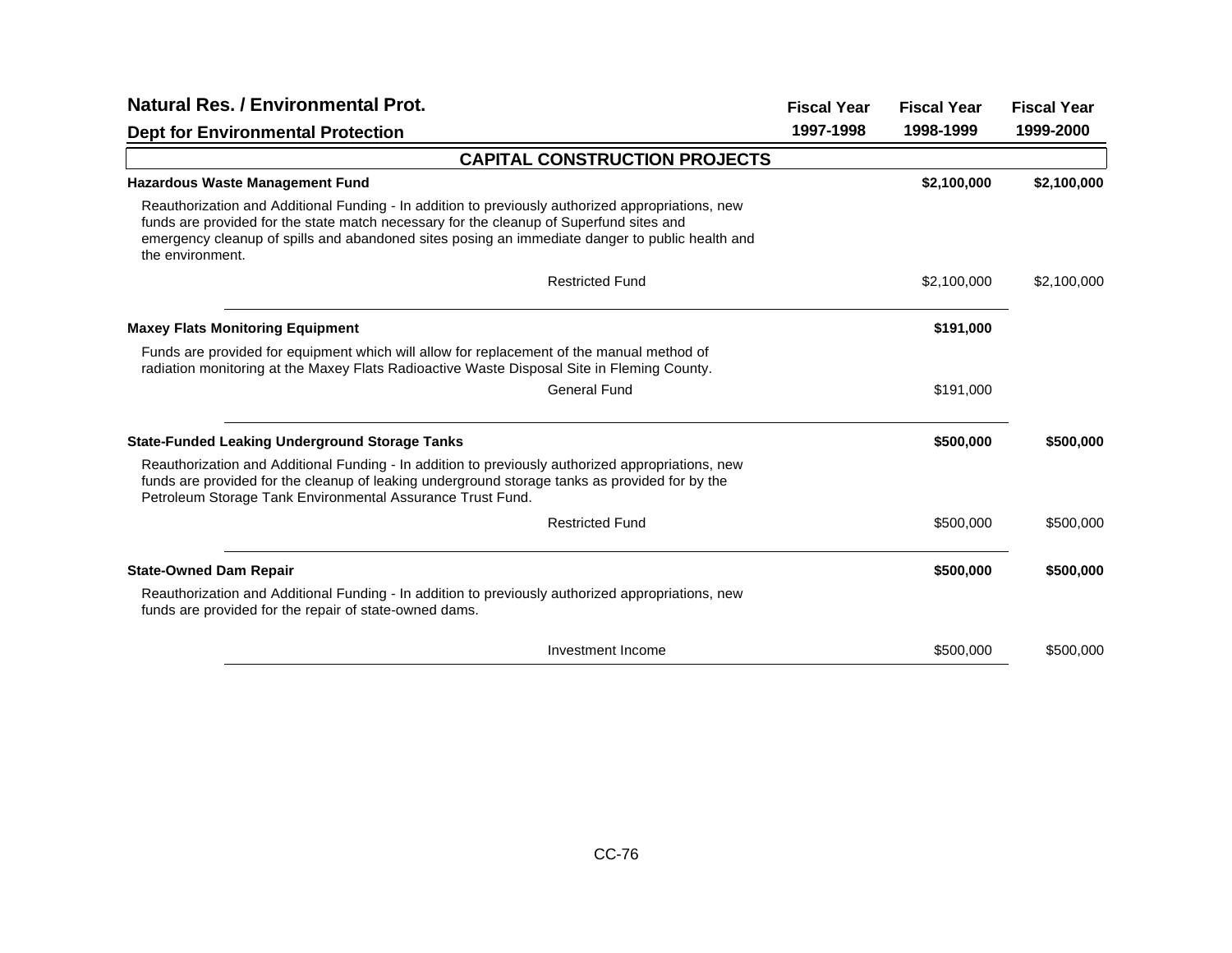## Natural Res. / Environmental Prot.

## Dept for Environmental Protection

| | Fiscal Year 1997-1998 | Fiscal Year 1998-1999 | Fiscal Year 1999-2000 |
|---|---|---|---|

### CAPITAL CONSTRUCTION PROJECTS

| | Fiscal Year 1997-1998 | Fiscal Year 1998-1999 | Fiscal Year 1999-2000 |
|---|---|---|---|
| **Hazardous Waste Management Fund** | | **$2,100,000** | **$2,100,000** |
| Reauthorization and Additional Funding - In addition to previously authorized appropriations, new funds are provided for the state match necessary for the cleanup of Superfund sites and emergency cleanup of spills and abandoned sites posing an immediate danger to public health and the environment. | | | |
| Restricted Fund | | $2,100,000 | $2,100,000 |
| **Maxey Flats Monitoring Equipment** | | **$191,000** | |
| Funds are provided for equipment which will allow for replacement of the manual method of radiation monitoring at the Maxey Flats Radioactive Waste Disposal Site in Fleming County. | | | |
| General Fund | | $191,000 | |
| **State-Funded Leaking Underground Storage Tanks** | | **$500,000** | **$500,000** |
| Reauthorization and Additional Funding - In addition to previously authorized appropriations, new funds are provided for the cleanup of leaking underground storage tanks as provided for by the Petroleum Storage Tank Environmental Assurance Trust Fund. | | | |
| Restricted Fund | | $500,000 | $500,000 |
| **State-Owned Dam Repair** | | **$500,000** | **$500,000** |
| Reauthorization and Additional Funding - In addition to previously authorized appropriations, new funds are provided for the repair of state-owned dams. | | | |
| Investment Income | | $500,000 | $500,000 |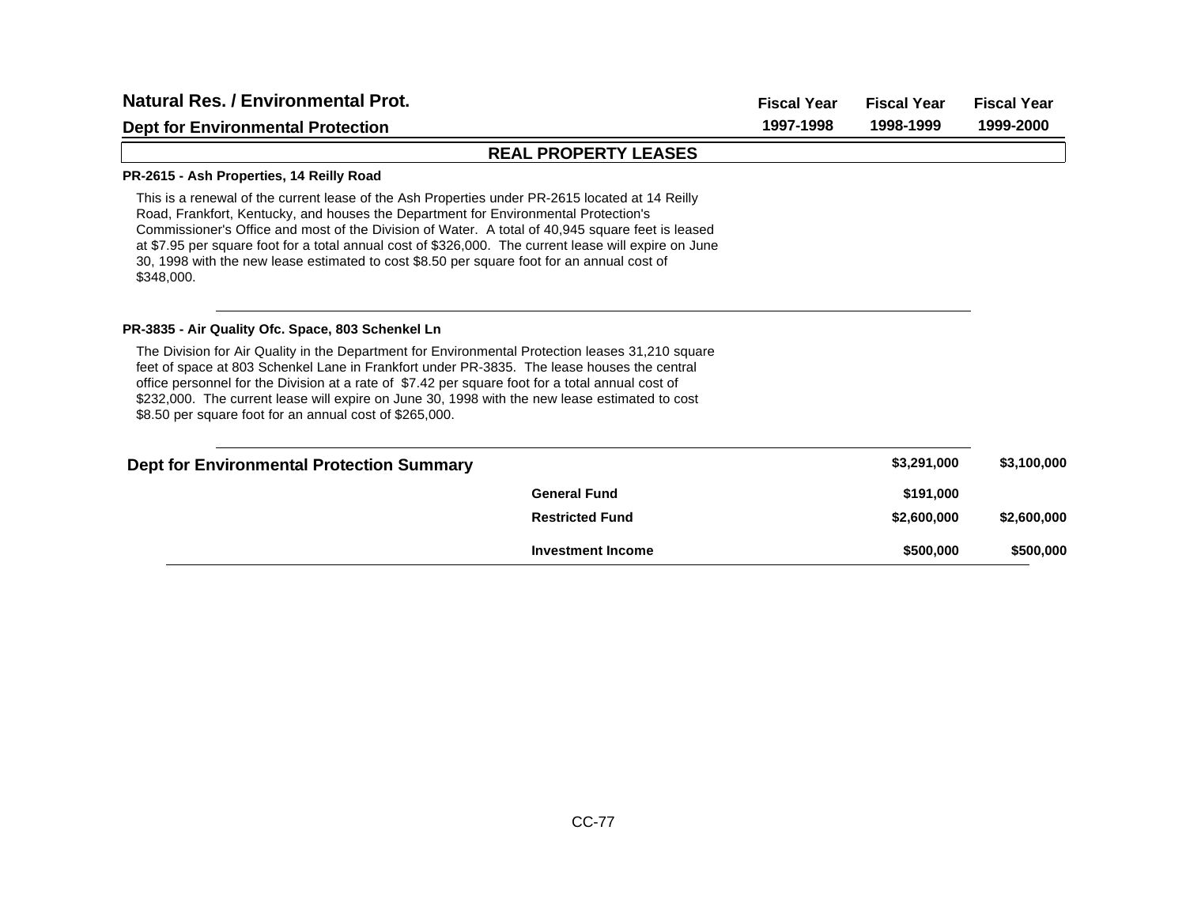# Natural Res. / Environmental Prot.

## Dept for Environmental Protection

| | Fiscal Year 1997-1998 | Fiscal Year 1998-1999 | Fiscal Year 1999-2000 |
|---|---|---|---|

### REAL PROPERTY LEASES

**PR-2615 - Ash Properties, 14 Reilly Road**

This is a renewal of the current lease of the Ash Properties under PR-2615 located at 14 Reilly Road, Frankfort, Kentucky, and houses the Department for Environmental Protection's Commissioner's Office and most of the Division of Water. A total of 40,945 square feet is leased at $7.95 per square foot for a total annual cost of $326,000. The current lease will expire on June 30, 1998 with the new lease estimated to cost $8.50 per square foot for an annual cost of $348,000.

**PR-3835 - Air Quality Ofc. Space, 803 Schenkel Ln**

The Division for Air Quality in the Department for Environmental Protection leases 31,210 square feet of space at 803 Schenkel Lane in Frankfort under PR-3835. The lease houses the central office personnel for the Division at a rate of $7.42 per square foot for a total annual cost of $232,000. The current lease will expire on June 30, 1998 with the new lease estimated to cost $8.50 per square foot for an annual cost of $265,000.

| **Dept for Environmental Protection Summary** | Fiscal Year 1997-1998 | Fiscal Year 1998-1999 | Fiscal Year 1999-2000 |
|---|---|---|---|
| | | **$3,291,000** | **$3,100,000** |
| **General Fund** | | **$191,000** | |
| **Restricted Fund** | | **$2,600,000** | **$2,600,000** |
| **Investment Income** | | **$500,000** | **$500,000** |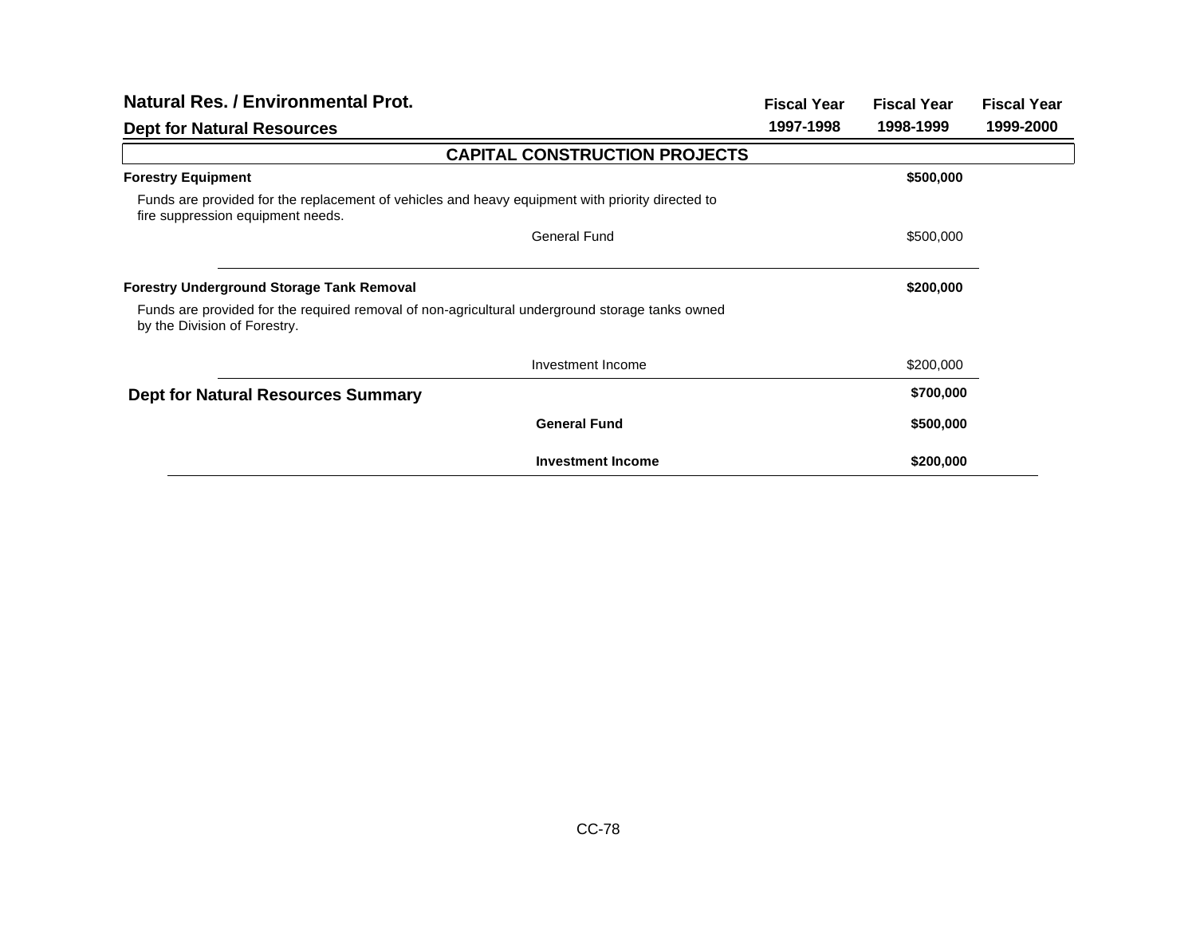## Natural Res. / Environmental Prot.

### Dept for Natural Resources

| | Fiscal Year 1997-1998 | Fiscal Year 1998-1999 | Fiscal Year 1999-2000 |
|---|---|---|---|

**CAPITAL CONSTRUCTION PROJECTS**

| | Fiscal Year 1997-1998 | Fiscal Year 1998-1999 | Fiscal Year 1999-2000 |
|---|---|---|---|
| **Forestry Equipment** | | **$500,000** | |
| Funds are provided for the replacement of vehicles and heavy equipment with priority directed to fire suppression equipment needs. | | | |
| General Fund | | $500,000 | |
| **Forestry Underground Storage Tank Removal** | | **$200,000** | |
| Funds are provided for the required removal of non-agricultural underground storage tanks owned by the Division of Forestry. | | | |
| Investment Income | | $200,000 | |
| **Dept for Natural Resources Summary** | | **$700,000** | |
| **General Fund** | | **$500,000** | |
| **Investment Income** | | **$200,000** | |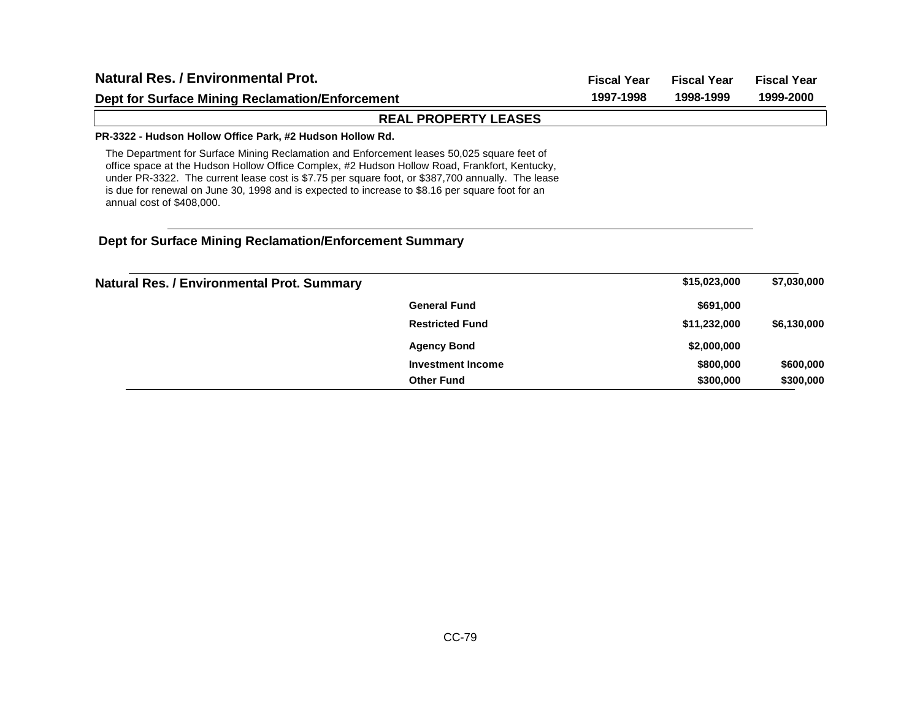## Natural Res. / Environmental Prot.

### Dept for Surface Mining Reclamation/Enforcement

| | Fiscal Year 1997-1998 | Fiscal Year 1998-1999 | Fiscal Year 1999-2000 |
|---|---|---|---|

### REAL PROPERTY LEASES

**PR-3322 - Hudson Hollow Office Park, #2 Hudson Hollow Rd.**

The Department for Surface Mining Reclamation and Enforcement leases 50,025 square feet of office space at the Hudson Hollow Office Complex, #2 Hudson Hollow Road, Frankfort, Kentucky, under PR-3322. The current lease cost is $7.75 per square foot, or $387,700 annually. The lease is due for renewal on June 30, 1998 and is expected to increase to $8.16 per square foot for an annual cost of $408,000.

### Dept for Surface Mining Reclamation/Enforcement Summary

| | | Fiscal Year 1997-1998 | Fiscal Year 1998-1999 | Fiscal Year 1999-2000 |
|---|---|---|---|---|
| **Natural Res. / Environmental Prot. Summary** | | | **$15,023,000** | **$7,030,000** |
| | **General Fund** | | **$691,000** | |
| | **Restricted Fund** | | **$11,232,000** | **$6,130,000** |
| | **Agency Bond** | | **$2,000,000** | |
| | **Investment Income** | | **$800,000** | **$600,000** |
| | **Other Fund** | | **$300,000** | **$300,000** |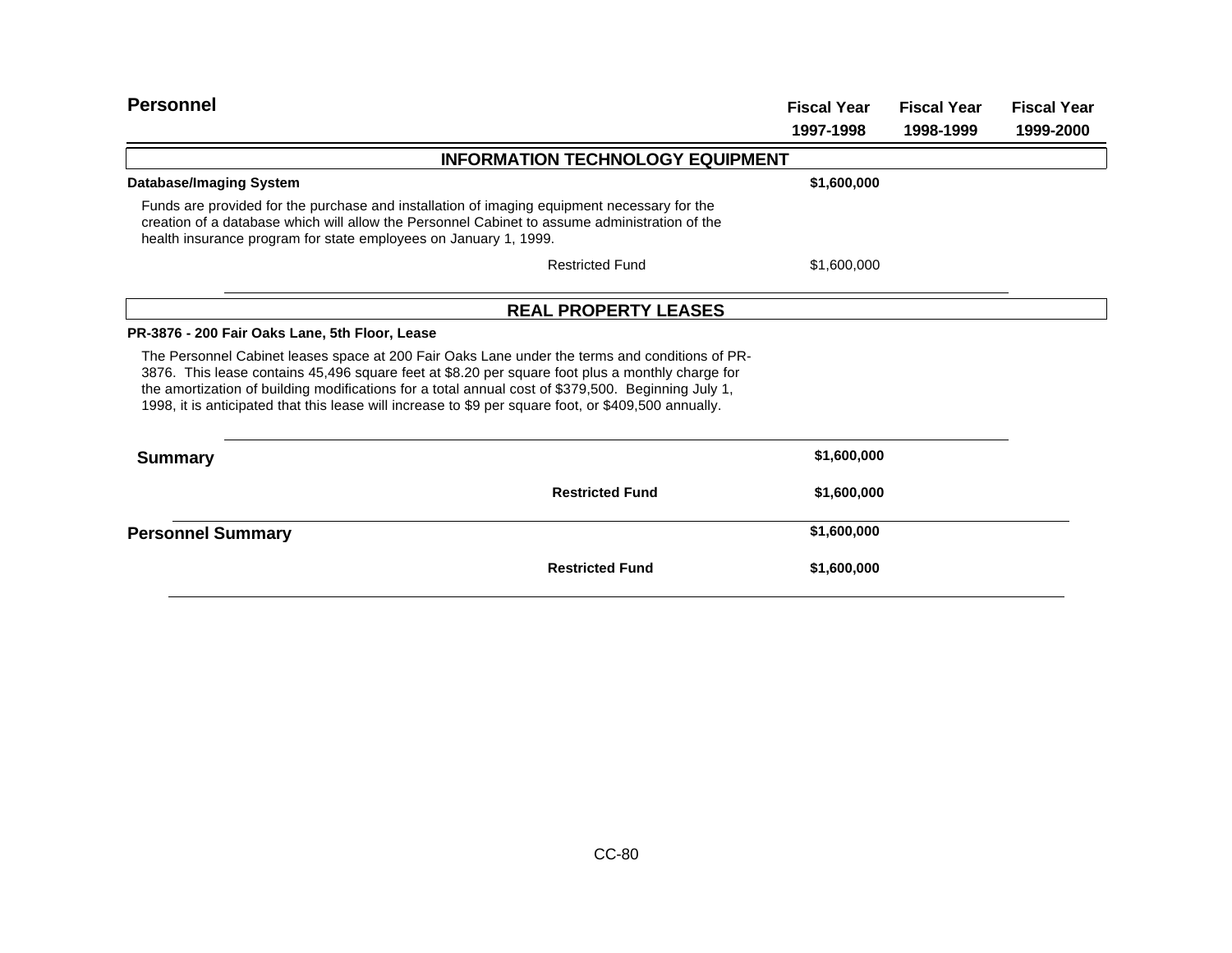## Personnel

| | Fiscal Year 1997-1998 | Fiscal Year 1998-1999 | Fiscal Year 1999-2000 |
|---|---|---|---|

### INFORMATION TECHNOLOGY EQUIPMENT

| | Fiscal Year 1997-1998 | Fiscal Year 1998-1999 | Fiscal Year 1999-2000 |
|---|---|---|---|
| **Database/Imaging System** | **$1,600,000** | | |

Funds are provided for the purchase and installation of imaging equipment necessary for the creation of a database which will allow the Personnel Cabinet to assume administration of the health insurance program for state employees on January 1, 1999.

| | Fiscal Year 1997-1998 | Fiscal Year 1998-1999 | Fiscal Year 1999-2000 |
|---|---|---|---|
| Restricted Fund | $1,600,000 | | |

### REAL PROPERTY LEASES

**PR-3876 - 200 Fair Oaks Lane, 5th Floor, Lease**

The Personnel Cabinet leases space at 200 Fair Oaks Lane under the terms and conditions of PR-3876. This lease contains 45,496 square feet at $8.20 per square foot plus a monthly charge for the amortization of building modifications for a total annual cost of $379,500. Beginning July 1, 1998, it is anticipated that this lease will increase to $9 per square foot, or $409,500 annually.

| | Fiscal Year 1997-1998 | Fiscal Year 1998-1999 | Fiscal Year 1999-2000 |
|---|---|---|---|
| **Summary** | **$1,600,000** | | |
| **Restricted Fund** | **$1,600,000** | | |
| **Personnel Summary** | **$1,600,000** | | |
| **Restricted Fund** | **$1,600,000** | | |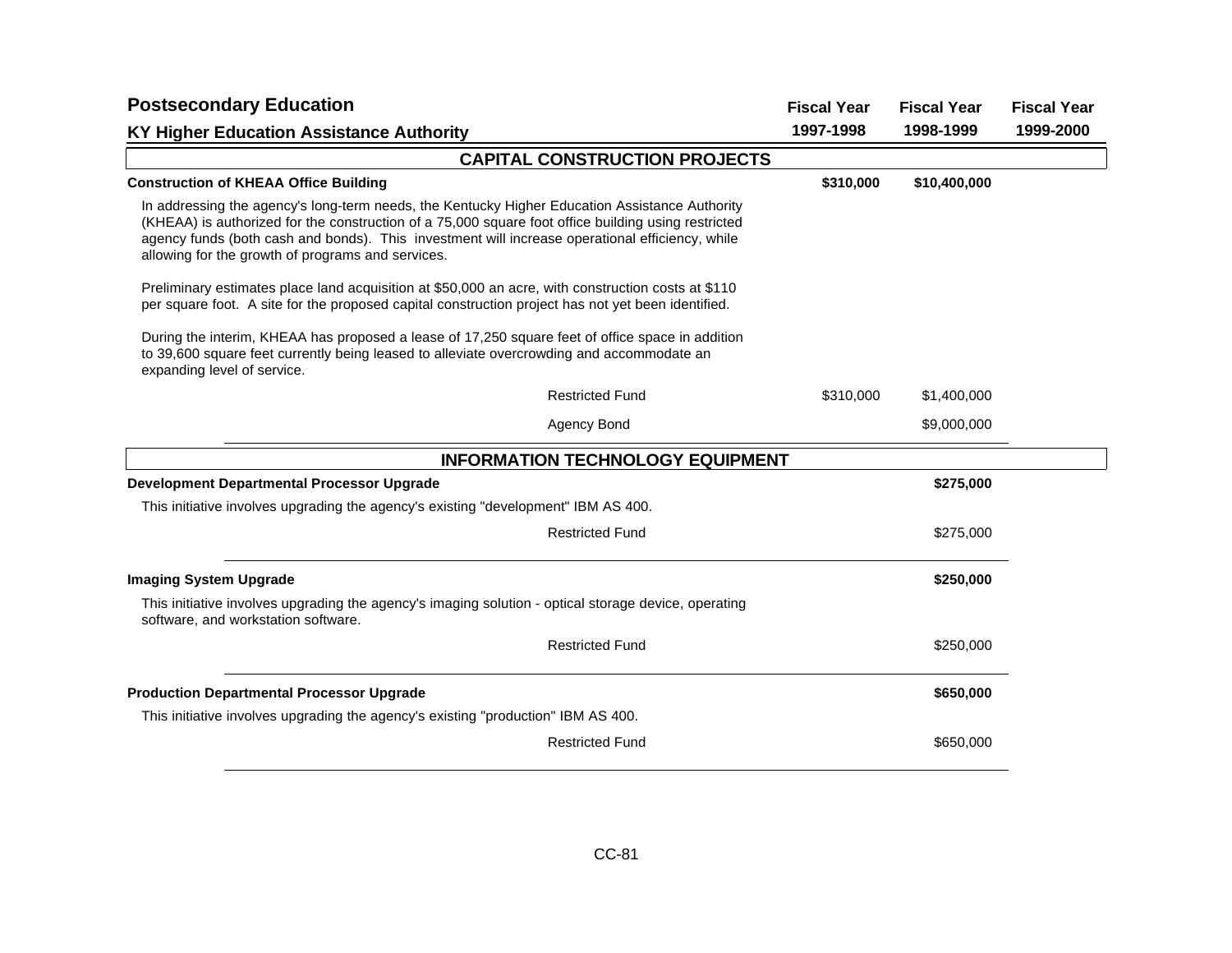# Postsecondary Education

## KY Higher Education Assistance Authority

| | Fiscal Year 1997-1998 | Fiscal Year 1998-1999 | Fiscal Year 1999-2000 |
|---|---|---|---|

### CAPITAL CONSTRUCTION PROJECTS

| **Construction of KHEAA Office Building** | **$310,000** | **$10,400,000** | |
|---|---|---|---|

In addressing the agency's long-term needs, the Kentucky Higher Education Assistance Authority (KHEAA) is authorized for the construction of a 75,000 square foot office building using restricted agency funds (both cash and bonds). This investment will increase operational efficiency, while allowing for the growth of programs and services.

Preliminary estimates place land acquisition at $50,000 an acre, with construction costs at $110 per square foot. A site for the proposed capital construction project has not yet been identified.

During the interim, KHEAA has proposed a lease of 17,250 square feet of office space in addition to 39,600 square feet currently being leased to alleviate overcrowding and accommodate an expanding level of service.

| | Fiscal Year 1997-1998 | Fiscal Year 1998-1999 | Fiscal Year 1999-2000 |
|---|---|---|---|
| Restricted Fund | $310,000 | $1,400,000 | |
| Agency Bond | | $9,000,000 | |

### INFORMATION TECHNOLOGY EQUIPMENT

| **Development Departmental Processor Upgrade** | | **$275,000** | |
|---|---|---|---|

This initiative involves upgrading the agency's existing "development" IBM AS 400.

| | Fiscal Year 1997-1998 | Fiscal Year 1998-1999 | Fiscal Year 1999-2000 |
|---|---|---|---|
| Restricted Fund | | $275,000 | |

| **Imaging System Upgrade** | | **$250,000** | |
|---|---|---|---|

This initiative involves upgrading the agency's imaging solution - optical storage device, operating software, and workstation software.

| | Fiscal Year 1997-1998 | Fiscal Year 1998-1999 | Fiscal Year 1999-2000 |
|---|---|---|---|
| Restricted Fund | | $250,000 | |

| **Production Departmental Processor Upgrade** | | **$650,000** | |
|---|---|---|---|

This initiative involves upgrading the agency's existing "production" IBM AS 400.

| | Fiscal Year 1997-1998 | Fiscal Year 1998-1999 | Fiscal Year 1999-2000 |
|---|---|---|---|
| Restricted Fund | | $650,000 | |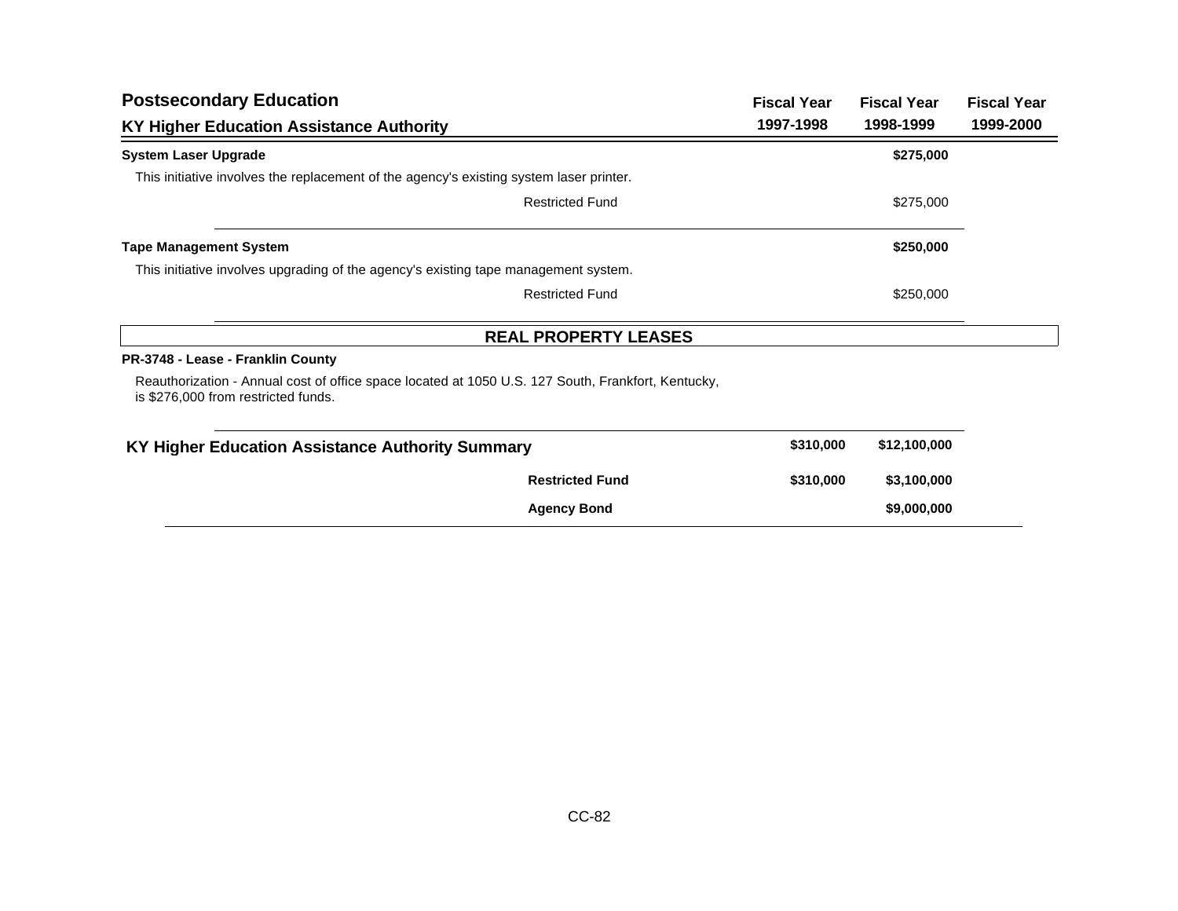## Postsecondary Education

### KY Higher Education Assistance Authority

| | Fiscal Year 1997-1998 | Fiscal Year 1998-1999 | Fiscal Year 1999-2000 |
|---|---|---|---|
| **System Laser Upgrade** | | **$275,000** | |
| This initiative involves the replacement of the agency's existing system laser printer. | | | |
| Restricted Fund | | $275,000 | |
| **Tape Management System** | | **$250,000** | |
| This initiative involves upgrading of the agency's existing tape management system. | | | |
| Restricted Fund | | $250,000 | |

**REAL PROPERTY LEASES**

**PR-3748 - Lease - Franklin County**

Reauthorization - Annual cost of office space located at 1050 U.S. 127 South, Frankfort, Kentucky, is $276,000 from restricted funds.

| | Fiscal Year 1997-1998 | Fiscal Year 1998-1999 | Fiscal Year 1999-2000 |
|---|---|---|---|
| **KY Higher Education Assistance Authority Summary** | **$310,000** | **$12,100,000** | |
| **Restricted Fund** | **$310,000** | **$3,100,000** | |
| **Agency Bond** | | **$9,000,000** | |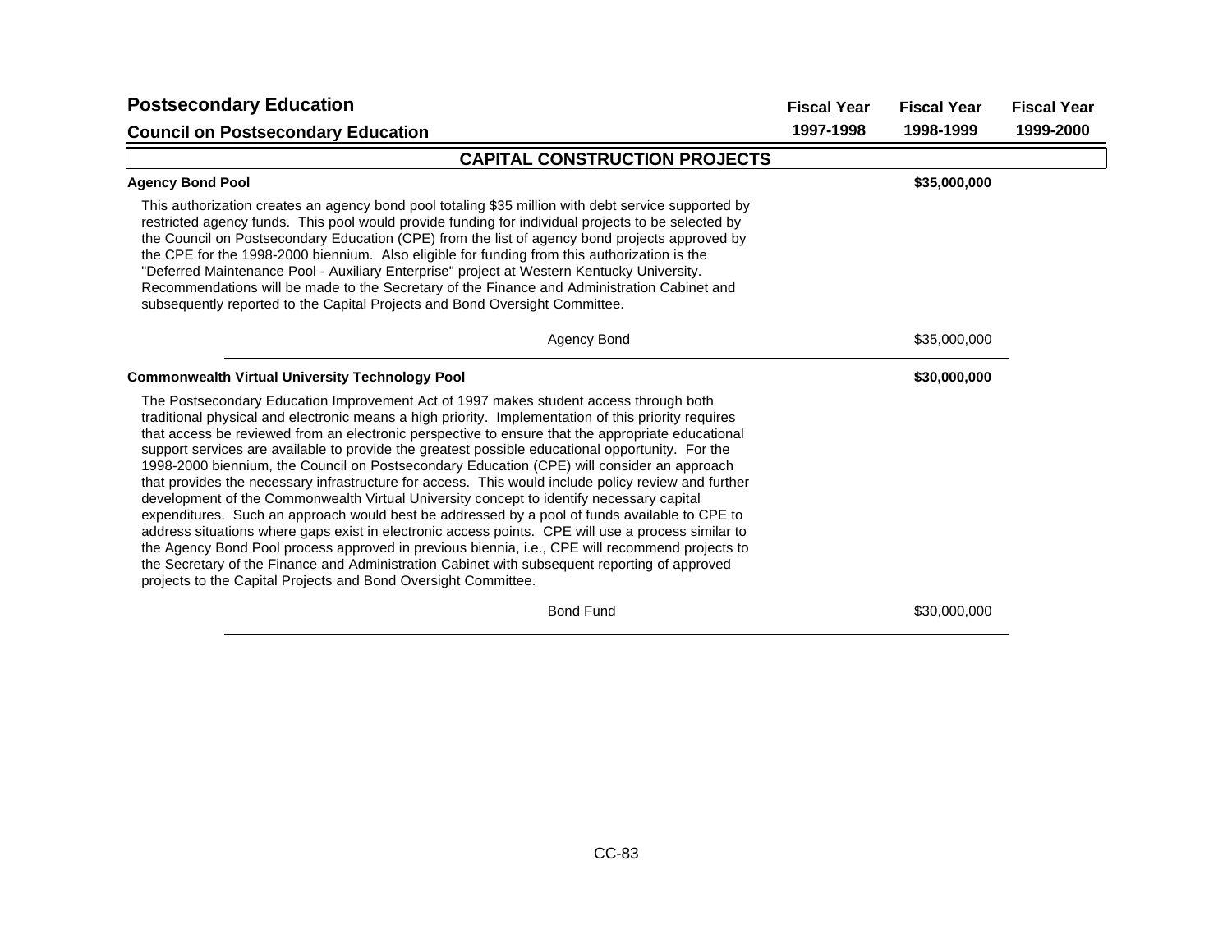# Postsecondary Education

## Council on Postsecondary Education

| | Fiscal Year 1997-1998 | Fiscal Year 1998-1999 | Fiscal Year 1999-2000 |
|---|---|---|---|

### CAPITAL CONSTRUCTION PROJECTS

| | Fiscal Year 1997-1998 | Fiscal Year 1998-1999 | Fiscal Year 1999-2000 |
|---|---|---|---|
| **Agency Bond Pool** | | **$35,000,000** | |

This authorization creates an agency bond pool totaling $35 million with debt service supported by restricted agency funds. This pool would provide funding for individual projects to be selected by the Council on Postsecondary Education (CPE) from the list of agency bond projects approved by the CPE for the 1998-2000 biennium. Also eligible for funding from this authorization is the "Deferred Maintenance Pool - Auxiliary Enterprise" project at Western Kentucky University. Recommendations will be made to the Secretary of the Finance and Administration Cabinet and subsequently reported to the Capital Projects and Bond Oversight Committee.

| | Fiscal Year 1997-1998 | Fiscal Year 1998-1999 | Fiscal Year 1999-2000 |
|---|---|---|---|
| Agency Bond | | $35,000,000 | |

| | Fiscal Year 1997-1998 | Fiscal Year 1998-1999 | Fiscal Year 1999-2000 |
|---|---|---|---|
| **Commonwealth Virtual University Technology Pool** | | **$30,000,000** | |

The Postsecondary Education Improvement Act of 1997 makes student access through both traditional physical and electronic means a high priority. Implementation of this priority requires that access be reviewed from an electronic perspective to ensure that the appropriate educational support services are available to provide the greatest possible educational opportunity. For the 1998-2000 biennium, the Council on Postsecondary Education (CPE) will consider an approach that provides the necessary infrastructure for access. This would include policy review and further development of the Commonwealth Virtual University concept to identify necessary capital expenditures. Such an approach would best be addressed by a pool of funds available to CPE to address situations where gaps exist in electronic access points. CPE will use a process similar to the Agency Bond Pool process approved in previous biennia, i.e., CPE will recommend projects to the Secretary of the Finance and Administration Cabinet with subsequent reporting of approved projects to the Capital Projects and Bond Oversight Committee.

| | Fiscal Year 1997-1998 | Fiscal Year 1998-1999 | Fiscal Year 1999-2000 |
|---|---|---|---|
| Bond Fund | | $30,000,000 | |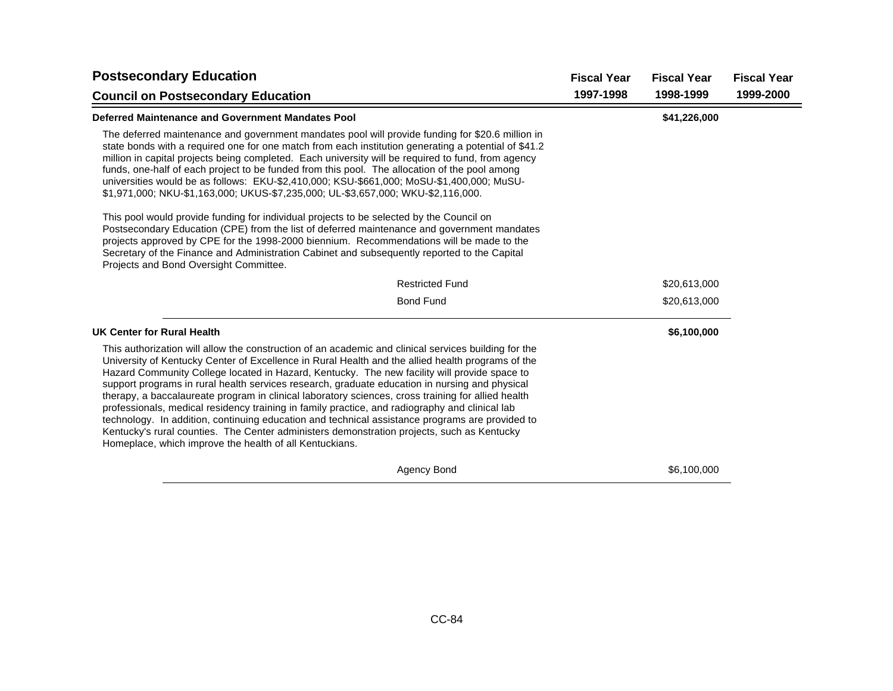## Postsecondary Education

### Council on Postsecondary Education

| | Fiscal Year 1997-1998 | Fiscal Year 1998-1999 | Fiscal Year 1999-2000 |
|---|---|---|---|
| **Deferred Maintenance and Government Mandates Pool** | | **$41,226,000** | |

The deferred maintenance and government mandates pool will provide funding for $20.6 million in state bonds with a required one for one match from each institution generating a potential of $41.2 million in capital projects being completed. Each university will be required to fund, from agency funds, one-half of each project to be funded from this pool. The allocation of the pool among universities would be as follows: EKU-$2,410,000; KSU-$661,000; MoSU-$1,400,000; MuSU-$1,971,000; NKU-$1,163,000; UKUS-$7,235,000; UL-$3,657,000; WKU-$2,116,000.

This pool would provide funding for individual projects to be selected by the Council on Postsecondary Education (CPE) from the list of deferred maintenance and government mandates projects approved by CPE for the 1998-2000 biennium. Recommendations will be made to the Secretary of the Finance and Administration Cabinet and subsequently reported to the Capital Projects and Bond Oversight Committee.

| | Fiscal Year 1997-1998 | Fiscal Year 1998-1999 | Fiscal Year 1999-2000 |
|---|---|---|---|
| Restricted Fund | | $20,613,000 | |
| Bond Fund | | $20,613,000 | |

| | Fiscal Year 1997-1998 | Fiscal Year 1998-1999 | Fiscal Year 1999-2000 |
|---|---|---|---|
| **UK Center for Rural Health** | | **$6,100,000** | |

This authorization will allow the construction of an academic and clinical services building for the University of Kentucky Center of Excellence in Rural Health and the allied health programs of the Hazard Community College located in Hazard, Kentucky. The new facility will provide space to support programs in rural health services research, graduate education in nursing and physical therapy, a baccalaureate program in clinical laboratory sciences, cross training for allied health professionals, medical residency training in family practice, and radiography and clinical lab technology. In addition, continuing education and technical assistance programs are provided to Kentucky's rural counties. The Center administers demonstration projects, such as Kentucky Homeplace, which improve the health of all Kentuckians.

| | Fiscal Year 1997-1998 | Fiscal Year 1998-1999 | Fiscal Year 1999-2000 |
|---|---|---|---|
| Agency Bond | | $6,100,000 | |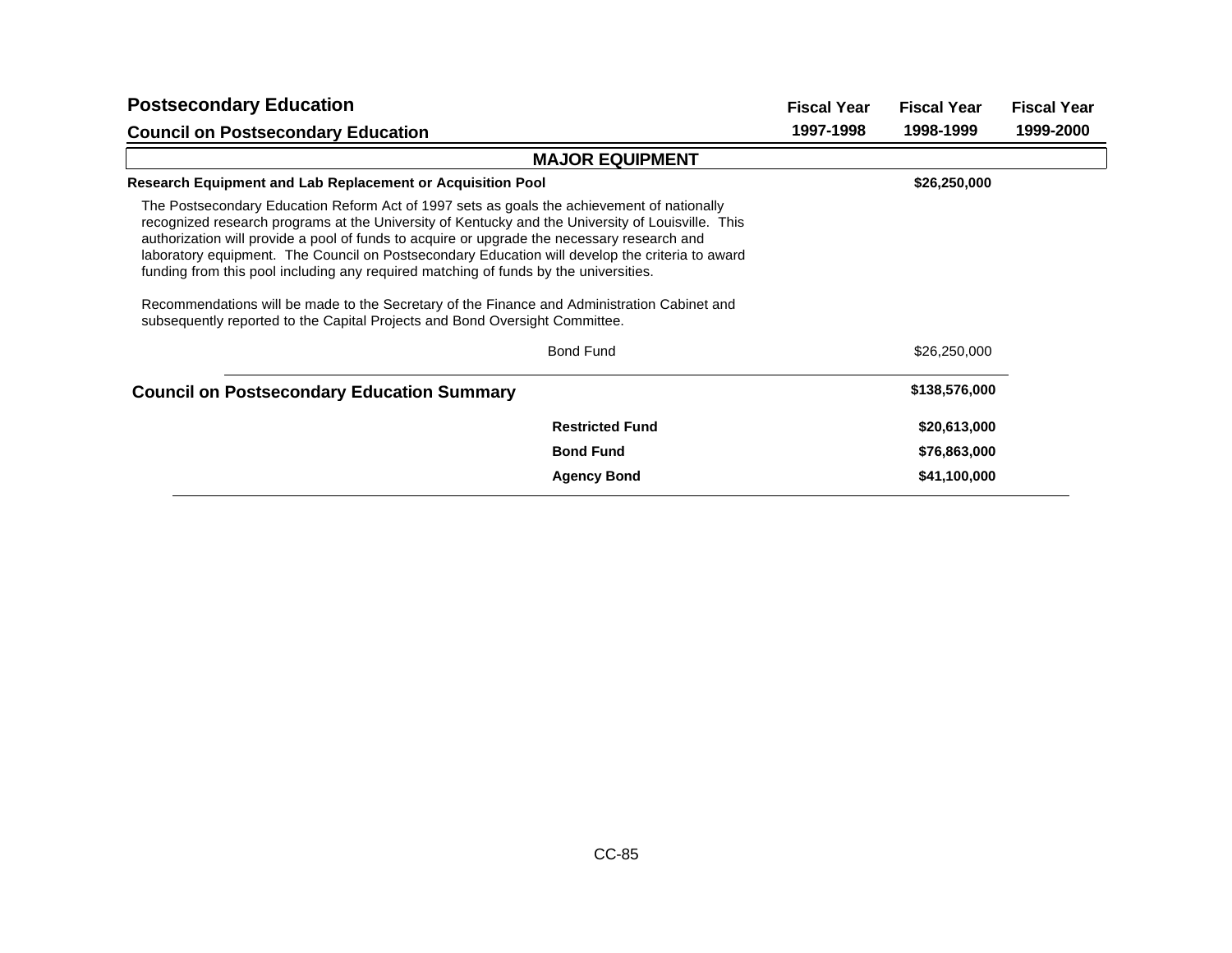## Postsecondary Education

### Council on Postsecondary Education

| | Fiscal Year 1997-1998 | Fiscal Year 1998-1999 | Fiscal Year 1999-2000 |
|---|---|---|---|

### MAJOR EQUIPMENT

**Research Equipment and Lab Replacement or Acquisition Pool** — **$26,250,000** (Fiscal Year 1998-1999)

The Postsecondary Education Reform Act of 1997 sets as goals the achievement of nationally recognized research programs at the University of Kentucky and the University of Louisville. This authorization will provide a pool of funds to acquire or upgrade the necessary research and laboratory equipment. The Council on Postsecondary Education will develop the criteria to award funding from this pool including any required matching of funds by the universities.

Recommendations will be made to the Secretary of the Finance and Administration Cabinet and subsequently reported to the Capital Projects and Bond Oversight Committee.

| | Fiscal Year 1997-1998 | Fiscal Year 1998-1999 | Fiscal Year 1999-2000 |
|---|---|---|---|
| Bond Fund | | $26,250,000 | |

### Council on Postsecondary Education Summary

| | Fiscal Year 1997-1998 | Fiscal Year 1998-1999 | Fiscal Year 1999-2000 |
|---|---|---|---|
| **Council on Postsecondary Education Summary** | | **$138,576,000** | |
| **Restricted Fund** | | **$20,613,000** | |
| **Bond Fund** | | **$76,863,000** | |
| **Agency Bond** | | **$41,100,000** | |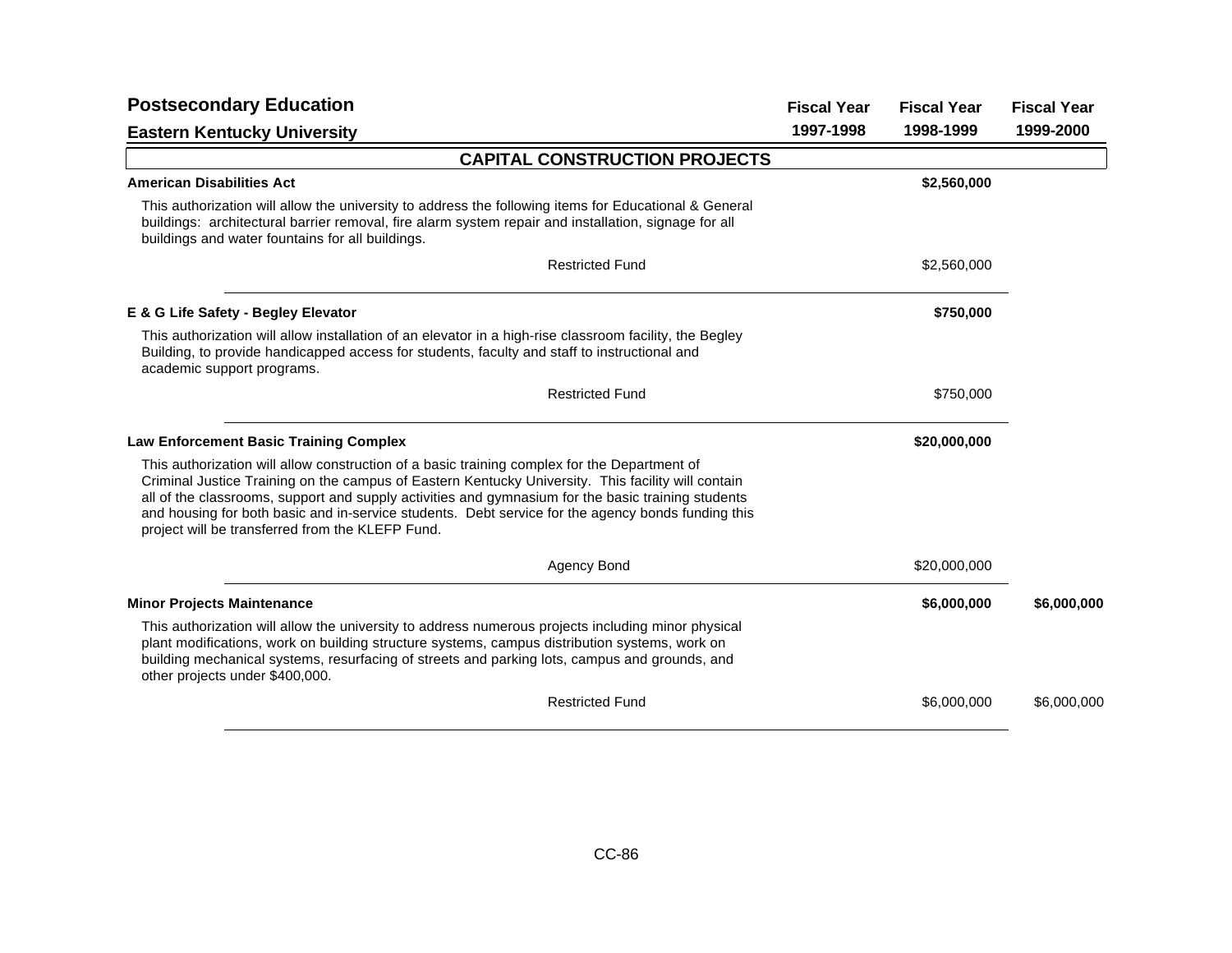# Postsecondary Education

## Eastern Kentucky University

| | Fiscal Year 1997-1998 | Fiscal Year 1998-1999 | Fiscal Year 1999-2000 |
|---|---|---|---|

### CAPITAL CONSTRUCTION PROJECTS

| | Fiscal Year 1997-1998 | Fiscal Year 1998-1999 | Fiscal Year 1999-2000 |
|---|---|---|---|
| **American Disabilities Act** | | **$2,560,000** | |
| This authorization will allow the university to address the following items for Educational & General buildings: architectural barrier removal, fire alarm system repair and installation, signage for all buildings and water fountains for all buildings. | | | |
| Restricted Fund | | $2,560,000 | |
| **E & G Life Safety - Begley Elevator** | | **$750,000** | |
| This authorization will allow installation of an elevator in a high-rise classroom facility, the Begley Building, to provide handicapped access for students, faculty and staff to instructional and academic support programs. | | | |
| Restricted Fund | | $750,000 | |
| **Law Enforcement Basic Training Complex** | | **$20,000,000** | |
| This authorization will allow construction of a basic training complex for the Department of Criminal Justice Training on the campus of Eastern Kentucky University. This facility will contain all of the classrooms, support and supply activities and gymnasium for the basic training students and housing for both basic and in-service students. Debt service for the agency bonds funding this project will be transferred from the KLEFP Fund. | | | |
| Agency Bond | | $20,000,000 | |
| **Minor Projects Maintenance** | | **$6,000,000** | **$6,000,000** |
| This authorization will allow the university to address numerous projects including minor physical plant modifications, work on building structure systems, campus distribution systems, work on building mechanical systems, resurfacing of streets and parking lots, campus and grounds, and other projects under $400,000. | | | |
| Restricted Fund | | $6,000,000 | $6,000,000 |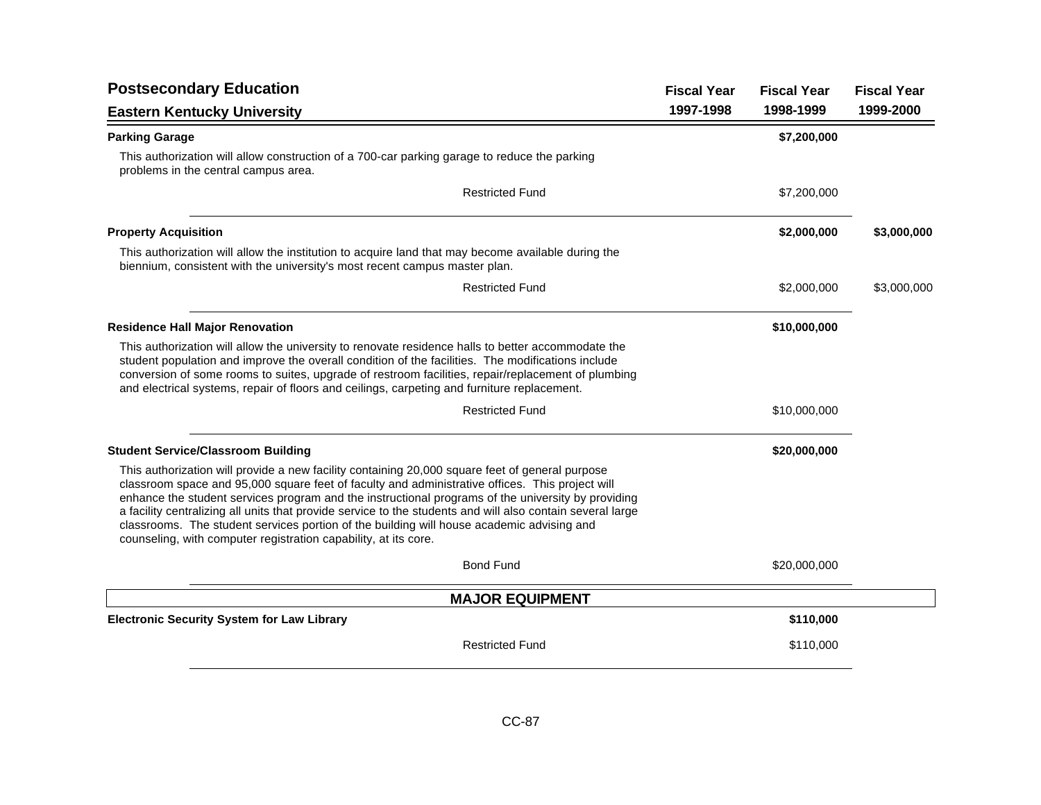## Postsecondary Education

### Eastern Kentucky University

| | Fiscal Year 1997-1998 | Fiscal Year 1998-1999 | Fiscal Year 1999-2000 |
|---|---|---|---|
| **Parking Garage** | | **$7,200,000** | |
| This authorization will allow construction of a 700-car parking garage to reduce the parking problems in the central campus area. | | | |
| Restricted Fund | | $7,200,000 | |
| **Property Acquisition** | | **$2,000,000** | **$3,000,000** |
| This authorization will allow the institution to acquire land that may become available during the biennium, consistent with the university's most recent campus master plan. | | | |
| Restricted Fund | | $2,000,000 | $3,000,000 |
| **Residence Hall Major Renovation** | | **$10,000,000** | |
| This authorization will allow the university to renovate residence halls to better accommodate the student population and improve the overall condition of the facilities. The modifications include conversion of some rooms to suites, upgrade of restroom facilities, repair/replacement of plumbing and electrical systems, repair of floors and ceilings, carpeting and furniture replacement. | | | |
| Restricted Fund | | $10,000,000 | |
| **Student Service/Classroom Building** | | **$20,000,000** | |
| This authorization will provide a new facility containing 20,000 square feet of general purpose classroom space and 95,000 square feet of faculty and administrative offices. This project will enhance the student services program and the instructional programs of the university by providing a facility centralizing all units that provide service to the students and will also contain several large classrooms. The student services portion of the building will house academic advising and counseling, with computer registration capability, at its core. | | | |
| Bond Fund | | $20,000,000 | |

### MAJOR EQUIPMENT

| | Fiscal Year 1997-1998 | Fiscal Year 1998-1999 | Fiscal Year 1999-2000 |
|---|---|---|---|
| **Electronic Security System for Law Library** | | **$110,000** | |
| Restricted Fund | | $110,000 | |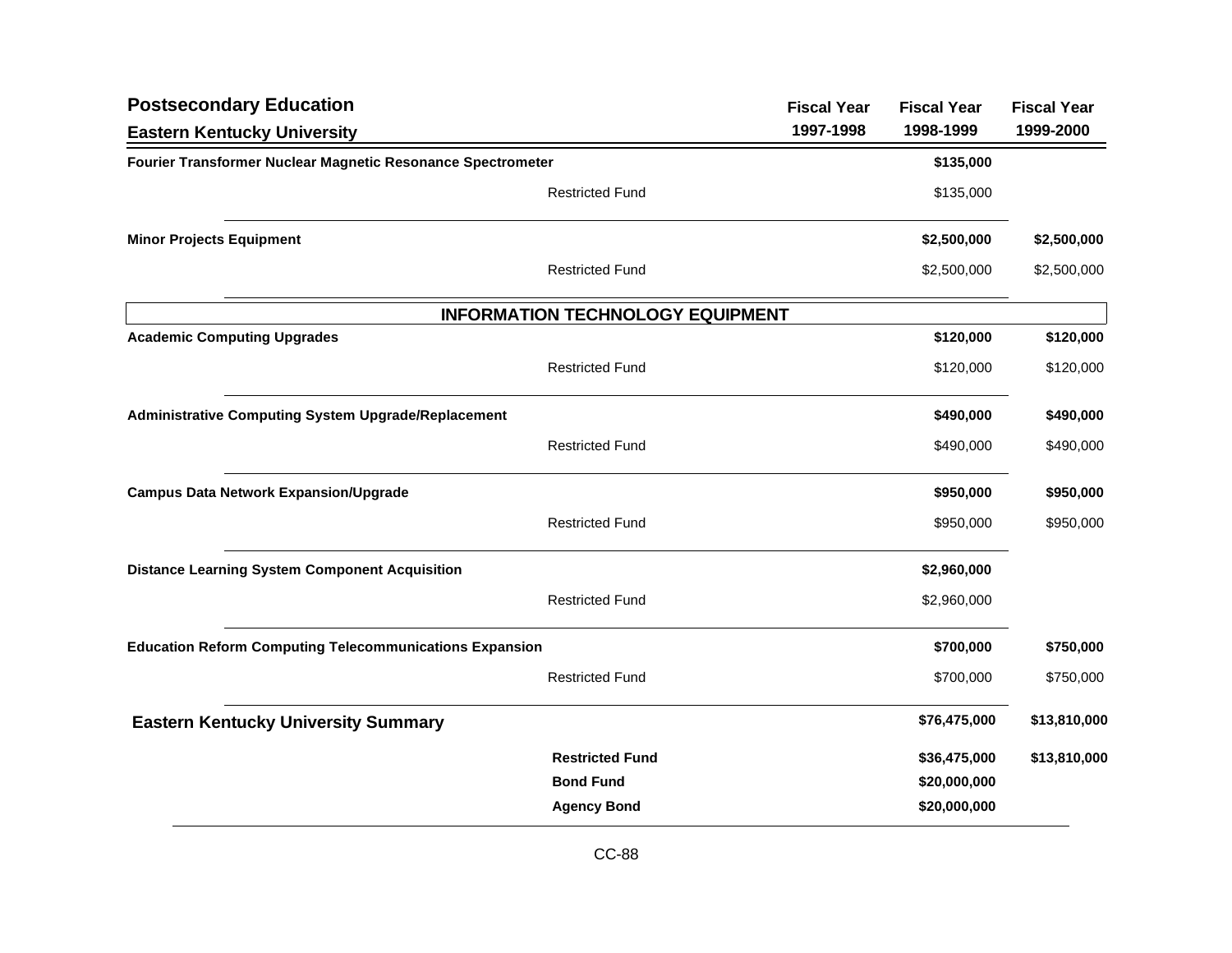## Postsecondary Education

### Eastern Kentucky University

| | | Fiscal Year 1997-1998 | Fiscal Year 1998-1999 | Fiscal Year 1999-2000 |
|---|---|---|---|---|
| **Fourier Transformer Nuclear Magnetic Resonance Spectrometer** | | | **$135,000** | |
| | Restricted Fund | | $135,000 | |
| **Minor Projects Equipment** | | | **$2,500,000** | **$2,500,000** |
| | Restricted Fund | | $2,500,000 | $2,500,000 |
| **INFORMATION TECHNOLOGY EQUIPMENT** | | | | |
| **Academic Computing Upgrades** | | | **$120,000** | **$120,000** |
| | Restricted Fund | | $120,000 | $120,000 |
| **Administrative Computing System Upgrade/Replacement** | | | **$490,000** | **$490,000** |
| | Restricted Fund | | $490,000 | $490,000 |
| **Campus Data Network Expansion/Upgrade** | | | **$950,000** | **$950,000** |
| | Restricted Fund | | $950,000 | $950,000 |
| **Distance Learning System Component Acquisition** | | | **$2,960,000** | |
| | Restricted Fund | | $2,960,000 | |
| **Education Reform Computing Telecommunications Expansion** | | | **$700,000** | **$750,000** |
| | Restricted Fund | | $700,000 | $750,000 |
| **Eastern Kentucky University Summary** | | | **$76,475,000** | **$13,810,000** |
| | **Restricted Fund** | | **$36,475,000** | **$13,810,000** |
| | **Bond Fund** | | **$20,000,000** | |
| | **Agency Bond** | | **$20,000,000** | |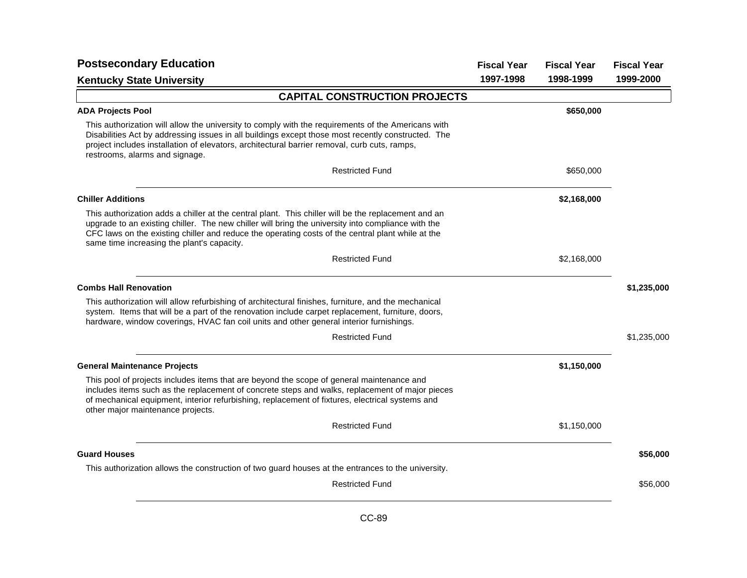## Postsecondary Education

### Kentucky State University

| | Fiscal Year 1997-1998 | Fiscal Year 1998-1999 | Fiscal Year 1999-2000 |
|---|---|---|---|

### CAPITAL CONSTRUCTION PROJECTS

| | Fiscal Year 1997-1998 | Fiscal Year 1998-1999 | Fiscal Year 1999-2000 |
|---|---|---|---|
| **ADA Projects Pool** | | **$650,000** | |
| This authorization will allow the university to comply with the requirements of the Americans with Disabilities Act by addressing issues in all buildings except those most recently constructed. The project includes installation of elevators, architectural barrier removal, curb cuts, ramps, restrooms, alarms and signage. | | | |
| Restricted Fund | | $650,000 | |
| **Chiller Additions** | | **$2,168,000** | |
| This authorization adds a chiller at the central plant. This chiller will be the replacement and an upgrade to an existing chiller. The new chiller will bring the university into compliance with the CFC laws on the existing chiller and reduce the operating costs of the central plant while at the same time increasing the plant's capacity. | | | |
| Restricted Fund | | $2,168,000 | |
| **Combs Hall Renovation** | | | **$1,235,000** |
| This authorization will allow refurbishing of architectural finishes, furniture, and the mechanical system. Items that will be a part of the renovation include carpet replacement, furniture, doors, hardware, window coverings, HVAC fan coil units and other general interior furnishings. | | | |
| Restricted Fund | | | $1,235,000 |
| **General Maintenance Projects** | | **$1,150,000** | |
| This pool of projects includes items that are beyond the scope of general maintenance and includes items such as the replacement of concrete steps and walks, replacement of major pieces of mechanical equipment, interior refurbishing, replacement of fixtures, electrical systems and other major maintenance projects. | | | |
| Restricted Fund | | $1,150,000 | |
| **Guard Houses** | | | **$56,000** |
| This authorization allows the construction of two guard houses at the entrances to the university. | | | |
| Restricted Fund | | | $56,000 |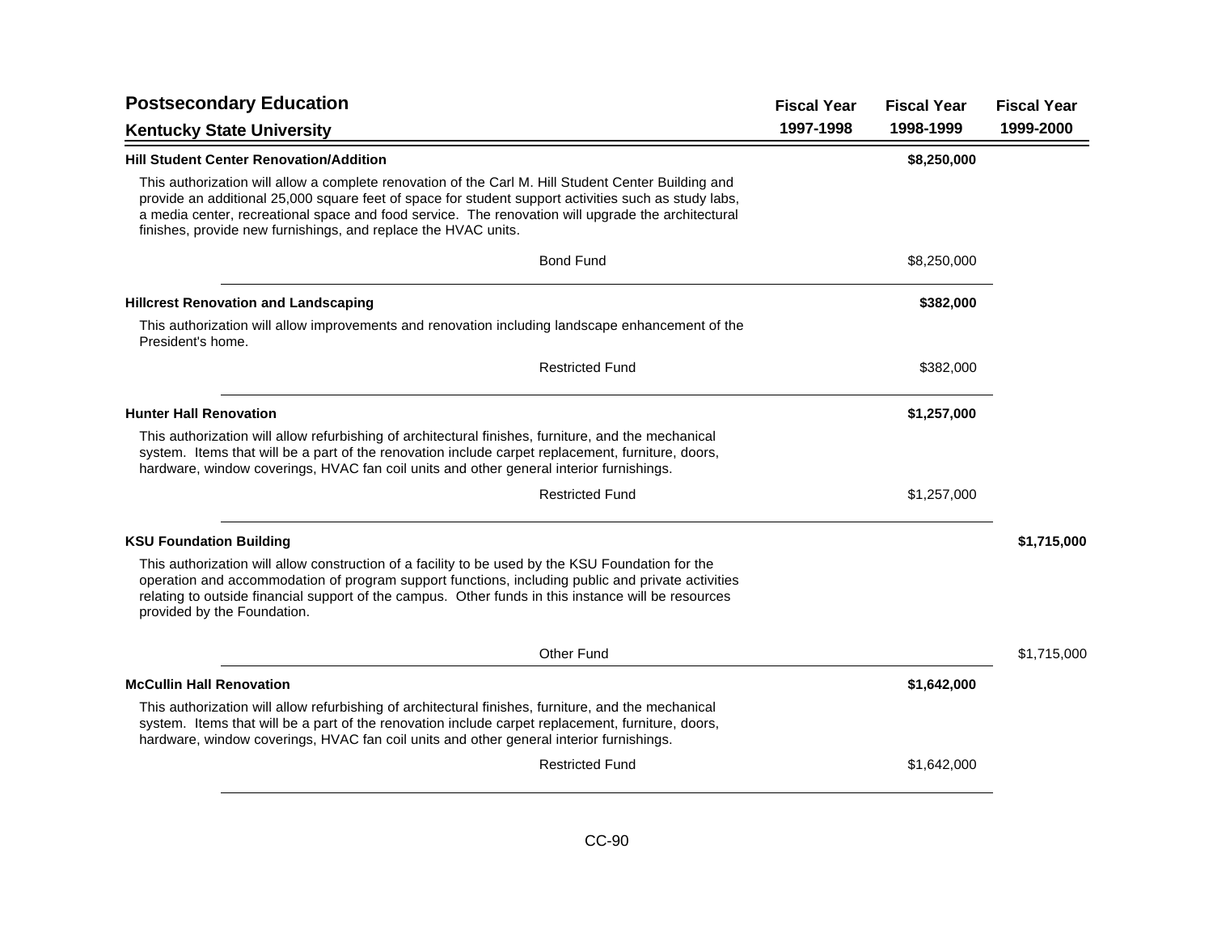## Postsecondary Education

### Kentucky State University

| | Fiscal Year 1997-1998 | Fiscal Year 1998-1999 | Fiscal Year 1999-2000 |
|---|---|---|---|
| **Hill Student Center Renovation/Addition** | | **$8,250,000** | |
| This authorization will allow a complete renovation of the Carl M. Hill Student Center Building and provide an additional 25,000 square feet of space for student support activities such as study labs, a media center, recreational space and food service. The renovation will upgrade the architectural finishes, provide new furnishings, and replace the HVAC units. | | | |
| Bond Fund | | $8,250,000 | |
| **Hillcrest Renovation and Landscaping** | | **$382,000** | |
| This authorization will allow improvements and renovation including landscape enhancement of the President's home. | | | |
| Restricted Fund | | $382,000 | |
| **Hunter Hall Renovation** | | **$1,257,000** | |
| This authorization will allow refurbishing of architectural finishes, furniture, and the mechanical system. Items that will be a part of the renovation include carpet replacement, furniture, doors, hardware, window coverings, HVAC fan coil units and other general interior furnishings. | | | |
| Restricted Fund | | $1,257,000 | |
| **KSU Foundation Building** | | | **$1,715,000** |
| This authorization will allow construction of a facility to be used by the KSU Foundation for the operation and accommodation of program support functions, including public and private activities relating to outside financial support of the campus. Other funds in this instance will be resources provided by the Foundation. | | | |
| Other Fund | | | $1,715,000 |
| **McCullin Hall Renovation** | | **$1,642,000** | |
| This authorization will allow refurbishing of architectural finishes, furniture, and the mechanical system. Items that will be a part of the renovation include carpet replacement, furniture, doors, hardware, window coverings, HVAC fan coil units and other general interior furnishings. | | | |
| Restricted Fund | | $1,642,000 | |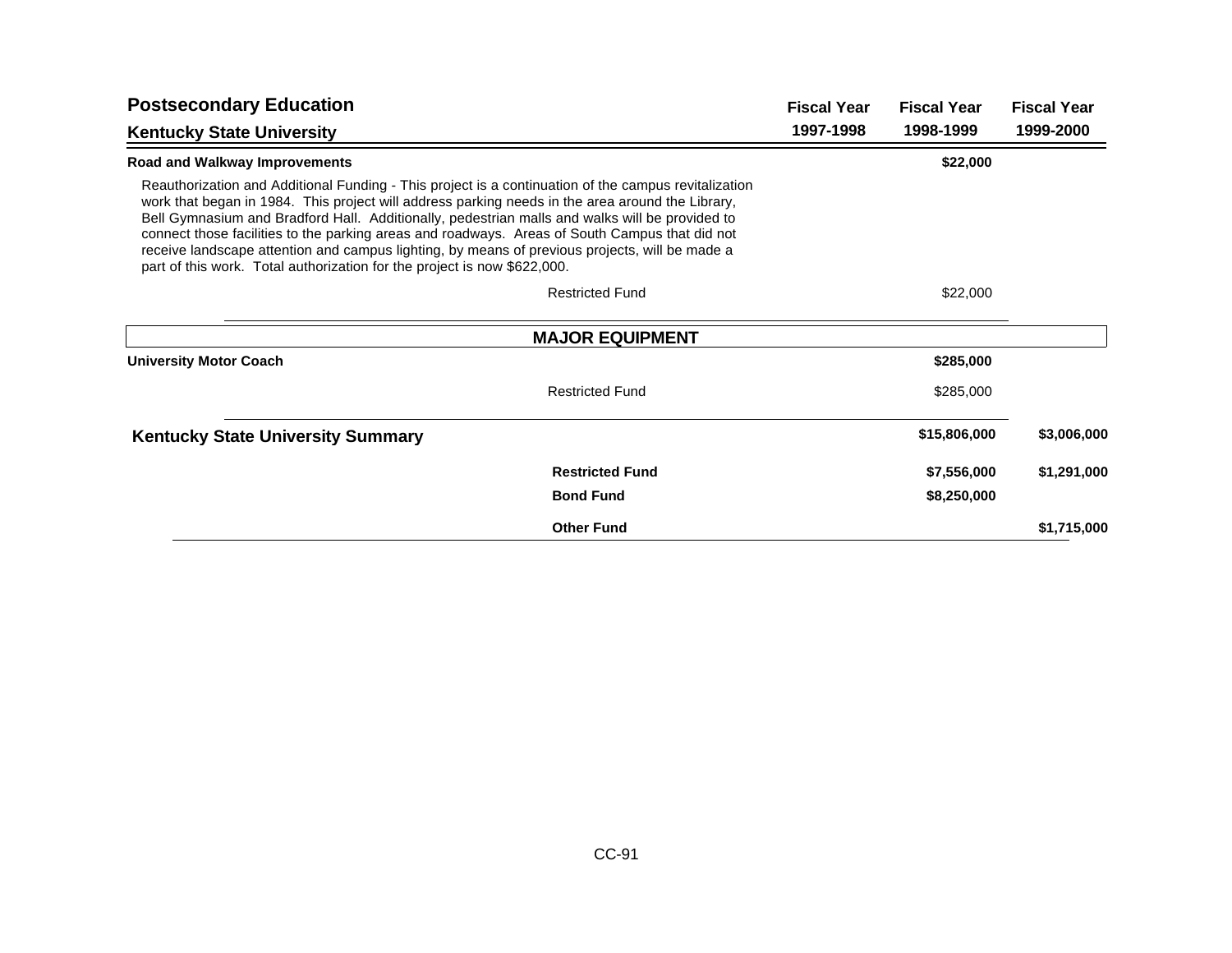| Postsecondary Education<br>Kentucky State University | | Fiscal Year<br>1997-1998 | Fiscal Year<br>1998-1999 | Fiscal Year<br>1999-2000 |
|---|---|---|---|---|
| **Road and Walkway Improvements** | | | **$22,000** | |

Reauthorization and Additional Funding - This project is a continuation of the campus revitalization work that began in 1984. This project will address parking needs in the area around the Library, Bell Gymnasium and Bradford Hall. Additionally, pedestrian malls and walks will be provided to connect those facilities to the parking areas and roadways. Areas of South Campus that did not receive landscape attention and campus lighting, by means of previous projects, will be made a part of this work. Total authorization for the project is now $622,000.

| | | Fiscal Year 1997-1998 | Fiscal Year 1998-1999 | Fiscal Year 1999-2000 |
|---|---|---|---|---|
| | Restricted Fund | | $22,000 | |

## MAJOR EQUIPMENT

| | | Fiscal Year 1997-1998 | Fiscal Year 1998-1999 | Fiscal Year 1999-2000 |
|---|---|---|---|---|
| **University Motor Coach** | | | **$285,000** | |
| | Restricted Fund | | $285,000 | |
| **Kentucky State University Summary** | | | **$15,806,000** | **$3,006,000** |
| | **Restricted Fund** | | **$7,556,000** | **$1,291,000** |
| | **Bond Fund** | | **$8,250,000** | |
| | **Other Fund** | | | **$1,715,000** |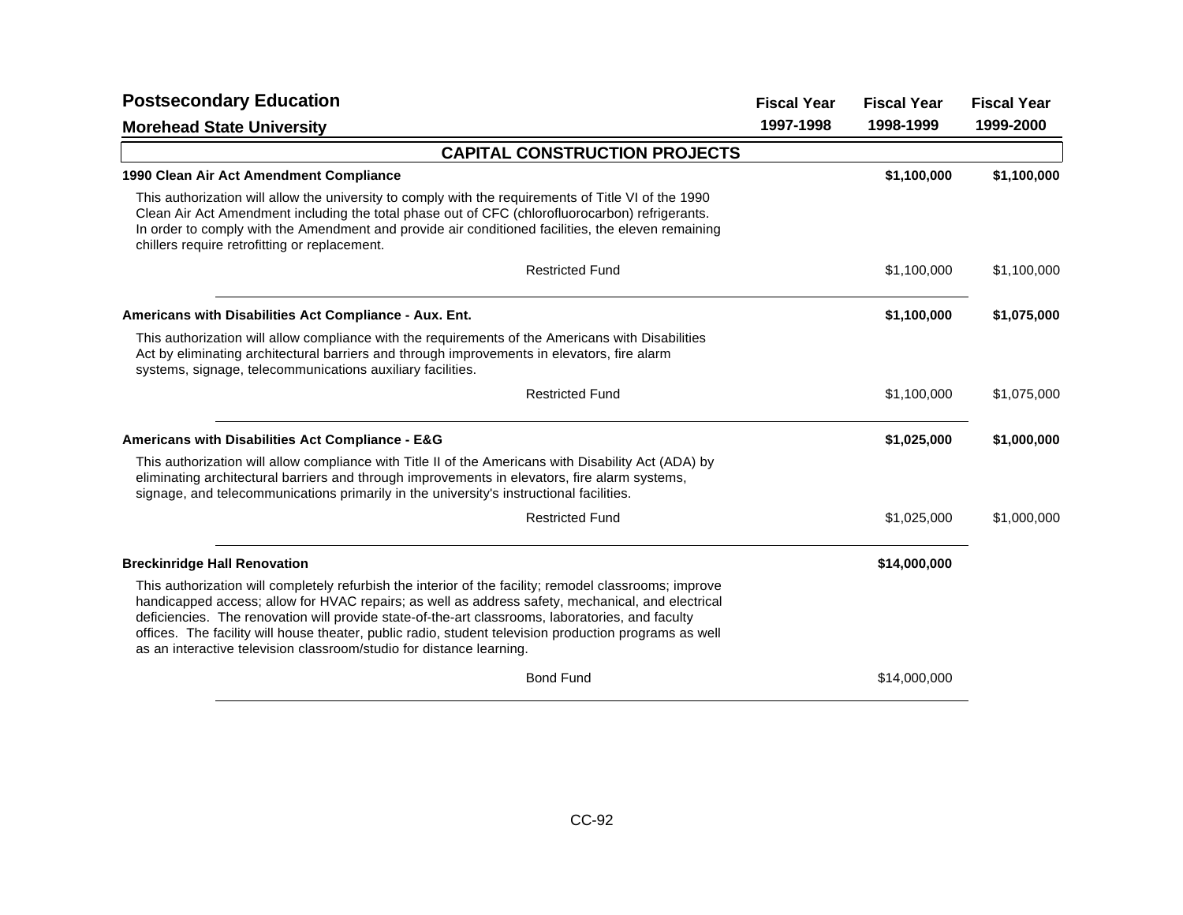## Postsecondary Education

### Morehead State University

| | Fiscal Year 1997-1998 | Fiscal Year 1998-1999 | Fiscal Year 1999-2000 |
|---|---|---|---|

### CAPITAL CONSTRUCTION PROJECTS

| | Fiscal Year 1997-1998 | Fiscal Year 1998-1999 | Fiscal Year 1999-2000 |
|---|---|---|---|
| **1990 Clean Air Act Amendment Compliance** | | **$1,100,000** | **$1,100,000** |
| This authorization will allow the university to comply with the requirements of Title VI of the 1990 Clean Air Act Amendment including the total phase out of CFC (chlorofluorocarbon) refrigerants. In order to comply with the Amendment and provide air conditioned facilities, the eleven remaining chillers require retrofitting or replacement. | | | |
| Restricted Fund | | $1,100,000 | $1,100,000 |
| **Americans with Disabilities Act Compliance - Aux. Ent.** | | **$1,100,000** | **$1,075,000** |
| This authorization will allow compliance with the requirements of the Americans with Disabilities Act by eliminating architectural barriers and through improvements in elevators, fire alarm systems, signage, telecommunications auxiliary facilities. | | | |
| Restricted Fund | | $1,100,000 | $1,075,000 |
| **Americans with Disabilities Act Compliance - E&G** | | **$1,025,000** | **$1,000,000** |
| This authorization will allow compliance with Title II of the Americans with Disability Act (ADA) by eliminating architectural barriers and through improvements in elevators, fire alarm systems, signage, and telecommunications primarily in the university's instructional facilities. | | | |
| Restricted Fund | | $1,025,000 | $1,000,000 |
| **Breckinridge Hall Renovation** | | **$14,000,000** | |
| This authorization will completely refurbish the interior of the facility; remodel classrooms; improve handicapped access; allow for HVAC repairs; as well as address safety, mechanical, and electrical deficiencies. The renovation will provide state-of-the-art classrooms, laboratories, and faculty offices. The facility will house theater, public radio, student television production programs as well as an interactive television classroom/studio for distance learning. | | | |
| Bond Fund | | $14,000,000 | |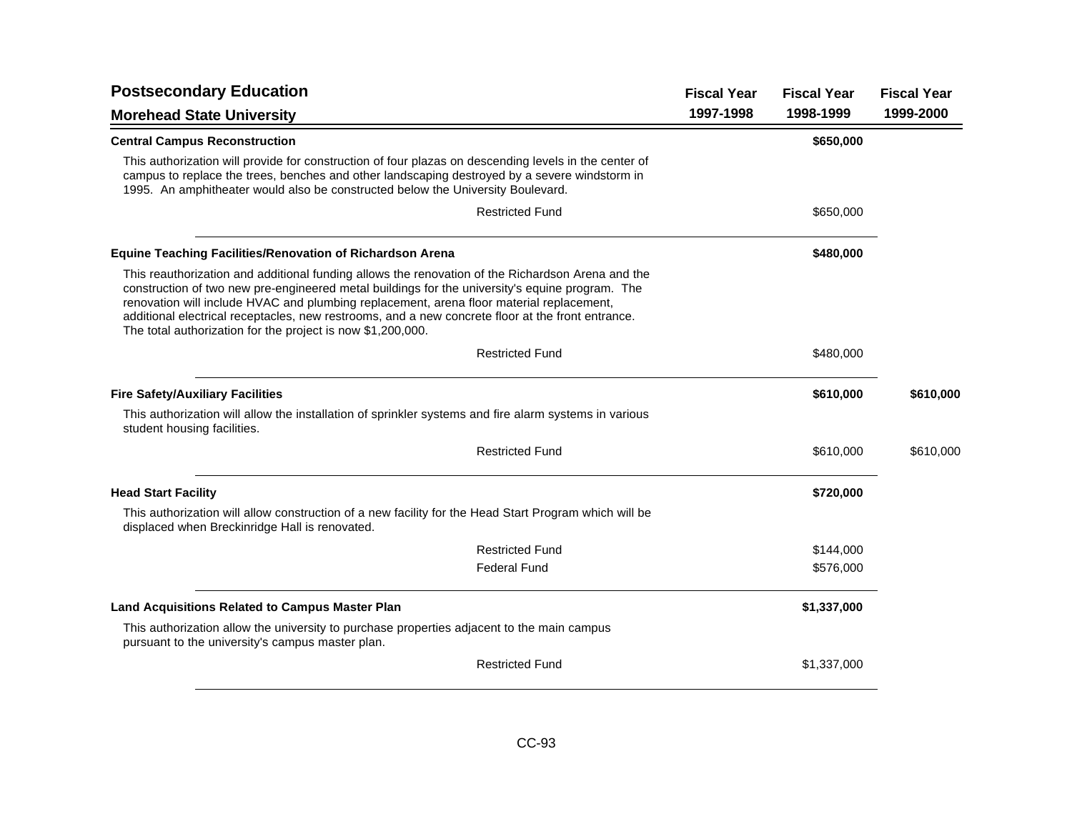## Postsecondary Education

## Morehead State University

| | Fiscal Year 1997-1998 | Fiscal Year 1998-1999 | Fiscal Year 1999-2000 |
|---|---|---|---|
| **Central Campus Reconstruction** | | **$650,000** | |
| This authorization will provide for construction of four plazas on descending levels in the center of campus to replace the trees, benches and other landscaping destroyed by a severe windstorm in 1995. An amphitheater would also be constructed below the University Boulevard. | | | |
| Restricted Fund | | $650,000 | |
| **Equine Teaching Facilities/Renovation of Richardson Arena** | | **$480,000** | |
| This reauthorization and additional funding allows the renovation of the Richardson Arena and the construction of two new pre-engineered metal buildings for the university's equine program. The renovation will include HVAC and plumbing replacement, arena floor material replacement, additional electrical receptacles, new restrooms, and a new concrete floor at the front entrance. The total authorization for the project is now $1,200,000. | | | |
| Restricted Fund | | $480,000 | |
| **Fire Safety/Auxiliary Facilities** | | **$610,000** | **$610,000** |
| This authorization will allow the installation of sprinkler systems and fire alarm systems in various student housing facilities. | | | |
| Restricted Fund | | $610,000 | $610,000 |
| **Head Start Facility** | | **$720,000** | |
| This authorization will allow construction of a new facility for the Head Start Program which will be displaced when Breckinridge Hall is renovated. | | | |
| Restricted Fund | | $144,000 | |
| Federal Fund | | $576,000 | |
| **Land Acquisitions Related to Campus Master Plan** | | **$1,337,000** | |
| This authorization allow the university to purchase properties adjacent to the main campus pursuant to the university's campus master plan. | | | |
| Restricted Fund | | $1,337,000 | |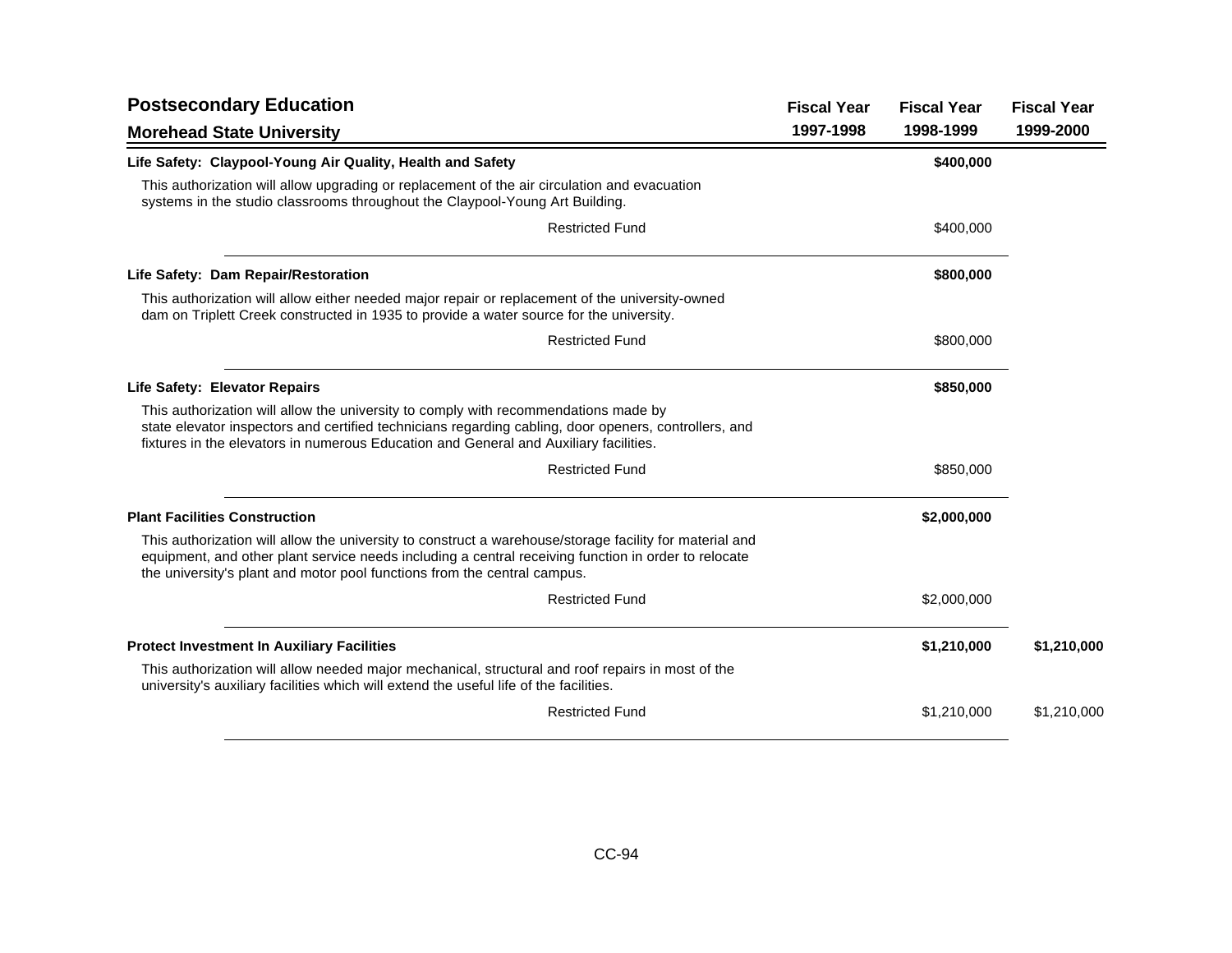| Postsecondary Education<br>Morehead State University | Fiscal Year 1997-1998 | Fiscal Year 1998-1999 | Fiscal Year 1999-2000 |
|---|---|---|---|
| **Life Safety: Claypool-Young Air Quality, Health and Safety** | | **$400,000** | |
| This authorization will allow upgrading or replacement of the air circulation and evacuation systems in the studio classrooms throughout the Claypool-Young Art Building. | | | |
| Restricted Fund | | $400,000 | |
| **Life Safety: Dam Repair/Restoration** | | **$800,000** | |
| This authorization will allow either needed major repair or replacement of the university-owned dam on Triplett Creek constructed in 1935 to provide a water source for the university. | | | |
| Restricted Fund | | $800,000 | |
| **Life Safety: Elevator Repairs** | | **$850,000** | |
| This authorization will allow the university to comply with recommendations made by state elevator inspectors and certified technicians regarding cabling, door openers, controllers, and fixtures in the elevators in numerous Education and General and Auxiliary facilities. | | | |
| Restricted Fund | | $850,000 | |
| **Plant Facilities Construction** | | **$2,000,000** | |
| This authorization will allow the university to construct a warehouse/storage facility for material and equipment, and other plant service needs including a central receiving function in order to relocate the university's plant and motor pool functions from the central campus. | | | |
| Restricted Fund | | $2,000,000 | |
| **Protect Investment In Auxiliary Facilities** | | **$1,210,000** | **$1,210,000** |
| This authorization will allow needed major mechanical, structural and roof repairs in most of the university's auxiliary facilities which will extend the useful life of the facilities. | | | |
| Restricted Fund | | $1,210,000 | $1,210,000 |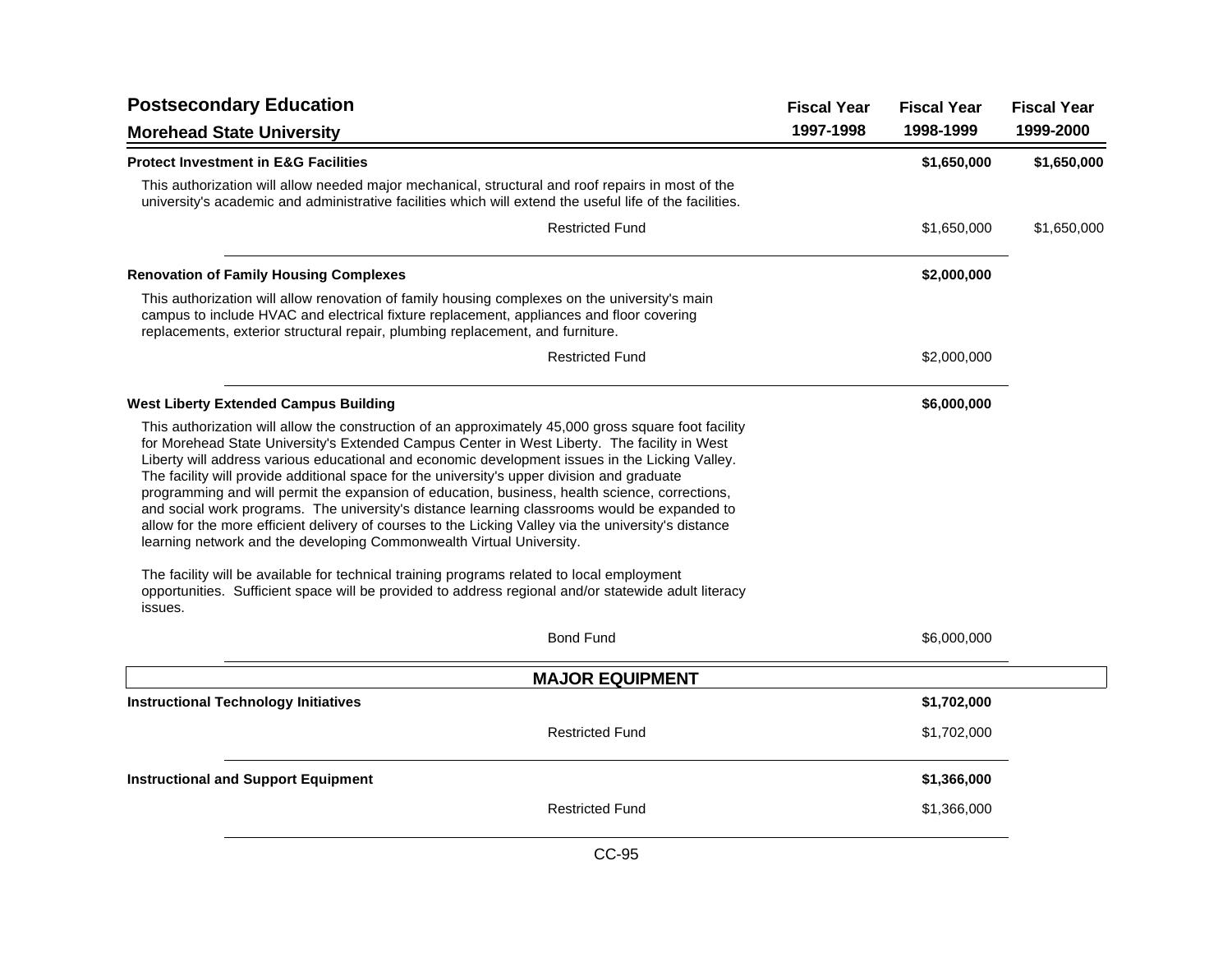| Postsecondary Education<br>Morehead State University | Fiscal Year 1997-1998 | Fiscal Year 1998-1999 | Fiscal Year 1999-2000 |
|---|---|---|---|
| **Protect Investment in E&G Facilities** | | **$1,650,000** | **$1,650,000** |
| This authorization will allow needed major mechanical, structural and roof repairs in most of the university's academic and administrative facilities which will extend the useful life of the facilities. | | | |
| Restricted Fund | | $1,650,000 | $1,650,000 |
| **Renovation of Family Housing Complexes** | | **$2,000,000** | |
| This authorization will allow renovation of family housing complexes on the university's main campus to include HVAC and electrical fixture replacement, appliances and floor covering replacements, exterior structural repair, plumbing replacement, and furniture. | | | |
| Restricted Fund | | $2,000,000 | |
| **West Liberty Extended Campus Building** | | **$6,000,000** | |
| This authorization will allow the construction of an approximately 45,000 gross square foot facility for Morehead State University's Extended Campus Center in West Liberty. The facility in West Liberty will address various educational and economic development issues in the Licking Valley. The facility will provide additional space for the university's upper division and graduate programming and will permit the expansion of education, business, health science, corrections, and social work programs. The university's distance learning classrooms would be expanded to allow for the more efficient delivery of courses to the Licking Valley via the university's distance learning network and the developing Commonwealth Virtual University.<br><br>The facility will be available for technical training programs related to local employment opportunities. Sufficient space will be provided to address regional and/or statewide adult literacy issues. | | | |
| Bond Fund | | $6,000,000 | |
| **MAJOR EQUIPMENT** | | | |
| **Instructional Technology Initiatives** | | **$1,702,000** | |
| Restricted Fund | | $1,702,000 | |
| **Instructional and Support Equipment** | | **$1,366,000** | |
| Restricted Fund | | $1,366,000 | |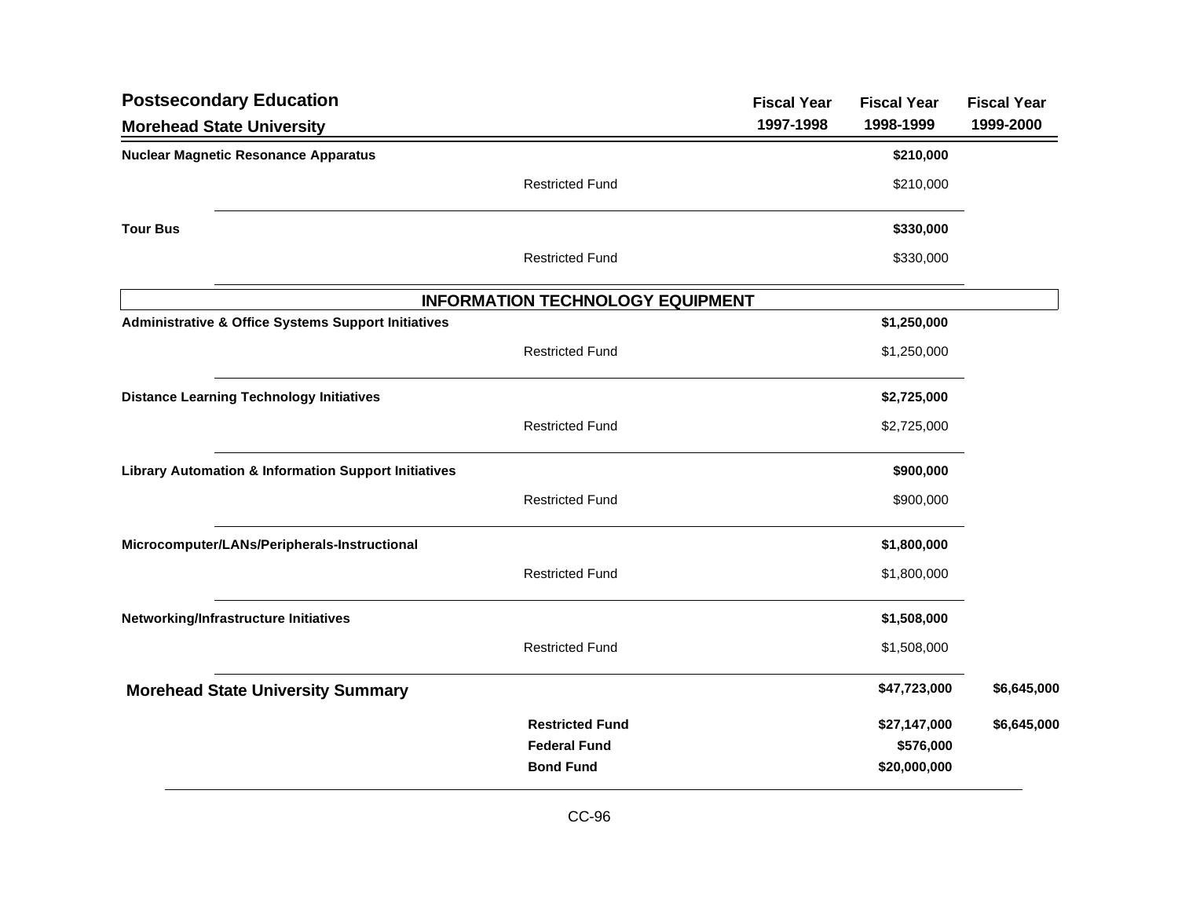| Postsecondary Education<br>Morehead State University | | Fiscal Year 1997-1998 | Fiscal Year 1998-1999 | Fiscal Year 1999-2000 |
|---|---|---|---|---|
| **Nuclear Magnetic Resonance Apparatus** | | | **$210,000** | |
| | Restricted Fund | | $210,000 | |
| **Tour Bus** | | | **$330,000** | |
| | Restricted Fund | | $330,000 | |
| **INFORMATION TECHNOLOGY EQUIPMENT** | | | | |
| **Administrative & Office Systems Support Initiatives** | | | **$1,250,000** | |
| | Restricted Fund | | $1,250,000 | |
| **Distance Learning Technology Initiatives** | | | **$2,725,000** | |
| | Restricted Fund | | $2,725,000 | |
| **Library Automation & Information Support Initiatives** | | | **$900,000** | |
| | Restricted Fund | | $900,000 | |
| **Microcomputer/LANs/Peripherals-Instructional** | | | **$1,800,000** | |
| | Restricted Fund | | $1,800,000 | |
| **Networking/Infrastructure Initiatives** | | | **$1,508,000** | |
| | Restricted Fund | | $1,508,000 | |
| **Morehead State University Summary** | | | **$47,723,000** | **$6,645,000** |
| | **Restricted Fund** | | **$27,147,000** | **$6,645,000** |
| | **Federal Fund** | | **$576,000** | |
| | **Bond Fund** | | **$20,000,000** | |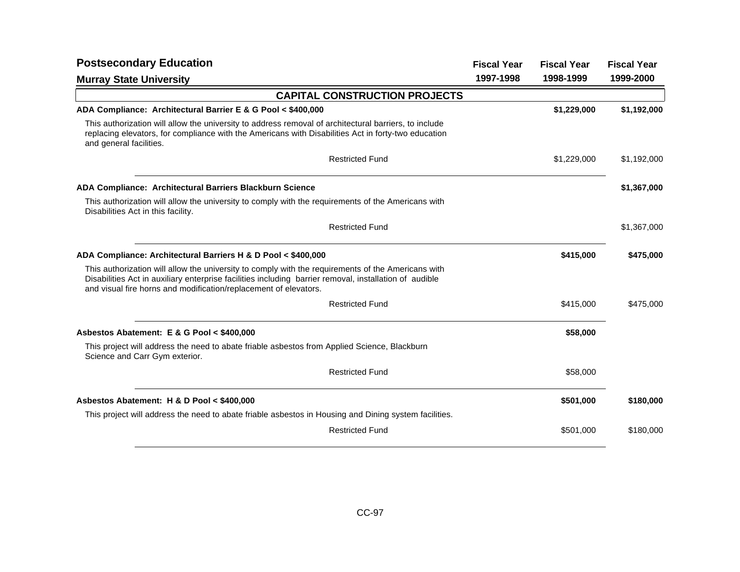## Postsecondary Education

### Murray State University

| | Fiscal Year 1997-1998 | Fiscal Year 1998-1999 | Fiscal Year 1999-2000 |
|---|---|---|---|

### CAPITAL CONSTRUCTION PROJECTS

| | Fiscal Year 1997-1998 | Fiscal Year 1998-1999 | Fiscal Year 1999-2000 |
|---|---|---|---|
| **ADA Compliance: Architectural Barrier E & G Pool < $400,000** | | **$1,229,000** | **$1,192,000** |
| This authorization will allow the university to address removal of architectural barriers, to include replacing elevators, for compliance with the Americans with Disabilities Act in forty-two education and general facilities. | | | |
| Restricted Fund | | $1,229,000 | $1,192,000 |
| **ADA Compliance: Architectural Barriers Blackburn Science** | | | **$1,367,000** |
| This authorization will allow the university to comply with the requirements of the Americans with Disabilities Act in this facility. | | | |
| Restricted Fund | | | $1,367,000 |
| **ADA Compliance: Architectural Barriers H & D Pool < $400,000** | | **$415,000** | **$475,000** |
| This authorization will allow the university to comply with the requirements of the Americans with Disabilities Act in auxiliary enterprise facilities including barrier removal, installation of audible and visual fire horns and modification/replacement of elevators. | | | |
| Restricted Fund | | $415,000 | $475,000 |
| **Asbestos Abatement: E & G Pool < $400,000** | | **$58,000** | |
| This project will address the need to abate friable asbestos from Applied Science, Blackburn Science and Carr Gym exterior. | | | |
| Restricted Fund | | $58,000 | |
| **Asbestos Abatement: H & D Pool < $400,000** | | **$501,000** | **$180,000** |
| This project will address the need to abate friable asbestos in Housing and Dining system facilities. | | | |
| Restricted Fund | | $501,000 | $180,000 |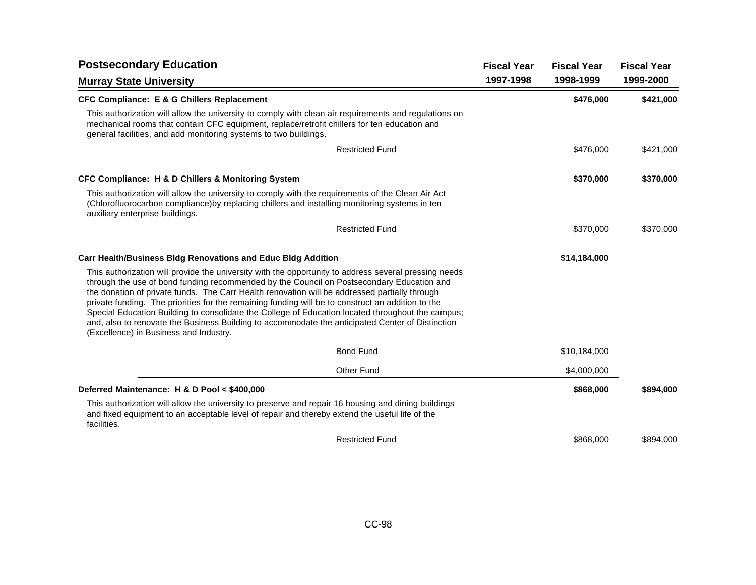## Postsecondary Education

### Murray State University

| | Fiscal Year 1997-1998 | Fiscal Year 1998-1999 | Fiscal Year 1999-2000 |
|---|---|---|---|
| **CFC Compliance: E & G Chillers Replacement** | | **$476,000** | **$421,000** |
| Restricted Fund | | $476,000 | $421,000 |

This authorization will allow the university to comply with clean air requirements and regulations on mechanical rooms that contain CFC equipment, replace/retrofit chillers for ten education and general facilities, and add monitoring systems to two buildings.

| | Fiscal Year 1997-1998 | Fiscal Year 1998-1999 | Fiscal Year 1999-2000 |
|---|---|---|---|
| **CFC Compliance: H & D Chillers & Monitoring System** | | **$370,000** | **$370,000** |
| Restricted Fund | | $370,000 | $370,000 |

This authorization will allow the university to comply with the requirements of the Clean Air Act (Chlorofluorocarbon compliance)by replacing chillers and installing monitoring systems in ten auxiliary enterprise buildings.

| | Fiscal Year 1997-1998 | Fiscal Year 1998-1999 | Fiscal Year 1999-2000 |
|---|---|---|---|
| **Carr Health/Business Bldg Renovations and Educ Bldg Addition** | | **$14,184,000** | |
| Bond Fund | | $10,184,000 | |
| Other Fund | | $4,000,000 | |

This authorization will provide the university with the opportunity to address several pressing needs through the use of bond funding recommended by the Council on Postsecondary Education and the donation of private funds. The Carr Health renovation will be addressed partially through private funding. The priorities for the remaining funding will be to construct an addition to the Special Education Building to consolidate the College of Education located throughout the campus; and, also to renovate the Business Building to accommodate the anticipated Center of Distinction (Excellence) in Business and Industry.

| | Fiscal Year 1997-1998 | Fiscal Year 1998-1999 | Fiscal Year 1999-2000 |
|---|---|---|---|
| **Deferred Maintenance: H & D Pool < $400,000** | | **$868,000** | **$894,000** |
| Restricted Fund | | $868,000 | $894,000 |

This authorization will allow the university to preserve and repair 16 housing and dining buildings and fixed equipment to an acceptable level of repair and thereby extend the useful life of the facilities.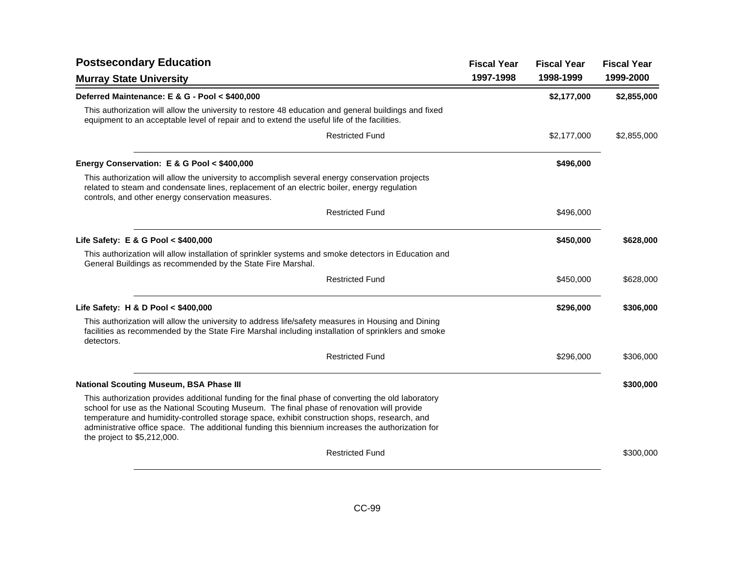## Postsecondary Education

### Murray State University

| | Fiscal Year 1997-1998 | Fiscal Year 1998-1999 | Fiscal Year 1999-2000 |
|---|---|---|---|
| **Deferred Maintenance: E & G - Pool < $400,000** | | **$2,177,000** | **$2,855,000** |
| This authorization will allow the university to restore 48 education and general buildings and fixed equipment to an acceptable level of repair and to extend the useful life of the facilities. | | | |
| Restricted Fund | | $2,177,000 | $2,855,000 |
| **Energy Conservation: E & G Pool < $400,000** | | **$496,000** | |
| This authorization will allow the university to accomplish several energy conservation projects related to steam and condensate lines, replacement of an electric boiler, energy regulation controls, and other energy conservation measures. | | | |
| Restricted Fund | | $496,000 | |
| **Life Safety: E & G Pool < $400,000** | | **$450,000** | **$628,000** |
| This authorization will allow installation of sprinkler systems and smoke detectors in Education and General Buildings as recommended by the State Fire Marshal. | | | |
| Restricted Fund | | $450,000 | $628,000 |
| **Life Safety: H & D Pool < $400,000** | | **$296,000** | **$306,000** |
| This authorization will allow the university to address life/safety measures in Housing and Dining facilities as recommended by the State Fire Marshal including installation of sprinklers and smoke detectors. | | | |
| Restricted Fund | | $296,000 | $306,000 |
| **National Scouting Museum, BSA Phase III** | | | **$300,000** |
| This authorization provides additional funding for the final phase of converting the old laboratory school for use as the National Scouting Museum. The final phase of renovation will provide temperature and humidity-controlled storage space, exhibit construction shops, research, and administrative office space. The additional funding this biennium increases the authorization for the project to $5,212,000. | | | |
| Restricted Fund | | | $300,000 |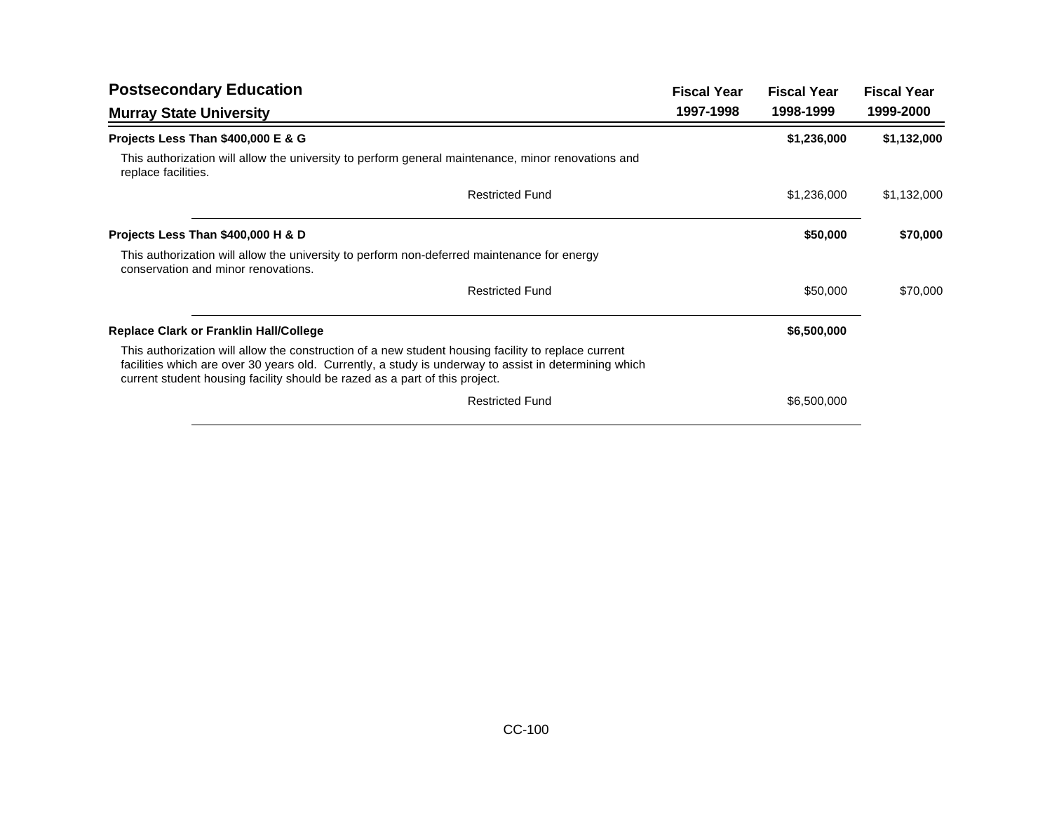# Postsecondary Education

## Murray State University

| | Fiscal Year 1997-1998 | Fiscal Year 1998-1999 | Fiscal Year 1999-2000 |
|---|---|---|---|
| **Projects Less Than $400,000 E & G** | | **$1,236,000** | **$1,132,000** |
| This authorization will allow the university to perform general maintenance, minor renovations and replace facilities. | | | |
| Restricted Fund | | $1,236,000 | $1,132,000 |
| **Projects Less Than $400,000 H & D** | | **$50,000** | **$70,000** |
| This authorization will allow the university to perform non-deferred maintenance for energy conservation and minor renovations. | | | |
| Restricted Fund | | $50,000 | $70,000 |
| **Replace Clark or Franklin Hall/College** | | **$6,500,000** | |
| This authorization will allow the construction of a new student housing facility to replace current facilities which are over 30 years old. Currently, a study is underway to assist in determining which current student housing facility should be razed as a part of this project. | | | |
| Restricted Fund | | $6,500,000 | |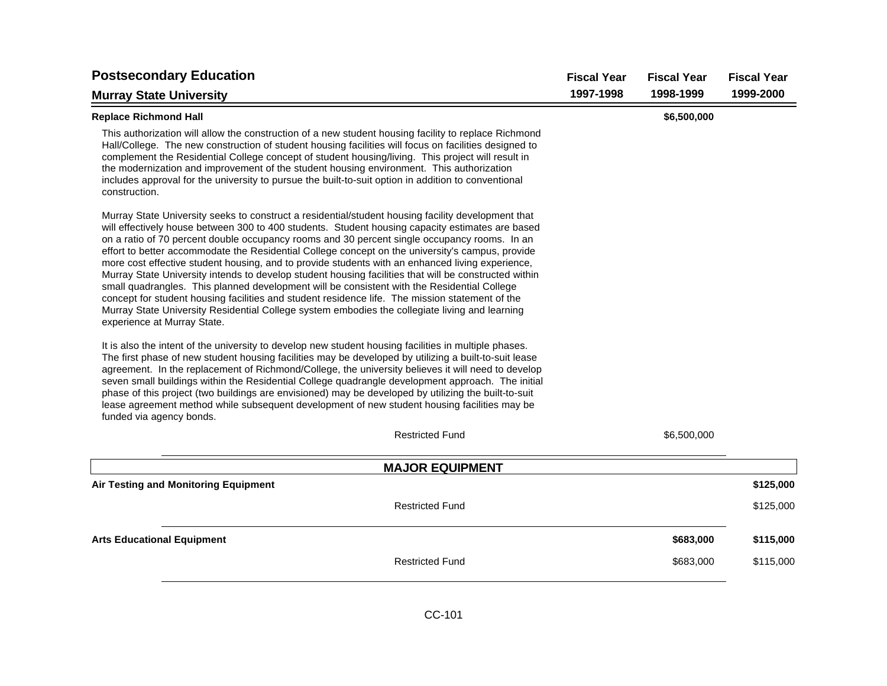| Postsecondary Education<br>Murray State University | Fiscal Year 1997-1998 | Fiscal Year 1998-1999 | Fiscal Year 1999-2000 |
|---|---|---|---|

**Replace Richmond Hall** — Fiscal Year 1998-1999: **$6,500,000**

This authorization will allow the construction of a new student housing facility to replace Richmond Hall/College. The new construction of student housing facilities will focus on facilities designed to complement the Residential College concept of student housing/living. This project will result in the modernization and improvement of the student housing environment. This authorization includes approval for the university to pursue the built-to-suit option in addition to conventional construction.

Murray State University seeks to construct a residential/student housing facility development that will effectively house between 300 to 400 students. Student housing capacity estimates are based on a ratio of 70 percent double occupancy rooms and 30 percent single occupancy rooms. In an effort to better accommodate the Residential College concept on the university's campus, provide more cost effective student housing, and to provide students with an enhanced living experience, Murray State University intends to develop student housing facilities that will be constructed within small quadrangles. This planned development will be consistent with the Residential College concept for student housing facilities and student residence life. The mission statement of the Murray State University Residential College system embodies the collegiate living and learning experience at Murray State.

It is also the intent of the university to develop new student housing facilities in multiple phases. The first phase of new student housing facilities may be developed by utilizing a built-to-suit lease agreement. In the replacement of Richmond/College, the university believes it will need to develop seven small buildings within the Residential College quadrangle development approach. The initial phase of this project (two buildings are envisioned) may be developed by utilizing the built-to-suit lease agreement method while subsequent development of new student housing facilities may be funded via agency bonds.

| | Fiscal Year 1997-1998 | Fiscal Year 1998-1999 | Fiscal Year 1999-2000 |
|---|---|---|---|
| Restricted Fund | | $6,500,000 | |

## MAJOR EQUIPMENT

| | Fiscal Year 1997-1998 | Fiscal Year 1998-1999 | Fiscal Year 1999-2000 |
|---|---|---|---|
| **Air Testing and Monitoring Equipment** | | | **$125,000** |
| Restricted Fund | | | $125,000 |
| **Arts Educational Equipment** | | **$683,000** | **$115,000** |
| Restricted Fund | | $683,000 | $115,000 |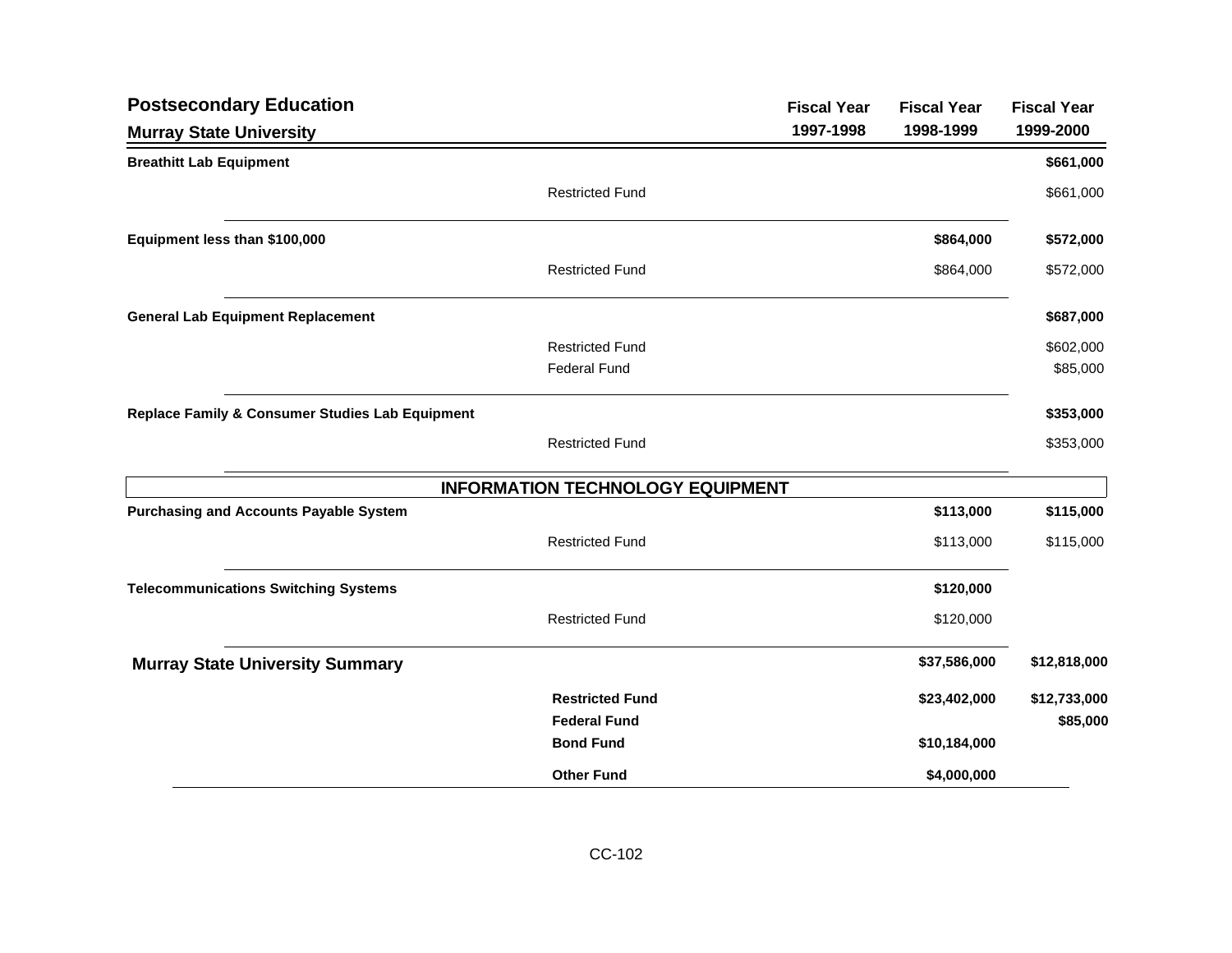## Postsecondary Education

### Murray State University

| | | Fiscal Year 1997-1998 | Fiscal Year 1998-1999 | Fiscal Year 1999-2000 |
|---|---|---|---|---|
| **Breathitt Lab Equipment** | | | | **$661,000** |
| | Restricted Fund | | | $661,000 |
| **Equipment less than $100,000** | | | **$864,000** | **$572,000** |
| | Restricted Fund | | $864,000 | $572,000 |
| **General Lab Equipment Replacement** | | | | **$687,000** |
| | Restricted Fund | | | $602,000 |
| | Federal Fund | | | $85,000 |
| **Replace Family & Consumer Studies Lab Equipment** | | | | **$353,000** |
| | Restricted Fund | | | $353,000 |
| **INFORMATION TECHNOLOGY EQUIPMENT** | | | | |
| **Purchasing and Accounts Payable System** | | | **$113,000** | **$115,000** |
| | Restricted Fund | | $113,000 | $115,000 |
| **Telecommunications Switching Systems** | | | **$120,000** | |
| | Restricted Fund | | $120,000 | |
| **Murray State University Summary** | | | **$37,586,000** | **$12,818,000** |
| | **Restricted Fund** | | **$23,402,000** | **$12,733,000** |
| | **Federal Fund** | | | **$85,000** |
| | **Bond Fund** | | **$10,184,000** | |
| | **Other Fund** | | **$4,000,000** | |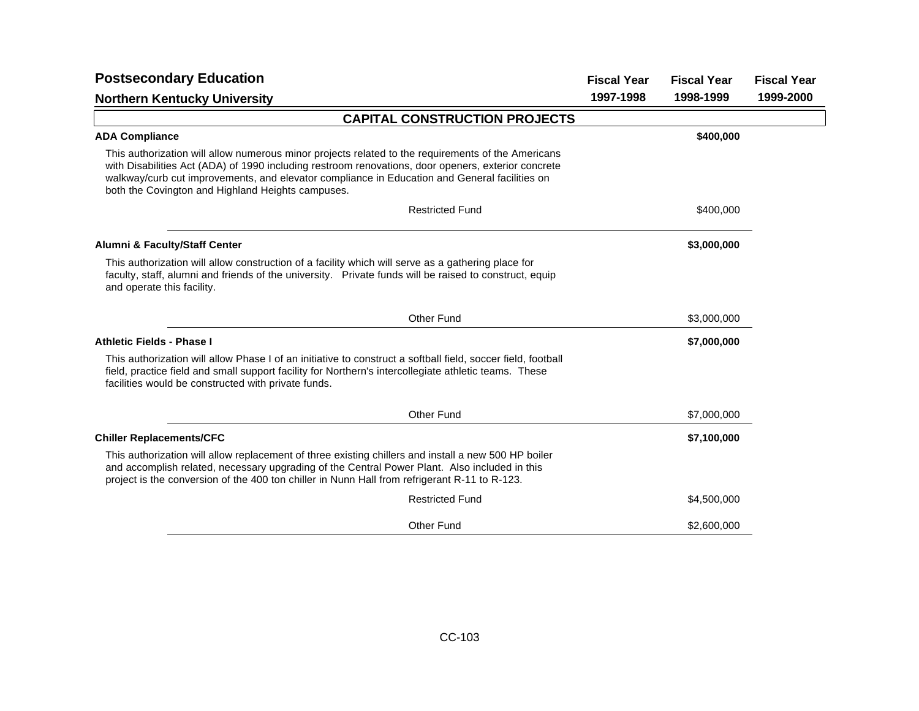## Postsecondary Education

### Northern Kentucky University

| | Fiscal Year 1997-1998 | Fiscal Year 1998-1999 | Fiscal Year 1999-2000 |
|---|---|---|---|

## CAPITAL CONSTRUCTION PROJECTS

**ADA Compliance** — **$400,000** (Fiscal Year 1998-1999)

This authorization will allow numerous minor projects related to the requirements of the Americans with Disabilities Act (ADA) of 1990 including restroom renovations, door openers, exterior concrete walkway/curb cut improvements, and elevator compliance in Education and General facilities on both the Covington and Highland Heights campuses.

| Fund | Fiscal Year 1997-1998 | Fiscal Year 1998-1999 | Fiscal Year 1999-2000 |
|---|---|---|---|
| Restricted Fund | | $400,000 | |

**Alumni & Faculty/Staff Center** — **$3,000,000** (Fiscal Year 1998-1999)

This authorization will allow construction of a facility which will serve as a gathering place for faculty, staff, alumni and friends of the university. Private funds will be raised to construct, equip and operate this facility.

| Fund | Fiscal Year 1997-1998 | Fiscal Year 1998-1999 | Fiscal Year 1999-2000 |
|---|---|---|---|
| Other Fund | | $3,000,000 | |

**Athletic Fields - Phase I** — **$7,000,000** (Fiscal Year 1998-1999)

This authorization will allow Phase I of an initiative to construct a softball field, soccer field, football field, practice field and small support facility for Northern's intercollegiate athletic teams. These facilities would be constructed with private funds.

| Fund | Fiscal Year 1997-1998 | Fiscal Year 1998-1999 | Fiscal Year 1999-2000 |
|---|---|---|---|
| Other Fund | | $7,000,000 | |

**Chiller Replacements/CFC** — **$7,100,000** (Fiscal Year 1998-1999)

This authorization will allow replacement of three existing chillers and install a new 500 HP boiler and accomplish related, necessary upgrading of the Central Power Plant. Also included in this project is the conversion of the 400 ton chiller in Nunn Hall from refrigerant R-11 to R-123.

| Fund | Fiscal Year 1997-1998 | Fiscal Year 1998-1999 | Fiscal Year 1999-2000 |
|---|---|---|---|
| Restricted Fund | | $4,500,000 | |
| Other Fund | | $2,600,000 | |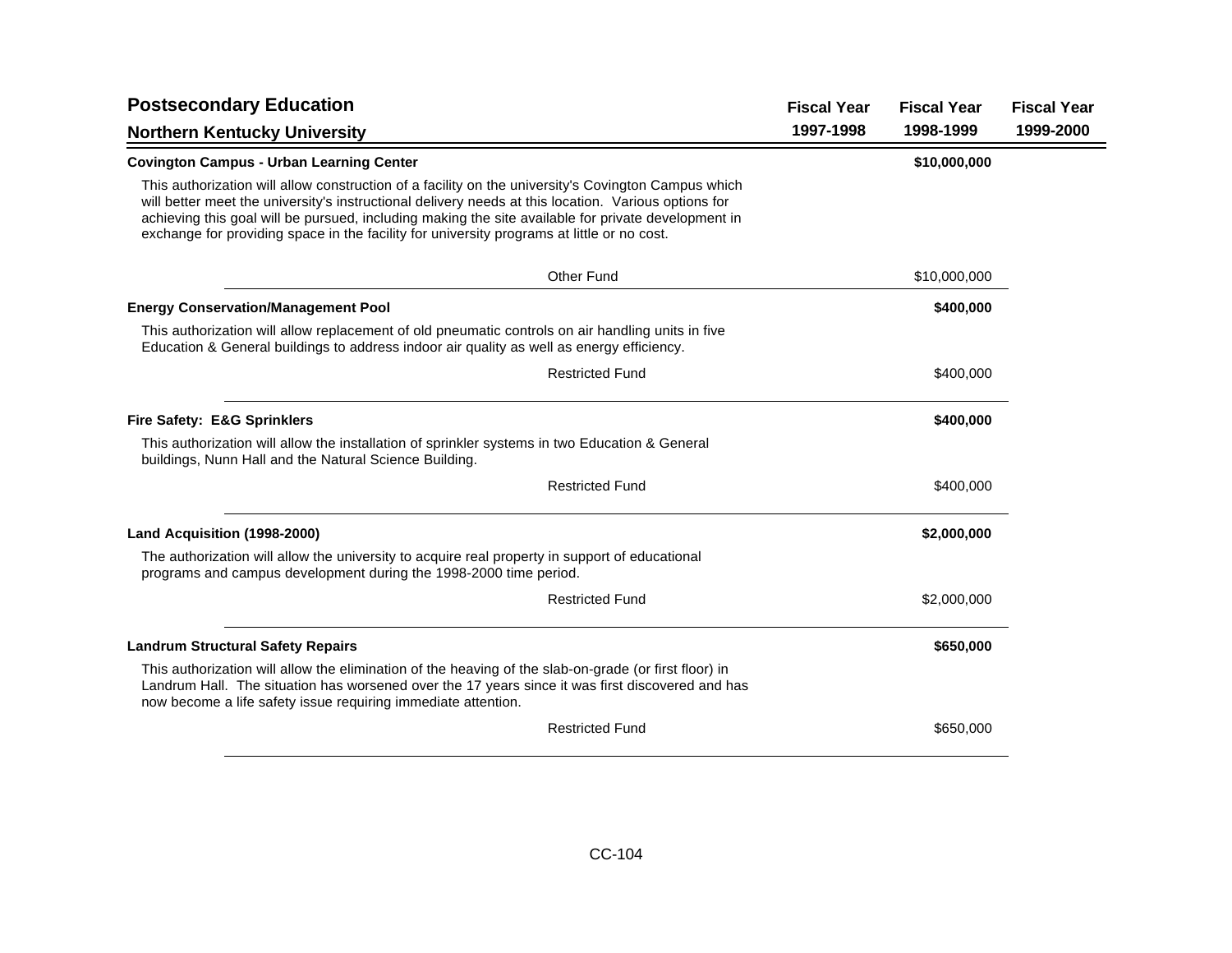## Postsecondary Education

### Northern Kentucky University

| | Fiscal Year 1997-1998 | Fiscal Year 1998-1999 | Fiscal Year 1999-2000 |
|---|---|---|---|
| **Covington Campus - Urban Learning Center** | | **$10,000,000** | |
| This authorization will allow construction of a facility on the university's Covington Campus which will better meet the university's instructional delivery needs at this location. Various options for achieving this goal will be pursued, including making the site available for private development in exchange for providing space in the facility for university programs at little or no cost. | | | |
| Other Fund | | $10,000,000 | |
| **Energy Conservation/Management Pool** | | **$400,000** | |
| This authorization will allow replacement of old pneumatic controls on air handling units in five Education & General buildings to address indoor air quality as well as energy efficiency. | | | |
| Restricted Fund | | $400,000 | |
| **Fire Safety: E&G Sprinklers** | | **$400,000** | |
| This authorization will allow the installation of sprinkler systems in two Education & General buildings, Nunn Hall and the Natural Science Building. | | | |
| Restricted Fund | | $400,000 | |
| **Land Acquisition (1998-2000)** | | **$2,000,000** | |
| The authorization will allow the university to acquire real property in support of educational programs and campus development during the 1998-2000 time period. | | | |
| Restricted Fund | | $2,000,000 | |
| **Landrum Structural Safety Repairs** | | **$650,000** | |
| This authorization will allow the elimination of the heaving of the slab-on-grade (or first floor) in Landrum Hall. The situation has worsened over the 17 years since it was first discovered and has now become a life safety issue requiring immediate attention. | | | |
| Restricted Fund | | $650,000 | |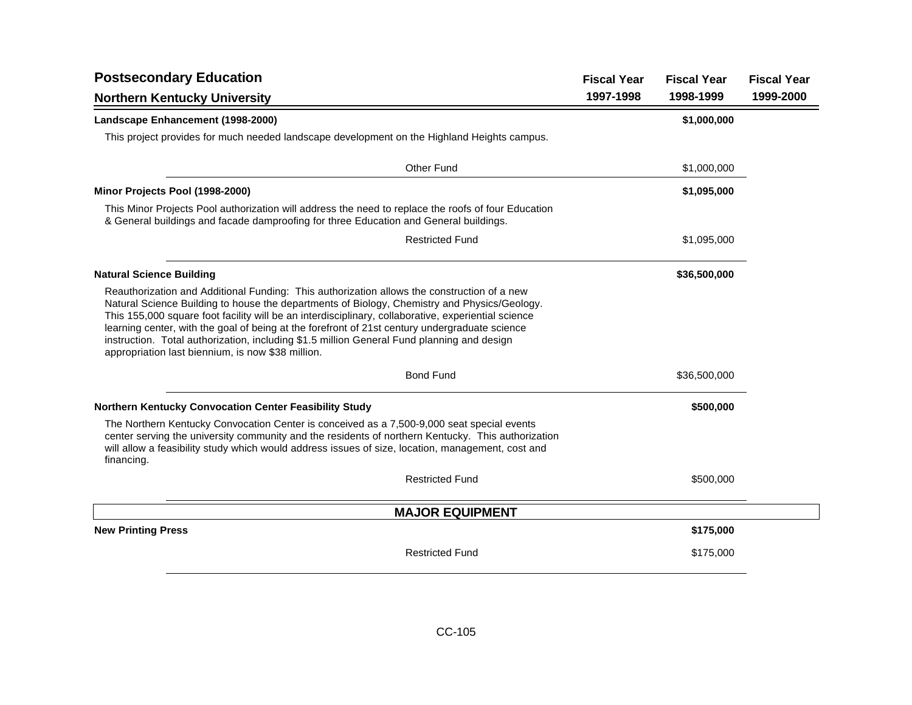# Postsecondary Education

## Northern Kentucky University

| | Fiscal Year 1997-1998 | Fiscal Year 1998-1999 | Fiscal Year 1999-2000 |
|---|---|---|---|
| **Landscape Enhancement (1998-2000)** | | **$1,000,000** | |
| This project provides for much needed landscape development on the Highland Heights campus. | | | |
| Other Fund | | $1,000,000 | |
| **Minor Projects Pool (1998-2000)** | | **$1,095,000** | |
| This Minor Projects Pool authorization will address the need to replace the roofs of four Education & General buildings and facade dampproofing for three Education and General buildings. | | | |
| Restricted Fund | | $1,095,000 | |
| **Natural Science Building** | | **$36,500,000** | |
| Reauthorization and Additional Funding: This authorization allows the construction of a new Natural Science Building to house the departments of Biology, Chemistry and Physics/Geology. This 155,000 square foot facility will be an interdisciplinary, collaborative, experiential science learning center, with the goal of being at the forefront of 21st century undergraduate science instruction. Total authorization, including $1.5 million General Fund planning and design appropriation last biennium, is now $38 million. | | | |
| Bond Fund | | $36,500,000 | |
| **Northern Kentucky Convocation Center Feasibility Study** | | **$500,000** | |
| The Northern Kentucky Convocation Center is conceived as a 7,500-9,000 seat special events center serving the university community and the residents of northern Kentucky. This authorization will allow a feasibility study which would address issues of size, location, management, cost and financing. | | | |
| Restricted Fund | | $500,000 | |

## MAJOR EQUIPMENT

| | Fiscal Year 1997-1998 | Fiscal Year 1998-1999 | Fiscal Year 1999-2000 |
|---|---|---|---|
| **New Printing Press** | | **$175,000** | |
| Restricted Fund | | $175,000 | |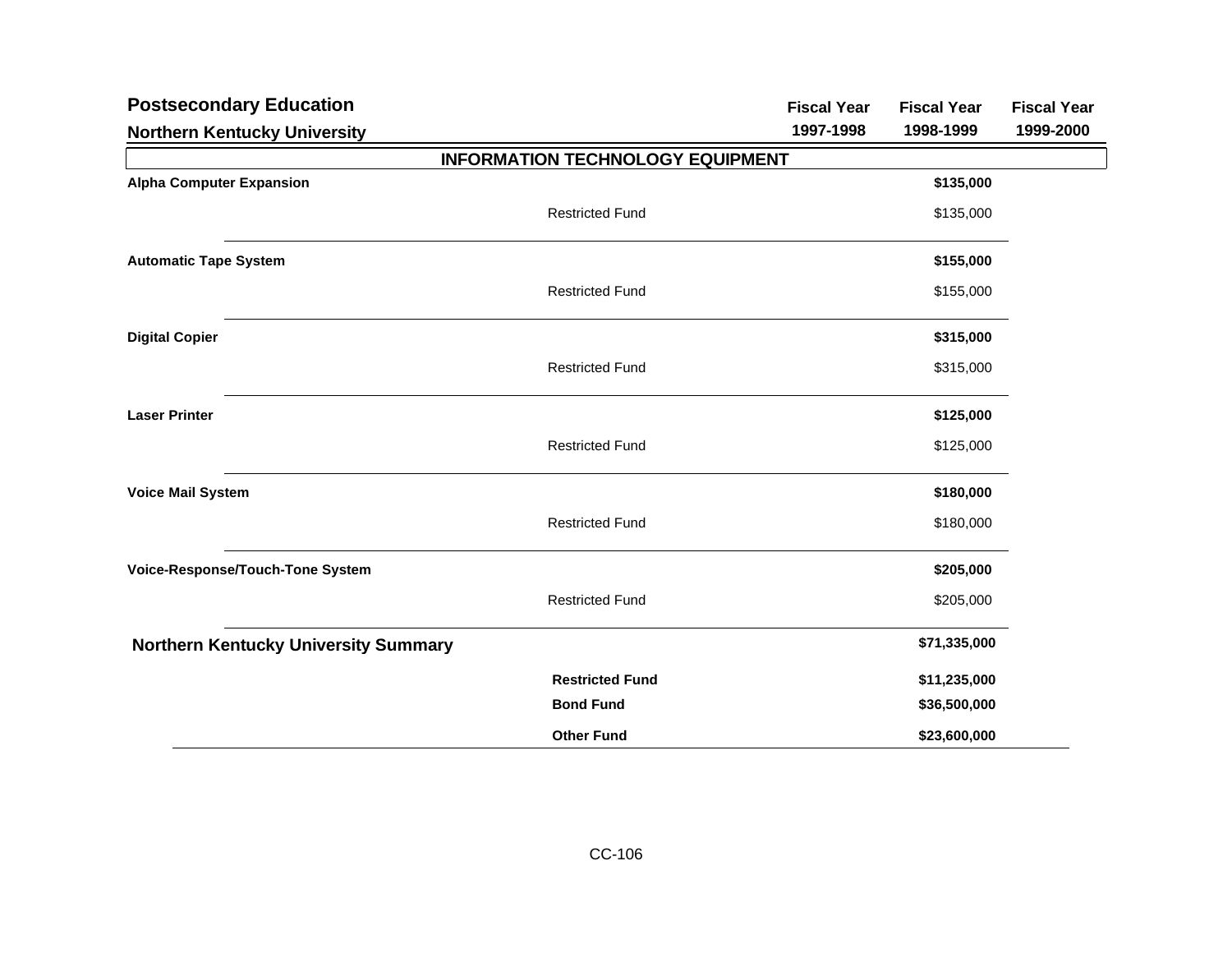## Postsecondary Education

### Northern Kentucky University

| | | Fiscal Year 1997-1998 | Fiscal Year 1998-1999 | Fiscal Year 1999-2000 |
|---|---|---|---|---|
| **INFORMATION TECHNOLOGY EQUIPMENT** | | | | |
| **Alpha Computer Expansion** | | | **$135,000** | |
| | Restricted Fund | | $135,000 | |
| **Automatic Tape System** | | | **$155,000** | |
| | Restricted Fund | | $155,000 | |
| **Digital Copier** | | | **$315,000** | |
| | Restricted Fund | | $315,000 | |
| **Laser Printer** | | | **$125,000** | |
| | Restricted Fund | | $125,000 | |
| **Voice Mail System** | | | **$180,000** | |
| | Restricted Fund | | $180,000 | |
| **Voice-Response/Touch-Tone System** | | | **$205,000** | |
| | Restricted Fund | | $205,000 | |
| **Northern Kentucky University Summary** | | | **$71,335,000** | |
| | **Restricted Fund** | | **$11,235,000** | |
| | **Bond Fund** | | **$36,500,000** | |
| | **Other Fund** | | **$23,600,000** | |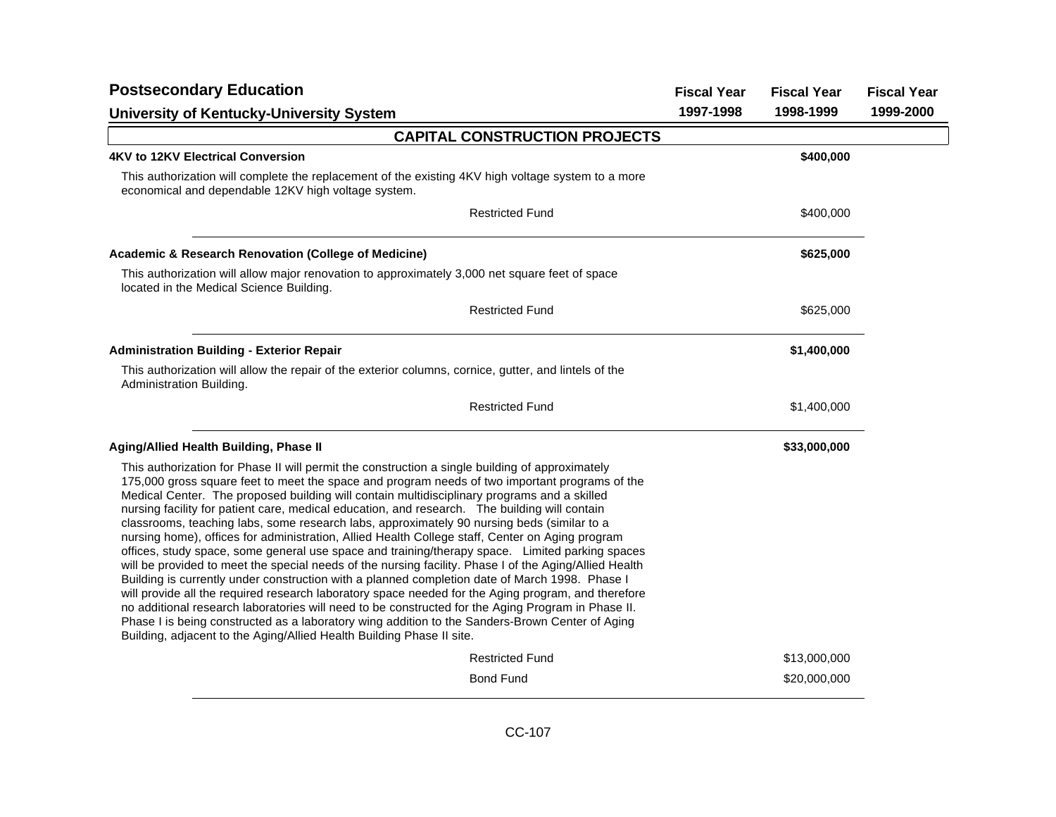## Postsecondary Education

### University of Kentucky-University System

| | Fiscal Year 1997-1998 | Fiscal Year 1998-1999 | Fiscal Year 1999-2000 |
|---|---|---|---|

### CAPITAL CONSTRUCTION PROJECTS

**4KV to 12KV Electrical Conversion** — **$400,000** (Fiscal Year 1998-1999)

This authorization will complete the replacement of the existing 4KV high voltage system to a more economical and dependable 12KV high voltage system.

| Fund Source | Fiscal Year 1997-1998 | Fiscal Year 1998-1999 | Fiscal Year 1999-2000 |
|---|---|---|---|
| Restricted Fund | | $400,000 | |

**Academic & Research Renovation (College of Medicine)** — **$625,000** (Fiscal Year 1998-1999)

This authorization will allow major renovation to approximately 3,000 net square feet of space located in the Medical Science Building.

| Fund Source | Fiscal Year 1997-1998 | Fiscal Year 1998-1999 | Fiscal Year 1999-2000 |
|---|---|---|---|
| Restricted Fund | | $625,000 | |

**Administration Building - Exterior Repair** — **$1,400,000** (Fiscal Year 1998-1999)

This authorization will allow the repair of the exterior columns, cornice, gutter, and lintels of the Administration Building.

| Fund Source | Fiscal Year 1997-1998 | Fiscal Year 1998-1999 | Fiscal Year 1999-2000 |
|---|---|---|---|
| Restricted Fund | | $1,400,000 | |

**Aging/Allied Health Building, Phase II** — **$33,000,000** (Fiscal Year 1998-1999)

This authorization for Phase II will permit the construction a single building of approximately 175,000 gross square feet to meet the space and program needs of two important programs of the Medical Center. The proposed building will contain multidisciplinary programs and a skilled nursing facility for patient care, medical education, and research. The building will contain classrooms, teaching labs, some research labs, approximately 90 nursing beds (similar to a nursing home), offices for administration, Allied Health College staff, Center on Aging program offices, study space, some general use space and training/therapy space. Limited parking spaces will be provided to meet the special needs of the nursing facility. Phase I of the Aging/Allied Health Building is currently under construction with a planned completion date of March 1998. Phase I will provide all the required research laboratory space needed for the Aging program, and therefore no additional research laboratories will need to be constructed for the Aging Program in Phase II. Phase I is being constructed as a laboratory wing addition to the Sanders-Brown Center of Aging Building, adjacent to the Aging/Allied Health Building Phase II site.

| Fund Source | Fiscal Year 1997-1998 | Fiscal Year 1998-1999 | Fiscal Year 1999-2000 |
|---|---|---|---|
| Restricted Fund | | $13,000,000 | |
| Bond Fund | | $20,000,000 | |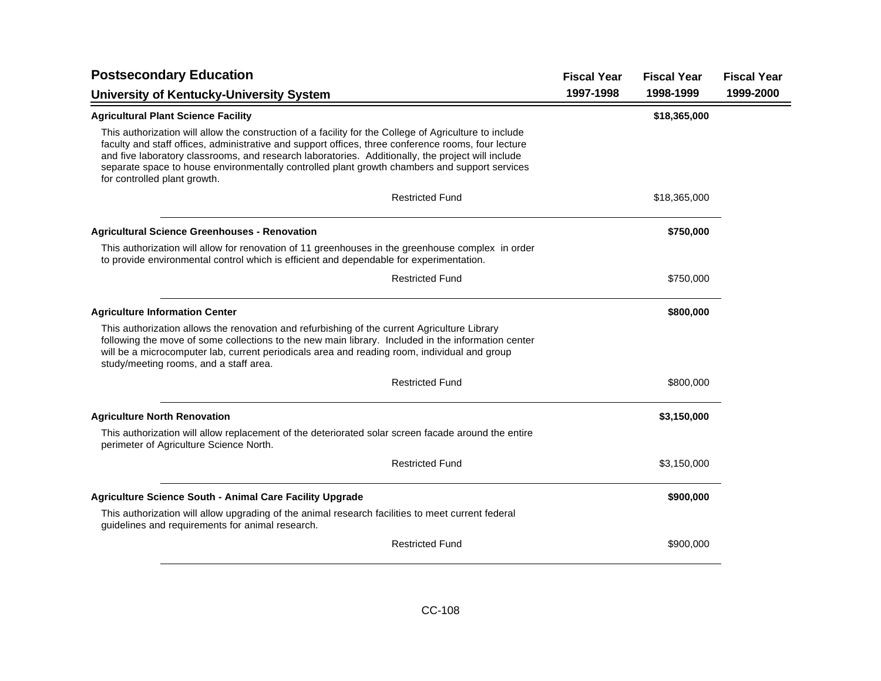## Postsecondary Education

## University of Kentucky-University System

| | Fiscal Year 1997-1998 | Fiscal Year 1998-1999 | Fiscal Year 1999-2000 |
|---|---|---|---|

**Agricultural Plant Science Facility** — **$18,365,000** (Fiscal Year 1998-1999)

This authorization will allow the construction of a facility for the College of Agriculture to include faculty and staff offices, administrative and support offices, three conference rooms, four lecture and five laboratory classrooms, and research laboratories. Additionally, the project will include separate space to house environmentally controlled plant growth chambers and support services for controlled plant growth.

| | Fiscal Year 1997-1998 | Fiscal Year 1998-1999 | Fiscal Year 1999-2000 |
|---|---|---|---|
| Restricted Fund | | $18,365,000 | |

**Agricultural Science Greenhouses - Renovation** — **$750,000** (Fiscal Year 1998-1999)

This authorization will allow for renovation of 11 greenhouses in the greenhouse complex in order to provide environmental control which is efficient and dependable for experimentation.

| | Fiscal Year 1997-1998 | Fiscal Year 1998-1999 | Fiscal Year 1999-2000 |
|---|---|---|---|
| Restricted Fund | | $750,000 | |

**Agriculture Information Center** — **$800,000** (Fiscal Year 1998-1999)

This authorization allows the renovation and refurbishing of the current Agriculture Library following the move of some collections to the new main library. Included in the information center will be a microcomputer lab, current periodicals area and reading room, individual and group study/meeting rooms, and a staff area.

| | Fiscal Year 1997-1998 | Fiscal Year 1998-1999 | Fiscal Year 1999-2000 |
|---|---|---|---|
| Restricted Fund | | $800,000 | |

**Agriculture North Renovation** — **$3,150,000** (Fiscal Year 1998-1999)

This authorization will allow replacement of the deteriorated solar screen facade around the entire perimeter of Agriculture Science North.

| | Fiscal Year 1997-1998 | Fiscal Year 1998-1999 | Fiscal Year 1999-2000 |
|---|---|---|---|
| Restricted Fund | | $3,150,000 | |

**Agriculture Science South - Animal Care Facility Upgrade** — **$900,000** (Fiscal Year 1998-1999)

This authorization will allow upgrading of the animal research facilities to meet current federal guidelines and requirements for animal research.

| | Fiscal Year 1997-1998 | Fiscal Year 1998-1999 | Fiscal Year 1999-2000 |
|---|---|---|---|
| Restricted Fund | | $900,000 | |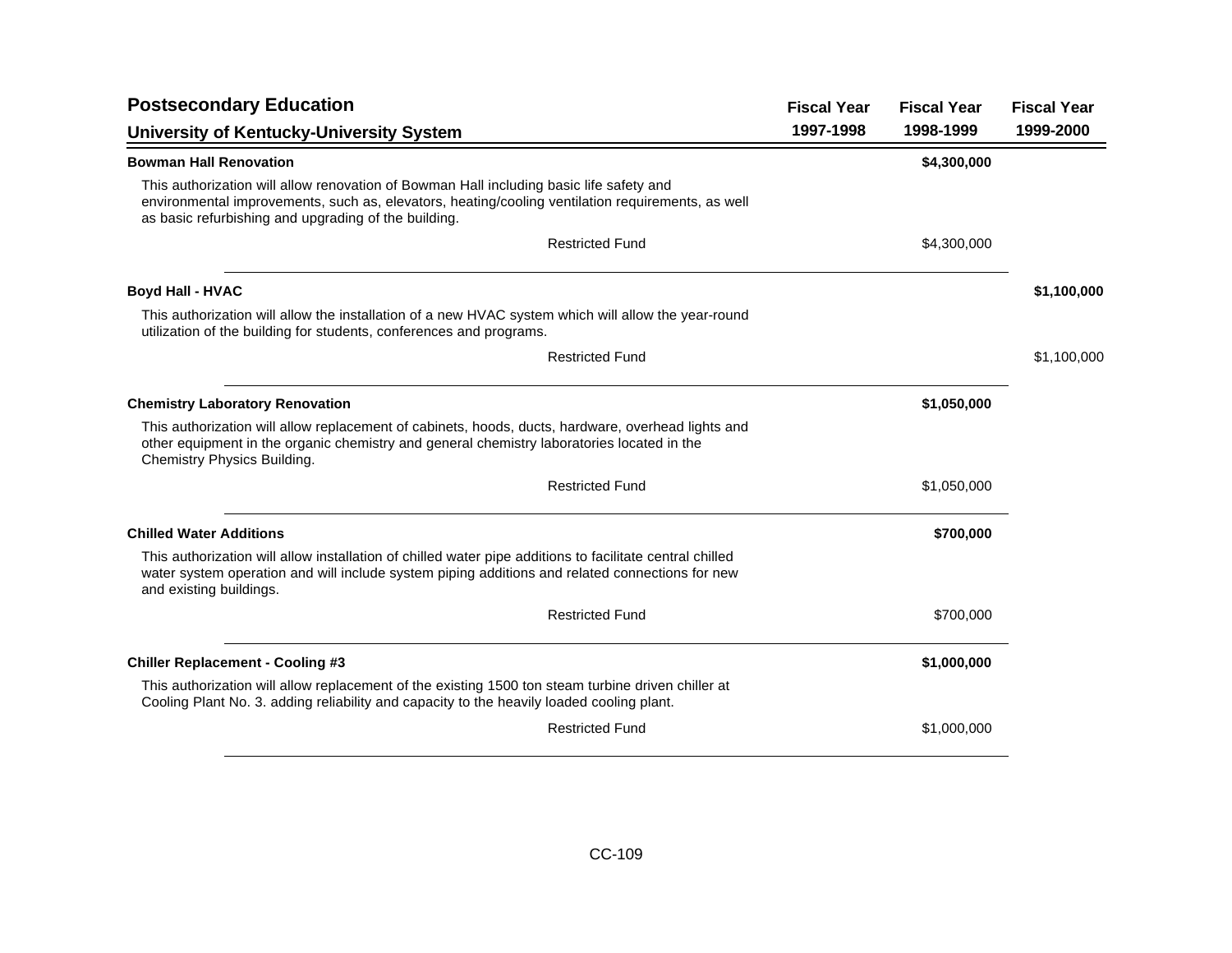## Postsecondary Education

### University of Kentucky-University System

| | Fiscal Year 1997-1998 | Fiscal Year 1998-1999 | Fiscal Year 1999-2000 |
|---|---|---|---|
| **Bowman Hall Renovation** | | **$4,300,000** | |
| This authorization will allow renovation of Bowman Hall including basic life safety and environmental improvements, such as, elevators, heating/cooling ventilation requirements, as well as basic refurbishing and upgrading of the building. | | | |
| Restricted Fund | | $4,300,000 | |
| **Boyd Hall - HVAC** | | | **$1,100,000** |
| This authorization will allow the installation of a new HVAC system which will allow the year-round utilization of the building for students, conferences and programs. | | | |
| Restricted Fund | | | $1,100,000 |
| **Chemistry Laboratory Renovation** | | **$1,050,000** | |
| This authorization will allow replacement of cabinets, hoods, ducts, hardware, overhead lights and other equipment in the organic chemistry and general chemistry laboratories located in the Chemistry Physics Building. | | | |
| Restricted Fund | | $1,050,000 | |
| **Chilled Water Additions** | | **$700,000** | |
| This authorization will allow installation of chilled water pipe additions to facilitate central chilled water system operation and will include system piping additions and related connections for new and existing buildings. | | | |
| Restricted Fund | | $700,000 | |
| **Chiller Replacement - Cooling #3** | | **$1,000,000** | |
| This authorization will allow replacement of the existing 1500 ton steam turbine driven chiller at Cooling Plant No. 3. adding reliability and capacity to the heavily loaded cooling plant. | | | |
| Restricted Fund | | $1,000,000 | |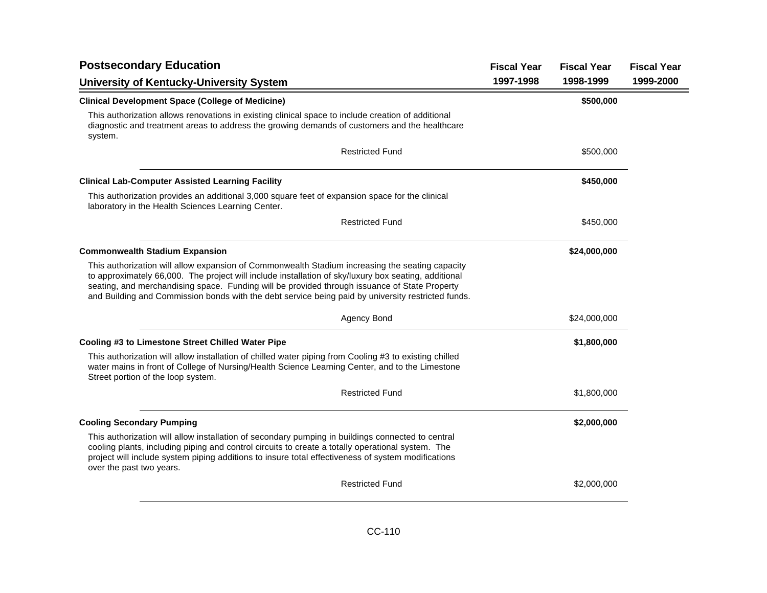| Postsecondary Education<br>University of Kentucky-University System | Fiscal Year 1997-1998 | Fiscal Year 1998-1999 | Fiscal Year 1999-2000 |
|---|---|---|---|
| **Clinical Development Space (College of Medicine)** | | **$500,000** | |
| This authorization allows renovations in existing clinical space to include creation of additional diagnostic and treatment areas to address the growing demands of customers and the healthcare system. | | | |
| Restricted Fund | | $500,000 | |
| **Clinical Lab-Computer Assisted Learning Facility** | | **$450,000** | |
| This authorization provides an additional 3,000 square feet of expansion space for the clinical laboratory in the Health Sciences Learning Center. | | | |
| Restricted Fund | | $450,000 | |
| **Commonwealth Stadium Expansion** | | **$24,000,000** | |
| This authorization will allow expansion of Commonwealth Stadium increasing the seating capacity to approximately 66,000. The project will include installation of sky/luxury box seating, additional seating, and merchandising space. Funding will be provided through issuance of State Property and Building and Commission bonds with the debt service being paid by university restricted funds. | | | |
| Agency Bond | | $24,000,000 | |
| **Cooling #3 to Limestone Street Chilled Water Pipe** | | **$1,800,000** | |
| This authorization will allow installation of chilled water piping from Cooling #3 to existing chilled water mains in front of College of Nursing/Health Science Learning Center, and to the Limestone Street portion of the loop system. | | | |
| Restricted Fund | | $1,800,000 | |
| **Cooling Secondary Pumping** | | **$2,000,000** | |
| This authorization will allow installation of secondary pumping in buildings connected to central cooling plants, including piping and control circuits to create a totally operational system. The project will include system piping additions to insure total effectiveness of system modifications over the past two years. | | | |
| Restricted Fund | | $2,000,000 | |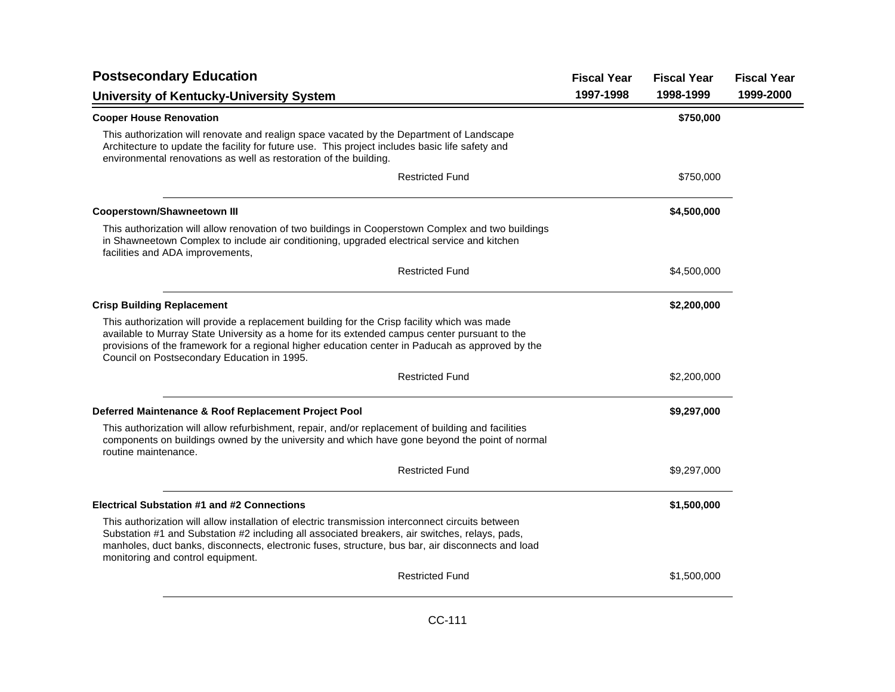## Postsecondary Education

### University of Kentucky-University System

| | Fiscal Year 1997-1998 | Fiscal Year 1998-1999 | Fiscal Year 1999-2000 |
|---|---|---|---|
| **Cooper House Renovation** | | **$750,000** | |
| This authorization will renovate and realign space vacated by the Department of Landscape Architecture to update the facility for future use. This project includes basic life safety and environmental renovations as well as restoration of the building. | | | |
| Restricted Fund | | $750,000 | |
| **Cooperstown/Shawneetown III** | | **$4,500,000** | |
| This authorization will allow renovation of two buildings in Cooperstown Complex and two buildings in Shawneetown Complex to include air conditioning, upgraded electrical service and kitchen facilities and ADA improvements, | | | |
| Restricted Fund | | $4,500,000 | |
| **Crisp Building Replacement** | | **$2,200,000** | |
| This authorization will provide a replacement building for the Crisp facility which was made available to Murray State University as a home for its extended campus center pursuant to the provisions of the framework for a regional higher education center in Paducah as approved by the Council on Postsecondary Education in 1995. | | | |
| Restricted Fund | | $2,200,000 | |
| **Deferred Maintenance & Roof Replacement Project Pool** | | **$9,297,000** | |
| This authorization will allow refurbishment, repair, and/or replacement of building and facilities components on buildings owned by the university and which have gone beyond the point of normal routine maintenance. | | | |
| Restricted Fund | | $9,297,000 | |
| **Electrical Substation #1 and #2 Connections** | | **$1,500,000** | |
| This authorization will allow installation of electric transmission interconnect circuits between Substation #1 and Substation #2 including all associated breakers, air switches, relays, pads, manholes, duct banks, disconnects, electronic fuses, structure, bus bar, air disconnects and load monitoring and control equipment. | | | |
| Restricted Fund | | $1,500,000 | |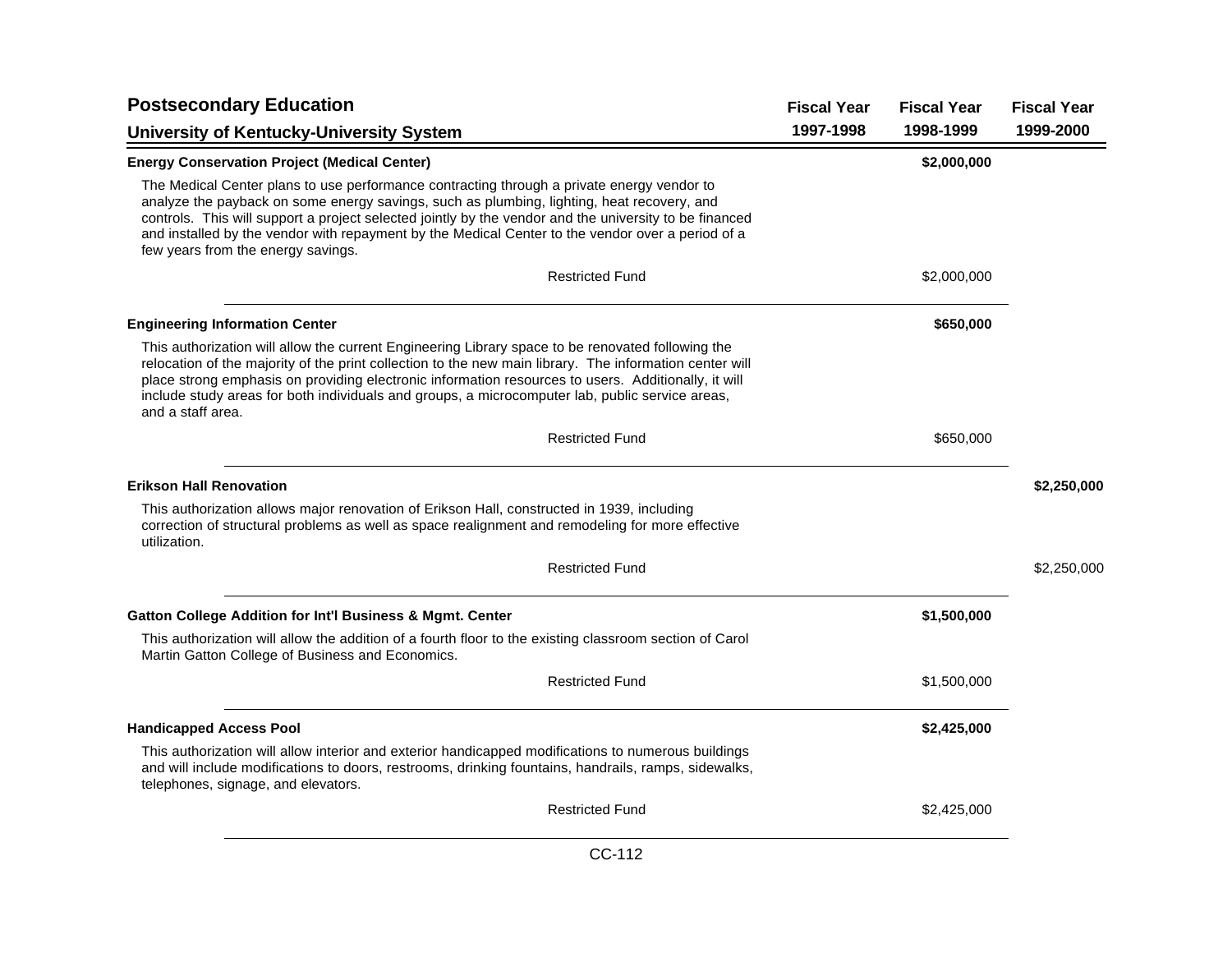## Postsecondary Education

### University of Kentucky-University System

| | Fiscal Year 1997-1998 | Fiscal Year 1998-1999 | Fiscal Year 1999-2000 |
|---|---|---|---|
| **Energy Conservation Project (Medical Center)** | | **$2,000,000** | |
| The Medical Center plans to use performance contracting through a private energy vendor to analyze the payback on some energy savings, such as plumbing, lighting, heat recovery, and controls. This will support a project selected jointly by the vendor and the university to be financed and installed by the vendor with repayment by the Medical Center to the vendor over a period of a few years from the energy savings. | | | |
| Restricted Fund | | $2,000,000 | |
| **Engineering Information Center** | | **$650,000** | |
| This authorization will allow the current Engineering Library space to be renovated following the relocation of the majority of the print collection to the new main library. The information center will place strong emphasis on providing electronic information resources to users. Additionally, it will include study areas for both individuals and groups, a microcomputer lab, public service areas, and a staff area. | | | |
| Restricted Fund | | $650,000 | |
| **Erikson Hall Renovation** | | | **$2,250,000** |
| This authorization allows major renovation of Erikson Hall, constructed in 1939, including correction of structural problems as well as space realignment and remodeling for more effective utilization. | | | |
| Restricted Fund | | | $2,250,000 |
| **Gatton College Addition for Int'l Business & Mgmt. Center** | | **$1,500,000** | |
| This authorization will allow the addition of a fourth floor to the existing classroom section of Carol Martin Gatton College of Business and Economics. | | | |
| Restricted Fund | | $1,500,000 | |
| **Handicapped Access Pool** | | **$2,425,000** | |
| This authorization will allow interior and exterior handicapped modifications to numerous buildings and will include modifications to doors, restrooms, drinking fountains, handrails, ramps, sidewalks, telephones, signage, and elevators. | | | |
| Restricted Fund | | $2,425,000 | |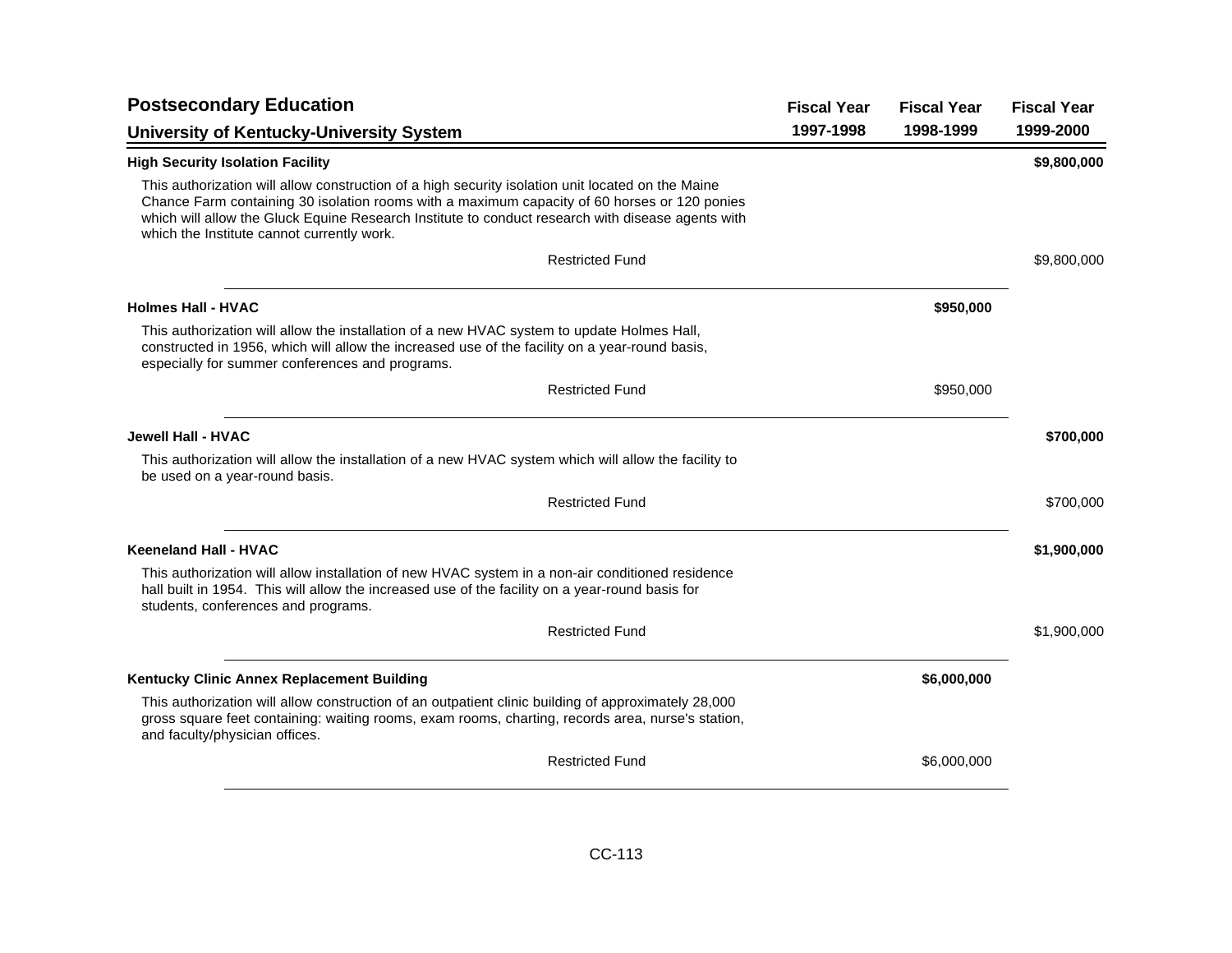## Postsecondary Education

### University of Kentucky-University System

| | Fiscal Year 1997-1998 | Fiscal Year 1998-1999 | Fiscal Year 1999-2000 |
|---|---|---|---|
| **High Security Isolation Facility** | | | **$9,800,000** |
| This authorization will allow construction of a high security isolation unit located on the Maine Chance Farm containing 30 isolation rooms with a maximum capacity of 60 horses or 120 ponies which will allow the Gluck Equine Research Institute to conduct research with disease agents with which the Institute cannot currently work. | | | |
| Restricted Fund | | | $9,800,000 |
| **Holmes Hall - HVAC** | | **$950,000** | |
| This authorization will allow the installation of a new HVAC system to update Holmes Hall, constructed in 1956, which will allow the increased use of the facility on a year-round basis, especially for summer conferences and programs. | | | |
| Restricted Fund | | $950,000 | |
| **Jewell Hall - HVAC** | | | **$700,000** |
| This authorization will allow the installation of a new HVAC system which will allow the facility to be used on a year-round basis. | | | |
| Restricted Fund | | | $700,000 |
| **Keeneland Hall - HVAC** | | | **$1,900,000** |
| This authorization will allow installation of new HVAC system in a non-air conditioned residence hall built in 1954. This will allow the increased use of the facility on a year-round basis for students, conferences and programs. | | | |
| Restricted Fund | | | $1,900,000 |
| **Kentucky Clinic Annex Replacement Building** | | **$6,000,000** | |
| This authorization will allow construction of an outpatient clinic building of approximately 28,000 gross square feet containing: waiting rooms, exam rooms, charting, records area, nurse's station, and faculty/physician offices. | | | |
| Restricted Fund | | $6,000,000 | |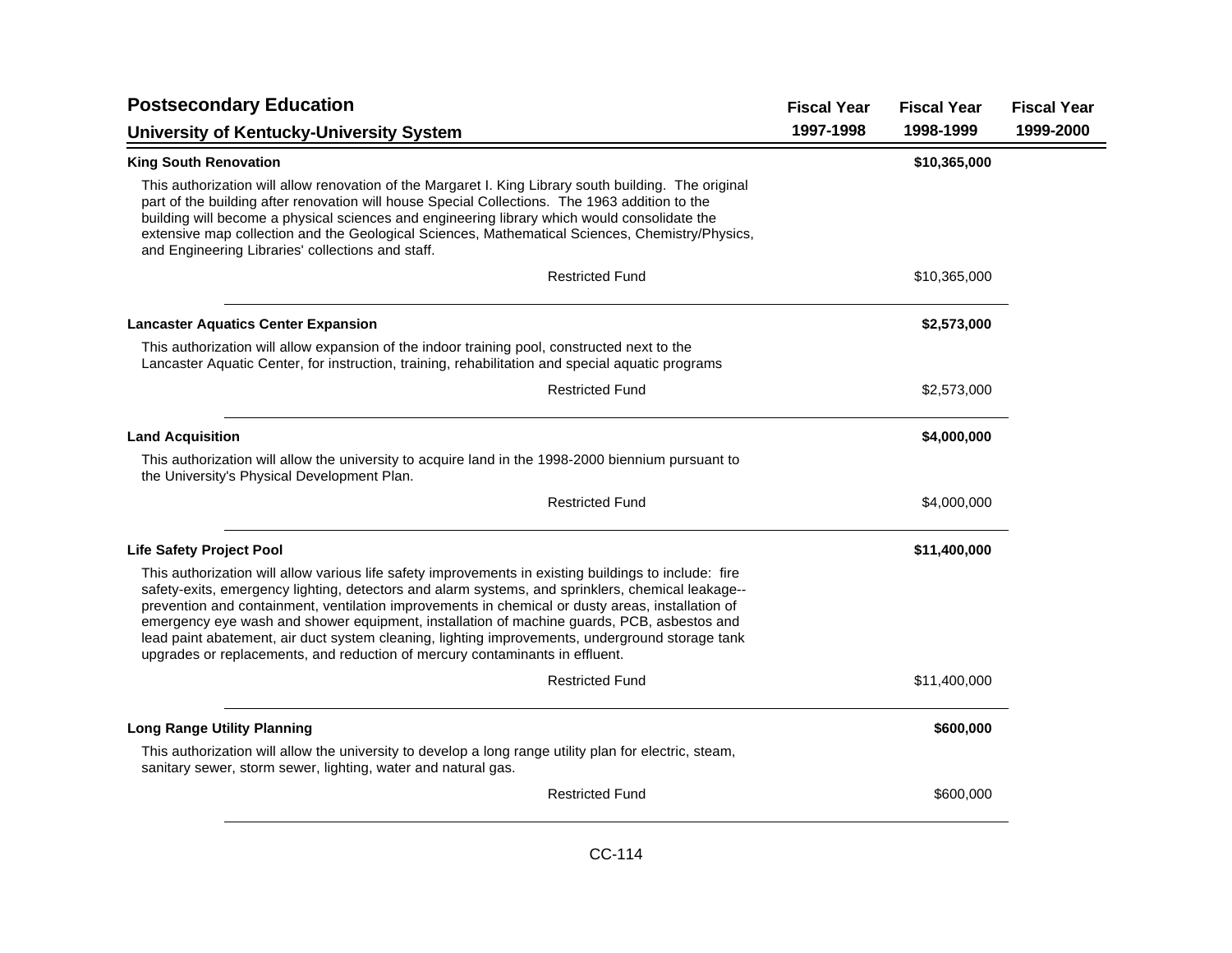## Postsecondary Education

### University of Kentucky-University System

| | Fiscal Year 1997-1998 | Fiscal Year 1998-1999 | Fiscal Year 1999-2000 |
|---|---|---|---|

**King South Renovation** — **$10,365,000** (Fiscal Year 1998-1999)

This authorization will allow renovation of the Margaret I. King Library south building. The original part of the building after renovation will house Special Collections. The 1963 addition to the building will become a physical sciences and engineering library which would consolidate the extensive map collection and the Geological Sciences, Mathematical Sciences, Chemistry/Physics, and Engineering Libraries' collections and staff.

| | Fiscal Year 1997-1998 | Fiscal Year 1998-1999 | Fiscal Year 1999-2000 |
|---|---|---|---|
| Restricted Fund | | $10,365,000 | |

**Lancaster Aquatics Center Expansion** — **$2,573,000** (Fiscal Year 1998-1999)

This authorization will allow expansion of the indoor training pool, constructed next to the Lancaster Aquatic Center, for instruction, training, rehabilitation and special aquatic programs

| | Fiscal Year 1997-1998 | Fiscal Year 1998-1999 | Fiscal Year 1999-2000 |
|---|---|---|---|
| Restricted Fund | | $2,573,000 | |

**Land Acquisition** — **$4,000,000** (Fiscal Year 1998-1999)

This authorization will allow the university to acquire land in the 1998-2000 biennium pursuant to the University's Physical Development Plan.

| | Fiscal Year 1997-1998 | Fiscal Year 1998-1999 | Fiscal Year 1999-2000 |
|---|---|---|---|
| Restricted Fund | | $4,000,000 | |

**Life Safety Project Pool** — **$11,400,000** (Fiscal Year 1998-1999)

This authorization will allow various life safety improvements in existing buildings to include: fire safety-exits, emergency lighting, detectors and alarm systems, and sprinklers, chemical leakage--prevention and containment, ventilation improvements in chemical or dusty areas, installation of emergency eye wash and shower equipment, installation of machine guards, PCB, asbestos and lead paint abatement, air duct system cleaning, lighting improvements, underground storage tank upgrades or replacements, and reduction of mercury contaminants in effluent.

| | Fiscal Year 1997-1998 | Fiscal Year 1998-1999 | Fiscal Year 1999-2000 |
|---|---|---|---|
| Restricted Fund | | $11,400,000 | |

**Long Range Utility Planning** — **$600,000** (Fiscal Year 1998-1999)

This authorization will allow the university to develop a long range utility plan for electric, steam, sanitary sewer, storm sewer, lighting, water and natural gas.

| | Fiscal Year 1997-1998 | Fiscal Year 1998-1999 | Fiscal Year 1999-2000 |
|---|---|---|---|
| Restricted Fund | | $600,000 | |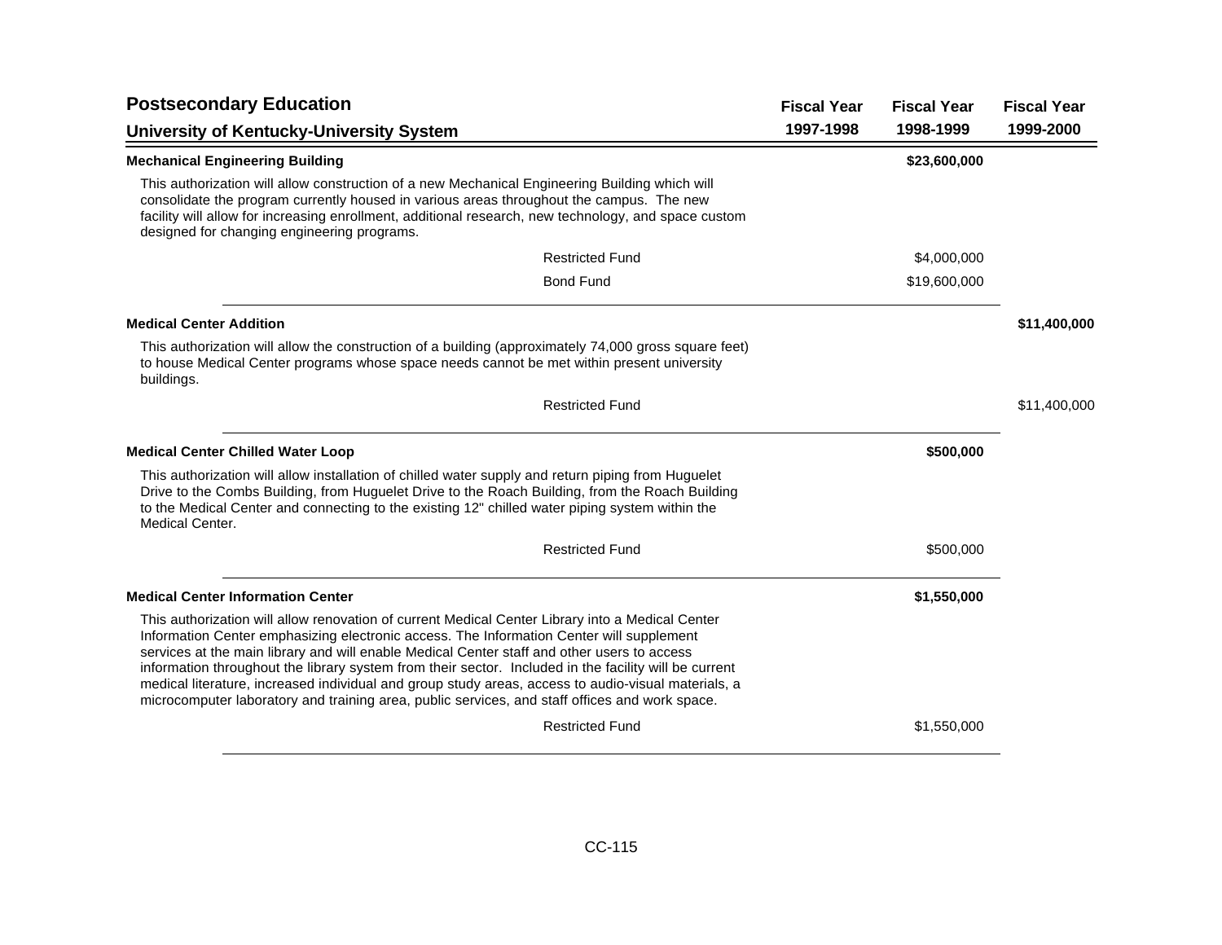## Postsecondary Education

## University of Kentucky-University System

| | Fiscal Year 1997-1998 | Fiscal Year 1998-1999 | Fiscal Year 1999-2000 |
|---|---|---|---|
| **Mechanical Engineering Building** | | **$23,600,000** | |
| This authorization will allow construction of a new Mechanical Engineering Building which will consolidate the program currently housed in various areas throughout the campus. The new facility will allow for increasing enrollment, additional research, new technology, and space custom designed for changing engineering programs. | | | |
| Restricted Fund | | $4,000,000 | |
| Bond Fund | | $19,600,000 | |
| **Medical Center Addition** | | | **$11,400,000** |
| This authorization will allow the construction of a building (approximately 74,000 gross square feet) to house Medical Center programs whose space needs cannot be met within present university buildings. | | | |
| Restricted Fund | | | $11,400,000 |
| **Medical Center Chilled Water Loop** | | **$500,000** | |
| This authorization will allow installation of chilled water supply and return piping from Huguelet Drive to the Combs Building, from Huguelet Drive to the Roach Building, from the Roach Building to the Medical Center and connecting to the existing 12" chilled water piping system within the Medical Center. | | | |
| Restricted Fund | | $500,000 | |
| **Medical Center Information Center** | | **$1,550,000** | |
| This authorization will allow renovation of current Medical Center Library into a Medical Center Information Center emphasizing electronic access. The Information Center will supplement services at the main library and will enable Medical Center staff and other users to access information throughout the library system from their sector. Included in the facility will be current medical literature, increased individual and group study areas, access to audio-visual materials, a microcomputer laboratory and training area, public services, and staff offices and work space. | | | |
| Restricted Fund | | $1,550,000 | |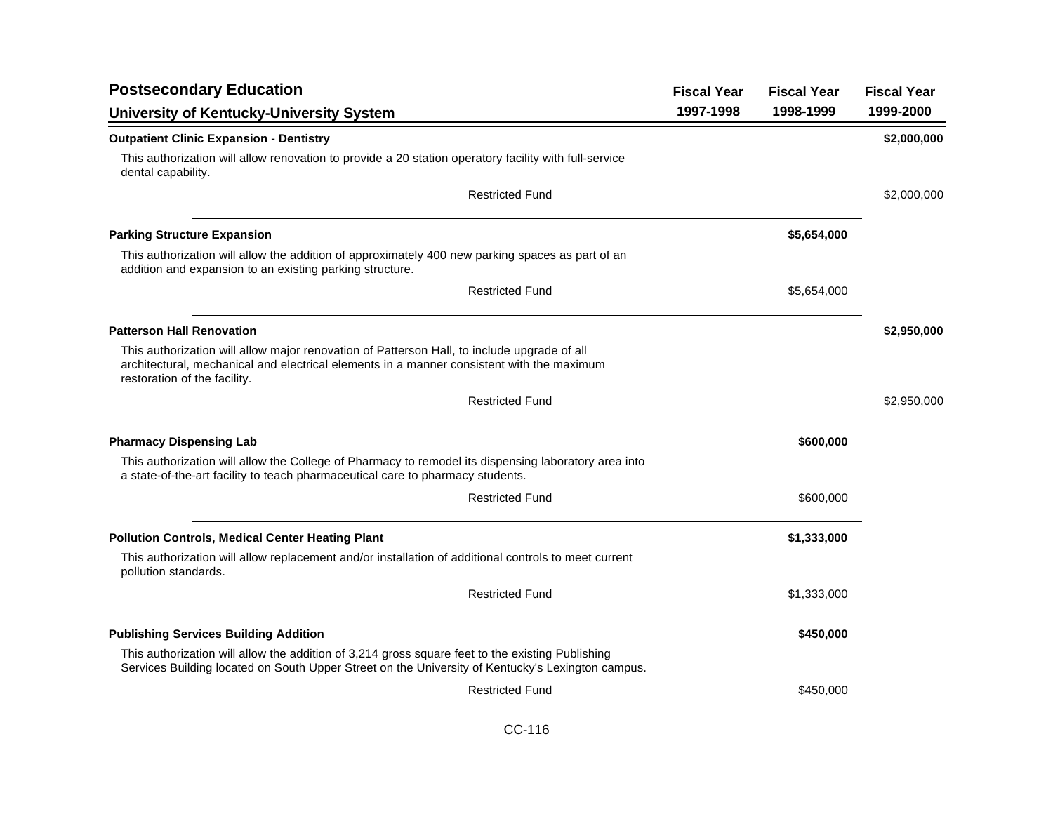## Postsecondary Education

### University of Kentucky-University System

| | Fiscal Year 1997-1998 | Fiscal Year 1998-1999 | Fiscal Year 1999-2000 |
|---|---|---|---|
| **Outpatient Clinic Expansion - Dentistry** | | | **$2,000,000** |
| This authorization will allow renovation to provide a 20 station operatory facility with full-service dental capability. | | | |
| Restricted Fund | | | $2,000,000 |
| **Parking Structure Expansion** | | **$5,654,000** | |
| This authorization will allow the addition of approximately 400 new parking spaces as part of an addition and expansion to an existing parking structure. | | | |
| Restricted Fund | | $5,654,000 | |
| **Patterson Hall Renovation** | | | **$2,950,000** |
| This authorization will allow major renovation of Patterson Hall, to include upgrade of all architectural, mechanical and electrical elements in a manner consistent with the maximum restoration of the facility. | | | |
| Restricted Fund | | | $2,950,000 |
| **Pharmacy Dispensing Lab** | | **$600,000** | |
| This authorization will allow the College of Pharmacy to remodel its dispensing laboratory area into a state-of-the-art facility to teach pharmaceutical care to pharmacy students. | | | |
| Restricted Fund | | $600,000 | |
| **Pollution Controls, Medical Center Heating Plant** | | **$1,333,000** | |
| This authorization will allow replacement and/or installation of additional controls to meet current pollution standards. | | | |
| Restricted Fund | | $1,333,000 | |
| **Publishing Services Building Addition** | | **$450,000** | |
| This authorization will allow the addition of 3,214 gross square feet to the existing Publishing Services Building located on South Upper Street on the University of Kentucky's Lexington campus. | | | |
| Restricted Fund | | $450,000 | |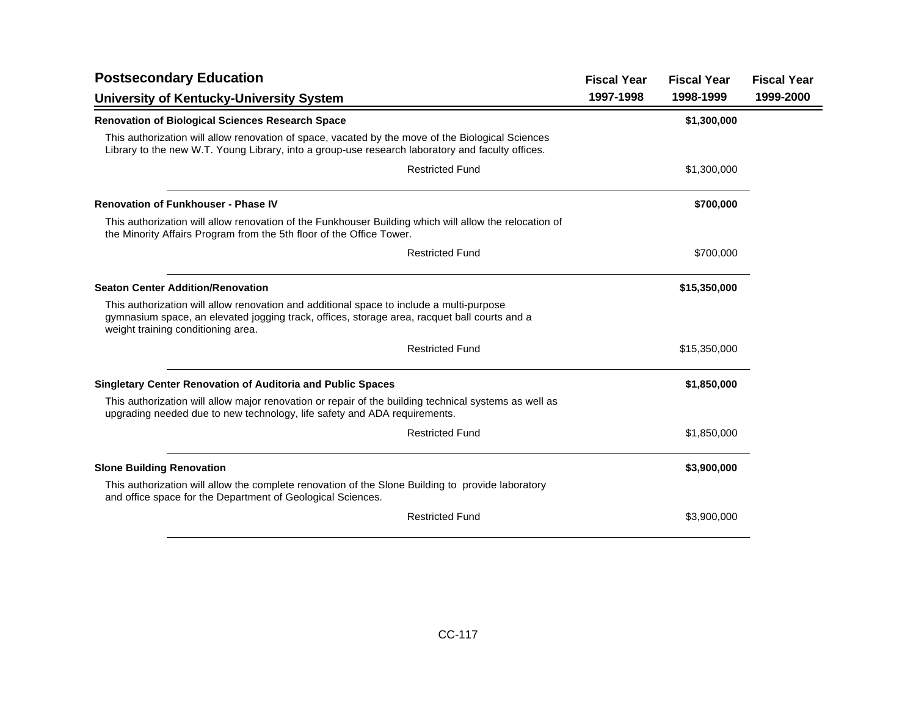## Postsecondary Education

### University of Kentucky-University System

| | Fiscal Year 1997-1998 | Fiscal Year 1998-1999 | Fiscal Year 1999-2000 |
|---|---|---|---|
| **Renovation of Biological Sciences Research Space** | | **$1,300,000** | |
| This authorization will allow renovation of space, vacated by the move of the Biological Sciences Library to the new W.T. Young Library, into a group-use research laboratory and faculty offices. | | | |
| Restricted Fund | | $1,300,000 | |
| **Renovation of Funkhouser - Phase IV** | | **$700,000** | |
| This authorization will allow renovation of the Funkhouser Building which will allow the relocation of the Minority Affairs Program from the 5th floor of the Office Tower. | | | |
| Restricted Fund | | $700,000 | |
| **Seaton Center Addition/Renovation** | | **$15,350,000** | |
| This authorization will allow renovation and additional space to include a multi-purpose gymnasium space, an elevated jogging track, offices, storage area, racquet ball courts and a weight training conditioning area. | | | |
| Restricted Fund | | $15,350,000 | |
| **Singletary Center Renovation of Auditoria and Public Spaces** | | **$1,850,000** | |
| This authorization will allow major renovation or repair of the building technical systems as well as upgrading needed due to new technology, life safety and ADA requirements. | | | |
| Restricted Fund | | $1,850,000 | |
| **Slone Building Renovation** | | **$3,900,000** | |
| This authorization will allow the complete renovation of the Slone Building to provide laboratory and office space for the Department of Geological Sciences. | | | |
| Restricted Fund | | $3,900,000 | |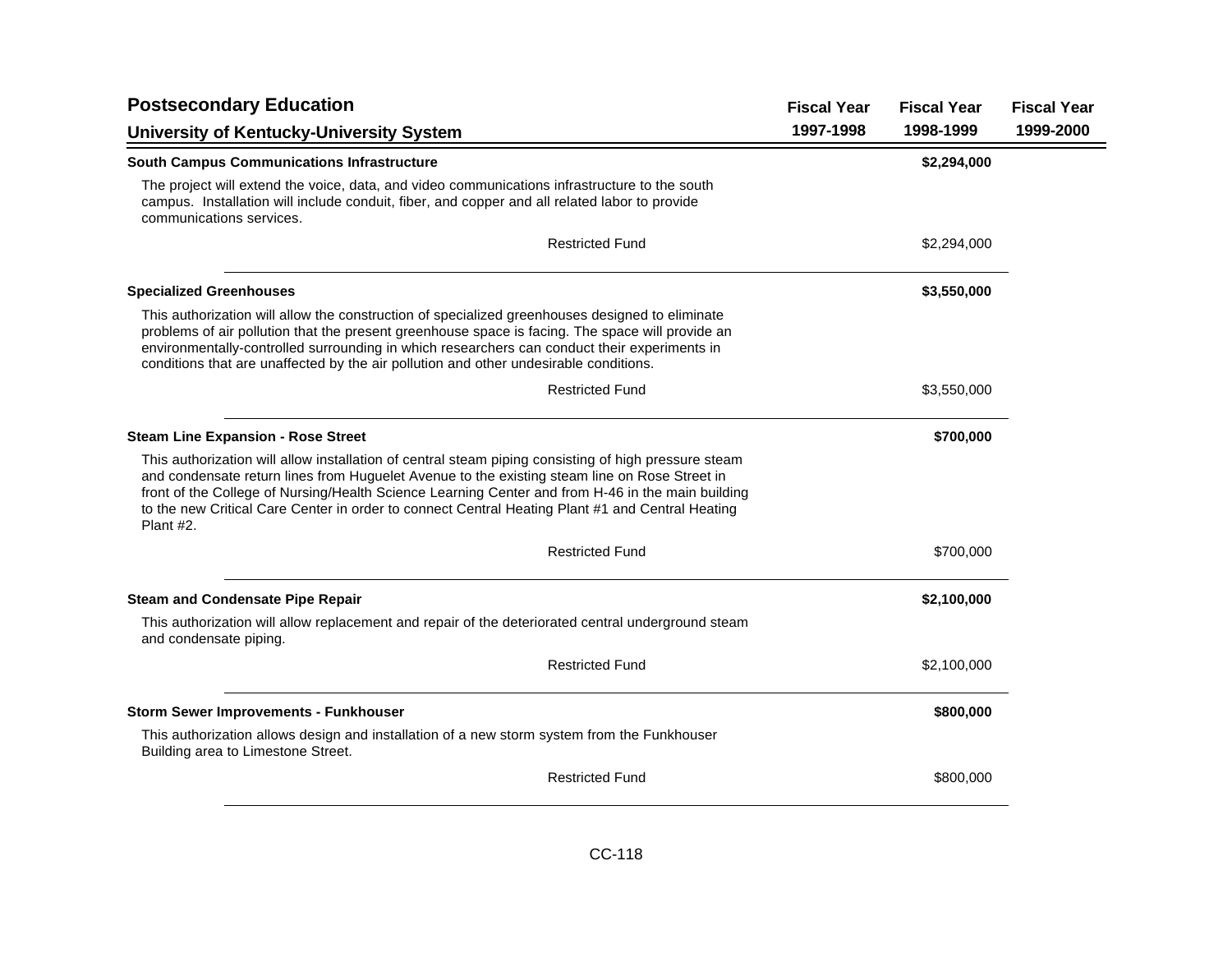## Postsecondary Education

## University of Kentucky-University System

| | Fiscal Year 1997-1998 | Fiscal Year 1998-1999 | Fiscal Year 1999-2000 |
|---|---|---|---|

**South Campus Communications Infrastructure** — **$2,294,000** (Fiscal Year 1998-1999)

The project will extend the voice, data, and video communications infrastructure to the south campus. Installation will include conduit, fiber, and copper and all related labor to provide communications services.

| | Fiscal Year 1997-1998 | Fiscal Year 1998-1999 | Fiscal Year 1999-2000 |
|---|---|---|---|
| Restricted Fund | | $2,294,000 | |

**Specialized Greenhouses** — **$3,550,000** (Fiscal Year 1998-1999)

This authorization will allow the construction of specialized greenhouses designed to eliminate problems of air pollution that the present greenhouse space is facing. The space will provide an environmentally-controlled surrounding in which researchers can conduct their experiments in conditions that are unaffected by the air pollution and other undesirable conditions.

| | Fiscal Year 1997-1998 | Fiscal Year 1998-1999 | Fiscal Year 1999-2000 |
|---|---|---|---|
| Restricted Fund | | $3,550,000 | |

**Steam Line Expansion - Rose Street** — **$700,000** (Fiscal Year 1998-1999)

This authorization will allow installation of central steam piping consisting of high pressure steam and condensate return lines from Huguelet Avenue to the existing steam line on Rose Street in front of the College of Nursing/Health Science Learning Center and from H-46 in the main building to the new Critical Care Center in order to connect Central Heating Plant #1 and Central Heating Plant #2.

| | Fiscal Year 1997-1998 | Fiscal Year 1998-1999 | Fiscal Year 1999-2000 |
|---|---|---|---|
| Restricted Fund | | $700,000 | |

**Steam and Condensate Pipe Repair** — **$2,100,000** (Fiscal Year 1998-1999)

This authorization will allow replacement and repair of the deteriorated central underground steam and condensate piping.

| | Fiscal Year 1997-1998 | Fiscal Year 1998-1999 | Fiscal Year 1999-2000 |
|---|---|---|---|
| Restricted Fund | | $2,100,000 | |

**Storm Sewer Improvements - Funkhouser** — **$800,000** (Fiscal Year 1998-1999)

This authorization allows design and installation of a new storm system from the Funkhouser Building area to Limestone Street.

| | Fiscal Year 1997-1998 | Fiscal Year 1998-1999 | Fiscal Year 1999-2000 |
|---|---|---|---|
| Restricted Fund | | $800,000 | |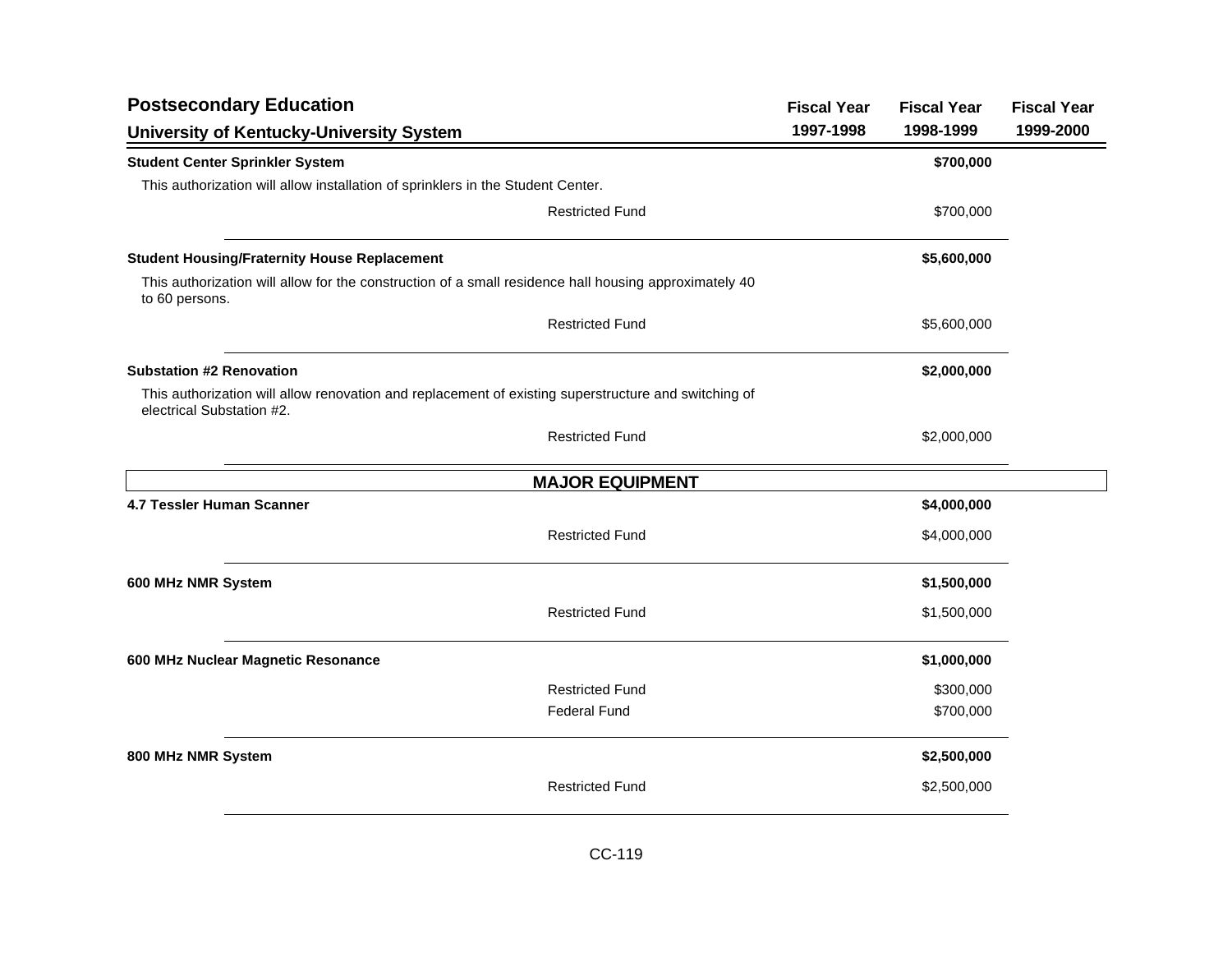## Postsecondary Education

### University of Kentucky-University System

| | Fiscal Year 1997-1998 | Fiscal Year 1998-1999 | Fiscal Year 1999-2000 |
|---|---|---|---|
| **Student Center Sprinkler System** | | **$700,000** | |
| This authorization will allow installation of sprinklers in the Student Center. | | | |
| Restricted Fund | | $700,000 | |
| **Student Housing/Fraternity House Replacement** | | **$5,600,000** | |
| This authorization will allow for the construction of a small residence hall housing approximately 40 to 60 persons. | | | |
| Restricted Fund | | $5,600,000 | |
| **Substation #2 Renovation** | | **$2,000,000** | |
| This authorization will allow renovation and replacement of existing superstructure and switching of electrical Substation #2. | | | |
| Restricted Fund | | $2,000,000 | |

### MAJOR EQUIPMENT

| | Fiscal Year 1997-1998 | Fiscal Year 1998-1999 | Fiscal Year 1999-2000 |
|---|---|---|---|
| **4.7 Tessler Human Scanner** | | **$4,000,000** | |
| Restricted Fund | | $4,000,000 | |
| **600 MHz NMR System** | | **$1,500,000** | |
| Restricted Fund | | $1,500,000 | |
| **600 MHz Nuclear Magnetic Resonance** | | **$1,000,000** | |
| Restricted Fund | | $300,000 | |
| Federal Fund | | $700,000 | |
| **800 MHz NMR System** | | **$2,500,000** | |
| Restricted Fund | | $2,500,000 | |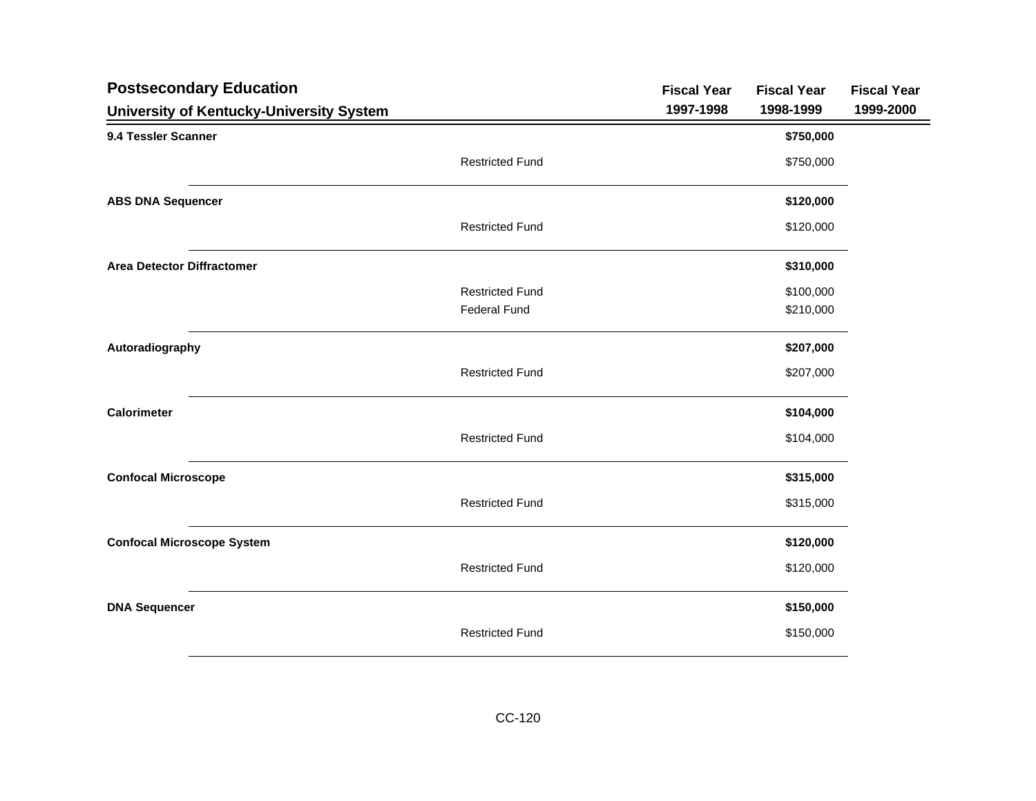## Postsecondary Education

### University of Kentucky-University System

| | | Fiscal Year 1997-1998 | Fiscal Year 1998-1999 | Fiscal Year 1999-2000 |
|---|---|---|---|---|
| **9.4 Tessler Scanner** | | | **$750,000** | |
| | Restricted Fund | | $750,000 | |
| **ABS DNA Sequencer** | | | **$120,000** | |
| | Restricted Fund | | $120,000 | |
| **Area Detector Diffractomer** | | | **$310,000** | |
| | Restricted Fund | | $100,000 | |
| | Federal Fund | | $210,000 | |
| **Autoradiography** | | | **$207,000** | |
| | Restricted Fund | | $207,000 | |
| **Calorimeter** | | | **$104,000** | |
| | Restricted Fund | | $104,000 | |
| **Confocal Microscope** | | | **$315,000** | |
| | Restricted Fund | | $315,000 | |
| **Confocal Microscope System** | | | **$120,000** | |
| | Restricted Fund | | $120,000 | |
| **DNA Sequencer** | | | **$150,000** | |
| | Restricted Fund | | $150,000 | |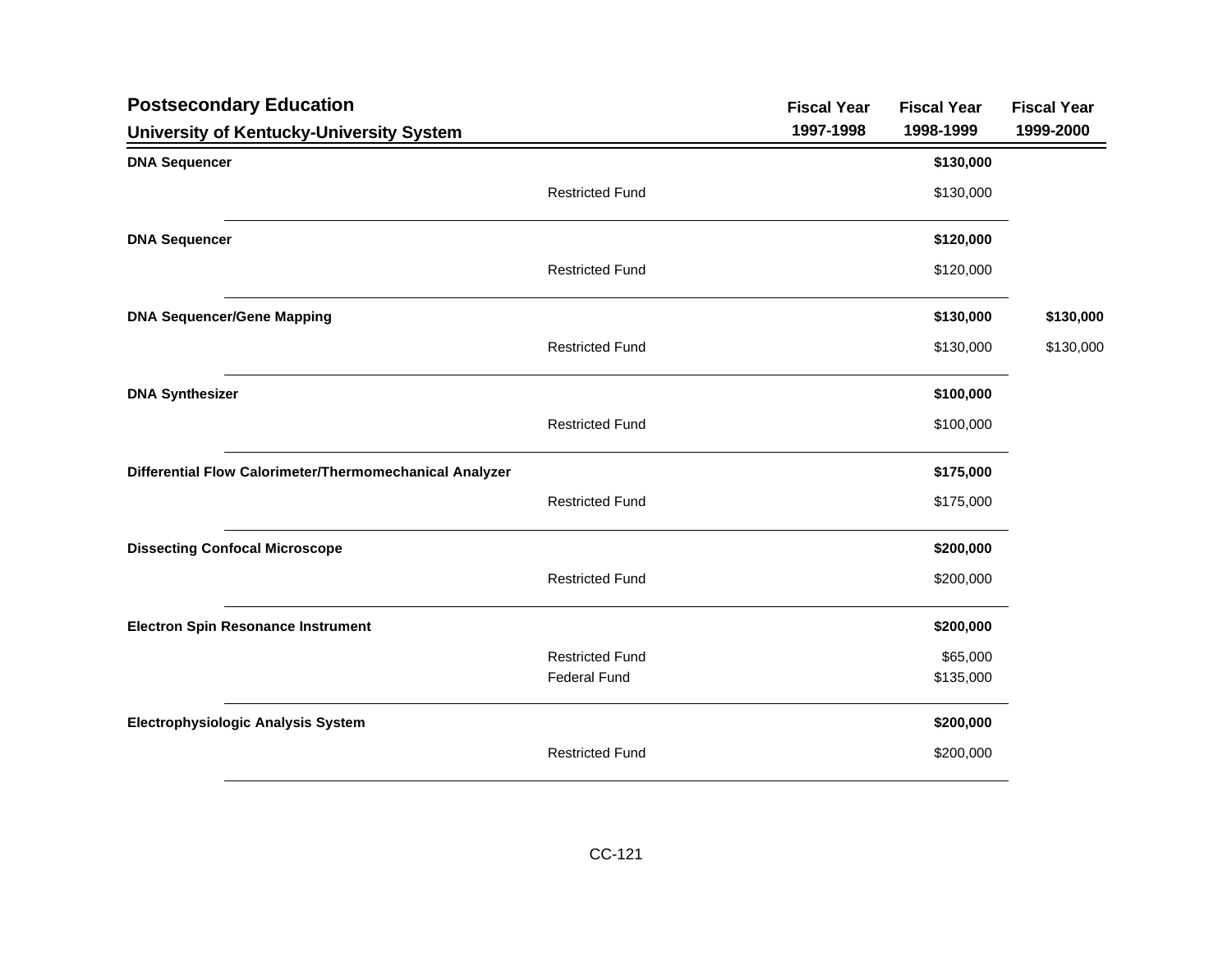## Postsecondary Education

### University of Kentucky-University System

| | | Fiscal Year 1997-1998 | Fiscal Year 1998-1999 | Fiscal Year 1999-2000 |
|---|---|---|---|---|
| **DNA Sequencer** | | | **$130,000** | |
| | Restricted Fund | | $130,000 | |
| **DNA Sequencer** | | | **$120,000** | |
| | Restricted Fund | | $120,000 | |
| **DNA Sequencer/Gene Mapping** | | | **$130,000** | **$130,000** |
| | Restricted Fund | | $130,000 | $130,000 |
| **DNA Synthesizer** | | | **$100,000** | |
| | Restricted Fund | | $100,000 | |
| **Differential Flow Calorimeter/Thermomechanical Analyzer** | | | **$175,000** | |
| | Restricted Fund | | $175,000 | |
| **Dissecting Confocal Microscope** | | | **$200,000** | |
| | Restricted Fund | | $200,000 | |
| **Electron Spin Resonance Instrument** | | | **$200,000** | |
| | Restricted Fund | | $65,000 | |
| | Federal Fund | | $135,000 | |
| **Electrophysiologic Analysis System** | | | **$200,000** | |
| | Restricted Fund | | $200,000 | |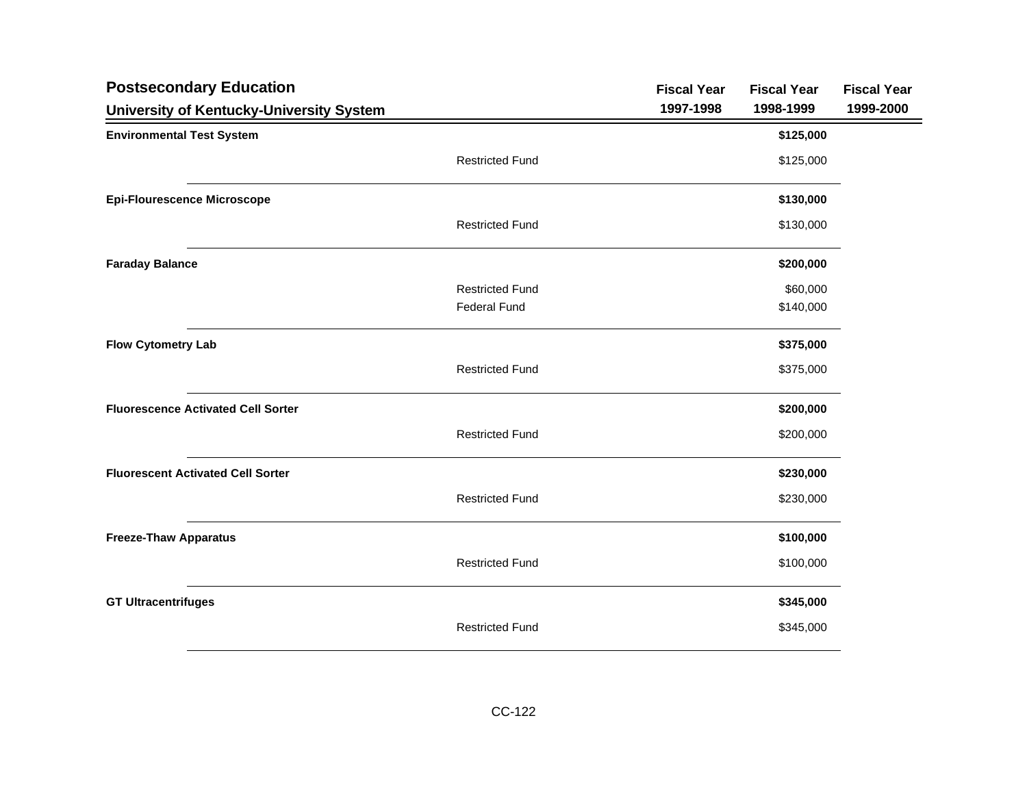## Postsecondary Education

### University of Kentucky-University System

| | | Fiscal Year 1997-1998 | Fiscal Year 1998-1999 | Fiscal Year 1999-2000 |
|---|---|---|---|---|
| **Environmental Test System** | | | **$125,000** | |
| | Restricted Fund | | $125,000 | |
| **Epi-Flourescence Microscope** | | | **$130,000** | |
| | Restricted Fund | | $130,000 | |
| **Faraday Balance** | | | **$200,000** | |
| | Restricted Fund | | $60,000 | |
| | Federal Fund | | $140,000 | |
| **Flow Cytometry Lab** | | | **$375,000** | |
| | Restricted Fund | | $375,000 | |
| **Fluorescence Activated Cell Sorter** | | | **$200,000** | |
| | Restricted Fund | | $200,000 | |
| **Fluorescent Activated Cell Sorter** | | | **$230,000** | |
| | Restricted Fund | | $230,000 | |
| **Freeze-Thaw Apparatus** | | | **$100,000** | |
| | Restricted Fund | | $100,000 | |
| **GT Ultracentrifuges** | | | **$345,000** | |
| | Restricted Fund | | $345,000 | |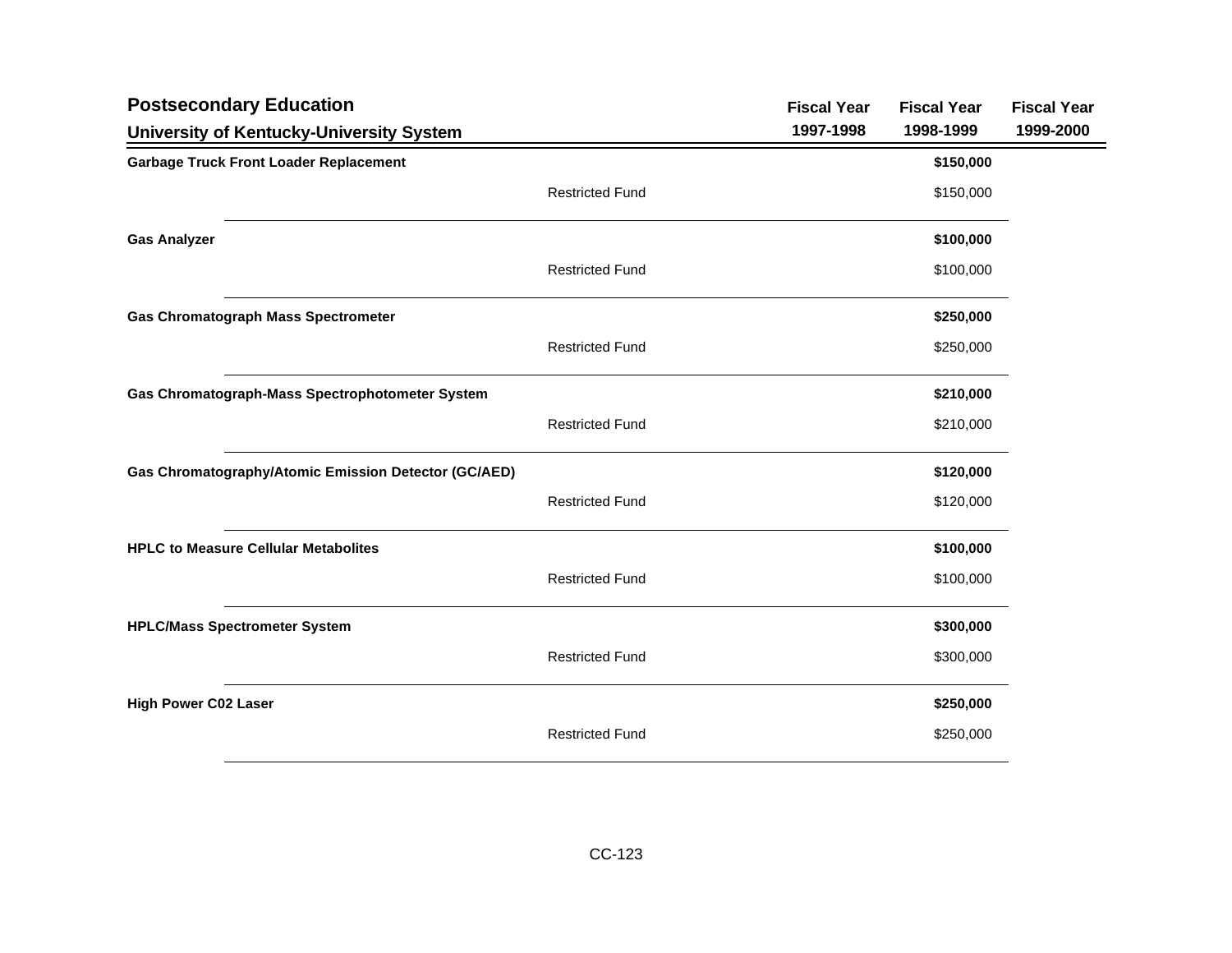## Postsecondary Education

### University of Kentucky-University System

| | | Fiscal Year 1997-1998 | Fiscal Year 1998-1999 | Fiscal Year 1999-2000 |
|---|---|---|---|---|
| **Garbage Truck Front Loader Replacement** | | | **$150,000** | |
| | Restricted Fund | | $150,000 | |
| **Gas Analyzer** | | | **$100,000** | |
| | Restricted Fund | | $100,000 | |
| **Gas Chromatograph Mass Spectrometer** | | | **$250,000** | |
| | Restricted Fund | | $250,000 | |
| **Gas Chromatograph-Mass Spectrophotometer System** | | | **$210,000** | |
| | Restricted Fund | | $210,000 | |
| **Gas Chromatography/Atomic Emission Detector (GC/AED)** | | | **$120,000** | |
| | Restricted Fund | | $120,000 | |
| **HPLC to Measure Cellular Metabolites** | | | **$100,000** | |
| | Restricted Fund | | $100,000 | |
| **HPLC/Mass Spectrometer System** | | | **$300,000** | |
| | Restricted Fund | | $300,000 | |
| **High Power C02 Laser** | | | **$250,000** | |
| | Restricted Fund | | $250,000 | |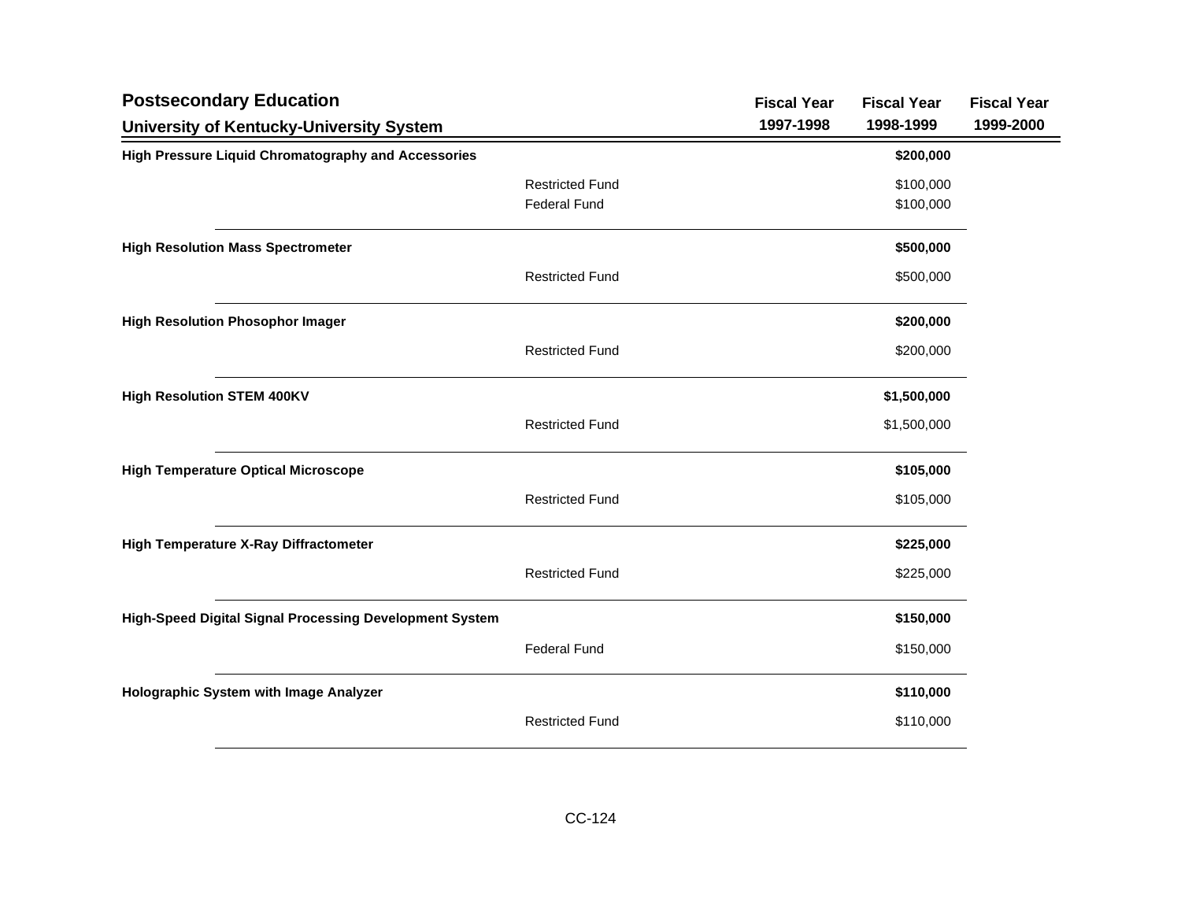## Postsecondary Education

### University of Kentucky-University System

| | | Fiscal Year 1997-1998 | Fiscal Year 1998-1999 | Fiscal Year 1999-2000 |
|---|---|---|---|---|
| **High Pressure Liquid Chromatography and Accessories** | | | **$200,000** | |
| | Restricted Fund | | $100,000 | |
| | Federal Fund | | $100,000 | |
| **High Resolution Mass Spectrometer** | | | **$500,000** | |
| | Restricted Fund | | $500,000 | |
| **High Resolution Phosophor Imager** | | | **$200,000** | |
| | Restricted Fund | | $200,000 | |
| **High Resolution STEM 400KV** | | | **$1,500,000** | |
| | Restricted Fund | | $1,500,000 | |
| **High Temperature Optical Microscope** | | | **$105,000** | |
| | Restricted Fund | | $105,000 | |
| **High Temperature X-Ray Diffractometer** | | | **$225,000** | |
| | Restricted Fund | | $225,000 | |
| **High-Speed Digital Signal Processing Development System** | | | **$150,000** | |
| | Federal Fund | | $150,000 | |
| **Holographic System with Image Analyzer** | | | **$110,000** | |
| | Restricted Fund | | $110,000 | |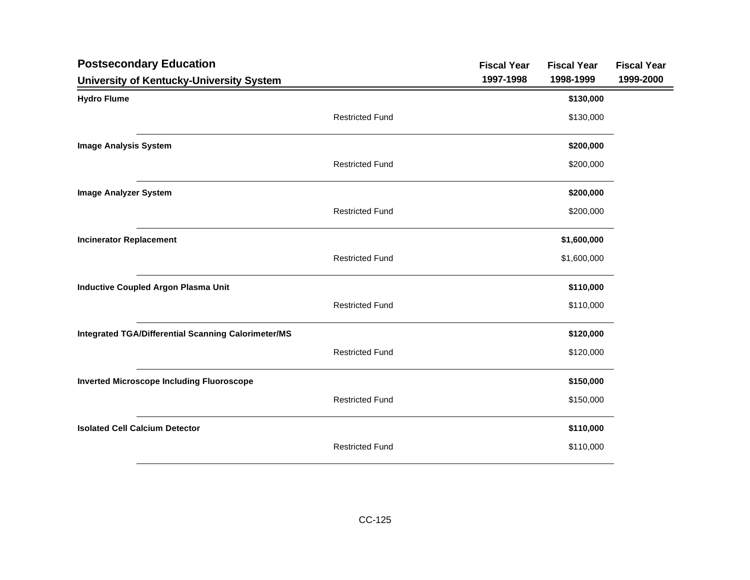## Postsecondary Education

### University of Kentucky-University System

| | | Fiscal Year 1997-1998 | Fiscal Year 1998-1999 | Fiscal Year 1999-2000 |
|---|---|---|---|---|
| **Hydro Flume** | | | **$130,000** | |
| | Restricted Fund | | $130,000 | |
| **Image Analysis System** | | | **$200,000** | |
| | Restricted Fund | | $200,000 | |
| **Image Analyzer System** | | | **$200,000** | |
| | Restricted Fund | | $200,000 | |
| **Incinerator Replacement** | | | **$1,600,000** | |
| | Restricted Fund | | $1,600,000 | |
| **Inductive Coupled Argon Plasma Unit** | | | **$110,000** | |
| | Restricted Fund | | $110,000 | |
| **Integrated TGA/Differential Scanning Calorimeter/MS** | | | **$120,000** | |
| | Restricted Fund | | $120,000 | |
| **Inverted Microscope Including Fluoroscope** | | | **$150,000** | |
| | Restricted Fund | | $150,000 | |
| **Isolated Cell Calcium Detector** | | | **$110,000** | |
| | Restricted Fund | | $110,000 | |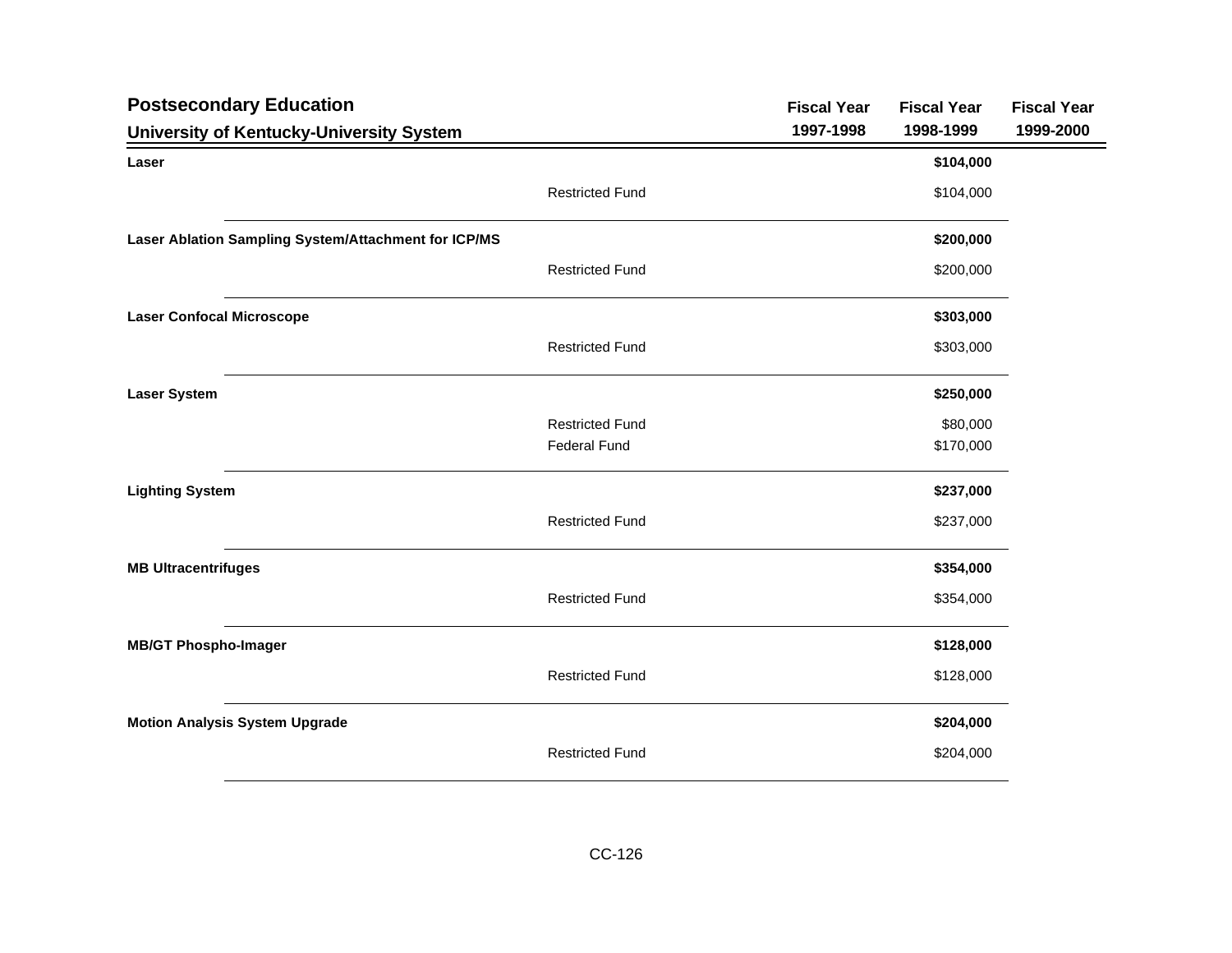## Postsecondary Education

### University of Kentucky-University System

| | | Fiscal Year 1997-1998 | Fiscal Year 1998-1999 | Fiscal Year 1999-2000 |
|---|---|---|---|---|
| **Laser** | | | **$104,000** | |
| | Restricted Fund | | $104,000 | |
| **Laser Ablation Sampling System/Attachment for ICP/MS** | | | **$200,000** | |
| | Restricted Fund | | $200,000 | |
| **Laser Confocal Microscope** | | | **$303,000** | |
| | Restricted Fund | | $303,000 | |
| **Laser System** | | | **$250,000** | |
| | Restricted Fund | | $80,000 | |
| | Federal Fund | | $170,000 | |
| **Lighting System** | | | **$237,000** | |
| | Restricted Fund | | $237,000 | |
| **MB Ultracentrifuges** | | | **$354,000** | |
| | Restricted Fund | | $354,000 | |
| **MB/GT Phospho-Imager** | | | **$128,000** | |
| | Restricted Fund | | $128,000 | |
| **Motion Analysis System Upgrade** | | | **$204,000** | |
| | Restricted Fund | | $204,000 | |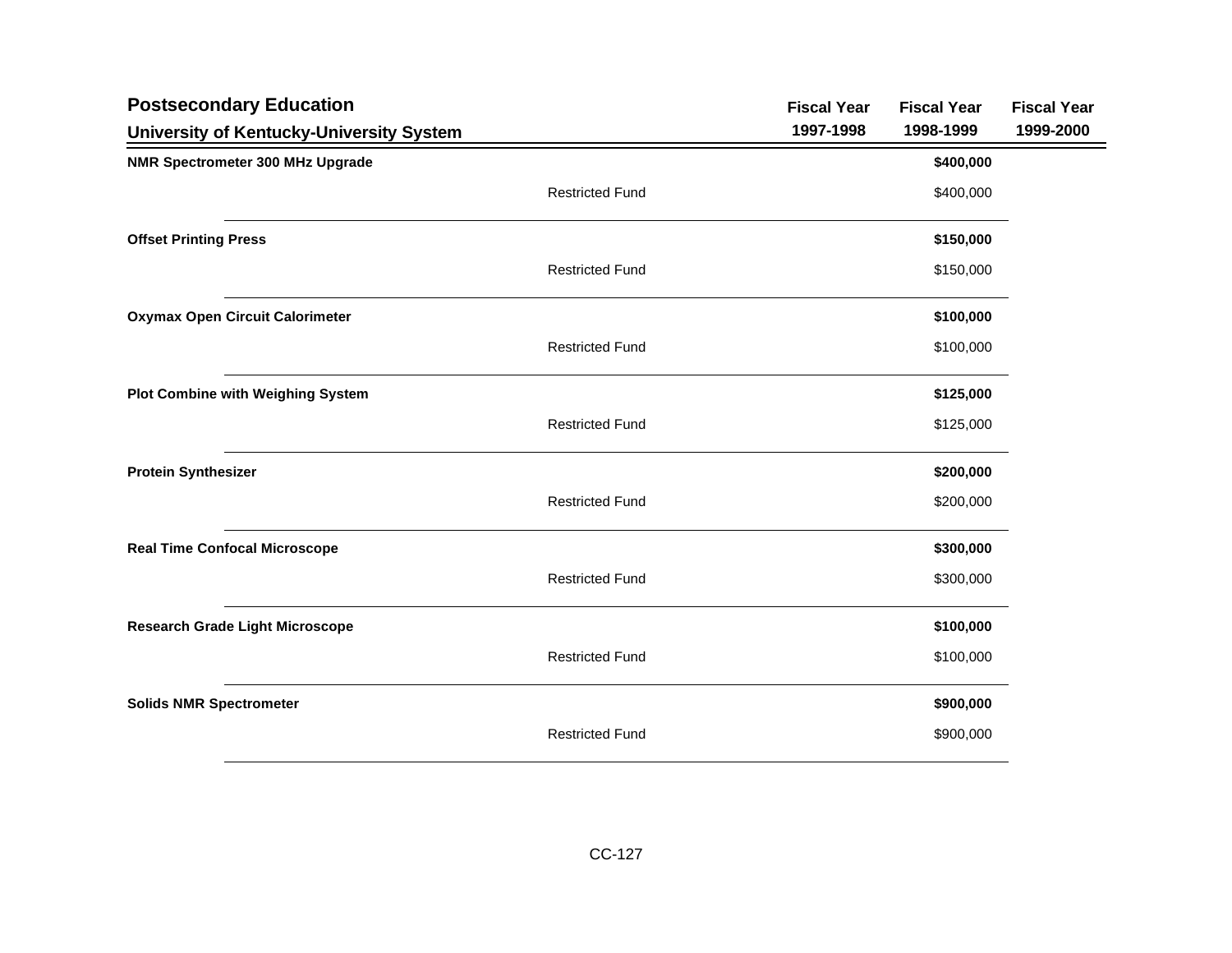## Postsecondary Education

### University of Kentucky-University System

| | | Fiscal Year 1997-1998 | Fiscal Year 1998-1999 | Fiscal Year 1999-2000 |
|---|---|---|---|---|
| **NMR Spectrometer 300 MHz Upgrade** | | | **$400,000** | |
| | Restricted Fund | | $400,000 | |
| **Offset Printing Press** | | | **$150,000** | |
| | Restricted Fund | | $150,000 | |
| **Oxymax Open Circuit Calorimeter** | | | **$100,000** | |
| | Restricted Fund | | $100,000 | |
| **Plot Combine with Weighing System** | | | **$125,000** | |
| | Restricted Fund | | $125,000 | |
| **Protein Synthesizer** | | | **$200,000** | |
| | Restricted Fund | | $200,000 | |
| **Real Time Confocal Microscope** | | | **$300,000** | |
| | Restricted Fund | | $300,000 | |
| **Research Grade Light Microscope** | | | **$100,000** | |
| | Restricted Fund | | $100,000 | |
| **Solids NMR Spectrometer** | | | **$900,000** | |
| | Restricted Fund | | $900,000 | |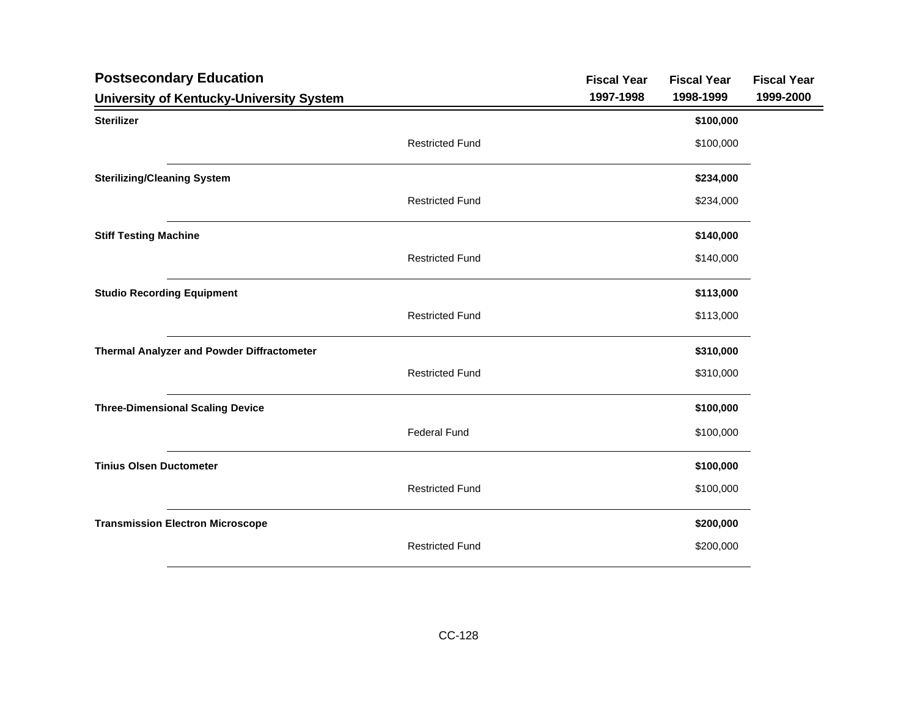## Postsecondary Education

## University of Kentucky-University System

| | | Fiscal Year 1997-1998 | Fiscal Year 1998-1999 | Fiscal Year 1999-2000 |
|---|---|---|---|---|
| **Sterilizer** | | | **$100,000** | |
| | Restricted Fund | | $100,000 | |
| **Sterilizing/Cleaning System** | | | **$234,000** | |
| | Restricted Fund | | $234,000 | |
| **Stiff Testing Machine** | | | **$140,000** | |
| | Restricted Fund | | $140,000 | |
| **Studio Recording Equipment** | | | **$113,000** | |
| | Restricted Fund | | $113,000 | |
| **Thermal Analyzer and Powder Diffractometer** | | | **$310,000** | |
| | Restricted Fund | | $310,000 | |
| **Three-Dimensional Scaling Device** | | | **$100,000** | |
| | Federal Fund | | $100,000 | |
| **Tinius Olsen Ductometer** | | | **$100,000** | |
| | Restricted Fund | | $100,000 | |
| **Transmission Electron Microscope** | | | **$200,000** | |
| | Restricted Fund | | $200,000 | |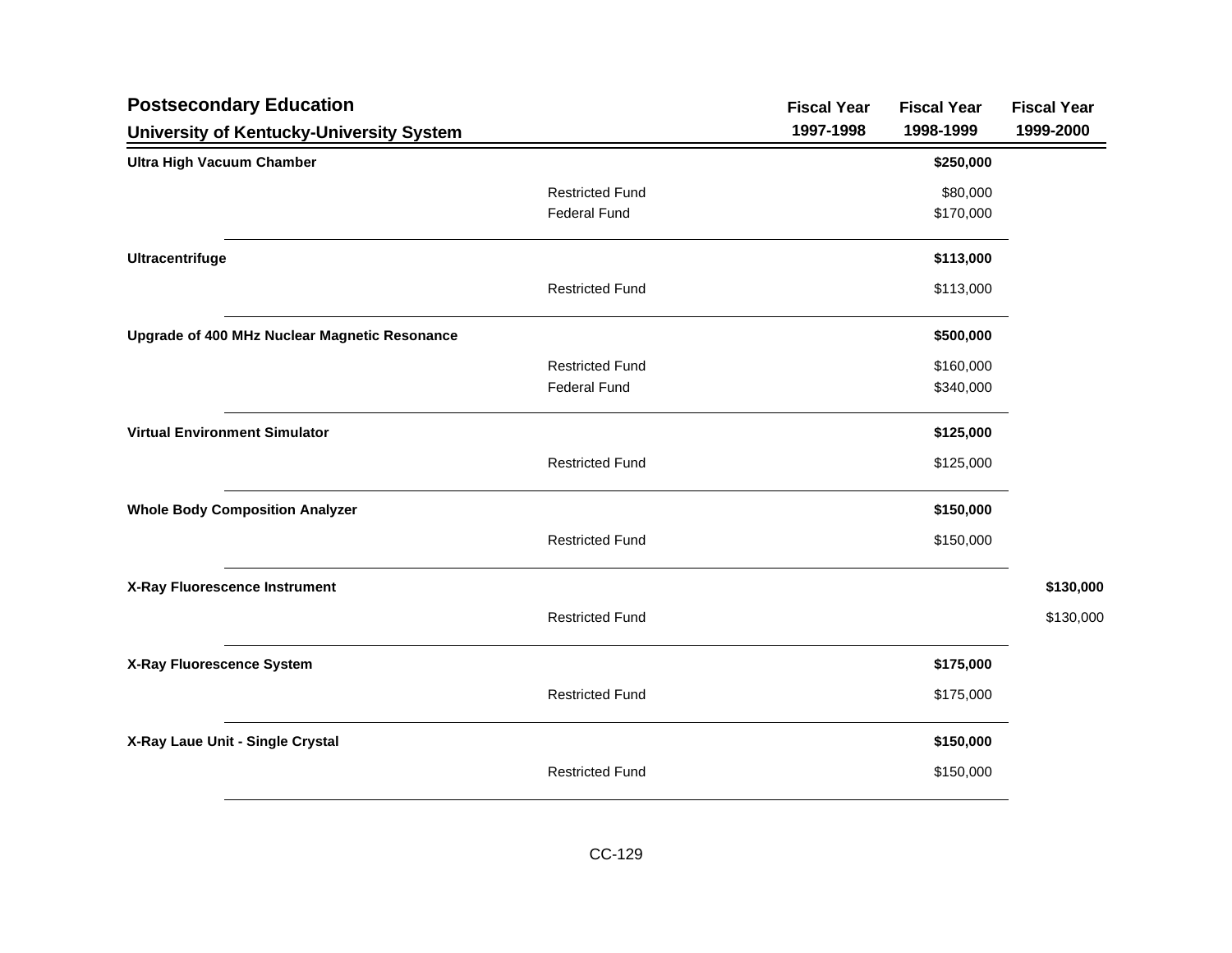## Postsecondary Education

### University of Kentucky-University System

| | | Fiscal Year 1997-1998 | Fiscal Year 1998-1999 | Fiscal Year 1999-2000 |
|---|---|---|---|---|
| **Ultra High Vacuum Chamber** | | | **$250,000** | |
| | Restricted Fund | | $80,000 | |
| | Federal Fund | | $170,000 | |
| **Ultracentrifuge** | | | **$113,000** | |
| | Restricted Fund | | $113,000 | |
| **Upgrade of 400 MHz Nuclear Magnetic Resonance** | | | **$500,000** | |
| | Restricted Fund | | $160,000 | |
| | Federal Fund | | $340,000 | |
| **Virtual Environment Simulator** | | | **$125,000** | |
| | Restricted Fund | | $125,000 | |
| **Whole Body Composition Analyzer** | | | **$150,000** | |
| | Restricted Fund | | $150,000 | |
| **X-Ray Fluorescence Instrument** | | | | **$130,000** |
| | Restricted Fund | | | $130,000 |
| **X-Ray Fluorescence System** | | | **$175,000** | |
| | Restricted Fund | | $175,000 | |
| **X-Ray Laue Unit - Single Crystal** | | | **$150,000** | |
| | Restricted Fund | | $150,000 | |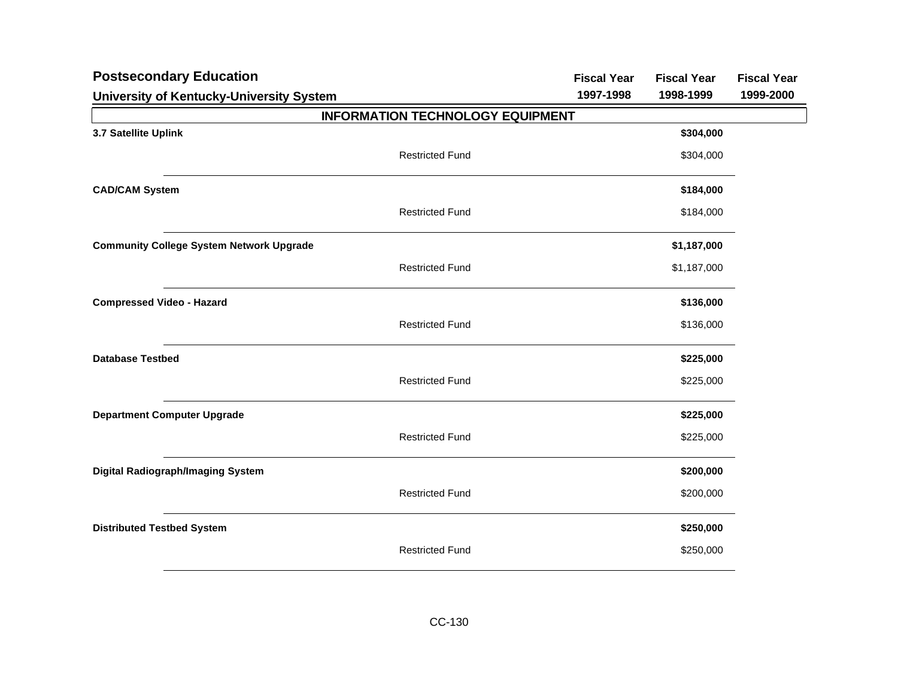## Postsecondary Education

### University of Kentucky-University System

| | | Fiscal Year 1997-1998 | Fiscal Year 1998-1999 | Fiscal Year 1999-2000 |
|---|---|---|---|---|
| **INFORMATION TECHNOLOGY EQUIPMENT** | | | | |
| **3.7 Satellite Uplink** | | | **$304,000** | |
| | Restricted Fund | | $304,000 | |
| **CAD/CAM System** | | | **$184,000** | |
| | Restricted Fund | | $184,000 | |
| **Community College System Network Upgrade** | | | **$1,187,000** | |
| | Restricted Fund | | $1,187,000 | |
| **Compressed Video - Hazard** | | | **$136,000** | |
| | Restricted Fund | | $136,000 | |
| **Database Testbed** | | | **$225,000** | |
| | Restricted Fund | | $225,000 | |
| **Department Computer Upgrade** | | | **$225,000** | |
| | Restricted Fund | | $225,000 | |
| **Digital Radiograph/Imaging System** | | | **$200,000** | |
| | Restricted Fund | | $200,000 | |
| **Distributed Testbed System** | | | **$250,000** | |
| | Restricted Fund | | $250,000 | |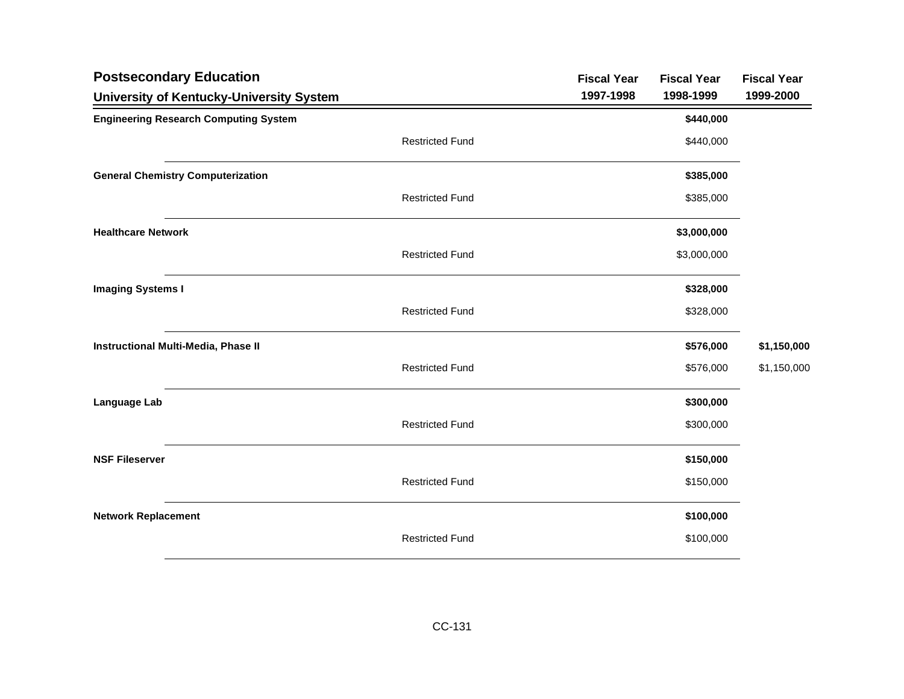## Postsecondary Education

### University of Kentucky-University System

| | | Fiscal Year 1997-1998 | Fiscal Year 1998-1999 | Fiscal Year 1999-2000 |
|---|---|---|---|---|
| **Engineering Research Computing System** | | | **$440,000** | |
| | Restricted Fund | | $440,000 | |
| **General Chemistry Computerization** | | | **$385,000** | |
| | Restricted Fund | | $385,000 | |
| **Healthcare Network** | | | **$3,000,000** | |
| | Restricted Fund | | $3,000,000 | |
| **Imaging Systems I** | | | **$328,000** | |
| | Restricted Fund | | $328,000 | |
| **Instructional Multi-Media, Phase II** | | | **$576,000** | **$1,150,000** |
| | Restricted Fund | | $576,000 | $1,150,000 |
| **Language Lab** | | | **$300,000** | |
| | Restricted Fund | | $300,000 | |
| **NSF Fileserver** | | | **$150,000** | |
| | Restricted Fund | | $150,000 | |
| **Network Replacement** | | | **$100,000** | |
| | Restricted Fund | | $100,000 | |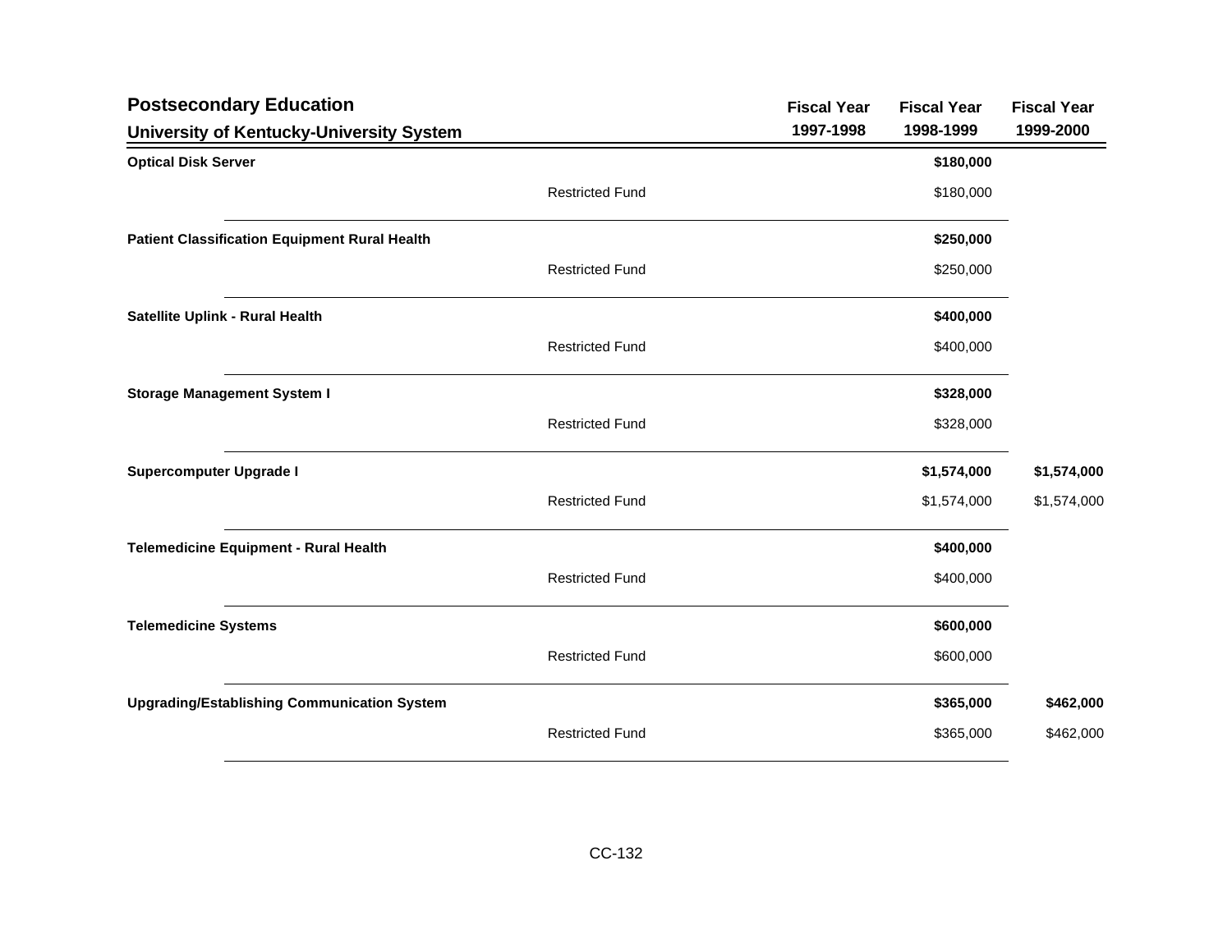## Postsecondary Education

### University of Kentucky-University System

| | | Fiscal Year 1997-1998 | Fiscal Year 1998-1999 | Fiscal Year 1999-2000 |
|---|---|---|---|---|
| **Optical Disk Server** | | | **$180,000** | |
| | Restricted Fund | | $180,000 | |
| **Patient Classification Equipment Rural Health** | | | **$250,000** | |
| | Restricted Fund | | $250,000 | |
| **Satellite Uplink - Rural Health** | | | **$400,000** | |
| | Restricted Fund | | $400,000 | |
| **Storage Management System I** | | | **$328,000** | |
| | Restricted Fund | | $328,000 | |
| **Supercomputer Upgrade I** | | | **$1,574,000** | **$1,574,000** |
| | Restricted Fund | | $1,574,000 | $1,574,000 |
| **Telemedicine Equipment - Rural Health** | | | **$400,000** | |
| | Restricted Fund | | $400,000 | |
| **Telemedicine Systems** | | | **$600,000** | |
| | Restricted Fund | | $600,000 | |
| **Upgrading/Establishing Communication System** | | | **$365,000** | **$462,000** |
| | Restricted Fund | | $365,000 | $462,000 |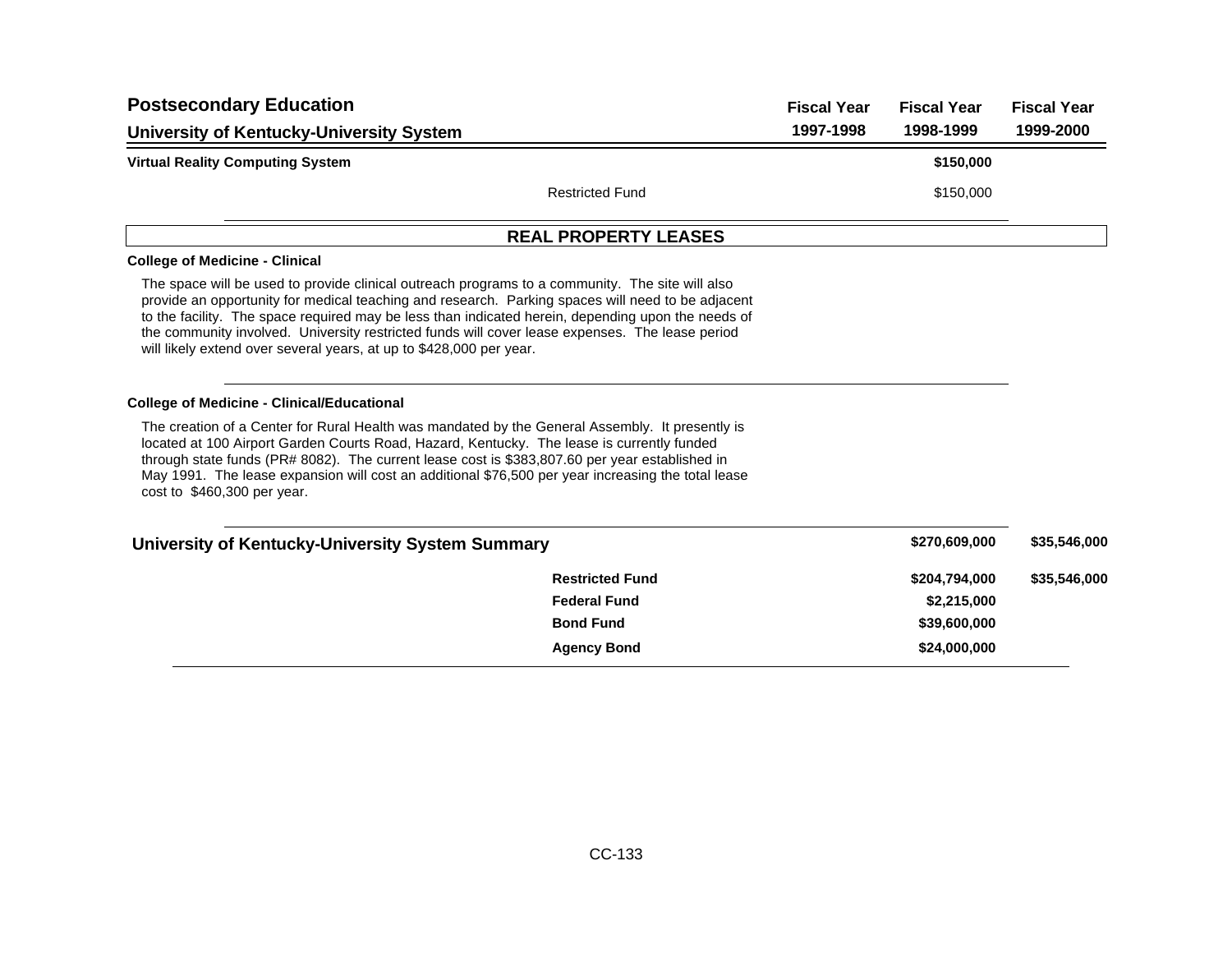## Postsecondary Education

### University of Kentucky-University System

| | | Fiscal Year 1997-1998 | Fiscal Year 1998-1999 | Fiscal Year 1999-2000 |
|---|---|---|---|---|
| **Virtual Reality Computing System** | | | **$150,000** | |
| | Restricted Fund | | $150,000 | |

## REAL PROPERTY LEASES

**College of Medicine - Clinical**

The space will be used to provide clinical outreach programs to a community. The site will also provide an opportunity for medical teaching and research. Parking spaces will need to be adjacent to the facility. The space required may be less than indicated herein, depending upon the needs of the community involved. University restricted funds will cover lease expenses. The lease period will likely extend over several years, at up to $428,000 per year.

**College of Medicine - Clinical/Educational**

The creation of a Center for Rural Health was mandated by the General Assembly. It presently is located at 100 Airport Garden Courts Road, Hazard, Kentucky. The lease is currently funded through state funds (PR# 8082). The current lease cost is $383,807.60 per year established in May 1991. The lease expansion will cost an additional $76,500 per year increasing the total lease cost to $460,300 per year.

| | | Fiscal Year 1997-1998 | Fiscal Year 1998-1999 | Fiscal Year 1999-2000 |
|---|---|---|---|---|
| **University of Kentucky-University System Summary** | | | **$270,609,000** | **$35,546,000** |
| | **Restricted Fund** | | **$204,794,000** | **$35,546,000** |
| | **Federal Fund** | | **$2,215,000** | |
| | **Bond Fund** | | **$39,600,000** | |
| | **Agency Bond** | | **$24,000,000** | |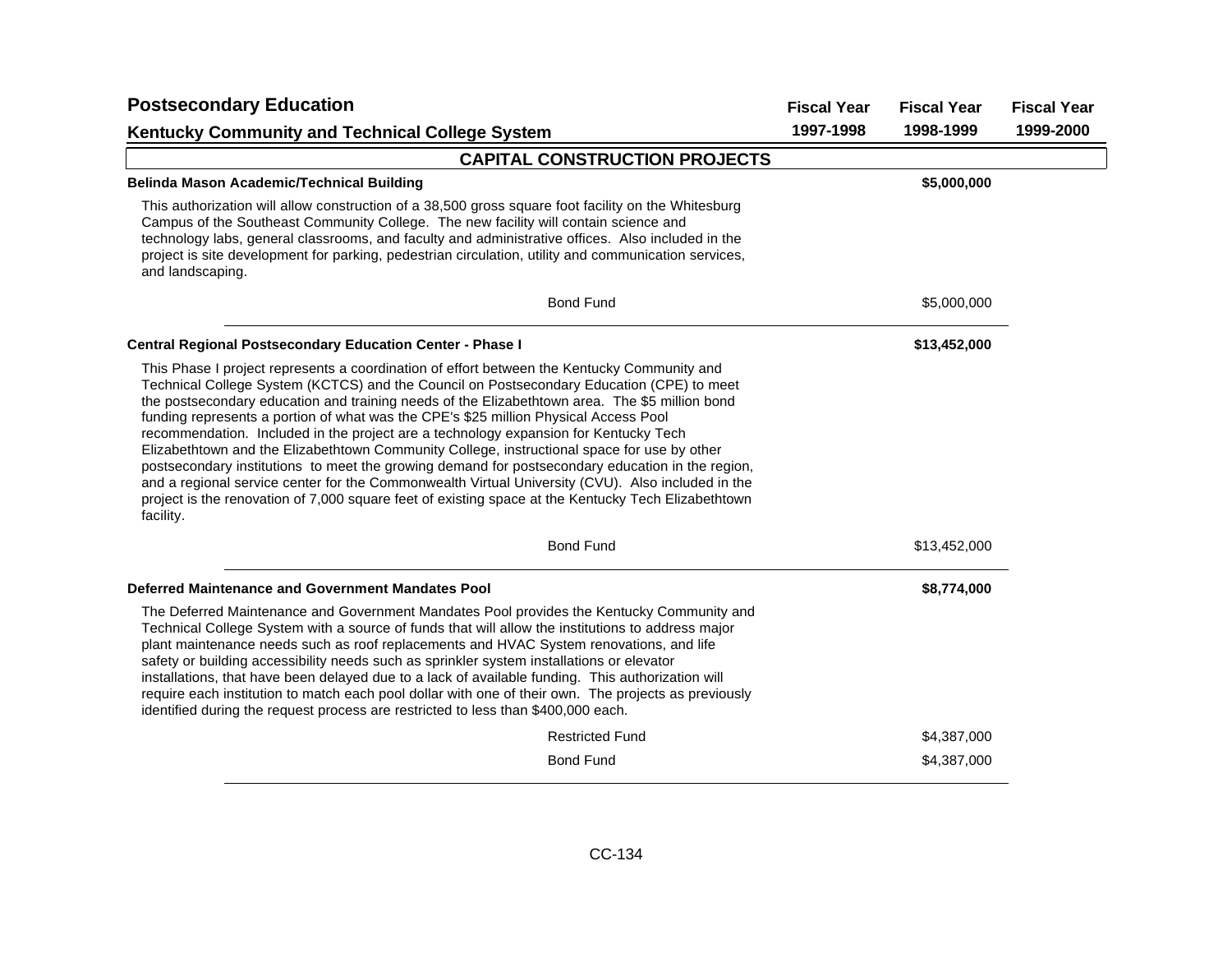## Postsecondary Education

## Kentucky Community and Technical College System

| | Fiscal Year 1997-1998 | Fiscal Year 1998-1999 | Fiscal Year 1999-2000 |
|---|---|---|---|

### CAPITAL CONSTRUCTION PROJECTS

**Belinda Mason Academic/Technical Building** — **$5,000,000** (Fiscal Year 1998-1999)

This authorization will allow construction of a 38,500 gross square foot facility on the Whitesburg Campus of the Southeast Community College. The new facility will contain science and technology labs, general classrooms, and faculty and administrative offices. Also included in the project is site development for parking, pedestrian circulation, utility and communication services, and landscaping.

| | Fiscal Year 1997-1998 | Fiscal Year 1998-1999 | Fiscal Year 1999-2000 |
|---|---|---|---|
| Bond Fund | | $5,000,000 | |

**Central Regional Postsecondary Education Center - Phase I** — **$13,452,000** (Fiscal Year 1998-1999)

This Phase I project represents a coordination of effort between the Kentucky Community and Technical College System (KCTCS) and the Council on Postsecondary Education (CPE) to meet the postsecondary education and training needs of the Elizabethtown area. The $5 million bond funding represents a portion of what was the CPE's $25 million Physical Access Pool recommendation. Included in the project are a technology expansion for Kentucky Tech Elizabethtown and the Elizabethtown Community College, instructional space for use by other postsecondary institutions to meet the growing demand for postsecondary education in the region, and a regional service center for the Commonwealth Virtual University (CVU). Also included in the project is the renovation of 7,000 square feet of existing space at the Kentucky Tech Elizabethtown facility.

| | Fiscal Year 1997-1998 | Fiscal Year 1998-1999 | Fiscal Year 1999-2000 |
|---|---|---|---|
| Bond Fund | | $13,452,000 | |

**Deferred Maintenance and Government Mandates Pool** — **$8,774,000** (Fiscal Year 1998-1999)

The Deferred Maintenance and Government Mandates Pool provides the Kentucky Community and Technical College System with a source of funds that will allow the institutions to address major plant maintenance needs such as roof replacements and HVAC System renovations, and life safety or building accessibility needs such as sprinkler system installations or elevator installations, that have been delayed due to a lack of available funding. This authorization will require each institution to match each pool dollar with one of their own. The projects as previously identified during the request process are restricted to less than $400,000 each.

| | Fiscal Year 1997-1998 | Fiscal Year 1998-1999 | Fiscal Year 1999-2000 |
|---|---|---|---|
| Restricted Fund | | $4,387,000 | |
| Bond Fund | | $4,387,000 | |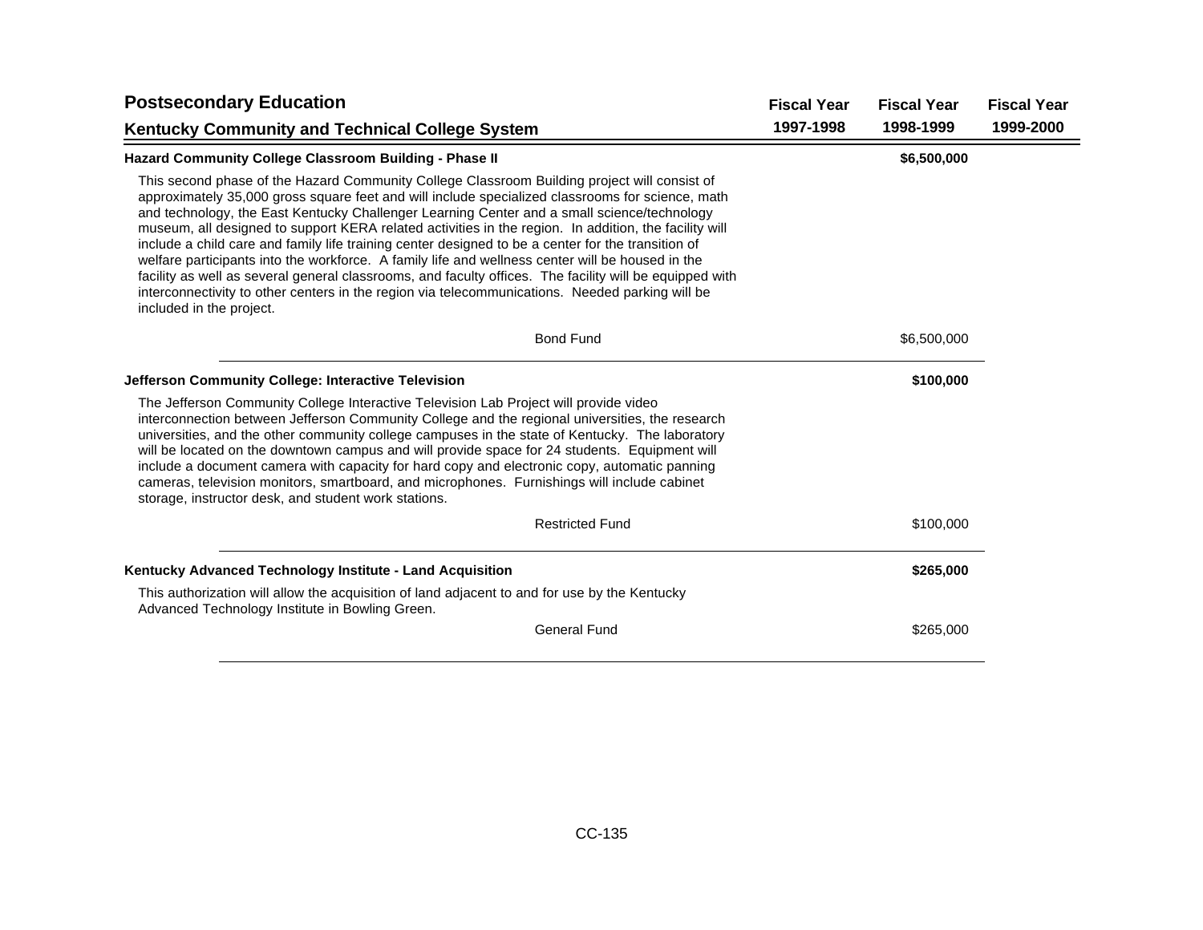## Postsecondary Education

## Kentucky Community and Technical College System

| | Fiscal Year 1997-1998 | Fiscal Year 1998-1999 | Fiscal Year 1999-2000 |
|---|---|---|---|
| **Hazard Community College Classroom Building - Phase II** | | **$6,500,000** | |

This second phase of the Hazard Community College Classroom Building project will consist of approximately 35,000 gross square feet and will include specialized classrooms for science, math and technology, the East Kentucky Challenger Learning Center and a small science/technology museum, all designed to support KERA related activities in the region. In addition, the facility will include a child care and family life training center designed to be a center for the transition of welfare participants into the workforce. A family life and wellness center will be housed in the facility as well as several general classrooms, and faculty offices. The facility will be equipped with interconnectivity to other centers in the region via telecommunications. Needed parking will be included in the project.

| | Fiscal Year 1997-1998 | Fiscal Year 1998-1999 | Fiscal Year 1999-2000 |
|---|---|---|---|
| Bond Fund | | $6,500,000 | |
| **Jefferson Community College: Interactive Television** | | **$100,000** | |

The Jefferson Community College Interactive Television Lab Project will provide video interconnection between Jefferson Community College and the regional universities, the research universities, and the other community college campuses in the state of Kentucky. The laboratory will be located on the downtown campus and will provide space for 24 students. Equipment will include a document camera with capacity for hard copy and electronic copy, automatic panning cameras, television monitors, smartboard, and microphones. Furnishings will include cabinet storage, instructor desk, and student work stations.

| | Fiscal Year 1997-1998 | Fiscal Year 1998-1999 | Fiscal Year 1999-2000 |
|---|---|---|---|
| Restricted Fund | | $100,000 | |
| **Kentucky Advanced Technology Institute - Land Acquisition** | | **$265,000** | |

This authorization will allow the acquisition of land adjacent to and for use by the Kentucky Advanced Technology Institute in Bowling Green.

| | Fiscal Year 1997-1998 | Fiscal Year 1998-1999 | Fiscal Year 1999-2000 |
|---|---|---|---|
| General Fund | | $265,000 | |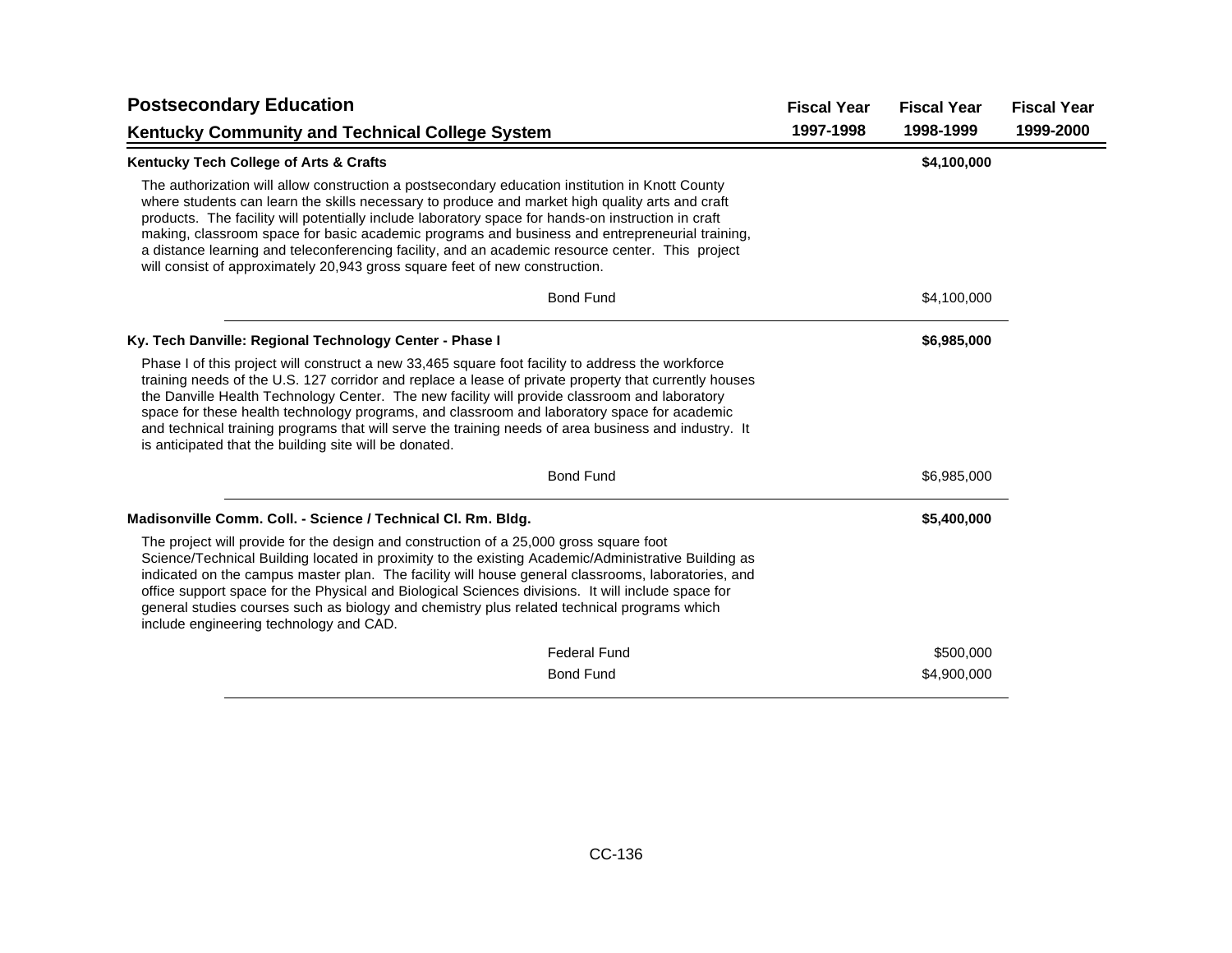## Postsecondary Education

## Kentucky Community and Technical College System

| | Fiscal Year 1997-1998 | Fiscal Year 1998-1999 | Fiscal Year 1999-2000 |
|---|---|---|---|
| **Kentucky Tech College of Arts & Crafts** | | **$4,100,000** | |

The authorization will allow construction a postsecondary education institution in Knott County where students can learn the skills necessary to produce and market high quality arts and craft products. The facility will potentially include laboratory space for hands-on instruction in craft making, classroom space for basic academic programs and business and entrepreneurial training, a distance learning and teleconferencing facility, and an academic resource center. This project will consist of approximately 20,943 gross square feet of new construction.

| | Fiscal Year 1997-1998 | Fiscal Year 1998-1999 | Fiscal Year 1999-2000 |
|---|---|---|---|
| Bond Fund | | $4,100,000 | |

| | Fiscal Year 1997-1998 | Fiscal Year 1998-1999 | Fiscal Year 1999-2000 |
|---|---|---|---|
| **Ky. Tech Danville: Regional Technology Center - Phase I** | | **$6,985,000** | |

Phase I of this project will construct a new 33,465 square foot facility to address the workforce training needs of the U.S. 127 corridor and replace a lease of private property that currently houses the Danville Health Technology Center. The new facility will provide classroom and laboratory space for these health technology programs, and classroom and laboratory space for academic and technical training programs that will serve the training needs of area business and industry. It is anticipated that the building site will be donated.

| | Fiscal Year 1997-1998 | Fiscal Year 1998-1999 | Fiscal Year 1999-2000 |
|---|---|---|---|
| Bond Fund | | $6,985,000 | |

| | Fiscal Year 1997-1998 | Fiscal Year 1998-1999 | Fiscal Year 1999-2000 |
|---|---|---|---|
| **Madisonville Comm. Coll. - Science / Technical Cl. Rm. Bldg.** | | **$5,400,000** | |

The project will provide for the design and construction of a 25,000 gross square foot Science/Technical Building located in proximity to the existing Academic/Administrative Building as indicated on the campus master plan. The facility will house general classrooms, laboratories, and office support space for the Physical and Biological Sciences divisions. It will include space for general studies courses such as biology and chemistry plus related technical programs which include engineering technology and CAD.

| | Fiscal Year 1997-1998 | Fiscal Year 1998-1999 | Fiscal Year 1999-2000 |
|---|---|---|---|
| Federal Fund | | $500,000 | |
| Bond Fund | | $4,900,000 | |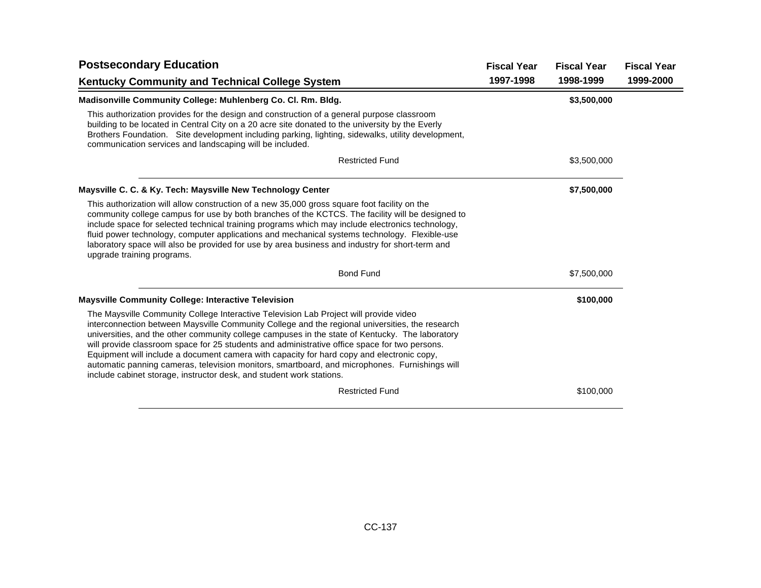## Postsecondary Education

### Kentucky Community and Technical College System

| | Fiscal Year 1997-1998 | Fiscal Year 1998-1999 | Fiscal Year 1999-2000 |
|---|---|---|---|
| **Madisonville Community College: Muhlenberg Co. Cl. Rm. Bldg.** | | **$3,500,000** | |

This authorization provides for the design and construction of a general purpose classroom building to be located in Central City on a 20 acre site donated to the university by the Everly Brothers Foundation. Site development including parking, lighting, sidewalks, utility development, communication services and landscaping will be included.

| | Fiscal Year 1997-1998 | Fiscal Year 1998-1999 | Fiscal Year 1999-2000 |
|---|---|---|---|
| Restricted Fund | | $3,500,000 | |

| | Fiscal Year 1997-1998 | Fiscal Year 1998-1999 | Fiscal Year 1999-2000 |
|---|---|---|---|
| **Maysville C. C. & Ky. Tech: Maysville New Technology Center** | | **$7,500,000** | |

This authorization will allow construction of a new 35,000 gross square foot facility on the community college campus for use by both branches of the KCTCS. The facility will be designed to include space for selected technical training programs which may include electronics technology, fluid power technology, computer applications and mechanical systems technology. Flexible-use laboratory space will also be provided for use by area business and industry for short-term and upgrade training programs.

| | Fiscal Year 1997-1998 | Fiscal Year 1998-1999 | Fiscal Year 1999-2000 |
|---|---|---|---|
| Bond Fund | | $7,500,000 | |

| | Fiscal Year 1997-1998 | Fiscal Year 1998-1999 | Fiscal Year 1999-2000 |
|---|---|---|---|
| **Maysville Community College: Interactive Television** | | **$100,000** | |

The Maysville Community College Interactive Television Lab Project will provide video interconnection between Maysville Community College and the regional universities, the research universities, and the other community college campuses in the state of Kentucky. The laboratory will provide classroom space for 25 students and administrative office space for two persons. Equipment will include a document camera with capacity for hard copy and electronic copy, automatic panning cameras, television monitors, smartboard, and microphones. Furnishings will include cabinet storage, instructor desk, and student work stations.

| | Fiscal Year 1997-1998 | Fiscal Year 1998-1999 | Fiscal Year 1999-2000 |
|---|---|---|---|
| Restricted Fund | | $100,000 | |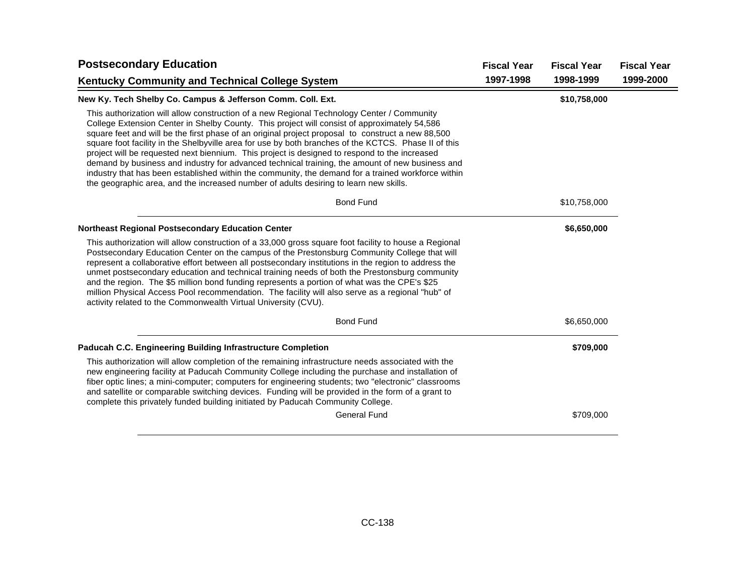| **Postsecondary Education** | **Fiscal Year** | **Fiscal Year** | **Fiscal Year** |
|---|---|---|---|
| **Kentucky Community and Technical College System** | **1997-1998** | **1998-1999** | **1999-2000** |

**New Ky. Tech Shelby Co. Campus & Jefferson Comm. Coll. Ext.** — **$10,758,000** (Fiscal Year 1998-1999)

This authorization will allow construction of a new Regional Technology Center / Community College Extension Center in Shelby County. This project will consist of approximately 54,586 square feet and will be the first phase of an original project proposal to construct a new 88,500 square foot facility in the Shelbyville area for use by both branches of the KCTCS. Phase II of this project will be requested next biennium. This project is designed to respond to the increased demand by business and industry for advanced technical training, the amount of new business and industry that has been established within the community, the demand for a trained workforce within the geographic area, and the increased number of adults desiring to learn new skills.

| | Fiscal Year 1997-1998 | Fiscal Year 1998-1999 | Fiscal Year 1999-2000 |
|---|---|---|---|
| Bond Fund | | $10,758,000 | |

**Northeast Regional Postsecondary Education Center** — **$6,650,000** (Fiscal Year 1998-1999)

This authorization will allow construction of a 33,000 gross square foot facility to house a Regional Postsecondary Education Center on the campus of the Prestonsburg Community College that will represent a collaborative effort between all postsecondary institutions in the region to address the unmet postsecondary education and technical training needs of both the Prestonsburg community and the region. The $5 million bond funding represents a portion of what was the CPE's $25 million Physical Access Pool recommendation. The facility will also serve as a regional "hub" of activity related to the Commonwealth Virtual University (CVU).

| | Fiscal Year 1997-1998 | Fiscal Year 1998-1999 | Fiscal Year 1999-2000 |
|---|---|---|---|
| Bond Fund | | $6,650,000 | |

**Paducah C.C. Engineering Building Infrastructure Completion** — **$709,000** (Fiscal Year 1998-1999)

This authorization will allow completion of the remaining infrastructure needs associated with the new engineering facility at Paducah Community College including the purchase and installation of fiber optic lines; a mini-computer; computers for engineering students; two "electronic" classrooms and satellite or comparable switching devices. Funding will be provided in the form of a grant to complete this privately funded building initiated by Paducah Community College.

| | Fiscal Year 1997-1998 | Fiscal Year 1998-1999 | Fiscal Year 1999-2000 |
|---|---|---|---|
| General Fund | | $709,000 | |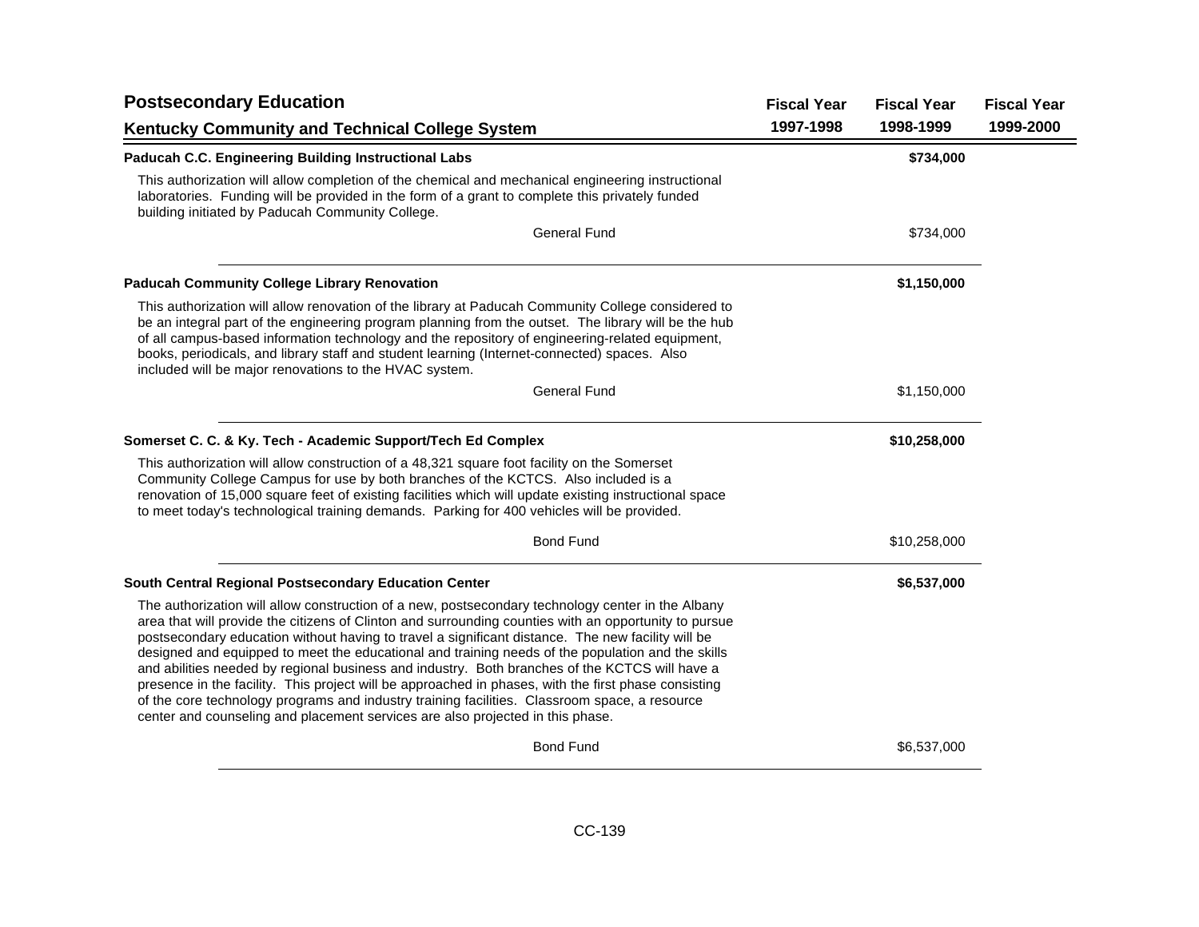## Postsecondary Education

## Kentucky Community and Technical College System

| | Fiscal Year 1997-1998 | Fiscal Year 1998-1999 | Fiscal Year 1999-2000 |
|---|---|---|---|
| **Paducah C.C. Engineering Building Instructional Labs** | | **$734,000** | |
| This authorization will allow completion of the chemical and mechanical engineering instructional laboratories. Funding will be provided in the form of a grant to complete this privately funded building initiated by Paducah Community College. | | | |
| General Fund | | $734,000 | |
| **Paducah Community College Library Renovation** | | **$1,150,000** | |
| This authorization will allow renovation of the library at Paducah Community College considered to be an integral part of the engineering program planning from the outset. The library will be the hub of all campus-based information technology and the repository of engineering-related equipment, books, periodicals, and library staff and student learning (Internet-connected) spaces. Also included will be major renovations to the HVAC system. | | | |
| General Fund | | $1,150,000 | |
| **Somerset C. C. & Ky. Tech - Academic Support/Tech Ed Complex** | | **$10,258,000** | |
| This authorization will allow construction of a 48,321 square foot facility on the Somerset Community College Campus for use by both branches of the KCTCS. Also included is a renovation of 15,000 square feet of existing facilities which will update existing instructional space to meet today's technological training demands. Parking for 400 vehicles will be provided. | | | |
| Bond Fund | | $10,258,000 | |
| **South Central Regional Postsecondary Education Center** | | **$6,537,000** | |
| The authorization will allow construction of a new, postsecondary technology center in the Albany area that will provide the citizens of Clinton and surrounding counties with an opportunity to pursue postsecondary education without having to travel a significant distance. The new facility will be designed and equipped to meet the educational and training needs of the population and the skills and abilities needed by regional business and industry. Both branches of the KCTCS will have a presence in the facility. This project will be approached in phases, with the first phase consisting of the core technology programs and industry training facilities. Classroom space, a resource center and counseling and placement services are also projected in this phase. | | | |
| Bond Fund | | $6,537,000 | |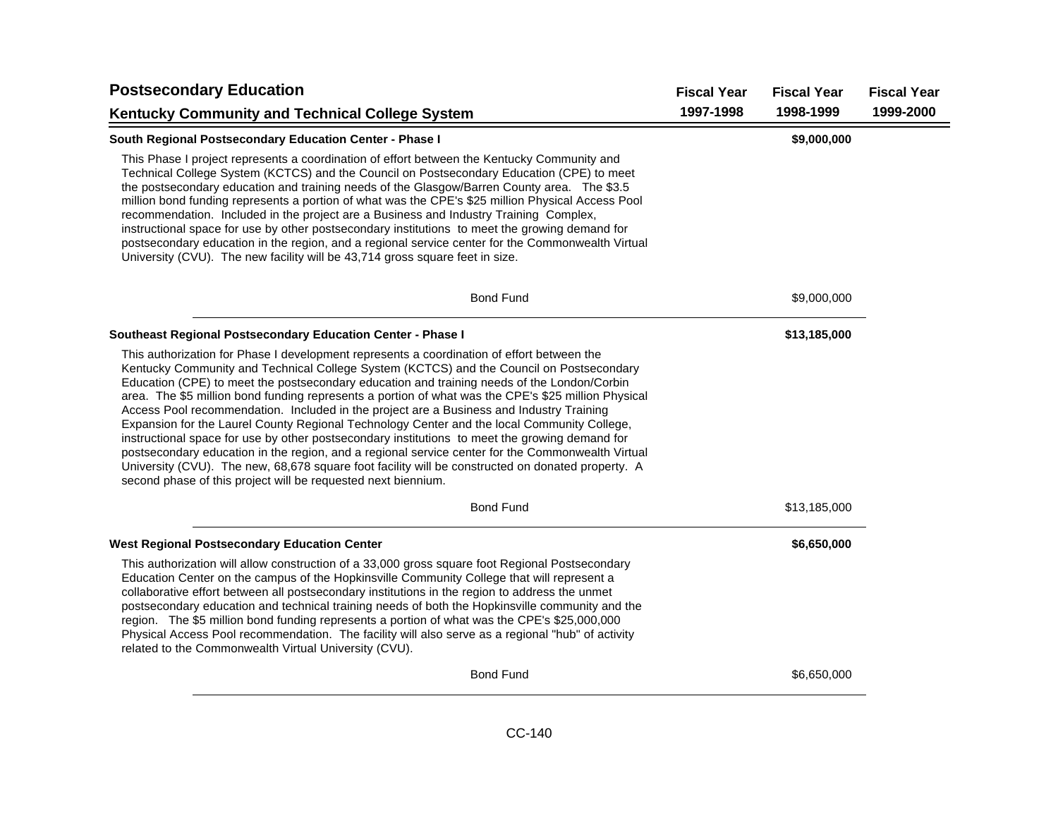# Postsecondary Education

## Kentucky Community and Technical College System

| | Fiscal Year 1997-1998 | Fiscal Year 1998-1999 | Fiscal Year 1999-2000 |
|---|---|---|---|

### South Regional Postsecondary Education Center - Phase I

| | Fiscal Year 1997-1998 | Fiscal Year 1998-1999 | Fiscal Year 1999-2000 |
|---|---|---|---|
| **South Regional Postsecondary Education Center - Phase I** | | **$9,000,000** | |

This Phase I project represents a coordination of effort between the Kentucky Community and Technical College System (KCTCS) and the Council on Postsecondary Education (CPE) to meet the postsecondary education and training needs of the Glasgow/Barren County area. The $3.5 million bond funding represents a portion of what was the CPE's $25 million Physical Access Pool recommendation. Included in the project are a Business and Industry Training Complex, instructional space for use by other postsecondary institutions to meet the growing demand for postsecondary education in the region, and a regional service center for the Commonwealth Virtual University (CVU). The new facility will be 43,714 gross square feet in size.

| | Fiscal Year 1997-1998 | Fiscal Year 1998-1999 | Fiscal Year 1999-2000 |
|---|---|---|---|
| Bond Fund | | $9,000,000 | |

### Southeast Regional Postsecondary Education Center - Phase I

| | Fiscal Year 1997-1998 | Fiscal Year 1998-1999 | Fiscal Year 1999-2000 |
|---|---|---|---|
| **Southeast Regional Postsecondary Education Center - Phase I** | | **$13,185,000** | |

This authorization for Phase I development represents a coordination of effort between the Kentucky Community and Technical College System (KCTCS) and the Council on Postsecondary Education (CPE) to meet the postsecondary education and training needs of the London/Corbin area. The $5 million bond funding represents a portion of what was the CPE's $25 million Physical Access Pool recommendation. Included in the project are a Business and Industry Training Expansion for the Laurel County Regional Technology Center and the local Community College, instructional space for use by other postsecondary institutions to meet the growing demand for postsecondary education in the region, and a regional service center for the Commonwealth Virtual University (CVU). The new, 68,678 square foot facility will be constructed on donated property. A second phase of this project will be requested next biennium.

| | Fiscal Year 1997-1998 | Fiscal Year 1998-1999 | Fiscal Year 1999-2000 |
|---|---|---|---|
| Bond Fund | | $13,185,000 | |

### West Regional Postsecondary Education Center

| | Fiscal Year 1997-1998 | Fiscal Year 1998-1999 | Fiscal Year 1999-2000 |
|---|---|---|---|
| **West Regional Postsecondary Education Center** | | **$6,650,000** | |

This authorization will allow construction of a 33,000 gross square foot Regional Postsecondary Education Center on the campus of the Hopkinsville Community College that will represent a collaborative effort between all postsecondary institutions in the region to address the unmet postsecondary education and technical training needs of both the Hopkinsville community and the region. The $5 million bond funding represents a portion of what was the CPE's $25,000,000 Physical Access Pool recommendation. The facility will also serve as a regional "hub" of activity related to the Commonwealth Virtual University (CVU).

| | Fiscal Year 1997-1998 | Fiscal Year 1998-1999 | Fiscal Year 1999-2000 |
|---|---|---|---|
| Bond Fund | | $6,650,000 | |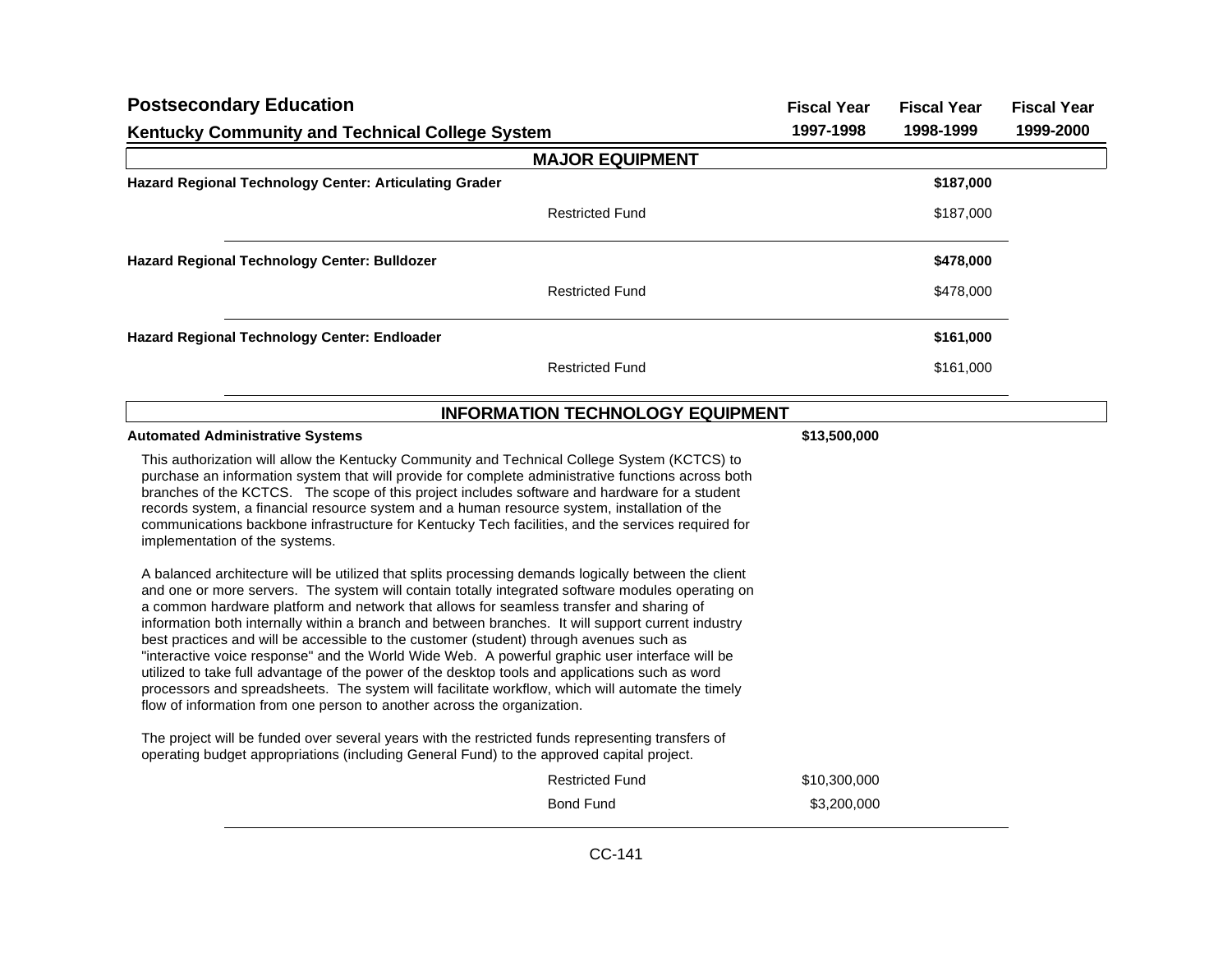# Postsecondary Education

## Kentucky Community and Technical College System

| | | Fiscal Year 1997-1998 | Fiscal Year 1998-1999 | Fiscal Year 1999-2000 |
|---|---|---|---|---|
| **MAJOR EQUIPMENT** | | | | |
| **Hazard Regional Technology Center: Articulating Grader** | | | **$187,000** | |
| | Restricted Fund | | $187,000 | |
| **Hazard Regional Technology Center: Bulldozer** | | | **$478,000** | |
| | Restricted Fund | | $478,000 | |
| **Hazard Regional Technology Center: Endloader** | | | **$161,000** | |
| | Restricted Fund | | $161,000 | |
| **INFORMATION TECHNOLOGY EQUIPMENT** | | | | |
| **Automated Administrative Systems** | | **$13,500,000** | | |

This authorization will allow the Kentucky Community and Technical College System (KCTCS) to purchase an information system that will provide for complete administrative functions across both branches of the KCTCS. The scope of this project includes software and hardware for a student records system, a financial resource system and a human resource system, installation of the communications backbone infrastructure for Kentucky Tech facilities, and the services required for implementation of the systems.

A balanced architecture will be utilized that splits processing demands logically between the client and one or more servers. The system will contain totally integrated software modules operating on a common hardware platform and network that allows for seamless transfer and sharing of information both internally within a branch and between branches. It will support current industry best practices and will be accessible to the customer (student) through avenues such as "interactive voice response" and the World Wide Web. A powerful graphic user interface will be utilized to take full advantage of the power of the desktop tools and applications such as word processors and spreadsheets. The system will facilitate workflow, which will automate the timely flow of information from one person to another across the organization.

The project will be funded over several years with the restricted funds representing transfers of operating budget appropriations (including General Fund) to the approved capital project.

| | Fiscal Year 1997-1998 | Fiscal Year 1998-1999 | Fiscal Year 1999-2000 |
|---|---|---|---|
| Restricted Fund | $10,300,000 | | |
| Bond Fund | $3,200,000 | | |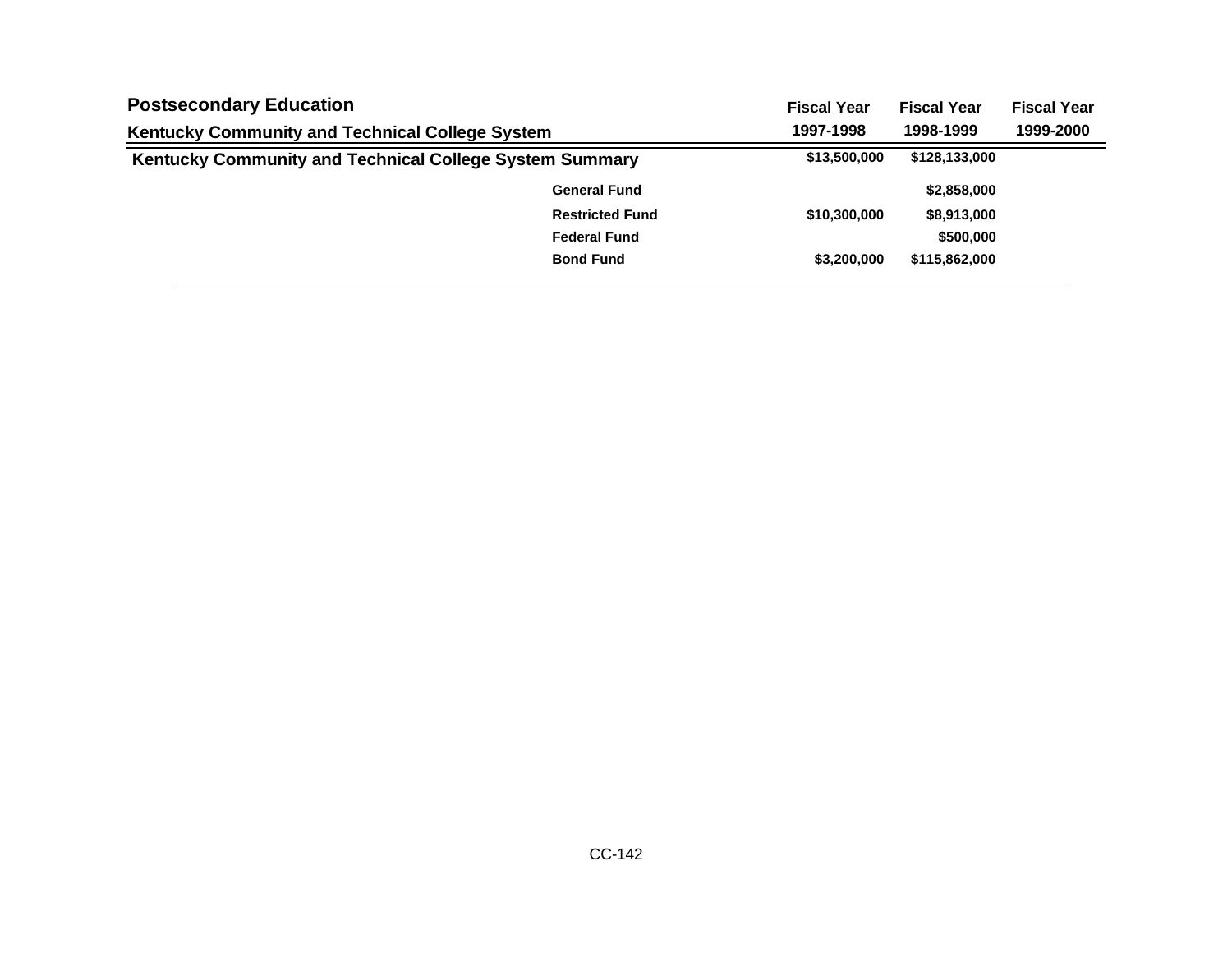## Postsecondary Education

### Kentucky Community and Technical College System

| | Fiscal Year 1997-1998 | Fiscal Year 1998-1999 | Fiscal Year 1999-2000 |
|---|---|---|---|
| **Kentucky Community and Technical College System Summary** | $13,500,000 | $128,133,000 | |
| General Fund | | $2,858,000 | |
| Restricted Fund | $10,300,000 | $8,913,000 | |
| Federal Fund | | $500,000 | |
| Bond Fund | $3,200,000 | $115,862,000 | |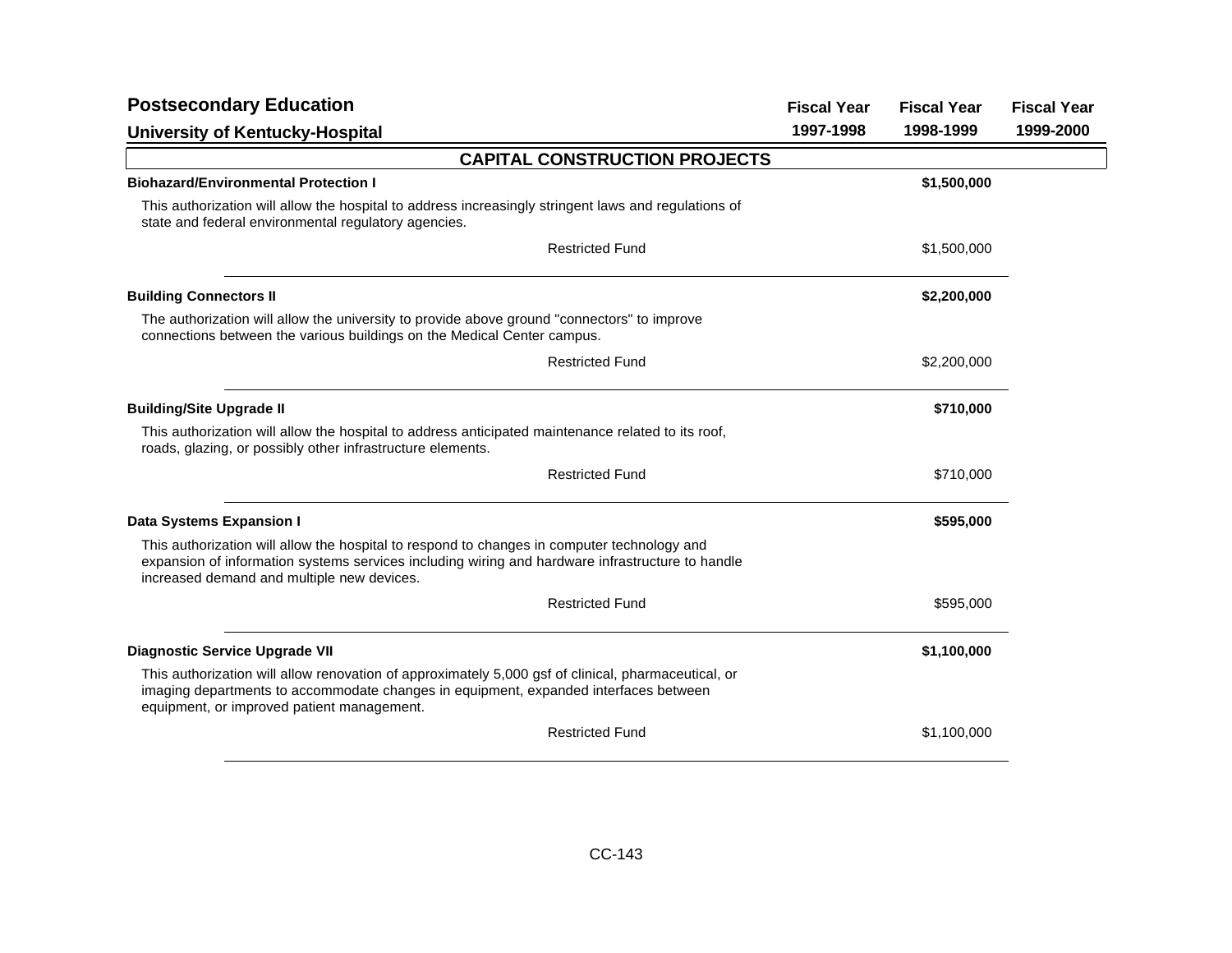## Postsecondary Education

### University of Kentucky-Hospital

| | Fiscal Year 1997-1998 | Fiscal Year 1998-1999 | Fiscal Year 1999-2000 |
|---|---|---|---|

### CAPITAL CONSTRUCTION PROJECTS

**Biohazard/Environmental Protection I** — **$1,500,000** (Fiscal Year 1998-1999)

This authorization will allow the hospital to address increasingly stringent laws and regulations of state and federal environmental regulatory agencies.

| | Fiscal Year 1997-1998 | Fiscal Year 1998-1999 | Fiscal Year 1999-2000 |
|---|---|---|---|
| Restricted Fund | | $1,500,000 | |

**Building Connectors II** — **$2,200,000** (Fiscal Year 1998-1999)

The authorization will allow the university to provide above ground "connectors" to improve connections between the various buildings on the Medical Center campus.

| | Fiscal Year 1997-1998 | Fiscal Year 1998-1999 | Fiscal Year 1999-2000 |
|---|---|---|---|
| Restricted Fund | | $2,200,000 | |

**Building/Site Upgrade II** — **$710,000** (Fiscal Year 1998-1999)

This authorization will allow the hospital to address anticipated maintenance related to its roof, roads, glazing, or possibly other infrastructure elements.

| | Fiscal Year 1997-1998 | Fiscal Year 1998-1999 | Fiscal Year 1999-2000 |
|---|---|---|---|
| Restricted Fund | | $710,000 | |

**Data Systems Expansion I** — **$595,000** (Fiscal Year 1998-1999)

This authorization will allow the hospital to respond to changes in computer technology and expansion of information systems services including wiring and hardware infrastructure to handle increased demand and multiple new devices.

| | Fiscal Year 1997-1998 | Fiscal Year 1998-1999 | Fiscal Year 1999-2000 |
|---|---|---|---|
| Restricted Fund | | $595,000 | |

**Diagnostic Service Upgrade VII** — **$1,100,000** (Fiscal Year 1998-1999)

This authorization will allow renovation of approximately 5,000 gsf of clinical, pharmaceutical, or imaging departments to accommodate changes in equipment, expanded interfaces between equipment, or improved patient management.

| | Fiscal Year 1997-1998 | Fiscal Year 1998-1999 | Fiscal Year 1999-2000 |
|---|---|---|---|
| Restricted Fund | | $1,100,000 | |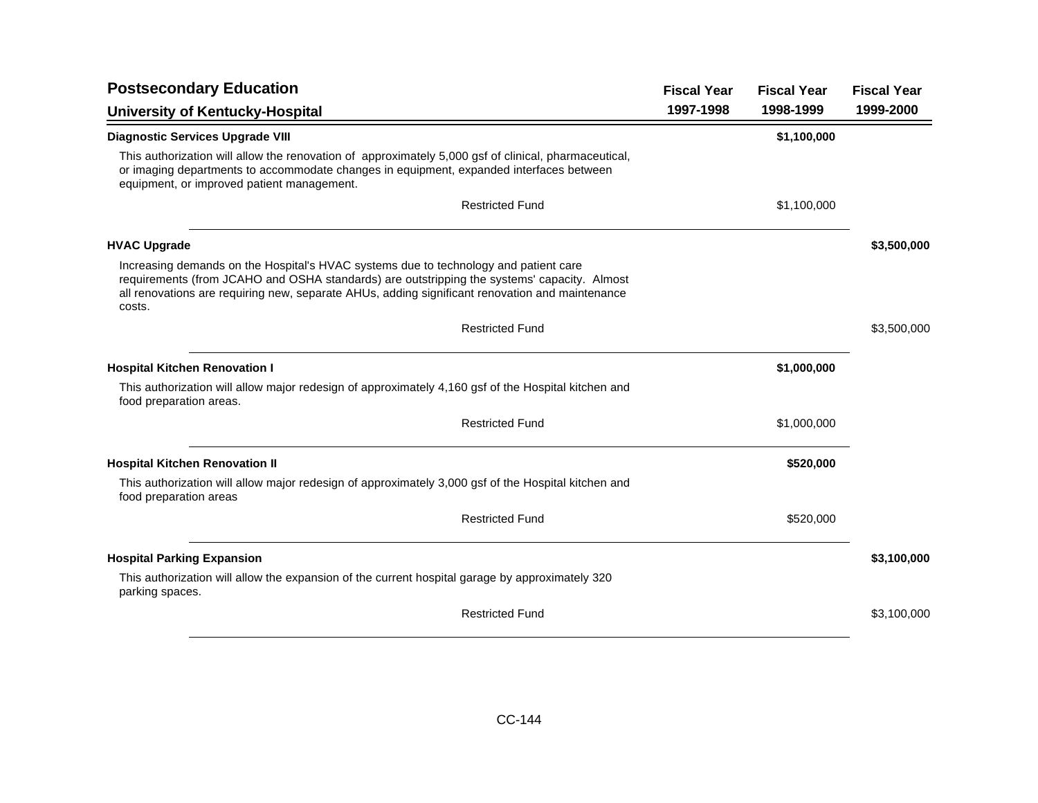## Postsecondary Education

### University of Kentucky-Hospital

| | Fiscal Year 1997-1998 | Fiscal Year 1998-1999 | Fiscal Year 1999-2000 |
|---|---|---|---|
| **Diagnostic Services Upgrade VIII** | | **$1,100,000** | |
| This authorization will allow the renovation of approximately 5,000 gsf of clinical, pharmaceutical, or imaging departments to accommodate changes in equipment, expanded interfaces between equipment, or improved patient management. | | | |
| Restricted Fund | | $1,100,000 | |
| **HVAC Upgrade** | | | **$3,500,000** |
| Increasing demands on the Hospital's HVAC systems due to technology and patient care requirements (from JCAHO and OSHA standards) are outstripping the systems' capacity. Almost all renovations are requiring new, separate AHUs, adding significant renovation and maintenance costs. | | | |
| Restricted Fund | | | $3,500,000 |
| **Hospital Kitchen Renovation I** | | **$1,000,000** | |
| This authorization will allow major redesign of approximately 4,160 gsf of the Hospital kitchen and food preparation areas. | | | |
| Restricted Fund | | $1,000,000 | |
| **Hospital Kitchen Renovation II** | | **$520,000** | |
| This authorization will allow major redesign of approximately 3,000 gsf of the Hospital kitchen and food preparation areas | | | |
| Restricted Fund | | $520,000 | |
| **Hospital Parking Expansion** | | | **$3,100,000** |
| This authorization will allow the expansion of the current hospital garage by approximately 320 parking spaces. | | | |
| Restricted Fund | | | $3,100,000 |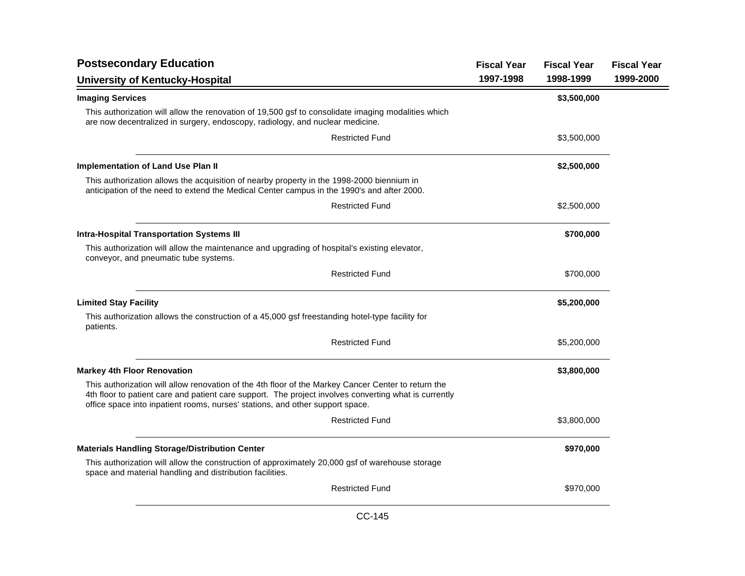## Postsecondary Education

### University of Kentucky-Hospital

| | Fiscal Year 1997-1998 | Fiscal Year 1998-1999 | Fiscal Year 1999-2000 |
|---|---|---|---|
| **Imaging Services** | | **$3,500,000** | |
| This authorization will allow the renovation of 19,500 gsf to consolidate imaging modalities which are now decentralized in surgery, endoscopy, radiology, and nuclear medicine. | | | |
| Restricted Fund | | $3,500,000 | |
| **Implementation of Land Use Plan II** | | **$2,500,000** | |
| This authorization allows the acquisition of nearby property in the 1998-2000 biennium in anticipation of the need to extend the Medical Center campus in the 1990's and after 2000. | | | |
| Restricted Fund | | $2,500,000 | |
| **Intra-Hospital Transportation Systems III** | | **$700,000** | |
| This authorization will allow the maintenance and upgrading of hospital's existing elevator, conveyor, and pneumatic tube systems. | | | |
| Restricted Fund | | $700,000 | |
| **Limited Stay Facility** | | **$5,200,000** | |
| This authorization allows the construction of a 45,000 gsf freestanding hotel-type facility for patients. | | | |
| Restricted Fund | | $5,200,000 | |
| **Markey 4th Floor Renovation** | | **$3,800,000** | |
| This authorization will allow renovation of the 4th floor of the Markey Cancer Center to return the 4th floor to patient care and patient care support. The project involves converting what is currently office space into inpatient rooms, nurses' stations, and other support space. | | | |
| Restricted Fund | | $3,800,000 | |
| **Materials Handling Storage/Distribution Center** | | **$970,000** | |
| This authorization will allow the construction of approximately 20,000 gsf of warehouse storage space and material handling and distribution facilities. | | | |
| Restricted Fund | | $970,000 | |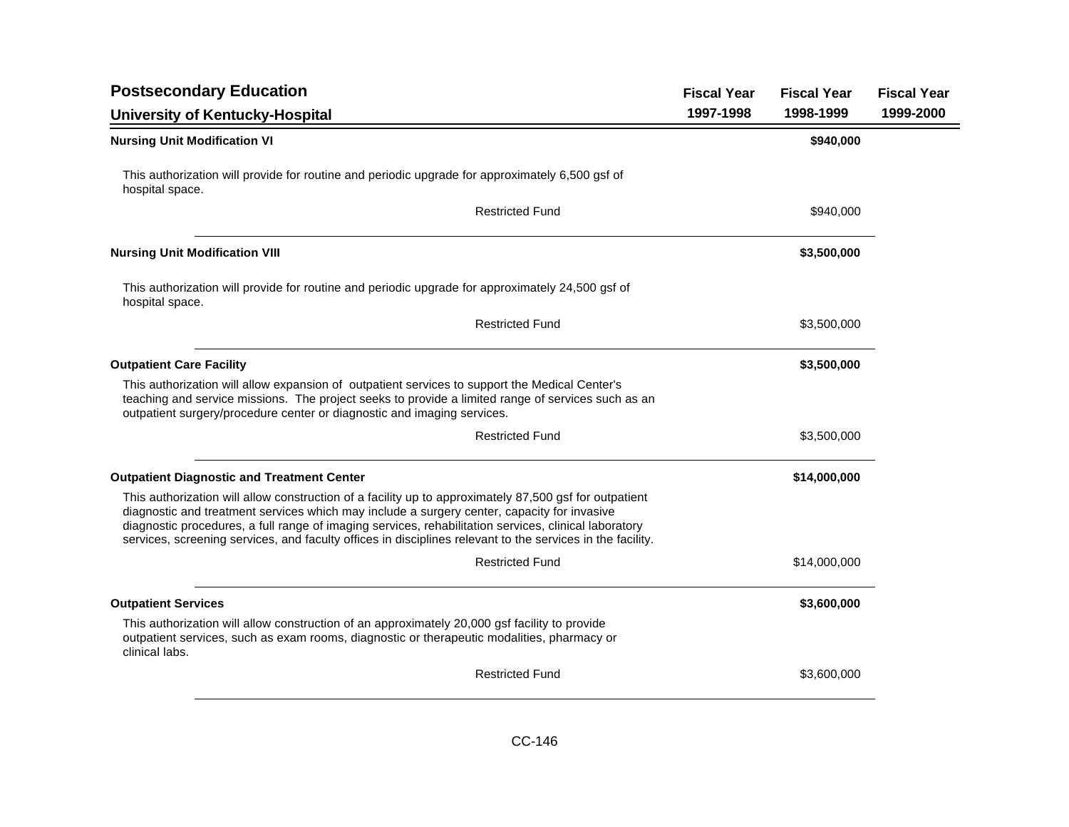## Postsecondary Education

### University of Kentucky-Hospital

| | Fiscal Year 1997-1998 | Fiscal Year 1998-1999 | Fiscal Year 1999-2000 |
|---|---|---|---|
| **Nursing Unit Modification VI** | | **$940,000** | |
| This authorization will provide for routine and periodic upgrade for approximately 6,500 gsf of hospital space. | | | |
| Restricted Fund | | $940,000 | |
| **Nursing Unit Modification VIII** | | **$3,500,000** | |
| This authorization will provide for routine and periodic upgrade for approximately 24,500 gsf of hospital space. | | | |
| Restricted Fund | | $3,500,000 | |
| **Outpatient Care Facility** | | **$3,500,000** | |
| This authorization will allow expansion of outpatient services to support the Medical Center's teaching and service missions. The project seeks to provide a limited range of services such as an outpatient surgery/procedure center or diagnostic and imaging services. | | | |
| Restricted Fund | | $3,500,000 | |
| **Outpatient Diagnostic and Treatment Center** | | **$14,000,000** | |
| This authorization will allow construction of a facility up to approximately 87,500 gsf for outpatient diagnostic and treatment services which may include a surgery center, capacity for invasive diagnostic procedures, a full range of imaging services, rehabilitation services, clinical laboratory services, screening services, and faculty offices in disciplines relevant to the services in the facility. | | | |
| Restricted Fund | | $14,000,000 | |
| **Outpatient Services** | | **$3,600,000** | |
| This authorization will allow construction of an approximately 20,000 gsf facility to provide outpatient services, such as exam rooms, diagnostic or therapeutic modalities, pharmacy or clinical labs. | | | |
| Restricted Fund | | $3,600,000 | |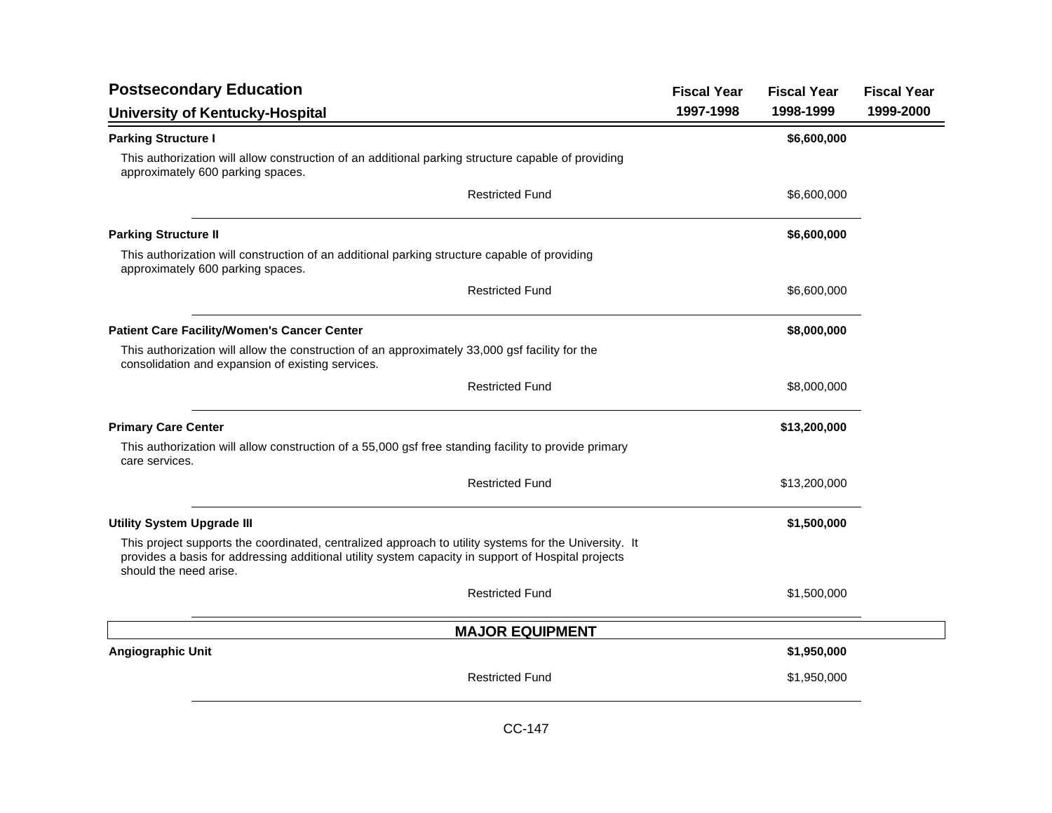## Postsecondary Education

### University of Kentucky-Hospital

| | Fiscal Year 1997-1998 | Fiscal Year 1998-1999 | Fiscal Year 1999-2000 |
|---|---|---|---|
| **Parking Structure I** | | **$6,600,000** | |
| This authorization will allow construction of an additional parking structure capable of providing approximately 600 parking spaces. | | | |
| Restricted Fund | | $6,600,000 | |
| **Parking Structure II** | | **$6,600,000** | |
| This authorization will construction of an additional parking structure capable of providing approximately 600 parking spaces. | | | |
| Restricted Fund | | $6,600,000 | |
| **Patient Care Facility/Women's Cancer Center** | | **$8,000,000** | |
| This authorization will allow the construction of an approximately 33,000 gsf facility for the consolidation and expansion of existing services. | | | |
| Restricted Fund | | $8,000,000 | |
| **Primary Care Center** | | **$13,200,000** | |
| This authorization will allow construction of a 55,000 gsf free standing facility to provide primary care services. | | | |
| Restricted Fund | | $13,200,000 | |
| **Utility System Upgrade III** | | **$1,500,000** | |
| This project supports the coordinated, centralized approach to utility systems for the University. It provides a basis for addressing additional utility system capacity in support of Hospital projects should the need arise. | | | |
| Restricted Fund | | $1,500,000 | |

### MAJOR EQUIPMENT

| | Fiscal Year 1997-1998 | Fiscal Year 1998-1999 | Fiscal Year 1999-2000 |
|---|---|---|---|
| **Angiographic Unit** | | **$1,950,000** | |
| Restricted Fund | | $1,950,000 | |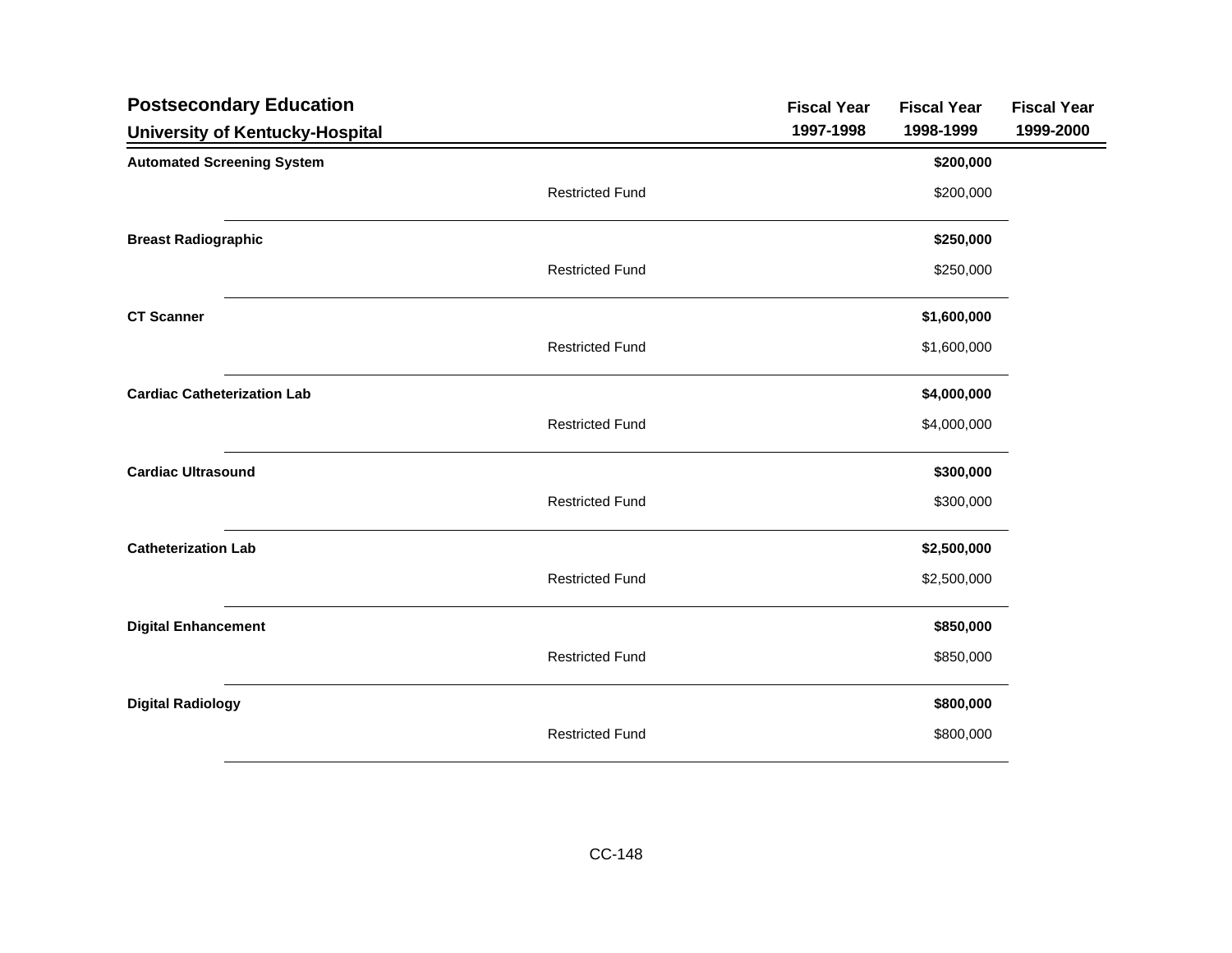## Postsecondary Education

### University of Kentucky-Hospital

| | | Fiscal Year 1997-1998 | Fiscal Year 1998-1999 | Fiscal Year 1999-2000 |
|---|---|---|---|---|
| **Automated Screening System** | | | **$200,000** | |
| | Restricted Fund | | $200,000 | |
| **Breast Radiographic** | | | **$250,000** | |
| | Restricted Fund | | $250,000 | |
| **CT Scanner** | | | **$1,600,000** | |
| | Restricted Fund | | $1,600,000 | |
| **Cardiac Catheterization Lab** | | | **$4,000,000** | |
| | Restricted Fund | | $4,000,000 | |
| **Cardiac Ultrasound** | | | **$300,000** | |
| | Restricted Fund | | $300,000 | |
| **Catheterization Lab** | | | **$2,500,000** | |
| | Restricted Fund | | $2,500,000 | |
| **Digital Enhancement** | | | **$850,000** | |
| | Restricted Fund | | $850,000 | |
| **Digital Radiology** | | | **$800,000** | |
| | Restricted Fund | | $800,000 | |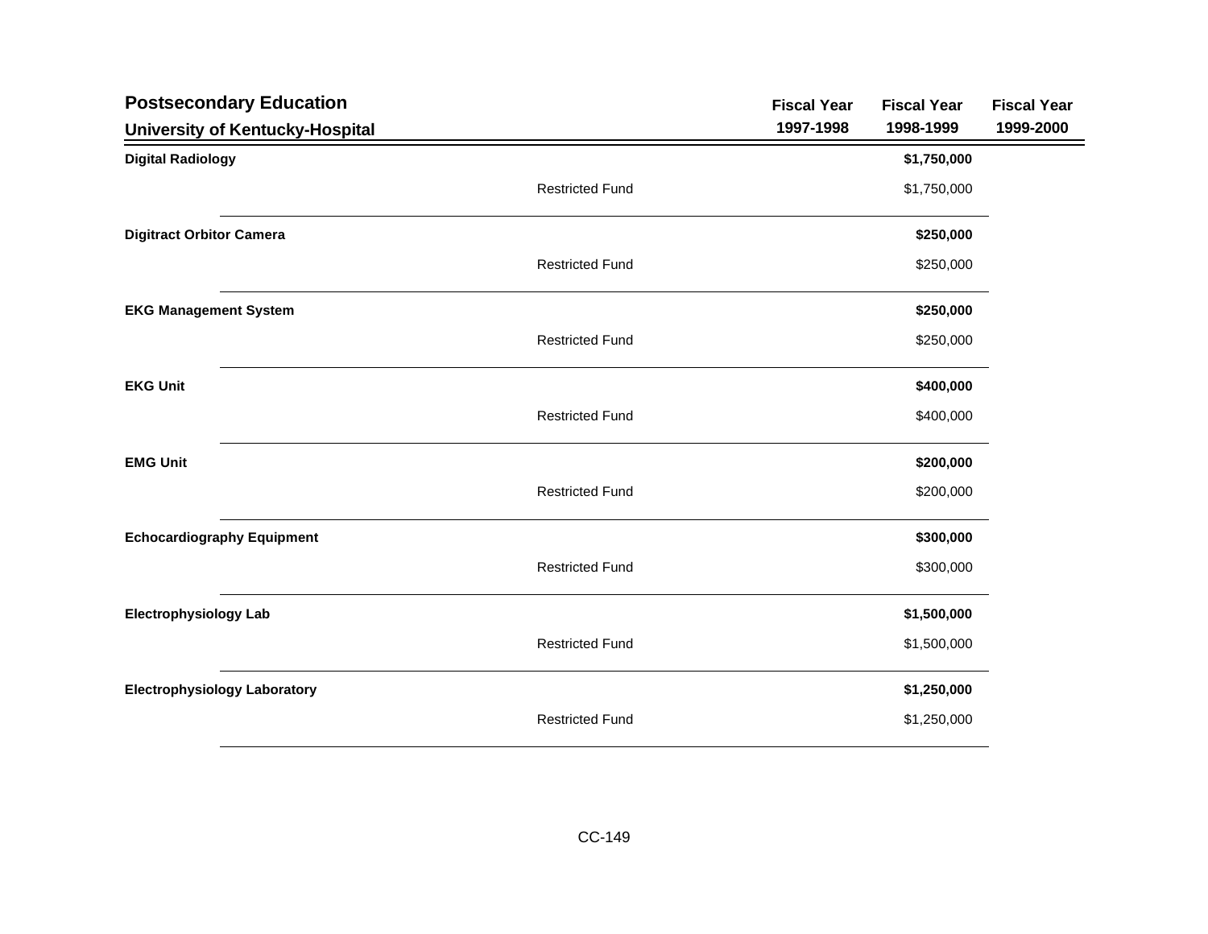## Postsecondary Education

### University of Kentucky-Hospital

| | | Fiscal Year 1997-1998 | Fiscal Year 1998-1999 | Fiscal Year 1999-2000 |
|---|---|---|---|---|
| **Digital Radiology** | | | **$1,750,000** | |
| | Restricted Fund | | $1,750,000 | |
| **Digitract Orbitor Camera** | | | **$250,000** | |
| | Restricted Fund | | $250,000 | |
| **EKG Management System** | | | **$250,000** | |
| | Restricted Fund | | $250,000 | |
| **EKG Unit** | | | **$400,000** | |
| | Restricted Fund | | $400,000 | |
| **EMG Unit** | | | **$200,000** | |
| | Restricted Fund | | $200,000 | |
| **Echocardiography Equipment** | | | **$300,000** | |
| | Restricted Fund | | $300,000 | |
| **Electrophysiology Lab** | | | **$1,500,000** | |
| | Restricted Fund | | $1,500,000 | |
| **Electrophysiology Laboratory** | | | **$1,250,000** | |
| | Restricted Fund | | $1,250,000 | |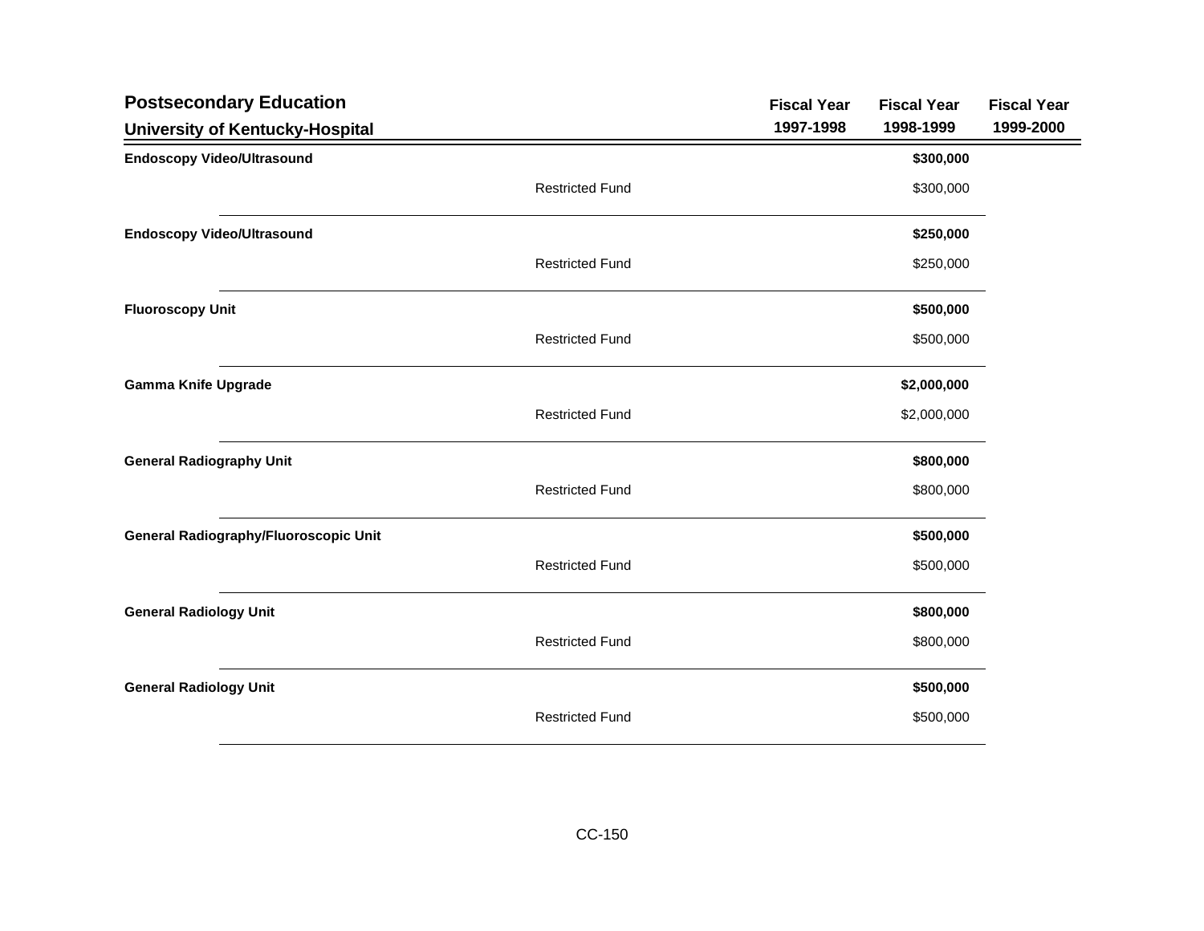## Postsecondary Education

### University of Kentucky-Hospital

| | | Fiscal Year 1997-1998 | Fiscal Year 1998-1999 | Fiscal Year 1999-2000 |
|---|---|---|---|---|
| **Endoscopy Video/Ultrasound** | | | **$300,000** | |
| | Restricted Fund | | $300,000 | |
| **Endoscopy Video/Ultrasound** | | | **$250,000** | |
| | Restricted Fund | | $250,000 | |
| **Fluoroscopy Unit** | | | **$500,000** | |
| | Restricted Fund | | $500,000 | |
| **Gamma Knife Upgrade** | | | **$2,000,000** | |
| | Restricted Fund | | $2,000,000 | |
| **General Radiography Unit** | | | **$800,000** | |
| | Restricted Fund | | $800,000 | |
| **General Radiography/Fluoroscopic Unit** | | | **$500,000** | |
| | Restricted Fund | | $500,000 | |
| **General Radiology Unit** | | | **$800,000** | |
| | Restricted Fund | | $800,000 | |
| **General Radiology Unit** | | | **$500,000** | |
| | Restricted Fund | | $500,000 | |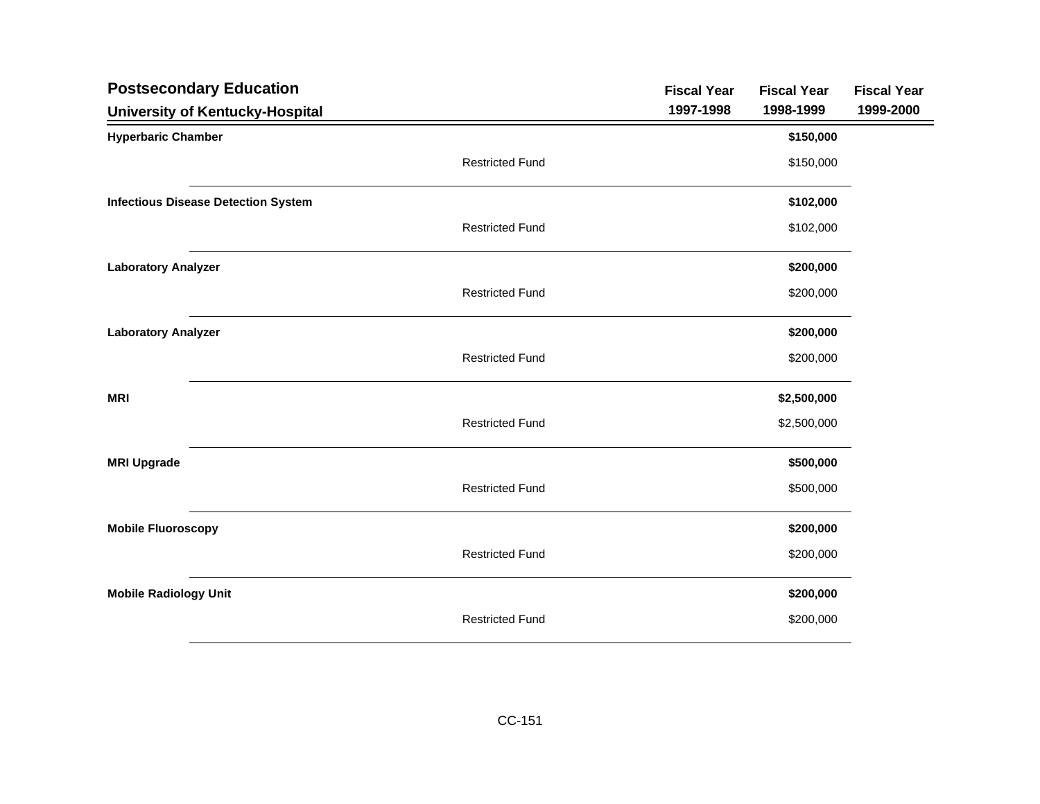## Postsecondary Education

### University of Kentucky-Hospital

| | | Fiscal Year 1997-1998 | Fiscal Year 1998-1999 | Fiscal Year 1999-2000 |
|---|---|---|---|---|
| **Hyperbaric Chamber** | | | **$150,000** | |
| | Restricted Fund | | $150,000 | |
| **Infectious Disease Detection System** | | | **$102,000** | |
| | Restricted Fund | | $102,000 | |
| **Laboratory Analyzer** | | | **$200,000** | |
| | Restricted Fund | | $200,000 | |
| **Laboratory Analyzer** | | | **$200,000** | |
| | Restricted Fund | | $200,000 | |
| **MRI** | | | **$2,500,000** | |
| | Restricted Fund | | $2,500,000 | |
| **MRI Upgrade** | | | **$500,000** | |
| | Restricted Fund | | $500,000 | |
| **Mobile Fluoroscopy** | | | **$200,000** | |
| | Restricted Fund | | $200,000 | |
| **Mobile Radiology Unit** | | | **$200,000** | |
| | Restricted Fund | | $200,000 | |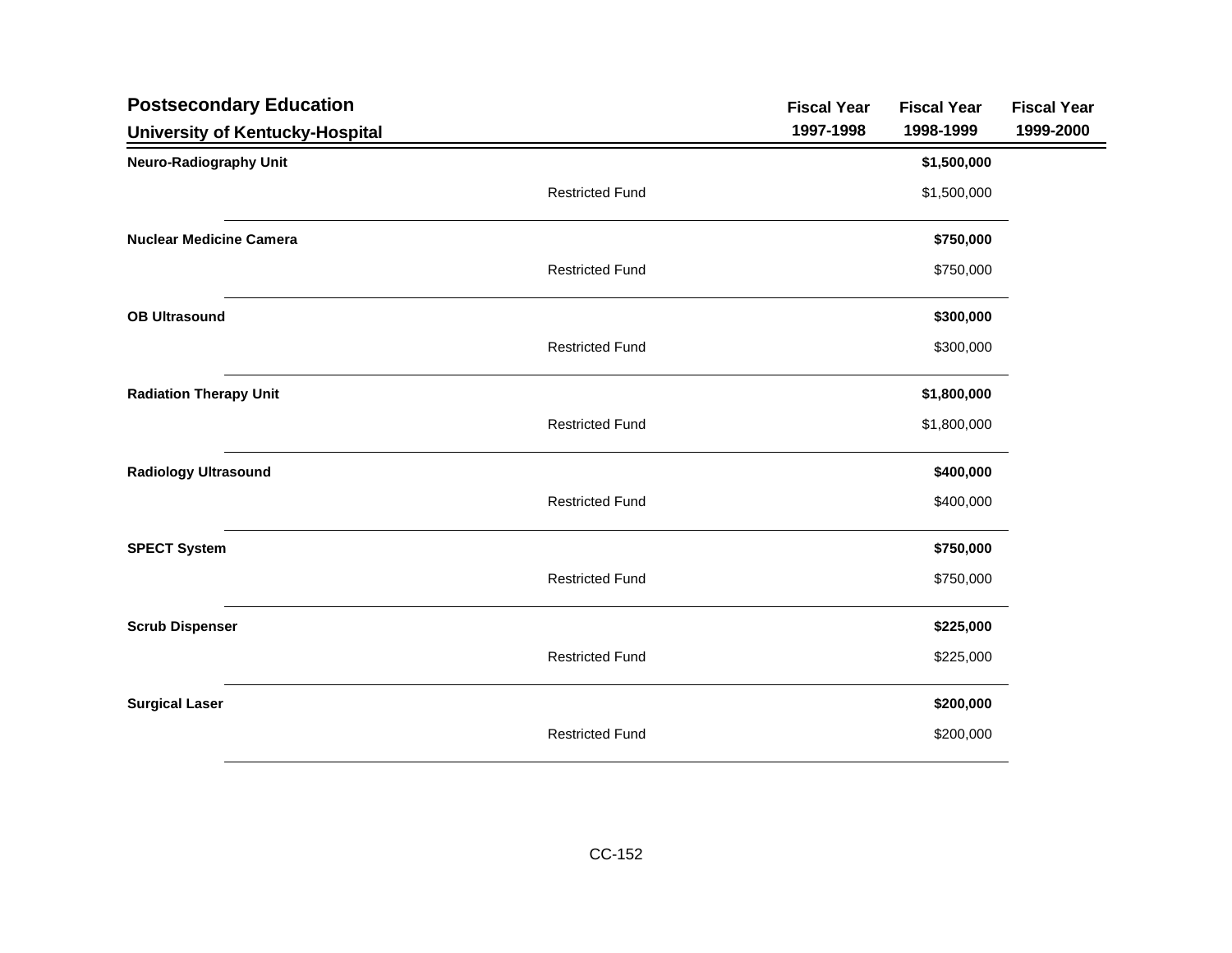## Postsecondary Education

### University of Kentucky-Hospital

| | | Fiscal Year 1997-1998 | Fiscal Year 1998-1999 | Fiscal Year 1999-2000 |
|---|---|---|---|---|
| **Neuro-Radiography Unit** | | | **$1,500,000** | |
| | Restricted Fund | | $1,500,000 | |
| **Nuclear Medicine Camera** | | | **$750,000** | |
| | Restricted Fund | | $750,000 | |
| **OB Ultrasound** | | | **$300,000** | |
| | Restricted Fund | | $300,000 | |
| **Radiation Therapy Unit** | | | **$1,800,000** | |
| | Restricted Fund | | $1,800,000 | |
| **Radiology Ultrasound** | | | **$400,000** | |
| | Restricted Fund | | $400,000 | |
| **SPECT System** | | | **$750,000** | |
| | Restricted Fund | | $750,000 | |
| **Scrub Dispenser** | | | **$225,000** | |
| | Restricted Fund | | $225,000 | |
| **Surgical Laser** | | | **$200,000** | |
| | Restricted Fund | | $200,000 | |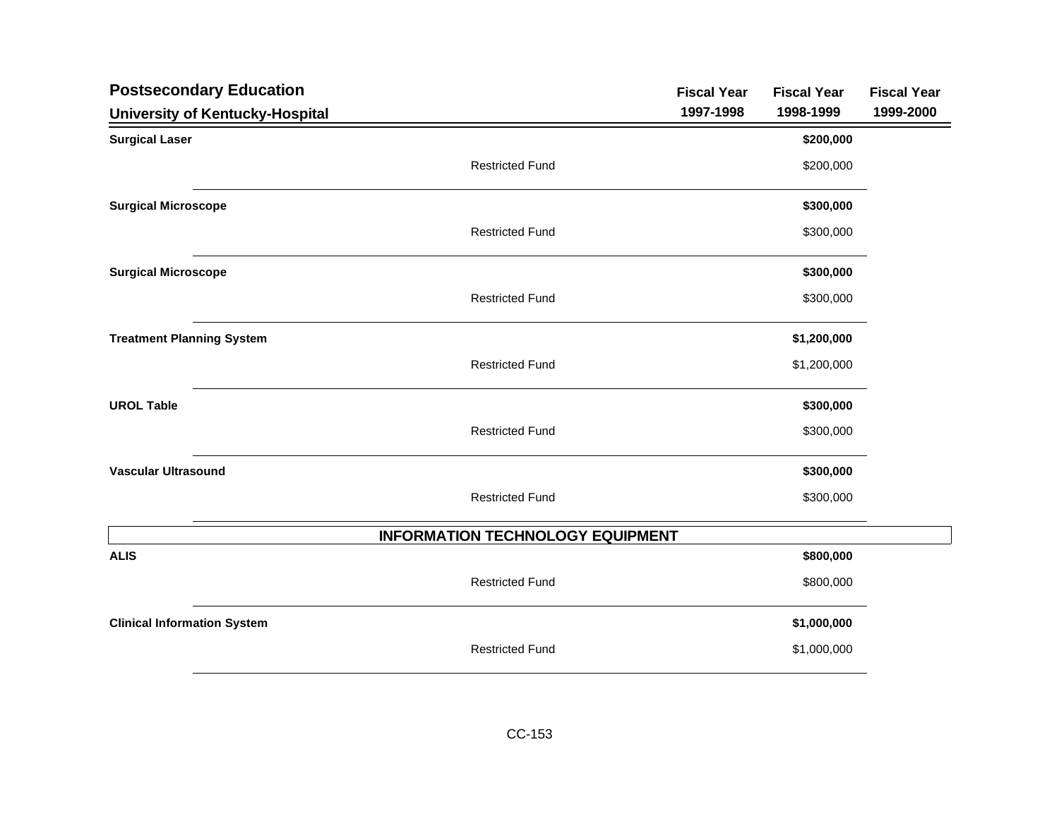## Postsecondary Education

### University of Kentucky-Hospital

| | | Fiscal Year 1997-1998 | Fiscal Year 1998-1999 | Fiscal Year 1999-2000 |
|---|---|---|---|---|
| **Surgical Laser** | | | **$200,000** | |
| | Restricted Fund | | $200,000 | |
| **Surgical Microscope** | | | **$300,000** | |
| | Restricted Fund | | $300,000 | |
| **Surgical Microscope** | | | **$300,000** | |
| | Restricted Fund | | $300,000 | |
| **Treatment Planning System** | | | **$1,200,000** | |
| | Restricted Fund | | $1,200,000 | |
| **UROL Table** | | | **$300,000** | |
| | Restricted Fund | | $300,000 | |
| **Vascular Ultrasound** | | | **$300,000** | |
| | Restricted Fund | | $300,000 | |
| **INFORMATION TECHNOLOGY EQUIPMENT** | | | | |
| **ALIS** | | | **$800,000** | |
| | Restricted Fund | | $800,000 | |
| **Clinical Information System** | | | **$1,000,000** | |
| | Restricted Fund | | $1,000,000 | |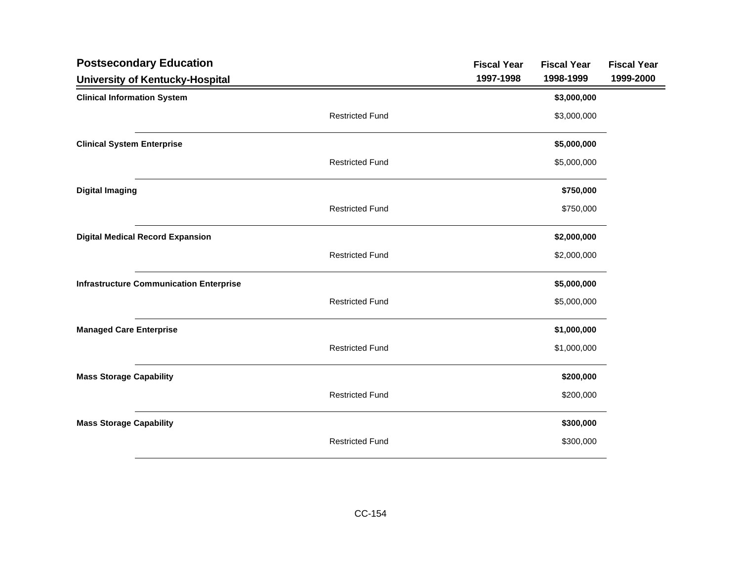## Postsecondary Education

### University of Kentucky-Hospital

| | | Fiscal Year 1997-1998 | Fiscal Year 1998-1999 | Fiscal Year 1999-2000 |
|---|---|---|---|---|
| **Clinical Information System** | | | **$3,000,000** | |
| | Restricted Fund | | $3,000,000 | |
| **Clinical System Enterprise** | | | **$5,000,000** | |
| | Restricted Fund | | $5,000,000 | |
| **Digital Imaging** | | | **$750,000** | |
| | Restricted Fund | | $750,000 | |
| **Digital Medical Record Expansion** | | | **$2,000,000** | |
| | Restricted Fund | | $2,000,000 | |
| **Infrastructure Communication Enterprise** | | | **$5,000,000** | |
| | Restricted Fund | | $5,000,000 | |
| **Managed Care Enterprise** | | | **$1,000,000** | |
| | Restricted Fund | | $1,000,000 | |
| **Mass Storage Capability** | | | **$200,000** | |
| | Restricted Fund | | $200,000 | |
| **Mass Storage Capability** | | | **$300,000** | |
| | Restricted Fund | | $300,000 | |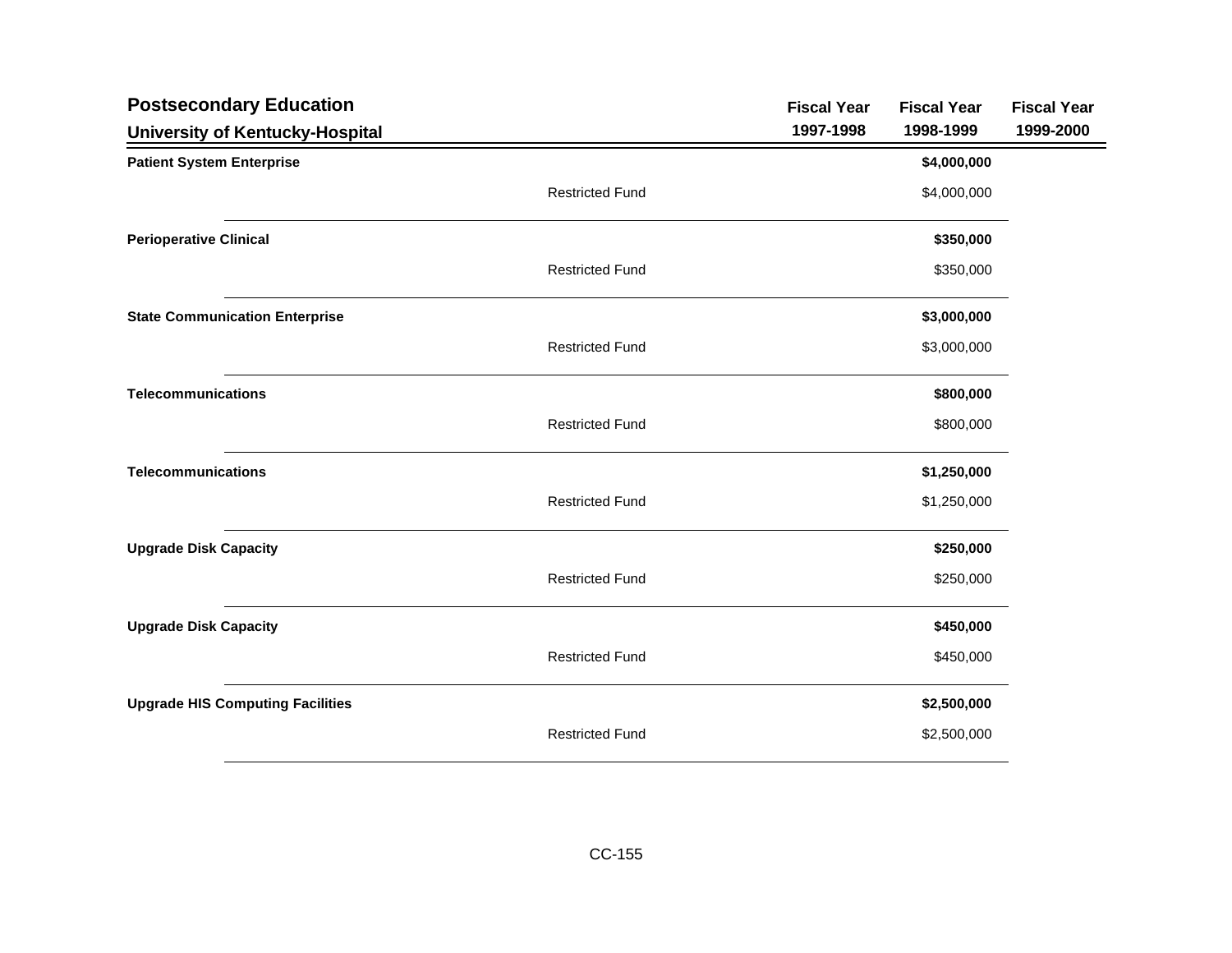## Postsecondary Education

### University of Kentucky-Hospital

| | | Fiscal Year 1997-1998 | Fiscal Year 1998-1999 | Fiscal Year 1999-2000 |
|---|---|---|---|---|
| **Patient System Enterprise** | | | **$4,000,000** | |
| | Restricted Fund | | $4,000,000 | |
| **Perioperative Clinical** | | | **$350,000** | |
| | Restricted Fund | | $350,000 | |
| **State Communication Enterprise** | | | **$3,000,000** | |
| | Restricted Fund | | $3,000,000 | |
| **Telecommunications** | | | **$800,000** | |
| | Restricted Fund | | $800,000 | |
| **Telecommunications** | | | **$1,250,000** | |
| | Restricted Fund | | $1,250,000 | |
| **Upgrade Disk Capacity** | | | **$250,000** | |
| | Restricted Fund | | $250,000 | |
| **Upgrade Disk Capacity** | | | **$450,000** | |
| | Restricted Fund | | $450,000 | |
| **Upgrade HIS Computing Facilities** | | | **$2,500,000** | |
| | Restricted Fund | | $2,500,000 | |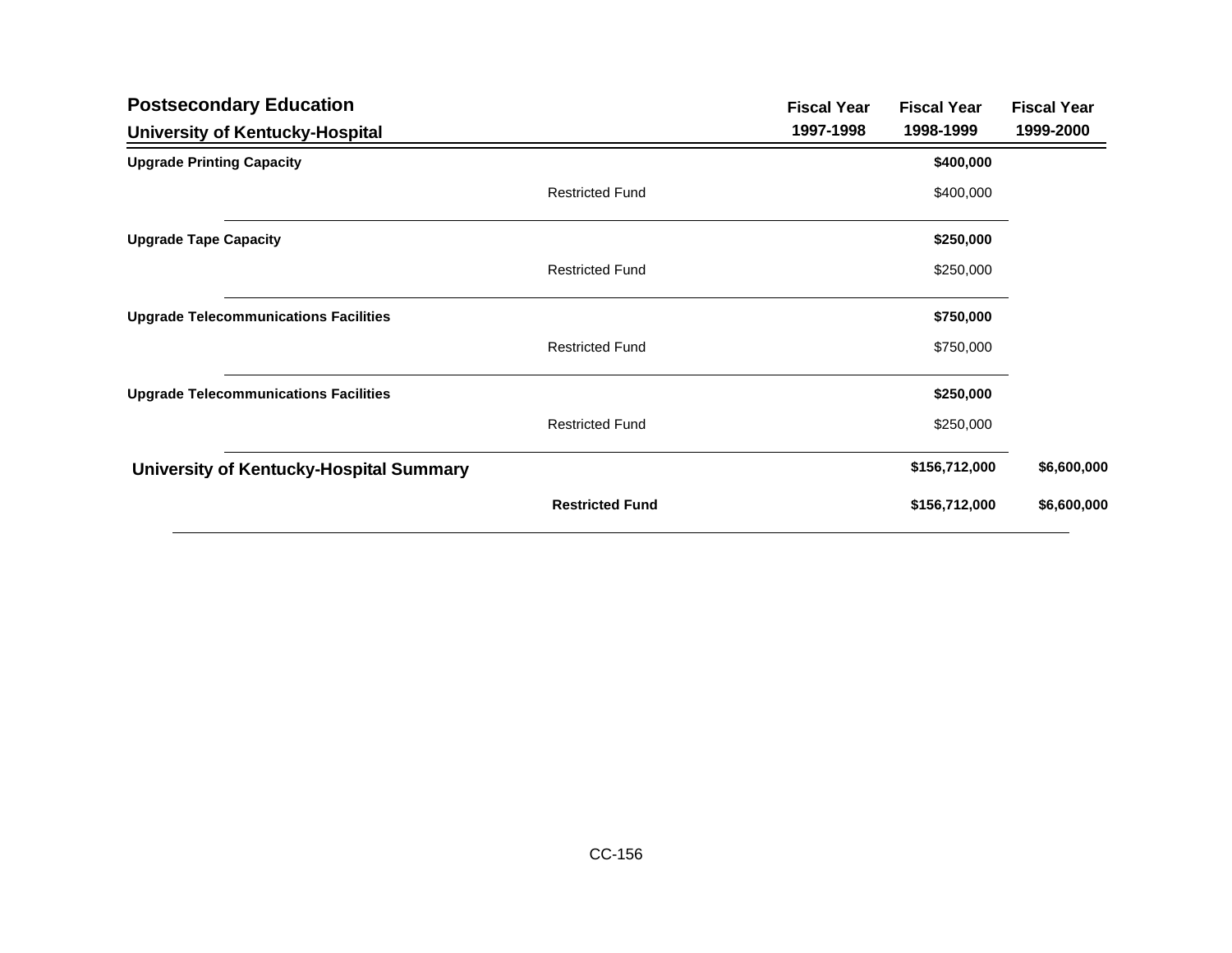## Postsecondary Education

### University of Kentucky-Hospital

| | | Fiscal Year 1997-1998 | Fiscal Year 1998-1999 | Fiscal Year 1999-2000 |
|---|---|---|---|---|
| **Upgrade Printing Capacity** | | | **$400,000** | |
| | Restricted Fund | | $400,000 | |
| **Upgrade Tape Capacity** | | | **$250,000** | |
| | Restricted Fund | | $250,000 | |
| **Upgrade Telecommunications Facilities** | | | **$750,000** | |
| | Restricted Fund | | $750,000 | |
| **Upgrade Telecommunications Facilities** | | | **$250,000** | |
| | Restricted Fund | | $250,000 | |
| **University of Kentucky-Hospital Summary** | | | **$156,712,000** | **$6,600,000** |
| | **Restricted Fund** | | **$156,712,000** | **$6,600,000** |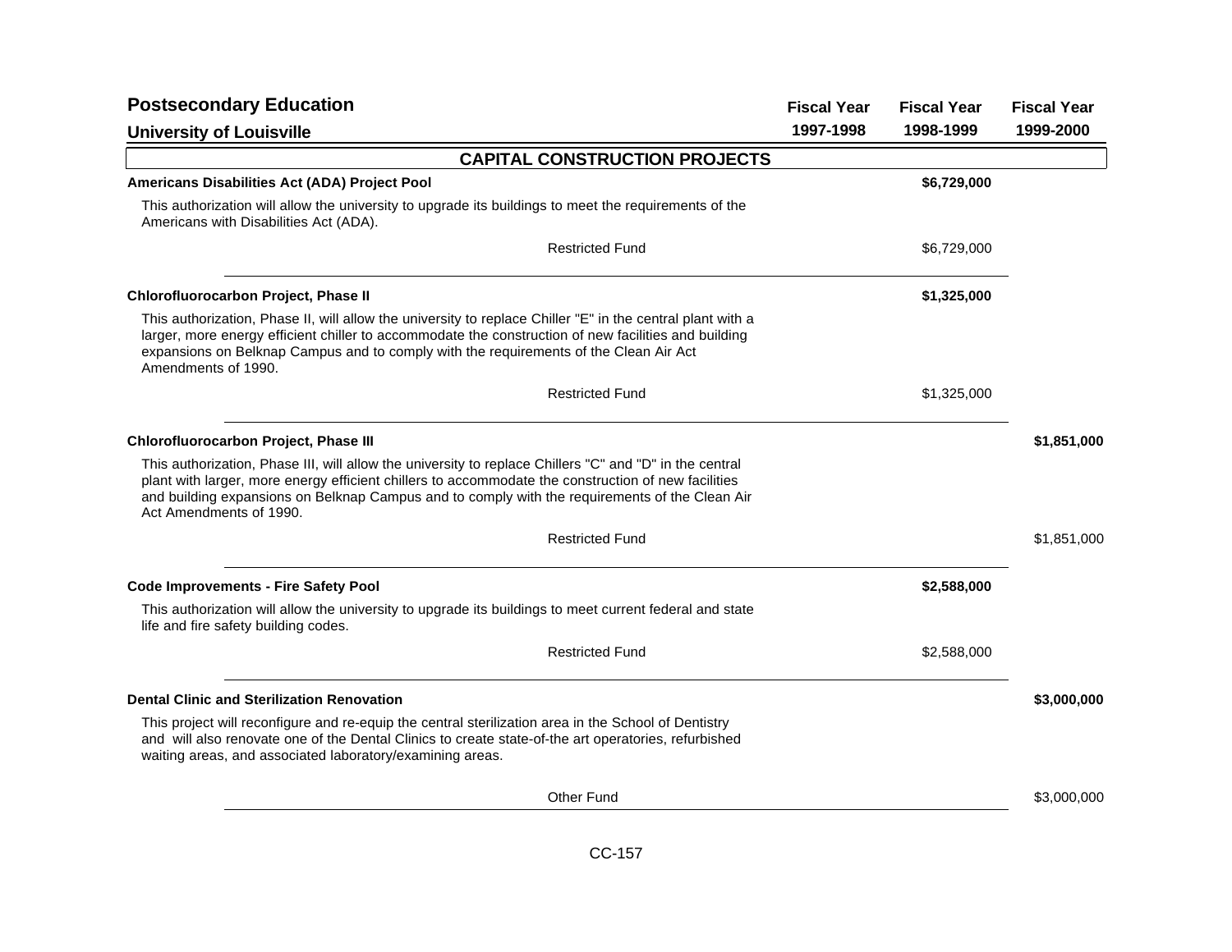# Postsecondary Education

## University of Louisville

### CAPITAL CONSTRUCTION PROJECTS

| | Fiscal Year 1997-1998 | Fiscal Year 1998-1999 | Fiscal Year 1999-2000 |
|---|---|---|---|
| **Americans Disabilities Act (ADA) Project Pool** | | **$6,729,000** | |
| This authorization will allow the university to upgrade its buildings to meet the requirements of the Americans with Disabilities Act (ADA). | | | |
| Restricted Fund | | $6,729,000 | |
| **Chlorofluorocarbon Project, Phase II** | | **$1,325,000** | |
| This authorization, Phase II, will allow the university to replace Chiller "E" in the central plant with a larger, more energy efficient chiller to accommodate the construction of new facilities and building expansions on Belknap Campus and to comply with the requirements of the Clean Air Act Amendments of 1990. | | | |
| Restricted Fund | | $1,325,000 | |
| **Chlorofluorocarbon Project, Phase III** | | | **$1,851,000** |
| This authorization, Phase III, will allow the university to replace Chillers "C" and "D" in the central plant with larger, more energy efficient chillers to accommodate the construction of new facilities and building expansions on Belknap Campus and to comply with the requirements of the Clean Air Act Amendments of 1990. | | | |
| Restricted Fund | | | $1,851,000 |
| **Code Improvements - Fire Safety Pool** | | **$2,588,000** | |
| This authorization will allow the university to upgrade its buildings to meet current federal and state life and fire safety building codes. | | | |
| Restricted Fund | | $2,588,000 | |
| **Dental Clinic and Sterilization Renovation** | | | **$3,000,000** |
| This project will reconfigure and re-equip the central sterilization area in the School of Dentistry and will also renovate one of the Dental Clinics to create state-of-the art operatories, refurbished waiting areas, and associated laboratory/examining areas. | | | |
| Other Fund | | | $3,000,000 |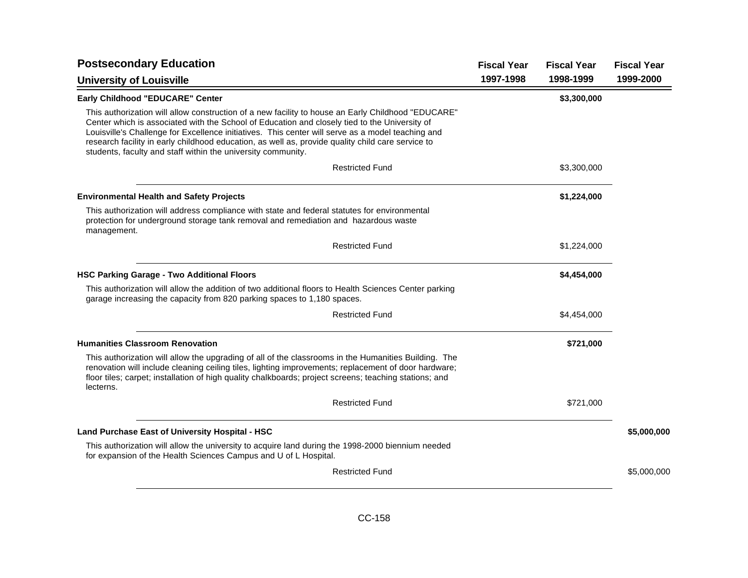## Postsecondary Education

### University of Louisville

| | Fiscal Year 1997-1998 | Fiscal Year 1998-1999 | Fiscal Year 1999-2000 |
|---|---|---|---|
| **Early Childhood "EDUCARE" Center** | | **$3,300,000** | |
| This authorization will allow construction of a new facility to house an Early Childhood "EDUCARE" Center which is associated with the School of Education and closely tied to the University of Louisville's Challenge for Excellence initiatives. This center will serve as a model teaching and research facility in early childhood education, as well as, provide quality child care service to students, faculty and staff within the university community. | | | |
| Restricted Fund | | $3,300,000 | |
| **Environmental Health and Safety Projects** | | **$1,224,000** | |
| This authorization will address compliance with state and federal statutes for environmental protection for underground storage tank removal and remediation and hazardous waste management. | | | |
| Restricted Fund | | $1,224,000 | |
| **HSC Parking Garage - Two Additional Floors** | | **$4,454,000** | |
| This authorization will allow the addition of two additional floors to Health Sciences Center parking garage increasing the capacity from 820 parking spaces to 1,180 spaces. | | | |
| Restricted Fund | | $4,454,000 | |
| **Humanities Classroom Renovation** | | **$721,000** | |
| This authorization will allow the upgrading of all of the classrooms in the Humanities Building. The renovation will include cleaning ceiling tiles, lighting improvements; replacement of door hardware; floor tiles; carpet; installation of high quality chalkboards; project screens; teaching stations; and lecterns. | | | |
| Restricted Fund | | $721,000 | |
| **Land Purchase East of University Hospital - HSC** | | | **$5,000,000** |
| This authorization will allow the university to acquire land during the 1998-2000 biennium needed for expansion of the Health Sciences Campus and U of L Hospital. | | | |
| Restricted Fund | | | $5,000,000 |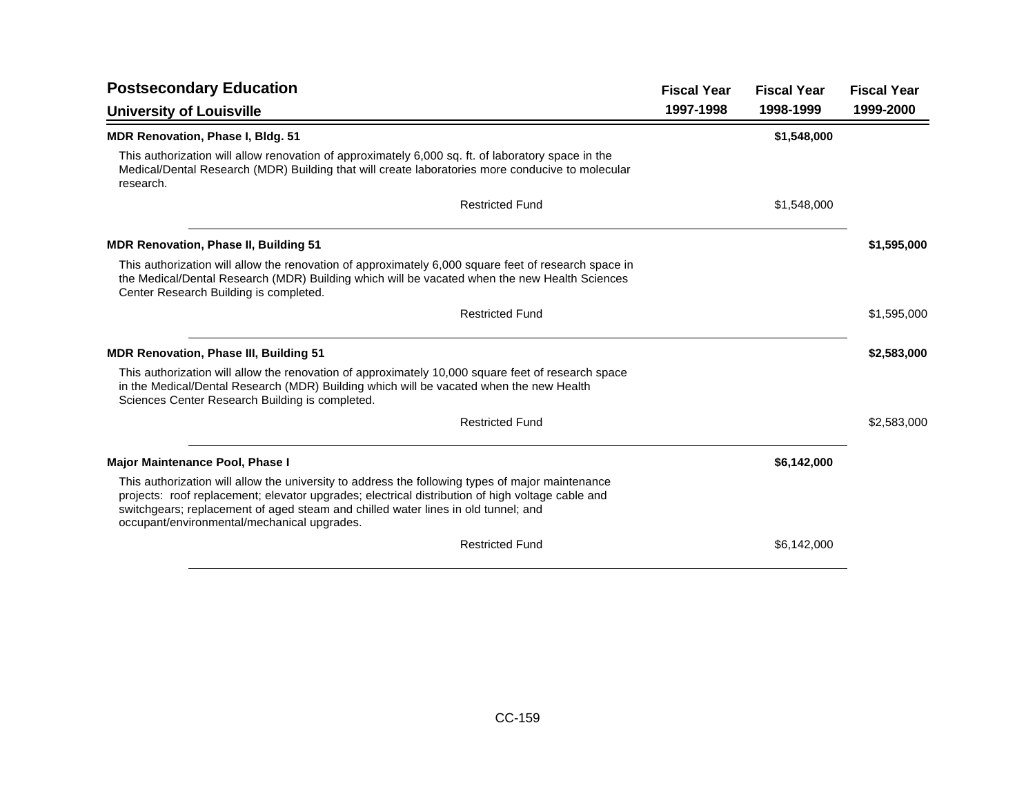## Postsecondary Education

### University of Louisville

| | Fiscal Year 1997-1998 | Fiscal Year 1998-1999 | Fiscal Year 1999-2000 |
|---|---|---|---|
| **MDR Renovation, Phase I, Bldg. 51** | | **$1,548,000** | |
| This authorization will allow renovation of approximately 6,000 sq. ft. of laboratory space in the Medical/Dental Research (MDR) Building that will create laboratories more conducive to molecular research. | | | |
| Restricted Fund | | $1,548,000 | |
| **MDR Renovation, Phase II, Building 51** | | | **$1,595,000** |
| This authorization will allow the renovation of approximately 6,000 square feet of research space in the Medical/Dental Research (MDR) Building which will be vacated when the new Health Sciences Center Research Building is completed. | | | |
| Restricted Fund | | | $1,595,000 |
| **MDR Renovation, Phase III, Building 51** | | | **$2,583,000** |
| This authorization will allow the renovation of approximately 10,000 square feet of research space in the Medical/Dental Research (MDR) Building which will be vacated when the new Health Sciences Center Research Building is completed. | | | |
| Restricted Fund | | | $2,583,000 |
| **Major Maintenance Pool, Phase I** | | **$6,142,000** | |
| This authorization will allow the university to address the following types of major maintenance projects: roof replacement; elevator upgrades; electrical distribution of high voltage cable and switchgears; replacement of aged steam and chilled water lines in old tunnel; and occupant/environmental/mechanical upgrades. | | | |
| Restricted Fund | | $6,142,000 | |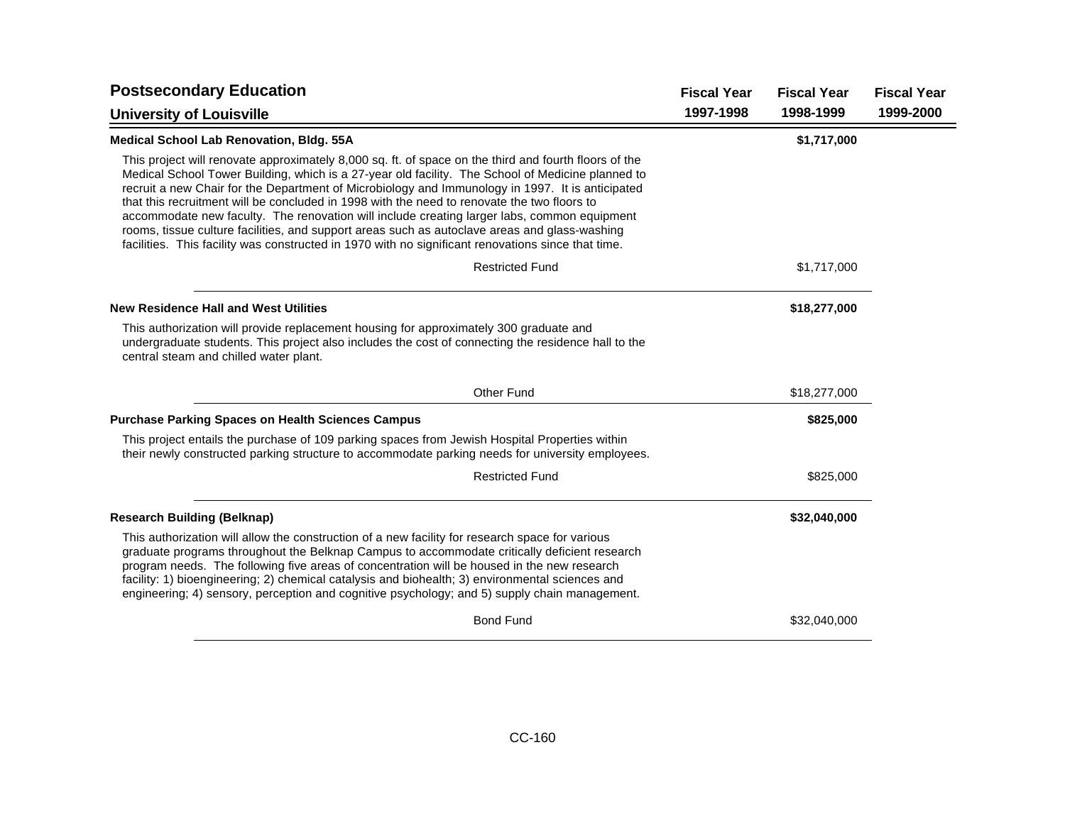## Postsecondary Education

### University of Louisville

| | Fiscal Year 1997-1998 | Fiscal Year 1998-1999 | Fiscal Year 1999-2000 |
|---|---|---|---|
| **Medical School Lab Renovation, Bldg. 55A** | | **$1,717,000** | |

This project will renovate approximately 8,000 sq. ft. of space on the third and fourth floors of the Medical School Tower Building, which is a 27-year old facility. The School of Medicine planned to recruit a new Chair for the Department of Microbiology and Immunology in 1997. It is anticipated that this recruitment will be concluded in 1998 with the need to renovate the two floors to accommodate new faculty. The renovation will include creating larger labs, common equipment rooms, tissue culture facilities, and support areas such as autoclave areas and glass-washing facilities. This facility was constructed in 1970 with no significant renovations since that time.

| | Fiscal Year 1997-1998 | Fiscal Year 1998-1999 | Fiscal Year 1999-2000 |
|---|---|---|---|
| Restricted Fund | | $1,717,000 | |

| | Fiscal Year 1997-1998 | Fiscal Year 1998-1999 | Fiscal Year 1999-2000 |
|---|---|---|---|
| **New Residence Hall and West Utilities** | | **$18,277,000** | |

This authorization will provide replacement housing for approximately 300 graduate and undergraduate students. This project also includes the cost of connecting the residence hall to the central steam and chilled water plant.

| | Fiscal Year 1997-1998 | Fiscal Year 1998-1999 | Fiscal Year 1999-2000 |
|---|---|---|---|
| Other Fund | | $18,277,000 | |

| | Fiscal Year 1997-1998 | Fiscal Year 1998-1999 | Fiscal Year 1999-2000 |
|---|---|---|---|
| **Purchase Parking Spaces on Health Sciences Campus** | | **$825,000** | |

This project entails the purchase of 109 parking spaces from Jewish Hospital Properties within their newly constructed parking structure to accommodate parking needs for university employees.

| | Fiscal Year 1997-1998 | Fiscal Year 1998-1999 | Fiscal Year 1999-2000 |
|---|---|---|---|
| Restricted Fund | | $825,000 | |

| | Fiscal Year 1997-1998 | Fiscal Year 1998-1999 | Fiscal Year 1999-2000 |
|---|---|---|---|
| **Research Building (Belknap)** | | **$32,040,000** | |

This authorization will allow the construction of a new facility for research space for various graduate programs throughout the Belknap Campus to accommodate critically deficient research program needs. The following five areas of concentration will be housed in the new research facility: 1) bioengineering; 2) chemical catalysis and biohealth; 3) environmental sciences and engineering; 4) sensory, perception and cognitive psychology; and 5) supply chain management.

| | Fiscal Year 1997-1998 | Fiscal Year 1998-1999 | Fiscal Year 1999-2000 |
|---|---|---|---|
| Bond Fund | | $32,040,000 | |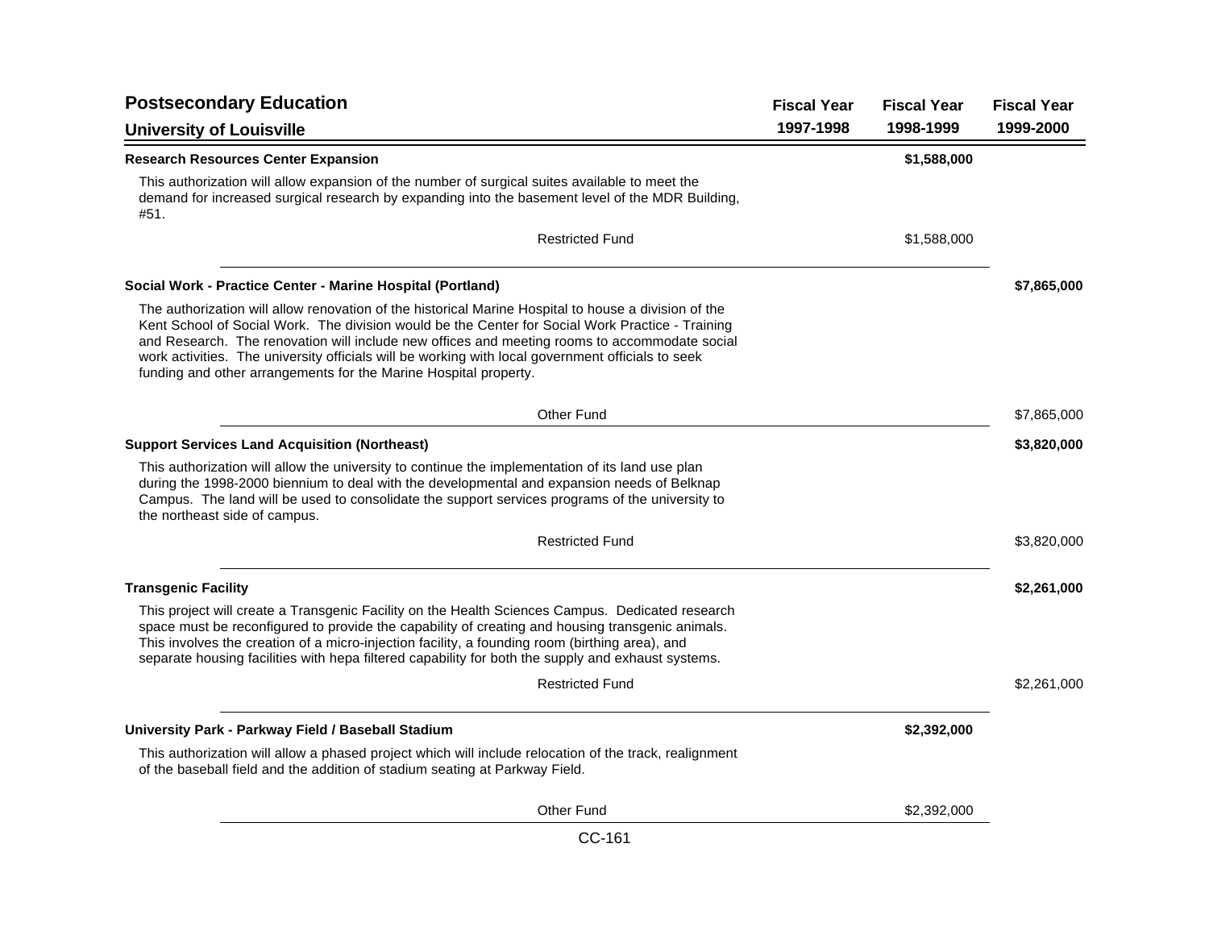## Postsecondary Education

### University of Louisville

| | Fiscal Year 1997-1998 | Fiscal Year 1998-1999 | Fiscal Year 1999-2000 |
|---|---|---|---|
| **Research Resources Center Expansion** | | **$1,588,000** | |
| This authorization will allow expansion of the number of surgical suites available to meet the demand for increased surgical research by expanding into the basement level of the MDR Building, #51. | | | |
| Restricted Fund | | $1,588,000 | |
| **Social Work - Practice Center - Marine Hospital (Portland)** | | | **$7,865,000** |
| The authorization will allow renovation of the historical Marine Hospital to house a division of the Kent School of Social Work. The division would be the Center for Social Work Practice - Training and Research. The renovation will include new offices and meeting rooms to accommodate social work activities. The university officials will be working with local government officials to seek funding and other arrangements for the Marine Hospital property. | | | |
| Other Fund | | | $7,865,000 |
| **Support Services Land Acquisition (Northeast)** | | | **$3,820,000** |
| This authorization will allow the university to continue the implementation of its land use plan during the 1998-2000 biennium to deal with the developmental and expansion needs of Belknap Campus. The land will be used to consolidate the support services programs of the university to the northeast side of campus. | | | |
| Restricted Fund | | | $3,820,000 |
| **Transgenic Facility** | | | **$2,261,000** |
| This project will create a Transgenic Facility on the Health Sciences Campus. Dedicated research space must be reconfigured to provide the capability of creating and housing transgenic animals. This involves the creation of a micro-injection facility, a founding room (birthing area), and separate housing facilities with hepa filtered capability for both the supply and exhaust systems. | | | |
| Restricted Fund | | | $2,261,000 |
| **University Park - Parkway Field / Baseball Stadium** | | **$2,392,000** | |
| This authorization will allow a phased project which will include relocation of the track, realignment of the baseball field and the addition of stadium seating at Parkway Field. | | | |
| Other Fund | | $2,392,000 | |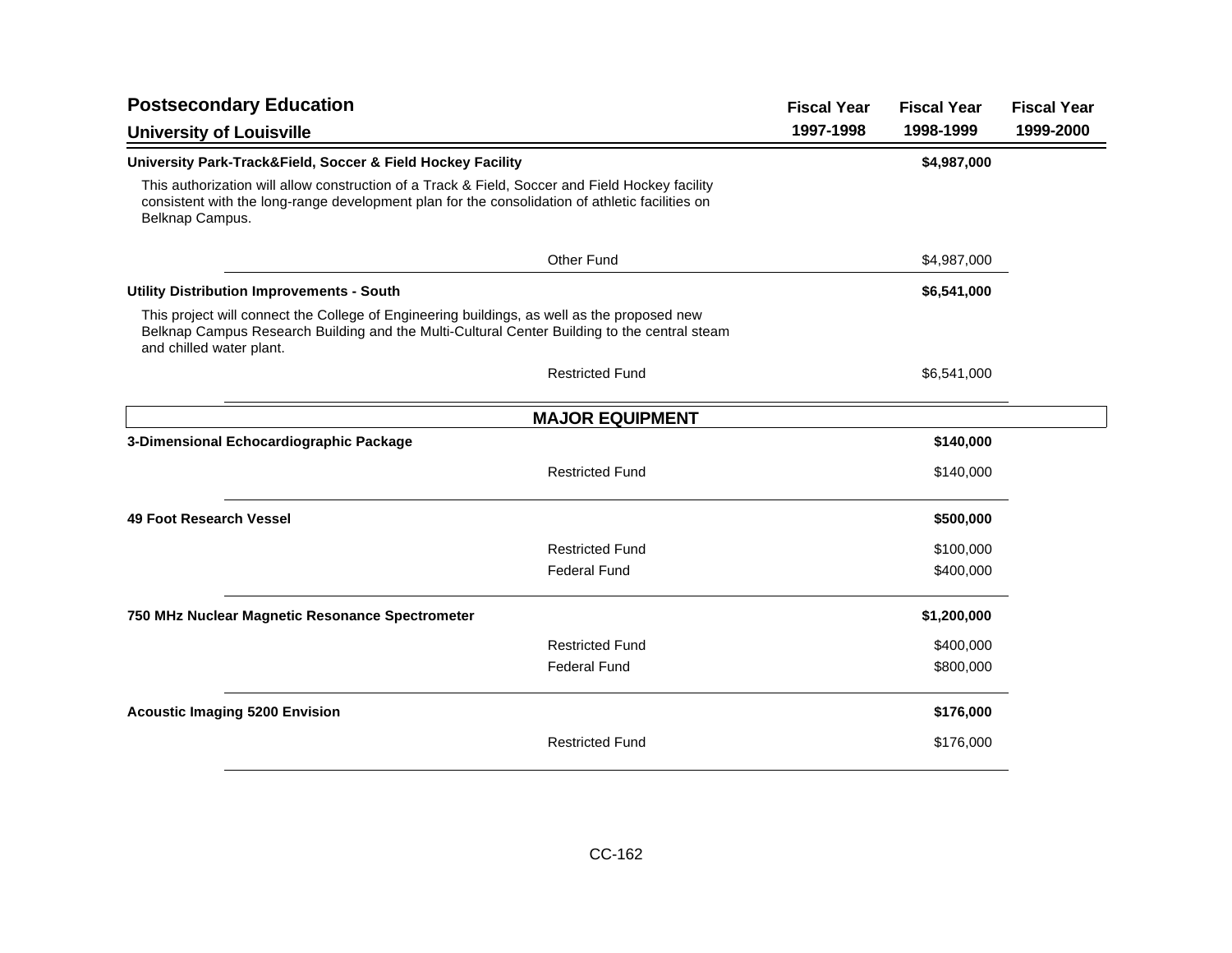# Postsecondary Education

## University of Louisville

| | Fiscal Year 1997-1998 | Fiscal Year 1998-1999 | Fiscal Year 1999-2000 |
|---|---|---|---|
| **University Park-Track&Field, Soccer & Field Hockey Facility** | | **$4,987,000** | |
| This authorization will allow construction of a Track & Field, Soccer and Field Hockey facility consistent with the long-range development plan for the consolidation of athletic facilities on Belknap Campus. | | | |
| Other Fund | | $4,987,000 | |
| **Utility Distribution Improvements - South** | | **$6,541,000** | |
| This project will connect the College of Engineering buildings, as well as the proposed new Belknap Campus Research Building and the Multi-Cultural Center Building to the central steam and chilled water plant. | | | |
| Restricted Fund | | $6,541,000 | |

### MAJOR EQUIPMENT

| | Fiscal Year 1997-1998 | Fiscal Year 1998-1999 | Fiscal Year 1999-2000 |
|---|---|---|---|
| **3-Dimensional Echocardiographic Package** | | **$140,000** | |
| Restricted Fund | | $140,000 | |
| **49 Foot Research Vessel** | | **$500,000** | |
| Restricted Fund | | $100,000 | |
| Federal Fund | | $400,000 | |
| **750 MHz Nuclear Magnetic Resonance Spectrometer** | | **$1,200,000** | |
| Restricted Fund | | $400,000 | |
| Federal Fund | | $800,000 | |
| **Acoustic Imaging 5200 Envision** | | **$176,000** | |
| Restricted Fund | | $176,000 | |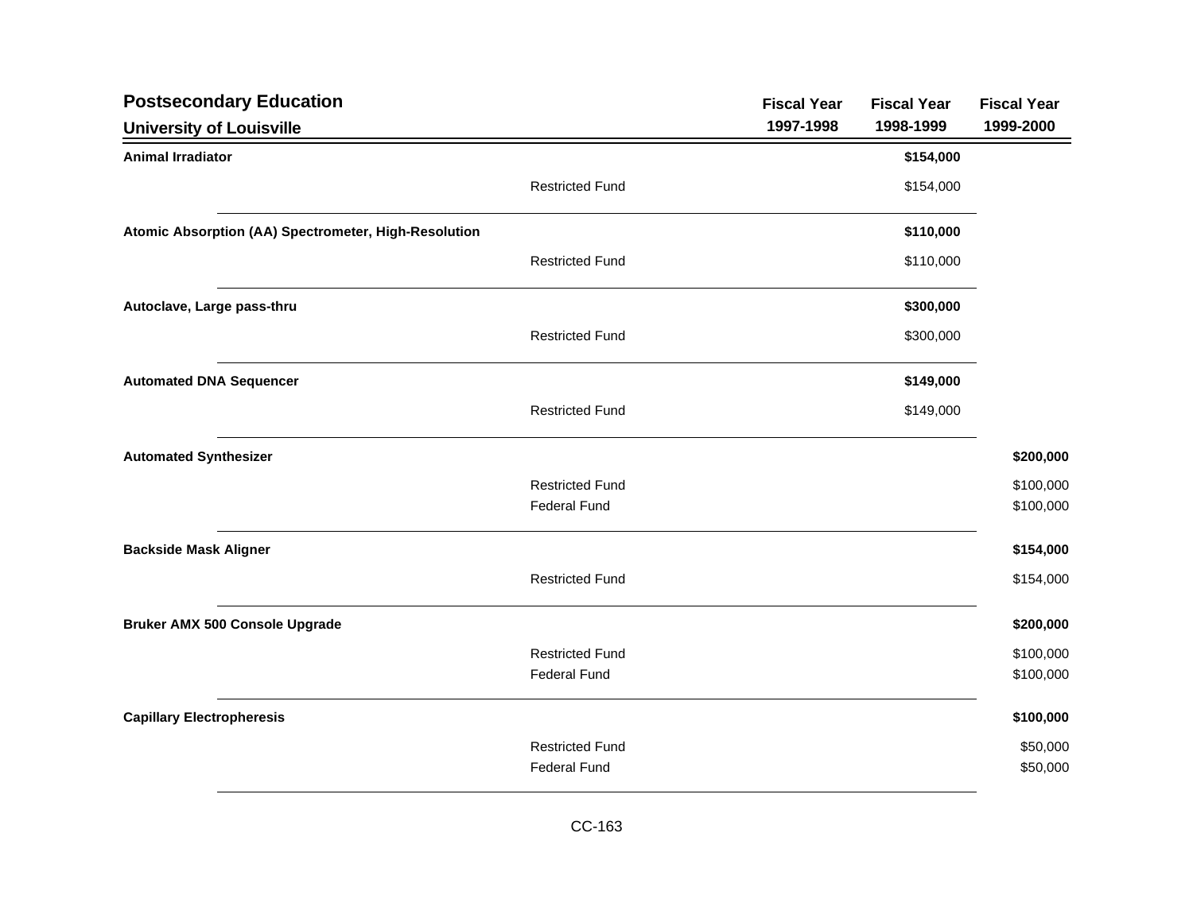## Postsecondary Education

### University of Louisville

| | | Fiscal Year 1997-1998 | Fiscal Year 1998-1999 | Fiscal Year 1999-2000 |
|---|---|---|---|---|
| **Animal Irradiator** | | | **$154,000** | |
| | Restricted Fund | | $154,000 | |
| **Atomic Absorption (AA) Spectrometer, High-Resolution** | | | **$110,000** | |
| | Restricted Fund | | $110,000 | |
| **Autoclave, Large pass-thru** | | | **$300,000** | |
| | Restricted Fund | | $300,000 | |
| **Automated DNA Sequencer** | | | **$149,000** | |
| | Restricted Fund | | $149,000 | |
| **Automated Synthesizer** | | | | **$200,000** |
| | Restricted Fund | | | $100,000 |
| | Federal Fund | | | $100,000 |
| **Backside Mask Aligner** | | | | **$154,000** |
| | Restricted Fund | | | $154,000 |
| **Bruker AMX 500 Console Upgrade** | | | | **$200,000** |
| | Restricted Fund | | | $100,000 |
| | Federal Fund | | | $100,000 |
| **Capillary Electropheresis** | | | | **$100,000** |
| | Restricted Fund | | | $50,000 |
| | Federal Fund | | | $50,000 |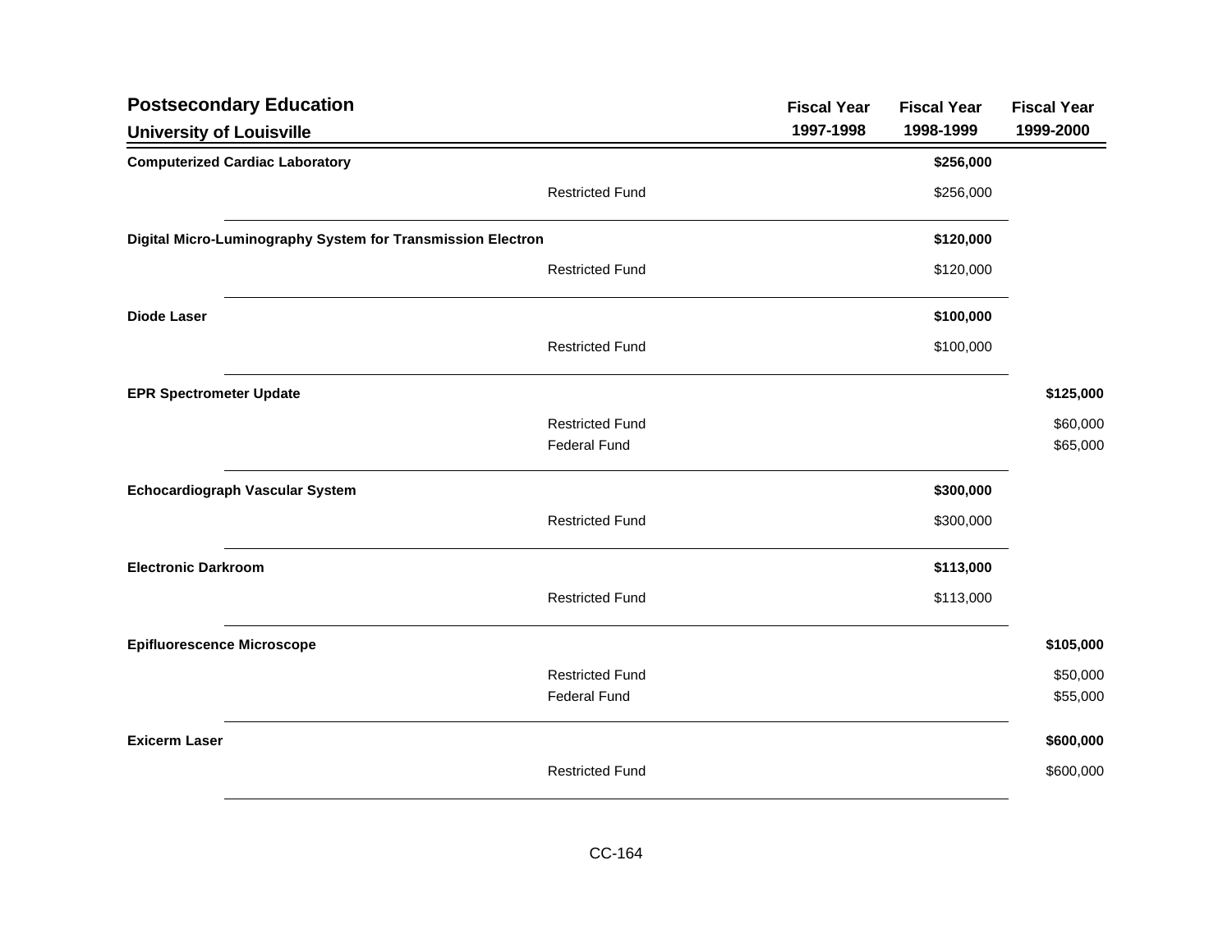## Postsecondary Education

### University of Louisville

| | | Fiscal Year 1997-1998 | Fiscal Year 1998-1999 | Fiscal Year 1999-2000 |
|---|---|---|---|---|
| **Computerized Cardiac Laboratory** | | | **$256,000** | |
| | Restricted Fund | | $256,000 | |
| **Digital Micro-Luminography System for Transmission Electron** | | | **$120,000** | |
| | Restricted Fund | | $120,000 | |
| **Diode Laser** | | | **$100,000** | |
| | Restricted Fund | | $100,000 | |
| **EPR Spectrometer Update** | | | | **$125,000** |
| | Restricted Fund | | | $60,000 |
| | Federal Fund | | | $65,000 |
| **Echocardiograph Vascular System** | | | **$300,000** | |
| | Restricted Fund | | $300,000 | |
| **Electronic Darkroom** | | | **$113,000** | |
| | Restricted Fund | | $113,000 | |
| **Epifluorescence Microscope** | | | | **$105,000** |
| | Restricted Fund | | | $50,000 |
| | Federal Fund | | | $55,000 |
| **Exicerm Laser** | | | | **$600,000** |
| | Restricted Fund | | | $600,000 |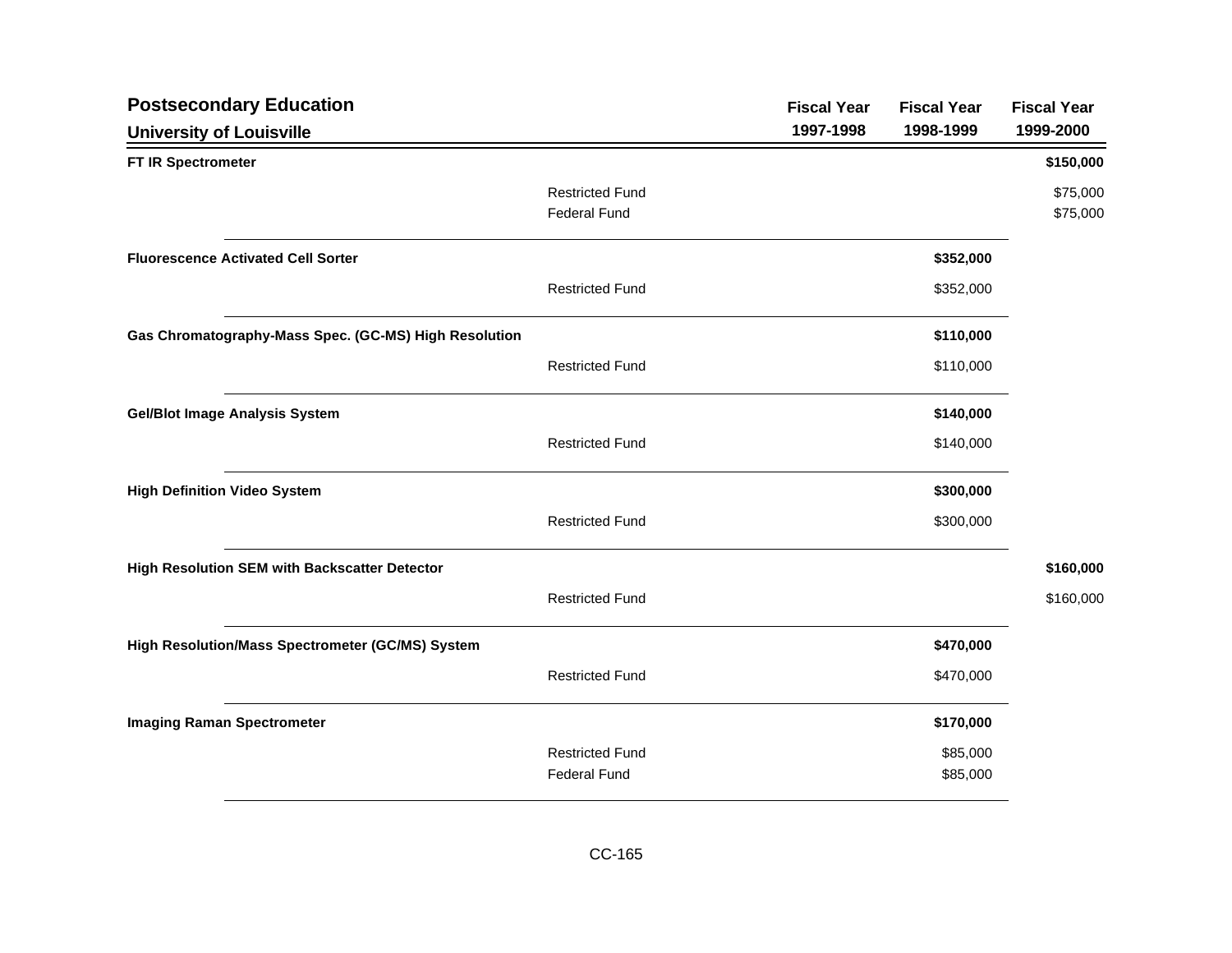## Postsecondary Education

### University of Louisville

| | | Fiscal Year 1997-1998 | Fiscal Year 1998-1999 | Fiscal Year 1999-2000 |
|---|---|---|---|---|
| **FT IR Spectrometer** | | | | **$150,000** |
| | Restricted Fund | | | $75,000 |
| | Federal Fund | | | $75,000 |
| **Fluorescence Activated Cell Sorter** | | | **$352,000** | |
| | Restricted Fund | | $352,000 | |
| **Gas Chromatography-Mass Spec. (GC-MS) High Resolution** | | | **$110,000** | |
| | Restricted Fund | | $110,000 | |
| **Gel/Blot Image Analysis System** | | | **$140,000** | |
| | Restricted Fund | | $140,000 | |
| **High Definition Video System** | | | **$300,000** | |
| | Restricted Fund | | $300,000 | |
| **High Resolution SEM with Backscatter Detector** | | | | **$160,000** |
| | Restricted Fund | | | $160,000 |
| **High Resolution/Mass Spectrometer (GC/MS) System** | | | **$470,000** | |
| | Restricted Fund | | $470,000 | |
| **Imaging Raman Spectrometer** | | | **$170,000** | |
| | Restricted Fund | | $85,000 | |
| | Federal Fund | | $85,000 | |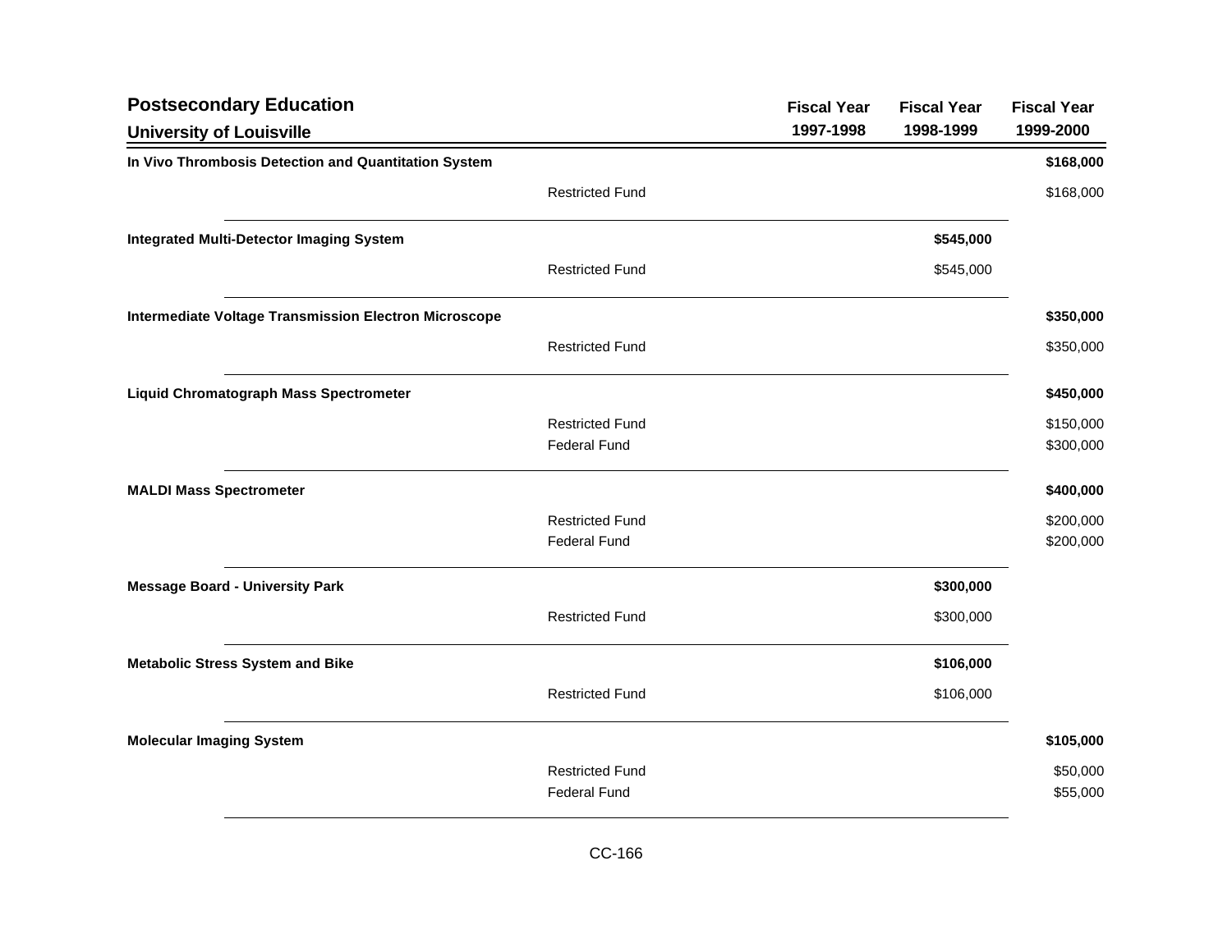## Postsecondary Education

### University of Louisville

| | | Fiscal Year 1997-1998 | Fiscal Year 1998-1999 | Fiscal Year 1999-2000 |
|---|---|---|---|---|
| **In Vivo Thrombosis Detection and Quantitation System** | | | | **$168,000** |
| | Restricted Fund | | | $168,000 |
| **Integrated Multi-Detector Imaging System** | | | **$545,000** | |
| | Restricted Fund | | $545,000 | |
| **Intermediate Voltage Transmission Electron Microscope** | | | | **$350,000** |
| | Restricted Fund | | | $350,000 |
| **Liquid Chromatograph Mass Spectrometer** | | | | **$450,000** |
| | Restricted Fund | | | $150,000 |
| | Federal Fund | | | $300,000 |
| **MALDI Mass Spectrometer** | | | | **$400,000** |
| | Restricted Fund | | | $200,000 |
| | Federal Fund | | | $200,000 |
| **Message Board - University Park** | | | **$300,000** | |
| | Restricted Fund | | $300,000 | |
| **Metabolic Stress System and Bike** | | | **$106,000** | |
| | Restricted Fund | | $106,000 | |
| **Molecular Imaging System** | | | | **$105,000** |
| | Restricted Fund | | | $50,000 |
| | Federal Fund | | | $55,000 |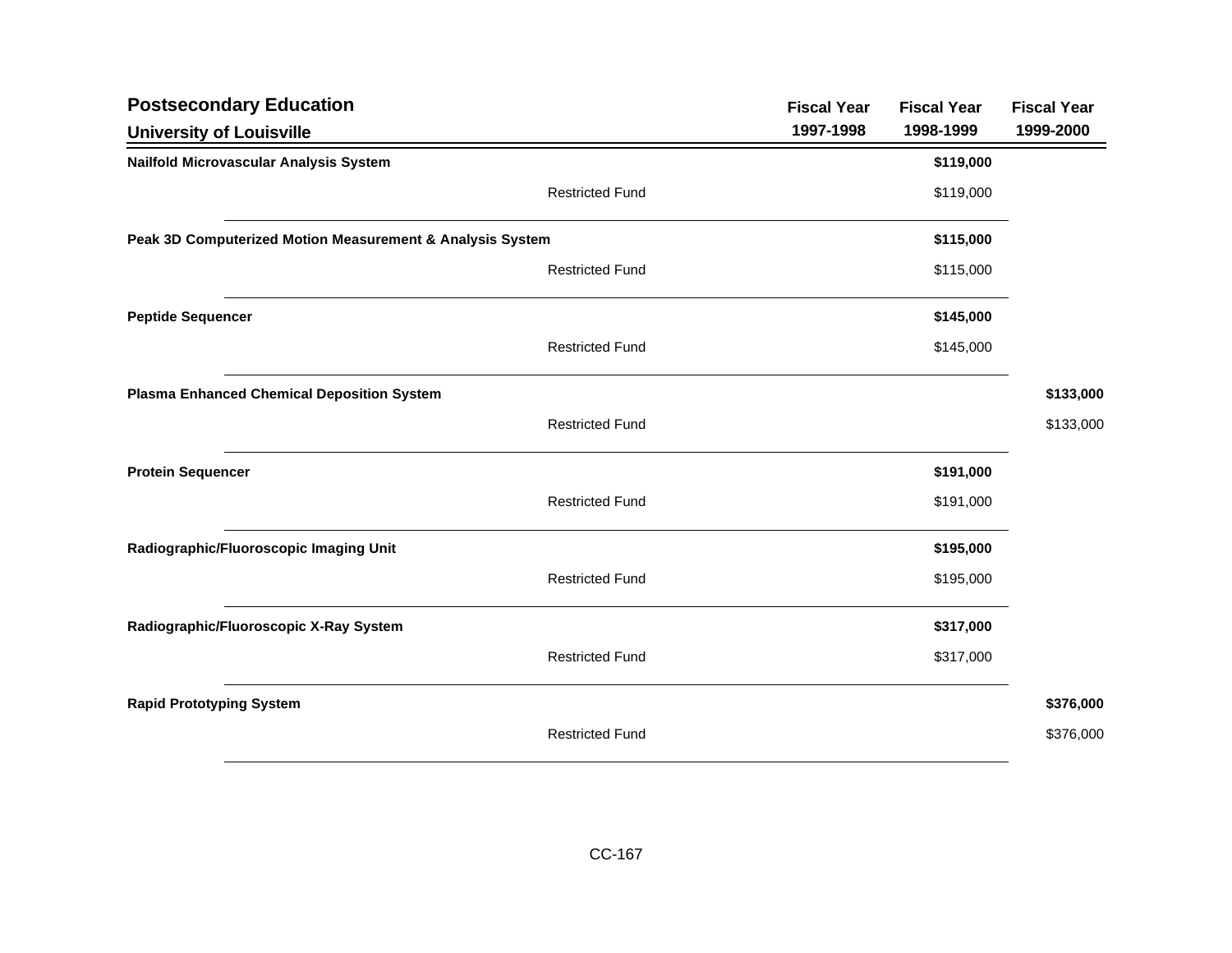## Postsecondary Education

### University of Louisville

| | | Fiscal Year 1997-1998 | Fiscal Year 1998-1999 | Fiscal Year 1999-2000 |
|---|---|---|---|---|
| **Nailfold Microvascular Analysis System** | | | **$119,000** | |
| | Restricted Fund | | $119,000 | |
| **Peak 3D Computerized Motion Measurement & Analysis System** | | | **$115,000** | |
| | Restricted Fund | | $115,000 | |
| **Peptide Sequencer** | | | **$145,000** | |
| | Restricted Fund | | $145,000 | |
| **Plasma Enhanced Chemical Deposition System** | | | | **$133,000** |
| | Restricted Fund | | | $133,000 |
| **Protein Sequencer** | | | **$191,000** | |
| | Restricted Fund | | $191,000 | |
| **Radiographic/Fluoroscopic Imaging Unit** | | | **$195,000** | |
| | Restricted Fund | | $195,000 | |
| **Radiographic/Fluoroscopic X-Ray System** | | | **$317,000** | |
| | Restricted Fund | | $317,000 | |
| **Rapid Prototyping System** | | | | **$376,000** |
| | Restricted Fund | | | $376,000 |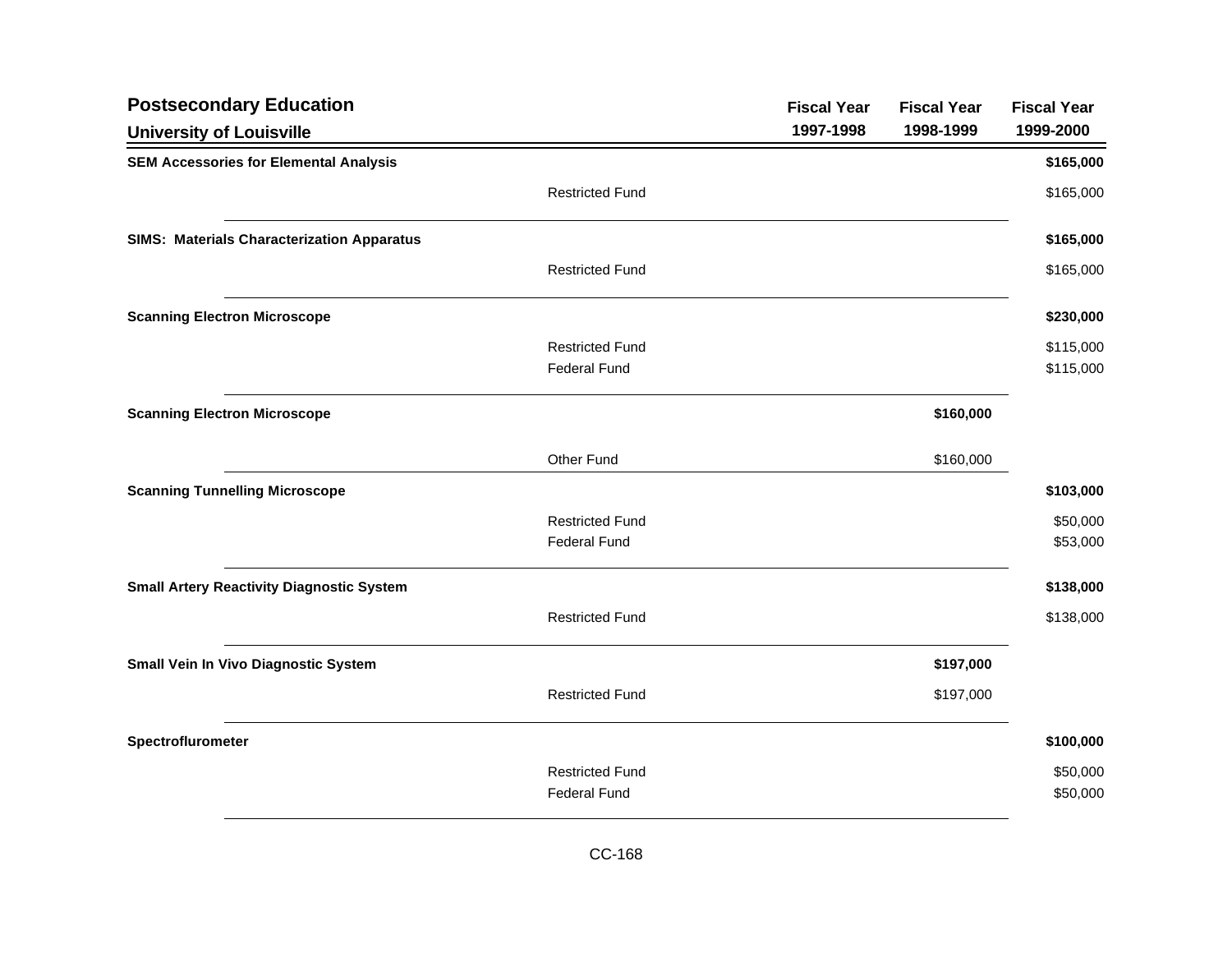## Postsecondary Education

### University of Louisville

| | | Fiscal Year 1997-1998 | Fiscal Year 1998-1999 | Fiscal Year 1999-2000 |
|---|---|---|---|---|
| **SEM Accessories for Elemental Analysis** | | | | **$165,000** |
| | Restricted Fund | | | $165,000 |
| **SIMS: Materials Characterization Apparatus** | | | | **$165,000** |
| | Restricted Fund | | | $165,000 |
| **Scanning Electron Microscope** | | | | **$230,000** |
| | Restricted Fund | | | $115,000 |
| | Federal Fund | | | $115,000 |
| **Scanning Electron Microscope** | | | **$160,000** | |
| | Other Fund | | $160,000 | |
| **Scanning Tunnelling Microscope** | | | | **$103,000** |
| | Restricted Fund | | | $50,000 |
| | Federal Fund | | | $53,000 |
| **Small Artery Reactivity Diagnostic System** | | | | **$138,000** |
| | Restricted Fund | | | $138,000 |
| **Small Vein In Vivo Diagnostic System** | | | **$197,000** | |
| | Restricted Fund | | $197,000 | |
| **Spectroflurometer** | | | | **$100,000** |
| | Restricted Fund | | | $50,000 |
| | Federal Fund | | | $50,000 |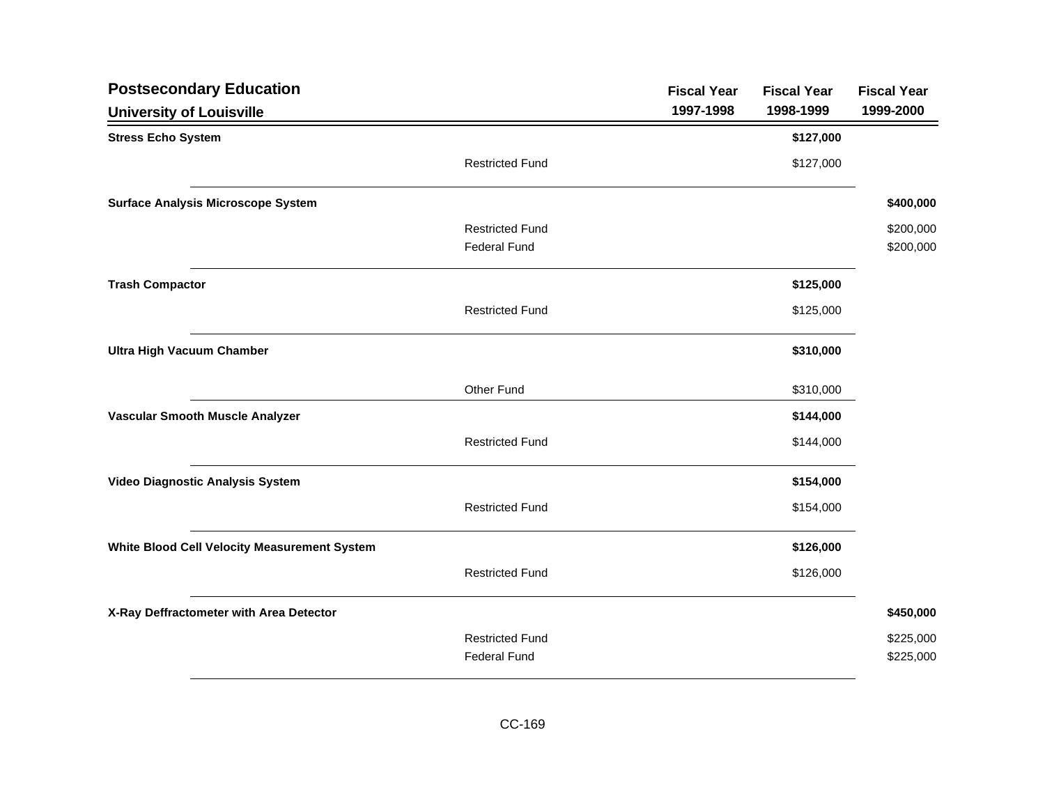## Postsecondary Education

### University of Louisville

| | | Fiscal Year 1997-1998 | Fiscal Year 1998-1999 | Fiscal Year 1999-2000 |
|---|---|---|---|---|
| **Stress Echo System** | | | **$127,000** | |
| | Restricted Fund | | $127,000 | |
| **Surface Analysis Microscope System** | | | | **$400,000** |
| | Restricted Fund | | | $200,000 |
| | Federal Fund | | | $200,000 |
| **Trash Compactor** | | | **$125,000** | |
| | Restricted Fund | | $125,000 | |
| **Ultra High Vacuum Chamber** | | | **$310,000** | |
| | Other Fund | | $310,000 | |
| **Vascular Smooth Muscle Analyzer** | | | **$144,000** | |
| | Restricted Fund | | $144,000 | |
| **Video Diagnostic Analysis System** | | | **$154,000** | |
| | Restricted Fund | | $154,000 | |
| **White Blood Cell Velocity Measurement System** | | | **$126,000** | |
| | Restricted Fund | | $126,000 | |
| **X-Ray Deffractometer with Area Detector** | | | | **$450,000** |
| | Restricted Fund | | | $225,000 |
| | Federal Fund | | | $225,000 |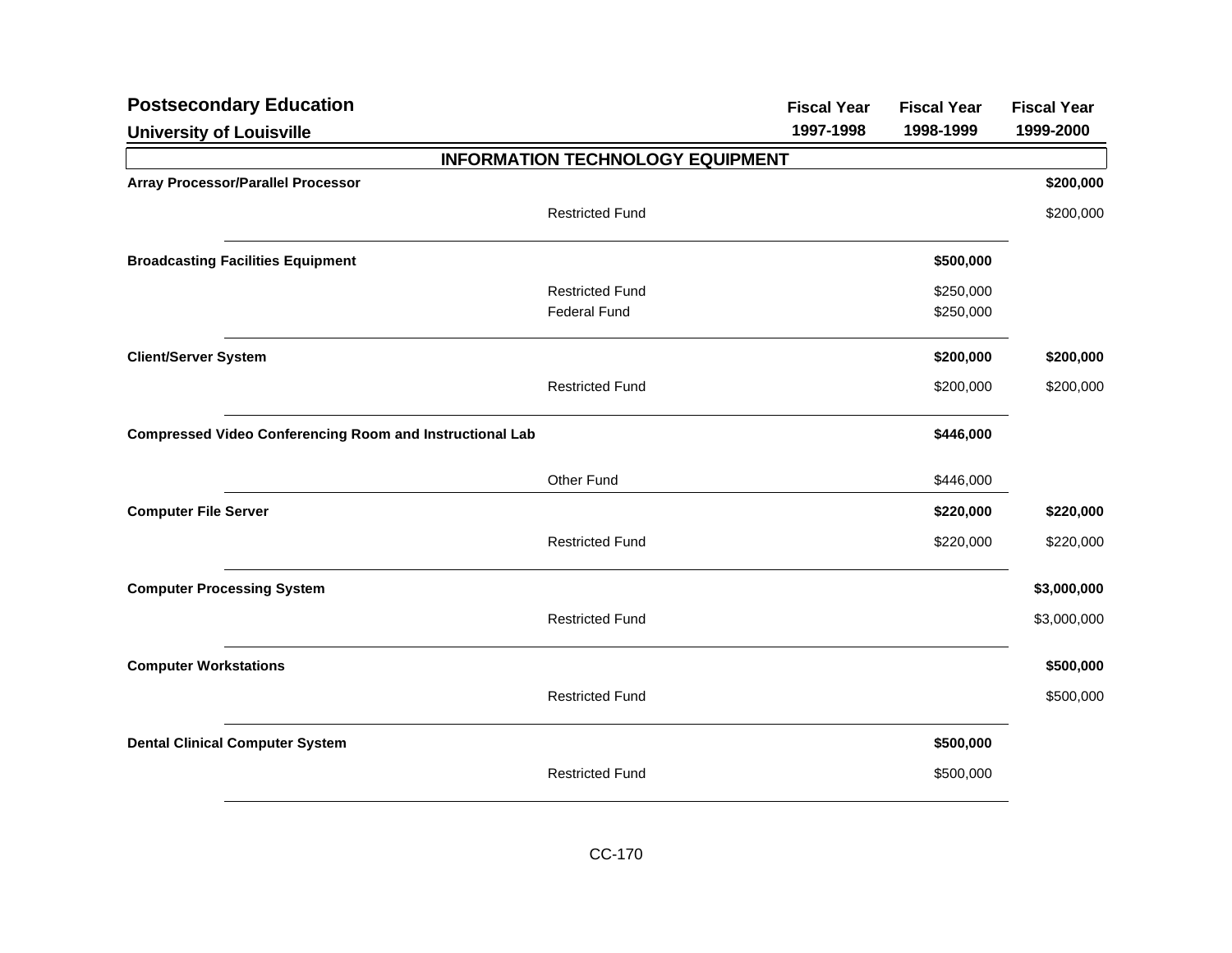## Postsecondary Education

### University of Louisville

| | | Fiscal Year 1997-1998 | Fiscal Year 1998-1999 | Fiscal Year 1999-2000 |
|---|---|---|---|---|
| **INFORMATION TECHNOLOGY EQUIPMENT** | | | | |
| **Array Processor/Parallel Processor** | | | | **$200,000** |
| | Restricted Fund | | | $200,000 |
| **Broadcasting Facilities Equipment** | | | **$500,000** | |
| | Restricted Fund | | $250,000 | |
| | Federal Fund | | $250,000 | |
| **Client/Server System** | | | **$200,000** | **$200,000** |
| | Restricted Fund | | $200,000 | $200,000 |
| **Compressed Video Conferencing Room and Instructional Lab** | | | **$446,000** | |
| | Other Fund | | $446,000 | |
| **Computer File Server** | | | **$220,000** | **$220,000** |
| | Restricted Fund | | $220,000 | $220,000 |
| **Computer Processing System** | | | | **$3,000,000** |
| | Restricted Fund | | | $3,000,000 |
| **Computer Workstations** | | | | **$500,000** |
| | Restricted Fund | | | $500,000 |
| **Dental Clinical Computer System** | | | **$500,000** | |
| | Restricted Fund | | $500,000 | |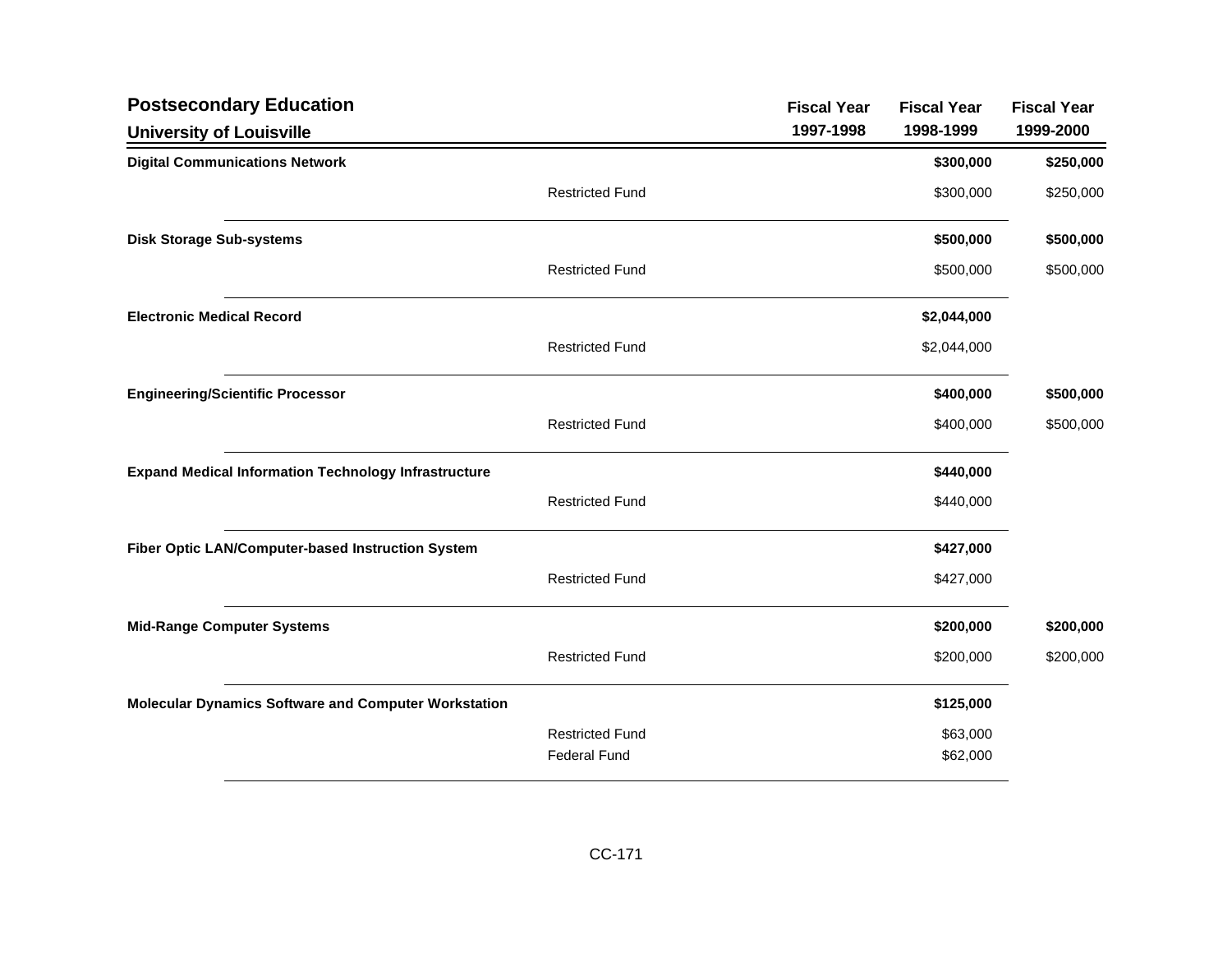## Postsecondary Education

### University of Louisville

| | | Fiscal Year 1997-1998 | Fiscal Year 1998-1999 | Fiscal Year 1999-2000 |
|---|---|---|---|---|
| **Digital Communications Network** | | | **$300,000** | **$250,000** |
| | Restricted Fund | | $300,000 | $250,000 |
| **Disk Storage Sub-systems** | | | **$500,000** | **$500,000** |
| | Restricted Fund | | $500,000 | $500,000 |
| **Electronic Medical Record** | | | **$2,044,000** | |
| | Restricted Fund | | $2,044,000 | |
| **Engineering/Scientific Processor** | | | **$400,000** | **$500,000** |
| | Restricted Fund | | $400,000 | $500,000 |
| **Expand Medical Information Technology Infrastructure** | | | **$440,000** | |
| | Restricted Fund | | $440,000 | |
| **Fiber Optic LAN/Computer-based Instruction System** | | | **$427,000** | |
| | Restricted Fund | | $427,000 | |
| **Mid-Range Computer Systems** | | | **$200,000** | **$200,000** |
| | Restricted Fund | | $200,000 | $200,000 |
| **Molecular Dynamics Software and Computer Workstation** | | | **$125,000** | |
| | Restricted Fund | | $63,000 | |
| | Federal Fund | | $62,000 | |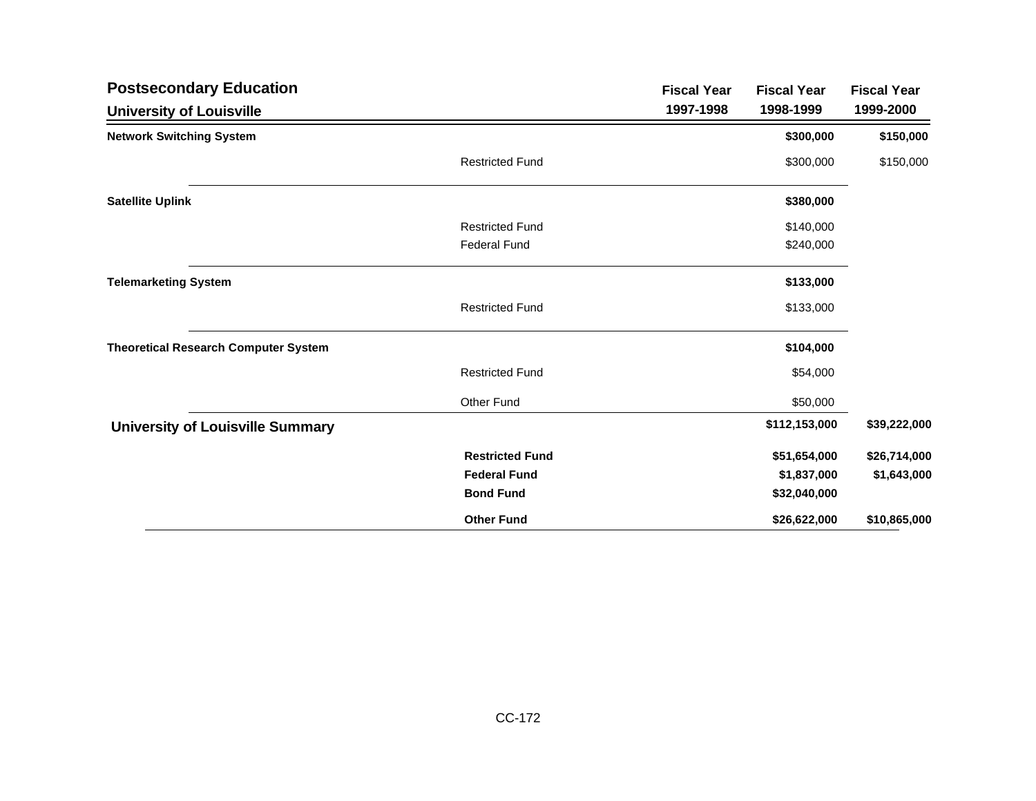## Postsecondary Education

### University of Louisville

| | | Fiscal Year 1997-1998 | Fiscal Year 1998-1999 | Fiscal Year 1999-2000 |
|---|---|---|---|---|
| **Network Switching System** | | | **$300,000** | **$150,000** |
| | Restricted Fund | | $300,000 | $150,000 |
| **Satellite Uplink** | | | **$380,000** | |
| | Restricted Fund | | $140,000 | |
| | Federal Fund | | $240,000 | |
| **Telemarketing System** | | | **$133,000** | |
| | Restricted Fund | | $133,000 | |
| **Theoretical Research Computer System** | | | **$104,000** | |
| | Restricted Fund | | $54,000 | |
| | Other Fund | | $50,000 | |
| **University of Louisville Summary** | | | **$112,153,000** | **$39,222,000** |
| | **Restricted Fund** | | **$51,654,000** | **$26,714,000** |
| | **Federal Fund** | | **$1,837,000** | **$1,643,000** |
| | **Bond Fund** | | **$32,040,000** | |
| | **Other Fund** | | **$26,622,000** | **$10,865,000** |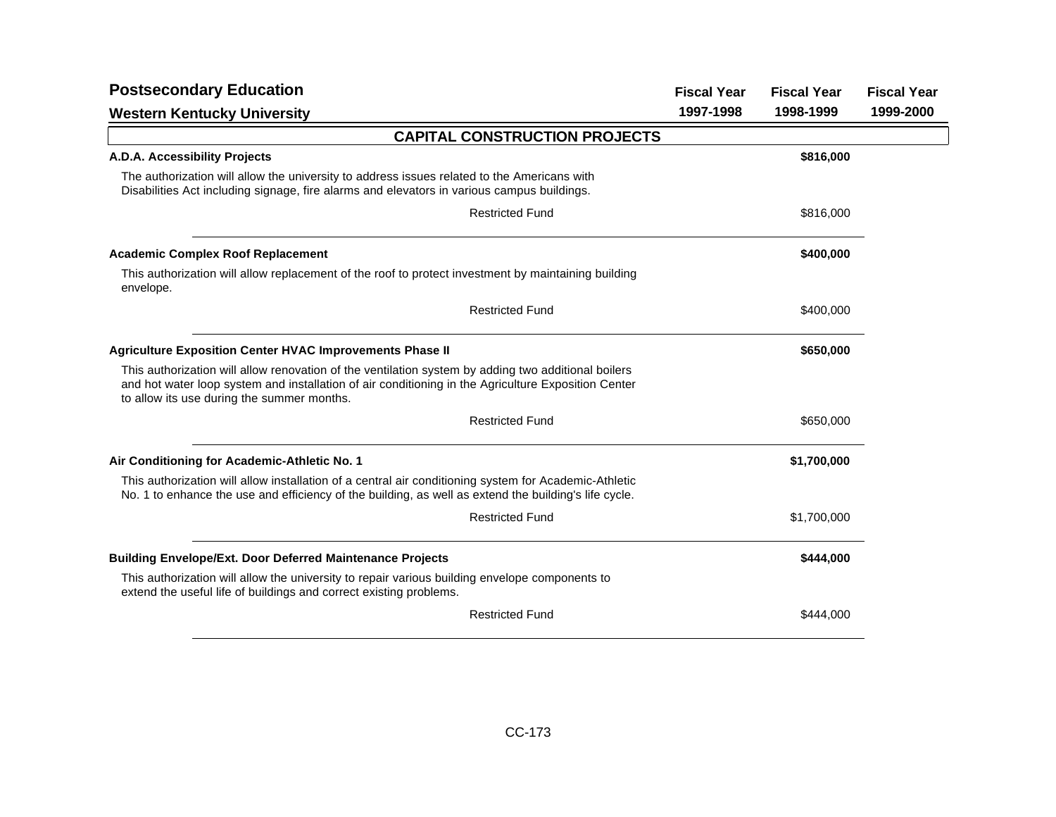## Postsecondary Education

### Western Kentucky University

| | Fiscal Year 1997-1998 | Fiscal Year 1998-1999 | Fiscal Year 1999-2000 |
|---|---|---|---|

### CAPITAL CONSTRUCTION PROJECTS

**A.D.A. Accessibility Projects** — **$816,000** (Fiscal Year 1998-1999)

The authorization will allow the university to address issues related to the Americans with Disabilities Act including signage, fire alarms and elevators in various campus buildings.

| | Fiscal Year 1997-1998 | Fiscal Year 1998-1999 | Fiscal Year 1999-2000 |
|---|---|---|---|
| Restricted Fund | | $816,000 | |

**Academic Complex Roof Replacement** — **$400,000** (Fiscal Year 1998-1999)

This authorization will allow replacement of the roof to protect investment by maintaining building envelope.

| | Fiscal Year 1997-1998 | Fiscal Year 1998-1999 | Fiscal Year 1999-2000 |
|---|---|---|---|
| Restricted Fund | | $400,000 | |

**Agriculture Exposition Center HVAC Improvements Phase II** — **$650,000** (Fiscal Year 1998-1999)

This authorization will allow renovation of the ventilation system by adding two additional boilers and hot water loop system and installation of air conditioning in the Agriculture Exposition Center to allow its use during the summer months.

| | Fiscal Year 1997-1998 | Fiscal Year 1998-1999 | Fiscal Year 1999-2000 |
|---|---|---|---|
| Restricted Fund | | $650,000 | |

**Air Conditioning for Academic-Athletic No. 1** — **$1,700,000** (Fiscal Year 1998-1999)

This authorization will allow installation of a central air conditioning system for Academic-Athletic No. 1 to enhance the use and efficiency of the building, as well as extend the building's life cycle.

| | Fiscal Year 1997-1998 | Fiscal Year 1998-1999 | Fiscal Year 1999-2000 |
|---|---|---|---|
| Restricted Fund | | $1,700,000 | |

**Building Envelope/Ext. Door Deferred Maintenance Projects** — **$444,000** (Fiscal Year 1998-1999)

This authorization will allow the university to repair various building envelope components to extend the useful life of buildings and correct existing problems.

| | Fiscal Year 1997-1998 | Fiscal Year 1998-1999 | Fiscal Year 1999-2000 |
|---|---|---|---|
| Restricted Fund | | $444,000 | |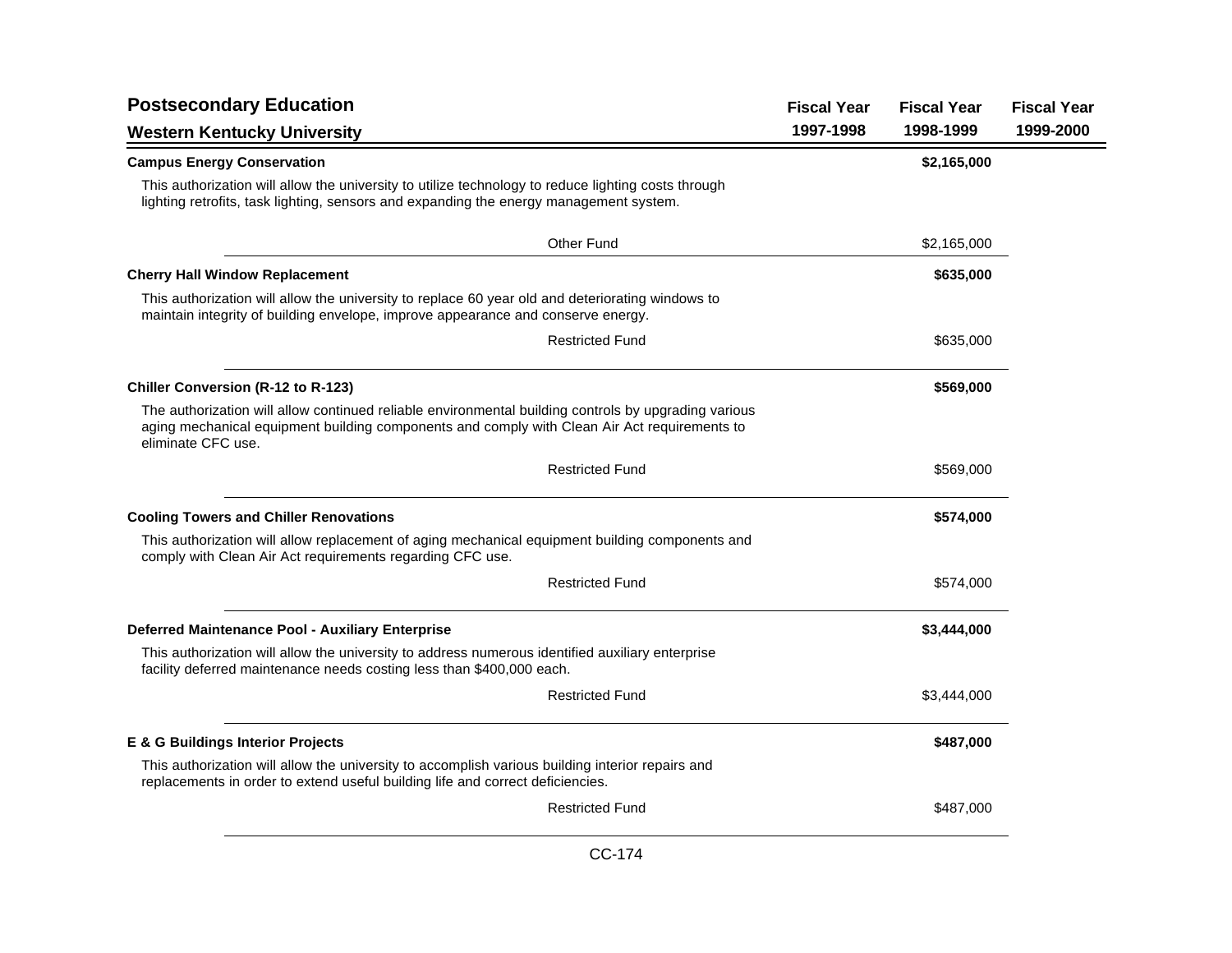## Postsecondary Education

## Western Kentucky University

| | Fiscal Year 1997-1998 | Fiscal Year 1998-1999 | Fiscal Year 1999-2000 |
|---|---|---|---|
| **Campus Energy Conservation** | | **$2,165,000** | |
| This authorization will allow the university to utilize technology to reduce lighting costs through lighting retrofits, task lighting, sensors and expanding the energy management system. | | | |
| Other Fund | | $2,165,000 | |
| **Cherry Hall Window Replacement** | | **$635,000** | |
| This authorization will allow the university to replace 60 year old and deteriorating windows to maintain integrity of building envelope, improve appearance and conserve energy. | | | |
| Restricted Fund | | $635,000 | |
| **Chiller Conversion (R-12 to R-123)** | | **$569,000** | |
| The authorization will allow continued reliable environmental building controls by upgrading various aging mechanical equipment building components and comply with Clean Air Act requirements to eliminate CFC use. | | | |
| Restricted Fund | | $569,000 | |
| **Cooling Towers and Chiller Renovations** | | **$574,000** | |
| This authorization will allow replacement of aging mechanical equipment building components and comply with Clean Air Act requirements regarding CFC use. | | | |
| Restricted Fund | | $574,000 | |
| **Deferred Maintenance Pool - Auxiliary Enterprise** | | **$3,444,000** | |
| This authorization will allow the university to address numerous identified auxiliary enterprise facility deferred maintenance needs costing less than $400,000 each. | | | |
| Restricted Fund | | $3,444,000 | |
| **E & G Buildings Interior Projects** | | **$487,000** | |
| This authorization will allow the university to accomplish various building interior repairs and replacements in order to extend useful building life and correct deficiencies. | | | |
| Restricted Fund | | $487,000 | |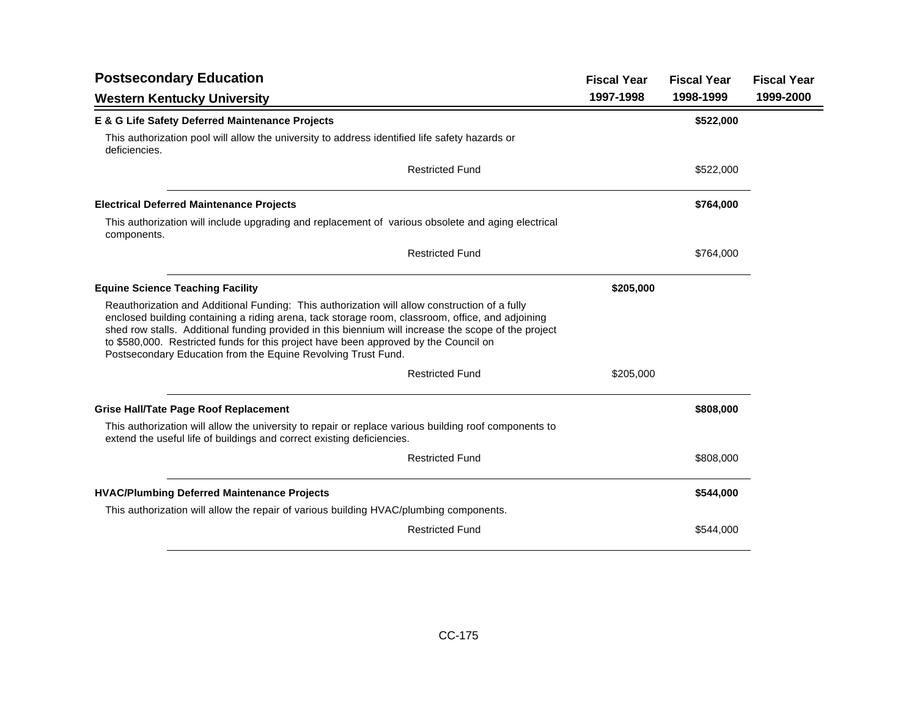## Postsecondary Education

## Western Kentucky University

| | Fiscal Year 1997-1998 | Fiscal Year 1998-1999 | Fiscal Year 1999-2000 |
|---|---|---|---|
| **E & G Life Safety Deferred Maintenance Projects** | | **$522,000** | |
| This authorization pool will allow the university to address identified life safety hazards or deficiencies. | | | |
| Restricted Fund | | $522,000 | |
| **Electrical Deferred Maintenance Projects** | | **$764,000** | |
| This authorization will include upgrading and replacement of various obsolete and aging electrical components. | | | |
| Restricted Fund | | $764,000 | |
| **Equine Science Teaching Facility** | **$205,000** | | |
| Reauthorization and Additional Funding: This authorization will allow construction of a fully enclosed building containing a riding arena, tack storage room, classroom, office, and adjoining shed row stalls. Additional funding provided in this biennium will increase the scope of the project to $580,000. Restricted funds for this project have been approved by the Council on Postsecondary Education from the Equine Revolving Trust Fund. | | | |
| Restricted Fund | $205,000 | | |
| **Grise Hall/Tate Page Roof Replacement** | | **$808,000** | |
| This authorization will allow the university to repair or replace various building roof components to extend the useful life of buildings and correct existing deficiencies. | | | |
| Restricted Fund | | $808,000 | |
| **HVAC/Plumbing Deferred Maintenance Projects** | | **$544,000** | |
| This authorization will allow the repair of various building HVAC/plumbing components. | | | |
| Restricted Fund | | $544,000 | |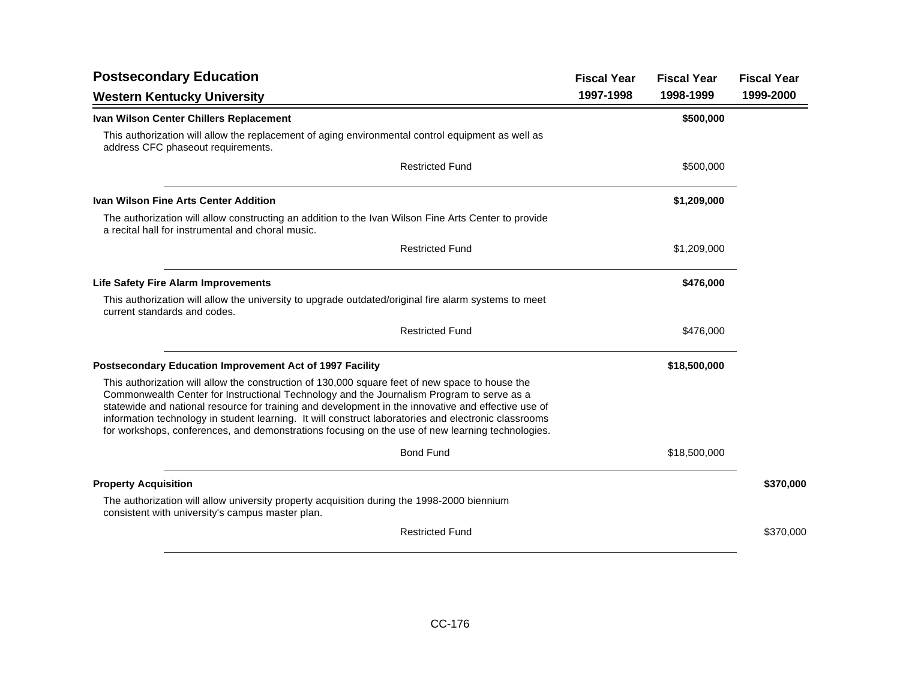| Postsecondary Education<br>Western Kentucky University | Fiscal Year 1997-1998 | Fiscal Year 1998-1999 | Fiscal Year 1999-2000 |
|---|---|---|---|
| **Ivan Wilson Center Chillers Replacement** | | **$500,000** | |
| This authorization will allow the replacement of aging environmental control equipment as well as address CFC phaseout requirements. | | | |
| Restricted Fund | | $500,000 | |
| **Ivan Wilson Fine Arts Center Addition** | | **$1,209,000** | |
| The authorization will allow constructing an addition to the Ivan Wilson Fine Arts Center to provide a recital hall for instrumental and choral music. | | | |
| Restricted Fund | | $1,209,000 | |
| **Life Safety Fire Alarm Improvements** | | **$476,000** | |
| This authorization will allow the university to upgrade outdated/original fire alarm systems to meet current standards and codes. | | | |
| Restricted Fund | | $476,000 | |
| **Postsecondary Education Improvement Act of 1997 Facility** | | **$18,500,000** | |
| This authorization will allow the construction of 130,000 square feet of new space to house the Commonwealth Center for Instructional Technology and the Journalism Program to serve as a statewide and national resource for training and development in the innovative and effective use of information technology in student learning. It will construct laboratories and electronic classrooms for workshops, conferences, and demonstrations focusing on the use of new learning technologies. | | | |
| Bond Fund | | $18,500,000 | |
| **Property Acquisition** | | | **$370,000** |
| The authorization will allow university property acquisition during the 1998-2000 biennium consistent with university's campus master plan. | | | |
| Restricted Fund | | | $370,000 |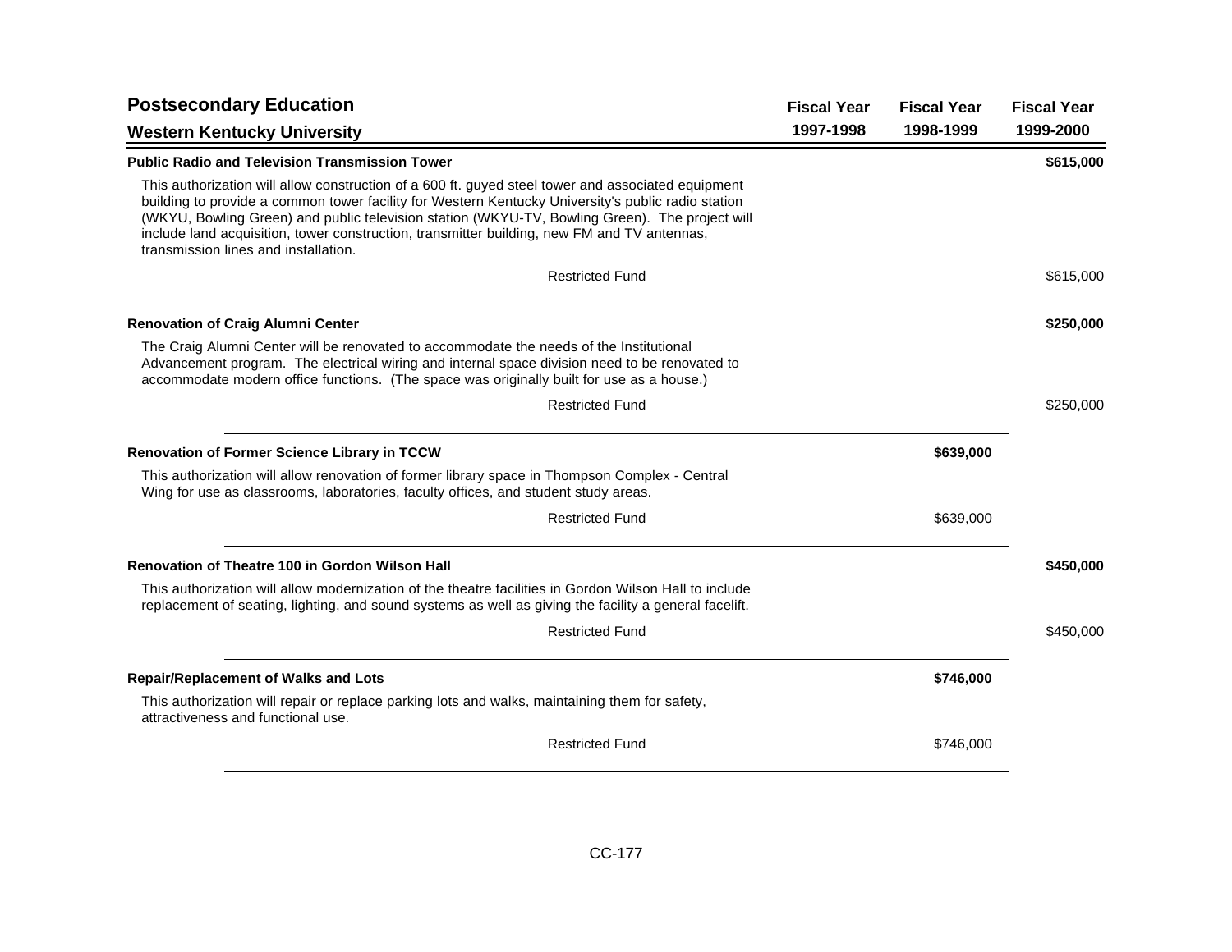## Postsecondary Education

### Western Kentucky University

| | Fiscal Year 1997-1998 | Fiscal Year 1998-1999 | Fiscal Year 1999-2000 |
|---|---|---|---|
| **Public Radio and Television Transmission Tower** | | | **$615,000** |
| This authorization will allow construction of a 600 ft. guyed steel tower and associated equipment building to provide a common tower facility for Western Kentucky University's public radio station (WKYU, Bowling Green) and public television station (WKYU-TV, Bowling Green). The project will include land acquisition, tower construction, transmitter building, new FM and TV antennas, transmission lines and installation. | | | |
| Restricted Fund | | | $615,000 |
| **Renovation of Craig Alumni Center** | | | **$250,000** |
| The Craig Alumni Center will be renovated to accommodate the needs of the Institutional Advancement program. The electrical wiring and internal space division need to be renovated to accommodate modern office functions. (The space was originally built for use as a house.) | | | |
| Restricted Fund | | | $250,000 |
| **Renovation of Former Science Library in TCCW** | | **$639,000** | |
| This authorization will allow renovation of former library space in Thompson Complex - Central Wing for use as classrooms, laboratories, faculty offices, and student study areas. | | | |
| Restricted Fund | | $639,000 | |
| **Renovation of Theatre 100 in Gordon Wilson Hall** | | | **$450,000** |
| This authorization will allow modernization of the theatre facilities in Gordon Wilson Hall to include replacement of seating, lighting, and sound systems as well as giving the facility a general facelift. | | | |
| Restricted Fund | | | $450,000 |
| **Repair/Replacement of Walks and Lots** | | **$746,000** | |
| This authorization will repair or replace parking lots and walks, maintaining them for safety, attractiveness and functional use. | | | |
| Restricted Fund | | $746,000 | |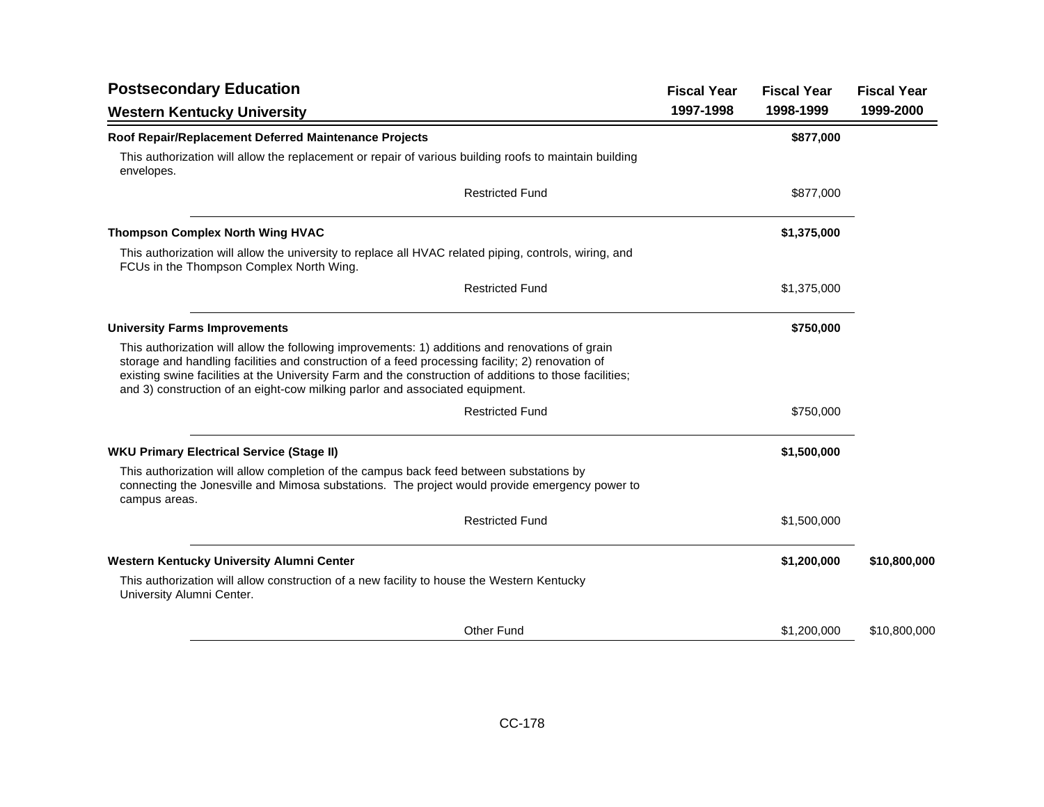## Postsecondary Education

### Western Kentucky University

| | Fiscal Year 1997-1998 | Fiscal Year 1998-1999 | Fiscal Year 1999-2000 |
|---|---|---|---|
| **Roof Repair/Replacement Deferred Maintenance Projects** | | **$877,000** | |
| This authorization will allow the replacement or repair of various building roofs to maintain building envelopes. | | | |
| Restricted Fund | | $877,000 | |
| **Thompson Complex North Wing HVAC** | | **$1,375,000** | |
| This authorization will allow the university to replace all HVAC related piping, controls, wiring, and FCUs in the Thompson Complex North Wing. | | | |
| Restricted Fund | | $1,375,000 | |
| **University Farms Improvements** | | **$750,000** | |
| This authorization will allow the following improvements: 1) additions and renovations of grain storage and handling facilities and construction of a feed processing facility; 2) renovation of existing swine facilities at the University Farm and the construction of additions to those facilities; and 3) construction of an eight-cow milking parlor and associated equipment. | | | |
| Restricted Fund | | $750,000 | |
| **WKU Primary Electrical Service (Stage II)** | | **$1,500,000** | |
| This authorization will allow completion of the campus back feed between substations by connecting the Jonesville and Mimosa substations. The project would provide emergency power to campus areas. | | | |
| Restricted Fund | | $1,500,000 | |
| **Western Kentucky University Alumni Center** | | **$1,200,000** | **$10,800,000** |
| This authorization will allow construction of a new facility to house the Western Kentucky University Alumni Center. | | | |
| Other Fund | | $1,200,000 | $10,800,000 |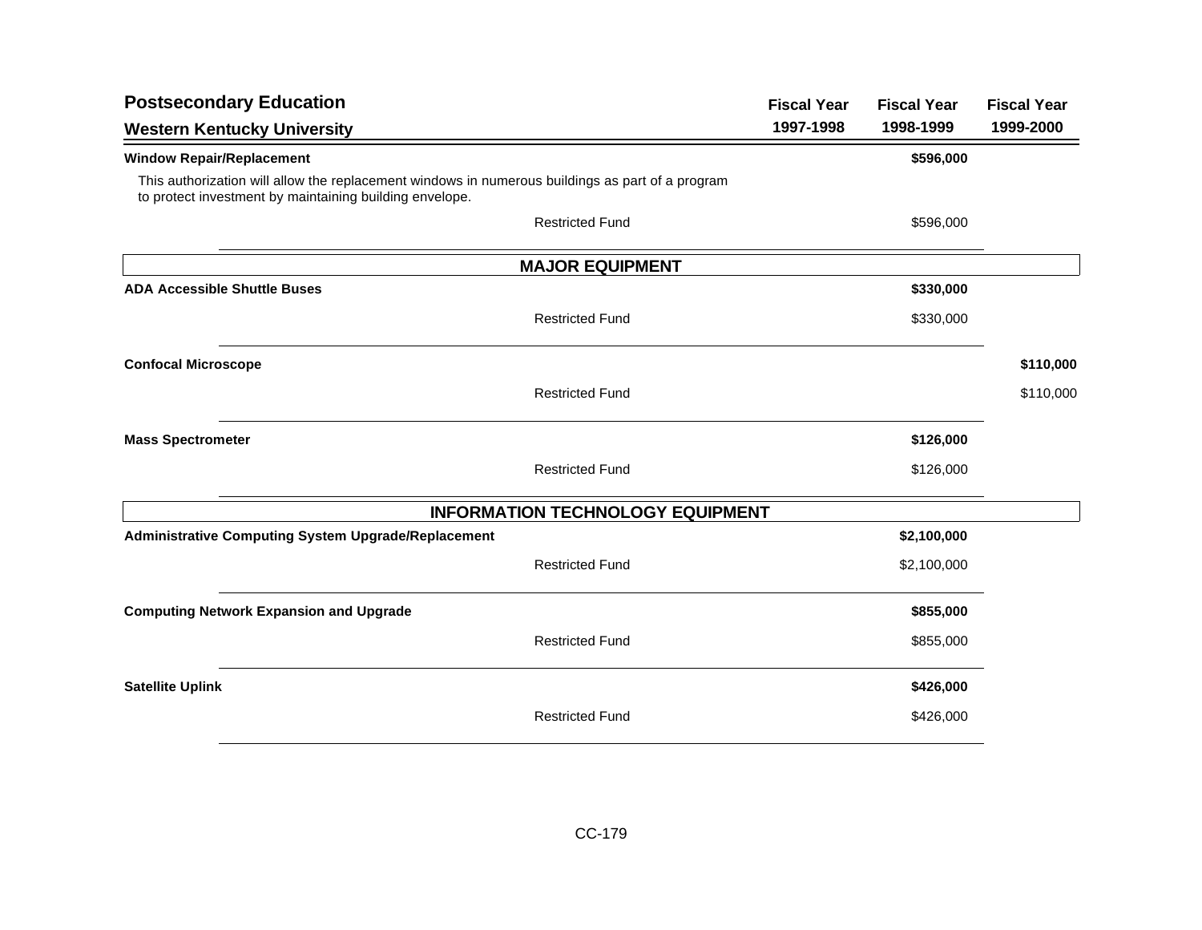| Postsecondary Education<br>Western Kentucky University | Fiscal Year 1997-1998 | Fiscal Year 1998-1999 | Fiscal Year 1999-2000 |
|---|---|---|---|
| **Window Repair/Replacement** | | **$596,000** | |
| This authorization will allow the replacement windows in numerous buildings as part of a program to protect investment by maintaining building envelope. | | | |
| Restricted Fund | | $596,000 | |
| **MAJOR EQUIPMENT** | | | |
| **ADA Accessible Shuttle Buses** | | **$330,000** | |
| Restricted Fund | | $330,000 | |
| **Confocal Microscope** | | | **$110,000** |
| Restricted Fund | | | $110,000 |
| **Mass Spectrometer** | | **$126,000** | |
| Restricted Fund | | $126,000 | |
| **INFORMATION TECHNOLOGY EQUIPMENT** | | | |
| **Administrative Computing System Upgrade/Replacement** | | **$2,100,000** | |
| Restricted Fund | | $2,100,000 | |
| **Computing Network Expansion and Upgrade** | | **$855,000** | |
| Restricted Fund | | $855,000 | |
| **Satellite Uplink** | | **$426,000** | |
| Restricted Fund | | $426,000 | |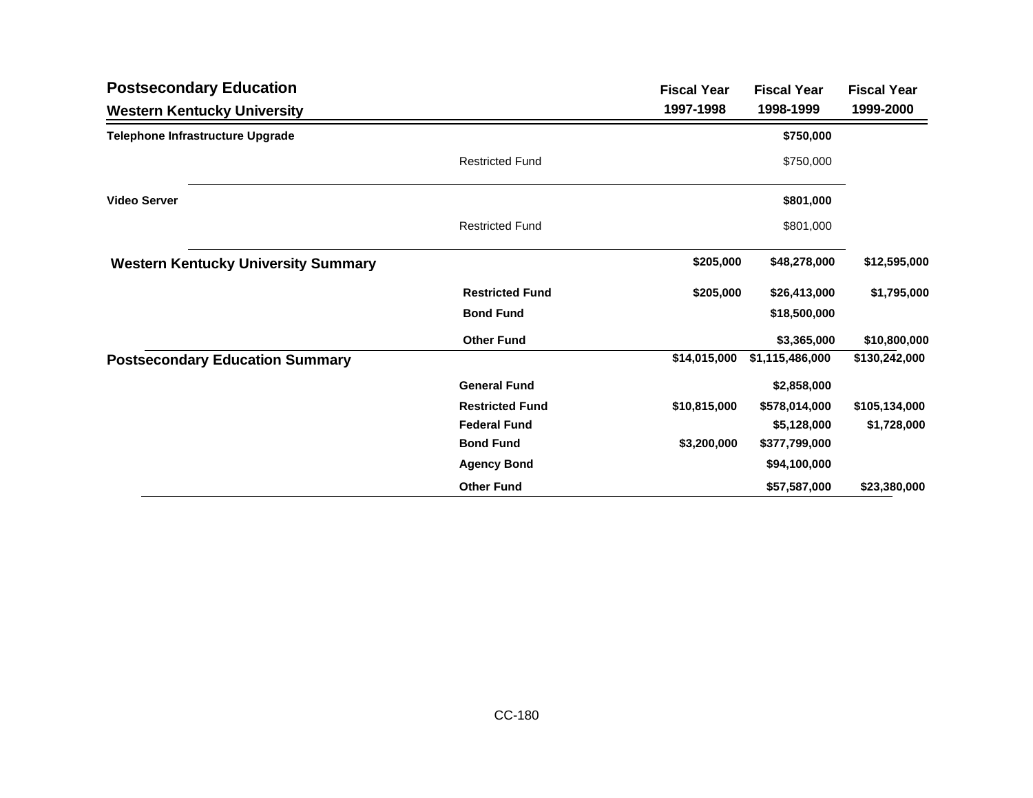## Postsecondary Education

### Western Kentucky University

| | | Fiscal Year 1997-1998 | Fiscal Year 1998-1999 | Fiscal Year 1999-2000 |
|---|---|---|---|---|
| **Telephone Infrastructure Upgrade** | | | **$750,000** | |
| | Restricted Fund | | $750,000 | |
| **Video Server** | | | **$801,000** | |
| | Restricted Fund | | $801,000 | |
| **Western Kentucky University Summary** | | **$205,000** | **$48,278,000** | **$12,595,000** |
| | **Restricted Fund** | **$205,000** | **$26,413,000** | **$1,795,000** |
| | **Bond Fund** | | **$18,500,000** | |
| | **Other Fund** | | **$3,365,000** | **$10,800,000** |
| **Postsecondary Education Summary** | | **$14,015,000** | **$1,115,486,000** | **$130,242,000** |
| | **General Fund** | | **$2,858,000** | |
| | **Restricted Fund** | **$10,815,000** | **$578,014,000** | **$105,134,000** |
| | **Federal Fund** | | **$5,128,000** | **$1,728,000** |
| | **Bond Fund** | **$3,200,000** | **$377,799,000** | |
| | **Agency Bond** | | **$94,100,000** | |
| | **Other Fund** | | **$57,587,000** | **$23,380,000** |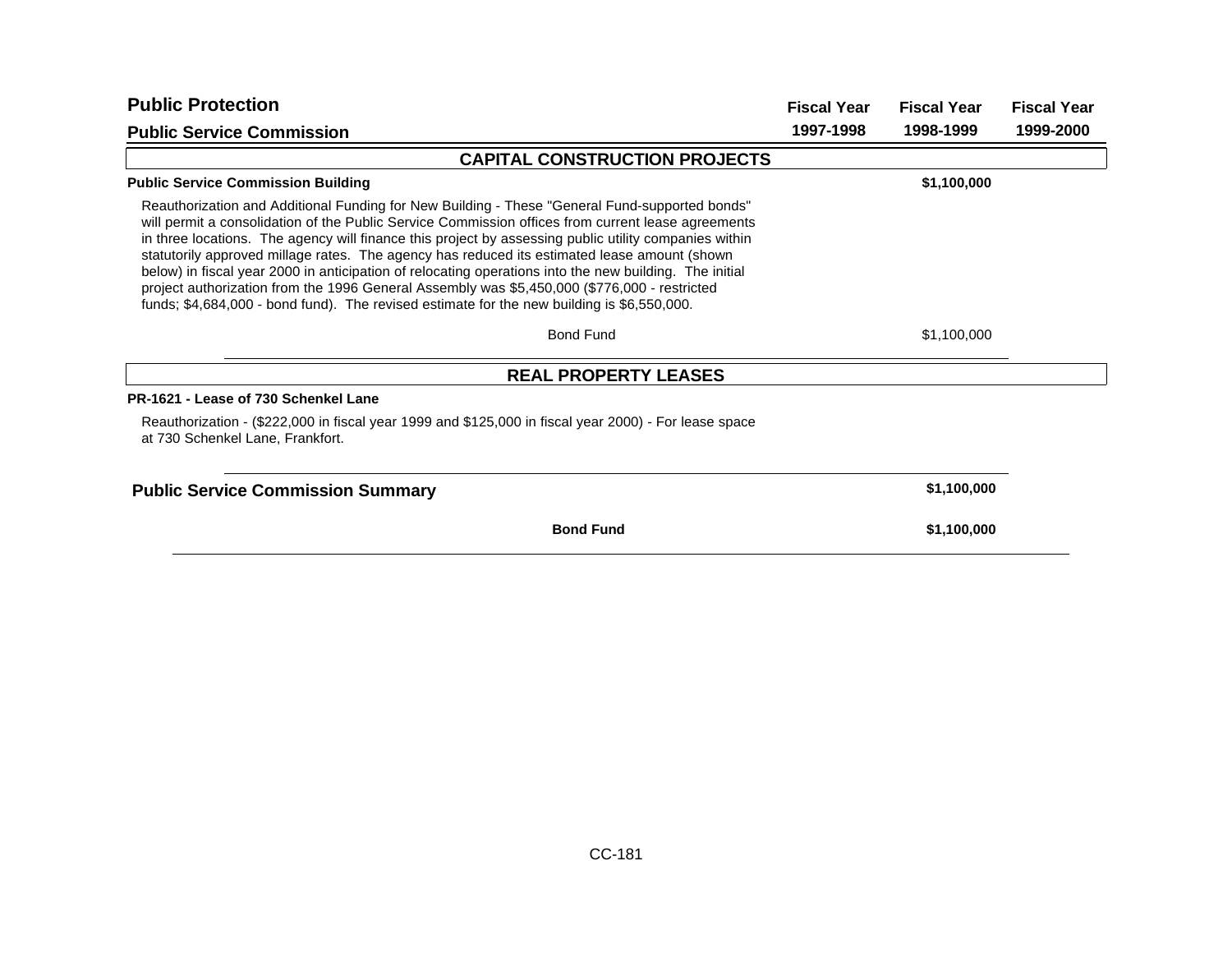# Public Protection

## Public Service Commission

| | Fiscal Year 1997-1998 | Fiscal Year 1998-1999 | Fiscal Year 1999-2000 |
|---|---|---|---|

### CAPITAL CONSTRUCTION PROJECTS

**Public Service Commission Building** — **$1,100,000** (Fiscal Year 1998-1999)

Reauthorization and Additional Funding for New Building - These "General Fund-supported bonds" will permit a consolidation of the Public Service Commission offices from current lease agreements in three locations. The agency will finance this project by assessing public utility companies within statutorily approved millage rates. The agency has reduced its estimated lease amount (shown below) in fiscal year 2000 in anticipation of relocating operations into the new building. The initial project authorization from the 1996 General Assembly was $5,450,000 ($776,000 - restricted funds; $4,684,000 - bond fund). The revised estimate for the new building is $6,550,000.

| | Fiscal Year 1997-1998 | Fiscal Year 1998-1999 | Fiscal Year 1999-2000 |
|---|---|---|---|
| Bond Fund | | $1,100,000 | |

### REAL PROPERTY LEASES

**PR-1621 - Lease of 730 Schenkel Lane**

Reauthorization - ($222,000 in fiscal year 1999 and $125,000 in fiscal year 2000) - For lease space at 730 Schenkel Lane, Frankfort.

| | Fiscal Year 1997-1998 | Fiscal Year 1998-1999 | Fiscal Year 1999-2000 |
|---|---|---|---|
| **Public Service Commission Summary** | | **$1,100,000** | |
| **Bond Fund** | | **$1,100,000** | |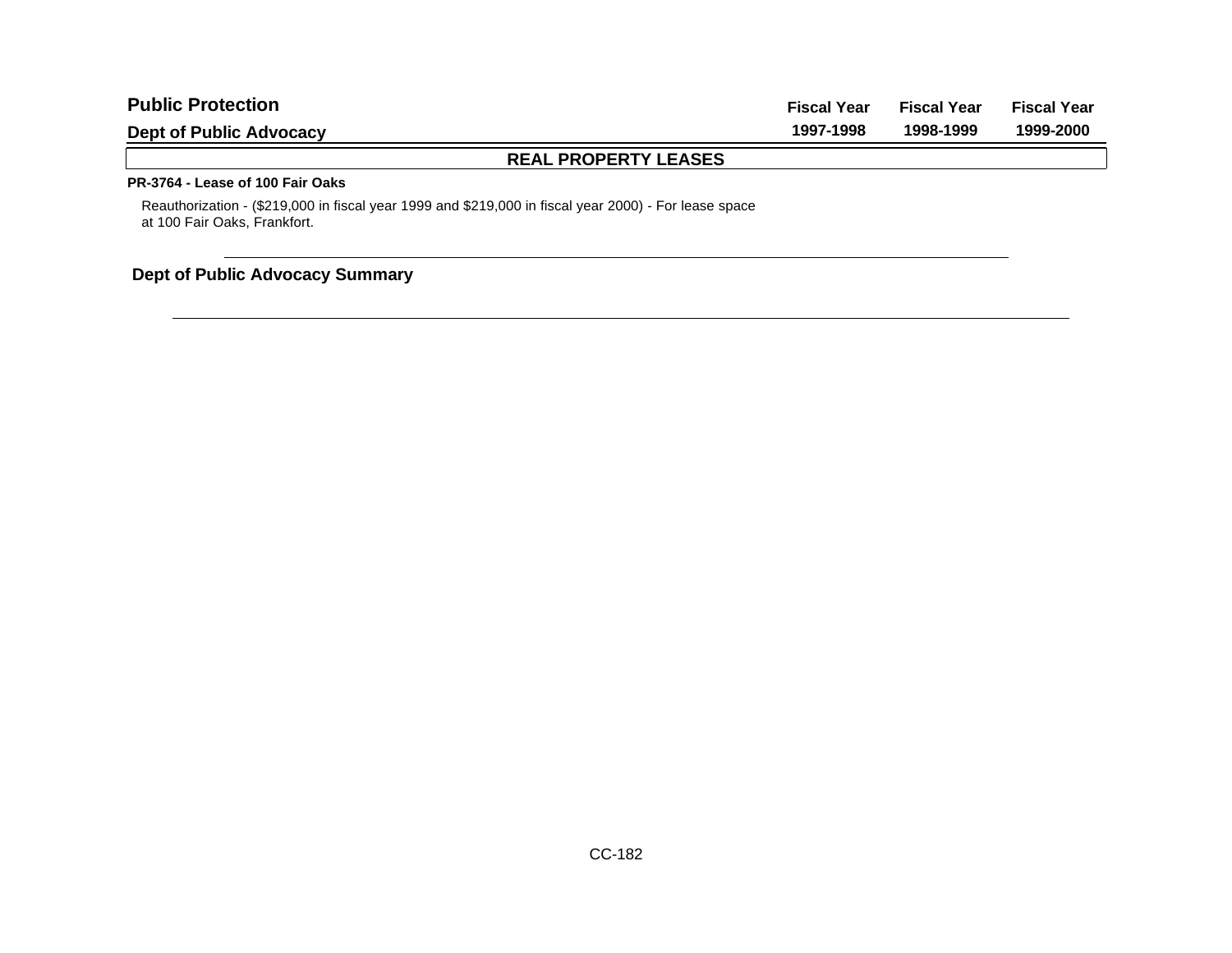# Public Protection

## Dept of Public Advocacy

| | Fiscal Year 1997-1998 | Fiscal Year 1998-1999 | Fiscal Year 1999-2000 |
|---|---|---|---|

### REAL PROPERTY LEASES

**PR-3764 - Lease of 100 Fair Oaks**

Reauthorization - ($219,000 in fiscal year 1999 and $219,000 in fiscal year 2000) - For lease space at 100 Fair Oaks, Frankfort.

---

**Dept of Public Advocacy Summary**

---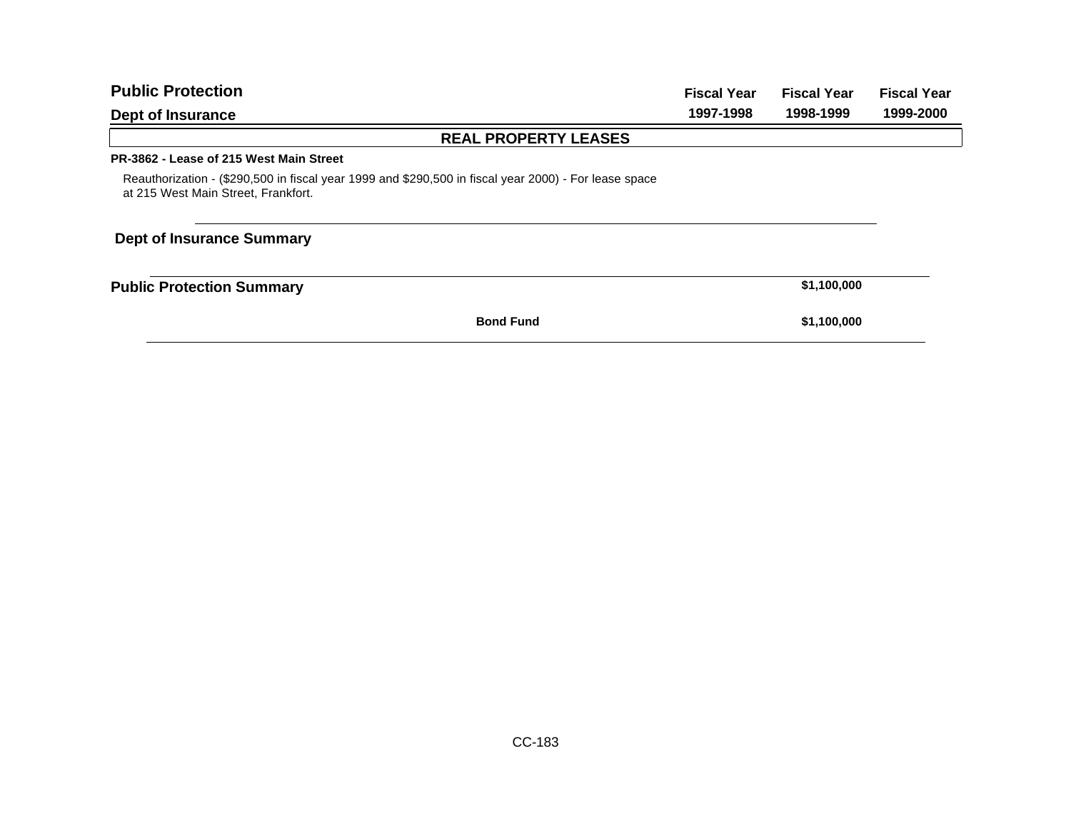| Public Protection<br>Dept of Insurance | Fiscal Year 1997-1998 | Fiscal Year 1998-1999 | Fiscal Year 1999-2000 |
|---|---|---|---|

## REAL PROPERTY LEASES

**PR-3862 - Lease of 215 West Main Street**

Reauthorization - ($290,500 in fiscal year 1999 and $290,500 in fiscal year 2000) - For lease space at 215 West Main Street, Frankfort.

**Dept of Insurance Summary**

| | Fiscal Year 1997-1998 | Fiscal Year 1998-1999 | Fiscal Year 1999-2000 |
|---|---|---|---|
| **Public Protection Summary** | | **$1,100,000** | |
| **Bond Fund** | | **$1,100,000** | |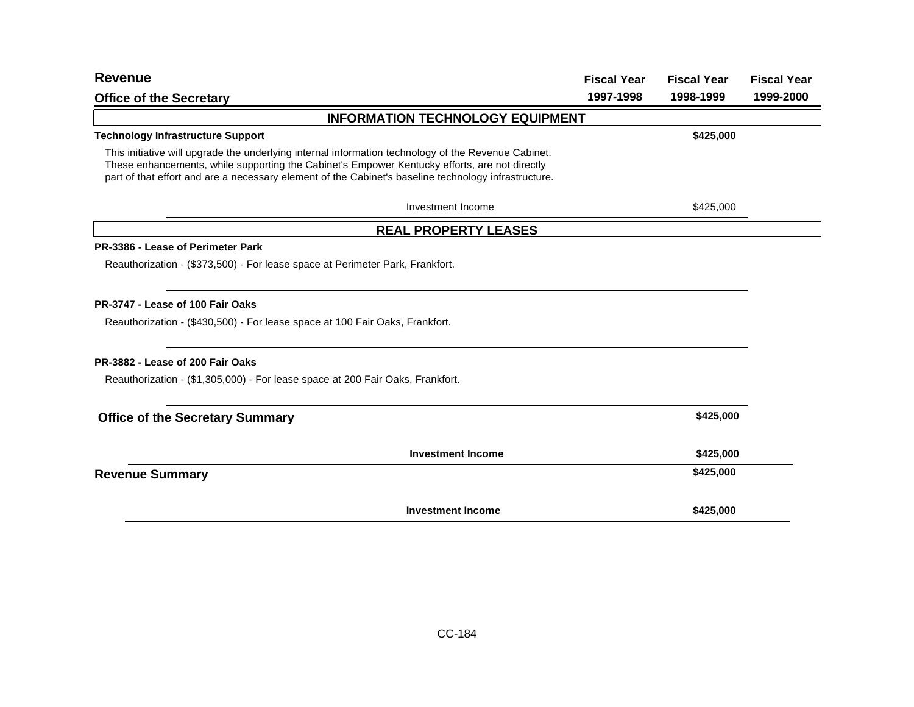## Revenue

### Office of the Secretary

| | Fiscal Year 1997-1998 | Fiscal Year 1998-1999 | Fiscal Year 1999-2000 |
|---|---|---|---|
| **INFORMATION TECHNOLOGY EQUIPMENT** | | | |
| **Technology Infrastructure Support** | | **$425,000** | |
| This initiative will upgrade the underlying internal information technology of the Revenue Cabinet. These enhancements, while supporting the Cabinet's Empower Kentucky efforts, are not directly part of that effort and are a necessary element of the Cabinet's baseline technology infrastructure. | | | |
| Investment Income | | $425,000 | |
| **REAL PROPERTY LEASES** | | | |
| **PR-3386 - Lease of Perimeter Park** | | | |
| Reauthorization - ($373,500) - For lease space at Perimeter Park, Frankfort. | | | |
| **PR-3747 - Lease of 100 Fair Oaks** | | | |
| Reauthorization - ($430,500) - For lease space at 100 Fair Oaks, Frankfort. | | | |
| **PR-3882 - Lease of 200 Fair Oaks** | | | |
| Reauthorization - ($1,305,000) - For lease space at 200 Fair Oaks, Frankfort. | | | |
| **Office of the Secretary Summary** | | **$425,000** | |
| **Investment Income** | | **$425,000** | |
| **Revenue Summary** | | **$425,000** | |
| **Investment Income** | | **$425,000** | |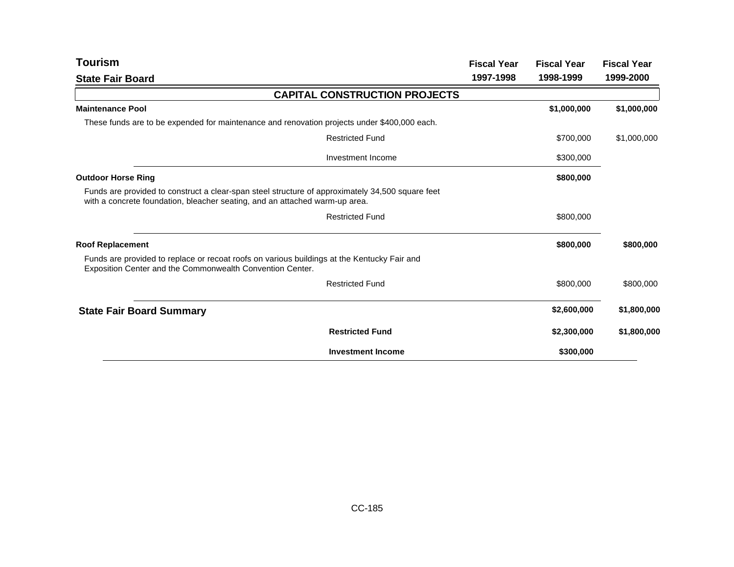## Tourism

### State Fair Board

| | Fiscal Year 1997-1998 | Fiscal Year 1998-1999 | Fiscal Year 1999-2000 |
|---|---|---|---|
| **CAPITAL CONSTRUCTION PROJECTS** | | | |
| **Maintenance Pool** | | **$1,000,000** | **$1,000,000** |
| These funds are to be expended for maintenance and renovation projects under $400,000 each. | | | |
| Restricted Fund | | $700,000 | $1,000,000 |
| Investment Income | | $300,000 | |
| **Outdoor Horse Ring** | | **$800,000** | |
| Funds are provided to construct a clear-span steel structure of approximately 34,500 square feet with a concrete foundation, bleacher seating, and an attached warm-up area. | | | |
| Restricted Fund | | $800,000 | |
| **Roof Replacement** | | **$800,000** | **$800,000** |
| Funds are provided to replace or recoat roofs on various buildings at the Kentucky Fair and Exposition Center and the Commonwealth Convention Center. | | | |
| Restricted Fund | | $800,000 | $800,000 |
| **State Fair Board Summary** | | **$2,600,000** | **$1,800,000** |
| **Restricted Fund** | | **$2,300,000** | **$1,800,000** |
| **Investment Income** | | **$300,000** | |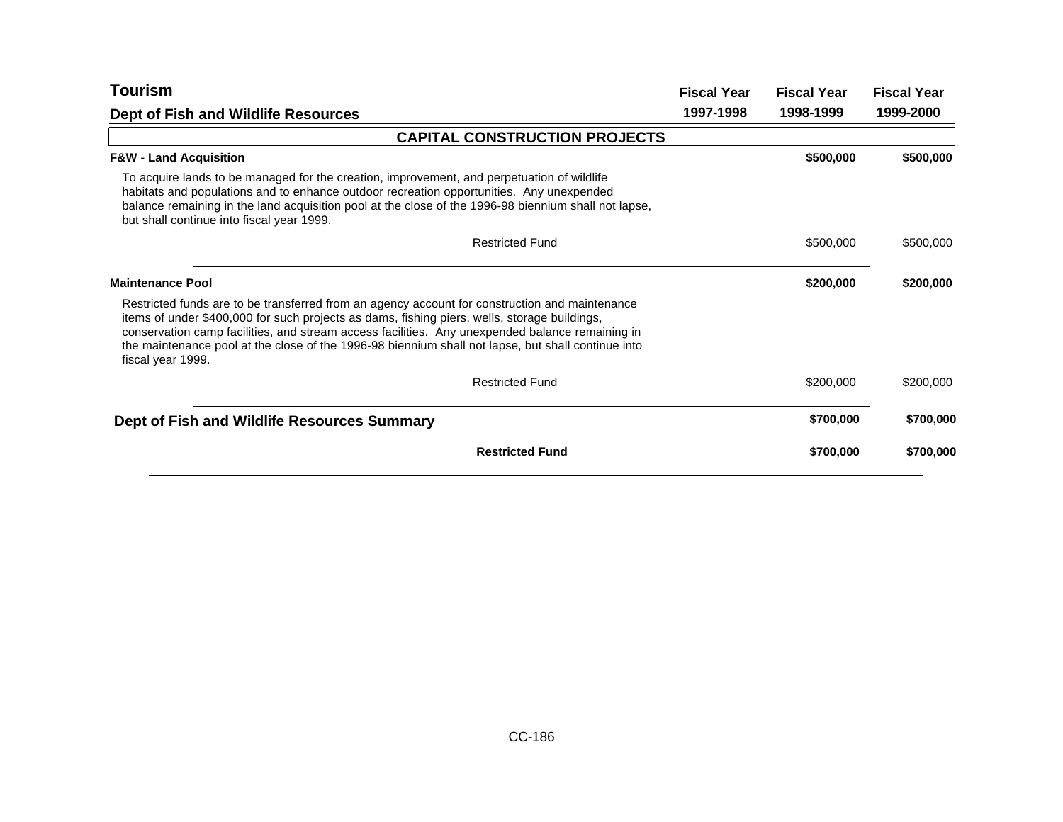# Tourism

## Dept of Fish and Wildlife Resources

| | Fiscal Year 1997-1998 | Fiscal Year 1998-1999 | Fiscal Year 1999-2000 |
|---|---|---|---|
| **CAPITAL CONSTRUCTION PROJECTS** | | | |
| **F&W - Land Acquisition** | | **$500,000** | **$500,000** |
| To acquire lands to be managed for the creation, improvement, and perpetuation of wildlife habitats and populations and to enhance outdoor recreation opportunities. Any unexpended balance remaining in the land acquisition pool at the close of the 1996-98 biennium shall not lapse, but shall continue into fiscal year 1999. | | | |
| Restricted Fund | | $500,000 | $500,000 |
| **Maintenance Pool** | | **$200,000** | **$200,000** |
| Restricted funds are to be transferred from an agency account for construction and maintenance items of under $400,000 for such projects as dams, fishing piers, wells, storage buildings, conservation camp facilities, and stream access facilities. Any unexpended balance remaining in the maintenance pool at the close of the 1996-98 biennium shall not lapse, but shall continue into fiscal year 1999. | | | |
| Restricted Fund | | $200,000 | $200,000 |
| **Dept of Fish and Wildlife Resources Summary** | | **$700,000** | **$700,000** |
| **Restricted Fund** | | **$700,000** | **$700,000** |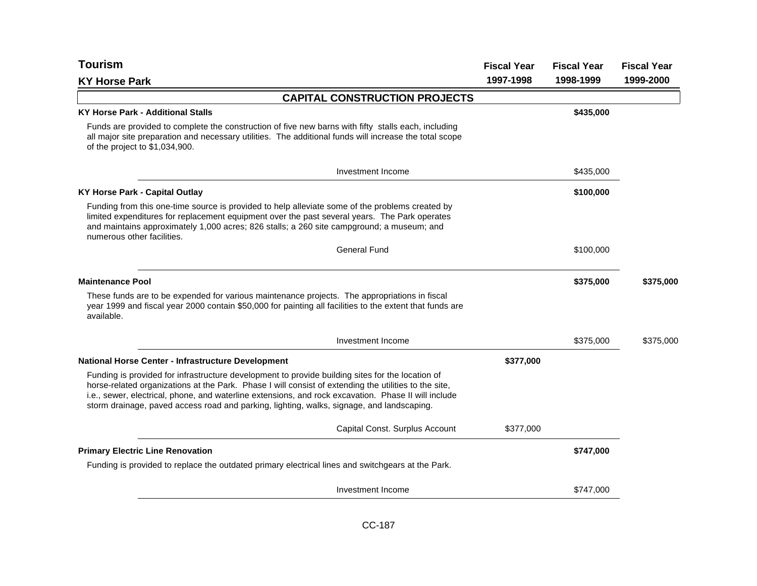# Tourism

## KY Horse Park

| | Fiscal Year 1997-1998 | Fiscal Year 1998-1999 | Fiscal Year 1999-2000 |
|---|---|---|---|

### CAPITAL CONSTRUCTION PROJECTS

| | Fiscal Year 1997-1998 | Fiscal Year 1998-1999 | Fiscal Year 1999-2000 |
|---|---|---|---|
| **KY Horse Park - Additional Stalls** | | **$435,000** | |
| Funds are provided to complete the construction of five new barns with fifty stalls each, including all major site preparation and necessary utilities. The additional funds will increase the total scope of the project to $1,034,900. | | | |
| Investment Income | | $435,000 | |
| **KY Horse Park - Capital Outlay** | | **$100,000** | |
| Funding from this one-time source is provided to help alleviate some of the problems created by limited expenditures for replacement equipment over the past several years. The Park operates and maintains approximately 1,000 acres; 826 stalls; a 260 site campground; a museum; and numerous other facilities. | | | |
| General Fund | | $100,000 | |
| **Maintenance Pool** | | **$375,000** | **$375,000** |
| These funds are to be expended for various maintenance projects. The appropriations in fiscal year 1999 and fiscal year 2000 contain $50,000 for painting all facilities to the extent that funds are available. | | | |
| Investment Income | | $375,000 | $375,000 |
| **National Horse Center - Infrastructure Development** | **$377,000** | | |
| Funding is provided for infrastructure development to provide building sites for the location of horse-related organizations at the Park. Phase I will consist of extending the utilities to the site, i.e., sewer, electrical, phone, and waterline extensions, and rock excavation. Phase II will include storm drainage, paved access road and parking, lighting, walks, signage, and landscaping. | | | |
| Capital Const. Surplus Account | $377,000 | | |
| **Primary Electric Line Renovation** | | **$747,000** | |
| Funding is provided to replace the outdated primary electrical lines and switchgears at the Park. | | | |
| Investment Income | | $747,000 | |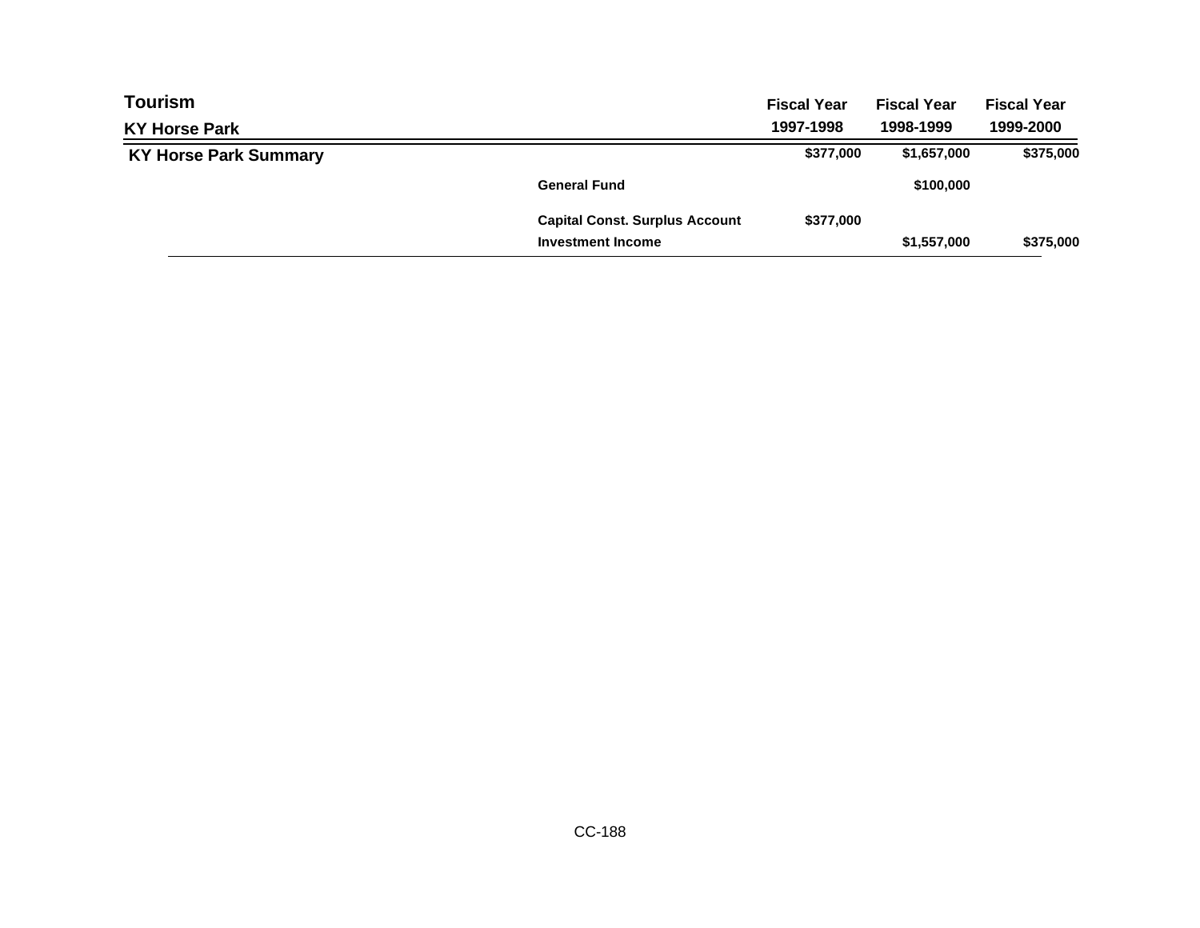## Tourism

### KY Horse Park

| | | Fiscal Year 1997-1998 | Fiscal Year 1998-1999 | Fiscal Year 1999-2000 |
|---|---|---|---|---|
| **KY Horse Park Summary** | | $377,000 | $1,657,000 | $375,000 |
| | General Fund | | $100,000 | |
| | Capital Const. Surplus Account | $377,000 | | |
| | Investment Income | | $1,557,000 | $375,000 |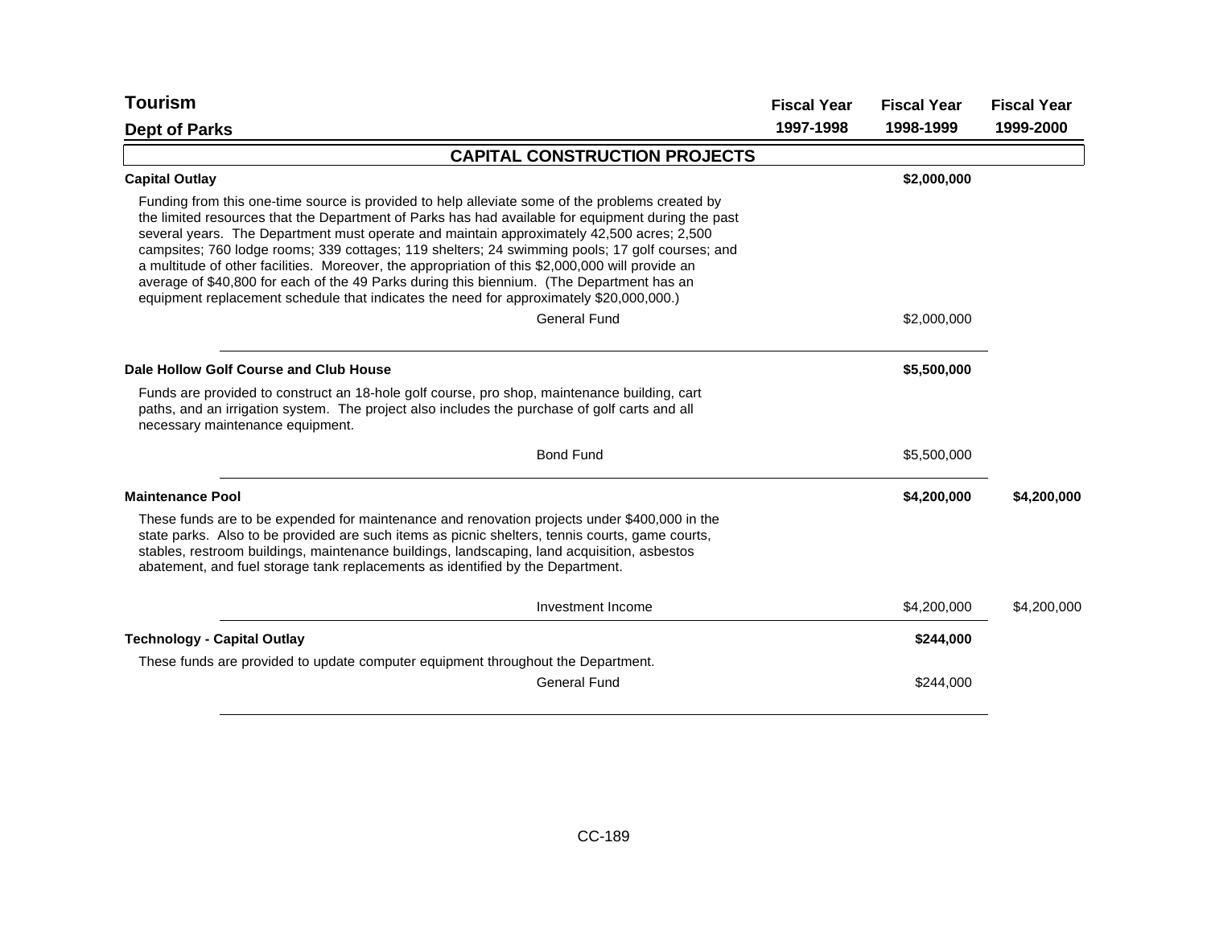# Tourism

## Dept of Parks

| | Fiscal Year 1997-1998 | Fiscal Year 1998-1999 | Fiscal Year 1999-2000 |
|---|---|---|---|

### CAPITAL CONSTRUCTION PROJECTS

| | Fiscal Year 1997-1998 | Fiscal Year 1998-1999 | Fiscal Year 1999-2000 |
|---|---|---|---|
| **Capital Outlay** | | **$2,000,000** | |
| Funding from this one-time source is provided to help alleviate some of the problems created by the limited resources that the Department of Parks has had available for equipment during the past several years. The Department must operate and maintain approximately 42,500 acres; 2,500 campsites; 760 lodge rooms; 339 cottages; 119 shelters; 24 swimming pools; 17 golf courses; and a multitude of other facilities. Moreover, the appropriation of this $2,000,000 will provide an average of $40,800 for each of the 49 Parks during this biennium. (The Department has an equipment replacement schedule that indicates the need for approximately $20,000,000.) | | | |
| General Fund | | $2,000,000 | |
| **Dale Hollow Golf Course and Club House** | | **$5,500,000** | |
| Funds are provided to construct an 18-hole golf course, pro shop, maintenance building, cart paths, and an irrigation system. The project also includes the purchase of golf carts and all necessary maintenance equipment. | | | |
| Bond Fund | | $5,500,000 | |
| **Maintenance Pool** | | **$4,200,000** | **$4,200,000** |
| These funds are to be expended for maintenance and renovation projects under $400,000 in the state parks. Also to be provided are such items as picnic shelters, tennis courts, game courts, stables, restroom buildings, maintenance buildings, landscaping, land acquisition, asbestos abatement, and fuel storage tank replacements as identified by the Department. | | | |
| Investment Income | | $4,200,000 | $4,200,000 |
| **Technology - Capital Outlay** | | **$244,000** | |
| These funds are provided to update computer equipment throughout the Department. | | | |
| General Fund | | $244,000 | |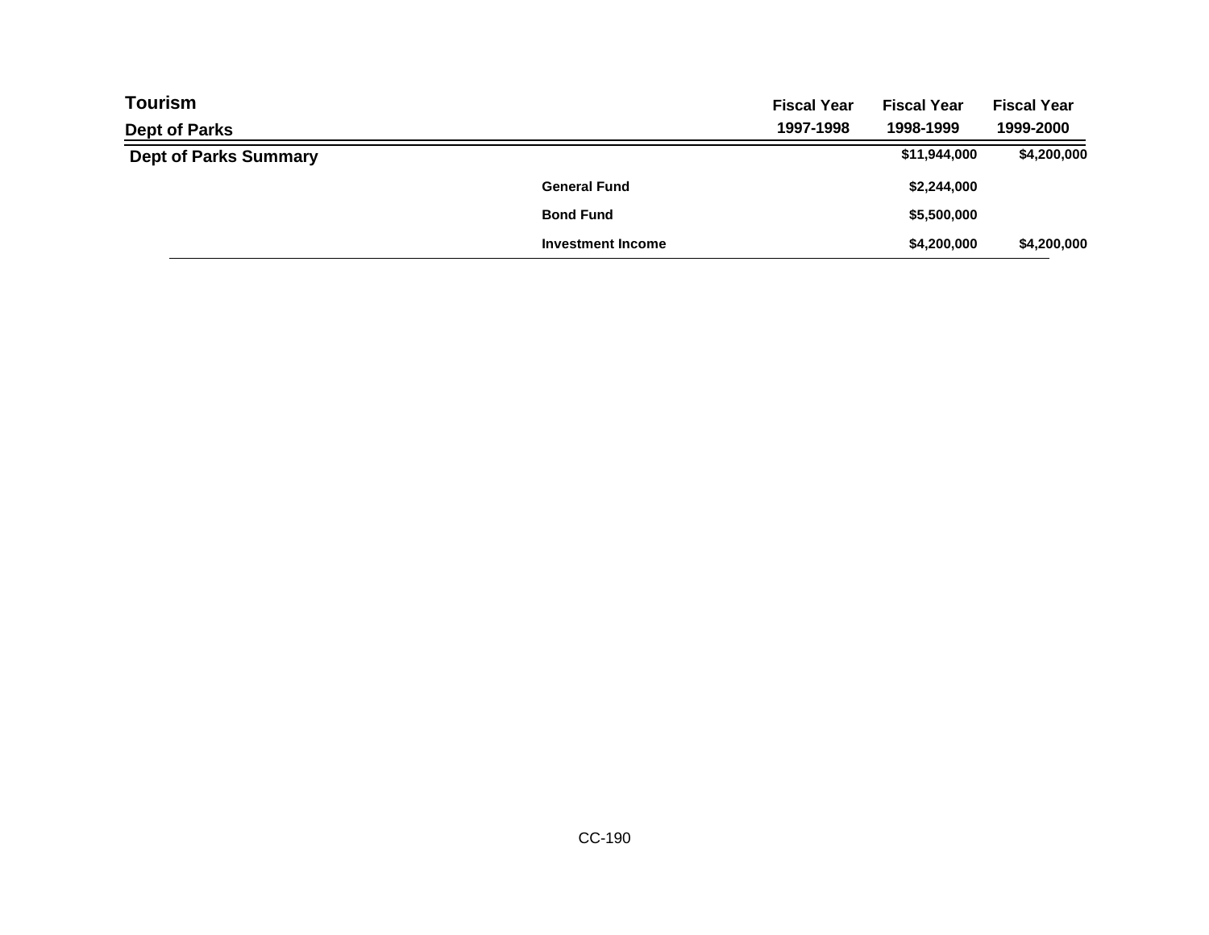## Tourism

### Dept of Parks

| | | Fiscal Year 1997-1998 | Fiscal Year 1998-1999 | Fiscal Year 1999-2000 |
|---|---|---|---|---|
| **Dept of Parks Summary** | | | $11,944,000 | $4,200,000 |
| | General Fund | | $2,244,000 | |
| | Bond Fund | | $5,500,000 | |
| | Investment Income | | $4,200,000 | $4,200,000 |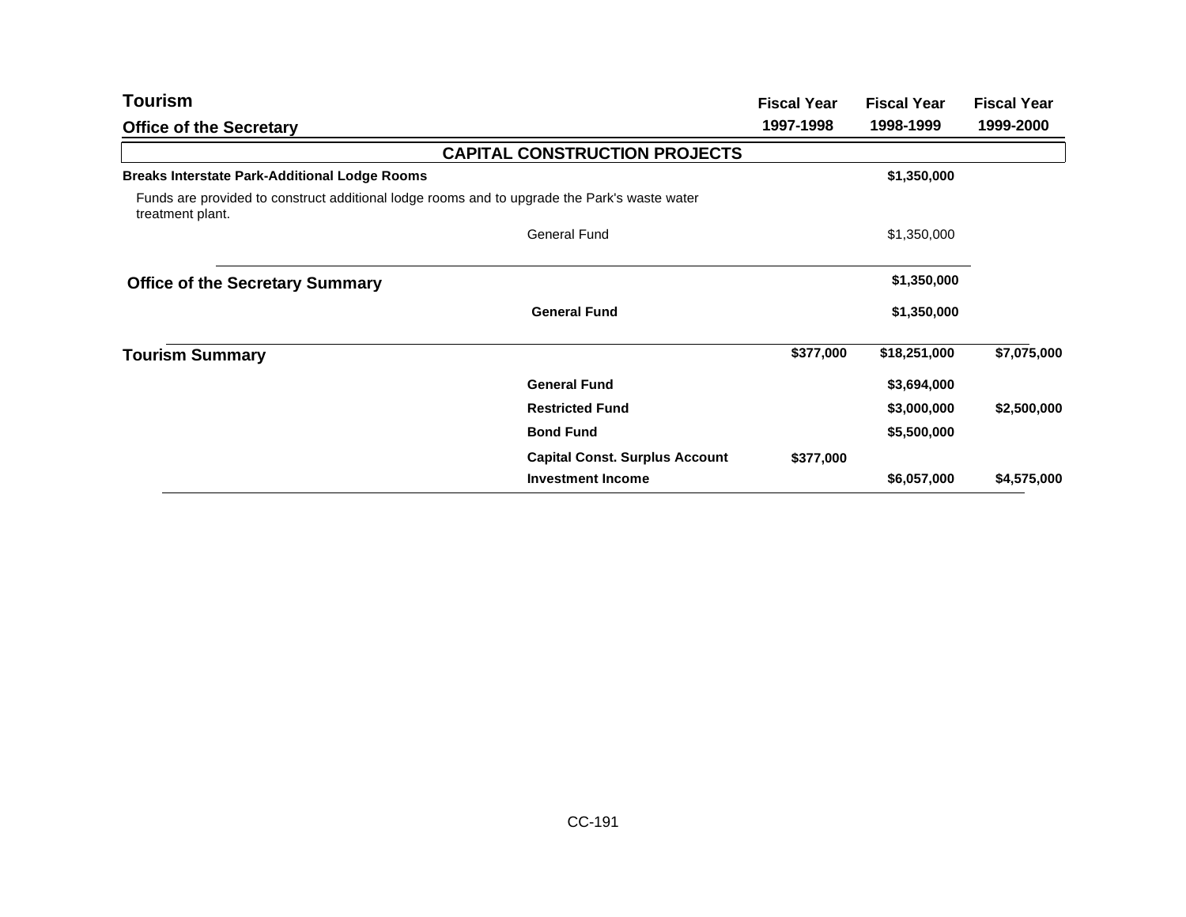# Tourism

## Office of the Secretary

| | | Fiscal Year 1997-1998 | Fiscal Year 1998-1999 | Fiscal Year 1999-2000 |
|---|---|---|---|---|
| **CAPITAL CONSTRUCTION PROJECTS** | | | | |
| **Breaks Interstate Park-Additional Lodge Rooms** | | | **$1,350,000** | |
| Funds are provided to construct additional lodge rooms and to upgrade the Park's waste water treatment plant. | | | | |
| | General Fund | | $1,350,000 | |
| **Office of the Secretary Summary** | | | **$1,350,000** | |
| | **General Fund** | | **$1,350,000** | |
| **Tourism Summary** | | **$377,000** | **$18,251,000** | **$7,075,000** |
| | **General Fund** | | **$3,694,000** | |
| | **Restricted Fund** | | **$3,000,000** | **$2,500,000** |
| | **Bond Fund** | | **$5,500,000** | |
| | **Capital Const. Surplus Account** | **$377,000** | | |
| | **Investment Income** | | **$6,057,000** | **$4,575,000** |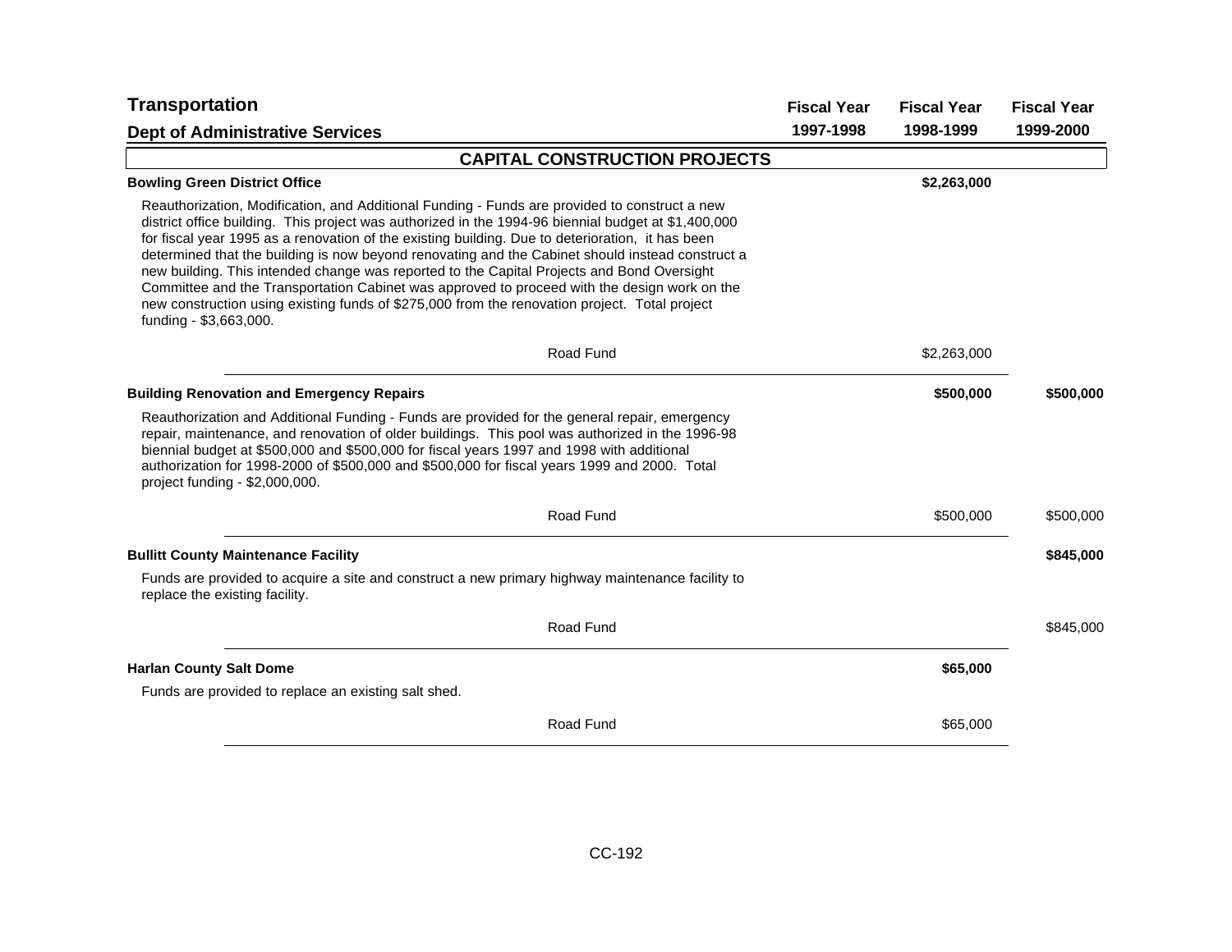# Transportation

## Dept of Administrative Services

| | Fiscal Year 1997-1998 | Fiscal Year 1998-1999 | Fiscal Year 1999-2000 |
|---|---|---|---|

### CAPITAL CONSTRUCTION PROJECTS

**Bowling Green District Office** — **$2,263,000** (Fiscal Year 1998-1999)

Reauthorization, Modification, and Additional Funding - Funds are provided to construct a new district office building. This project was authorized in the 1994-96 biennial budget at $1,400,000 for fiscal year 1995 as a renovation of the existing building. Due to deterioration, it has been determined that the building is now beyond renovating and the Cabinet should instead construct a new building. This intended change was reported to the Capital Projects and Bond Oversight Committee and the Transportation Cabinet was approved to proceed with the design work on the new construction using existing funds of $275,000 from the renovation project. Total project funding - $3,663,000.

| | Fiscal Year 1997-1998 | Fiscal Year 1998-1999 | Fiscal Year 1999-2000 |
|---|---|---|---|
| Road Fund | | $2,263,000 | |

**Building Renovation and Emergency Repairs** — **$500,000** (Fiscal Year 1998-1999); **$500,000** (Fiscal Year 1999-2000)

Reauthorization and Additional Funding - Funds are provided for the general repair, emergency repair, maintenance, and renovation of older buildings. This pool was authorized in the 1996-98 biennial budget at $500,000 and $500,000 for fiscal years 1997 and 1998 with additional authorization for 1998-2000 of $500,000 and $500,000 for fiscal years 1999 and 2000. Total project funding - $2,000,000.

| | Fiscal Year 1997-1998 | Fiscal Year 1998-1999 | Fiscal Year 1999-2000 |
|---|---|---|---|
| Road Fund | | $500,000 | $500,000 |

**Bullitt County Maintenance Facility** — **$845,000** (Fiscal Year 1999-2000)

Funds are provided to acquire a site and construct a new primary highway maintenance facility to replace the existing facility.

| | Fiscal Year 1997-1998 | Fiscal Year 1998-1999 | Fiscal Year 1999-2000 |
|---|---|---|---|
| Road Fund | | | $845,000 |

**Harlan County Salt Dome** — **$65,000** (Fiscal Year 1998-1999)

Funds are provided to replace an existing salt shed.

| | Fiscal Year 1997-1998 | Fiscal Year 1998-1999 | Fiscal Year 1999-2000 |
|---|---|---|---|
| Road Fund | | $65,000 | |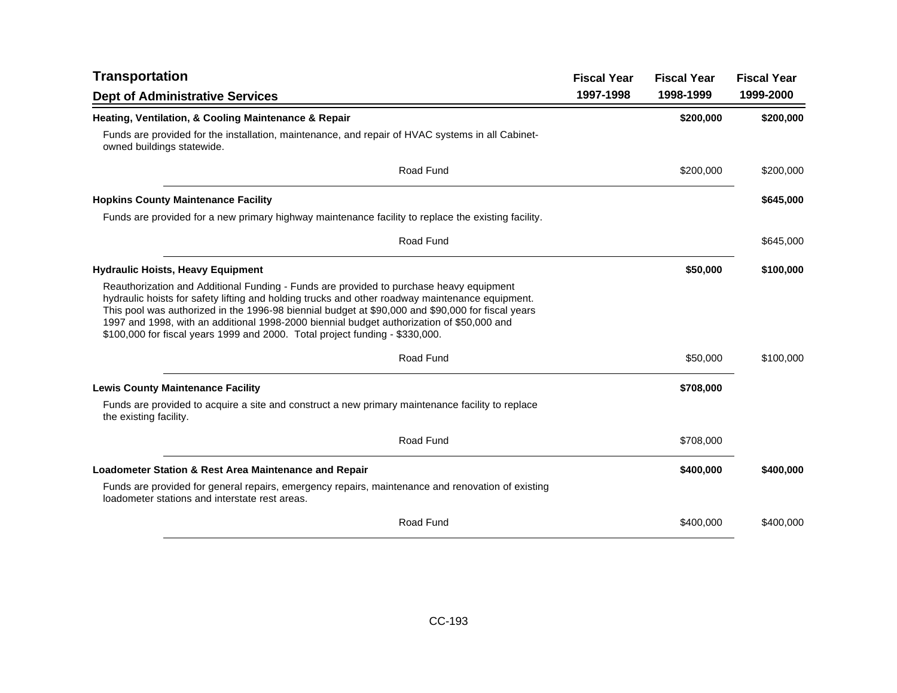## Transportation

### Dept of Administrative Services

| | Fiscal Year 1997-1998 | Fiscal Year 1998-1999 | Fiscal Year 1999-2000 |
|---|---|---|---|
| **Heating, Ventilation, & Cooling Maintenance & Repair** | | **\$200,000** | **\$200,000** |
| Funds are provided for the installation, maintenance, and repair of HVAC systems in all Cabinet-owned buildings statewide. | | | |
| Road Fund | | \$200,000 | \$200,000 |
| **Hopkins County Maintenance Facility** | | | **\$645,000** |
| Funds are provided for a new primary highway maintenance facility to replace the existing facility. | | | |
| Road Fund | | | \$645,000 |
| **Hydraulic Hoists, Heavy Equipment** | | **\$50,000** | **\$100,000** |
| Reauthorization and Additional Funding - Funds are provided to purchase heavy equipment hydraulic hoists for safety lifting and holding trucks and other roadway maintenance equipment. This pool was authorized in the 1996-98 biennial budget at \$90,000 and \$90,000 for fiscal years 1997 and 1998, with an additional 1998-2000 biennial budget authorization of \$50,000 and \$100,000 for fiscal years 1999 and 2000. Total project funding - \$330,000. | | | |
| Road Fund | | \$50,000 | \$100,000 |
| **Lewis County Maintenance Facility** | | **\$708,000** | |
| Funds are provided to acquire a site and construct a new primary maintenance facility to replace the existing facility. | | | |
| Road Fund | | \$708,000 | |
| **Loadometer Station & Rest Area Maintenance and Repair** | | **\$400,000** | **\$400,000** |
| Funds are provided for general repairs, emergency repairs, maintenance and renovation of existing loadometer stations and interstate rest areas. | | | |
| Road Fund | | \$400,000 | \$400,000 |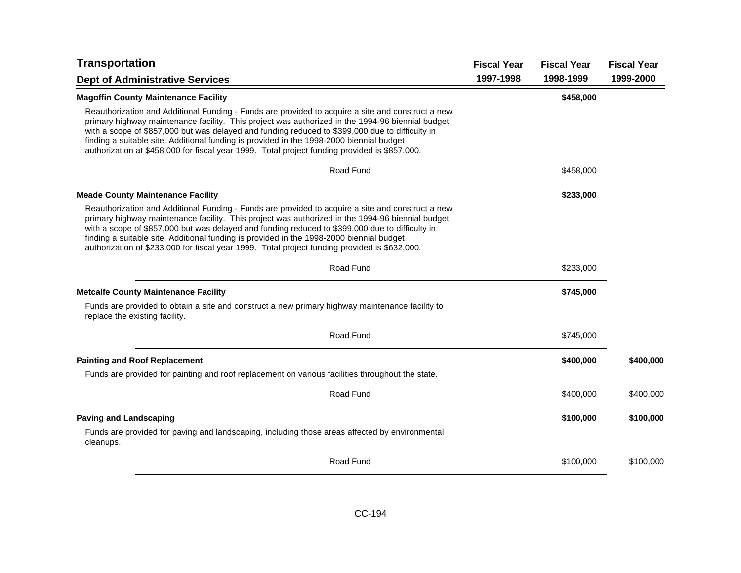# Transportation

## Dept of Administrative Services

| | Fiscal Year 1997-1998 | Fiscal Year 1998-1999 | Fiscal Year 1999-2000 |
|---|---|---|---|
| **Magoffin County Maintenance Facility** | | **$458,000** | |
| Reauthorization and Additional Funding - Funds are provided to acquire a site and construct a new primary highway maintenance facility. This project was authorized in the 1994-96 biennial budget with a scope of $857,000 but was delayed and funding reduced to $399,000 due to difficulty in finding a suitable site. Additional funding is provided in the 1998-2000 biennial budget authorization at $458,000 for fiscal year 1999. Total project funding provided is $857,000. | | | |
| Road Fund | | $458,000 | |
| **Meade County Maintenance Facility** | | **$233,000** | |
| Reauthorization and Additional Funding - Funds are provided to acquire a site and construct a new primary highway maintenance facility. This project was authorized in the 1994-96 biennial budget with a scope of $857,000 but was delayed and funding reduced to $399,000 due to difficulty in finding a suitable site. Additional funding is provided in the 1998-2000 biennial budget authorization of $233,000 for fiscal year 1999. Total project funding provided is $632,000. | | | |
| Road Fund | | $233,000 | |
| **Metcalfe County Maintenance Facility** | | **$745,000** | |
| Funds are provided to obtain a site and construct a new primary highway maintenance facility to replace the existing facility. | | | |
| Road Fund | | $745,000 | |
| **Painting and Roof Replacement** | | **$400,000** | **$400,000** |
| Funds are provided for painting and roof replacement on various facilities throughout the state. | | | |
| Road Fund | | $400,000 | $400,000 |
| **Paving and Landscaping** | | **$100,000** | **$100,000** |
| Funds are provided for paving and landscaping, including those areas affected by environmental cleanups. | | | |
| Road Fund | | $100,000 | $100,000 |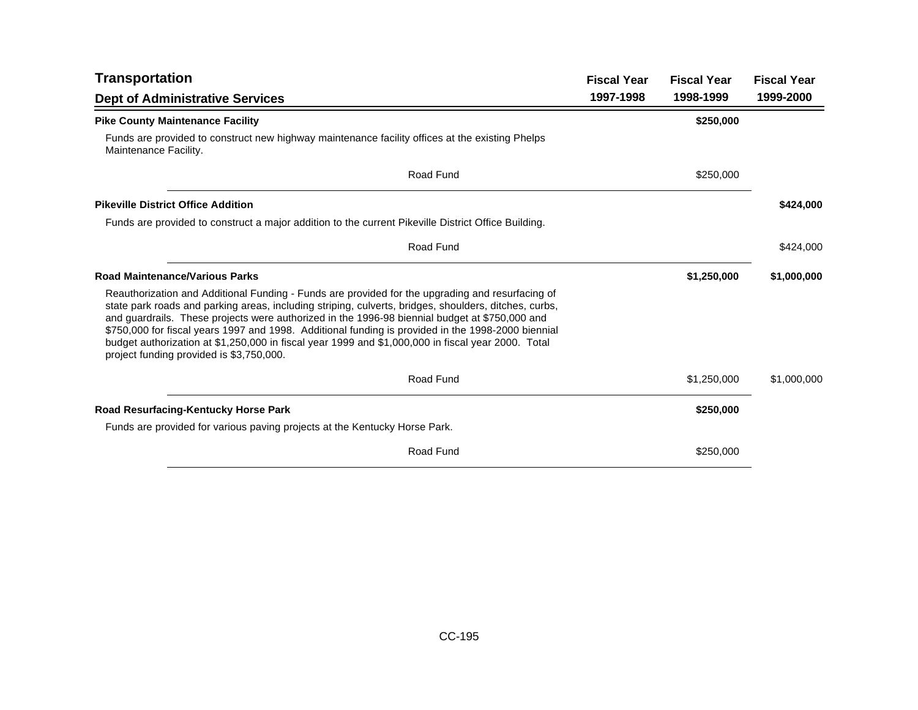## Transportation

### Dept of Administrative Services

| | Fiscal Year 1997-1998 | Fiscal Year 1998-1999 | Fiscal Year 1999-2000 |
|---|---|---|---|
| **Pike County Maintenance Facility** | | **$250,000** | |
| Funds are provided to construct new highway maintenance facility offices at the existing Phelps Maintenance Facility. | | | |
| Road Fund | | $250,000 | |
| **Pikeville District Office Addition** | | | **$424,000** |
| Funds are provided to construct a major addition to the current Pikeville District Office Building. | | | |
| Road Fund | | | $424,000 |
| **Road Maintenance/Various Parks** | | **$1,250,000** | **$1,000,000** |
| Reauthorization and Additional Funding - Funds are provided for the upgrading and resurfacing of state park roads and parking areas, including striping, culverts, bridges, shoulders, ditches, curbs, and guardrails. These projects were authorized in the 1996-98 biennial budget at $750,000 and $750,000 for fiscal years 1997 and 1998. Additional funding is provided in the 1998-2000 biennial budget authorization at $1,250,000 in fiscal year 1999 and $1,000,000 in fiscal year 2000. Total project funding provided is $3,750,000. | | | |
| Road Fund | | $1,250,000 | $1,000,000 |
| **Road Resurfacing-Kentucky Horse Park** | | **$250,000** | |
| Funds are provided for various paving projects at the Kentucky Horse Park. | | | |
| Road Fund | | $250,000 | |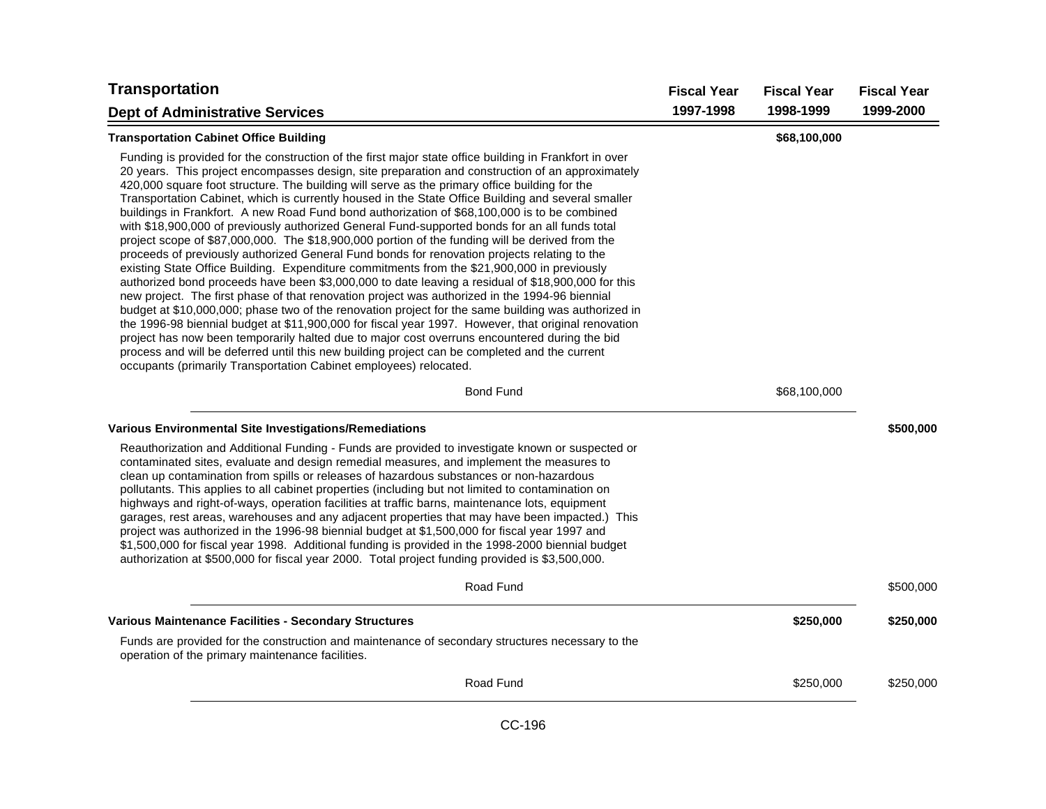| Transportation<br>Dept of Administrative Services | Fiscal Year 1997-1998 | Fiscal Year 1998-1999 | Fiscal Year 1999-2000 |
|---|---|---|---|
| **Transportation Cabinet Office Building** | | **$68,100,000** | |

Funding is provided for the construction of the first major state office building in Frankfort in over 20 years. This project encompasses design, site preparation and construction of an approximately 420,000 square foot structure. The building will serve as the primary office building for the Transportation Cabinet, which is currently housed in the State Office Building and several smaller buildings in Frankfort. A new Road Fund bond authorization of $68,100,000 is to be combined with $18,900,000 of previously authorized General Fund-supported bonds for an all funds total project scope of $87,000,000. The $18,900,000 portion of the funding will be derived from the proceeds of previously authorized General Fund bonds for renovation projects relating to the existing State Office Building. Expenditure commitments from the $21,900,000 in previously authorized bond proceeds have been $3,000,000 to date leaving a residual of $18,900,000 for this new project. The first phase of that renovation project was authorized in the 1994-96 biennial budget at $10,000,000; phase two of the renovation project for the same building was authorized in the 1996-98 biennial budget at $11,900,000 for fiscal year 1997. However, that original renovation project has now been temporarily halted due to major cost overruns encountered during the bid process and will be deferred until this new building project can be completed and the current occupants (primarily Transportation Cabinet employees) relocated.

| | Fiscal Year 1997-1998 | Fiscal Year 1998-1999 | Fiscal Year 1999-2000 |
|---|---|---|---|
| Bond Fund | | $68,100,000 | |

| | Fiscal Year 1997-1998 | Fiscal Year 1998-1999 | Fiscal Year 1999-2000 |
|---|---|---|---|
| **Various Environmental Site Investigations/Remediations** | | | **$500,000** |

Reauthorization and Additional Funding - Funds are provided to investigate known or suspected or contaminated sites, evaluate and design remedial measures, and implement the measures to clean up contamination from spills or releases of hazardous substances or non-hazardous pollutants. This applies to all cabinet properties (including but not limited to contamination on highways and right-of-ways, operation facilities at traffic barns, maintenance lots, equipment garages, rest areas, warehouses and any adjacent properties that may have been impacted.) This project was authorized in the 1996-98 biennial budget at $1,500,000 for fiscal year 1997 and $1,500,000 for fiscal year 1998. Additional funding is provided in the 1998-2000 biennial budget authorization at $500,000 for fiscal year 2000. Total project funding provided is $3,500,000.

| | Fiscal Year 1997-1998 | Fiscal Year 1998-1999 | Fiscal Year 1999-2000 |
|---|---|---|---|
| Road Fund | | | $500,000 |

| | Fiscal Year 1997-1998 | Fiscal Year 1998-1999 | Fiscal Year 1999-2000 |
|---|---|---|---|
| **Various Maintenance Facilities - Secondary Structures** | | **$250,000** | **$250,000** |

Funds are provided for the construction and maintenance of secondary structures necessary to the operation of the primary maintenance facilities.

| | Fiscal Year 1997-1998 | Fiscal Year 1998-1999 | Fiscal Year 1999-2000 |
|---|---|---|---|
| Road Fund | | $250,000 | $250,000 |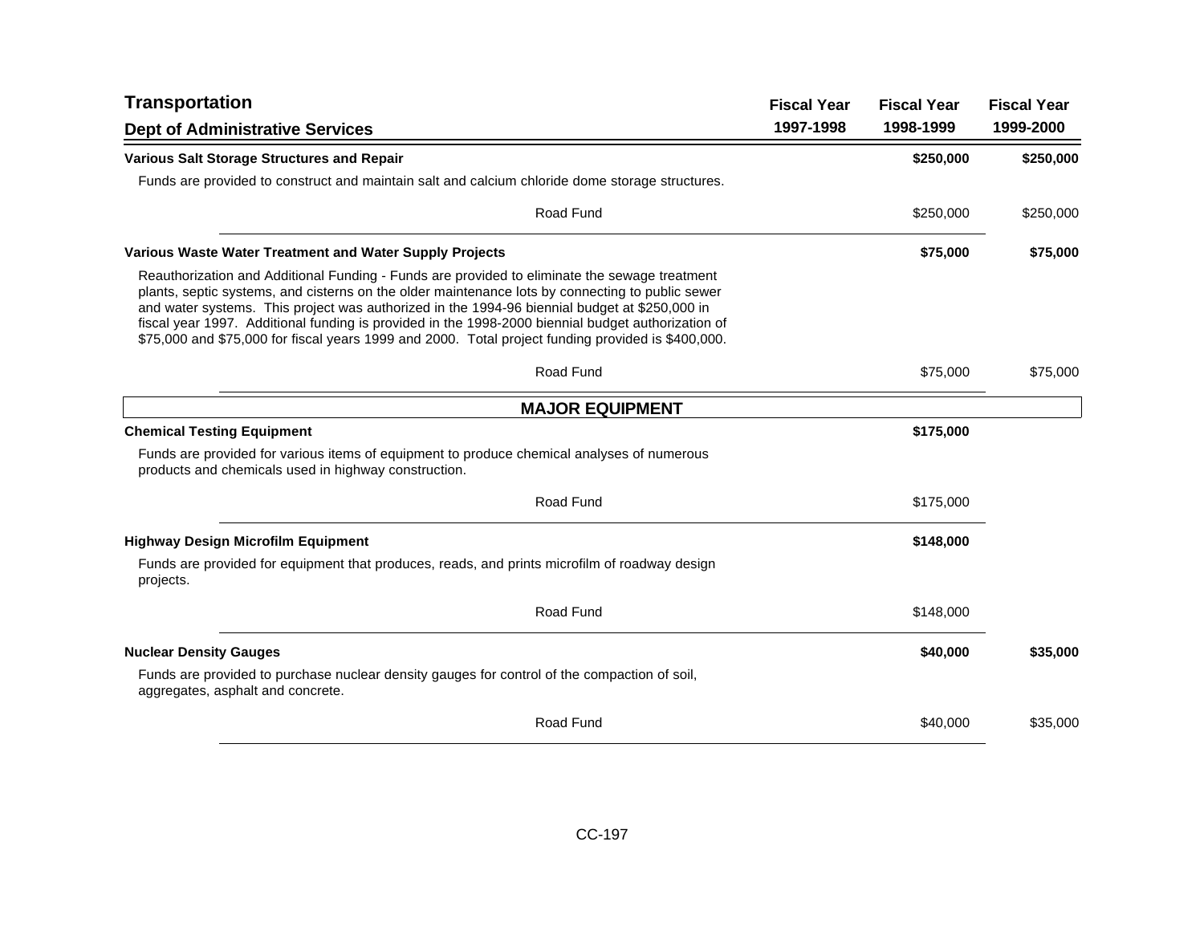## Transportation

### Dept of Administrative Services

| | Fiscal Year 1997-1998 | Fiscal Year 1998-1999 | Fiscal Year 1999-2000 |
|---|---|---|---|
| **Various Salt Storage Structures and Repair** | | **$250,000** | **$250,000** |
| Funds are provided to construct and maintain salt and calcium chloride dome storage structures. | | | |
| Road Fund | | $250,000 | $250,000 |
| **Various Waste Water Treatment and Water Supply Projects** | | **$75,000** | **$75,000** |
| Reauthorization and Additional Funding - Funds are provided to eliminate the sewage treatment plants, septic systems, and cisterns on the older maintenance lots by connecting to public sewer and water systems. This project was authorized in the 1994-96 biennial budget at $250,000 in fiscal year 1997. Additional funding is provided in the 1998-2000 biennial budget authorization of $75,000 and $75,000 for fiscal years 1999 and 2000. Total project funding provided is $400,000. | | | |
| Road Fund | | $75,000 | $75,000 |
| **MAJOR EQUIPMENT** | | | |
| **Chemical Testing Equipment** | | **$175,000** | |
| Funds are provided for various items of equipment to produce chemical analyses of numerous products and chemicals used in highway construction. | | | |
| Road Fund | | $175,000 | |
| **Highway Design Microfilm Equipment** | | **$148,000** | |
| Funds are provided for equipment that produces, reads, and prints microfilm of roadway design projects. | | | |
| Road Fund | | $148,000 | |
| **Nuclear Density Gauges** | | **$40,000** | **$35,000** |
| Funds are provided to purchase nuclear density gauges for control of the compaction of soil, aggregates, asphalt and concrete. | | | |
| Road Fund | | $40,000 | $35,000 |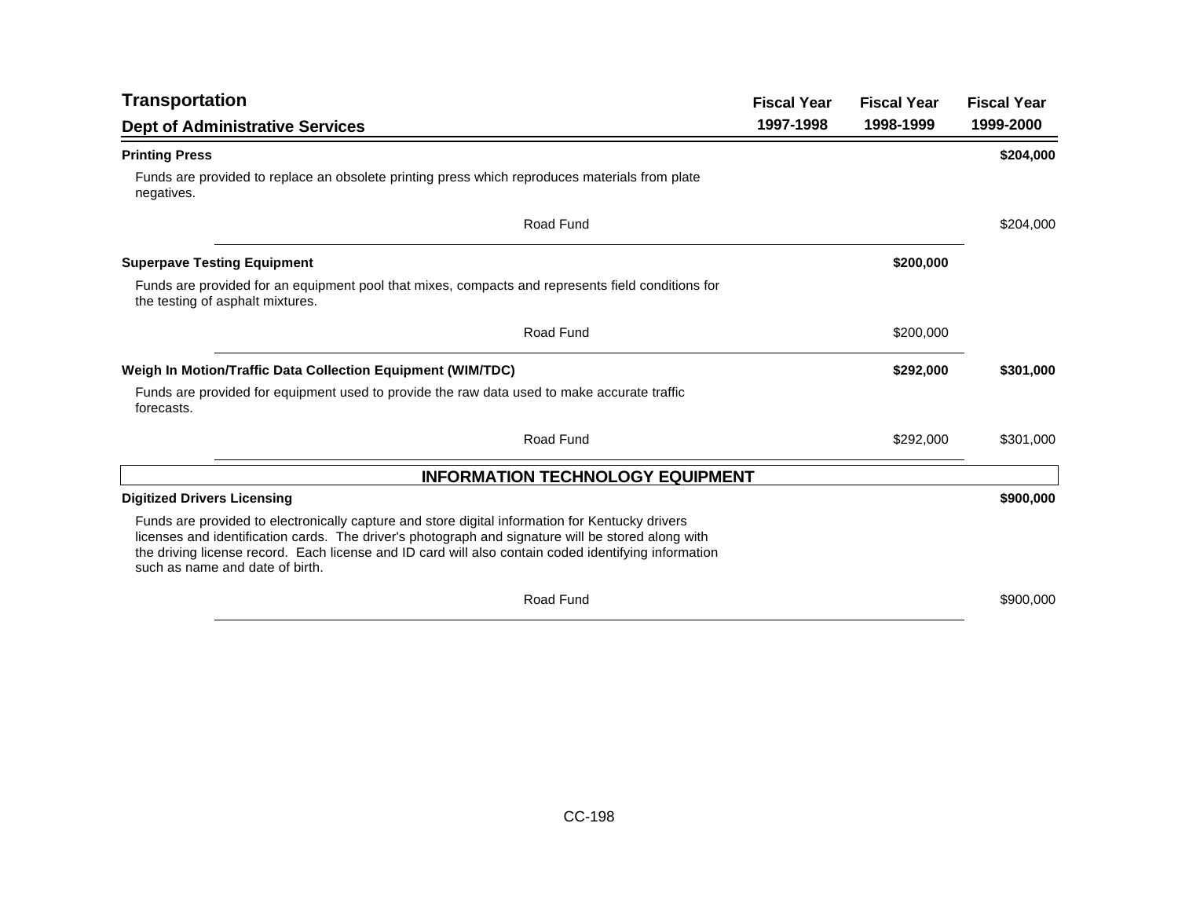| Transportation<br>Dept of Administrative Services | Fiscal Year 1997-1998 | Fiscal Year 1998-1999 | Fiscal Year 1999-2000 |
|---|---|---|---|
| **Printing Press** | | | **$204,000** |
| Funds are provided to replace an obsolete printing press which reproduces materials from plate negatives. | | | |
| Road Fund | | | $204,000 |
| **Superpave Testing Equipment** | | **$200,000** | |
| Funds are provided for an equipment pool that mixes, compacts and represents field conditions for the testing of asphalt mixtures. | | | |
| Road Fund | | $200,000 | |
| **Weigh In Motion/Traffic Data Collection Equipment (WIM/TDC)** | | **$292,000** | **$301,000** |
| Funds are provided for equipment used to provide the raw data used to make accurate traffic forecasts. | | | |
| Road Fund | | $292,000 | $301,000 |
| **INFORMATION TECHNOLOGY EQUIPMENT** | | | |
| **Digitized Drivers Licensing** | | | **$900,000** |
| Funds are provided to electronically capture and store digital information for Kentucky drivers licenses and identification cards. The driver's photograph and signature will be stored along with the driving license record. Each license and ID card will also contain coded identifying information such as name and date of birth. | | | |
| Road Fund | | | $900,000 |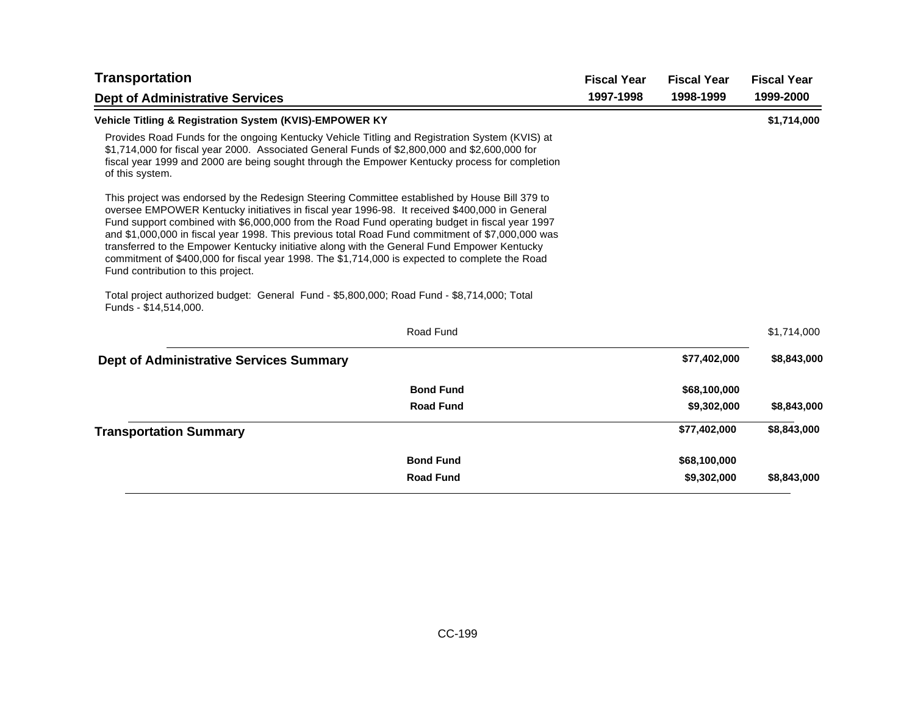## Transportation

### Dept of Administrative Services

| | Fiscal Year 1997-1998 | Fiscal Year 1998-1999 | Fiscal Year 1999-2000 |
|---|---|---|---|
| **Vehicle Titling & Registration System (KVIS)-EMPOWER KY** | | | **$1,714,000** |

Provides Road Funds for the ongoing Kentucky Vehicle Titling and Registration System (KVIS) at $1,714,000 for fiscal year 2000. Associated General Funds of $2,800,000 and $2,600,000 for fiscal year 1999 and 2000 are being sought through the Empower Kentucky process for completion of this system.

This project was endorsed by the Redesign Steering Committee established by House Bill 379 to oversee EMPOWER Kentucky initiatives in fiscal year 1996-98. It received $400,000 in General Fund support combined with $6,000,000 from the Road Fund operating budget in fiscal year 1997 and $1,000,000 in fiscal year 1998. This previous total Road Fund commitment of $7,000,000 was transferred to the Empower Kentucky initiative along with the General Fund Empower Kentucky commitment of $400,000 for fiscal year 1998. The $1,714,000 is expected to complete the Road Fund contribution to this project.

Total project authorized budget: General Fund - $5,800,000; Road Fund - $8,714,000; Total Funds - $14,514,000.

| | Fiscal Year 1997-1998 | Fiscal Year 1998-1999 | Fiscal Year 1999-2000 |
|---|---|---|---|
| Road Fund | | | $1,714,000 |
| **Dept of Administrative Services Summary** | | **$77,402,000** | **$8,843,000** |
| **Bond Fund** | | **$68,100,000** | |
| **Road Fund** | | **$9,302,000** | **$8,843,000** |
| **Transportation Summary** | | **$77,402,000** | **$8,843,000** |
| **Bond Fund** | | **$68,100,000** | |
| **Road Fund** | | **$9,302,000** | **$8,843,000** |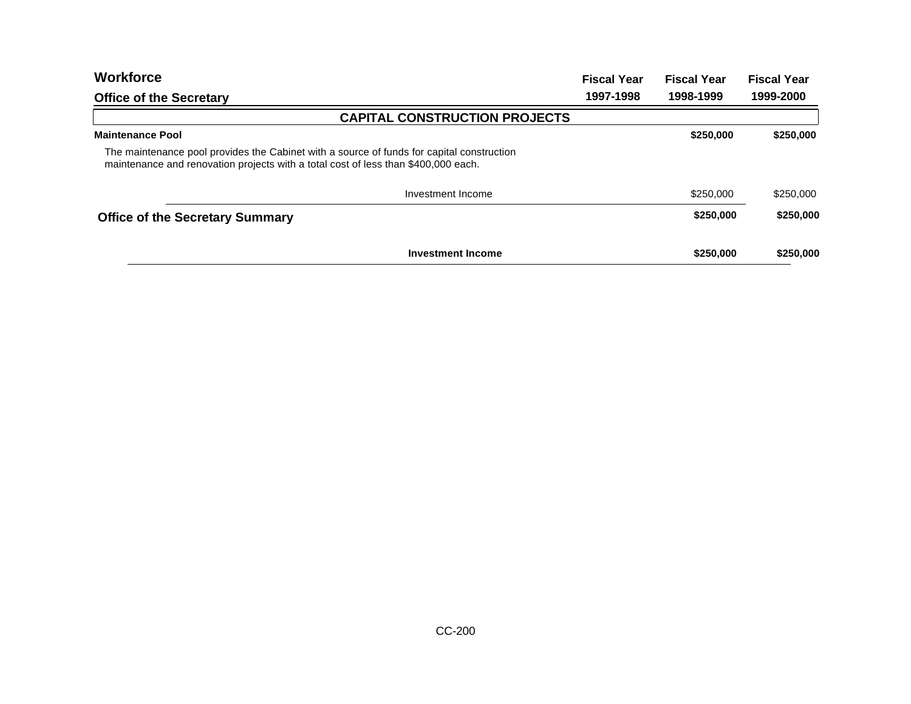## Workforce

### Office of the Secretary

| | Fiscal Year 1997-1998 | Fiscal Year 1998-1999 | Fiscal Year 1999-2000 |
|---|---|---|---|
| **CAPITAL CONSTRUCTION PROJECTS** | | | |
| **Maintenance Pool** | | **$250,000** | **$250,000** |
| The maintenance pool provides the Cabinet with a source of funds for capital construction maintenance and renovation projects with a total cost of less than $400,000 each. | | | |
| Investment Income | | $250,000 | $250,000 |
| **Office of the Secretary Summary** | | **$250,000** | **$250,000** |
| **Investment Income** | | **$250,000** | **$250,000** |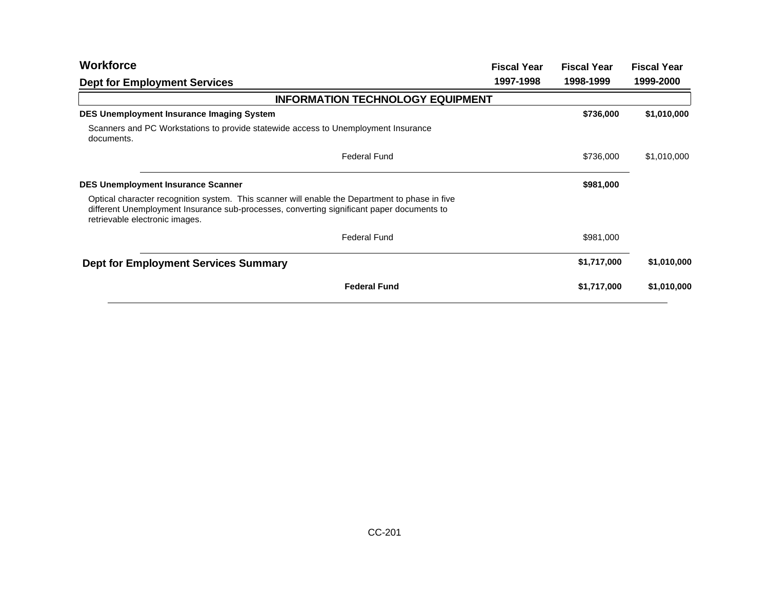## Workforce

### Dept for Employment Services

| | Fiscal Year 1997-1998 | Fiscal Year 1998-1999 | Fiscal Year 1999-2000 |
|---|---|---|---|
| **INFORMATION TECHNOLOGY EQUIPMENT** | | | |
| **DES Unemployment Insurance Imaging System** | | **$736,000** | **$1,010,000** |
| Scanners and PC Workstations to provide statewide access to Unemployment Insurance documents. | | | |
| Federal Fund | | $736,000 | $1,010,000 |
| **DES Unemployment Insurance Scanner** | | **$981,000** | |
| Optical character recognition system. This scanner will enable the Department to phase in five different Unemployment Insurance sub-processes, converting significant paper documents to retrievable electronic images. | | | |
| Federal Fund | | $981,000 | |
| **Dept for Employment Services Summary** | | **$1,717,000** | **$1,010,000** |
| **Federal Fund** | | **$1,717,000** | **$1,010,000** |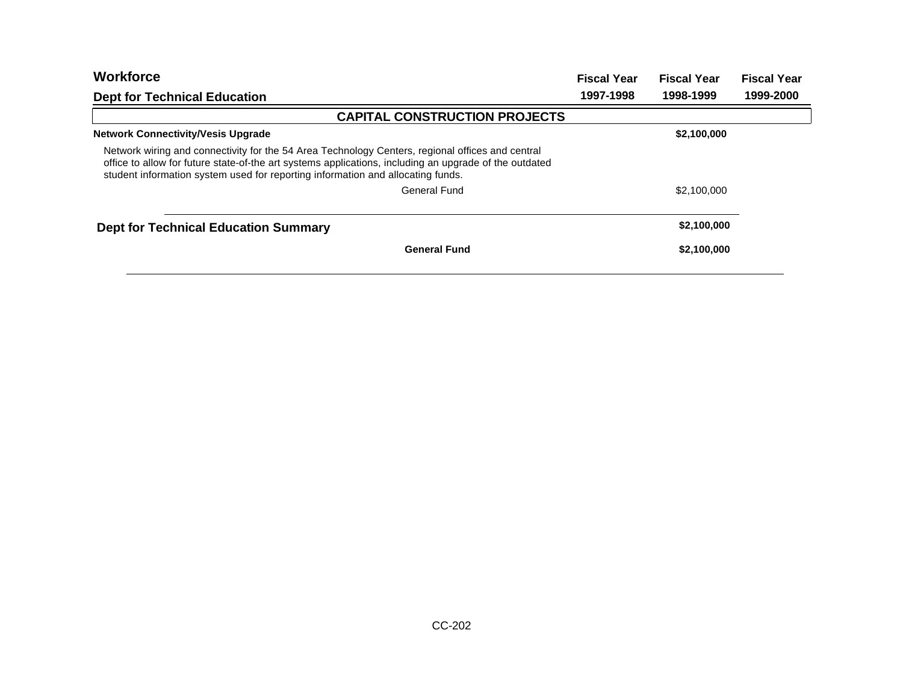## Workforce

### Dept for Technical Education

| | Fiscal Year 1997-1998 | Fiscal Year 1998-1999 | Fiscal Year 1999-2000 |
|---|---|---|---|
| **CAPITAL CONSTRUCTION PROJECTS** | | | |
| **Network Connectivity/Vesis Upgrade** | | **$2,100,000** | |
| Network wiring and connectivity for the 54 Area Technology Centers, regional offices and central office to allow for future state-of-the art systems applications, including an upgrade of the outdated student information system used for reporting information and allocating funds. | | | |
| General Fund | | $2,100,000 | |
| **Dept for Technical Education Summary** | | **$2,100,000** | |
| **General Fund** | | **$2,100,000** | |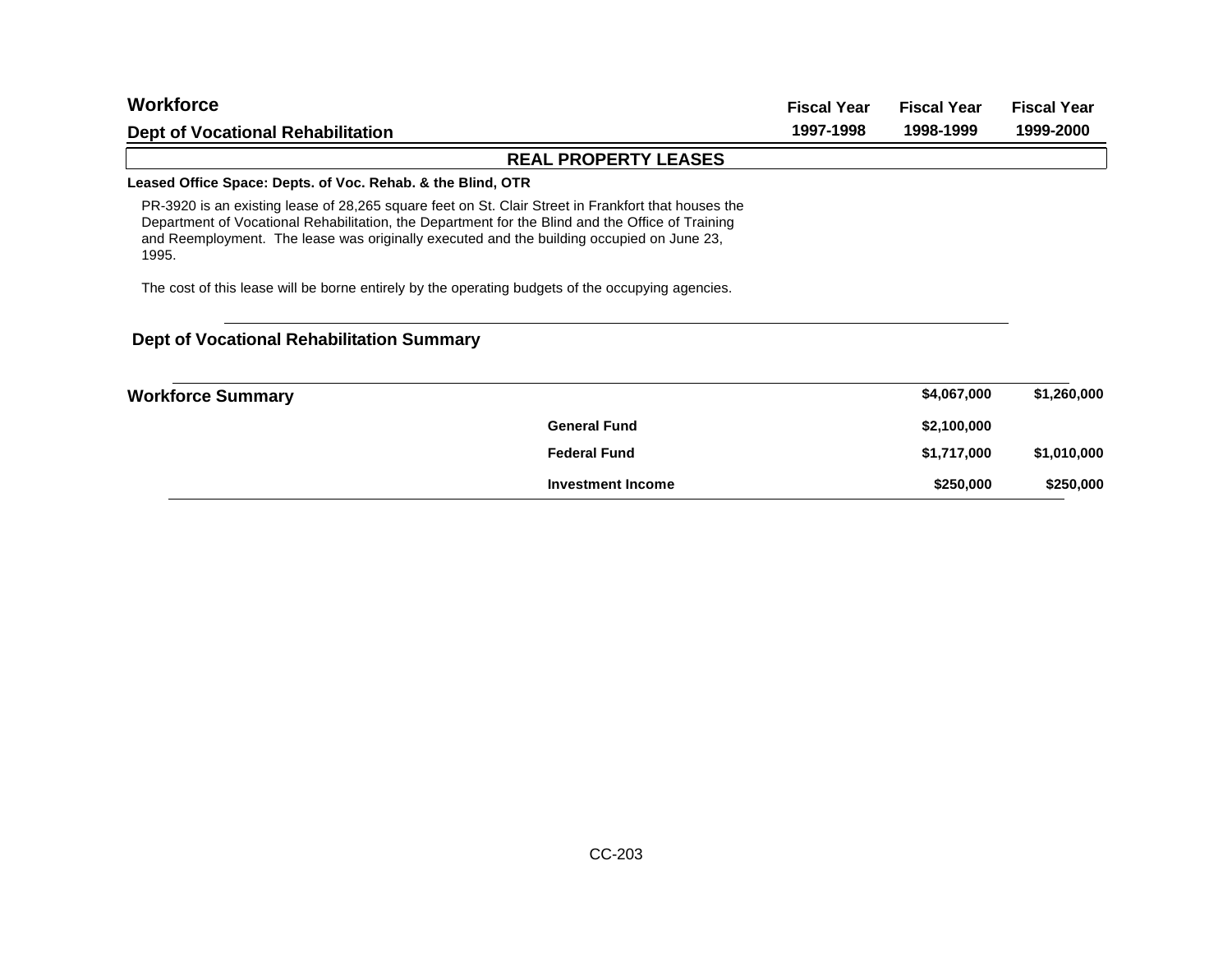# Workforce

## Dept of Vocational Rehabilitation

| | Fiscal Year 1997-1998 | Fiscal Year 1998-1999 | Fiscal Year 1999-2000 |
|---|---|---|---|

### REAL PROPERTY LEASES

**Leased Office Space: Depts. of Voc. Rehab. & the Blind, OTR**

PR-3920 is an existing lease of 28,265 square feet on St. Clair Street in Frankfort that houses the Department of Vocational Rehabilitation, the Department for the Blind and the Office of Training and Reemployment. The lease was originally executed and the building occupied on June 23, 1995.

The cost of this lease will be borne entirely by the operating budgets of the occupying agencies.

---

## Dept of Vocational Rehabilitation Summary

| | | Fiscal Year 1997-1998 | Fiscal Year 1998-1999 | Fiscal Year 1999-2000 |
|---|---|---|---|---|
| **Workforce Summary** | | | **$4,067,000** | **$1,260,000** |
| | **General Fund** | | **$2,100,000** | |
| | **Federal Fund** | | **$1,717,000** | **$1,010,000** |
| | **Investment Income** | | **$250,000** | **$250,000** |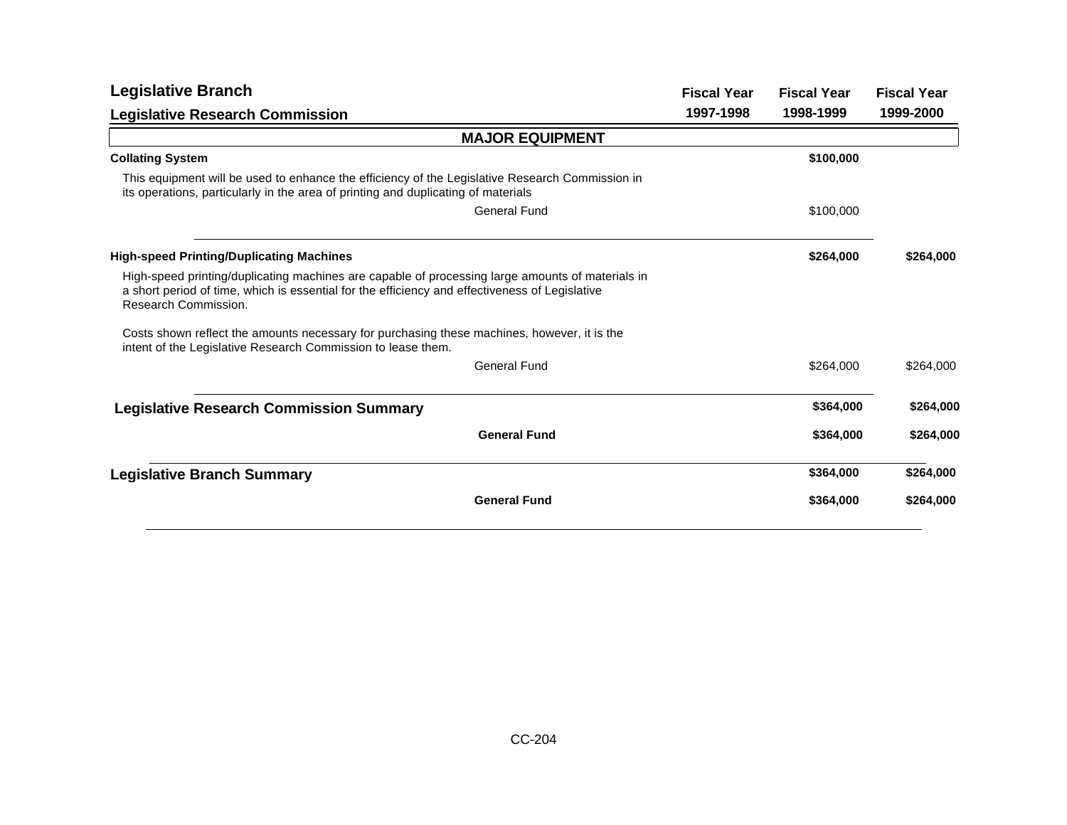## Legislative Branch

### Legislative Research Commission

| | Fiscal Year 1997-1998 | Fiscal Year 1998-1999 | Fiscal Year 1999-2000 |
|---|---|---|---|
| **MAJOR EQUIPMENT** | | | |
| **Collating System** | | **$100,000** | |
| This equipment will be used to enhance the efficiency of the Legislative Research Commission in its operations, particularly in the area of printing and duplicating of materials | | | |
| General Fund | | $100,000 | |
| **High-speed Printing/Duplicating Machines** | | **$264,000** | **$264,000** |
| High-speed printing/duplicating machines are capable of processing large amounts of materials in a short period of time, which is essential for the efficiency and effectiveness of Legislative Research Commission. | | | |
| Costs shown reflect the amounts necessary for purchasing these machines, however, it is the intent of the Legislative Research Commission to lease them. | | | |
| General Fund | | $264,000 | $264,000 |
| **Legislative Research Commission Summary** | | **$364,000** | **$264,000** |
| **General Fund** | | **$364,000** | **$264,000** |
| **Legislative Branch Summary** | | **$364,000** | **$264,000** |
| **General Fund** | | **$364,000** | **$264,000** |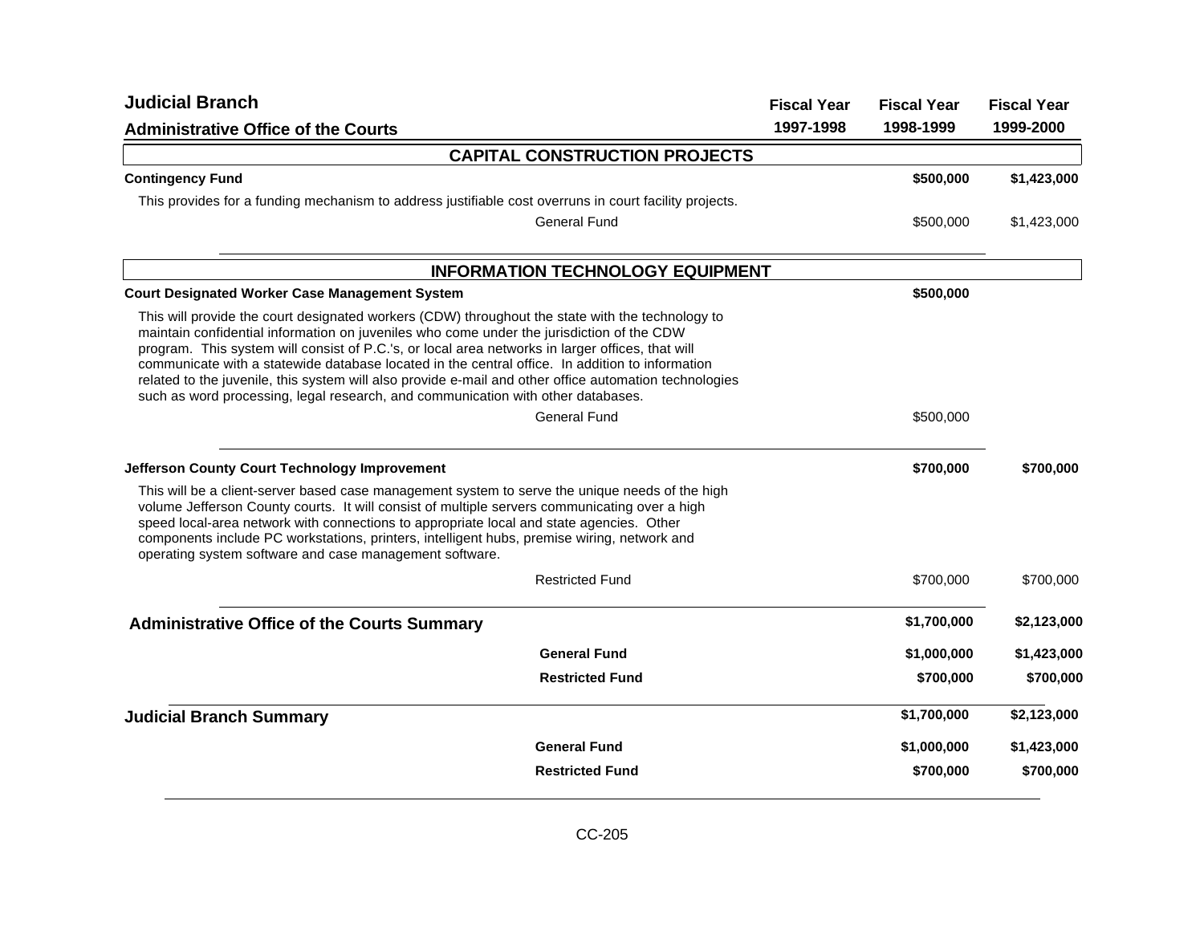## Judicial Branch

### Administrative Office of the Courts

| | Fiscal Year 1997-1998 | Fiscal Year 1998-1999 | Fiscal Year 1999-2000 |
|---|---|---|---|
| **CAPITAL CONSTRUCTION PROJECTS** | | | |
| **Contingency Fund** | | **$500,000** | **$1,423,000** |
| This provides for a funding mechanism to address justifiable cost overruns in court facility projects. | | | |
| General Fund | | $500,000 | $1,423,000 |
| **INFORMATION TECHNOLOGY EQUIPMENT** | | | |
| **Court Designated Worker Case Management System** | | **$500,000** | |
| This will provide the court designated workers (CDW) throughout the state with the technology to maintain confidential information on juveniles who come under the jurisdiction of the CDW program. This system will consist of P.C.'s, or local area networks in larger offices, that will communicate with a statewide database located in the central office. In addition to information related to the juvenile, this system will also provide e-mail and other office automation technologies such as word processing, legal research, and communication with other databases. | | | |
| General Fund | | $500,000 | |
| **Jefferson County Court Technology Improvement** | | **$700,000** | **$700,000** |
| This will be a client-server based case management system to serve the unique needs of the high volume Jefferson County courts. It will consist of multiple servers communicating over a high speed local-area network with connections to appropriate local and state agencies. Other components include PC workstations, printers, intelligent hubs, premise wiring, network and operating system software and case management software. | | | |
| Restricted Fund | | $700,000 | $700,000 |
| **Administrative Office of the Courts Summary** | | **$1,700,000** | **$2,123,000** |
| **General Fund** | | **$1,000,000** | **$1,423,000** |
| **Restricted Fund** | | **$700,000** | **$700,000** |
| **Judicial Branch Summary** | | **$1,700,000** | **$2,123,000** |
| **General Fund** | | **$1,000,000** | **$1,423,000** |
| **Restricted Fund** | | **$700,000** | **$700,000** |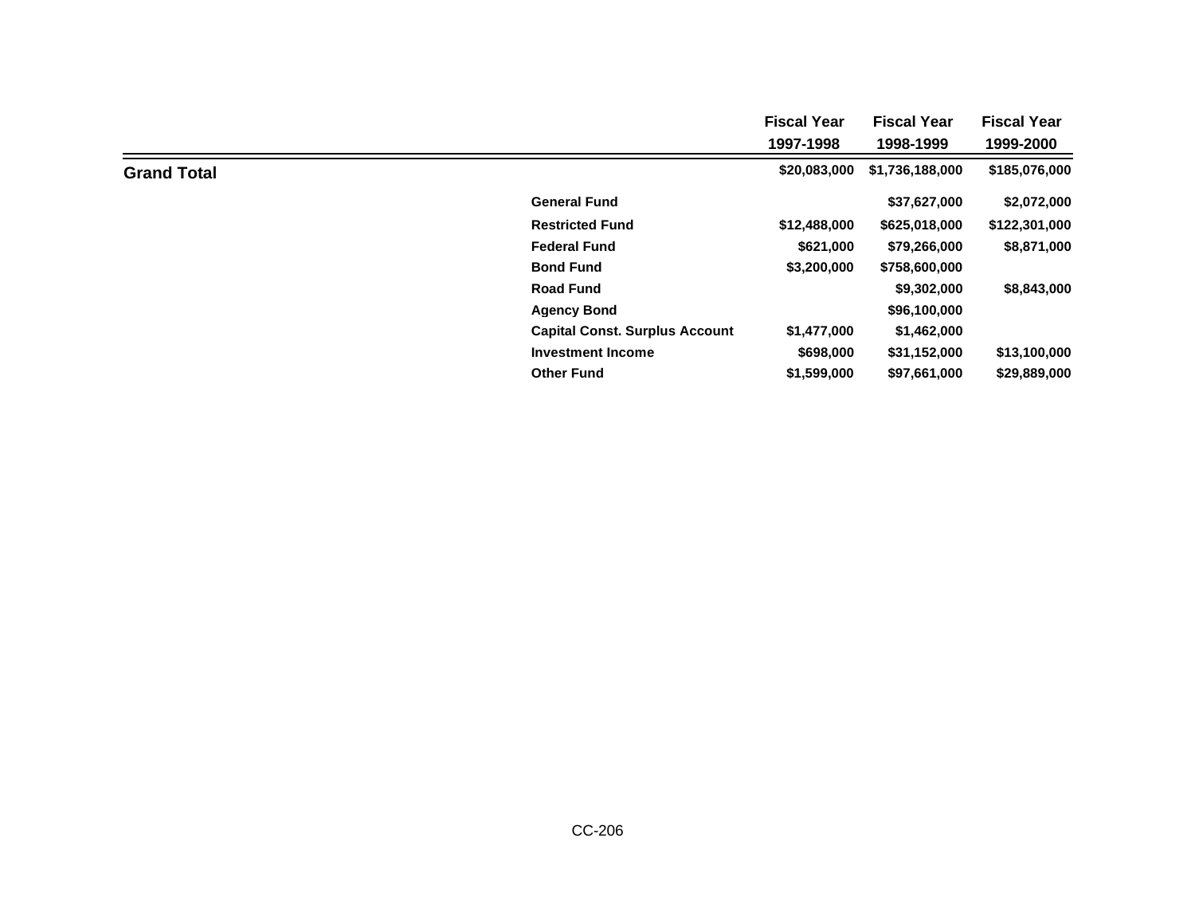| | | Fiscal Year 1997-1998 | Fiscal Year 1998-1999 | Fiscal Year 1999-2000 |
|---|---|---|---|---|
| **Grand Total** | | $20,083,000 | $1,736,188,000 | $185,076,000 |
| | General Fund | | $37,627,000 | $2,072,000 |
| | Restricted Fund | $12,488,000 | $625,018,000 | $122,301,000 |
| | Federal Fund | $621,000 | $79,266,000 | $8,871,000 |
| | Bond Fund | $3,200,000 | $758,600,000 | |
| | Road Fund | | $9,302,000 | $8,843,000 |
| | Agency Bond | | $96,100,000 | |
| | Capital Const. Surplus Account | $1,477,000 | $1,462,000 | |
| | Investment Income | $698,000 | $31,152,000 | $13,100,000 |
| | Other Fund | $1,599,000 | $97,661,000 | $29,889,000 |